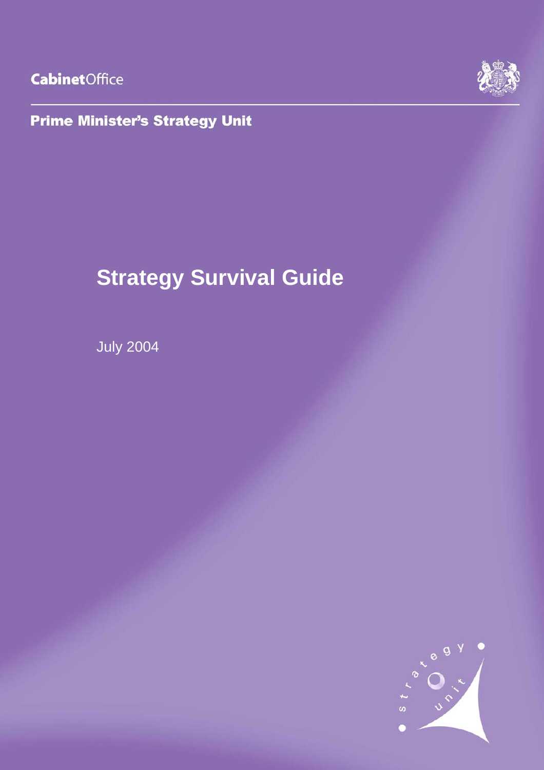CabinetOffice

**Prime Minister's Strategy Unit**

# Strategy Survival Guide

July 2004

strategy unit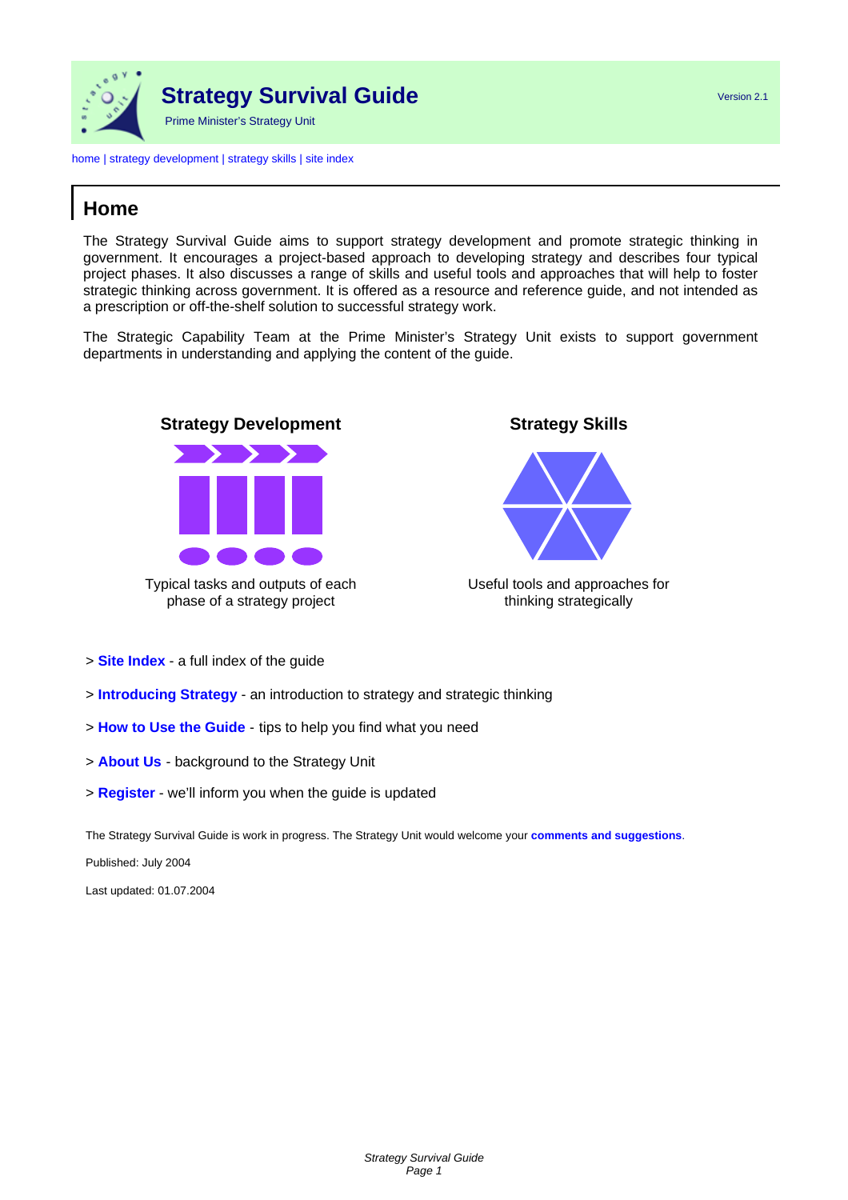# Strategy Survival Guide

Prime Minister's Strategy Unit

Version 2.1

home | strategy development | strategy skills | site index

## Home

The Strategy Survival Guide aims to support strategy development and promote strategic thinking in government. It encourages a project-based approach to developing strategy and describes four typical project phases. It also discusses a range of skills and useful tools and approaches that will help to foster strategic thinking across government. It is offered as a resource and reference guide, and not intended as a prescription or off-the-shelf solution to successful strategy work.

The Strategic Capability Team at the Prime Minister's Strategy Unit exists to support government departments in understanding and applying the content of the guide.

### Strategy Development

Typical tasks and outputs of each phase of a strategy project

### Strategy Skills

Useful tools and approaches for thinking strategically

> **Site Index** - a full index of the guide

> **Introducing Strategy** - an introduction to strategy and strategic thinking

> **How to Use the Guide** - tips to help you find what you need

> **About Us** - background to the Strategy Unit

> **Register** - we'll inform you when the guide is updated

The Strategy Survival Guide is work in progress. The Strategy Unit would welcome your **comments and suggestions**.

Published: July 2004

Last updated: 01.07.2004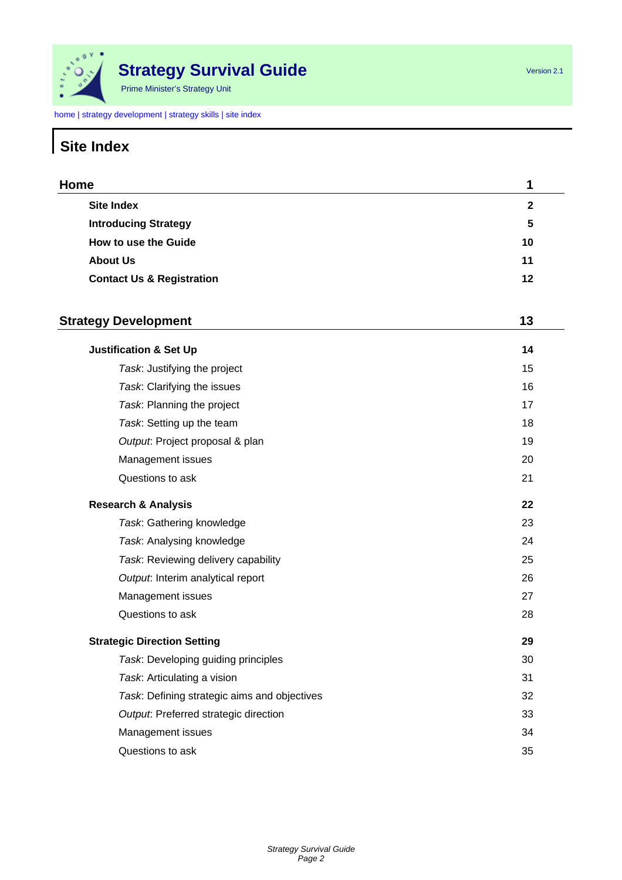**Strategy Survival Guide**

Prime Minister's Strategy Unit

Version 2.1

home | strategy development | strategy skills | site index

# Site Index

| **Home** | **1** |
|---|---|
| **Site Index** | **2** |
| **Introducing Strategy** | **5** |
| **How to use the Guide** | **10** |
| **About Us** | **11** |
| **Contact Us & Registration** | **12** |

| **Strategy Development** | **13** |
|---|---|
| **Justification & Set Up** | **14** |
| *Task*: Justifying the project | 15 |
| *Task*: Clarifying the issues | 16 |
| *Task*: Planning the project | 17 |
| *Task*: Setting up the team | 18 |
| *Output*: Project proposal & plan | 19 |
| Management issues | 20 |
| Questions to ask | 21 |
| **Research & Analysis** | **22** |
| *Task*: Gathering knowledge | 23 |
| *Task*: Analysing knowledge | 24 |
| *Task*: Reviewing delivery capability | 25 |
| *Output*: Interim analytical report | 26 |
| Management issues | 27 |
| Questions to ask | 28 |
| **Strategic Direction Setting** | **29** |
| *Task*: Developing guiding principles | 30 |
| *Task*: Articulating a vision | 31 |
| *Task*: Defining strategic aims and objectives | 32 |
| *Output*: Preferred strategic direction | 33 |
| Management issues | 34 |
| Questions to ask | 35 |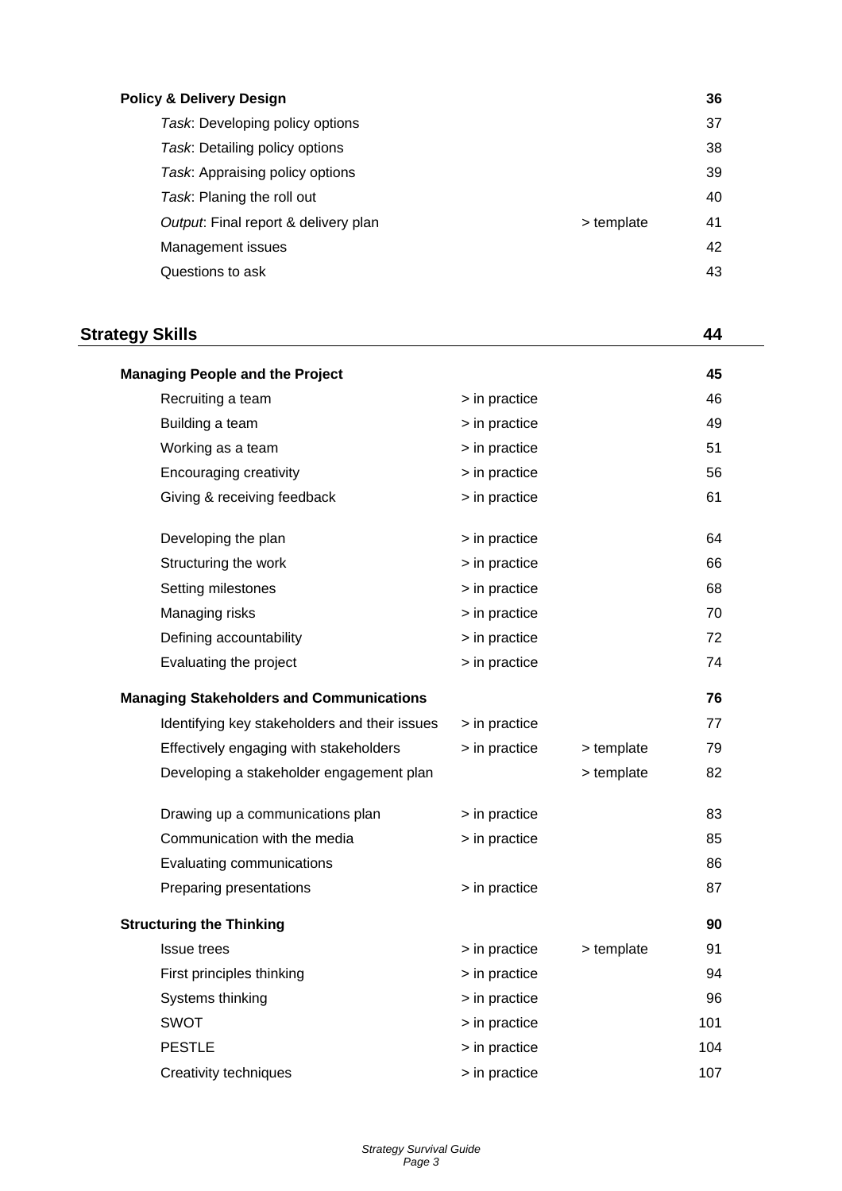| **Policy & Delivery Design** | | | **36** |
|---|---|---|---|
| *Task*: Developing policy options | | | 37 |
| *Task*: Detailing policy options | | | 38 |
| *Task*: Appraising policy options | | | 39 |
| *Task*: Planing the roll out | | | 40 |
| *Output*: Final report & delivery plan | | > template | 41 |
| Management issues | | | 42 |
| Questions to ask | | | 43 |

## Strategy Skills 44

| **Managing People and the Project** | | | **45** |
|---|---|---|---|
| Recruiting a team | > in practice | | 46 |
| Building a team | > in practice | | 49 |
| Working as a team | > in practice | | 51 |
| Encouraging creativity | > in practice | | 56 |
| Giving & receiving feedback | > in practice | | 61 |
| Developing the plan | > in practice | | 64 |
| Structuring the work | > in practice | | 66 |
| Setting milestones | > in practice | | 68 |
| Managing risks | > in practice | | 70 |
| Defining accountability | > in practice | | 72 |
| Evaluating the project | > in practice | | 74 |
| **Managing Stakeholders and Communications** | | | **76** |
| Identifying key stakeholders and their issues | > in practice | | 77 |
| Effectively engaging with stakeholders | > in practice | > template | 79 |
| Developing a stakeholder engagement plan | | > template | 82 |
| Drawing up a communications plan | > in practice | | 83 |
| Communication with the media | > in practice | | 85 |
| Evaluating communications | | | 86 |
| Preparing presentations | > in practice | | 87 |
| **Structuring the Thinking** | | | **90** |
| Issue trees | > in practice | > template | 91 |
| First principles thinking | > in practice | | 94 |
| Systems thinking | > in practice | | 96 |
| SWOT | > in practice | | 101 |
| PESTLE | > in practice | | 104 |
| Creativity techniques | > in practice | | 107 |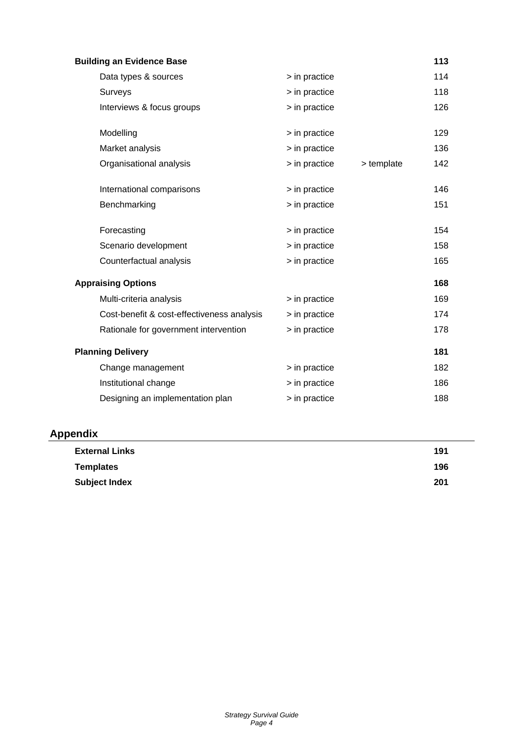| | | | |
|---|---|---|---|
| **Building an Evidence Base** | | | **113** |
| Data types & sources | > in practice | | 114 |
| Surveys | > in practice | | 118 |
| Interviews & focus groups | > in practice | | 126 |
| Modelling | > in practice | | 129 |
| Market analysis | > in practice | | 136 |
| Organisational analysis | > in practice | > template | 142 |
| International comparisons | > in practice | | 146 |
| Benchmarking | > in practice | | 151 |
| Forecasting | > in practice | | 154 |
| Scenario development | > in practice | | 158 |
| Counterfactual analysis | > in practice | | 165 |
| **Appraising Options** | | | **168** |
| Multi-criteria analysis | > in practice | | 169 |
| Cost-benefit & cost-effectiveness analysis | > in practice | | 174 |
| Rationale for government intervention | > in practice | | 178 |
| **Planning Delivery** | | | **181** |
| Change management | > in practice | | 182 |
| Institutional change | > in practice | | 186 |
| Designing an implementation plan | > in practice | | 188 |

## Appendix

| | |
|---|---|
| **External Links** | **191** |
| **Templates** | **196** |
| **Subject Index** | **201** |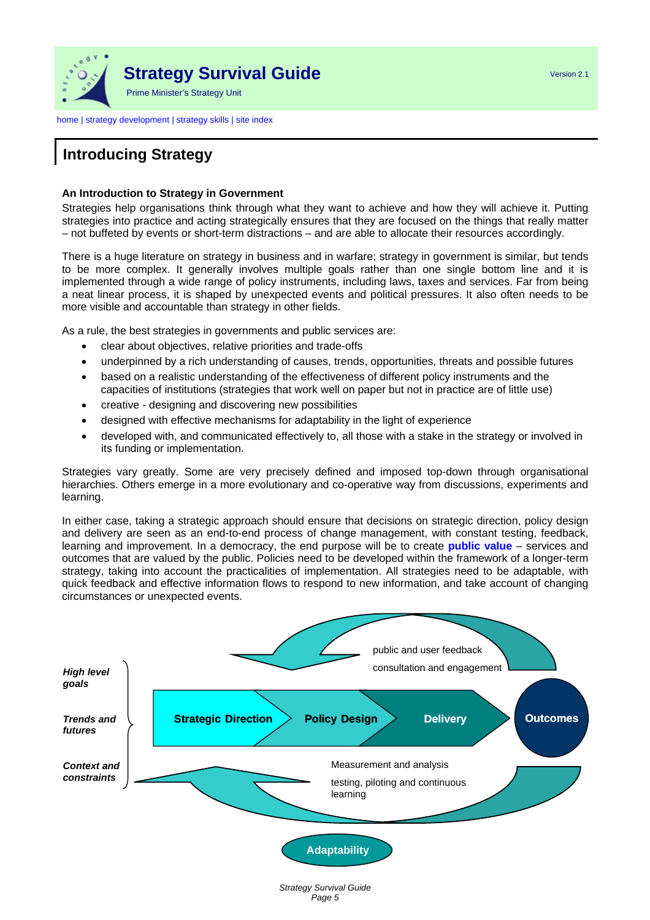## Introducing Strategy

**An Introduction to Strategy in Government**

Strategies help organisations think through what they want to achieve and how they will achieve it. Putting strategies into practice and acting strategically ensures that they are focused on the things that really matter – not buffeted by events or short-term distractions – and are able to allocate their resources accordingly.

There is a huge literature on strategy in business and in warfare; strategy in government is similar, but tends to be more complex. It generally involves multiple goals rather than one single bottom line and it is implemented through a wide range of policy instruments, including laws, taxes and services. Far from being a neat linear process, it is shaped by unexpected events and political pressures. It also often needs to be more visible and accountable than strategy in other fields.

As a rule, the best strategies in governments and public services are:

- clear about objectives, relative priorities and trade-offs
- underpinned by a rich understanding of causes, trends, opportunities, threats and possible futures
- based on a realistic understanding of the effectiveness of different policy instruments and the capacities of institutions (strategies that work well on paper but not in practice are of little use)
- creative - designing and discovering new possibilities
- designed with effective mechanisms for adaptability in the light of experience
- developed with, and communicated effectively to, all those with a stake in the strategy or involved in its funding or implementation.

Strategies vary greatly. Some are very precisely defined and imposed top-down through organisational hierarchies. Others emerge in a more evolutionary and co-operative way from discussions, experiments and learning.

In either case, taking a strategic approach should ensure that decisions on strategic direction, policy design and delivery are seen as an end-to-end process of change management, with constant testing, feedback, learning and improvement. In a democracy, the end purpose will be to create **public value** – services and outcomes that are valued by the public. Policies need to be developed within the framework of a longer-term strategy, taking into account the practicalities of implementation. All strategies need to be adaptable, with quick feedback and effective information flows to respond to new information, and take account of changing circumstances or unexpected events.

public and user feedback
consultation and engagement

*High level goals*
*Trends and futures*
*Context and constraints*

Strategic Direction
Policy Design
Delivery
Outcomes

Measurement and analysis
testing, piloting and continuous learning

Adaptability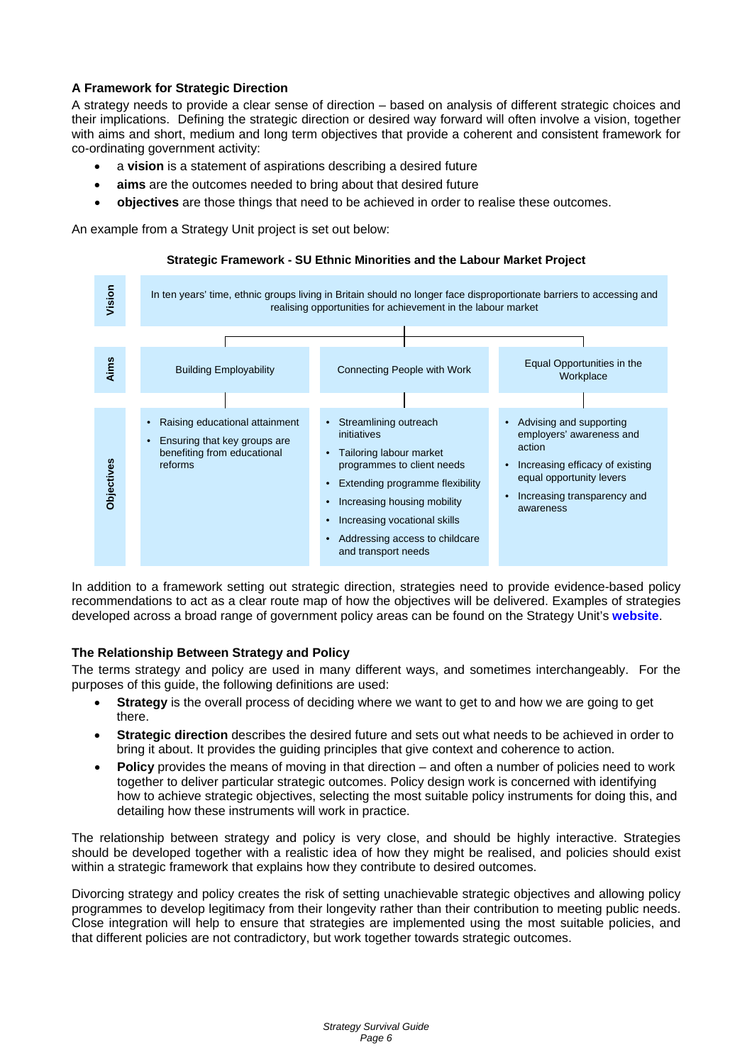### A Framework for Strategic Direction

A strategy needs to provide a clear sense of direction – based on analysis of different strategic choices and their implications. Defining the strategic direction or desired way forward will often involve a vision, together with aims and short, medium and long term objectives that provide a coherent and consistent framework for co-ordinating government activity:

- a **vision** is a statement of aspirations describing a desired future
- **aims** are the outcomes needed to bring about that desired future
- **objectives** are those things that need to be achieved in order to realise these outcomes.

An example from a Strategy Unit project is set out below:

**Strategic Framework - SU Ethnic Minorities and the Labour Market Project**

| | | | |
|---|---|---|---|
| **Vision** | In ten years' time, ethnic groups living in Britain should no longer face disproportionate barriers to accessing and realising opportunities for achievement in the labour market | | |
| **Aims** | Building Employability | Connecting People with Work | Equal Opportunities in the Workplace |
| **Objectives** | • Raising educational attainment<br>• Ensuring that key groups are benefiting from educational reforms | • Streamlining outreach initiatives<br>• Tailoring labour market programmes to client needs<br>• Extending programme flexibility<br>• Increasing housing mobility<br>• Increasing vocational skills<br>• Addressing access to childcare and transport needs | • Advising and supporting employers' awareness and action<br>• Increasing efficacy of existing equal opportunity levers<br>• Increasing transparency and awareness |

In addition to a framework setting out strategic direction, strategies need to provide evidence-based policy recommendations to act as a clear route map of how the objectives will be delivered. Examples of strategies developed across a broad range of government policy areas can be found on the Strategy Unit's **website**.

### The Relationship Between Strategy and Policy

The terms strategy and policy are used in many different ways, and sometimes interchangeably. For the purposes of this guide, the following definitions are used:

- **Strategy** is the overall process of deciding where we want to get to and how we are going to get there.
- **Strategic direction** describes the desired future and sets out what needs to be achieved in order to bring it about. It provides the guiding principles that give context and coherence to action.
- **Policy** provides the means of moving in that direction – and often a number of policies need to work together to deliver particular strategic outcomes. Policy design work is concerned with identifying how to achieve strategic objectives, selecting the most suitable policy instruments for doing this, and detailing how these instruments will work in practice.

The relationship between strategy and policy is very close, and should be highly interactive. Strategies should be developed together with a realistic idea of how they might be realised, and policies should exist within a strategic framework that explains how they contribute to desired outcomes.

Divorcing strategy and policy creates the risk of setting unachievable strategic objectives and allowing policy programmes to develop legitimacy from their longevity rather than their contribution to meeting public needs. Close integration will help to ensure that strategies are implemented using the most suitable policies, and that different policies are not contradictory, but work together towards strategic outcomes.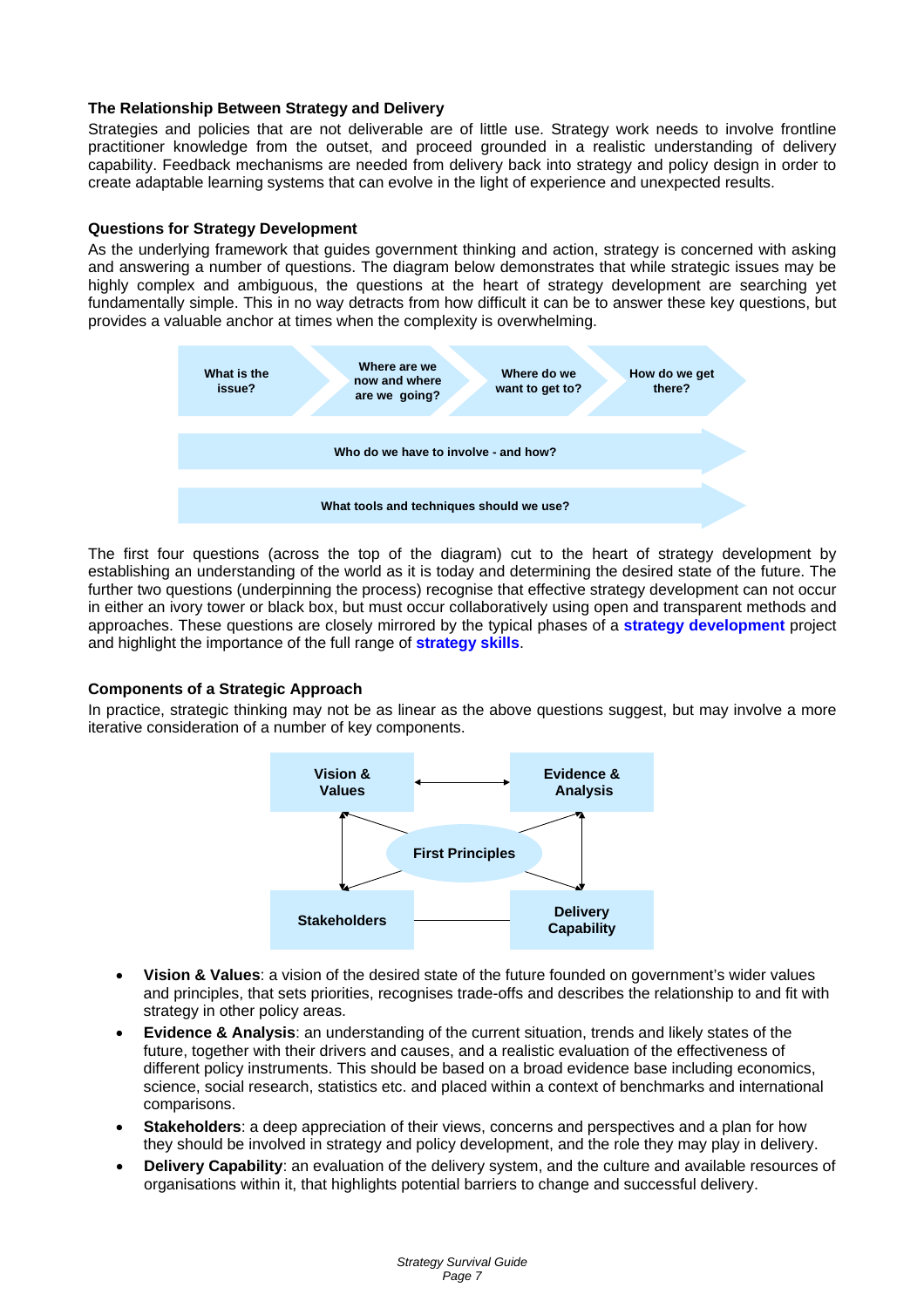### The Relationship Between Strategy and Delivery

Strategies and policies that are not deliverable are of little use. Strategy work needs to involve frontline practitioner knowledge from the outset, and proceed grounded in a realistic understanding of delivery capability. Feedback mechanisms are needed from delivery back into strategy and policy design in order to create adaptable learning systems that can evolve in the light of experience and unexpected results.

### Questions for Strategy Development

As the underlying framework that guides government thinking and action, strategy is concerned with asking and answering a number of questions. The diagram below demonstrates that while strategic issues may be highly complex and ambiguous, the questions at the heart of strategy development are searching yet fundamentally simple. This in no way detracts from how difficult it can be to answer these key questions, but provides a valuable anchor at times when the complexity is overwhelming.

What is the issue? → Where are we now and where are we going? → Where do we want to get to? → How do we get there?

Who do we have to involve - and how?

What tools and techniques should we use?

The first four questions (across the top of the diagram) cut to the heart of strategy development by establishing an understanding of the world as it is today and determining the desired state of the future. The further two questions (underpinning the process) recognise that effective strategy development can not occur in either an ivory tower or black box, but must occur collaboratively using open and transparent methods and approaches. These questions are closely mirrored by the typical phases of a **strategy development** project and highlight the importance of the full range of **strategy skills**.

### Components of a Strategic Approach

In practice, strategic thinking may not be as linear as the above questions suggest, but may involve a more iterative consideration of a number of key components.

Vision & Values — Evidence & Analysis — First Principles — Stakeholders — Delivery Capability

- **Vision & Values**: a vision of the desired state of the future founded on government's wider values and principles, that sets priorities, recognises trade-offs and describes the relationship to and fit with strategy in other policy areas.
- **Evidence & Analysis**: an understanding of the current situation, trends and likely states of the future, together with their drivers and causes, and a realistic evaluation of the effectiveness of different policy instruments. This should be based on a broad evidence base including economics, science, social research, statistics etc. and placed within a context of benchmarks and international comparisons.
- **Stakeholders**: a deep appreciation of their views, concerns and perspectives and a plan for how they should be involved in strategy and policy development, and the role they may play in delivery.
- **Delivery Capability**: an evaluation of the delivery system, and the culture and available resources of organisations within it, that highlights potential barriers to change and successful delivery.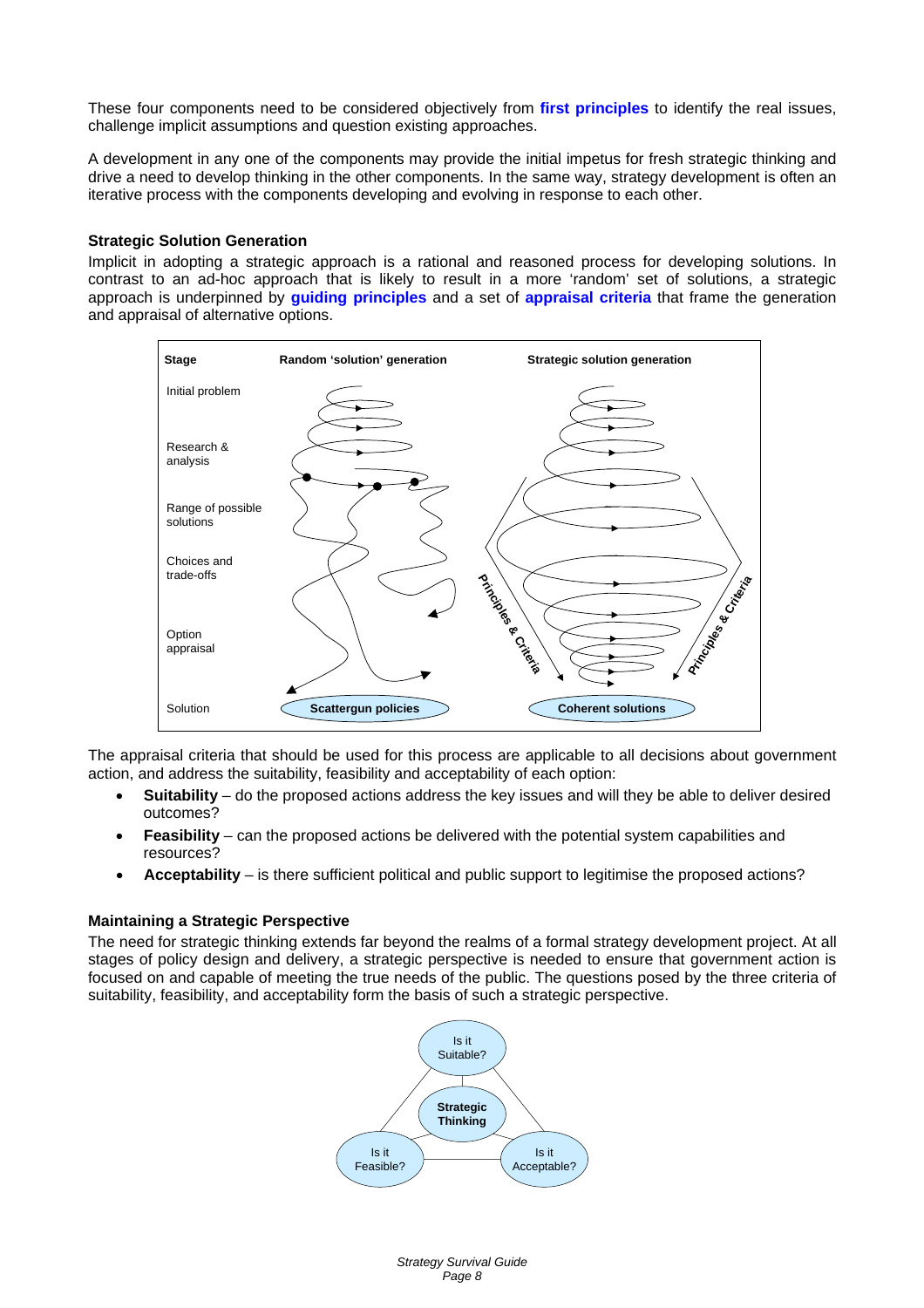These four components need to be considered objectively from **first principles** to identify the real issues, challenge implicit assumptions and question existing approaches.

A development in any one of the components may provide the initial impetus for fresh strategic thinking and drive a need to develop thinking in the other components. In the same way, strategy development is often an iterative process with the components developing and evolving in response to each other.

### Strategic Solution Generation

Implicit in adopting a strategic approach is a rational and reasoned process for developing solutions. In contrast to an ad-hoc approach that is likely to result in a more 'random' set of solutions, a strategic approach is underpinned by **guiding principles** and a set of **appraisal criteria** that frame the generation and appraisal of alternative options.

| Stage | Random 'solution' generation | Strategic solution generation |
| --- | --- | --- |
| Initial problem | | |
| Research & analysis | | |
| Range of possible solutions | | |
| Choices and trade-offs | | Principles & Criteria |
| Option appraisal | | |
| Solution | Scattergun policies | Coherent solutions |

The appraisal criteria that should be used for this process are applicable to all decisions about government action, and address the suitability, feasibility and acceptability of each option:

- **Suitability** – do the proposed actions address the key issues and will they be able to deliver desired outcomes?
- **Feasibility** – can the proposed actions be delivered with the potential system capabilities and resources?
- **Acceptability** – is there sufficient political and public support to legitimise the proposed actions?

### Maintaining a Strategic Perspective

The need for strategic thinking extends far beyond the realms of a formal strategy development project. At all stages of policy design and delivery, a strategic perspective is needed to ensure that government action is focused on and capable of meeting the true needs of the public. The questions posed by the three criteria of suitability, feasibility, and acceptability form the basis of such a strategic perspective.

Is it Suitable? — **Strategic Thinking** — Is it Feasible? — Is it Acceptable?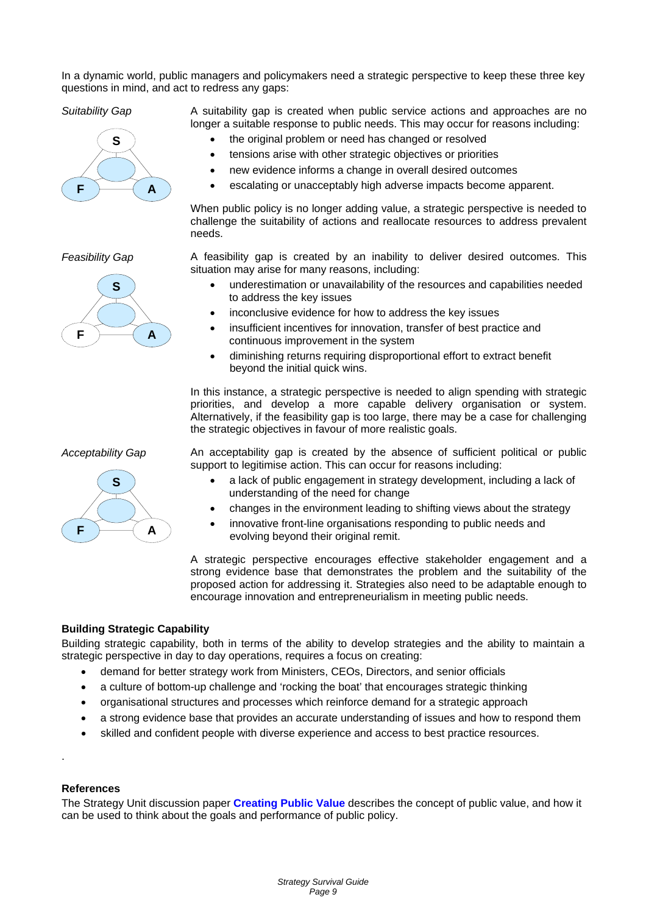In a dynamic world, public managers and policymakers need a strategic perspective to keep these three key questions in mind, and act to redress any gaps:

*Suitability Gap*

S

F A

A suitability gap is created when public service actions and approaches are no longer a suitable response to public needs. This may occur for reasons including:

- the original problem or need has changed or resolved
- tensions arise with other strategic objectives or priorities
- new evidence informs a change in overall desired outcomes
- escalating or unacceptably high adverse impacts become apparent.

When public policy is no longer adding value, a strategic perspective is needed to challenge the suitability of actions and reallocate resources to address prevalent needs.

*Feasibility Gap*

S

F A

A feasibility gap is created by an inability to deliver desired outcomes. This situation may arise for many reasons, including:

- underestimation or unavailability of the resources and capabilities needed to address the key issues
- inconclusive evidence for how to address the key issues
- insufficient incentives for innovation, transfer of best practice and continuous improvement in the system
- diminishing returns requiring disproportional effort to extract benefit beyond the initial quick wins.

In this instance, a strategic perspective is needed to align spending with strategic priorities, and develop a more capable delivery organisation or system. Alternatively, if the feasibility gap is too large, there may be a case for challenging the strategic objectives in favour of more realistic goals.

*Acceptability Gap*

S

F A

An acceptability gap is created by the absence of sufficient political or public support to legitimise action. This can occur for reasons including:

- a lack of public engagement in strategy development, including a lack of understanding of the need for change
- changes in the environment leading to shifting views about the strategy
- innovative front-line organisations responding to public needs and evolving beyond their original remit.

A strategic perspective encourages effective stakeholder engagement and a strong evidence base that demonstrates the problem and the suitability of the proposed action for addressing it. Strategies also need to be adaptable enough to encourage innovation and entrepreneurialism in meeting public needs.

**Building Strategic Capability**

Building strategic capability, both in terms of the ability to develop strategies and the ability to maintain a strategic perspective in day to day operations, requires a focus on creating:

- demand for better strategy work from Ministers, CEOs, Directors, and senior officials
- a culture of bottom-up challenge and 'rocking the boat' that encourages strategic thinking
- organisational structures and processes which reinforce demand for a strategic approach
- a strong evidence base that provides an accurate understanding of issues and how to respond them
- skilled and confident people with diverse experience and access to best practice resources.

.

**References**

The Strategy Unit discussion paper **Creating Public Value** describes the concept of public value, and how it can be used to think about the goals and performance of public policy.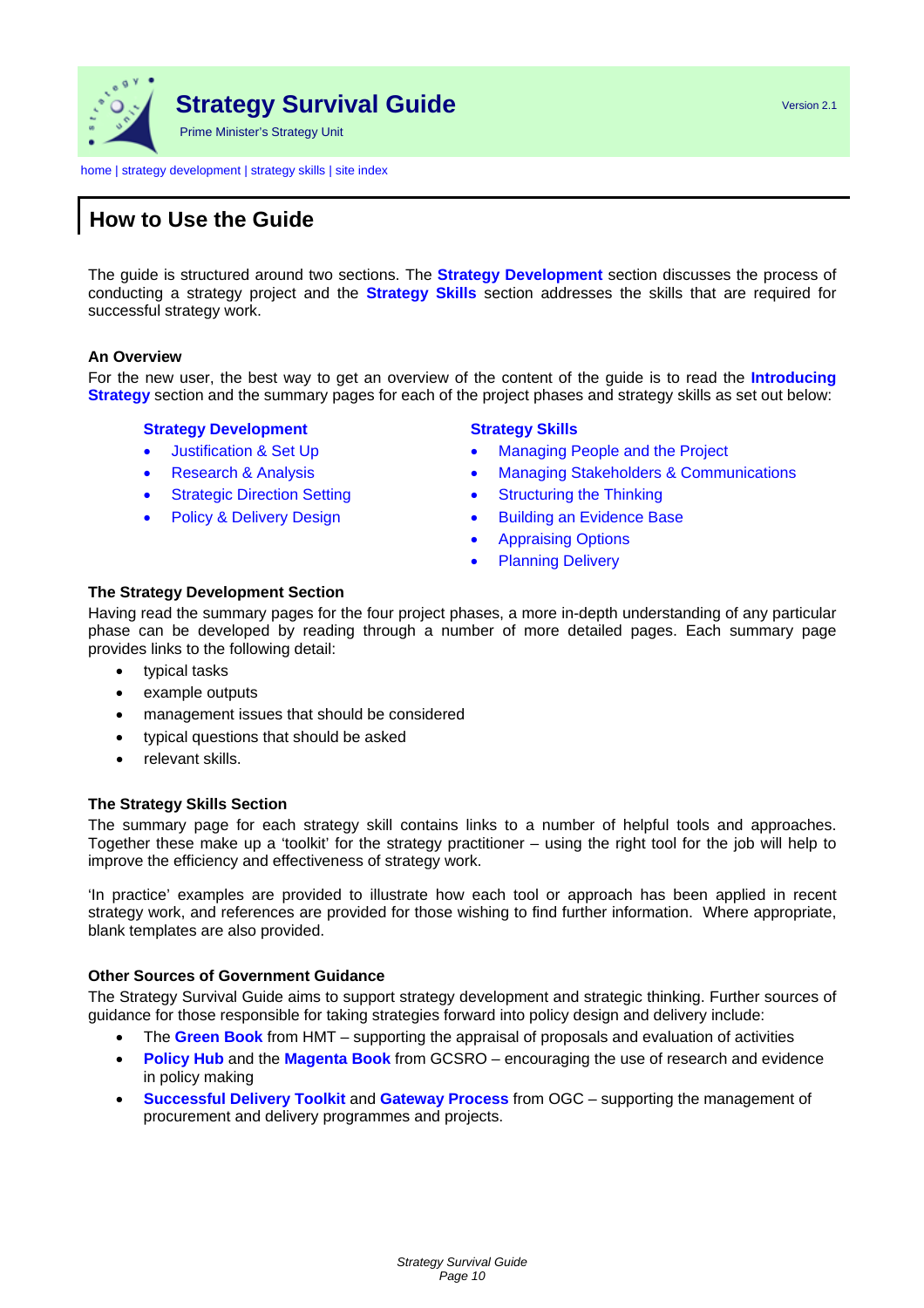# How to Use the Guide

The guide is structured around two sections. The **Strategy Development** section discusses the process of conducting a strategy project and the **Strategy Skills** section addresses the skills that are required for successful strategy work.

**An Overview**

For the new user, the best way to get an overview of the content of the guide is to read the **Introducing Strategy** section and the summary pages for each of the project phases and strategy skills as set out below:

**Strategy Development**

- Justification & Set Up
- Research & Analysis
- Strategic Direction Setting
- Policy & Delivery Design

**Strategy Skills**

- Managing People and the Project
- Managing Stakeholders & Communications
- Structuring the Thinking
- Building an Evidence Base
- Appraising Options
- Planning Delivery

**The Strategy Development Section**

Having read the summary pages for the four project phases, a more in-depth understanding of any particular phase can be developed by reading through a number of more detailed pages. Each summary page provides links to the following detail:

- typical tasks
- example outputs
- management issues that should be considered
- typical questions that should be asked
- relevant skills.

**The Strategy Skills Section**

The summary page for each strategy skill contains links to a number of helpful tools and approaches. Together these make up a 'toolkit' for the strategy practitioner – using the right tool for the job will help to improve the efficiency and effectiveness of strategy work.

'In practice' examples are provided to illustrate how each tool or approach has been applied in recent strategy work, and references are provided for those wishing to find further information. Where appropriate, blank templates are also provided.

**Other Sources of Government Guidance**

The Strategy Survival Guide aims to support strategy development and strategic thinking. Further sources of guidance for those responsible for taking strategies forward into policy design and delivery include:

- The **Green Book** from HMT – supporting the appraisal of proposals and evaluation of activities
- **Policy Hub** and the **Magenta Book** from GCSRO – encouraging the use of research and evidence in policy making
- **Successful Delivery Toolkit** and **Gateway Process** from OGC – supporting the management of procurement and delivery programmes and projects.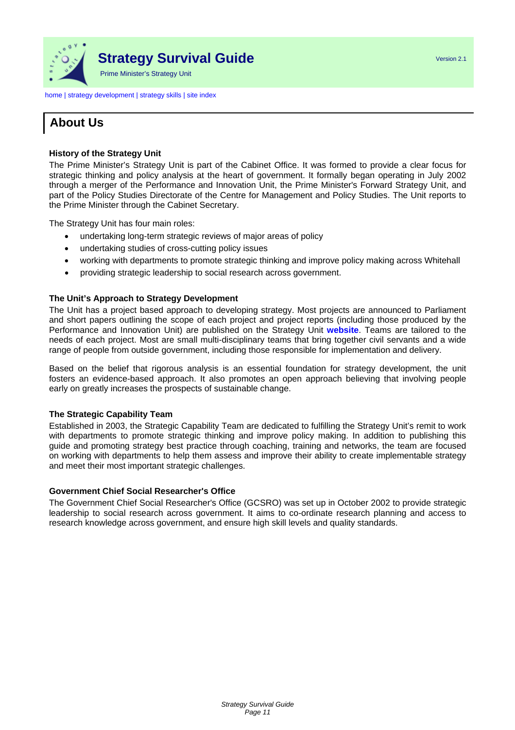home | strategy development | strategy skills | site index

# About Us

### History of the Strategy Unit

The Prime Minister's Strategy Unit is part of the Cabinet Office. It was formed to provide a clear focus for strategic thinking and policy analysis at the heart of government. It formally began operating in July 2002 through a merger of the Performance and Innovation Unit, the Prime Minister's Forward Strategy Unit, and part of the Policy Studies Directorate of the Centre for Management and Policy Studies. The Unit reports to the Prime Minister through the Cabinet Secretary.

The Strategy Unit has four main roles:

- undertaking long-term strategic reviews of major areas of policy
- undertaking studies of cross-cutting policy issues
- working with departments to promote strategic thinking and improve policy making across Whitehall
- providing strategic leadership to social research across government.

### The Unit's Approach to Strategy Development

The Unit has a project based approach to developing strategy. Most projects are announced to Parliament and short papers outlining the scope of each project and project reports (including those produced by the Performance and Innovation Unit) are published on the Strategy Unit **website**. Teams are tailored to the needs of each project. Most are small multi-disciplinary teams that bring together civil servants and a wide range of people from outside government, including those responsible for implementation and delivery.

Based on the belief that rigorous analysis is an essential foundation for strategy development, the unit fosters an evidence-based approach. It also promotes an open approach believing that involving people early on greatly increases the prospects of sustainable change.

### The Strategic Capability Team

Established in 2003, the Strategic Capability Team are dedicated to fulfilling the Strategy Unit's remit to work with departments to promote strategic thinking and improve policy making. In addition to publishing this guide and promoting strategy best practice through coaching, training and networks, the team are focused on working with departments to help them assess and improve their ability to create implementable strategy and meet their most important strategic challenges.

### Government Chief Social Researcher's Office

The Government Chief Social Researcher's Office (GCSRO) was set up in October 2002 to provide strategic leadership to social research across government. It aims to co-ordinate research planning and access to research knowledge across government, and ensure high skill levels and quality standards.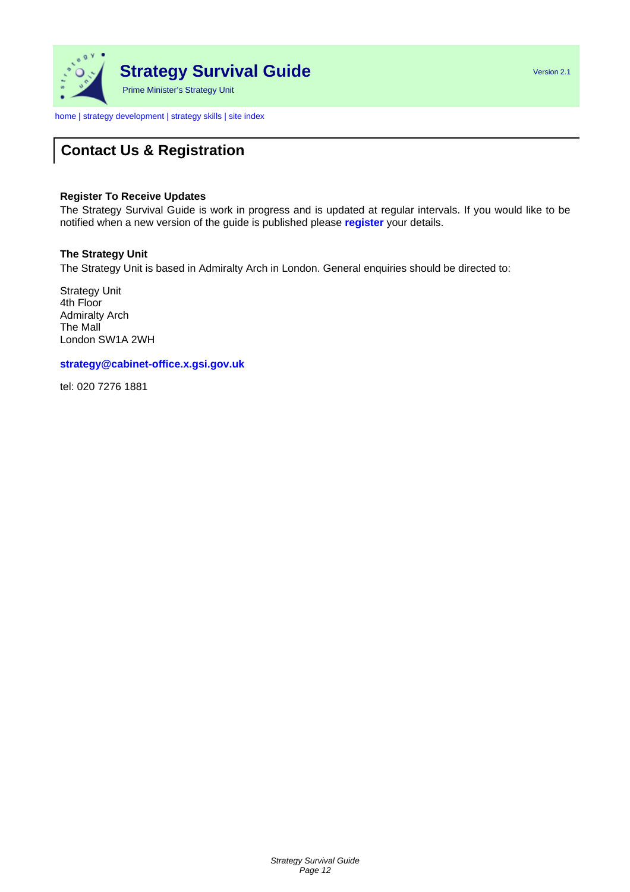# Strategy Survival Guide

Prime Minister's Strategy Unit

Version 2.1

home | strategy development | strategy skills | site index

## Contact Us & Registration

**Register To Receive Updates**
The Strategy Survival Guide is work in progress and is updated at regular intervals. If you would like to be notified when a new version of the guide is published please **register** your details.

**The Strategy Unit**
The Strategy Unit is based in Admiralty Arch in London. General enquiries should be directed to:

Strategy Unit
4th Floor
Admiralty Arch
The Mall
London SW1A 2WH

**strategy@cabinet-office.x.gsi.gov.uk**

tel: 020 7276 1881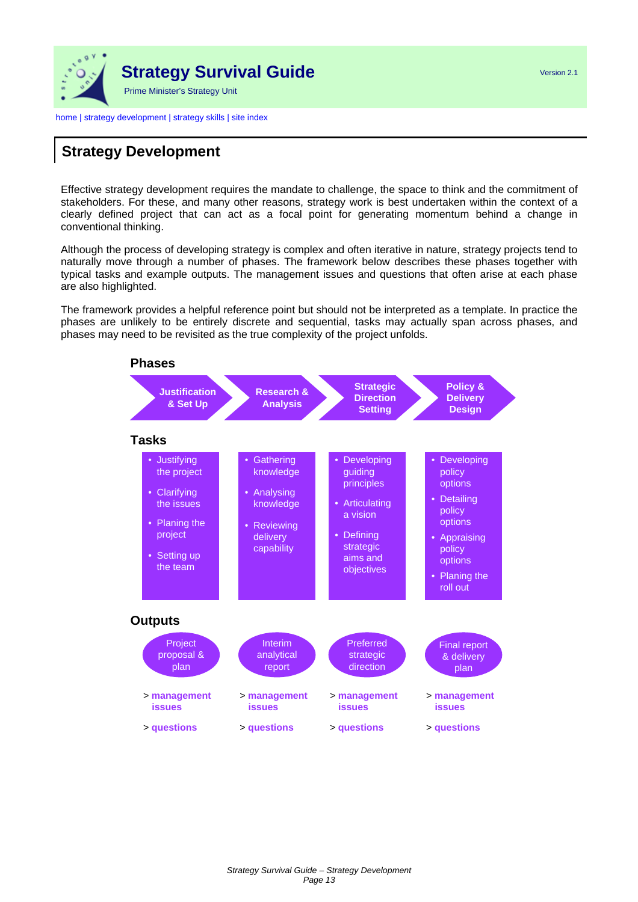home | strategy development | strategy skills | site index

## Strategy Development

Effective strategy development requires the mandate to challenge, the space to think and the commitment of stakeholders. For these, and many other reasons, strategy work is best undertaken within the context of a clearly defined project that can act as a focal point for generating momentum behind a change in conventional thinking.

Although the process of developing strategy is complex and often iterative in nature, strategy projects tend to naturally move through a number of phases. The framework below describes these phases together with typical tasks and example outputs. The management issues and questions that often arise at each phase are also highlighted.

The framework provides a helpful reference point but should not be interpreted as a template. In practice the phases are unlikely to be entirely discrete and sequential, tasks may actually span across phases, and phases may need to be revisited as the true complexity of the project unfolds.

| | Justification & Set Up | Research & Analysis | Strategic Direction Setting | Policy & Delivery Design |
|---|---|---|---|---|
| **Tasks** | • Justifying the project<br>• Clarifying the issues<br>• Planing the project<br>• Setting up the team | • Gathering knowledge<br>• Analysing knowledge<br>• Reviewing delivery capability | • Developing guiding principles<br>• Articulating a vision<br>• Defining strategic aims and objectives | • Developing policy options<br>• Detailing policy options<br>• Appraising policy options<br>• Planing the roll out |
| **Outputs** | Project proposal & plan | Interim analytical report | Preferred strategic direction | Final report & delivery plan |
| | > **management issues** | > **management issues** | > **management issues** | > **management issues** |
| | > **questions** | > **questions** | > **questions** | > **questions** |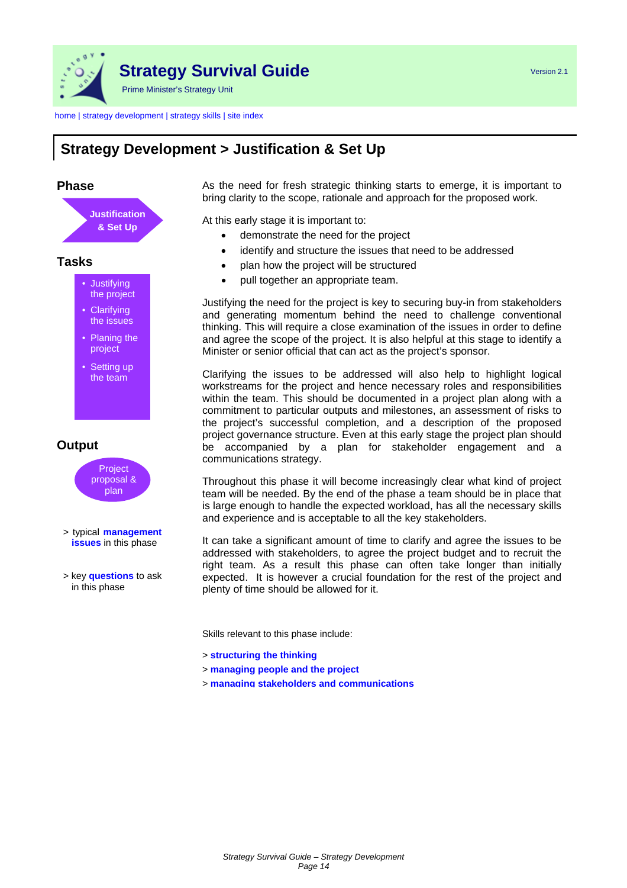# Strategy Survival Guide

Prime Minister's Strategy Unit

Version 2.1

home | strategy development | strategy skills | site index

## Strategy Development > Justification & Set Up

### Phase

**Justification & Set Up**

### Tasks

- Justifying the project
- Clarifying the issues
- Planing the project
- Setting up the team

### Output

Project proposal & plan

> typical **management issues** in this phase

> key **questions** to ask in this phase

As the need for fresh strategic thinking starts to emerge, it is important to bring clarity to the scope, rationale and approach for the proposed work.

At this early stage it is important to:

- demonstrate the need for the project
- identify and structure the issues that need to be addressed
- plan how the project will be structured
- pull together an appropriate team.

Justifying the need for the project is key to securing buy-in from stakeholders and generating momentum behind the need to challenge conventional thinking. This will require a close examination of the issues in order to define and agree the scope of the project. It is also helpful at this stage to identify a Minister or senior official that can act as the project's sponsor.

Clarifying the issues to be addressed will also help to highlight logical workstreams for the project and hence necessary roles and responsibilities within the team. This should be documented in a project plan along with a commitment to particular outputs and milestones, an assessment of risks to the project's successful completion, and a description of the proposed project governance structure. Even at this early stage the project plan should be accompanied by a plan for stakeholder engagement and a communications strategy.

Throughout this phase it will become increasingly clear what kind of project team will be needed. By the end of the phase a team should be in place that is large enough to handle the expected workload, has all the necessary skills and experience and is acceptable to all the key stakeholders.

It can take a significant amount of time to clarify and agree the issues to be addressed with stakeholders, to agree the project budget and to recruit the right team. As a result this phase can often take longer than initially expected. It is however a crucial foundation for the rest of the project and plenty of time should be allowed for it.

Skills relevant to this phase include:

> **structuring the thinking**
> **managing people and the project**
> **managing stakeholders and communications**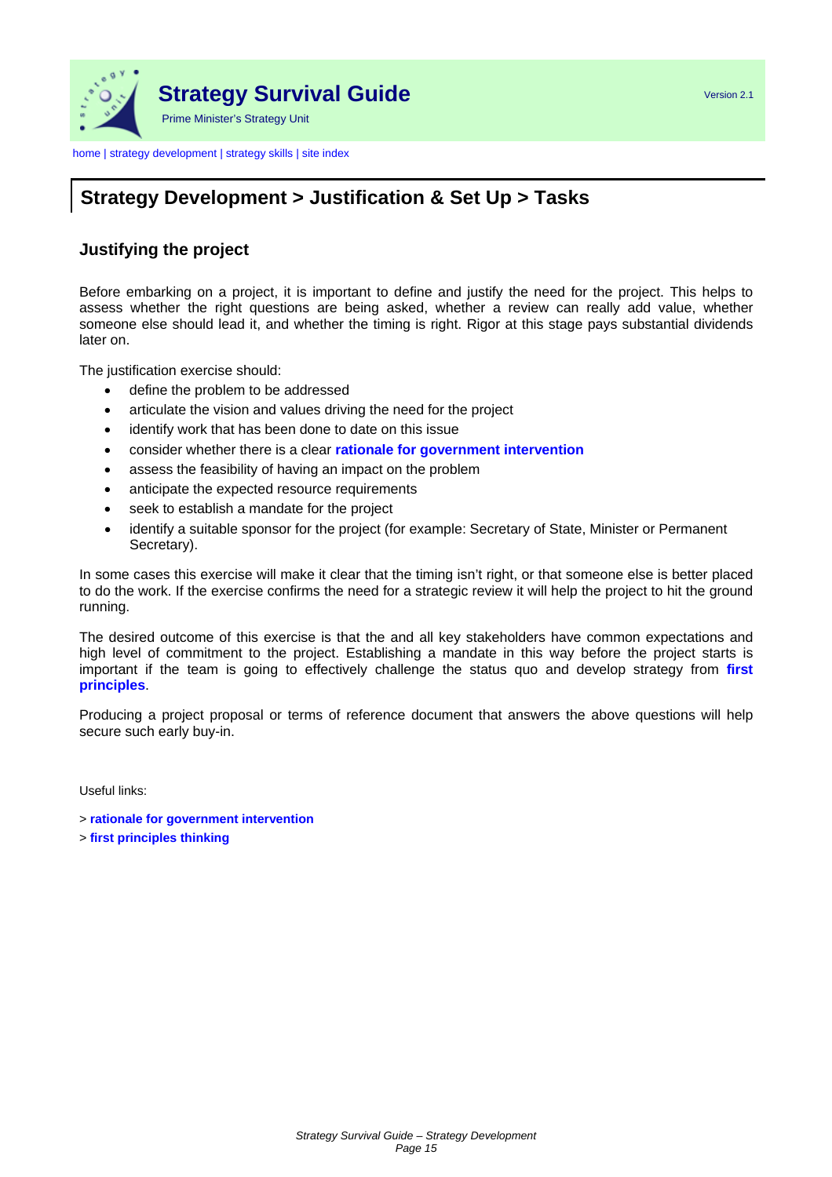## Strategy Development > Justification & Set Up > Tasks

### Justifying the project

Before embarking on a project, it is important to define and justify the need for the project. This helps to assess whether the right questions are being asked, whether a review can really add value, whether someone else should lead it, and whether the timing is right. Rigor at this stage pays substantial dividends later on.

The justification exercise should:

- define the problem to be addressed
- articulate the vision and values driving the need for the project
- identify work that has been done to date on this issue
- consider whether there is a clear **rationale for government intervention**
- assess the feasibility of having an impact on the problem
- anticipate the expected resource requirements
- seek to establish a mandate for the project
- identify a suitable sponsor for the project (for example: Secretary of State, Minister or Permanent Secretary).

In some cases this exercise will make it clear that the timing isn't right, or that someone else is better placed to do the work. If the exercise confirms the need for a strategic review it will help the project to hit the ground running.

The desired outcome of this exercise is that the and all key stakeholders have common expectations and high level of commitment to the project. Establishing a mandate in this way before the project starts is important if the team is going to effectively challenge the status quo and develop strategy from **first principles**.

Producing a project proposal or terms of reference document that answers the above questions will help secure such early buy-in.

Useful links:

> **rationale for government intervention**
> **first principles thinking**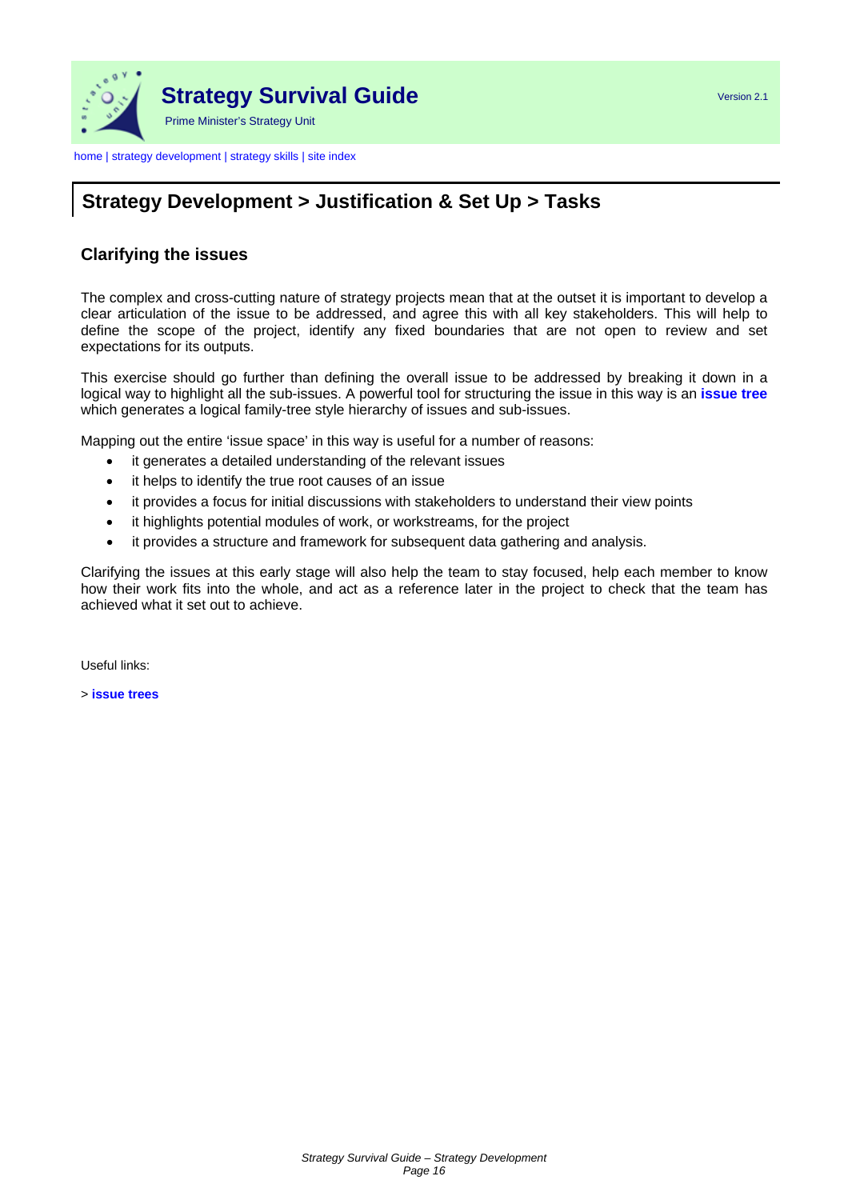## Strategy Development > Justification & Set Up > Tasks

### Clarifying the issues

The complex and cross-cutting nature of strategy projects mean that at the outset it is important to develop a clear articulation of the issue to be addressed, and agree this with all key stakeholders. This will help to define the scope of the project, identify any fixed boundaries that are not open to review and set expectations for its outputs.

This exercise should go further than defining the overall issue to be addressed by breaking it down in a logical way to highlight all the sub-issues. A powerful tool for structuring the issue in this way is an **issue tree** which generates a logical family-tree style hierarchy of issues and sub-issues.

Mapping out the entire 'issue space' in this way is useful for a number of reasons:

- it generates a detailed understanding of the relevant issues
- it helps to identify the true root causes of an issue
- it provides a focus for initial discussions with stakeholders to understand their view points
- it highlights potential modules of work, or workstreams, for the project
- it provides a structure and framework for subsequent data gathering and analysis.

Clarifying the issues at this early stage will also help the team to stay focused, help each member to know how their work fits into the whole, and act as a reference later in the project to check that the team has achieved what it set out to achieve.

Useful links:

> **issue trees**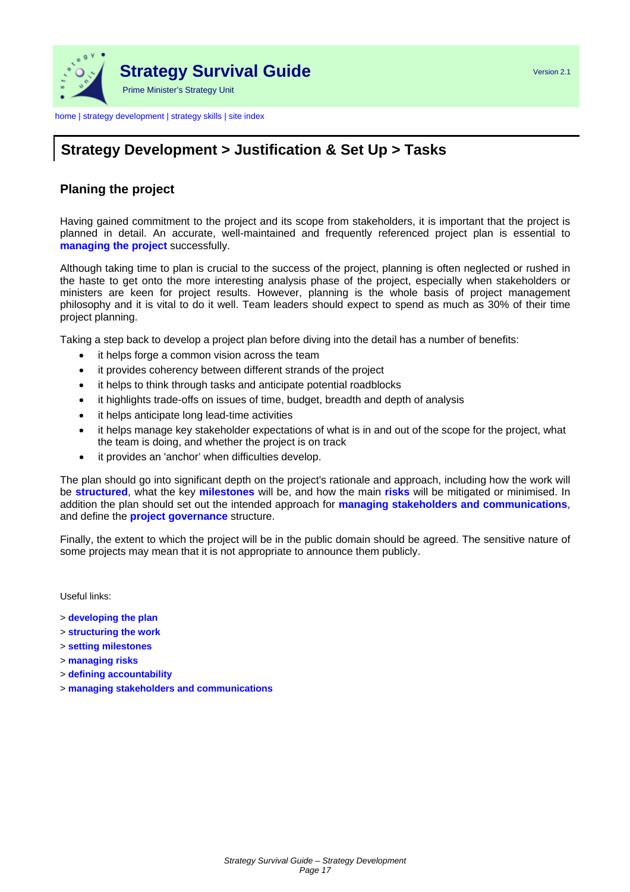## Strategy Development > Justification & Set Up > Tasks

### Planing the project

Having gained commitment to the project and its scope from stakeholders, it is important that the project is planned in detail. An accurate, well-maintained and frequently referenced project plan is essential to **managing the project** successfully.

Although taking time to plan is crucial to the success of the project, planning is often neglected or rushed in the haste to get onto the more interesting analysis phase of the project, especially when stakeholders or ministers are keen for project results. However, planning is the whole basis of project management philosophy and it is vital to do it well. Team leaders should expect to spend as much as 30% of their time project planning.

Taking a step back to develop a project plan before diving into the detail has a number of benefits:

- it helps forge a common vision across the team
- it provides coherency between different strands of the project
- it helps to think through tasks and anticipate potential roadblocks
- it highlights trade-offs on issues of time, budget, breadth and depth of analysis
- it helps anticipate long lead-time activities
- it helps manage key stakeholder expectations of what is in and out of the scope for the project, what the team is doing, and whether the project is on track
- it provides an 'anchor' when difficulties develop.

The plan should go into significant depth on the project's rationale and approach, including how the work will be **structured**, what the key **milestones** will be, and how the main **risks** will be mitigated or minimised. In addition the plan should set out the intended approach for **managing stakeholders and communications**, and define the **project governance** structure.

Finally, the extent to which the project will be in the public domain should be agreed. The sensitive nature of some projects may mean that it is not appropriate to announce them publicly.

Useful links:

> **developing the plan**
> **structuring the work**
> **setting milestones**
> **managing risks**
> **defining accountability**
> **managing stakeholders and communications**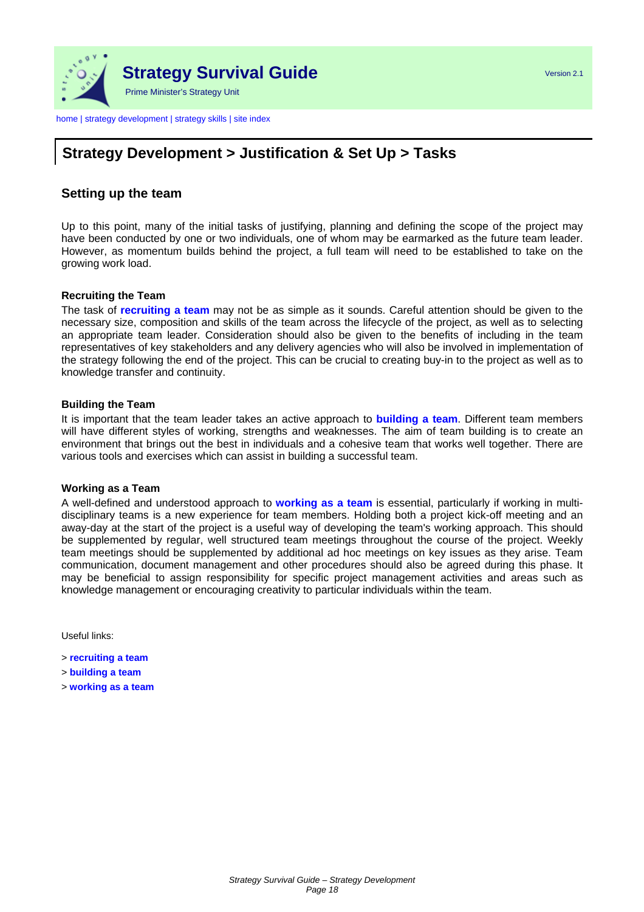## Strategy Development > Justification & Set Up > Tasks

### Setting up the team

Up to this point, many of the initial tasks of justifying, planning and defining the scope of the project may have been conducted by one or two individuals, one of whom may be earmarked as the future team leader. However, as momentum builds behind the project, a full team will need to be established to take on the growing work load.

**Recruiting the Team**

The task of **recruiting a team** may not be as simple as it sounds. Careful attention should be given to the necessary size, composition and skills of the team across the lifecycle of the project, as well as to selecting an appropriate team leader. Consideration should also be given to the benefits of including in the team representatives of key stakeholders and any delivery agencies who will also be involved in implementation of the strategy following the end of the project. This can be crucial to creating buy-in to the project as well as to knowledge transfer and continuity.

**Building the Team**

It is important that the team leader takes an active approach to **building a team**. Different team members will have different styles of working, strengths and weaknesses. The aim of team building is to create an environment that brings out the best in individuals and a cohesive team that works well together. There are various tools and exercises which can assist in building a successful team.

**Working as a Team**

A well-defined and understood approach to **working as a team** is essential, particularly if working in multi-disciplinary teams is a new experience for team members. Holding both a project kick-off meeting and an away-day at the start of the project is a useful way of developing the team's working approach. This should be supplemented by regular, well structured team meetings throughout the course of the project. Weekly team meetings should be supplemented by additional ad hoc meetings on key issues as they arise. Team communication, document management and other procedures should also be agreed during this phase. It may be beneficial to assign responsibility for specific project management activities and areas such as knowledge management or encouraging creativity to particular individuals within the team.

Useful links:

> **recruiting a team**
> **building a team**
> **working as a team**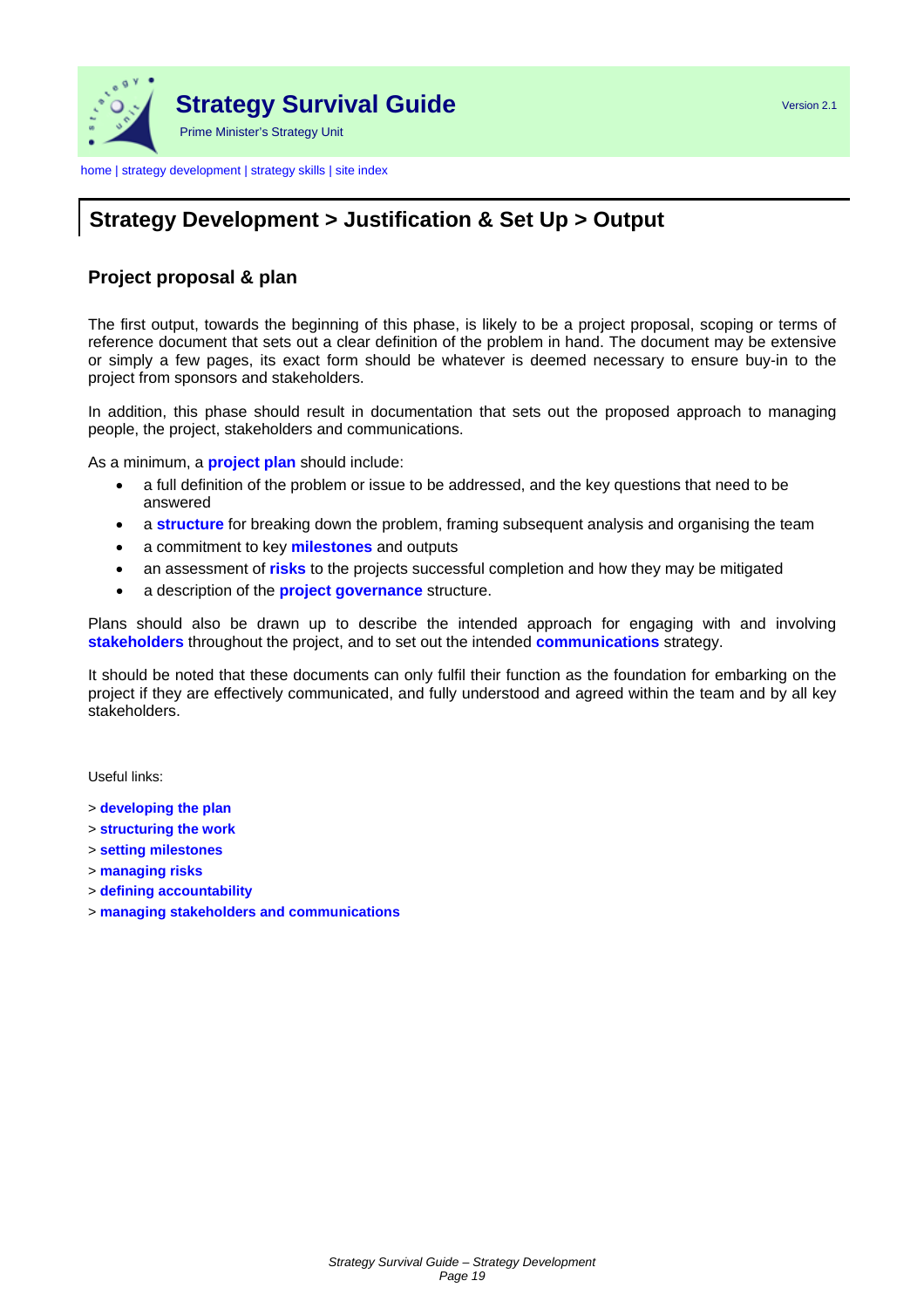# Strategy Survival Guide

Prime Minister's Strategy Unit

Version 2.1

home | strategy development | strategy skills | site index

## Strategy Development > Justification & Set Up > Output

### Project proposal & plan

The first output, towards the beginning of this phase, is likely to be a project proposal, scoping or terms of reference document that sets out a clear definition of the problem in hand. The document may be extensive or simply a few pages, its exact form should be whatever is deemed necessary to ensure buy-in to the project from sponsors and stakeholders.

In addition, this phase should result in documentation that sets out the proposed approach to managing people, the project, stakeholders and communications.

As a minimum, a **project plan** should include:

- a full definition of the problem or issue to be addressed, and the key questions that need to be answered
- a **structure** for breaking down the problem, framing subsequent analysis and organising the team
- a commitment to key **milestones** and outputs
- an assessment of **risks** to the projects successful completion and how they may be mitigated
- a description of the **project governance** structure.

Plans should also be drawn up to describe the intended approach for engaging with and involving **stakeholders** throughout the project, and to set out the intended **communications** strategy.

It should be noted that these documents can only fulfil their function as the foundation for embarking on the project if they are effectively communicated, and fully understood and agreed within the team and by all key stakeholders.

Useful links:

> **developing the plan**
> **structuring the work**
> **setting milestones**
> **managing risks**
> **defining accountability**
> **managing stakeholders and communications**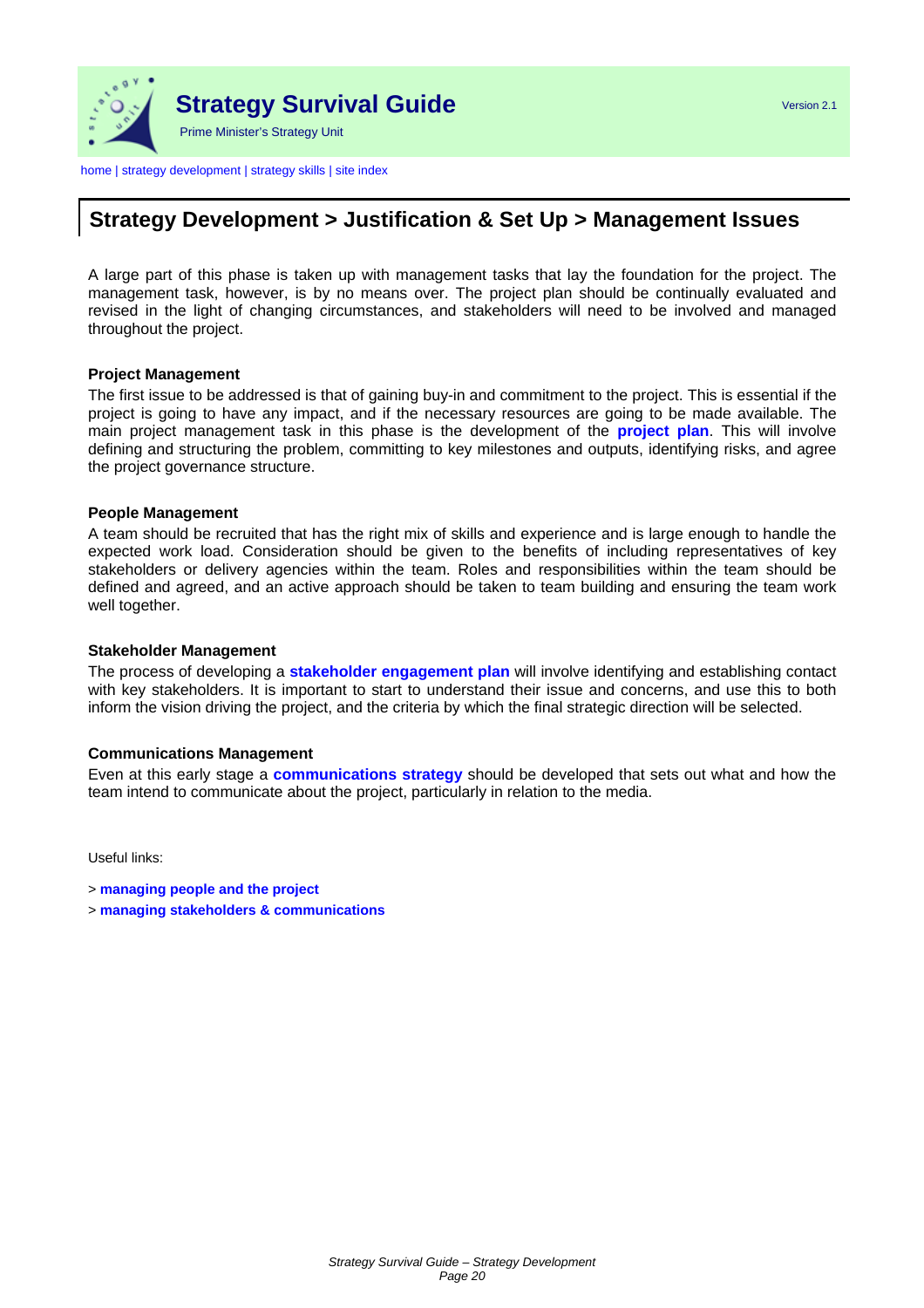## Strategy Development > Justification & Set Up > Management Issues

A large part of this phase is taken up with management tasks that lay the foundation for the project. The management task, however, is by no means over. The project plan should be continually evaluated and revised in the light of changing circumstances, and stakeholders will need to be involved and managed throughout the project.

### Project Management

The first issue to be addressed is that of gaining buy-in and commitment to the project. This is essential if the project is going to have any impact, and if the necessary resources are going to be made available. The main project management task in this phase is the development of the **project plan**. This will involve defining and structuring the problem, committing to key milestones and outputs, identifying risks, and agree the project governance structure.

### People Management

A team should be recruited that has the right mix of skills and experience and is large enough to handle the expected work load. Consideration should be given to the benefits of including representatives of key stakeholders or delivery agencies within the team. Roles and responsibilities within the team should be defined and agreed, and an active approach should be taken to team building and ensuring the team work well together.

### Stakeholder Management

The process of developing a **stakeholder engagement plan** will involve identifying and establishing contact with key stakeholders. It is important to start to understand their issue and concerns, and use this to both inform the vision driving the project, and the criteria by which the final strategic direction will be selected.

### Communications Management

Even at this early stage a **communications strategy** should be developed that sets out what and how the team intend to communicate about the project, particularly in relation to the media.

Useful links:

> **managing people and the project**

> **managing stakeholders & communications**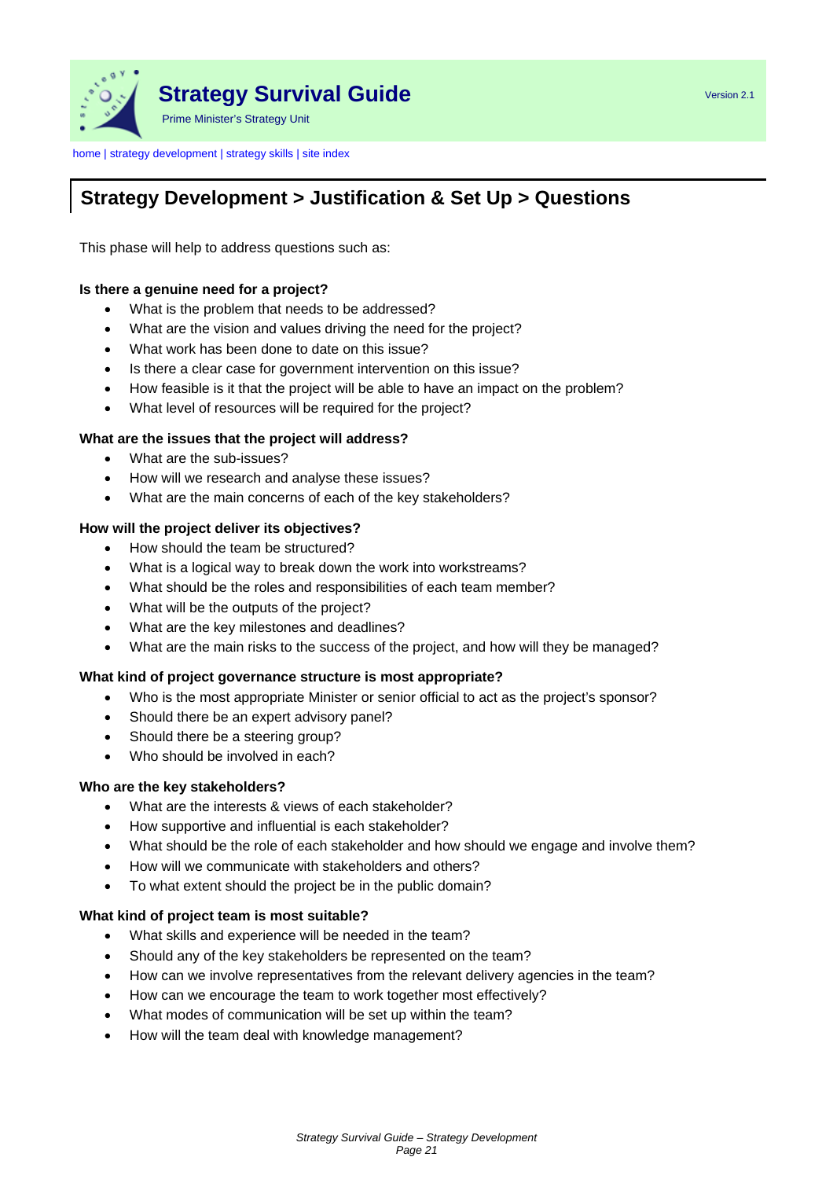## Strategy Development > Justification & Set Up > Questions

This phase will help to address questions such as:

**Is there a genuine need for a project?**

- What is the problem that needs to be addressed?
- What are the vision and values driving the need for the project?
- What work has been done to date on this issue?
- Is there a clear case for government intervention on this issue?
- How feasible is it that the project will be able to have an impact on the problem?
- What level of resources will be required for the project?

**What are the issues that the project will address?**

- What are the sub-issues?
- How will we research and analyse these issues?
- What are the main concerns of each of the key stakeholders?

**How will the project deliver its objectives?**

- How should the team be structured?
- What is a logical way to break down the work into workstreams?
- What should be the roles and responsibilities of each team member?
- What will be the outputs of the project?
- What are the key milestones and deadlines?
- What are the main risks to the success of the project, and how will they be managed?

**What kind of project governance structure is most appropriate?**

- Who is the most appropriate Minister or senior official to act as the project's sponsor?
- Should there be an expert advisory panel?
- Should there be a steering group?
- Who should be involved in each?

**Who are the key stakeholders?**

- What are the interests & views of each stakeholder?
- How supportive and influential is each stakeholder?
- What should be the role of each stakeholder and how should we engage and involve them?
- How will we communicate with stakeholders and others?
- To what extent should the project be in the public domain?

**What kind of project team is most suitable?**

- What skills and experience will be needed in the team?
- Should any of the key stakeholders be represented on the team?
- How can we involve representatives from the relevant delivery agencies in the team?
- How can we encourage the team to work together most effectively?
- What modes of communication will be set up within the team?
- How will the team deal with knowledge management?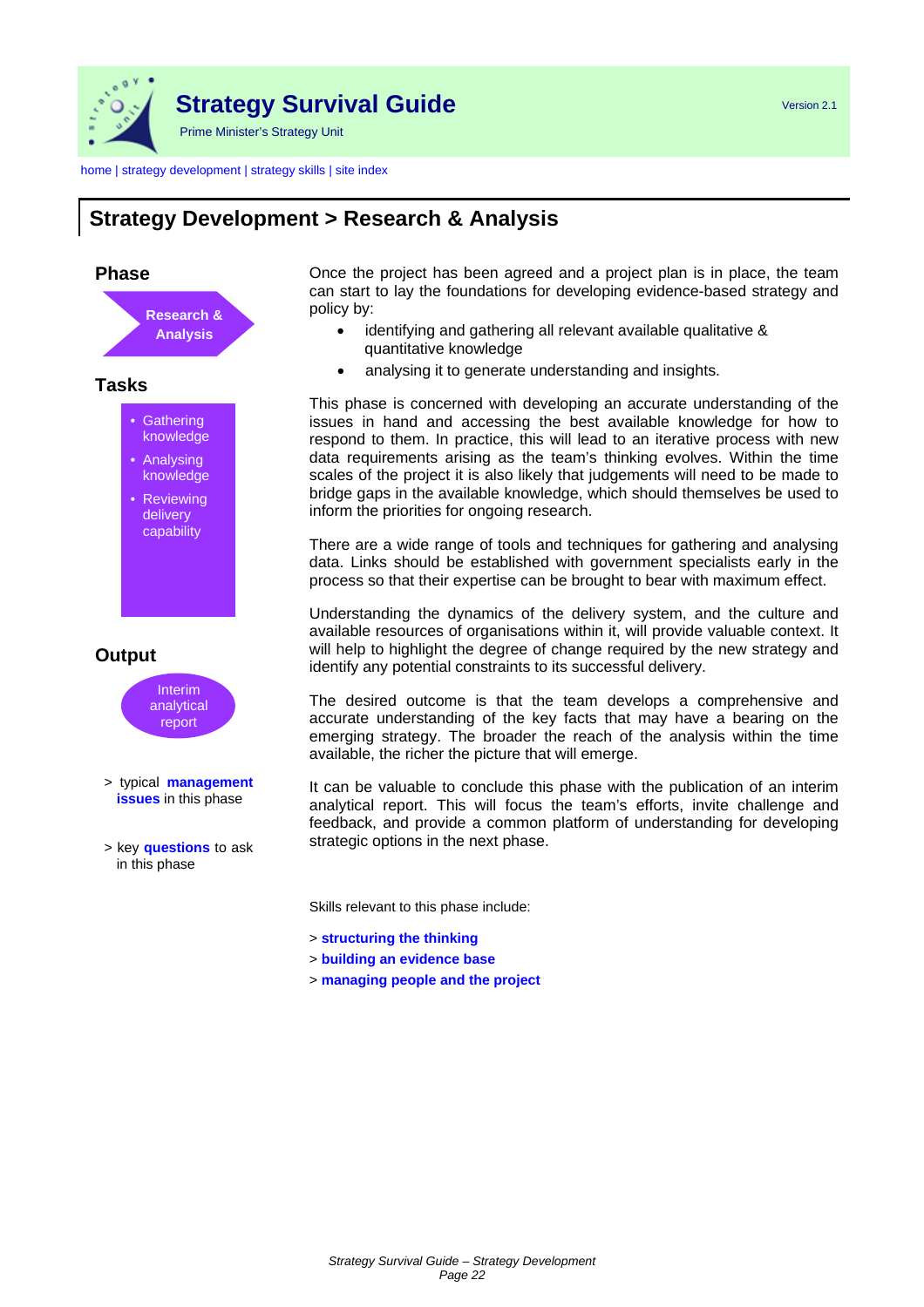home | strategy development | strategy skills | site index

# Strategy Development > Research & Analysis

## Phase

**Research & Analysis**

## Tasks

- Gathering knowledge
- Analysing knowledge
- Reviewing delivery capability

## Output

Interim analytical report

> typical **management issues** in this phase

> key **questions** to ask in this phase

Once the project has been agreed and a project plan is in place, the team can start to lay the foundations for developing evidence-based strategy and policy by:

- identifying and gathering all relevant available qualitative & quantitative knowledge
- analysing it to generate understanding and insights.

This phase is concerned with developing an accurate understanding of the issues in hand and accessing the best available knowledge for how to respond to them. In practice, this will lead to an iterative process with new data requirements arising as the team's thinking evolves. Within the time scales of the project it is also likely that judgements will need to be made to bridge gaps in the available knowledge, which should themselves be used to inform the priorities for ongoing research.

There are a wide range of tools and techniques for gathering and analysing data. Links should be established with government specialists early in the process so that their expertise can be brought to bear with maximum effect.

Understanding the dynamics of the delivery system, and the culture and available resources of organisations within it, will provide valuable context. It will help to highlight the degree of change required by the new strategy and identify any potential constraints to its successful delivery.

The desired outcome is that the team develops a comprehensive and accurate understanding of the key facts that may have a bearing on the emerging strategy. The broader the reach of the analysis within the time available, the richer the picture that will emerge.

It can be valuable to conclude this phase with the publication of an interim analytical report. This will focus the team's efforts, invite challenge and feedback, and provide a common platform of understanding for developing strategic options in the next phase.

Skills relevant to this phase include:

> **structuring the thinking**
> **building an evidence base**
> **managing people and the project**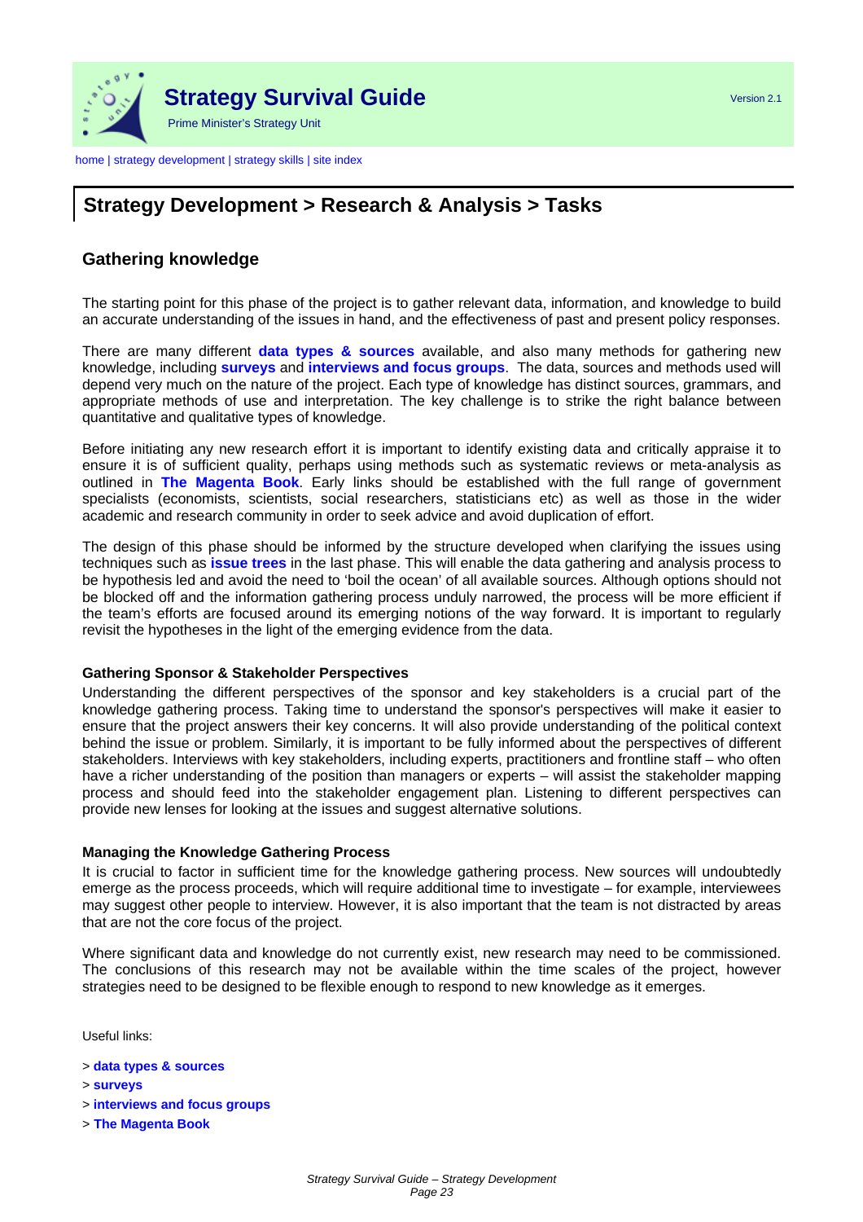## Strategy Development > Research & Analysis > Tasks

### Gathering knowledge

The starting point for this phase of the project is to gather relevant data, information, and knowledge to build an accurate understanding of the issues in hand, and the effectiveness of past and present policy responses.

There are many different **data types & sources** available, and also many methods for gathering new knowledge, including **surveys** and **interviews and focus groups**. The data, sources and methods used will depend very much on the nature of the project. Each type of knowledge has distinct sources, grammars, and appropriate methods of use and interpretation. The key challenge is to strike the right balance between quantitative and qualitative types of knowledge.

Before initiating any new research effort it is important to identify existing data and critically appraise it to ensure it is of sufficient quality, perhaps using methods such as systematic reviews or meta-analysis as outlined in **The Magenta Book**. Early links should be established with the full range of government specialists (economists, scientists, social researchers, statisticians etc) as well as those in the wider academic and research community in order to seek advice and avoid duplication of effort.

The design of this phase should be informed by the structure developed when clarifying the issues using techniques such as **issue trees** in the last phase. This will enable the data gathering and analysis process to be hypothesis led and avoid the need to 'boil the ocean' of all available sources. Although options should not be blocked off and the information gathering process unduly narrowed, the process will be more efficient if the team's efforts are focused around its emerging notions of the way forward. It is important to regularly revisit the hypotheses in the light of the emerging evidence from the data.

#### Gathering Sponsor & Stakeholder Perspectives

Understanding the different perspectives of the sponsor and key stakeholders is a crucial part of the knowledge gathering process. Taking time to understand the sponsor's perspectives will make it easier to ensure that the project answers their key concerns. It will also provide understanding of the political context behind the issue or problem. Similarly, it is important to be fully informed about the perspectives of different stakeholders. Interviews with key stakeholders, including experts, practitioners and frontline staff – who often have a richer understanding of the position than managers or experts – will assist the stakeholder mapping process and should feed into the stakeholder engagement plan. Listening to different perspectives can provide new lenses for looking at the issues and suggest alternative solutions.

#### Managing the Knowledge Gathering Process

It is crucial to factor in sufficient time for the knowledge gathering process. New sources will undoubtedly emerge as the process proceeds, which will require additional time to investigate – for example, interviewees may suggest other people to interview. However, it is also important that the team is not distracted by areas that are not the core focus of the project.

Where significant data and knowledge do not currently exist, new research may need to be commissioned. The conclusions of this research may not be available within the time scales of the project, however strategies need to be designed to be flexible enough to respond to new knowledge as it emerges.

Useful links:

> **data types & sources**
> **surveys**
> **interviews and focus groups**
> **The Magenta Book**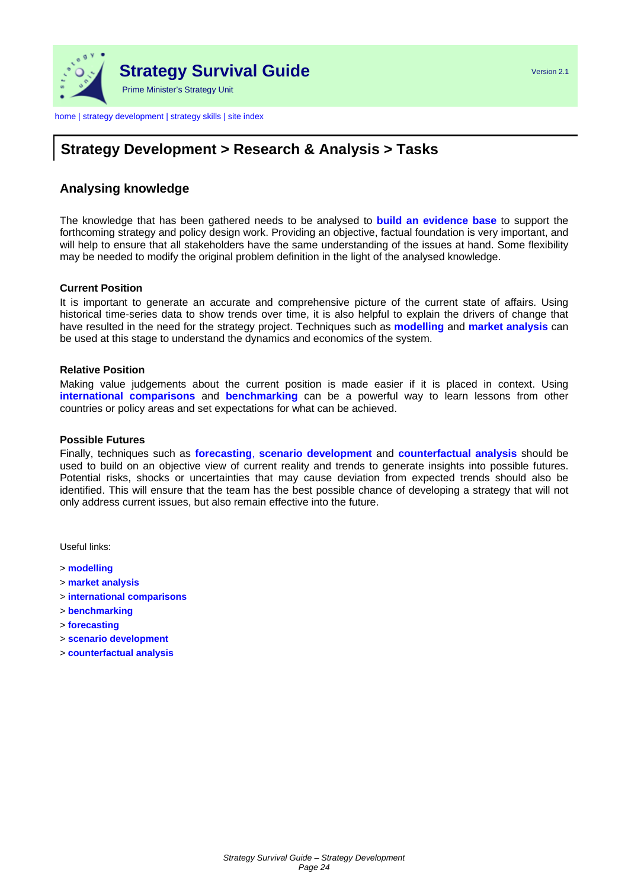# Strategy Development > Research & Analysis > Tasks

## Analysing knowledge

The knowledge that has been gathered needs to be analysed to **build an evidence base** to support the forthcoming strategy and policy design work. Providing an objective, factual foundation is very important, and will help to ensure that all stakeholders have the same understanding of the issues at hand. Some flexibility may be needed to modify the original problem definition in the light of the analysed knowledge.

### Current Position

It is important to generate an accurate and comprehensive picture of the current state of affairs. Using historical time-series data to show trends over time, it is also helpful to explain the drivers of change that have resulted in the need for the strategy project. Techniques such as **modelling** and **market analysis** can be used at this stage to understand the dynamics and economics of the system.

### Relative Position

Making value judgements about the current position is made easier if it is placed in context. Using **international comparisons** and **benchmarking** can be a powerful way to learn lessons from other countries or policy areas and set expectations for what can be achieved.

### Possible Futures

Finally, techniques such as **forecasting**, **scenario development** and **counterfactual analysis** should be used to build on an objective view of current reality and trends to generate insights into possible futures. Potential risks, shocks or uncertainties that may cause deviation from expected trends should also be identified. This will ensure that the team has the best possible chance of developing a strategy that will not only address current issues, but also remain effective into the future.

Useful links:

> **modelling**
> **market analysis**
> **international comparisons**
> **benchmarking**
> **forecasting**
> **scenario development**
> **counterfactual analysis**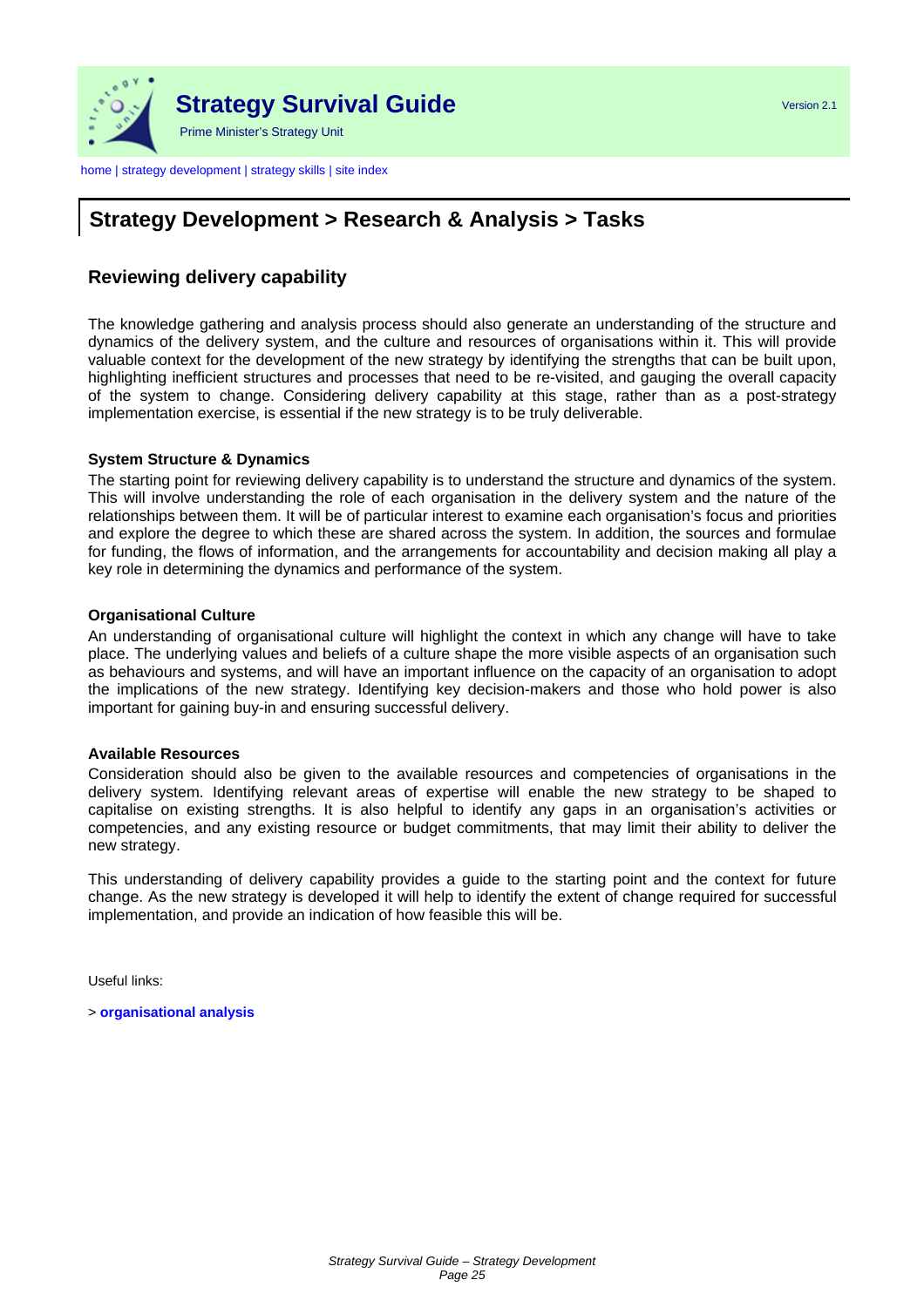## Strategy Development > Research & Analysis > Tasks

### Reviewing delivery capability

The knowledge gathering and analysis process should also generate an understanding of the structure and dynamics of the delivery system, and the culture and resources of organisations within it. This will provide valuable context for the development of the new strategy by identifying the strengths that can be built upon, highlighting inefficient structures and processes that need to be re-visited, and gauging the overall capacity of the system to change. Considering delivery capability at this stage, rather than as a post-strategy implementation exercise, is essential if the new strategy is to be truly deliverable.

**System Structure & Dynamics**

The starting point for reviewing delivery capability is to understand the structure and dynamics of the system. This will involve understanding the role of each organisation in the delivery system and the nature of the relationships between them. It will be of particular interest to examine each organisation's focus and priorities and explore the degree to which these are shared across the system. In addition, the sources and formulae for funding, the flows of information, and the arrangements for accountability and decision making all play a key role in determining the dynamics and performance of the system.

**Organisational Culture**

An understanding of organisational culture will highlight the context in which any change will have to take place. The underlying values and beliefs of a culture shape the more visible aspects of an organisation such as behaviours and systems, and will have an important influence on the capacity of an organisation to adopt the implications of the new strategy. Identifying key decision-makers and those who hold power is also important for gaining buy-in and ensuring successful delivery.

**Available Resources**

Consideration should also be given to the available resources and competencies of organisations in the delivery system. Identifying relevant areas of expertise will enable the new strategy to be shaped to capitalise on existing strengths. It is also helpful to identify any gaps in an organisation's activities or competencies, and any existing resource or budget commitments, that may limit their ability to deliver the new strategy.

This understanding of delivery capability provides a guide to the starting point and the context for future change. As the new strategy is developed it will help to identify the extent of change required for successful implementation, and provide an indication of how feasible this will be.

Useful links:

> **organisational analysis**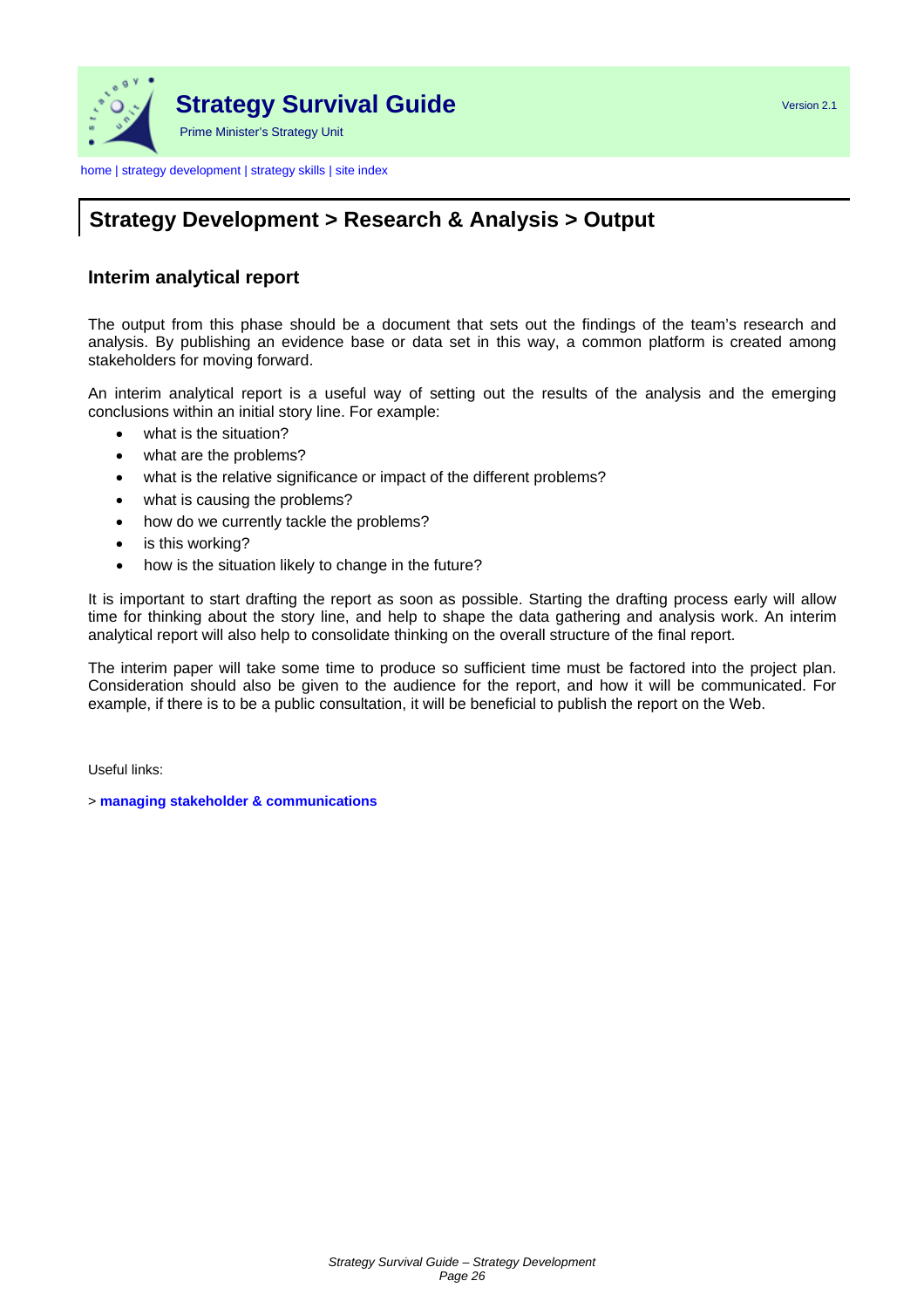# Strategy Development > Research & Analysis > Output

## Interim analytical report

The output from this phase should be a document that sets out the findings of the team's research and analysis. By publishing an evidence base or data set in this way, a common platform is created among stakeholders for moving forward.

An interim analytical report is a useful way of setting out the results of the analysis and the emerging conclusions within an initial story line. For example:

- what is the situation?
- what are the problems?
- what is the relative significance or impact of the different problems?
- what is causing the problems?
- how do we currently tackle the problems?
- is this working?
- how is the situation likely to change in the future?

It is important to start drafting the report as soon as possible. Starting the drafting process early will allow time for thinking about the story line, and help to shape the data gathering and analysis work. An interim analytical report will also help to consolidate thinking on the overall structure of the final report.

The interim paper will take some time to produce so sufficient time must be factored into the project plan. Consideration should also be given to the audience for the report, and how it will be communicated. For example, if there is to be a public consultation, it will be beneficial to publish the report on the Web.

Useful links:

> **managing stakeholder & communications**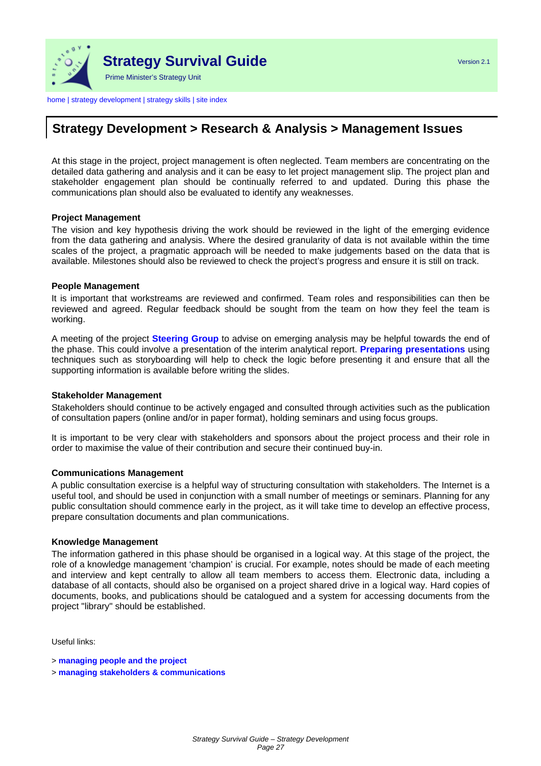# Strategy Development > Research & Analysis > Management Issues

At this stage in the project, project management is often neglected. Team members are concentrating on the detailed data gathering and analysis and it can be easy to let project management slip. The project plan and stakeholder engagement plan should be continually referred to and updated. During this phase the communications plan should also be evaluated to identify any weaknesses.

### Project Management

The vision and key hypothesis driving the work should be reviewed in the light of the emerging evidence from the data gathering and analysis. Where the desired granularity of data is not available within the time scales of the project, a pragmatic approach will be needed to make judgements based on the data that is available. Milestones should also be reviewed to check the project's progress and ensure it is still on track.

### People Management

It is important that workstreams are reviewed and confirmed. Team roles and responsibilities can then be reviewed and agreed. Regular feedback should be sought from the team on how they feel the team is working.

A meeting of the project **Steering Group** to advise on emerging analysis may be helpful towards the end of the phase. This could involve a presentation of the interim analytical report. **Preparing presentations** using techniques such as storyboarding will help to check the logic before presenting it and ensure that all the supporting information is available before writing the slides.

### Stakeholder Management

Stakeholders should continue to be actively engaged and consulted through activities such as the publication of consultation papers (online and/or in paper format), holding seminars and using focus groups.

It is important to be very clear with stakeholders and sponsors about the project process and their role in order to maximise the value of their contribution and secure their continued buy-in.

### Communications Management

A public consultation exercise is a helpful way of structuring consultation with stakeholders. The Internet is a useful tool, and should be used in conjunction with a small number of meetings or seminars. Planning for any public consultation should commence early in the project, as it will take time to develop an effective process, prepare consultation documents and plan communications.

### Knowledge Management

The information gathered in this phase should be organised in a logical way. At this stage of the project, the role of a knowledge management 'champion' is crucial. For example, notes should be made of each meeting and interview and kept centrally to allow all team members to access them. Electronic data, including a database of all contacts, should also be organised on a project shared drive in a logical way. Hard copies of documents, books, and publications should be catalogued and a system for accessing documents from the project "library" should be established.

Useful links:

> **managing people and the project**
> **managing stakeholders & communications**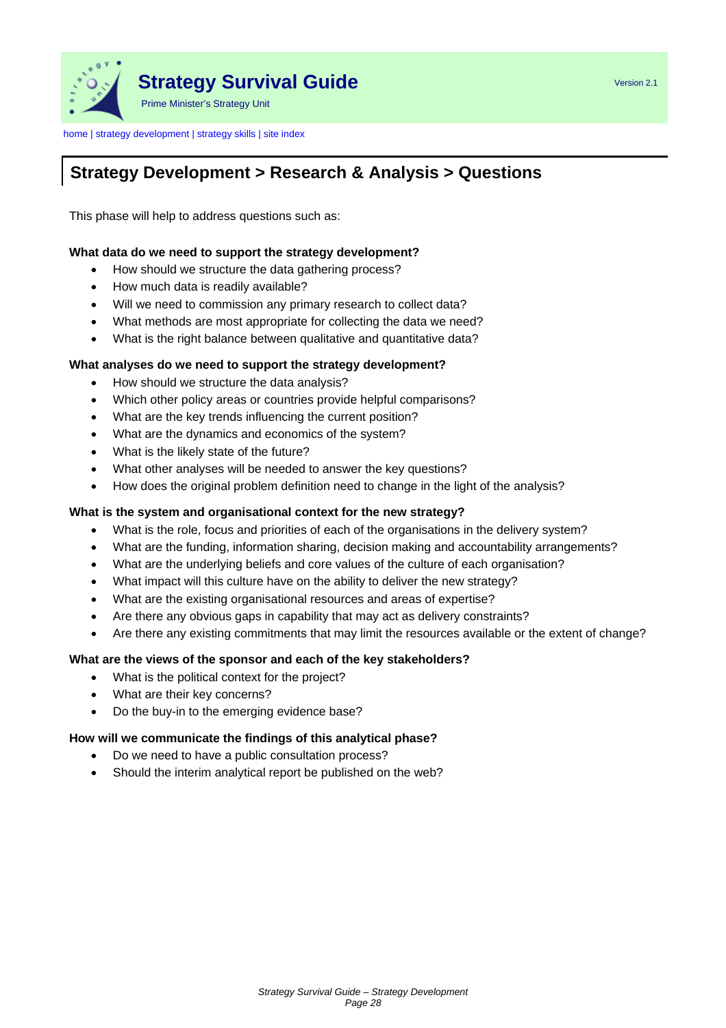## Strategy Development > Research & Analysis > Questions

This phase will help to address questions such as:

**What data do we need to support the strategy development?**

- How should we structure the data gathering process?
- How much data is readily available?
- Will we need to commission any primary research to collect data?
- What methods are most appropriate for collecting the data we need?
- What is the right balance between qualitative and quantitative data?

**What analyses do we need to support the strategy development?**

- How should we structure the data analysis?
- Which other policy areas or countries provide helpful comparisons?
- What are the key trends influencing the current position?
- What are the dynamics and economics of the system?
- What is the likely state of the future?
- What other analyses will be needed to answer the key questions?
- How does the original problem definition need to change in the light of the analysis?

**What is the system and organisational context for the new strategy?**

- What is the role, focus and priorities of each of the organisations in the delivery system?
- What are the funding, information sharing, decision making and accountability arrangements?
- What are the underlying beliefs and core values of the culture of each organisation?
- What impact will this culture have on the ability to deliver the new strategy?
- What are the existing organisational resources and areas of expertise?
- Are there any obvious gaps in capability that may act as delivery constraints?
- Are there any existing commitments that may limit the resources available or the extent of change?

**What are the views of the sponsor and each of the key stakeholders?**

- What is the political context for the project?
- What are their key concerns?
- Do the buy-in to the emerging evidence base?

**How will we communicate the findings of this analytical phase?**

- Do we need to have a public consultation process?
- Should the interim analytical report be published on the web?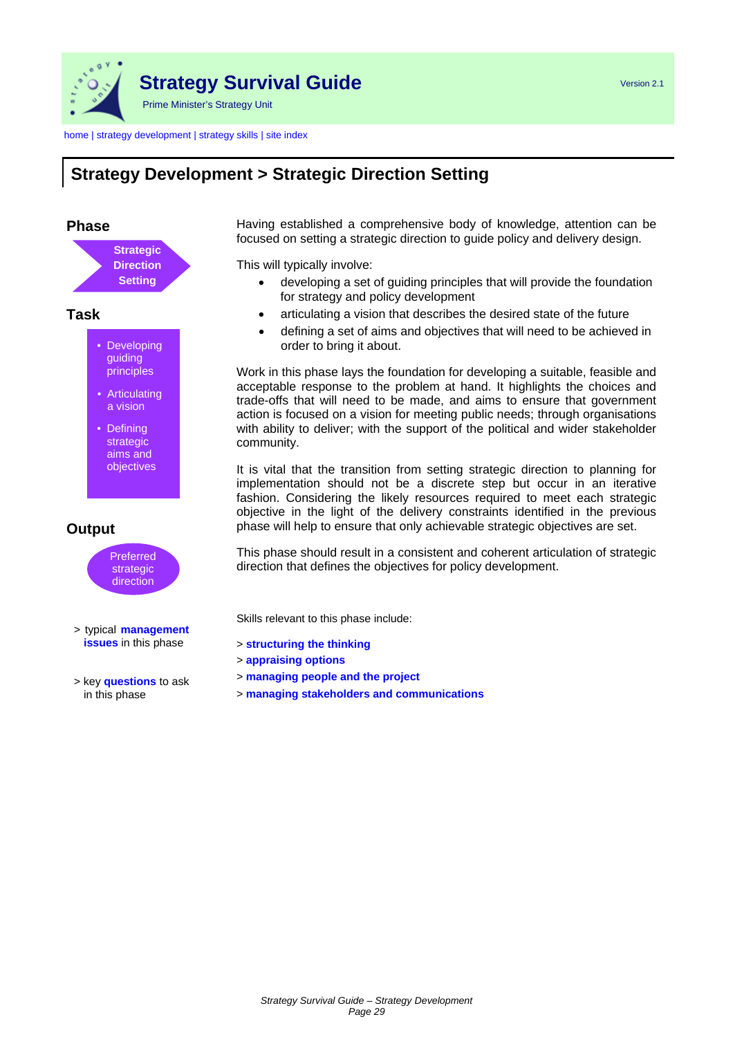# Strategy Survival Guide

Prime Minister's Strategy Unit

Version 2.1

home | strategy development | strategy skills | site index

## Strategy Development > Strategic Direction Setting

### Phase

**Strategic Direction Setting**

### Task

- Developing guiding principles
- Articulating a vision
- Defining strategic aims and objectives

### Output

Preferred strategic direction

> typical **management issues** in this phase

> key **questions** to ask in this phase

Having established a comprehensive body of knowledge, attention can be focused on setting a strategic direction to guide policy and delivery design.

This will typically involve:

- developing a set of guiding principles that will provide the foundation for strategy and policy development
- articulating a vision that describes the desired state of the future
- defining a set of aims and objectives that will need to be achieved in order to bring it about.

Work in this phase lays the foundation for developing a suitable, feasible and acceptable response to the problem at hand. It highlights the choices and trade-offs that will need to be made, and aims to ensure that government action is focused on a vision for meeting public needs; through organisations with ability to deliver; with the support of the political and wider stakeholder community.

It is vital that the transition from setting strategic direction to planning for implementation should not be a discrete step but occur in an iterative fashion. Considering the likely resources required to meet each strategic objective in the light of the delivery constraints identified in the previous phase will help to ensure that only achievable strategic objectives are set.

This phase should result in a consistent and coherent articulation of strategic direction that defines the objectives for policy development.

Skills relevant to this phase include:

> **structuring the thinking**
> **appraising options**
> **managing people and the project**
> **managing stakeholders and communications**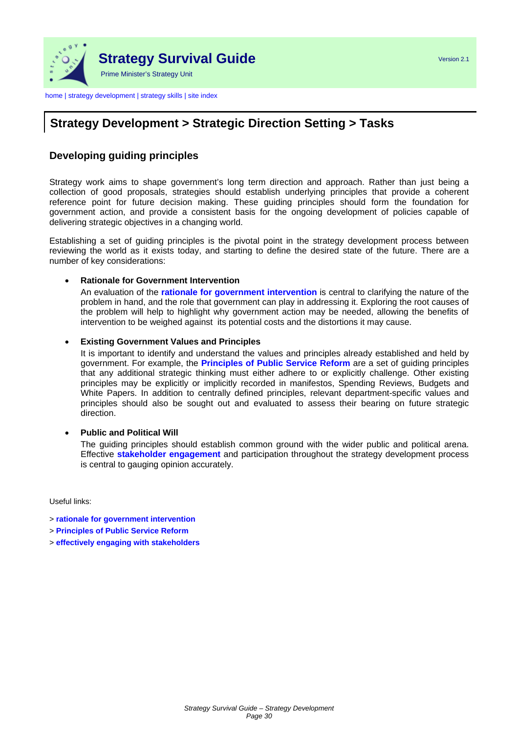home | strategy development | strategy skills | site index

## Strategy Development > Strategic Direction Setting > Tasks

### Developing guiding principles

Strategy work aims to shape government's long term direction and approach. Rather than just being a collection of good proposals, strategies should establish underlying principles that provide a coherent reference point for future decision making. These guiding principles should form the foundation for government action, and provide a consistent basis for the ongoing development of policies capable of delivering strategic objectives in a changing world.

Establishing a set of guiding principles is the pivotal point in the strategy development process between reviewing the world as it exists today, and starting to define the desired state of the future. There are a number of key considerations:

- **Rationale for Government Intervention**
  An evaluation of the **rationale for government intervention** is central to clarifying the nature of the problem in hand, and the role that government can play in addressing it. Exploring the root causes of the problem will help to highlight why government action may be needed, allowing the benefits of intervention to be weighed against its potential costs and the distortions it may cause.

- **Existing Government Values and Principles**
  It is important to identify and understand the values and principles already established and held by government. For example, the **Principles of Public Service Reform** are a set of guiding principles that any additional strategic thinking must either adhere to or explicitly challenge. Other existing principles may be explicitly or implicitly recorded in manifestos, Spending Reviews, Budgets and White Papers. In addition to centrally defined principles, relevant department-specific values and principles should also be sought out and evaluated to assess their bearing on future strategic direction.

- **Public and Political Will**
  The guiding principles should establish common ground with the wider public and political arena. Effective **stakeholder engagement** and participation throughout the strategy development process is central to gauging opinion accurately.

Useful links:

> **rationale for government intervention**
> **Principles of Public Service Reform**
> **effectively engaging with stakeholders**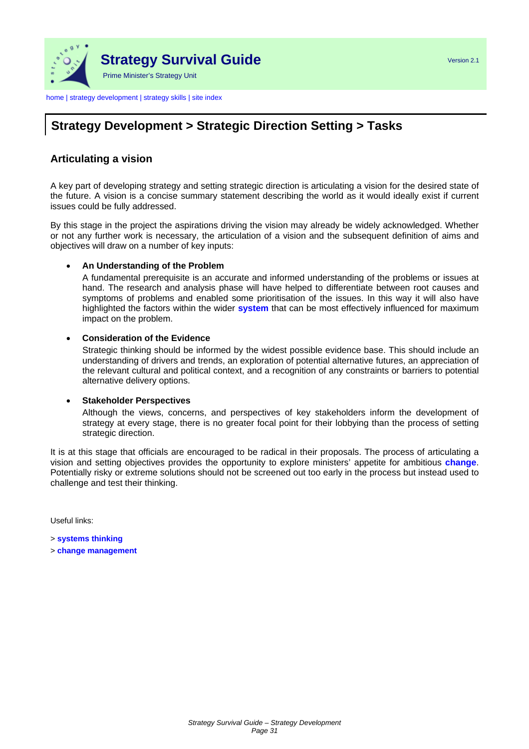## Strategy Development > Strategic Direction Setting > Tasks

### Articulating a vision

A key part of developing strategy and setting strategic direction is articulating a vision for the desired state of the future. A vision is a concise summary statement describing the world as it would ideally exist if current issues could be fully addressed.

By this stage in the project the aspirations driving the vision may already be widely acknowledged. Whether or not any further work is necessary, the articulation of a vision and the subsequent definition of aims and objectives will draw on a number of key inputs:

- **An Understanding of the Problem**
  A fundamental prerequisite is an accurate and informed understanding of the problems or issues at hand. The research and analysis phase will have helped to differentiate between root causes and symptoms of problems and enabled some prioritisation of the issues. In this way it will also have highlighted the factors within the wider **system** that can be most effectively influenced for maximum impact on the problem.

- **Consideration of the Evidence**
  Strategic thinking should be informed by the widest possible evidence base. This should include an understanding of drivers and trends, an exploration of potential alternative futures, an appreciation of the relevant cultural and political context, and a recognition of any constraints or barriers to potential alternative delivery options.

- **Stakeholder Perspectives**
  Although the views, concerns, and perspectives of key stakeholders inform the development of strategy at every stage, there is no greater focal point for their lobbying than the process of setting strategic direction.

It is at this stage that officials are encouraged to be radical in their proposals. The process of articulating a vision and setting objectives provides the opportunity to explore ministers' appetite for ambitious **change**. Potentially risky or extreme solutions should not be screened out too early in the process but instead used to challenge and test their thinking.

Useful links:

> **systems thinking**

> **change management**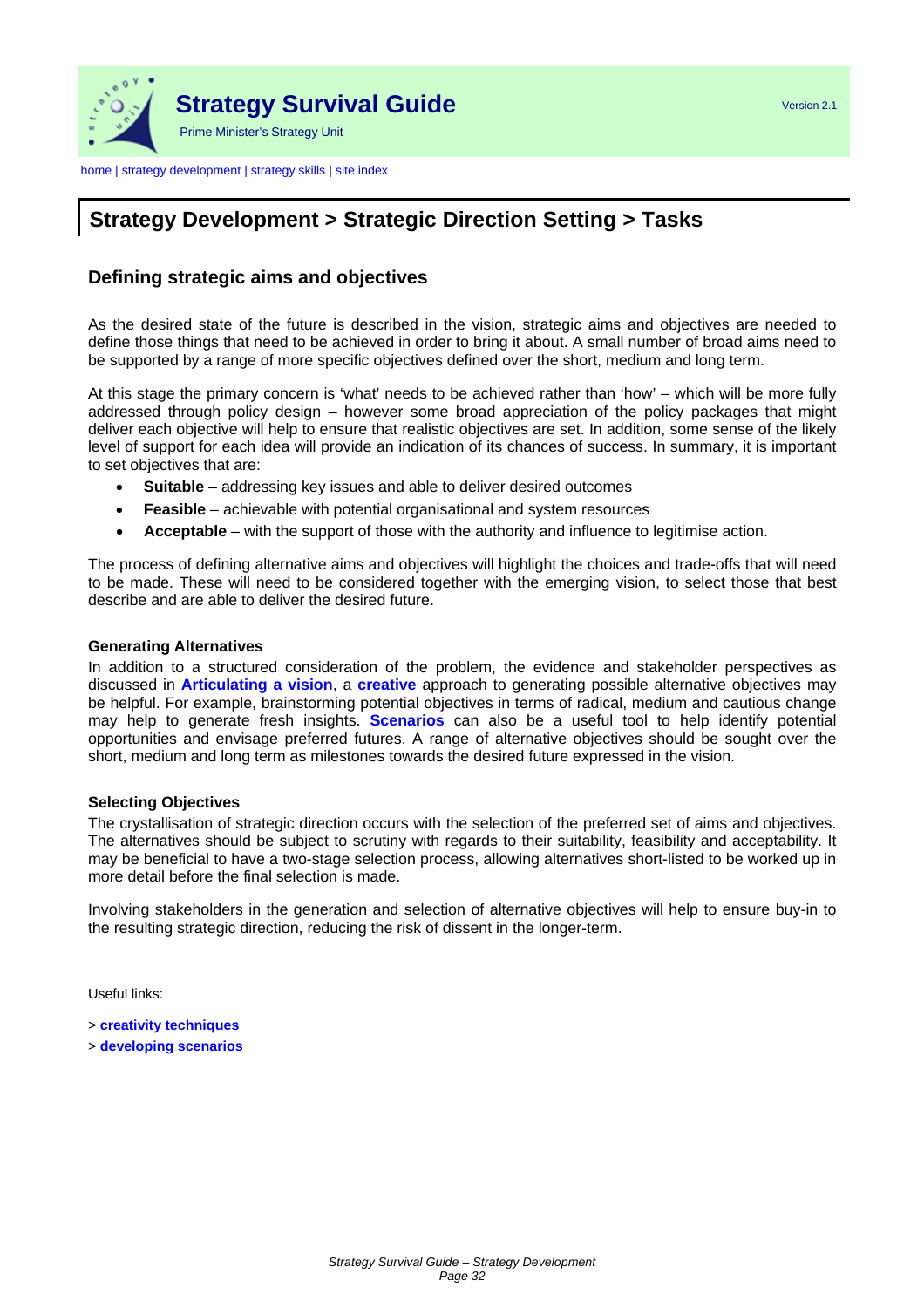# Strategy Development > Strategic Direction Setting > Tasks

## Defining strategic aims and objectives

As the desired state of the future is described in the vision, strategic aims and objectives are needed to define those things that need to be achieved in order to bring it about. A small number of broad aims need to be supported by a range of more specific objectives defined over the short, medium and long term.

At this stage the primary concern is 'what' needs to be achieved rather than 'how' – which will be more fully addressed through policy design – however some broad appreciation of the policy packages that might deliver each objective will help to ensure that realistic objectives are set. In addition, some sense of the likely level of support for each idea will provide an indication of its chances of success. In summary, it is important to set objectives that are:

- **Suitable** – addressing key issues and able to deliver desired outcomes
- **Feasible** – achievable with potential organisational and system resources
- **Acceptable** – with the support of those with the authority and influence to legitimise action.

The process of defining alternative aims and objectives will highlight the choices and trade-offs that will need to be made. These will need to be considered together with the emerging vision, to select those that best describe and are able to deliver the desired future.

### Generating Alternatives

In addition to a structured consideration of the problem, the evidence and stakeholder perspectives as discussed in **Articulating a vision**, a **creative** approach to generating possible alternative objectives may be helpful. For example, brainstorming potential objectives in terms of radical, medium and cautious change may help to generate fresh insights. **Scenarios** can also be a useful tool to help identify potential opportunities and envisage preferred futures. A range of alternative objectives should be sought over the short, medium and long term as milestones towards the desired future expressed in the vision.

### Selecting Objectives

The crystallisation of strategic direction occurs with the selection of the preferred set of aims and objectives. The alternatives should be subject to scrutiny with regards to their suitability, feasibility and acceptability. It may be beneficial to have a two-stage selection process, allowing alternatives short-listed to be worked up in more detail before the final selection is made.

Involving stakeholders in the generation and selection of alternative objectives will help to ensure buy-in to the resulting strategic direction, reducing the risk of dissent in the longer-term.

Useful links:

> **creativity techniques**
> **developing scenarios**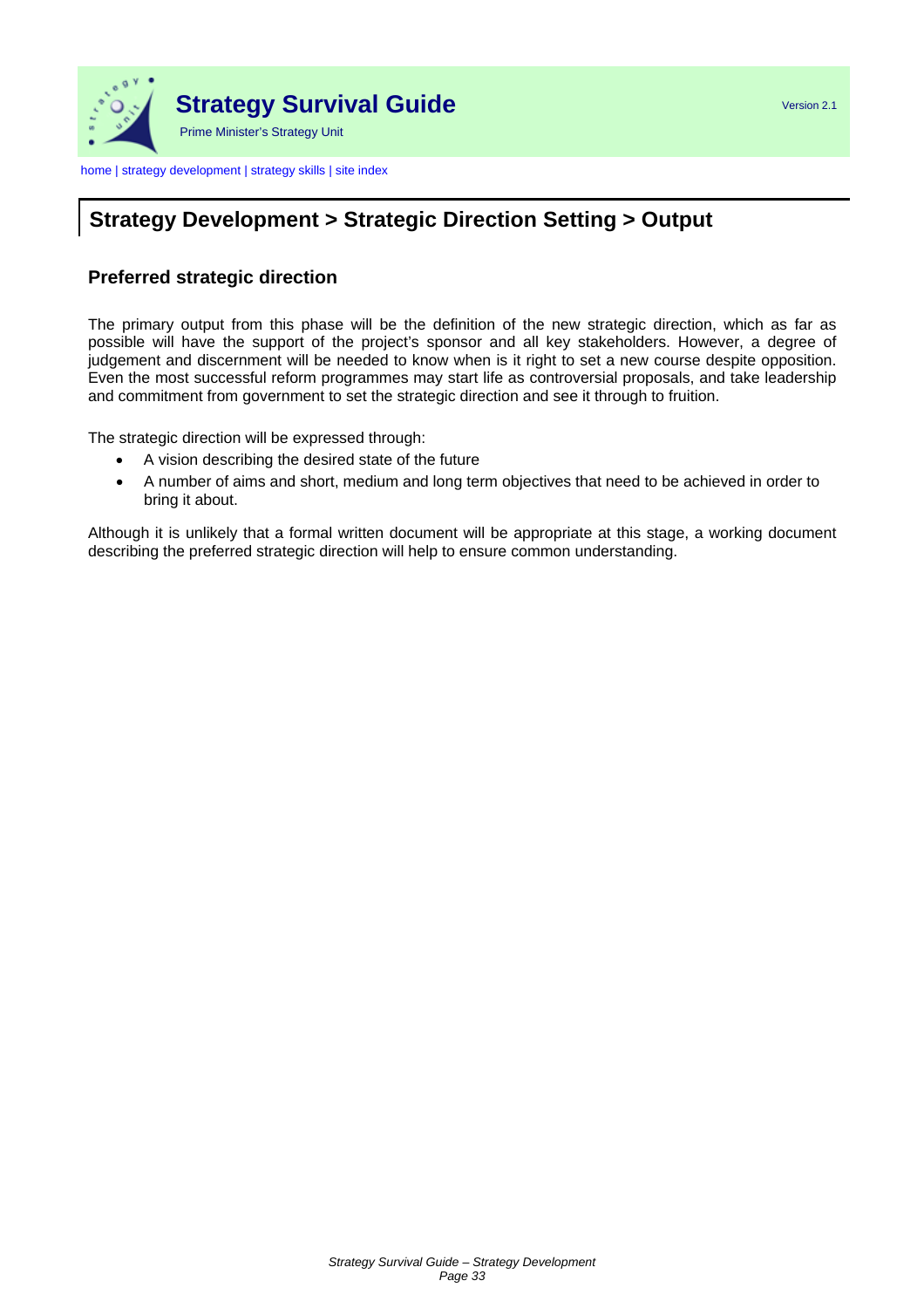## Strategy Development > Strategic Direction Setting > Output

### Preferred strategic direction

The primary output from this phase will be the definition of the new strategic direction, which as far as possible will have the support of the project's sponsor and all key stakeholders. However, a degree of judgement and discernment will be needed to know when is it right to set a new course despite opposition. Even the most successful reform programmes may start life as controversial proposals, and take leadership and commitment from government to set the strategic direction and see it through to fruition.

The strategic direction will be expressed through:

- A vision describing the desired state of the future
- A number of aims and short, medium and long term objectives that need to be achieved in order to bring it about.

Although it is unlikely that a formal written document will be appropriate at this stage, a working document describing the preferred strategic direction will help to ensure common understanding.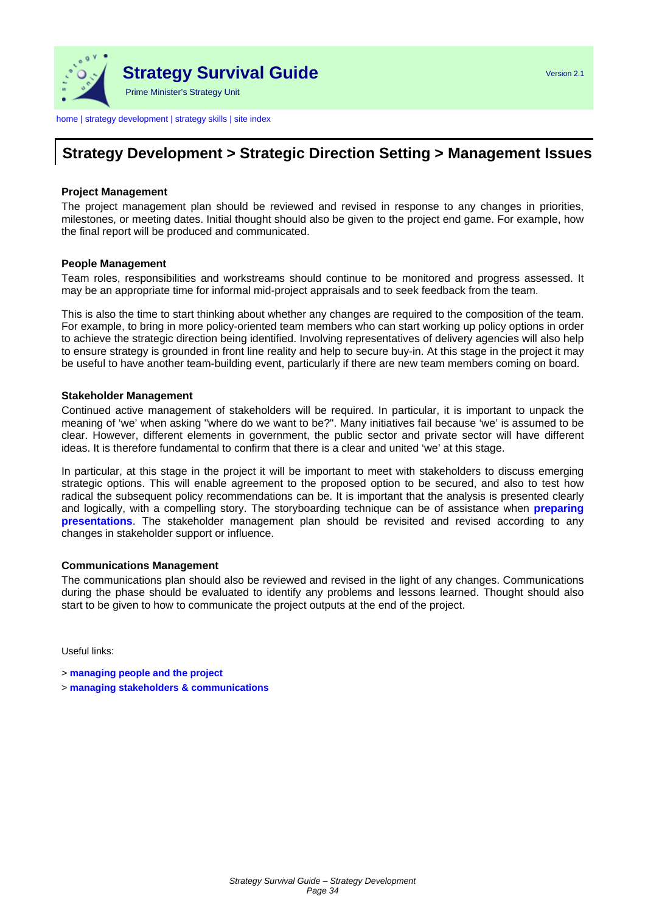# Strategy Development > Strategic Direction Setting > Management Issues

**Project Management**

The project management plan should be reviewed and revised in response to any changes in priorities, milestones, or meeting dates. Initial thought should also be given to the project end game. For example, how the final report will be produced and communicated.

**People Management**

Team roles, responsibilities and workstreams should continue to be monitored and progress assessed. It may be an appropriate time for informal mid-project appraisals and to seek feedback from the team.

This is also the time to start thinking about whether any changes are required to the composition of the team. For example, to bring in more policy-oriented team members who can start working up policy options in order to achieve the strategic direction being identified. Involving representatives of delivery agencies will also help to ensure strategy is grounded in front line reality and help to secure buy-in. At this stage in the project it may be useful to have another team-building event, particularly if there are new team members coming on board.

**Stakeholder Management**

Continued active management of stakeholders will be required. In particular, it is important to unpack the meaning of 'we' when asking "where do we want to be?". Many initiatives fail because 'we' is assumed to be clear. However, different elements in government, the public sector and private sector will have different ideas. It is therefore fundamental to confirm that there is a clear and united 'we' at this stage.

In particular, at this stage in the project it will be important to meet with stakeholders to discuss emerging strategic options. This will enable agreement to the proposed option to be secured, and also to test how radical the subsequent policy recommendations can be. It is important that the analysis is presented clearly and logically, with a compelling story. The storyboarding technique can be of assistance when **preparing presentations**. The stakeholder management plan should be revisited and revised according to any changes in stakeholder support or influence.

**Communications Management**

The communications plan should also be reviewed and revised in the light of any changes. Communications during the phase should be evaluated to identify any problems and lessons learned. Thought should also start to be given to how to communicate the project outputs at the end of the project.

Useful links:

> **managing people and the project**

> **managing stakeholders & communications**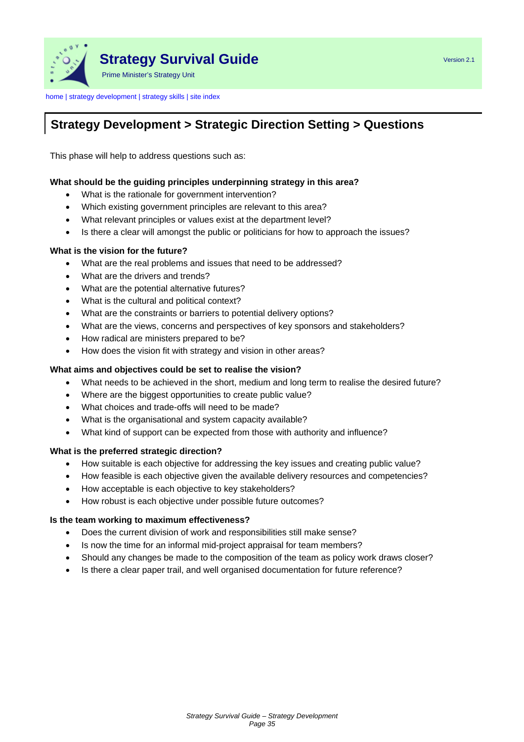## Strategy Development > Strategic Direction Setting > Questions

This phase will help to address questions such as:

**What should be the guiding principles underpinning strategy in this area?**

- What is the rationale for government intervention?
- Which existing government principles are relevant to this area?
- What relevant principles or values exist at the department level?
- Is there a clear will amongst the public or politicians for how to approach the issues?

**What is the vision for the future?**

- What are the real problems and issues that need to be addressed?
- What are the drivers and trends?
- What are the potential alternative futures?
- What is the cultural and political context?
- What are the constraints or barriers to potential delivery options?
- What are the views, concerns and perspectives of key sponsors and stakeholders?
- How radical are ministers prepared to be?
- How does the vision fit with strategy and vision in other areas?

**What aims and objectives could be set to realise the vision?**

- What needs to be achieved in the short, medium and long term to realise the desired future?
- Where are the biggest opportunities to create public value?
- What choices and trade-offs will need to be made?
- What is the organisational and system capacity available?
- What kind of support can be expected from those with authority and influence?

**What is the preferred strategic direction?**

- How suitable is each objective for addressing the key issues and creating public value?
- How feasible is each objective given the available delivery resources and competencies?
- How acceptable is each objective to key stakeholders?
- How robust is each objective under possible future outcomes?

**Is the team working to maximum effectiveness?**

- Does the current division of work and responsibilities still make sense?
- Is now the time for an informal mid-project appraisal for team members?
- Should any changes be made to the composition of the team as policy work draws closer?
- Is there a clear paper trail, and well organised documentation for future reference?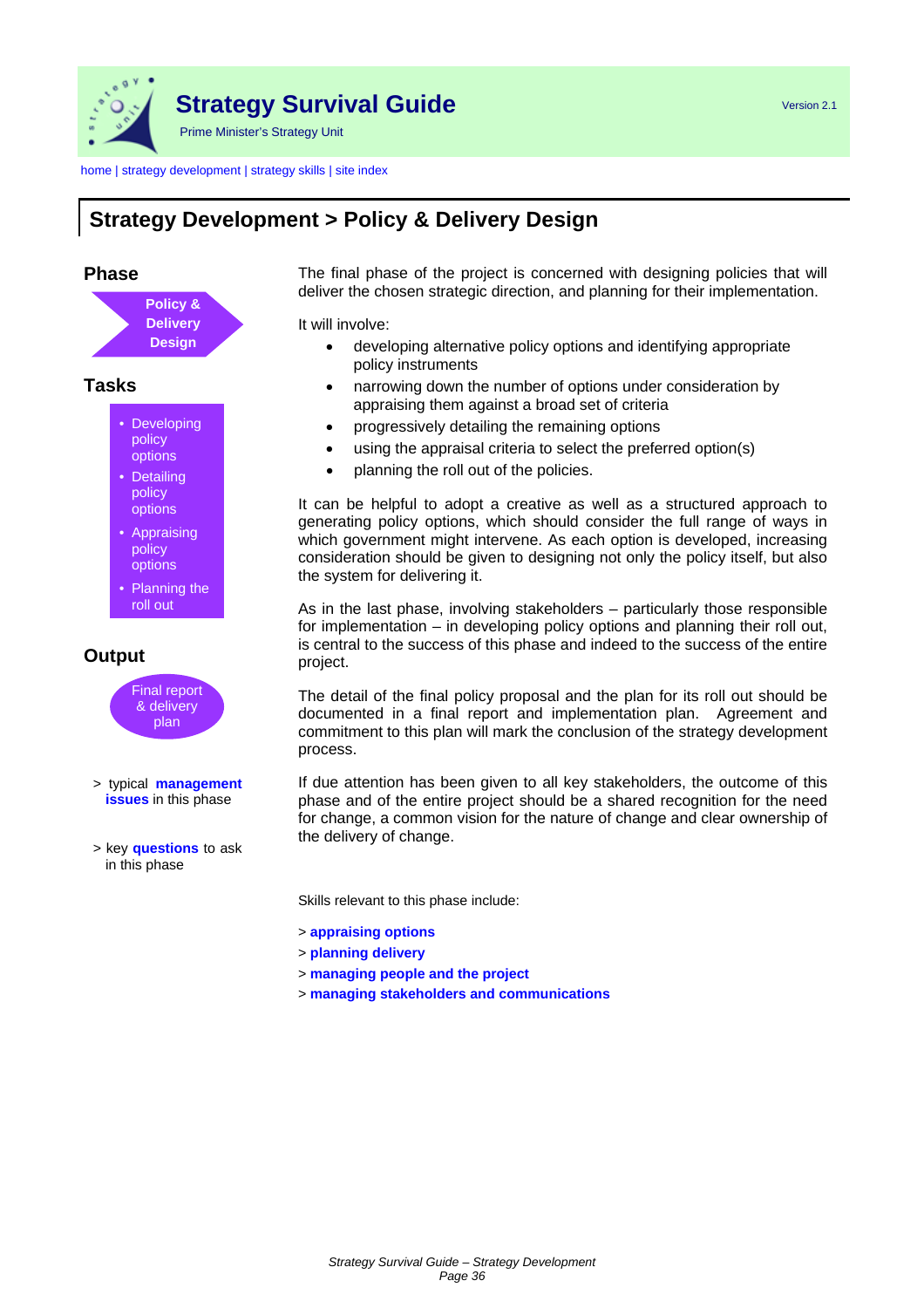# Strategy Development > Policy & Delivery Design

## Phase

**Policy & Delivery Design**

## Tasks

- Developing policy options
- Detailing policy options
- Appraising policy options
- Planning the roll out

## Output

Final report & delivery plan

> typical **management issues** in this phase

> key **questions** to ask in this phase

The final phase of the project is concerned with designing policies that will deliver the chosen strategic direction, and planning for their implementation.

It will involve:

- developing alternative policy options and identifying appropriate policy instruments
- narrowing down the number of options under consideration by appraising them against a broad set of criteria
- progressively detailing the remaining options
- using the appraisal criteria to select the preferred option(s)
- planning the roll out of the policies.

It can be helpful to adopt a creative as well as a structured approach to generating policy options, which should consider the full range of ways in which government might intervene. As each option is developed, increasing consideration should be given to designing not only the policy itself, but also the system for delivering it.

As in the last phase, involving stakeholders – particularly those responsible for implementation – in developing policy options and planning their roll out, is central to the success of this phase and indeed to the success of the entire project.

The detail of the final policy proposal and the plan for its roll out should be documented in a final report and implementation plan. Agreement and commitment to this plan will mark the conclusion of the strategy development process.

If due attention has been given to all key stakeholders, the outcome of this phase and of the entire project should be a shared recognition for the need for change, a common vision for the nature of change and clear ownership of the delivery of change.

Skills relevant to this phase include:

> **appraising options**
> **planning delivery**
> **managing people and the project**
> **managing stakeholders and communications**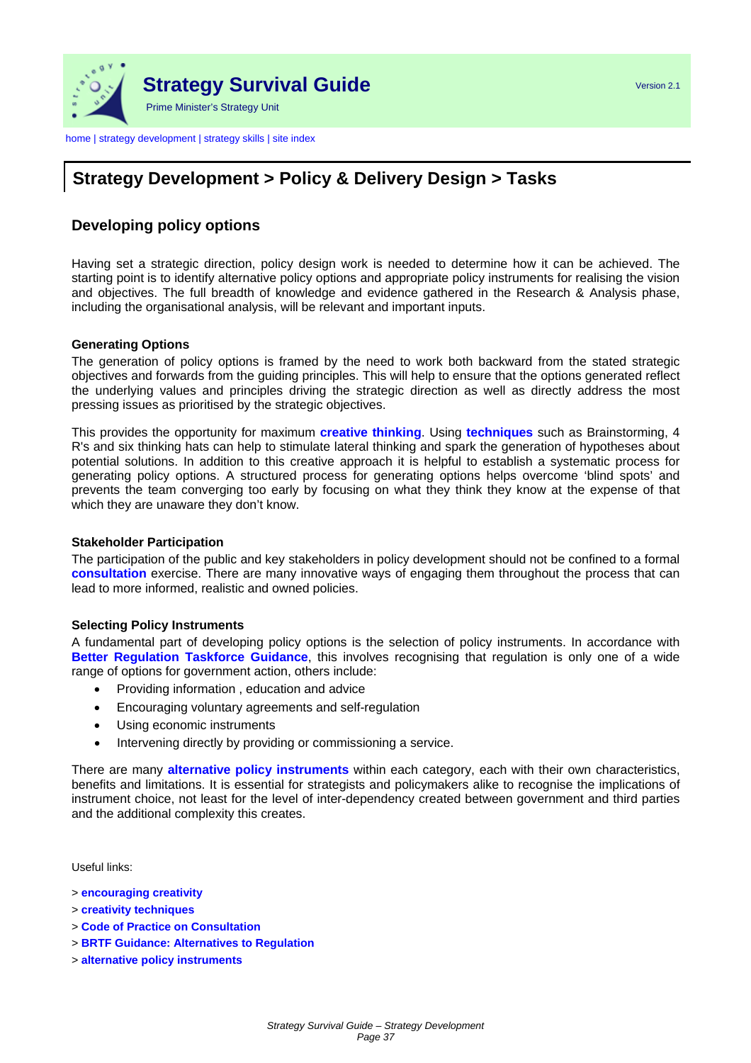# Strategy Development > Policy & Delivery Design > Tasks

## Developing policy options

Having set a strategic direction, policy design work is needed to determine how it can be achieved. The starting point is to identify alternative policy options and appropriate policy instruments for realising the vision and objectives. The full breadth of knowledge and evidence gathered in the Research & Analysis phase, including the organisational analysis, will be relevant and important inputs.

### Generating Options

The generation of policy options is framed by the need to work both backward from the stated strategic objectives and forwards from the guiding principles. This will help to ensure that the options generated reflect the underlying values and principles driving the strategic direction as well as directly address the most pressing issues as prioritised by the strategic objectives.

This provides the opportunity for maximum **creative thinking**. Using **techniques** such as Brainstorming, 4 R's and six thinking hats can help to stimulate lateral thinking and spark the generation of hypotheses about potential solutions. In addition to this creative approach it is helpful to establish a systematic process for generating policy options. A structured process for generating options helps overcome 'blind spots' and prevents the team converging too early by focusing on what they think they know at the expense of that which they are unaware they don't know.

### Stakeholder Participation

The participation of the public and key stakeholders in policy development should not be confined to a formal **consultation** exercise. There are many innovative ways of engaging them throughout the process that can lead to more informed, realistic and owned policies.

### Selecting Policy Instruments

A fundamental part of developing policy options is the selection of policy instruments. In accordance with **Better Regulation Taskforce Guidance**, this involves recognising that regulation is only one of a wide range of options for government action, others include:

- Providing information , education and advice
- Encouraging voluntary agreements and self-regulation
- Using economic instruments
- Intervening directly by providing or commissioning a service.

There are many **alternative policy instruments** within each category, each with their own characteristics, benefits and limitations. It is essential for strategists and policymakers alike to recognise the implications of instrument choice, not least for the level of inter-dependency created between government and third parties and the additional complexity this creates.

Useful links:

> **encouraging creativity**
> **creativity techniques**
> **Code of Practice on Consultation**
> **BRTF Guidance: Alternatives to Regulation**
> **alternative policy instruments**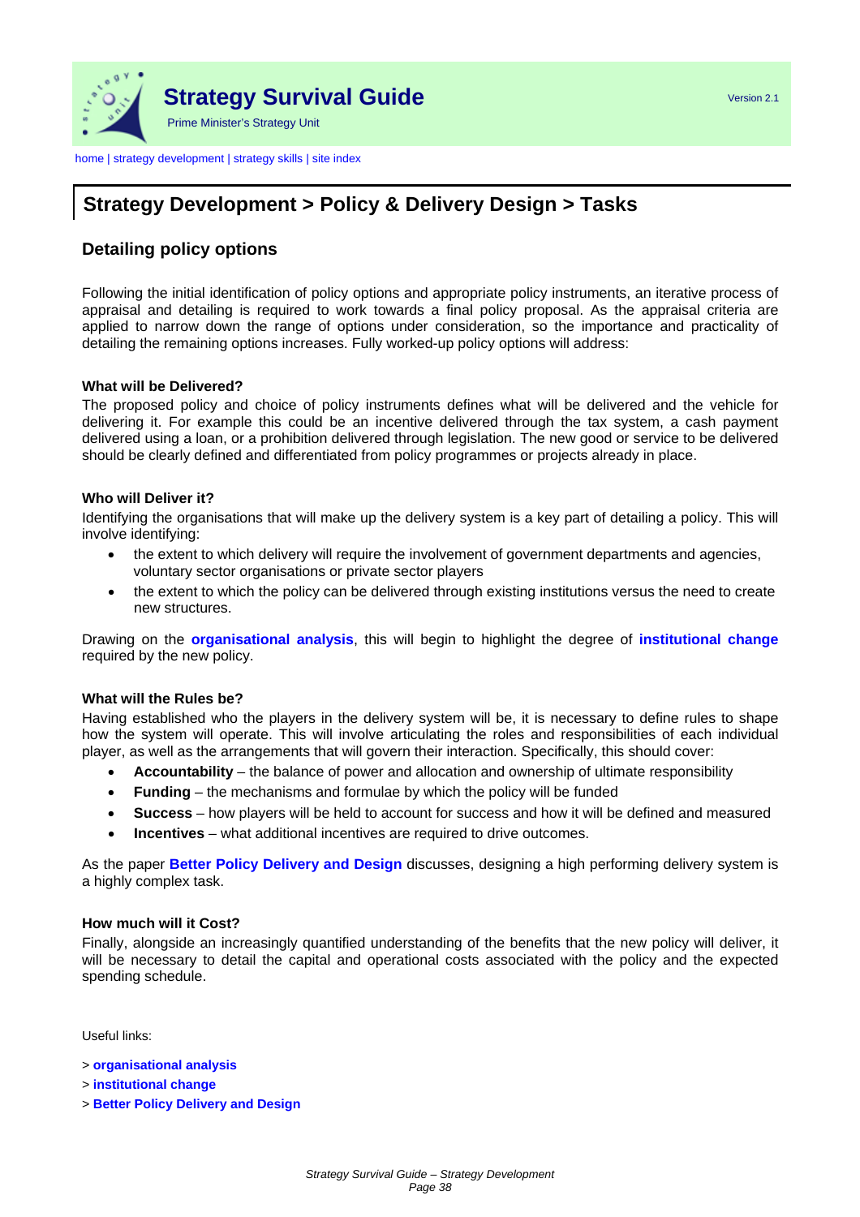# Strategy Development > Policy & Delivery Design > Tasks

## Detailing policy options

Following the initial identification of policy options and appropriate policy instruments, an iterative process of appraisal and detailing is required to work towards a final policy proposal. As the appraisal criteria are applied to narrow down the range of options under consideration, so the importance and practicality of detailing the remaining options increases. Fully worked-up policy options will address:

**What will be Delivered?**

The proposed policy and choice of policy instruments defines what will be delivered and the vehicle for delivering it. For example this could be an incentive delivered through the tax system, a cash payment delivered using a loan, or a prohibition delivered through legislation. The new good or service to be delivered should be clearly defined and differentiated from policy programmes or projects already in place.

**Who will Deliver it?**

Identifying the organisations that will make up the delivery system is a key part of detailing a policy. This will involve identifying:

- the extent to which delivery will require the involvement of government departments and agencies, voluntary sector organisations or private sector players
- the extent to which the policy can be delivered through existing institutions versus the need to create new structures.

Drawing on the **organisational analysis**, this will begin to highlight the degree of **institutional change** required by the new policy.

**What will the Rules be?**

Having established who the players in the delivery system will be, it is necessary to define rules to shape how the system will operate. This will involve articulating the roles and responsibilities of each individual player, as well as the arrangements that will govern their interaction. Specifically, this should cover:

- **Accountability** – the balance of power and allocation and ownership of ultimate responsibility
- **Funding** – the mechanisms and formulae by which the policy will be funded
- **Success** – how players will be held to account for success and how it will be defined and measured
- **Incentives** – what additional incentives are required to drive outcomes.

As the paper **Better Policy Delivery and Design** discusses, designing a high performing delivery system is a highly complex task.

**How much will it Cost?**

Finally, alongside an increasingly quantified understanding of the benefits that the new policy will deliver, it will be necessary to detail the capital and operational costs associated with the policy and the expected spending schedule.

Useful links:

> **organisational analysis**
> **institutional change**
> **Better Policy Delivery and Design**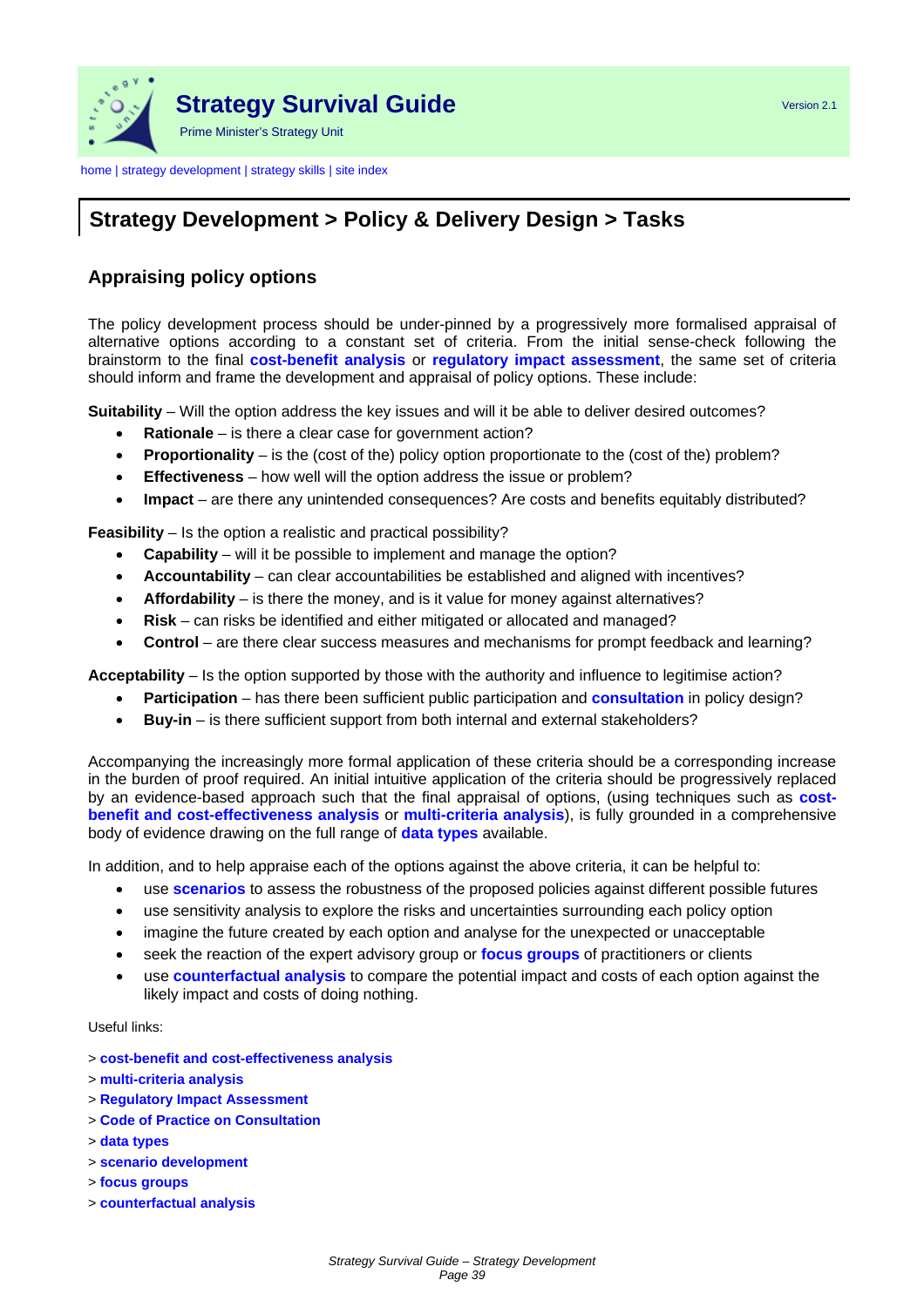# Strategy Development > Policy & Delivery Design > Tasks

## Appraising policy options

The policy development process should be under-pinned by a progressively more formalised appraisal of alternative options according to a constant set of criteria. From the initial sense-check following the brainstorm to the final **cost-benefit analysis** or **regulatory impact assessment**, the same set of criteria should inform and frame the development and appraisal of policy options. These include:

**Suitability** – Will the option address the key issues and will it be able to deliver desired outcomes?

- **Rationale** – is there a clear case for government action?
- **Proportionality** – is the (cost of the) policy option proportionate to the (cost of the) problem?
- **Effectiveness** – how well will the option address the issue or problem?
- **Impact** – are there any unintended consequences? Are costs and benefits equitably distributed?

**Feasibility** – Is the option a realistic and practical possibility?

- **Capability** – will it be possible to implement and manage the option?
- **Accountability** – can clear accountabilities be established and aligned with incentives?
- **Affordability** – is there the money, and is it value for money against alternatives?
- **Risk** – can risks be identified and either mitigated or allocated and managed?
- **Control** – are there clear success measures and mechanisms for prompt feedback and learning?

**Acceptability** – Is the option supported by those with the authority and influence to legitimise action?

- **Participation** – has there been sufficient public participation and **consultation** in policy design?
- **Buy-in** – is there sufficient support from both internal and external stakeholders?

Accompanying the increasingly more formal application of these criteria should be a corresponding increase in the burden of proof required. An initial intuitive application of the criteria should be progressively replaced by an evidence-based approach such that the final appraisal of options, (using techniques such as **cost-benefit and cost-effectiveness analysis** or **multi-criteria analysis**), is fully grounded in a comprehensive body of evidence drawing on the full range of **data types** available.

In addition, and to help appraise each of the options against the above criteria, it can be helpful to:

- use **scenarios** to assess the robustness of the proposed policies against different possible futures
- use sensitivity analysis to explore the risks and uncertainties surrounding each policy option
- imagine the future created by each option and analyse for the unexpected or unacceptable
- seek the reaction of the expert advisory group or **focus groups** of practitioners or clients
- use **counterfactual analysis** to compare the potential impact and costs of each option against the likely impact and costs of doing nothing.

Useful links:

> **cost-benefit and cost-effectiveness analysis**
> **multi-criteria analysis**
> **Regulatory Impact Assessment**
> **Code of Practice on Consultation**
> **data types**
> **scenario development**
> **focus groups**
> **counterfactual analysis**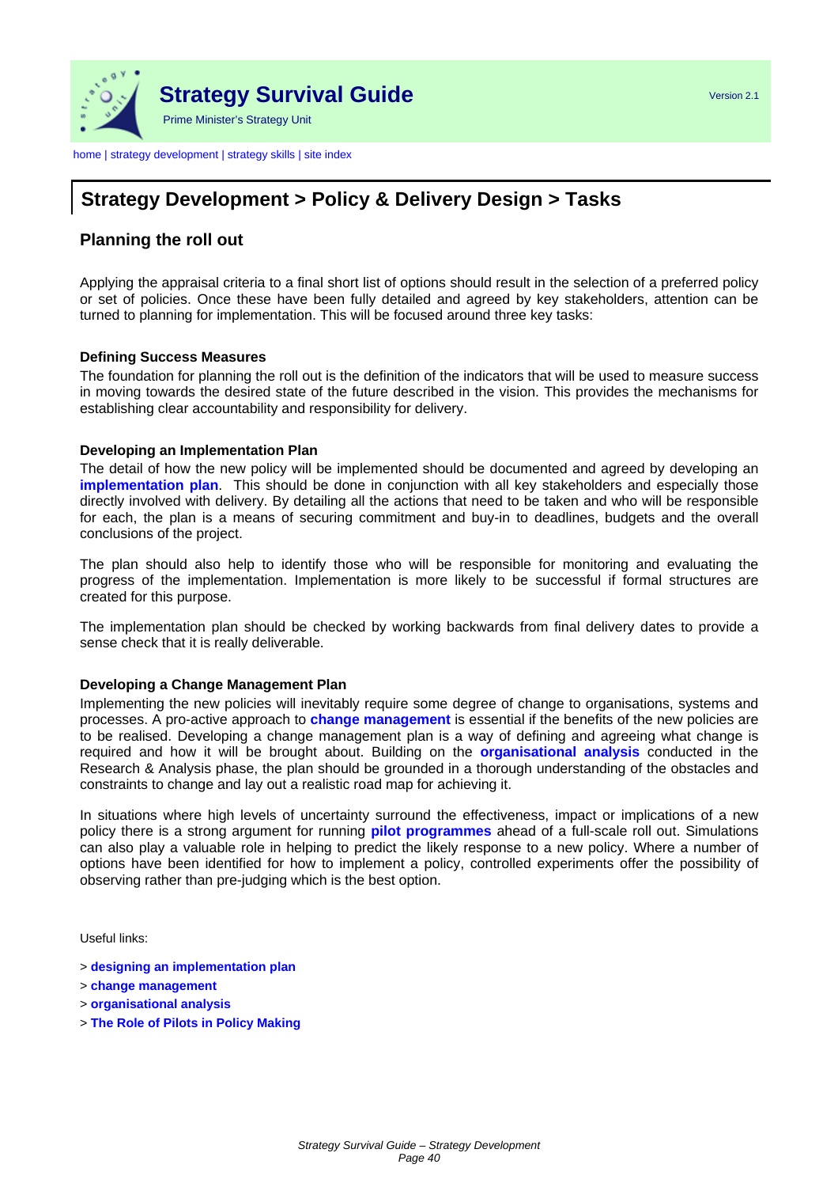# Strategy Development > Policy & Delivery Design > Tasks

## Planning the roll out

Applying the appraisal criteria to a final short list of options should result in the selection of a preferred policy or set of policies. Once these have been fully detailed and agreed by key stakeholders, attention can be turned to planning for implementation. This will be focused around three key tasks:

### Defining Success Measures

The foundation for planning the roll out is the definition of the indicators that will be used to measure success in moving towards the desired state of the future described in the vision. This provides the mechanisms for establishing clear accountability and responsibility for delivery.

### Developing an Implementation Plan

The detail of how the new policy will be implemented should be documented and agreed by developing an **implementation plan**. This should be done in conjunction with all key stakeholders and especially those directly involved with delivery. By detailing all the actions that need to be taken and who will be responsible for each, the plan is a means of securing commitment and buy-in to deadlines, budgets and the overall conclusions of the project.

The plan should also help to identify those who will be responsible for monitoring and evaluating the progress of the implementation. Implementation is more likely to be successful if formal structures are created for this purpose.

The implementation plan should be checked by working backwards from final delivery dates to provide a sense check that it is really deliverable.

### Developing a Change Management Plan

Implementing the new policies will inevitably require some degree of change to organisations, systems and processes. A pro-active approach to **change management** is essential if the benefits of the new policies are to be realised. Developing a change management plan is a way of defining and agreeing what change is required and how it will be brought about. Building on the **organisational analysis** conducted in the Research & Analysis phase, the plan should be grounded in a thorough understanding of the obstacles and constraints to change and lay out a realistic road map for achieving it.

In situations where high levels of uncertainty surround the effectiveness, impact or implications of a new policy there is a strong argument for running **pilot programmes** ahead of a full-scale roll out. Simulations can also play a valuable role in helping to predict the likely response to a new policy. Where a number of options have been identified for how to implement a policy, controlled experiments offer the possibility of observing rather than pre-judging which is the best option.

Useful links:

> **designing an implementation plan**
> **change management**
> **organisational analysis**
> **The Role of Pilots in Policy Making**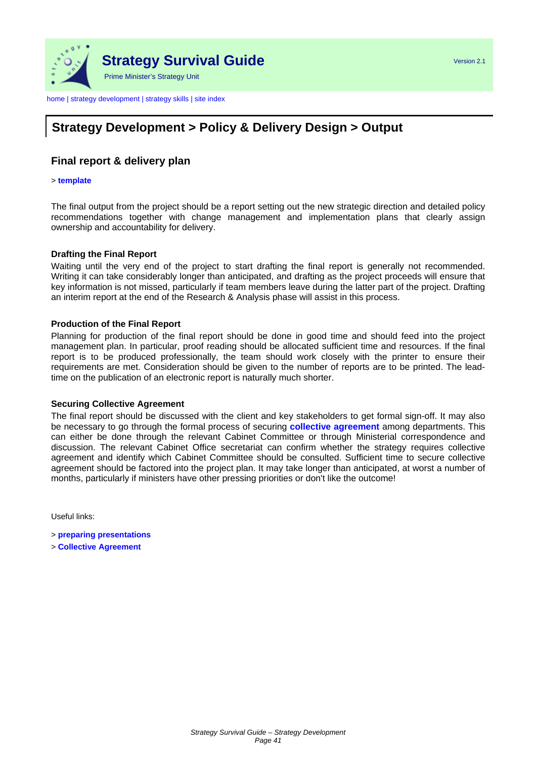## Strategy Development > Policy & Delivery Design > Output

### Final report & delivery plan

> **template**

The final output from the project should be a report setting out the new strategic direction and detailed policy recommendations together with change management and implementation plans that clearly assign ownership and accountability for delivery.

**Drafting the Final Report**

Waiting until the very end of the project to start drafting the final report is generally not recommended. Writing it can take considerably longer than anticipated, and drafting as the project proceeds will ensure that key information is not missed, particularly if team members leave during the latter part of the project. Drafting an interim report at the end of the Research & Analysis phase will assist in this process.

**Production of the Final Report**

Planning for production of the final report should be done in good time and should feed into the project management plan. In particular, proof reading should be allocated sufficient time and resources. If the final report is to be produced professionally, the team should work closely with the printer to ensure their requirements are met. Consideration should be given to the number of reports are to be printed. The lead-time on the publication of an electronic report is naturally much shorter.

**Securing Collective Agreement**

The final report should be discussed with the client and key stakeholders to get formal sign-off. It may also be necessary to go through the formal process of securing **collective agreement** among departments. This can either be done through the relevant Cabinet Committee or through Ministerial correspondence and discussion. The relevant Cabinet Office secretariat can confirm whether the strategy requires collective agreement and identify which Cabinet Committee should be consulted. Sufficient time to secure collective agreement should be factored into the project plan. It may take longer than anticipated, at worst a number of months, particularly if ministers have other pressing priorities or don't like the outcome!

Useful links:

> **preparing presentations**
> **Collective Agreement**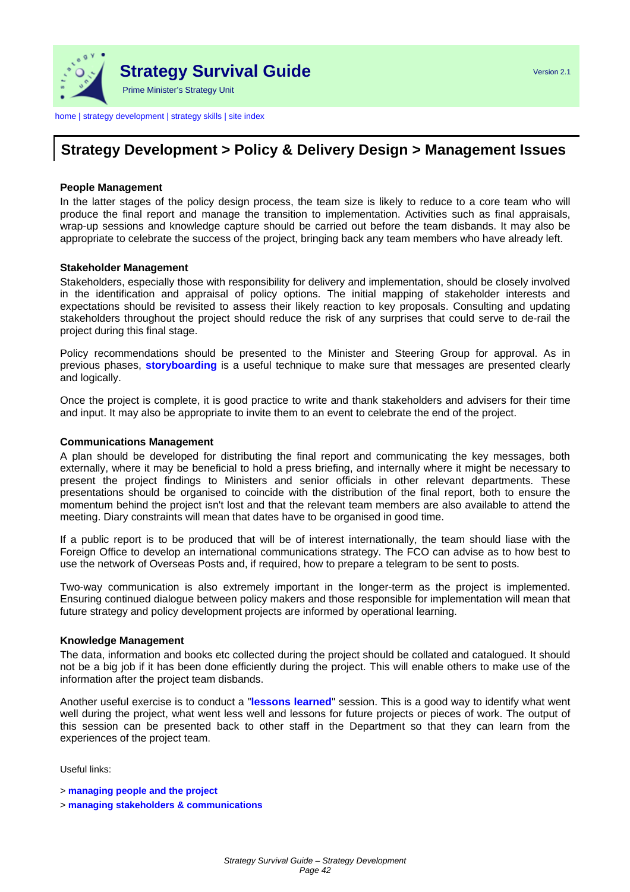# Strategy Development > Policy & Delivery Design > Management Issues

**People Management**

In the latter stages of the policy design process, the team size is likely to reduce to a core team who will produce the final report and manage the transition to implementation. Activities such as final appraisals, wrap-up sessions and knowledge capture should be carried out before the team disbands. It may also be appropriate to celebrate the success of the project, bringing back any team members who have already left.

**Stakeholder Management**

Stakeholders, especially those with responsibility for delivery and implementation, should be closely involved in the identification and appraisal of policy options. The initial mapping of stakeholder interests and expectations should be revisited to assess their likely reaction to key proposals. Consulting and updating stakeholders throughout the project should reduce the risk of any surprises that could serve to de-rail the project during this final stage.

Policy recommendations should be presented to the Minister and Steering Group for approval. As in previous phases, **storyboarding** is a useful technique to make sure that messages are presented clearly and logically.

Once the project is complete, it is good practice to write and thank stakeholders and advisers for their time and input. It may also be appropriate to invite them to an event to celebrate the end of the project.

**Communications Management**

A plan should be developed for distributing the final report and communicating the key messages, both externally, where it may be beneficial to hold a press briefing, and internally where it might be necessary to present the project findings to Ministers and senior officials in other relevant departments. These presentations should be organised to coincide with the distribution of the final report, both to ensure the momentum behind the project isn't lost and that the relevant team members are also available to attend the meeting. Diary constraints will mean that dates have to be organised in good time.

If a public report is to be produced that will be of interest internationally, the team should liase with the Foreign Office to develop an international communications strategy. The FCO can advise as to how best to use the network of Overseas Posts and, if required, how to prepare a telegram to be sent to posts.

Two-way communication is also extremely important in the longer-term as the project is implemented. Ensuring continued dialogue between policy makers and those responsible for implementation will mean that future strategy and policy development projects are informed by operational learning.

**Knowledge Management**

The data, information and books etc collected during the project should be collated and catalogued. It should not be a big job if it has been done efficiently during the project. This will enable others to make use of the information after the project team disbands.

Another useful exercise is to conduct a "**lessons learned**" session. This is a good way to identify what went well during the project, what went less well and lessons for future projects or pieces of work. The output of this session can be presented back to other staff in the Department so that they can learn from the experiences of the project team.

Useful links:

> **managing people and the project**

> **managing stakeholders & communications**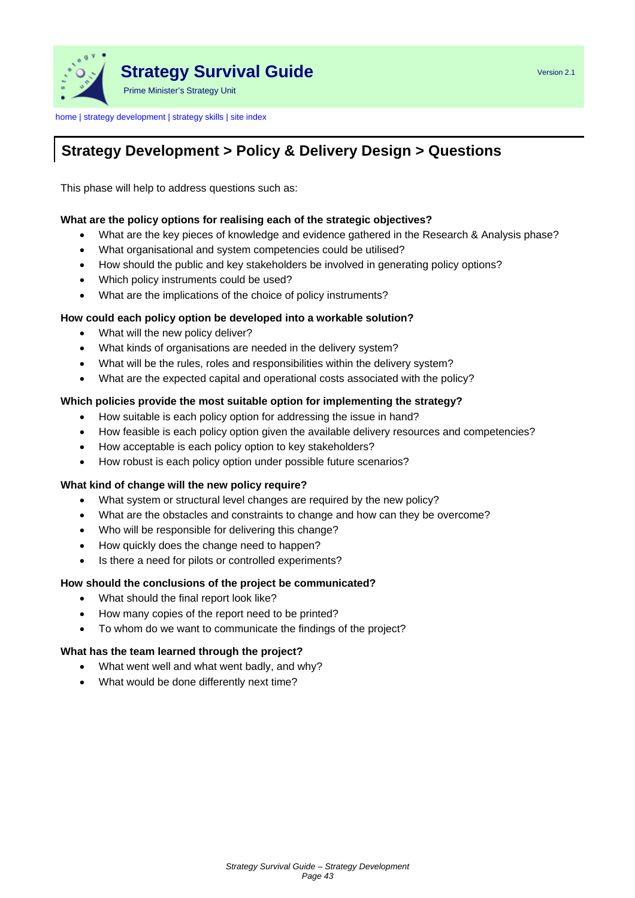# Strategy Development > Policy & Delivery Design > Questions

This phase will help to address questions such as:

**What are the policy options for realising each of the strategic objectives?**

- What are the key pieces of knowledge and evidence gathered in the Research & Analysis phase?
- What organisational and system competencies could be utilised?
- How should the public and key stakeholders be involved in generating policy options?
- Which policy instruments could be used?
- What are the implications of the choice of policy instruments?

**How could each policy option be developed into a workable solution?**

- What will the new policy deliver?
- What kinds of organisations are needed in the delivery system?
- What will be the rules, roles and responsibilities within the delivery system?
- What are the expected capital and operational costs associated with the policy?

**Which policies provide the most suitable option for implementing the strategy?**

- How suitable is each policy option for addressing the issue in hand?
- How feasible is each policy option given the available delivery resources and competencies?
- How acceptable is each policy option to key stakeholders?
- How robust is each policy option under possible future scenarios?

**What kind of change will the new policy require?**

- What system or structural level changes are required by the new policy?
- What are the obstacles and constraints to change and how can they be overcome?
- Who will be responsible for delivering this change?
- How quickly does the change need to happen?
- Is there a need for pilots or controlled experiments?

**How should the conclusions of the project be communicated?**

- What should the final report look like?
- How many copies of the report need to be printed?
- To whom do we want to communicate the findings of the project?

**What has the team learned through the project?**

- What went well and what went badly, and why?
- What would be done differently next time?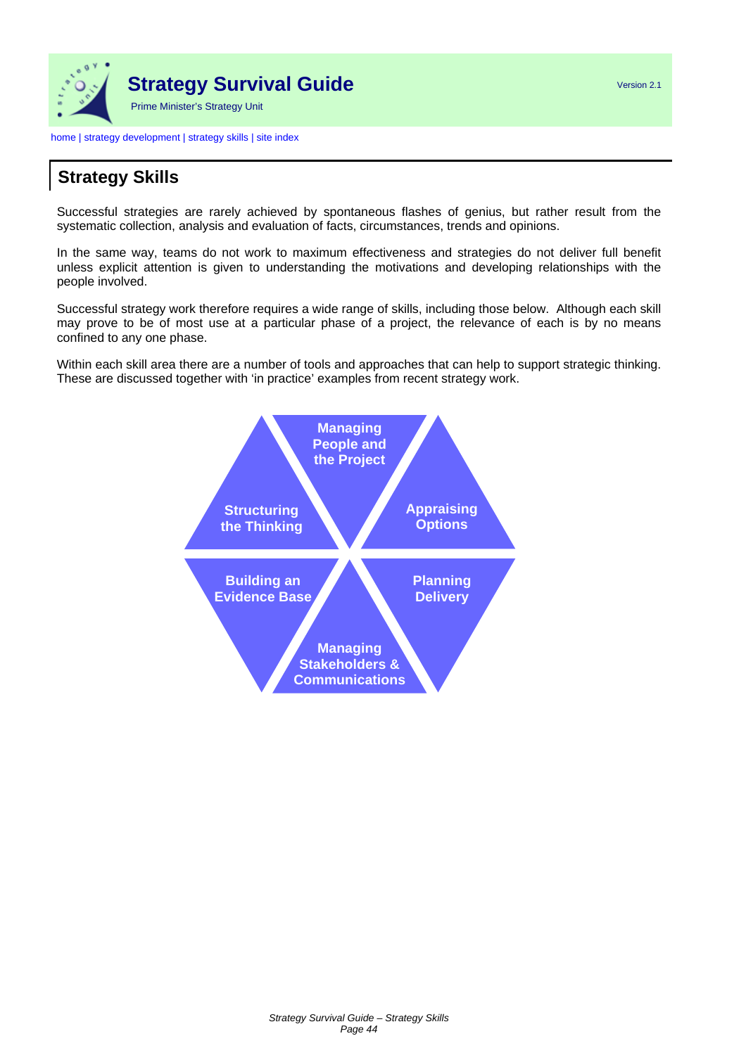# Strategy Survival Guide

Prime Minister's Strategy Unit

Version 2.1

home | strategy development | strategy skills | site index

## Strategy Skills

Successful strategies are rarely achieved by spontaneous flashes of genius, but rather result from the systematic collection, analysis and evaluation of facts, circumstances, trends and opinions.

In the same way, teams do not work to maximum effectiveness and strategies do not deliver full benefit unless explicit attention is given to understanding the motivations and developing relationships with the people involved.

Successful strategy work therefore requires a wide range of skills, including those below. Although each skill may prove to be of most use at a particular phase of a project, the relevance of each is by no means confined to any one phase.

Within each skill area there are a number of tools and approaches that can help to support strategic thinking. These are discussed together with 'in practice' examples from recent strategy work.

- Managing People and the Project
- Structuring the Thinking
- Appraising Options
- Building an Evidence Base
- Planning Delivery
- Managing Stakeholders & Communications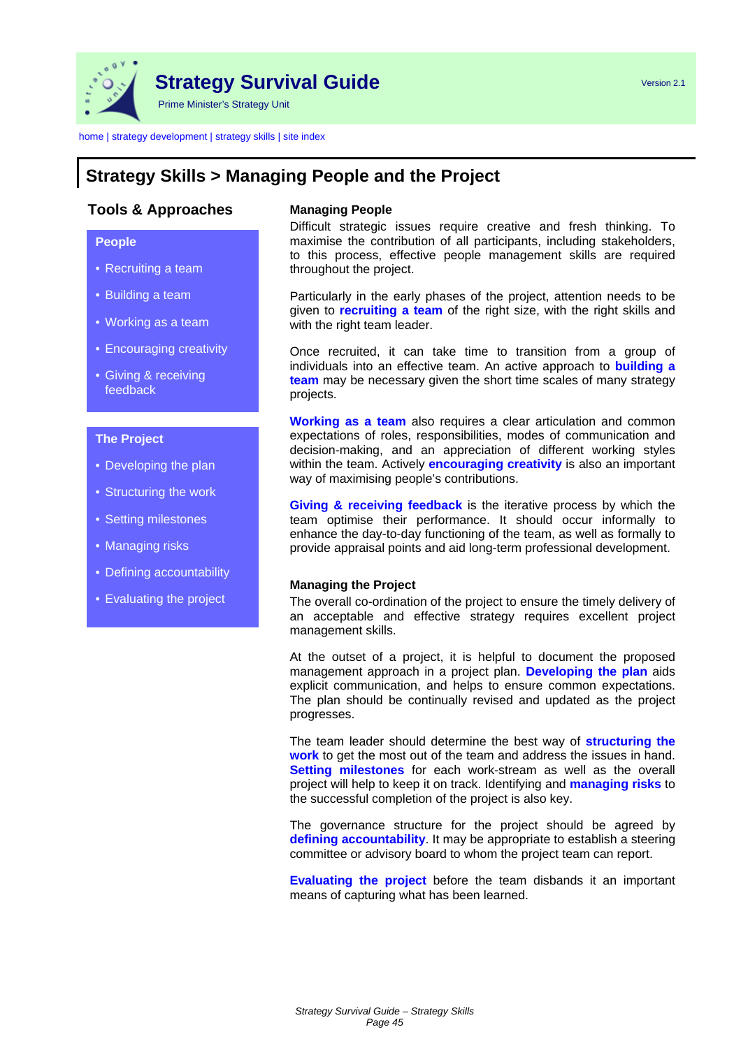# Strategy Skills > Managing People and the Project

## Tools & Approaches

**People**

- Recruiting a team
- Building a team
- Working as a team
- Encouraging creativity
- Giving & receiving feedback

**The Project**

- Developing the plan
- Structuring the work
- Setting milestones
- Managing risks
- Defining accountability
- Evaluating the project

### Managing People

Difficult strategic issues require creative and fresh thinking. To maximise the contribution of all participants, including stakeholders, to this process, effective people management skills are required throughout the project.

Particularly in the early phases of the project, attention needs to be given to **recruiting a team** of the right size, with the right skills and with the right team leader.

Once recruited, it can take time to transition from a group of individuals into an effective team. An active approach to **building a team** may be necessary given the short time scales of many strategy projects.

**Working as a team** also requires a clear articulation and common expectations of roles, responsibilities, modes of communication and decision-making, and an appreciation of different working styles within the team. Actively **encouraging creativity** is also an important way of maximising people's contributions.

**Giving & receiving feedback** is the iterative process by which the team optimise their performance. It should occur informally to enhance the day-to-day functioning of the team, as well as formally to provide appraisal points and aid long-term professional development.

### Managing the Project

The overall co-ordination of the project to ensure the timely delivery of an acceptable and effective strategy requires excellent project management skills.

At the outset of a project, it is helpful to document the proposed management approach in a project plan. **Developing the plan** aids explicit communication, and helps to ensure common expectations. The plan should be continually revised and updated as the project progresses.

The team leader should determine the best way of **structuring the work** to get the most out of the team and address the issues in hand. **Setting milestones** for each work-stream as well as the overall project will help to keep it on track. Identifying and **managing risks** to the successful completion of the project is also key.

The governance structure for the project should be agreed by **defining accountability**. It may be appropriate to establish a steering committee or advisory board to whom the project team can report.

**Evaluating the project** before the team disbands it an important means of capturing what has been learned.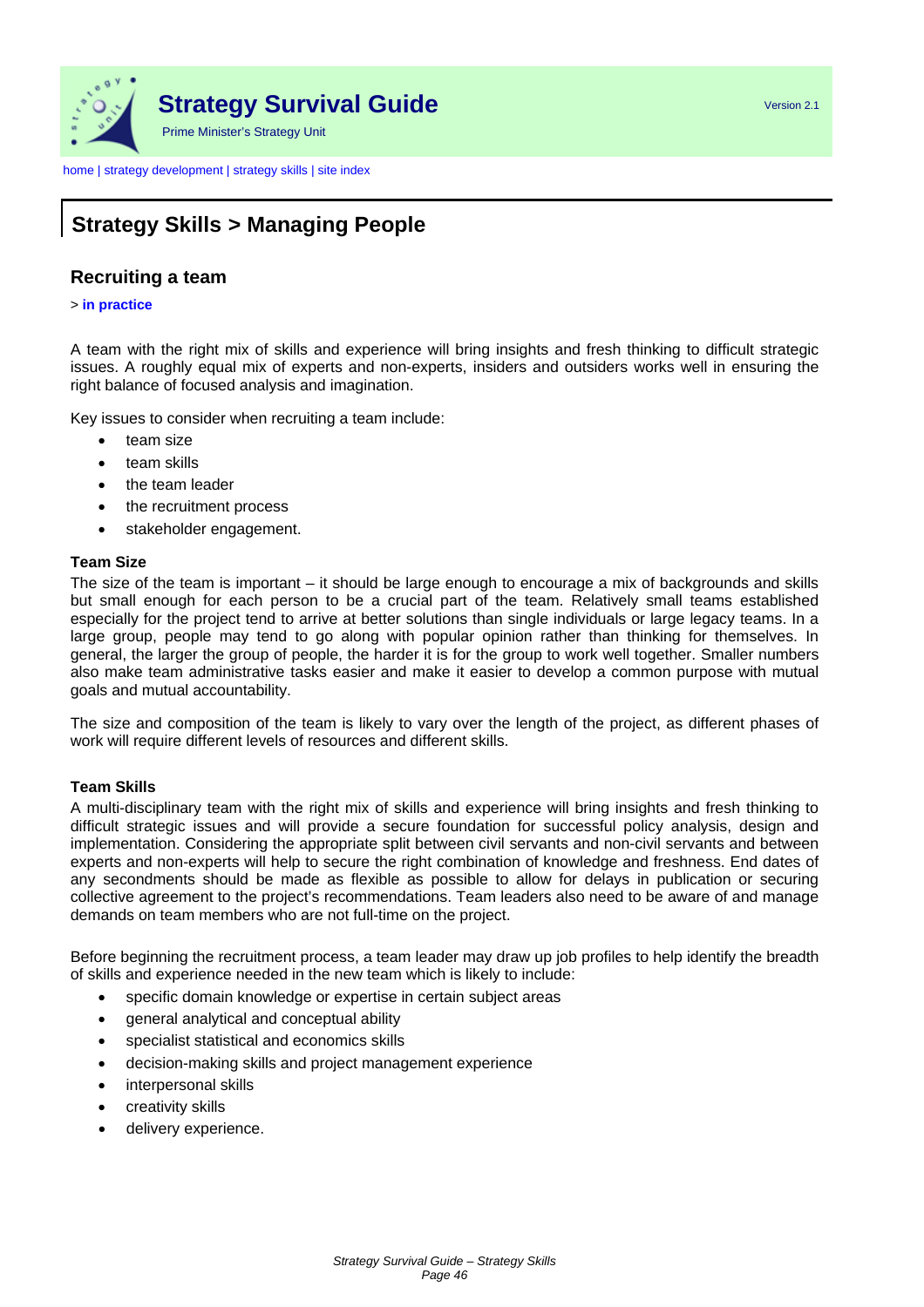# Strategy Skills > Managing People

## Recruiting a team

> **in practice**

A team with the right mix of skills and experience will bring insights and fresh thinking to difficult strategic issues. A roughly equal mix of experts and non-experts, insiders and outsiders works well in ensuring the right balance of focused analysis and imagination.

Key issues to consider when recruiting a team include:

- team size
- team skills
- the team leader
- the recruitment process
- stakeholder engagement.

**Team Size**

The size of the team is important – it should be large enough to encourage a mix of backgrounds and skills but small enough for each person to be a crucial part of the team. Relatively small teams established especially for the project tend to arrive at better solutions than single individuals or large legacy teams. In a large group, people may tend to go along with popular opinion rather than thinking for themselves. In general, the larger the group of people, the harder it is for the group to work well together. Smaller numbers also make team administrative tasks easier and make it easier to develop a common purpose with mutual goals and mutual accountability.

The size and composition of the team is likely to vary over the length of the project, as different phases of work will require different levels of resources and different skills.

**Team Skills**

A multi-disciplinary team with the right mix of skills and experience will bring insights and fresh thinking to difficult strategic issues and will provide a secure foundation for successful policy analysis, design and implementation. Considering the appropriate split between civil servants and non-civil servants and between experts and non-experts will help to secure the right combination of knowledge and freshness. End dates of any secondments should be made as flexible as possible to allow for delays in publication or securing collective agreement to the project's recommendations. Team leaders also need to be aware of and manage demands on team members who are not full-time on the project.

Before beginning the recruitment process, a team leader may draw up job profiles to help identify the breadth of skills and experience needed in the new team which is likely to include:

- specific domain knowledge or expertise in certain subject areas
- general analytical and conceptual ability
- specialist statistical and economics skills
- decision-making skills and project management experience
- interpersonal skills
- creativity skills
- delivery experience.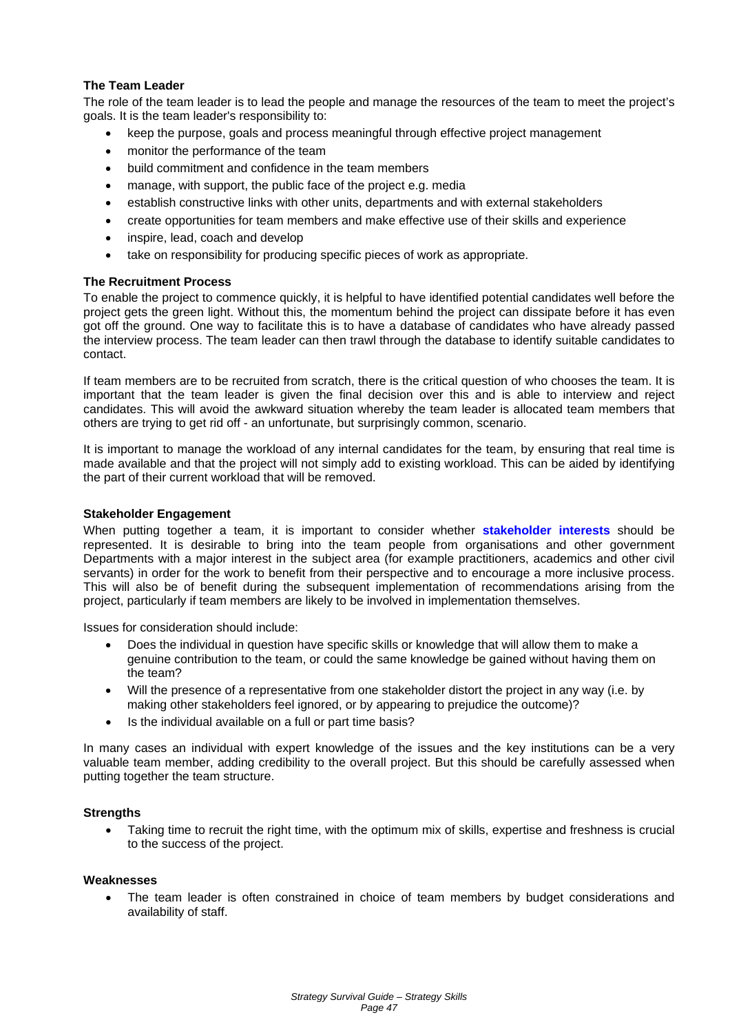**The Team Leader**

The role of the team leader is to lead the people and manage the resources of the team to meet the project's goals. It is the team leader's responsibility to:

- keep the purpose, goals and process meaningful through effective project management
- monitor the performance of the team
- build commitment and confidence in the team members
- manage, with support, the public face of the project e.g. media
- establish constructive links with other units, departments and with external stakeholders
- create opportunities for team members and make effective use of their skills and experience
- inspire, lead, coach and develop
- take on responsibility for producing specific pieces of work as appropriate.

**The Recruitment Process**

To enable the project to commence quickly, it is helpful to have identified potential candidates well before the project gets the green light. Without this, the momentum behind the project can dissipate before it has even got off the ground. One way to facilitate this is to have a database of candidates who have already passed the interview process. The team leader can then trawl through the database to identify suitable candidates to contact.

If team members are to be recruited from scratch, there is the critical question of who chooses the team. It is important that the team leader is given the final decision over this and is able to interview and reject candidates. This will avoid the awkward situation whereby the team leader is allocated team members that others are trying to get rid off - an unfortunate, but surprisingly common, scenario.

It is important to manage the workload of any internal candidates for the team, by ensuring that real time is made available and that the project will not simply add to existing workload. This can be aided by identifying the part of their current workload that will be removed.

**Stakeholder Engagement**

When putting together a team, it is important to consider whether **stakeholder interests** should be represented. It is desirable to bring into the team people from organisations and other government Departments with a major interest in the subject area (for example practitioners, academics and other civil servants) in order for the work to benefit from their perspective and to encourage a more inclusive process. This will also be of benefit during the subsequent implementation of recommendations arising from the project, particularly if team members are likely to be involved in implementation themselves.

Issues for consideration should include:

- Does the individual in question have specific skills or knowledge that will allow them to make a genuine contribution to the team, or could the same knowledge be gained without having them on the team?
- Will the presence of a representative from one stakeholder distort the project in any way (i.e. by making other stakeholders feel ignored, or by appearing to prejudice the outcome)?
- Is the individual available on a full or part time basis?

In many cases an individual with expert knowledge of the issues and the key institutions can be a very valuable team member, adding credibility to the overall project. But this should be carefully assessed when putting together the team structure.

**Strengths**

- Taking time to recruit the right time, with the optimum mix of skills, expertise and freshness is crucial to the success of the project.

**Weaknesses**

- The team leader is often constrained in choice of team members by budget considerations and availability of staff.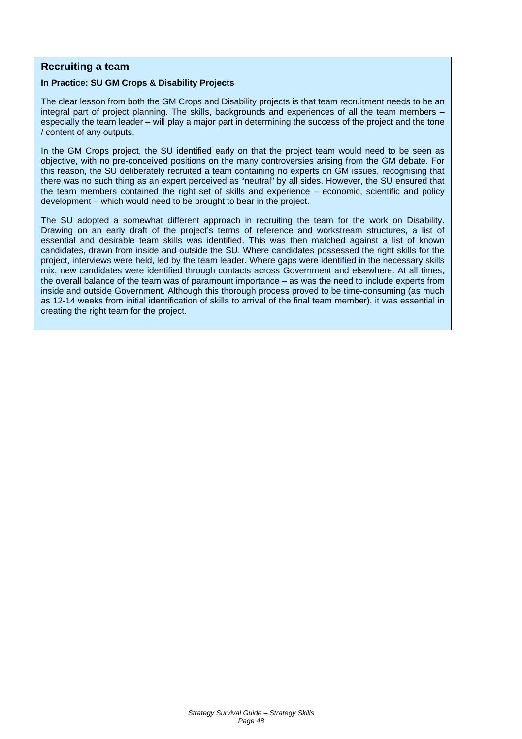## Recruiting a team

**In Practice: SU GM Crops & Disability Projects**

The clear lesson from both the GM Crops and Disability projects is that team recruitment needs to be an integral part of project planning. The skills, backgrounds and experiences of all the team members – especially the team leader – will play a major part in determining the success of the project and the tone / content of any outputs.

In the GM Crops project, the SU identified early on that the project team would need to be seen as objective, with no pre-conceived positions on the many controversies arising from the GM debate. For this reason, the SU deliberately recruited a team containing no experts on GM issues, recognising that there was no such thing as an expert perceived as "neutral" by all sides. However, the SU ensured that the team members contained the right set of skills and experience – economic, scientific and policy development – which would need to be brought to bear in the project.

The SU adopted a somewhat different approach in recruiting the team for the work on Disability. Drawing on an early draft of the project's terms of reference and workstream structures, a list of essential and desirable team skills was identified. This was then matched against a list of known candidates, drawn from inside and outside the SU. Where candidates possessed the right skills for the project, interviews were held, led by the team leader. Where gaps were identified in the necessary skills mix, new candidates were identified through contacts across Government and elsewhere. At all times, the overall balance of the team was of paramount importance – as was the need to include experts from inside and outside Government. Although this thorough process proved to be time-consuming (as much as 12-14 weeks from initial identification of skills to arrival of the final team member), it was essential in creating the right team for the project.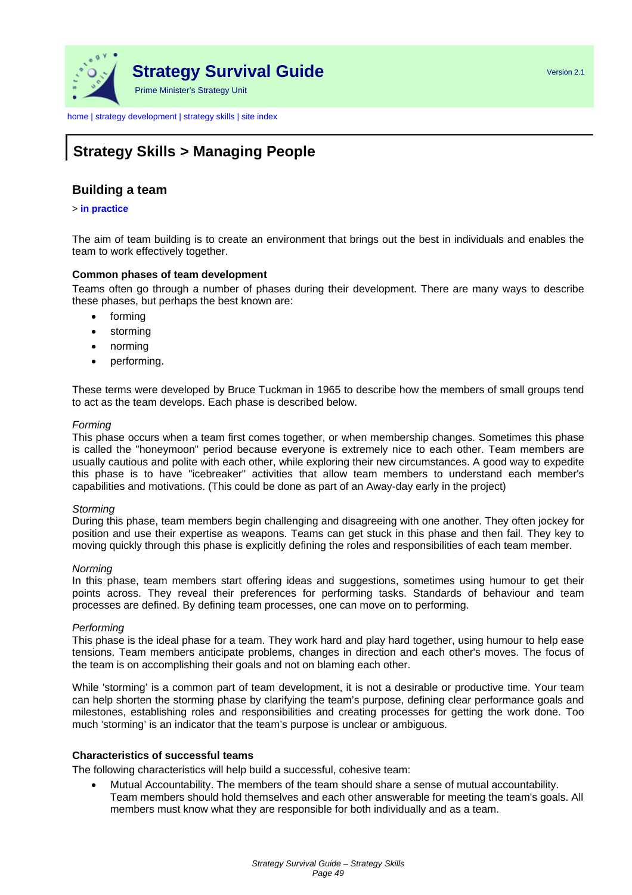# Strategy Skills > Managing People

## Building a team

> **in practice**

The aim of team building is to create an environment that brings out the best in individuals and enables the team to work effectively together.

**Common phases of team development**

Teams often go through a number of phases during their development. There are many ways to describe these phases, but perhaps the best known are:

- forming
- storming
- norming
- performing.

These terms were developed by Bruce Tuckman in 1965 to describe how the members of small groups tend to act as the team develops. Each phase is described below.

*Forming*

This phase occurs when a team first comes together, or when membership changes. Sometimes this phase is called the "honeymoon" period because everyone is extremely nice to each other. Team members are usually cautious and polite with each other, while exploring their new circumstances. A good way to expedite this phase is to have "icebreaker" activities that allow team members to understand each member's capabilities and motivations. (This could be done as part of an Away-day early in the project)

*Storming*

During this phase, team members begin challenging and disagreeing with one another. They often jockey for position and use their expertise as weapons. Teams can get stuck in this phase and then fail. They key to moving quickly through this phase is explicitly defining the roles and responsibilities of each team member.

*Norming*

In this phase, team members start offering ideas and suggestions, sometimes using humour to get their points across. They reveal their preferences for performing tasks. Standards of behaviour and team processes are defined. By defining team processes, one can move on to performing.

*Performing*

This phase is the ideal phase for a team. They work hard and play hard together, using humour to help ease tensions. Team members anticipate problems, changes in direction and each other's moves. The focus of the team is on accomplishing their goals and not on blaming each other.

While 'storming' is a common part of team development, it is not a desirable or productive time. Your team can help shorten the storming phase by clarifying the team's purpose, defining clear performance goals and milestones, establishing roles and responsibilities and creating processes for getting the work done. Too much 'storming' is an indicator that the team's purpose is unclear or ambiguous.

**Characteristics of successful teams**

The following characteristics will help build a successful, cohesive team:

- Mutual Accountability. The members of the team should share a sense of mutual accountability. Team members should hold themselves and each other answerable for meeting the team's goals. All members must know what they are responsible for both individually and as a team.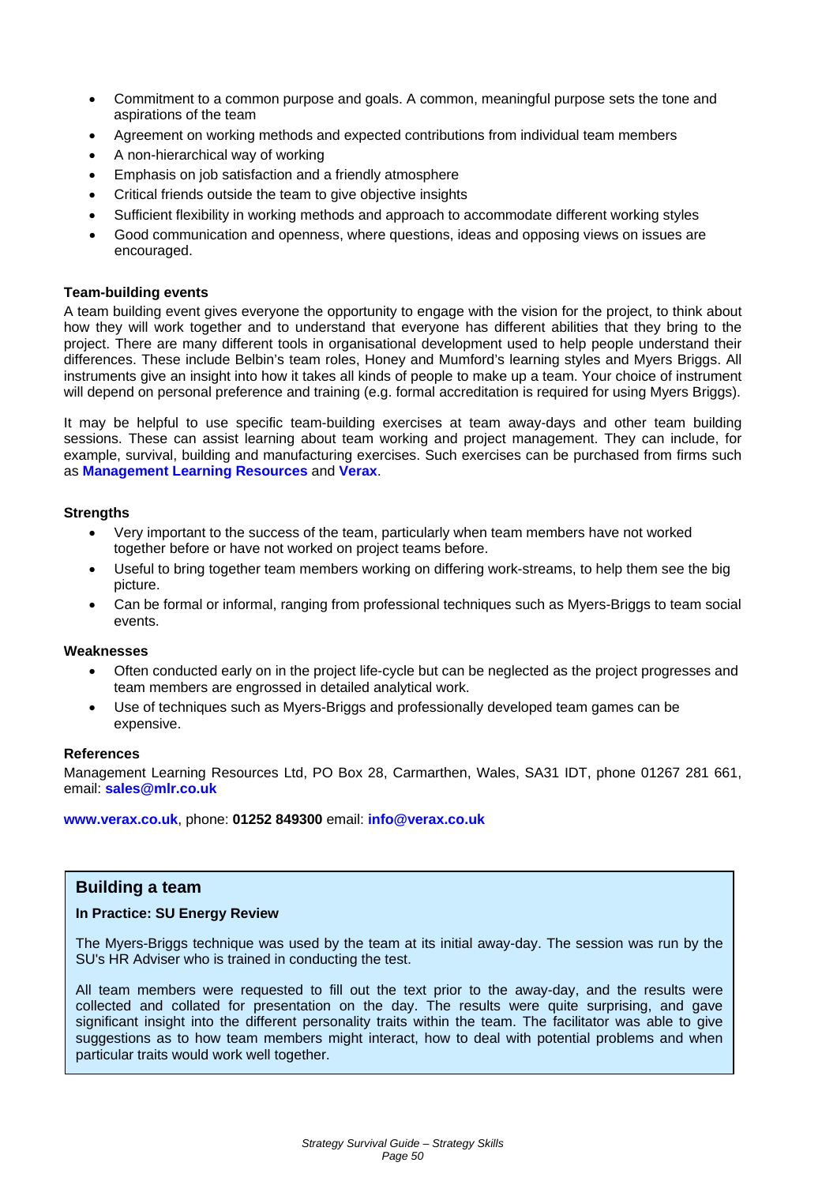- Commitment to a common purpose and goals. A common, meaningful purpose sets the tone and aspirations of the team
- Agreement on working methods and expected contributions from individual team members
- A non-hierarchical way of working
- Emphasis on job satisfaction and a friendly atmosphere
- Critical friends outside the team to give objective insights
- Sufficient flexibility in working methods and approach to accommodate different working styles
- Good communication and openness, where questions, ideas and opposing views on issues are encouraged.

**Team-building events**

A team building event gives everyone the opportunity to engage with the vision for the project, to think about how they will work together and to understand that everyone has different abilities that they bring to the project. There are many different tools in organisational development used to help people understand their differences. These include Belbin's team roles, Honey and Mumford's learning styles and Myers Briggs. All instruments give an insight into how it takes all kinds of people to make up a team. Your choice of instrument will depend on personal preference and training (e.g. formal accreditation is required for using Myers Briggs).

It may be helpful to use specific team-building exercises at team away-days and other team building sessions. These can assist learning about team working and project management. They can include, for example, survival, building and manufacturing exercises. Such exercises can be purchased from firms such as **Management Learning Resources** and **Verax**.

**Strengths**

- Very important to the success of the team, particularly when team members have not worked together before or have not worked on project teams before.
- Useful to bring together team members working on differing work-streams, to help them see the big picture.
- Can be formal or informal, ranging from professional techniques such as Myers-Briggs to team social events.

**Weaknesses**

- Often conducted early on in the project life-cycle but can be neglected as the project progresses and team members are engrossed in detailed analytical work.
- Use of techniques such as Myers-Briggs and professionally developed team games can be expensive.

**References**

Management Learning Resources Ltd, PO Box 28, Carmarthen, Wales, SA31 IDT, phone 01267 281 661, email: **sales@mlr.co.uk**

**www.verax.co.uk**, phone: **01252 849300** email: **info@verax.co.uk**

## Building a team

**In Practice: SU Energy Review**

The Myers-Briggs technique was used by the team at its initial away-day. The session was run by the SU's HR Adviser who is trained in conducting the test.

All team members were requested to fill out the text prior to the away-day, and the results were collected and collated for presentation on the day. The results were quite surprising, and gave significant insight into the different personality traits within the team. The facilitator was able to give suggestions as to how team members might interact, how to deal with potential problems and when particular traits would work well together.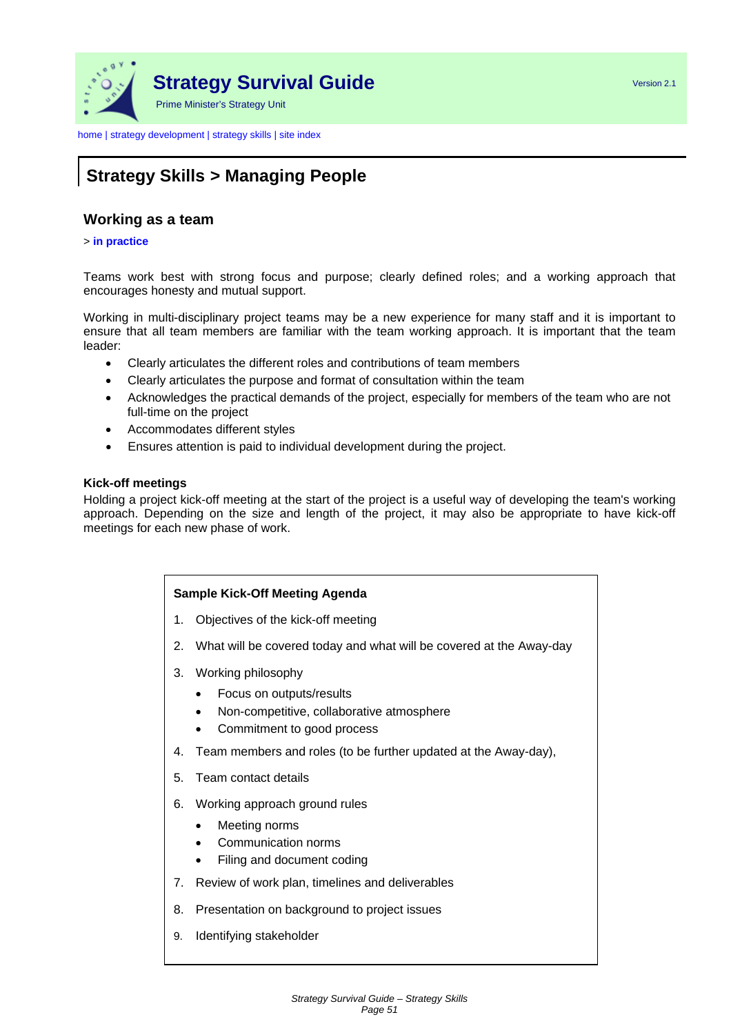# Strategy Skills > Managing People

## Working as a team

> **in practice**

Teams work best with strong focus and purpose; clearly defined roles; and a working approach that encourages honesty and mutual support.

Working in multi-disciplinary project teams may be a new experience for many staff and it is important to ensure that all team members are familiar with the team working approach. It is important that the team leader:

- Clearly articulates the different roles and contributions of team members
- Clearly articulates the purpose and format of consultation within the team
- Acknowledges the practical demands of the project, especially for members of the team who are not full-time on the project
- Accommodates different styles
- Ensures attention is paid to individual development during the project.

**Kick-off meetings**

Holding a project kick-off meeting at the start of the project is a useful way of developing the team's working approach. Depending on the size and length of the project, it may also be appropriate to have kick-off meetings for each new phase of work.

**Sample Kick-Off Meeting Agenda**

1. Objectives of the kick-off meeting
2. What will be covered today and what will be covered at the Away-day
3. Working philosophy
   - Focus on outputs/results
   - Non-competitive, collaborative atmosphere
   - Commitment to good process
4. Team members and roles (to be further updated at the Away-day),
5. Team contact details
6. Working approach ground rules
   - Meeting norms
   - Communication norms
   - Filing and document coding
7. Review of work plan, timelines and deliverables
8. Presentation on background to project issues
9. Identifying stakeholder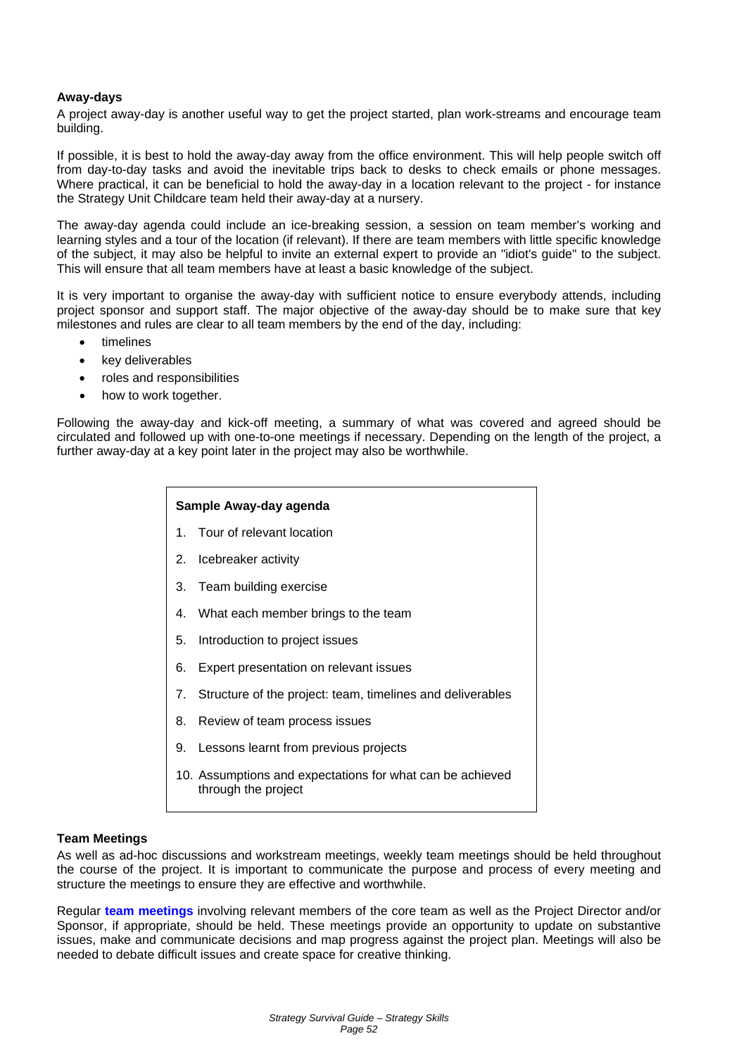### Away-days

A project away-day is another useful way to get the project started, plan work-streams and encourage team building.

If possible, it is best to hold the away-day away from the office environment. This will help people switch off from day-to-day tasks and avoid the inevitable trips back to desks to check emails or phone messages. Where practical, it can be beneficial to hold the away-day in a location relevant to the project - for instance the Strategy Unit Childcare team held their away-day at a nursery.

The away-day agenda could include an ice-breaking session, a session on team member's working and learning styles and a tour of the location (if relevant). If there are team members with little specific knowledge of the subject, it may also be helpful to invite an external expert to provide an "idiot's guide" to the subject. This will ensure that all team members have at least a basic knowledge of the subject.

It is very important to organise the away-day with sufficient notice to ensure everybody attends, including project sponsor and support staff. The major objective of the away-day should be to make sure that key milestones and rules are clear to all team members by the end of the day, including:

- timelines
- key deliverables
- roles and responsibilities
- how to work together.

Following the away-day and kick-off meeting, a summary of what was covered and agreed should be circulated and followed up with one-to-one meetings if necessary. Depending on the length of the project, a further away-day at a key point later in the project may also be worthwhile.

**Sample Away-day agenda**

1. Tour of relevant location
2. Icebreaker activity
3. Team building exercise
4. What each member brings to the team
5. Introduction to project issues
6. Expert presentation on relevant issues
7. Structure of the project: team, timelines and deliverables
8. Review of team process issues
9. Lessons learnt from previous projects
10. Assumptions and expectations for what can be achieved through the project

### Team Meetings

As well as ad-hoc discussions and workstream meetings, weekly team meetings should be held throughout the course of the project. It is important to communicate the purpose and process of every meeting and structure the meetings to ensure they are effective and worthwhile.

Regular **team meetings** involving relevant members of the core team as well as the Project Director and/or Sponsor, if appropriate, should be held. These meetings provide an opportunity to update on substantive issues, make and communicate decisions and map progress against the project plan. Meetings will also be needed to debate difficult issues and create space for creative thinking.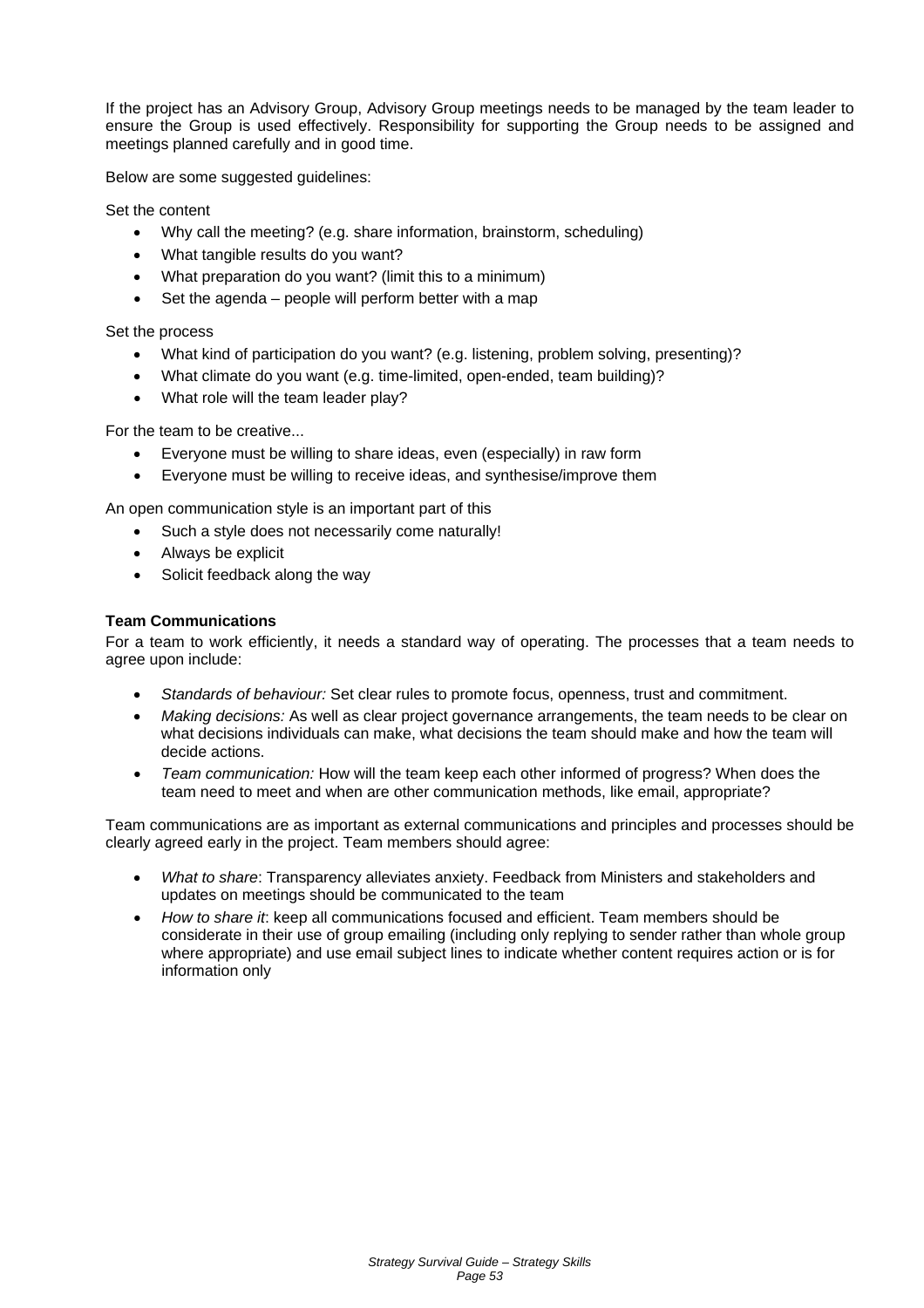If the project has an Advisory Group, Advisory Group meetings needs to be managed by the team leader to ensure the Group is used effectively. Responsibility for supporting the Group needs to be assigned and meetings planned carefully and in good time.

Below are some suggested guidelines:

Set the content

- Why call the meeting? (e.g. share information, brainstorm, scheduling)
- What tangible results do you want?
- What preparation do you want? (limit this to a minimum)
- Set the agenda – people will perform better with a map

Set the process

- What kind of participation do you want? (e.g. listening, problem solving, presenting)?
- What climate do you want (e.g. time-limited, open-ended, team building)?
- What role will the team leader play?

For the team to be creative...

- Everyone must be willing to share ideas, even (especially) in raw form
- Everyone must be willing to receive ideas, and synthesise/improve them

An open communication style is an important part of this

- Such a style does not necessarily come naturally!
- Always be explicit
- Solicit feedback along the way

**Team Communications**

For a team to work efficiently, it needs a standard way of operating. The processes that a team needs to agree upon include:

- *Standards of behaviour:* Set clear rules to promote focus, openness, trust and commitment.
- *Making decisions:* As well as clear project governance arrangements, the team needs to be clear on what decisions individuals can make, what decisions the team should make and how the team will decide actions.
- *Team communication:* How will the team keep each other informed of progress? When does the team need to meet and when are other communication methods, like email, appropriate?

Team communications are as important as external communications and principles and processes should be clearly agreed early in the project. Team members should agree:

- *What to share*: Transparency alleviates anxiety. Feedback from Ministers and stakeholders and updates on meetings should be communicated to the team
- *How to share it*: keep all communications focused and efficient. Team members should be considerate in their use of group emailing (including only replying to sender rather than whole group where appropriate) and use email subject lines to indicate whether content requires action or is for information only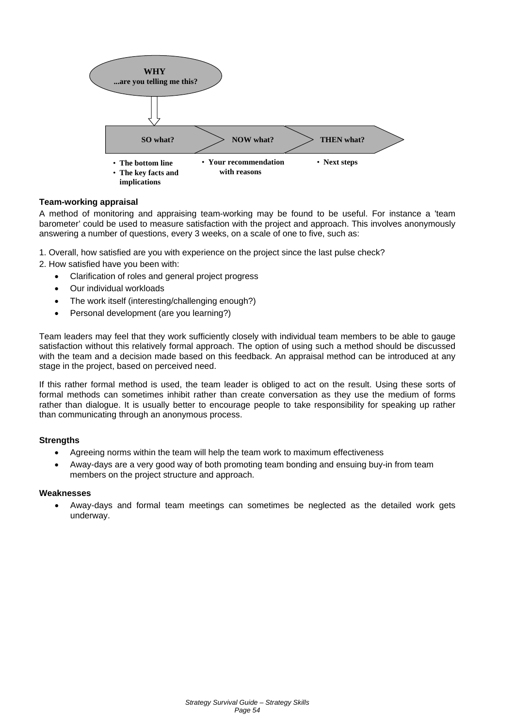WHY
...are you telling me this?

| SO what? | NOW what? | THEN what? |
| --- | --- | --- |
| • The bottom line<br>• The key facts and implications | • Your recommendation with reasons | • Next steps |

**Team-working appraisal**

A method of monitoring and appraising team-working may be found to be useful. For instance a 'team barometer' could be used to measure satisfaction with the project and approach. This involves anonymously answering a number of questions, every 3 weeks, on a scale of one to five, such as:

1. Overall, how satisfied are you with experience on the project since the last pulse check?
2. How satisfied have you been with:
   - Clarification of roles and general project progress
   - Our individual workloads
   - The work itself (interesting/challenging enough?)
   - Personal development (are you learning?)

Team leaders may feel that they work sufficiently closely with individual team members to be able to gauge satisfaction without this relatively formal approach. The option of using such a method should be discussed with the team and a decision made based on this feedback. An appraisal method can be introduced at any stage in the project, based on perceived need.

If this rather formal method is used, the team leader is obliged to act on the result. Using these sorts of formal methods can sometimes inhibit rather than create conversation as they use the medium of forms rather than dialogue. It is usually better to encourage people to take responsibility for speaking up rather than communicating through an anonymous process.

**Strengths**

- Agreeing norms within the team will help the team work to maximum effectiveness
- Away-days are a very good way of both promoting team bonding and ensuing buy-in from team members on the project structure and approach.

**Weaknesses**

- Away-days and formal team meetings can sometimes be neglected as the detailed work gets underway.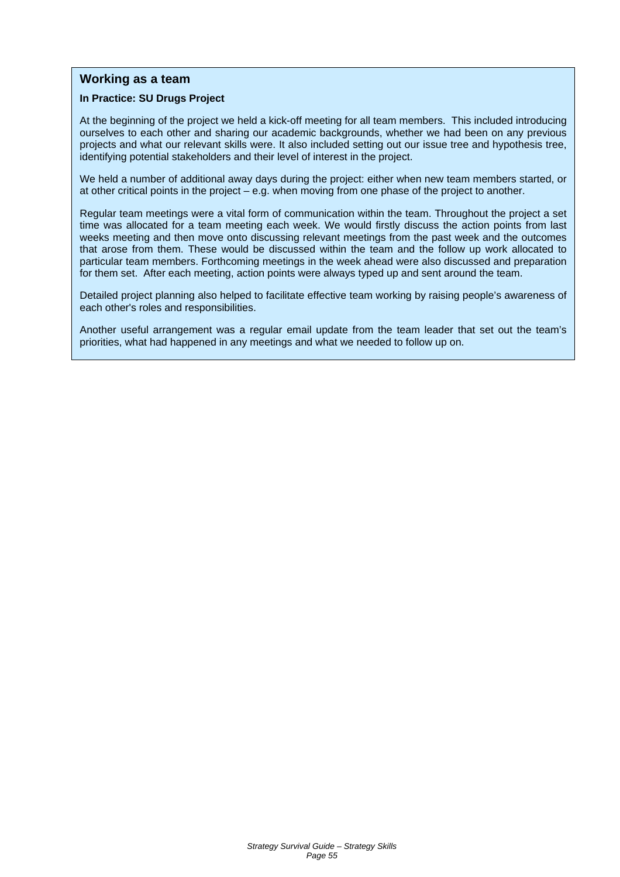## Working as a team

**In Practice: SU Drugs Project**

At the beginning of the project we held a kick-off meeting for all team members. This included introducing ourselves to each other and sharing our academic backgrounds, whether we had been on any previous projects and what our relevant skills were. It also included setting out our issue tree and hypothesis tree, identifying potential stakeholders and their level of interest in the project.

We held a number of additional away days during the project: either when new team members started, or at other critical points in the project – e.g. when moving from one phase of the project to another.

Regular team meetings were a vital form of communication within the team. Throughout the project a set time was allocated for a team meeting each week. We would firstly discuss the action points from last weeks meeting and then move onto discussing relevant meetings from the past week and the outcomes that arose from them. These would be discussed within the team and the follow up work allocated to particular team members. Forthcoming meetings in the week ahead were also discussed and preparation for them set. After each meeting, action points were always typed up and sent around the team.

Detailed project planning also helped to facilitate effective team working by raising people's awareness of each other's roles and responsibilities.

Another useful arrangement was a regular email update from the team leader that set out the team's priorities, what had happened in any meetings and what we needed to follow up on.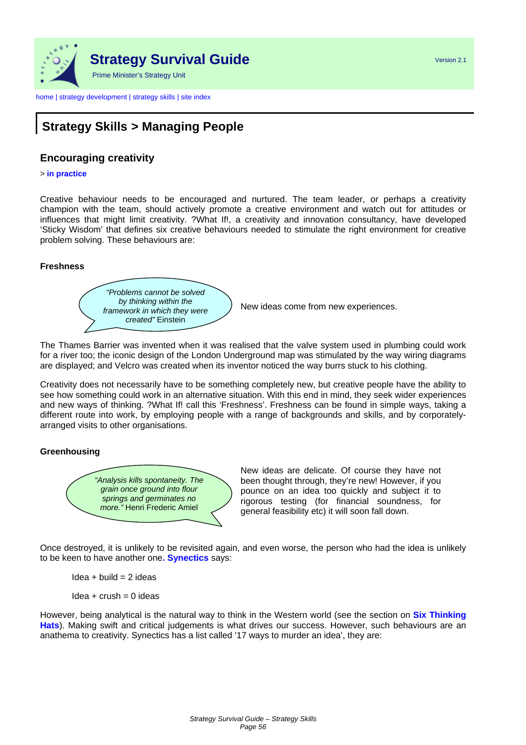## Strategy Skills > Managing People

### Encouraging creativity

> **in practice**

Creative behaviour needs to be encouraged and nurtured. The team leader, or perhaps a creativity champion with the team, should actively promote a creative environment and watch out for attitudes or influences that might limit creativity. ?What If!, a creativity and innovation consultancy, have developed 'Sticky Wisdom' that defines six creative behaviours needed to stimulate the right environment for creative problem solving. These behaviours are:

#### Freshness

*"Problems cannot be solved by thinking within the framework in which they were created"* Einstein

New ideas come from new experiences.

The Thames Barrier was invented when it was realised that the valve system used in plumbing could work for a river too; the iconic design of the London Underground map was stimulated by the way wiring diagrams are displayed; and Velcro was created when its inventor noticed the way burrs stuck to his clothing.

Creativity does not necessarily have to be something completely new, but creative people have the ability to see how something could work in an alternative situation. With this end in mind, they seek wider experiences and new ways of thinking. ?What If! call this 'Freshness'. Freshness can be found in simple ways, taking a different route into work, by employing people with a range of backgrounds and skills, and by corporately-arranged visits to other organisations.

#### Greenhousing

*"Analysis kills spontaneity. The grain once ground into flour springs and germinates no more."* Henri Frederic Amiel

New ideas are delicate. Of course they have not been thought through, they're new! However, if you pounce on an idea too quickly and subject it to rigorous testing (for financial soundness, for general feasibility etc) it will soon fall down.

Once destroyed, it is unlikely to be revisited again, and even worse, the person who had the idea is unlikely to be keen to have another one**. Synectics** says:

Idea + build = 2 ideas

Idea + crush = 0 ideas

However, being analytical is the natural way to think in the Western world (see the section on **Six Thinking Hats**). Making swift and critical judgements is what drives our success. However, such behaviours are an anathema to creativity. Synectics has a list called '17 ways to murder an idea', they are: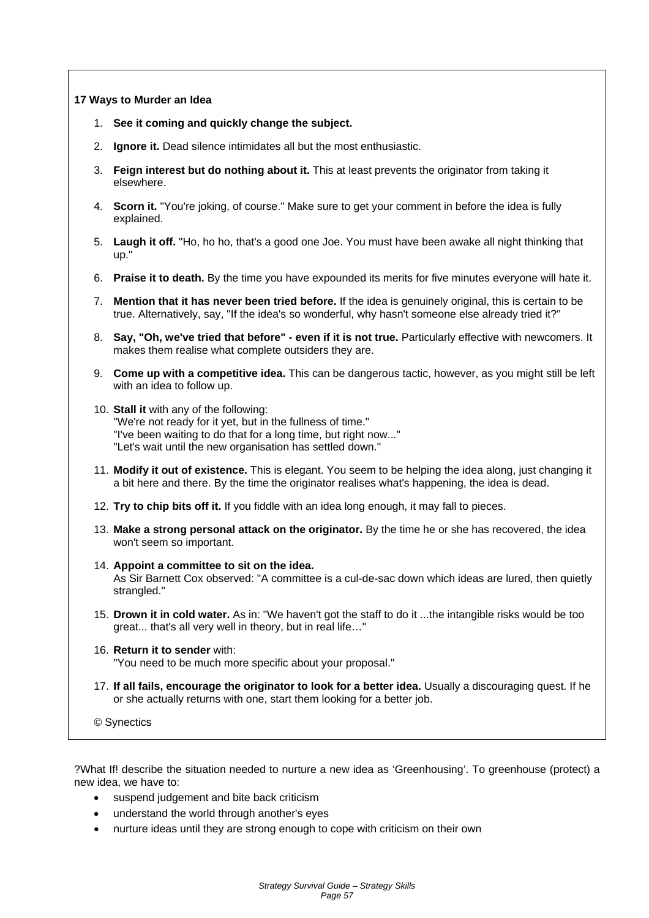**17 Ways to Murder an Idea**

1. **See it coming and quickly change the subject.**
2. **Ignore it.** Dead silence intimidates all but the most enthusiastic.
3. **Feign interest but do nothing about it.** This at least prevents the originator from taking it elsewhere.
4. **Scorn it.** "You're joking, of course." Make sure to get your comment in before the idea is fully explained.
5. **Laugh it off.** "Ho, ho ho, that's a good one Joe. You must have been awake all night thinking that up."
6. **Praise it to death.** By the time you have expounded its merits for five minutes everyone will hate it.
7. **Mention that it has never been tried before.** If the idea is genuinely original, this is certain to be true. Alternatively, say, "If the idea's so wonderful, why hasn't someone else already tried it?"
8. **Say, "Oh, we've tried that before" - even if it is not true.** Particularly effective with newcomers. It makes them realise what complete outsiders they are.
9. **Come up with a competitive idea.** This can be dangerous tactic, however, as you might still be left with an idea to follow up.
10. **Stall it** with any of the following:
    "We're not ready for it yet, but in the fullness of time."
    "I've been waiting to do that for a long time, but right now..."
    "Let's wait until the new organisation has settled down."
11. **Modify it out of existence.** This is elegant. You seem to be helping the idea along, just changing it a bit here and there. By the time the originator realises what's happening, the idea is dead.
12. **Try to chip bits off it.** If you fiddle with an idea long enough, it may fall to pieces.
13. **Make a strong personal attack on the originator.** By the time he or she has recovered, the idea won't seem so important.
14. **Appoint a committee to sit on the idea.**
    As Sir Barnett Cox observed: "A committee is a cul-de-sac down which ideas are lured, then quietly strangled."
15. **Drown it in cold water.** As in: "We haven't got the staff to do it ...the intangible risks would be too great... that's all very well in theory, but in real life…"
16. **Return it to sender** with:
    "You need to be much more specific about your proposal."
17. **If all fails, encourage the originator to look for a better idea.** Usually a discouraging quest. If he or she actually returns with one, start them looking for a better job.

© Synectics

?What If! describe the situation needed to nurture a new idea as 'Greenhousing'. To greenhouse (protect) a new idea, we have to:

- suspend judgement and bite back criticism
- understand the world through another's eyes
- nurture ideas until they are strong enough to cope with criticism on their own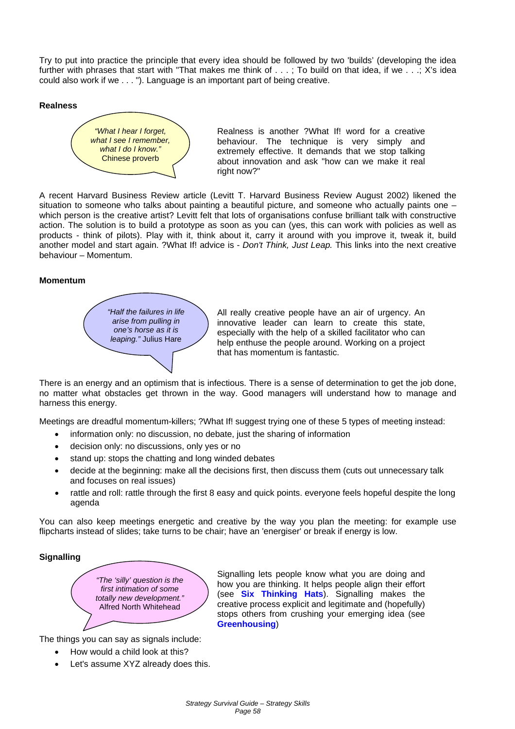Try to put into practice the principle that every idea should be followed by two 'builds' (developing the idea further with phrases that start with "That makes me think of . . . ; To build on that idea, if we . . .; X's idea could also work if we . . . "). Language is an important part of being creative.

**Realness**

*"What I hear I forget, what I see I remember, what I do I know."* Chinese proverb

Realness is another ?What If! word for a creative behaviour. The technique is very simply and extremely effective. It demands that we stop talking about innovation and ask "how can we make it real right now?"

A recent Harvard Business Review article (Levitt T. Harvard Business Review August 2002) likened the situation to someone who talks about painting a beautiful picture, and someone who actually paints one – which person is the creative artist? Levitt felt that lots of organisations confuse brilliant talk with constructive action. The solution is to build a prototype as soon as you can (yes, this can work with policies as well as products - think of pilots). Play with it, think about it, carry it around with you improve it, tweak it, build another model and start again. ?What If! advice is - *Don't Think, Just Leap.* This links into the next creative behaviour – Momentum.

**Momentum**

*"Half the failures in life arise from pulling in one's horse as it is leaping."* Julius Hare

All really creative people have an air of urgency. An innovative leader can learn to create this state, especially with the help of a skilled facilitator who can help enthuse the people around. Working on a project that has momentum is fantastic.

There is an energy and an optimism that is infectious. There is a sense of determination to get the job done, no matter what obstacles get thrown in the way. Good managers will understand how to manage and harness this energy.

Meetings are dreadful momentum-killers; ?What If! suggest trying one of these 5 types of meeting instead:

- information only: no discussion, no debate, just the sharing of information
- decision only: no discussions, only yes or no
- stand up: stops the chatting and long winded debates
- decide at the beginning: make all the decisions first, then discuss them (cuts out unnecessary talk and focuses on real issues)
- rattle and roll: rattle through the first 8 easy and quick points. everyone feels hopeful despite the long agenda

You can also keep meetings energetic and creative by the way you plan the meeting: for example use flipcharts instead of slides; take turns to be chair; have an 'energiser' or break if energy is low.

**Signalling**

*"The 'silly' question is the first intimation of some totally new development."* Alfred North Whitehead

Signalling lets people know what you are doing and how you are thinking. It helps people align their effort (see **Six Thinking Hats**). Signalling makes the creative process explicit and legitimate and (hopefully) stops others from crushing your emerging idea (see **Greenhousing**)

The things you can say as signals include:

- How would a child look at this?
- Let's assume XYZ already does this.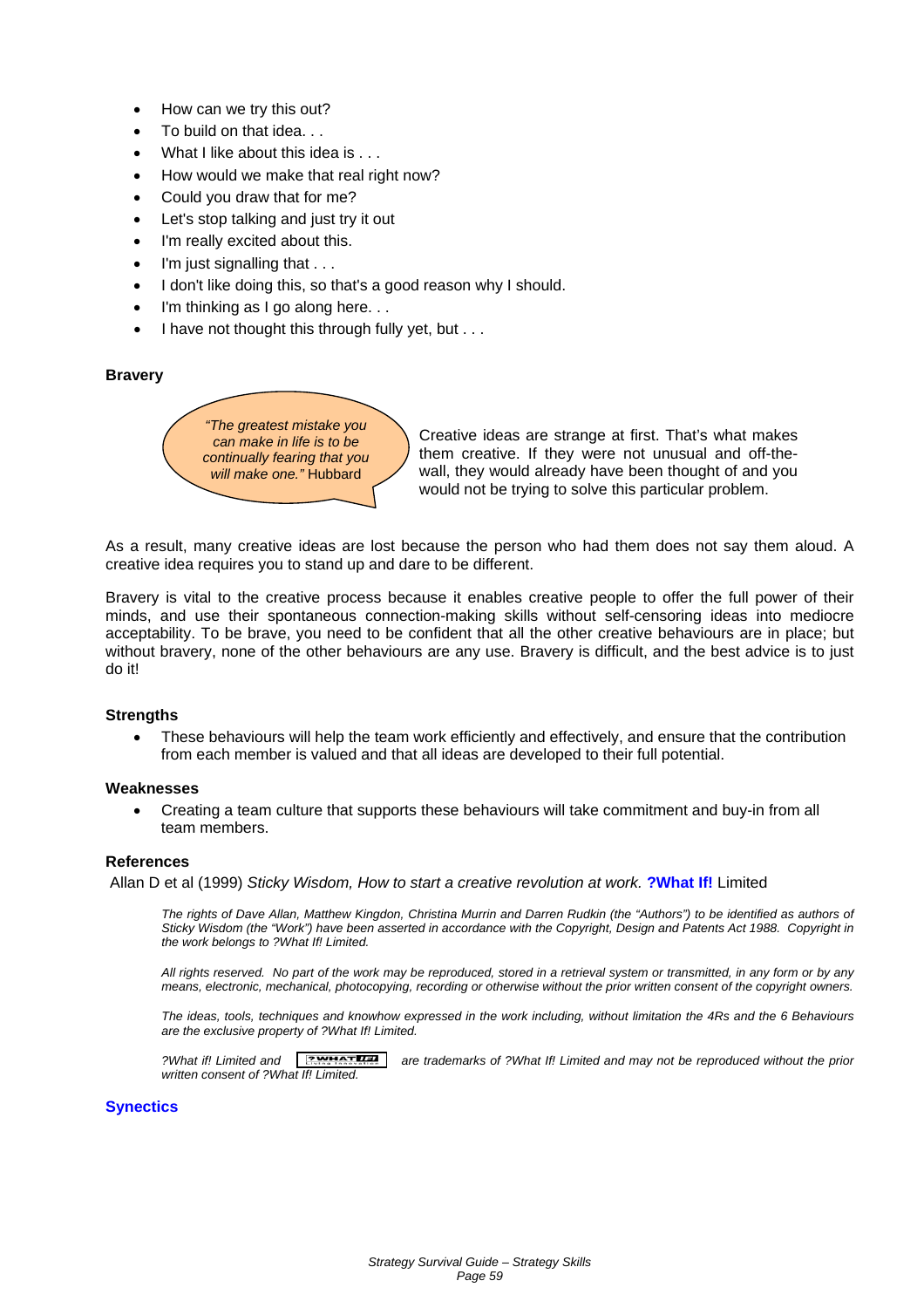- How can we try this out?
- To build on that idea. . .
- What I like about this idea is . . .
- How would we make that real right now?
- Could you draw that for me?
- Let's stop talking and just try it out
- I'm really excited about this.
- I'm just signalling that . . .
- I don't like doing this, so that's a good reason why I should.
- I'm thinking as I go along here. . .
- I have not thought this through fully yet, but . . .

**Bravery**

*"The greatest mistake you can make in life is to be continually fearing that you will make one."* Hubbard

Creative ideas are strange at first. That's what makes them creative. If they were not unusual and off-the-wall, they would already have been thought of and you would not be trying to solve this particular problem.

As a result, many creative ideas are lost because the person who had them does not say them aloud. A creative idea requires you to stand up and dare to be different.

Bravery is vital to the creative process because it enables creative people to offer the full power of their minds, and use their spontaneous connection-making skills without self-censoring ideas into mediocre acceptability. To be brave, you need to be confident that all the other creative behaviours are in place; but without bravery, none of the other behaviours are any use. Bravery is difficult, and the best advice is to just do it!

**Strengths**

- These behaviours will help the team work efficiently and effectively, and ensure that the contribution from each member is valued and that all ideas are developed to their full potential.

**Weaknesses**

- Creating a team culture that supports these behaviours will take commitment and buy-in from all team members.

**References**

Allan D et al (1999) *Sticky Wisdom, How to start a creative revolution at work.* **?What If!** Limited

*The rights of Dave Allan, Matthew Kingdon, Christina Murrin and Darren Rudkin (the "Authors") to be identified as authors of Sticky Wisdom (the "Work") have been asserted in accordance with the Copyright, Design and Patents Act 1988. Copyright in the work belongs to ?What If! Limited.*

*All rights reserved. No part of the work may be reproduced, stored in a retrieval system or transmitted, in any form or by any means, electronic, mechanical, photocopying, recording or otherwise without the prior written consent of the copyright owners.*

*The ideas, tools, techniques and knowhow expressed in the work including, without limitation the 4Rs and the 6 Behaviours are the exclusive property of ?What If! Limited.*

*?What if! Limited and ?WHAT IF! are trademarks of ?What If! Limited and may not be reproduced without the prior written consent of ?What If! Limited.*

**Synectics**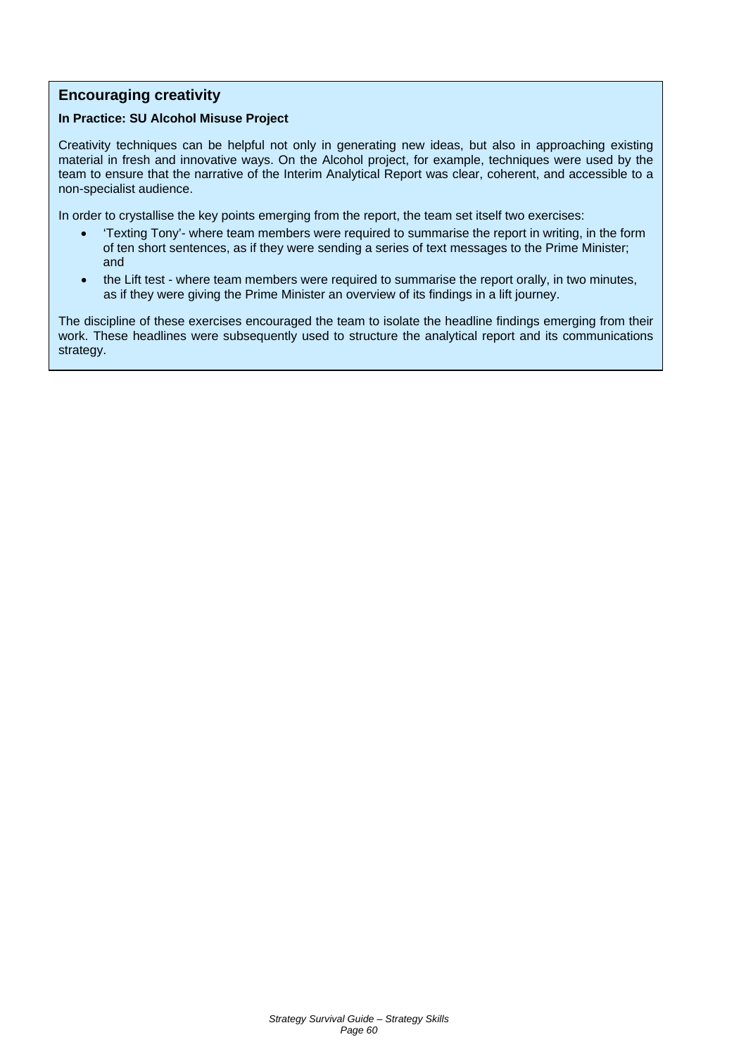## Encouraging creativity

**In Practice: SU Alcohol Misuse Project**

Creativity techniques can be helpful not only in generating new ideas, but also in approaching existing material in fresh and innovative ways. On the Alcohol project, for example, techniques were used by the team to ensure that the narrative of the Interim Analytical Report was clear, coherent, and accessible to a non-specialist audience.

In order to crystallise the key points emerging from the report, the team set itself two exercises:

- 'Texting Tony'- where team members were required to summarise the report in writing, in the form of ten short sentences, as if they were sending a series of text messages to the Prime Minister; and
- the Lift test - where team members were required to summarise the report orally, in two minutes, as if they were giving the Prime Minister an overview of its findings in a lift journey.

The discipline of these exercises encouraged the team to isolate the headline findings emerging from their work. These headlines were subsequently used to structure the analytical report and its communications strategy.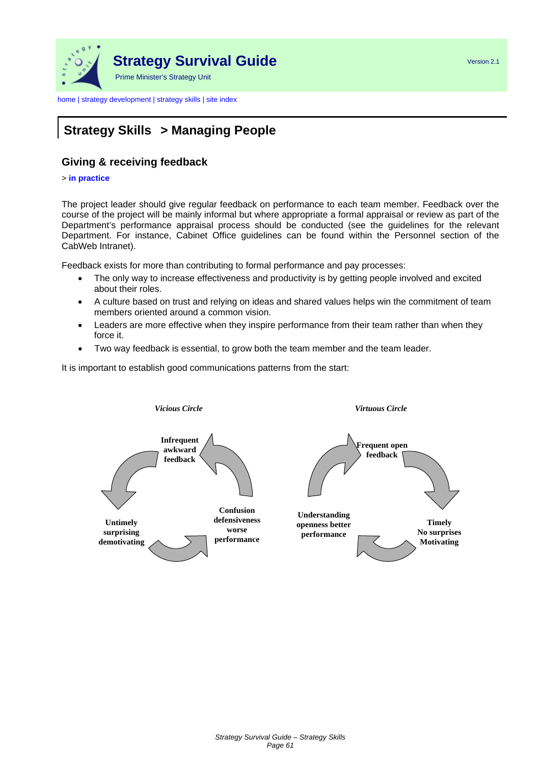# Strategy Skills > Managing People

## Giving & receiving feedback

> **in practice**

The project leader should give regular feedback on performance to each team member. Feedback over the course of the project will be mainly informal but where appropriate a formal appraisal or review as part of the Department's performance appraisal process should be conducted (see the guidelines for the relevant Department. For instance, Cabinet Office guidelines can be found within the Personnel section of the CabWeb Intranet).

Feedback exists for more than contributing to formal performance and pay processes:

- The only way to increase effectiveness and productivity is by getting people involved and excited about their roles.
- A culture based on trust and relying on ideas and shared values helps win the commitment of team members oriented around a common vision.
- Leaders are more effective when they inspire performance from their team rather than when they force it.
- Two way feedback is essential, to grow both the team member and the team leader.

It is important to establish good communications patterns from the start:

*Vicious Circle*

**Infrequent awkward feedback** → **Confusion defensiveness worse performance** → **Untimely surprising demotivating** → **Infrequent awkward feedback**

*Virtuous Circle*

**Frequent open feedback** → **Timely No surprises Motivating** → **Understanding openness better performance** → **Frequent open feedback**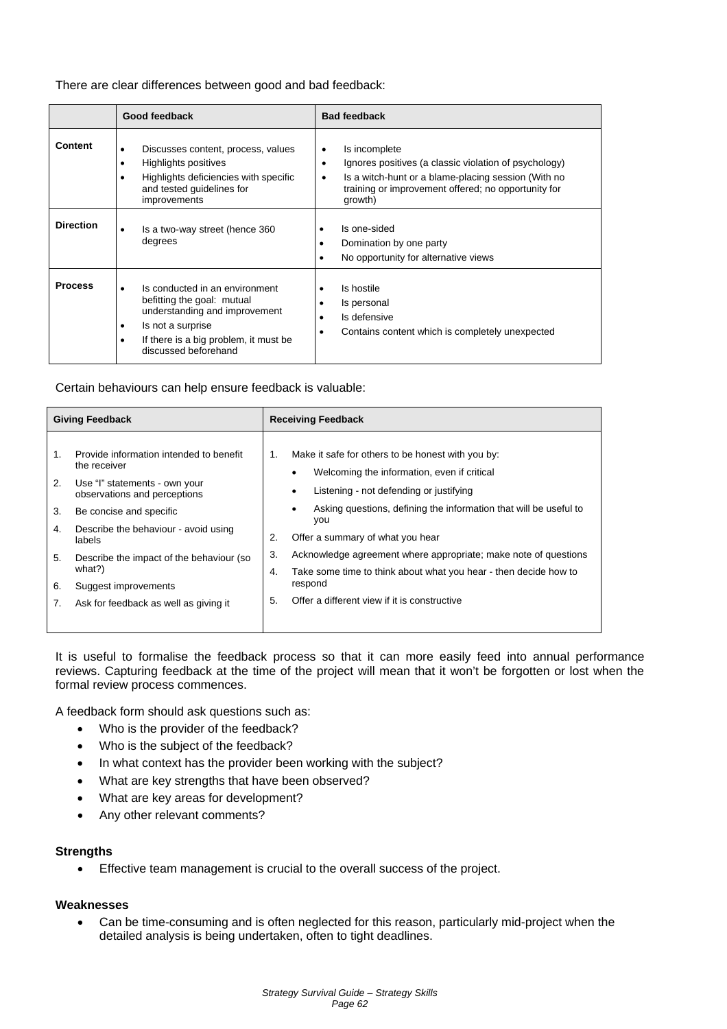There are clear differences between good and bad feedback:

| | Good feedback | Bad feedback |
|---|---|---|
| **Content** | • Discusses content, process, values<br>• Highlights positives<br>• Highlights deficiencies with specific and tested guidelines for improvements | • Is incomplete<br>• Ignores positives (a classic violation of psychology)<br>• Is a witch-hunt or a blame-placing session (With no training or improvement offered; no opportunity for growth) |
| **Direction** | • Is a two-way street (hence 360 degrees | • Is one-sided<br>• Domination by one party<br>• No opportunity for alternative views |
| **Process** | • Is conducted in an environment befitting the goal: mutual understanding and improvement<br>• Is not a surprise<br>• If there is a big problem, it must be discussed beforehand | • Is hostile<br>• Is personal<br>• Is defensive<br>• Contains content which is completely unexpected |

Certain behaviours can help ensure feedback is valuable:

| Giving Feedback | Receiving Feedback |
|---|---|
| 1. Provide information intended to benefit the receiver<br>2. Use "I" statements - own your observations and perceptions<br>3. Be concise and specific<br>4. Describe the behaviour - avoid using labels<br>5. Describe the impact of the behaviour (so what?)<br>6. Suggest improvements<br>7. Ask for feedback as well as giving it | 1. Make it safe for others to be honest with you by:<br>• Welcoming the information, even if critical<br>• Listening - not defending or justifying<br>• Asking questions, defining the information that will be useful to you<br>2. Offer a summary of what you hear<br>3. Acknowledge agreement where appropriate; make note of questions<br>4. Take some time to think about what you hear - then decide how to respond<br>5. Offer a different view if it is constructive |

It is useful to formalise the feedback process so that it can more easily feed into annual performance reviews. Capturing feedback at the time of the project will mean that it won't be forgotten or lost when the formal review process commences.

A feedback form should ask questions such as:

- Who is the provider of the feedback?
- Who is the subject of the feedback?
- In what context has the provider been working with the subject?
- What are key strengths that have been observed?
- What are key areas for development?
- Any other relevant comments?

**Strengths**

- Effective team management is crucial to the overall success of the project.

**Weaknesses**

- Can be time-consuming and is often neglected for this reason, particularly mid-project when the detailed analysis is being undertaken, often to tight deadlines.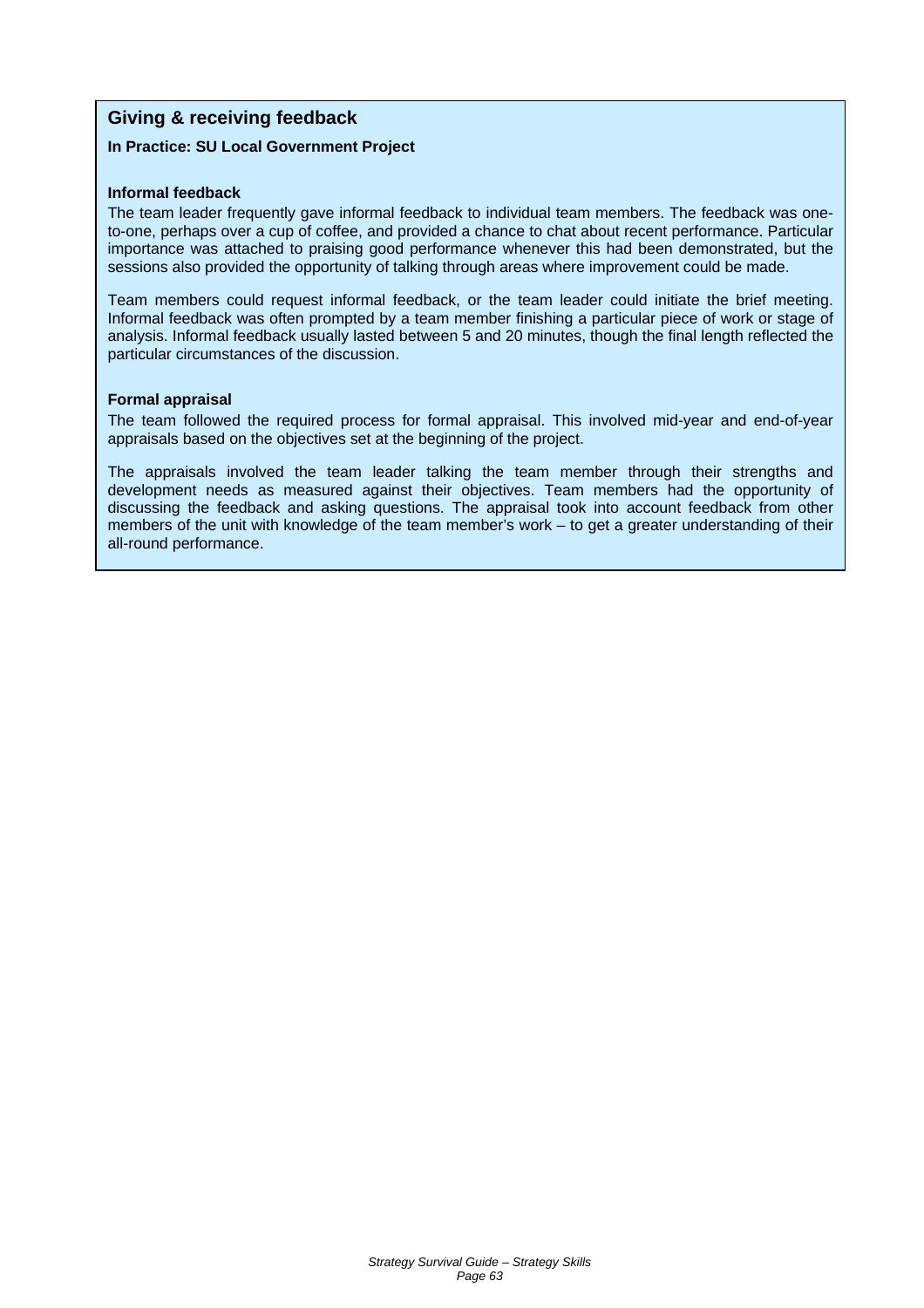## Giving & receiving feedback

**In Practice: SU Local Government Project**

**Informal feedback**

The team leader frequently gave informal feedback to individual team members. The feedback was one-to-one, perhaps over a cup of coffee, and provided a chance to chat about recent performance. Particular importance was attached to praising good performance whenever this had been demonstrated, but the sessions also provided the opportunity of talking through areas where improvement could be made.

Team members could request informal feedback, or the team leader could initiate the brief meeting. Informal feedback was often prompted by a team member finishing a particular piece of work or stage of analysis. Informal feedback usually lasted between 5 and 20 minutes, though the final length reflected the particular circumstances of the discussion.

**Formal appraisal**

The team followed the required process for formal appraisal. This involved mid-year and end-of-year appraisals based on the objectives set at the beginning of the project.

The appraisals involved the team leader talking the team member through their strengths and development needs as measured against their objectives. Team members had the opportunity of discussing the feedback and asking questions. The appraisal took into account feedback from other members of the unit with knowledge of the team member's work – to get a greater understanding of their all-round performance.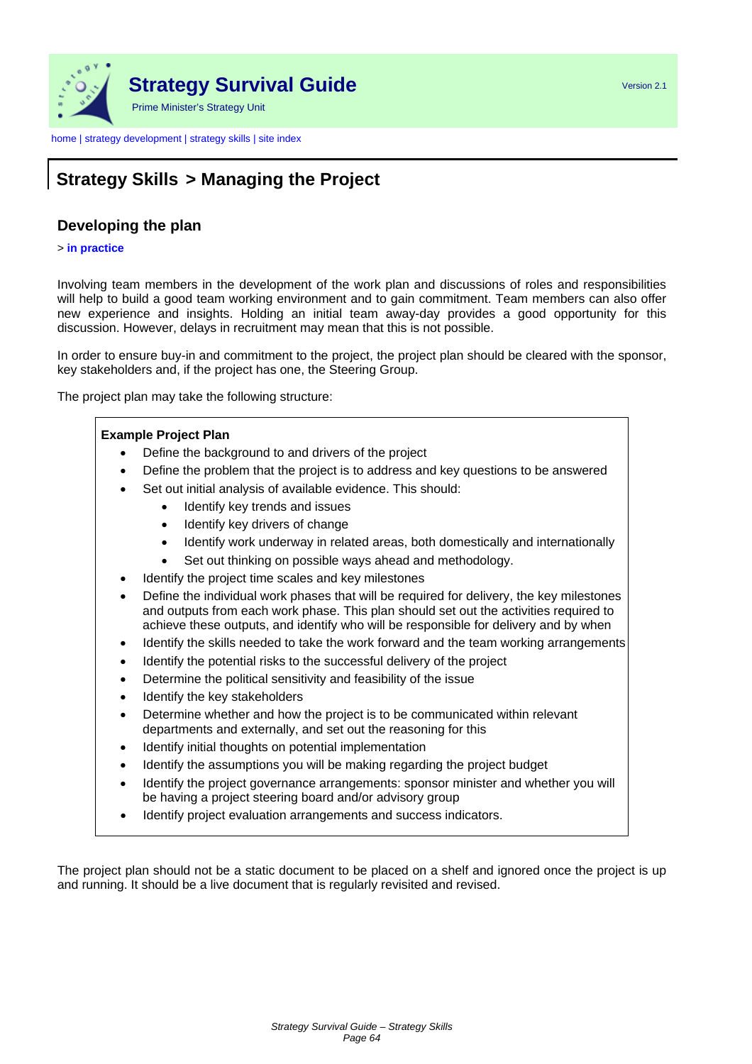## Strategy Skills > Managing the Project

### Developing the plan

> **in practice**

Involving team members in the development of the work plan and discussions of roles and responsibilities will help to build a good team working environment and to gain commitment. Team members can also offer new experience and insights. Holding an initial team away-day provides a good opportunity for this discussion. However, delays in recruitment may mean that this is not possible.

In order to ensure buy-in and commitment to the project, the project plan should be cleared with the sponsor, key stakeholders and, if the project has one, the Steering Group.

The project plan may take the following structure:

**Example Project Plan**

- Define the background to and drivers of the project
- Define the problem that the project is to address and key questions to be answered
- Set out initial analysis of available evidence. This should:
  - Identify key trends and issues
  - Identify key drivers of change
  - Identify work underway in related areas, both domestically and internationally
  - Set out thinking on possible ways ahead and methodology.
- Identify the project time scales and key milestones
- Define the individual work phases that will be required for delivery, the key milestones and outputs from each work phase. This plan should set out the activities required to achieve these outputs, and identify who will be responsible for delivery and by when
- Identify the skills needed to take the work forward and the team working arrangements
- Identify the potential risks to the successful delivery of the project
- Determine the political sensitivity and feasibility of the issue
- Identify the key stakeholders
- Determine whether and how the project is to be communicated within relevant departments and externally, and set out the reasoning for this
- Identify initial thoughts on potential implementation
- Identify the assumptions you will be making regarding the project budget
- Identify the project governance arrangements: sponsor minister and whether you will be having a project steering board and/or advisory group
- Identify project evaluation arrangements and success indicators.

The project plan should not be a static document to be placed on a shelf and ignored once the project is up and running. It should be a live document that is regularly revisited and revised.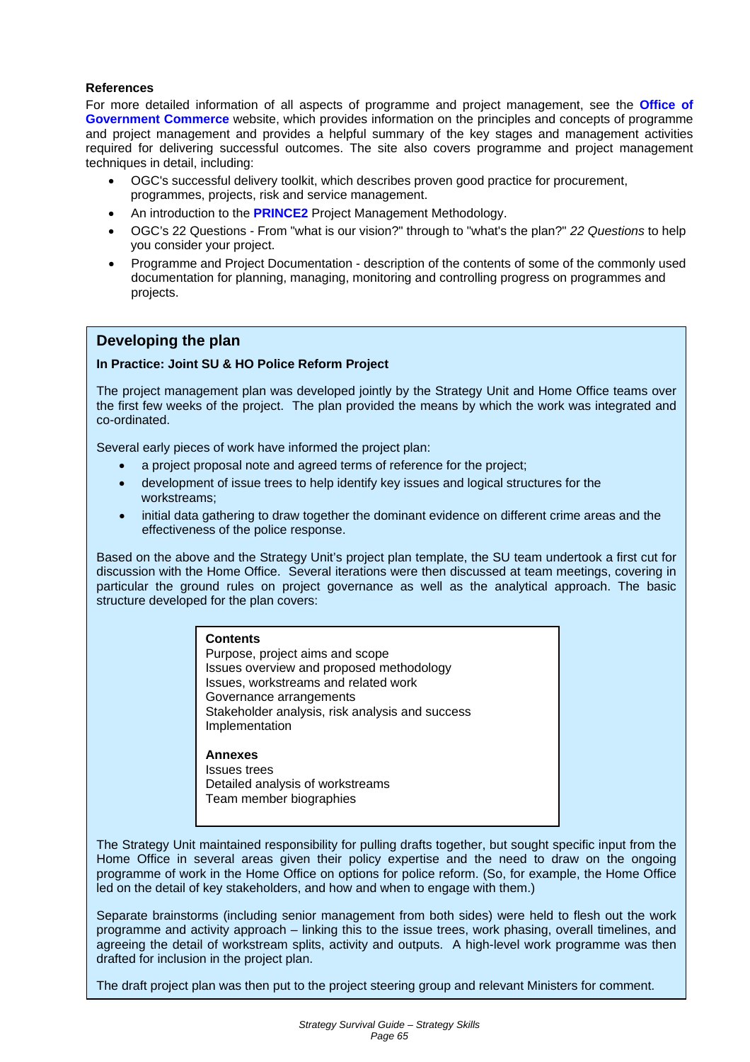**References**

For more detailed information of all aspects of programme and project management, see the **Office of Government Commerce** website, which provides information on the principles and concepts of programme and project management and provides a helpful summary of the key stages and management activities required for delivering successful outcomes. The site also covers programme and project management techniques in detail, including:

- OGC's successful delivery toolkit, which describes proven good practice for procurement, programmes, projects, risk and service management.
- An introduction to the **PRINCE2** Project Management Methodology.
- OGC's 22 Questions - From "what is our vision?" through to "what's the plan?" *22 Questions* to help you consider your project.
- Programme and Project Documentation - description of the contents of some of the commonly used documentation for planning, managing, monitoring and controlling progress on programmes and projects.

## Developing the plan

**In Practice: Joint SU & HO Police Reform Project**

The project management plan was developed jointly by the Strategy Unit and Home Office teams over the first few weeks of the project. The plan provided the means by which the work was integrated and co-ordinated.

Several early pieces of work have informed the project plan:

- a project proposal note and agreed terms of reference for the project;
- development of issue trees to help identify key issues and logical structures for the workstreams;
- initial data gathering to draw together the dominant evidence on different crime areas and the effectiveness of the police response.

Based on the above and the Strategy Unit's project plan template, the SU team undertook a first cut for discussion with the Home Office. Several iterations were then discussed at team meetings, covering in particular the ground rules on project governance as well as the analytical approach. The basic structure developed for the plan covers:

**Contents**
Purpose, project aims and scope
Issues overview and proposed methodology
Issues, workstreams and related work
Governance arrangements
Stakeholder analysis, risk analysis and success
Implementation

**Annexes**
Issues trees
Detailed analysis of workstreams
Team member biographies

The Strategy Unit maintained responsibility for pulling drafts together, but sought specific input from the Home Office in several areas given their policy expertise and the need to draw on the ongoing programme of work in the Home Office on options for police reform. (So, for example, the Home Office led on the detail of key stakeholders, and how and when to engage with them.)

Separate brainstorms (including senior management from both sides) were held to flesh out the work programme and activity approach – linking this to the issue trees, work phasing, overall timelines, and agreeing the detail of workstream splits, activity and outputs. A high-level work programme was then drafted for inclusion in the project plan.

The draft project plan was then put to the project steering group and relevant Ministers for comment.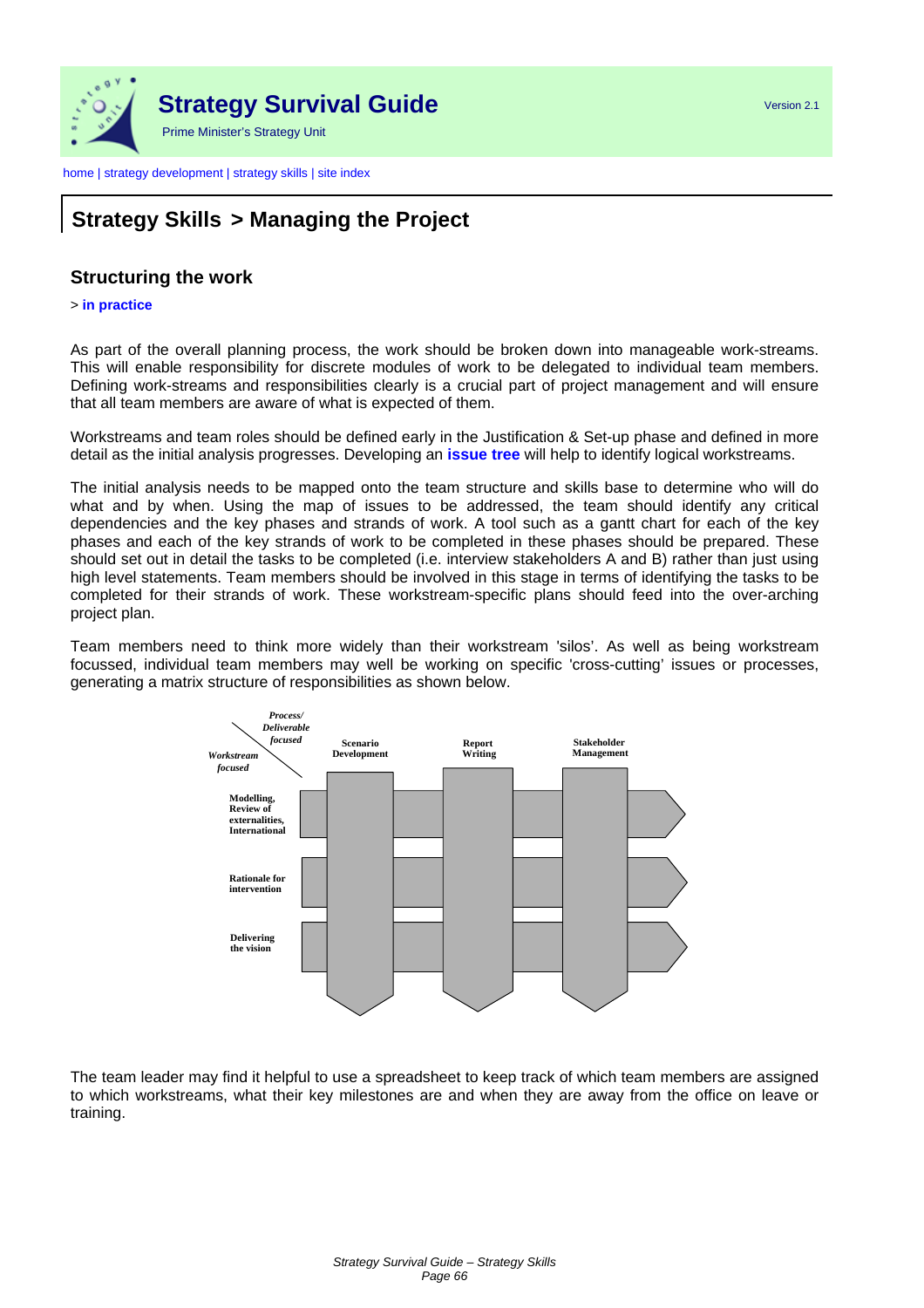Strategy Survival Guide

Prime Minister's Strategy Unit

Version 2.1

home | strategy development | strategy skills | site index

# Strategy Skills > Managing the Project

## Structuring the work

> **in practice**

As part of the overall planning process, the work should be broken down into manageable work-streams. This will enable responsibility for discrete modules of work to be delegated to individual team members. Defining work-streams and responsibilities clearly is a crucial part of project management and will ensure that all team members are aware of what is expected of them.

Workstreams and team roles should be defined early in the Justification & Set-up phase and defined in more detail as the initial analysis progresses. Developing an **issue tree** will help to identify logical workstreams.

The initial analysis needs to be mapped onto the team structure and skills base to determine who will do what and by when. Using the map of issues to be addressed, the team should identify any critical dependencies and the key phases and strands of work. A tool such as a gantt chart for each of the key phases and each of the key strands of work to be completed in these phases should be prepared. These should set out in detail the tasks to be completed (i.e. interview stakeholders A and B) rather than just using high level statements. Team members should be involved in this stage in terms of identifying the tasks to be completed for their strands of work. These workstream-specific plans should feed into the over-arching project plan.

Team members need to think more widely than their workstream 'silos'. As well as being workstream focussed, individual team members may well be working on specific 'cross-cutting' issues or processes, generating a matrix structure of responsibilities as shown below.

*Process/ Deliverable focused*

*Workstream focused*

Scenario Development

Report Writing

Stakeholder Management

Modelling, Review of externalities, International

Rationale for intervention

Delivering the vision

The team leader may find it helpful to use a spreadsheet to keep track of which team members are assigned to which workstreams, what their key milestones are and when they are away from the office on leave or training.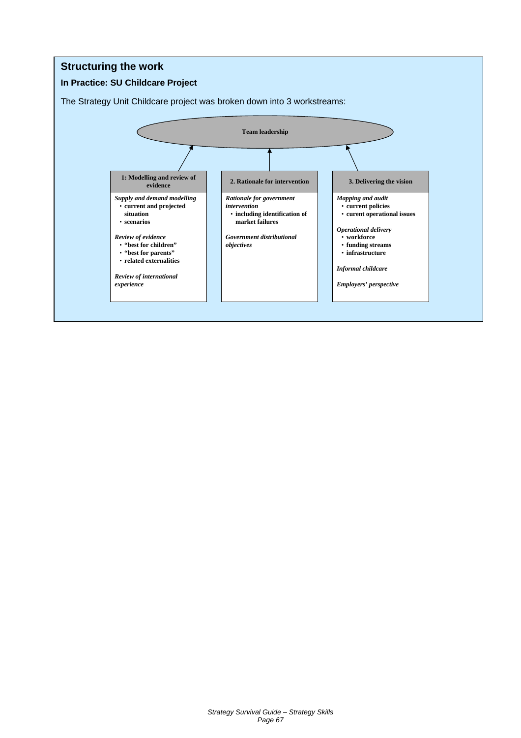## Structuring the work

### In Practice: SU Childcare Project

The Strategy Unit Childcare project was broken down into 3 workstreams:

**Team leadership**

**1: Modelling and review of evidence**

*Supply and demand modelling*
- **current and projected situation**
- **scenarios**

*Review of evidence*
- **"best for children"**
- **"best for parents"**
- **related externalities**

*Review of international experience*

**2. Rationale for intervention**

*Rationale for government intervention*
- **including identification of market failures**

*Government distributional objectives*

**3. Delivering the vision**

*Mapping and audit*
- **current policies**
- **curent operational issues**

*Operational delivery*
- **workforce**
- **funding streams**
- **infrastructure**

*Informal childcare*

*Employers' perspective*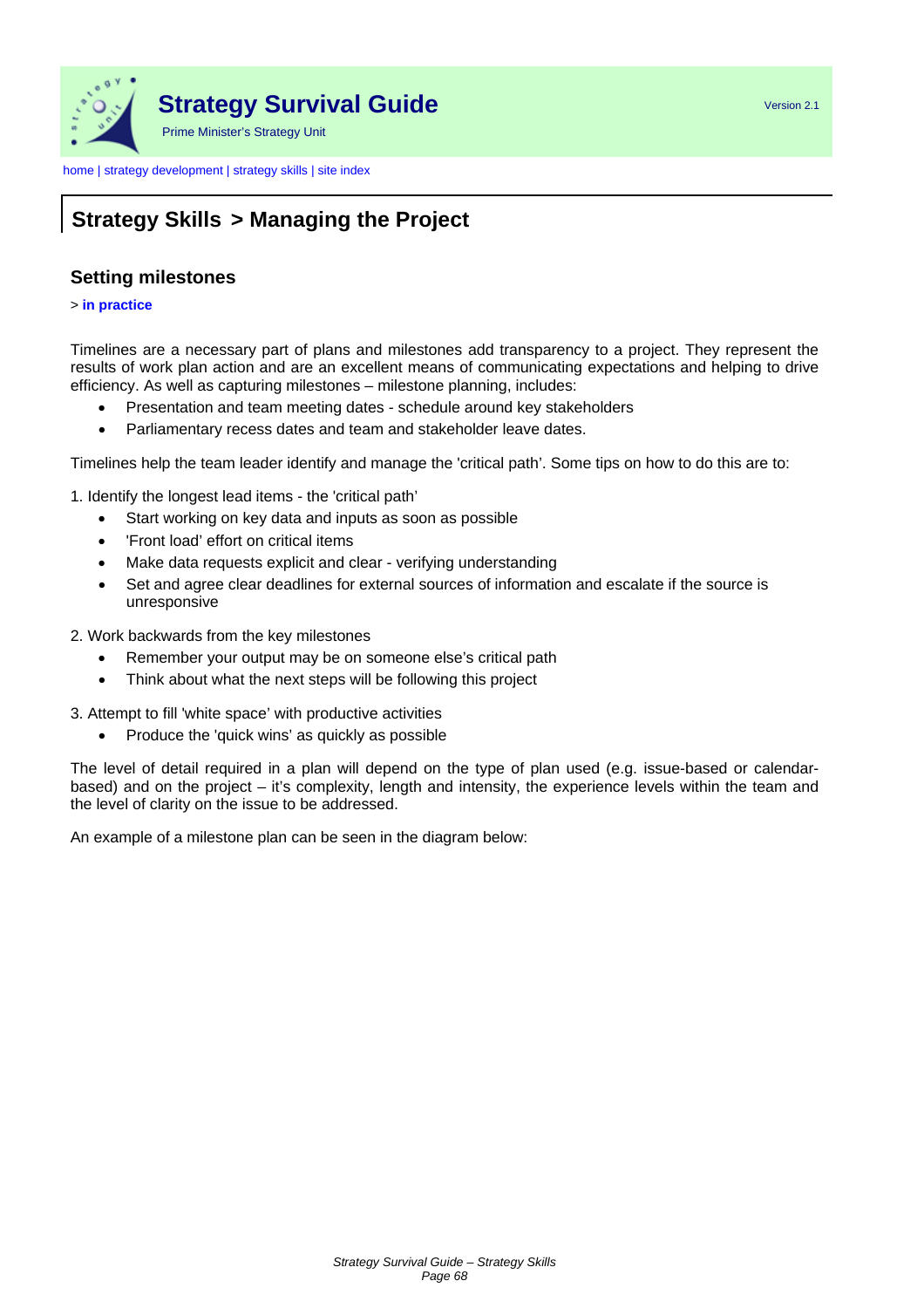## Strategy Skills > Managing the Project

### Setting milestones

> **in practice**

Timelines are a necessary part of plans and milestones add transparency to a project. They represent the results of work plan action and are an excellent means of communicating expectations and helping to drive efficiency. As well as capturing milestones – milestone planning, includes:

- Presentation and team meeting dates - schedule around key stakeholders
- Parliamentary recess dates and team and stakeholder leave dates.

Timelines help the team leader identify and manage the 'critical path'. Some tips on how to do this are to:

1. Identify the longest lead items - the 'critical path'
   - Start working on key data and inputs as soon as possible
   - 'Front load' effort on critical items
   - Make data requests explicit and clear - verifying understanding
   - Set and agree clear deadlines for external sources of information and escalate if the source is unresponsive
2. Work backwards from the key milestones
   - Remember your output may be on someone else's critical path
   - Think about what the next steps will be following this project
3. Attempt to fill 'white space' with productive activities
   - Produce the 'quick wins' as quickly as possible

The level of detail required in a plan will depend on the type of plan used (e.g. issue-based or calendar-based) and on the project – it's complexity, length and intensity, the experience levels within the team and the level of clarity on the issue to be addressed.

An example of a milestone plan can be seen in the diagram below: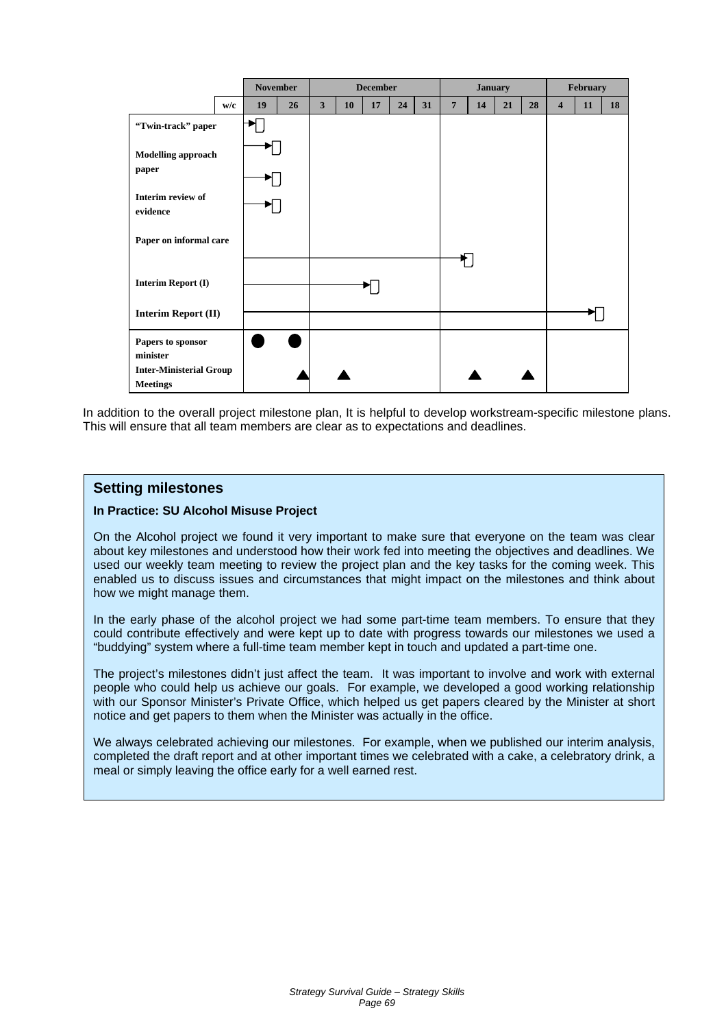November December January February

w/c 19 26 3 10 17 24 31 7 14 21 28 4 11 18

"Twin-track" paper

Modelling approach paper

Interim review of evidence

Paper on informal care

Interim Report (I)

Interim Report (II)

Papers to sponsor minister

Inter-Ministerial Group Meetings

In addition to the overall project milestone plan, It is helpful to develop workstream-specific milestone plans. This will ensure that all team members are clear as to expectations and deadlines.

## Setting milestones

**In Practice: SU Alcohol Misuse Project**

On the Alcohol project we found it very important to make sure that everyone on the team was clear about key milestones and understood how their work fed into meeting the objectives and deadlines. We used our weekly team meeting to review the project plan and the key tasks for the coming week. This enabled us to discuss issues and circumstances that might impact on the milestones and think about how we might manage them.

In the early phase of the alcohol project we had some part-time team members. To ensure that they could contribute effectively and were kept up to date with progress towards our milestones we used a "buddying" system where a full-time team member kept in touch and updated a part-time one.

The project's milestones didn't just affect the team. It was important to involve and work with external people who could help us achieve our goals. For example, we developed a good working relationship with our Sponsor Minister's Private Office, which helped us get papers cleared by the Minister at short notice and get papers to them when the Minister was actually in the office.

We always celebrated achieving our milestones. For example, when we published our interim analysis, completed the draft report and at other important times we celebrated with a cake, a celebratory drink, a meal or simply leaving the office early for a well earned rest.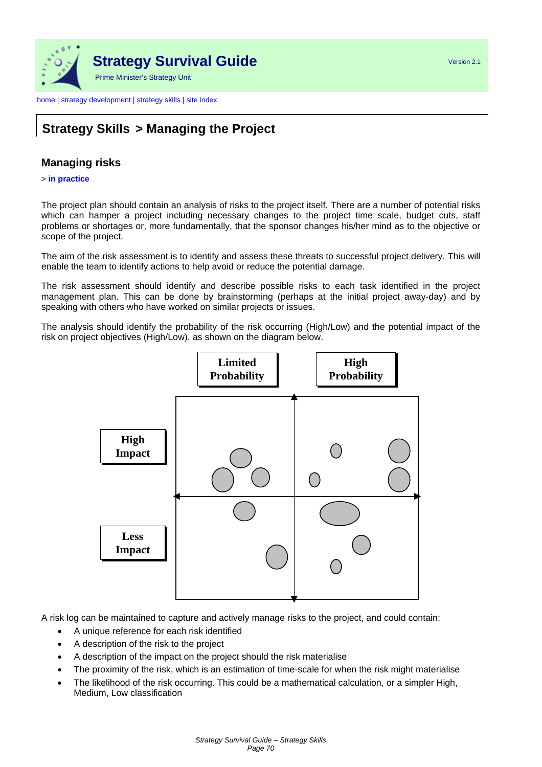# Strategy Survival Guide

Prime Minister's Strategy Unit

Version 2.1

home | strategy development | strategy skills | site index

## Strategy Skills > Managing the Project

### Managing risks

> **in practice**

The project plan should contain an analysis of risks to the project itself. There are a number of potential risks which can hamper a project including necessary changes to the project time scale, budget cuts, staff problems or shortages or, more fundamentally, that the sponsor changes his/her mind as to the objective or scope of the project.

The aim of the risk assessment is to identify and assess these threats to successful project delivery. This will enable the team to identify actions to help avoid or reduce the potential damage.

The risk assessment should identify and describe possible risks to each task identified in the project management plan. This can be done by brainstorming (perhaps at the initial project away-day) and by speaking with others who have worked on similar projects or issues.

The analysis should identify the probability of the risk occurring (High/Low) and the potential impact of the risk on project objectives (High/Low), as shown on the diagram below.

Limited Probability | High Probability

High Impact

Less Impact

A risk log can be maintained to capture and actively manage risks to the project, and could contain:

- A unique reference for each risk identified
- A description of the risk to the project
- A description of the impact on the project should the risk materialise
- The proximity of the risk, which is an estimation of time-scale for when the risk might materialise
- The likelihood of the risk occurring. This could be a mathematical calculation, or a simpler High, Medium, Low classification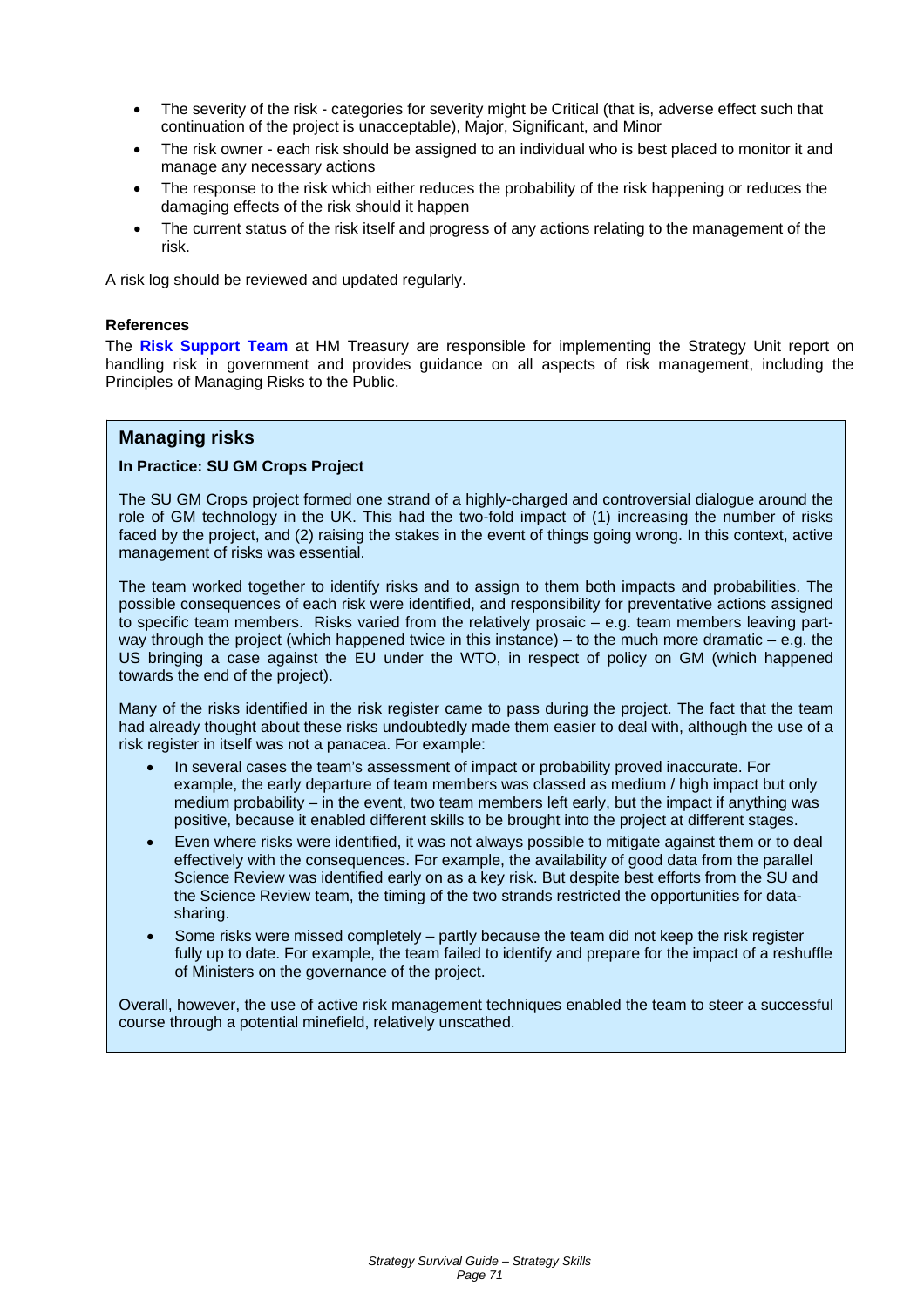- The severity of the risk - categories for severity might be Critical (that is, adverse effect such that continuation of the project is unacceptable), Major, Significant, and Minor
- The risk owner - each risk should be assigned to an individual who is best placed to monitor it and manage any necessary actions
- The response to the risk which either reduces the probability of the risk happening or reduces the damaging effects of the risk should it happen
- The current status of the risk itself and progress of any actions relating to the management of the risk.

A risk log should be reviewed and updated regularly.

**References**

The **Risk Support Team** at HM Treasury are responsible for implementing the Strategy Unit report on handling risk in government and provides guidance on all aspects of risk management, including the Principles of Managing Risks to the Public.

## Managing risks

**In Practice: SU GM Crops Project**

The SU GM Crops project formed one strand of a highly-charged and controversial dialogue around the role of GM technology in the UK. This had the two-fold impact of (1) increasing the number of risks faced by the project, and (2) raising the stakes in the event of things going wrong. In this context, active management of risks was essential.

The team worked together to identify risks and to assign to them both impacts and probabilities. The possible consequences of each risk were identified, and responsibility for preventative actions assigned to specific team members. Risks varied from the relatively prosaic – e.g. team members leaving part-way through the project (which happened twice in this instance) – to the much more dramatic – e.g. the US bringing a case against the EU under the WTO, in respect of policy on GM (which happened towards the end of the project).

Many of the risks identified in the risk register came to pass during the project. The fact that the team had already thought about these risks undoubtedly made them easier to deal with, although the use of a risk register in itself was not a panacea. For example:

- In several cases the team's assessment of impact or probability proved inaccurate. For example, the early departure of team members was classed as medium / high impact but only medium probability – in the event, two team members left early, but the impact if anything was positive, because it enabled different skills to be brought into the project at different stages.
- Even where risks were identified, it was not always possible to mitigate against them or to deal effectively with the consequences. For example, the availability of good data from the parallel Science Review was identified early on as a key risk. But despite best efforts from the SU and the Science Review team, the timing of the two strands restricted the opportunities for data-sharing.
- Some risks were missed completely – partly because the team did not keep the risk register fully up to date. For example, the team failed to identify and prepare for the impact of a reshuffle of Ministers on the governance of the project.

Overall, however, the use of active risk management techniques enabled the team to steer a successful course through a potential minefield, relatively unscathed.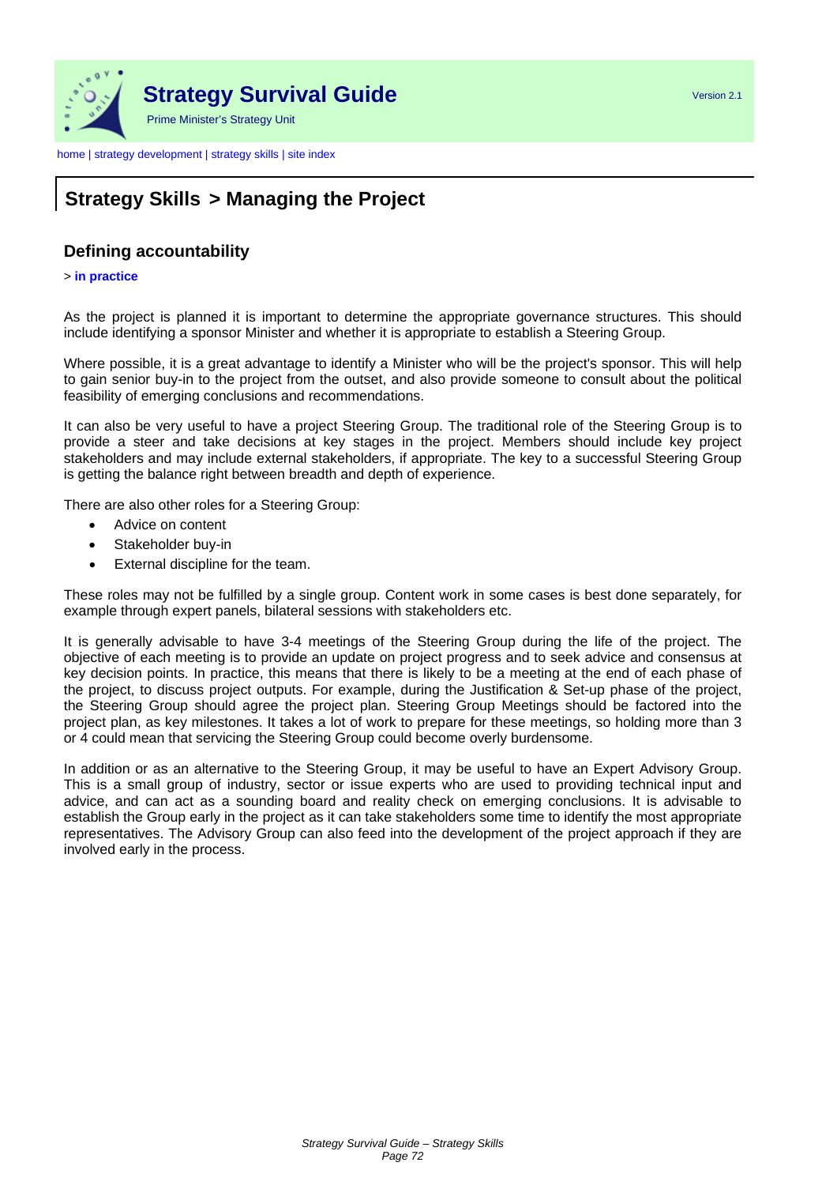## Strategy Skills > Managing the Project

### Defining accountability

> **in practice**

As the project is planned it is important to determine the appropriate governance structures. This should include identifying a sponsor Minister and whether it is appropriate to establish a Steering Group.

Where possible, it is a great advantage to identify a Minister who will be the project's sponsor. This will help to gain senior buy-in to the project from the outset, and also provide someone to consult about the political feasibility of emerging conclusions and recommendations.

It can also be very useful to have a project Steering Group. The traditional role of the Steering Group is to provide a steer and take decisions at key stages in the project. Members should include key project stakeholders and may include external stakeholders, if appropriate. The key to a successful Steering Group is getting the balance right between breadth and depth of experience.

There are also other roles for a Steering Group:

- Advice on content
- Stakeholder buy-in
- External discipline for the team.

These roles may not be fulfilled by a single group. Content work in some cases is best done separately, for example through expert panels, bilateral sessions with stakeholders etc.

It is generally advisable to have 3-4 meetings of the Steering Group during the life of the project. The objective of each meeting is to provide an update on project progress and to seek advice and consensus at key decision points. In practice, this means that there is likely to be a meeting at the end of each phase of the project, to discuss project outputs. For example, during the Justification & Set-up phase of the project, the Steering Group should agree the project plan. Steering Group Meetings should be factored into the project plan, as key milestones. It takes a lot of work to prepare for these meetings, so holding more than 3 or 4 could mean that servicing the Steering Group could become overly burdensome.

In addition or as an alternative to the Steering Group, it may be useful to have an Expert Advisory Group. This is a small group of industry, sector or issue experts who are used to providing technical input and advice, and can act as a sounding board and reality check on emerging conclusions. It is advisable to establish the Group early in the project as it can take stakeholders some time to identify the most appropriate representatives. The Advisory Group can also feed into the development of the project approach if they are involved early in the process.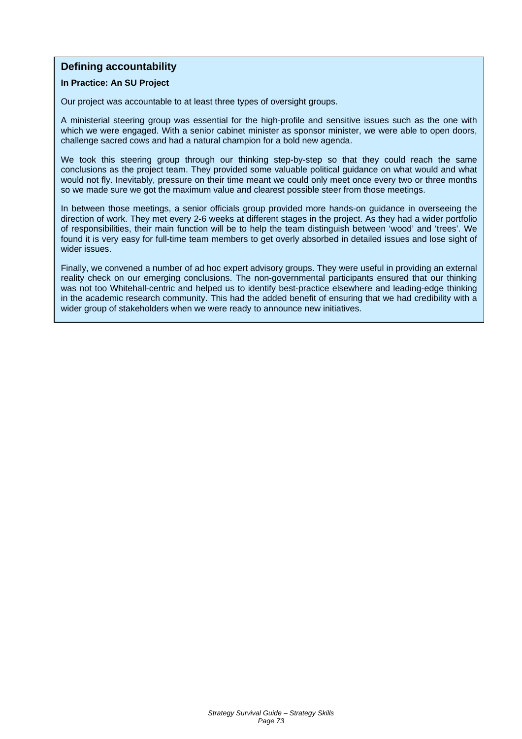## Defining accountability

**In Practice: An SU Project**

Our project was accountable to at least three types of oversight groups.

A ministerial steering group was essential for the high-profile and sensitive issues such as the one with which we were engaged. With a senior cabinet minister as sponsor minister, we were able to open doors, challenge sacred cows and had a natural champion for a bold new agenda.

We took this steering group through our thinking step-by-step so that they could reach the same conclusions as the project team. They provided some valuable political guidance on what would and what would not fly. Inevitably, pressure on their time meant we could only meet once every two or three months so we made sure we got the maximum value and clearest possible steer from those meetings.

In between those meetings, a senior officials group provided more hands-on guidance in overseeing the direction of work. They met every 2-6 weeks at different stages in the project. As they had a wider portfolio of responsibilities, their main function will be to help the team distinguish between 'wood' and 'trees'. We found it is very easy for full-time team members to get overly absorbed in detailed issues and lose sight of wider issues.

Finally, we convened a number of ad hoc expert advisory groups. They were useful in providing an external reality check on our emerging conclusions. The non-governmental participants ensured that our thinking was not too Whitehall-centric and helped us to identify best-practice elsewhere and leading-edge thinking in the academic research community. This had the added benefit of ensuring that we had credibility with a wider group of stakeholders when we were ready to announce new initiatives.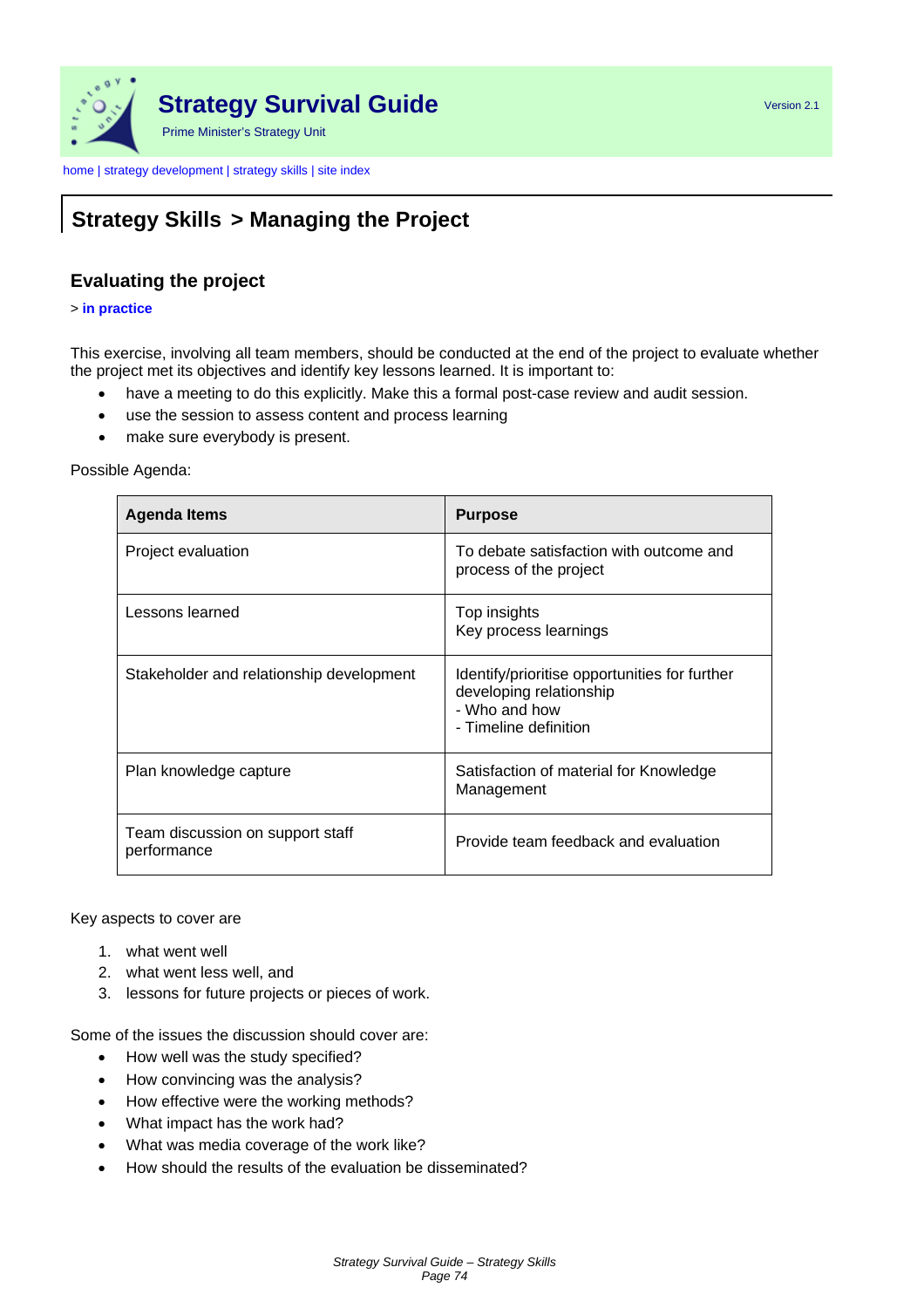# Strategy Survival Guide

Prime Minister's Strategy Unit

Version 2.1

home | strategy development | strategy skills | site index

## Strategy Skills > Managing the Project

### Evaluating the project

> **in practice**

This exercise, involving all team members, should be conducted at the end of the project to evaluate whether the project met its objectives and identify key lessons learned. It is important to:

- have a meeting to do this explicitly. Make this a formal post-case review and audit session.
- use the session to assess content and process learning
- make sure everybody is present.

Possible Agenda:

| Agenda Items | Purpose |
|---|---|
| Project evaluation | To debate satisfaction with outcome and process of the project |
| Lessons learned | Top insights<br>Key process learnings |
| Stakeholder and relationship development | Identify/prioritise opportunities for further developing relationship<br>- Who and how<br>- Timeline definition |
| Plan knowledge capture | Satisfaction of material for Knowledge Management |
| Team discussion on support staff performance | Provide team feedback and evaluation |

Key aspects to cover are

1. what went well
2. what went less well, and
3. lessons for future projects or pieces of work.

Some of the issues the discussion should cover are:

- How well was the study specified?
- How convincing was the analysis?
- How effective were the working methods?
- What impact has the work had?
- What was media coverage of the work like?
- How should the results of the evaluation be disseminated?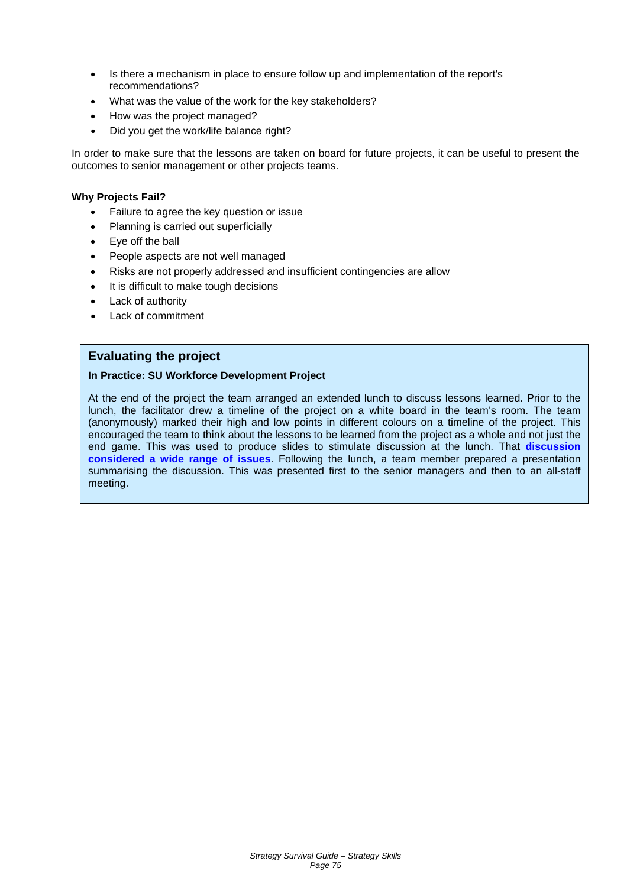- Is there a mechanism in place to ensure follow up and implementation of the report's recommendations?
- What was the value of the work for the key stakeholders?
- How was the project managed?
- Did you get the work/life balance right?

In order to make sure that the lessons are taken on board for future projects, it can be useful to present the outcomes to senior management or other projects teams.

**Why Projects Fail?**

- Failure to agree the key question or issue
- Planning is carried out superficially
- Eye off the ball
- People aspects are not well managed
- Risks are not properly addressed and insufficient contingencies are allow
- It is difficult to make tough decisions
- Lack of authority
- Lack of commitment

## Evaluating the project

**In Practice: SU Workforce Development Project**

At the end of the project the team arranged an extended lunch to discuss lessons learned. Prior to the lunch, the facilitator drew a timeline of the project on a white board in the team's room. The team (anonymously) marked their high and low points in different colours on a timeline of the project. This encouraged the team to think about the lessons to be learned from the project as a whole and not just the end game. This was used to produce slides to stimulate discussion at the lunch. That **discussion considered a wide range of issues**. Following the lunch, a team member prepared a presentation summarising the discussion. This was presented first to the senior managers and then to an all-staff meeting.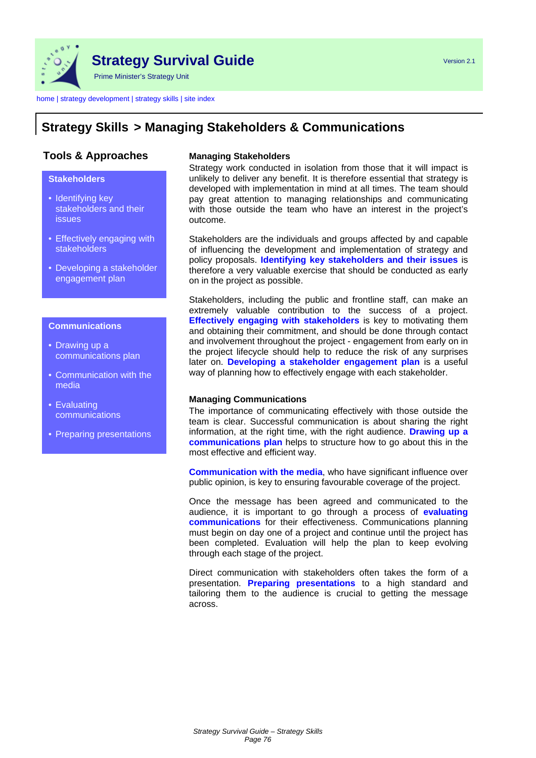# Strategy Survival Guide

Prime Minister's Strategy Unit

Version 2.1

home | strategy development | strategy skills | site index

## Strategy Skills > Managing Stakeholders & Communications

### Tools & Approaches

**Stakeholders**

- Identifying key stakeholders and their issues
- Effectively engaging with stakeholders
- Developing a stakeholder engagement plan

**Communications**

- Drawing up a communications plan
- Communication with the media
- Evaluating communications
- Preparing presentations

### Managing Stakeholders

Strategy work conducted in isolation from those that it will impact is unlikely to deliver any benefit. It is therefore essential that strategy is developed with implementation in mind at all times. The team should pay great attention to managing relationships and communicating with those outside the team who have an interest in the project's outcome.

Stakeholders are the individuals and groups affected by and capable of influencing the development and implementation of strategy and policy proposals. **Identifying key stakeholders and their issues** is therefore a very valuable exercise that should be conducted as early on in the project as possible.

Stakeholders, including the public and frontline staff, can make an extremely valuable contribution to the success of a project. **Effectively engaging with stakeholders** is key to motivating them and obtaining their commitment, and should be done through contact and involvement throughout the project - engagement from early on in the project lifecycle should help to reduce the risk of any surprises later on. **Developing a stakeholder engagement plan** is a useful way of planning how to effectively engage with each stakeholder.

### Managing Communications

The importance of communicating effectively with those outside the team is clear. Successful communication is about sharing the right information, at the right time, with the right audience. **Drawing up a communications plan** helps to structure how to go about this in the most effective and efficient way.

**Communication with the media**, who have significant influence over public opinion, is key to ensuring favourable coverage of the project.

Once the message has been agreed and communicated to the audience, it is important to go through a process of **evaluating communications** for their effectiveness. Communications planning must begin on day one of a project and continue until the project has been completed. Evaluation will help the plan to keep evolving through each stage of the project.

Direct communication with stakeholders often takes the form of a presentation. **Preparing presentations** to a high standard and tailoring them to the audience is crucial to getting the message across.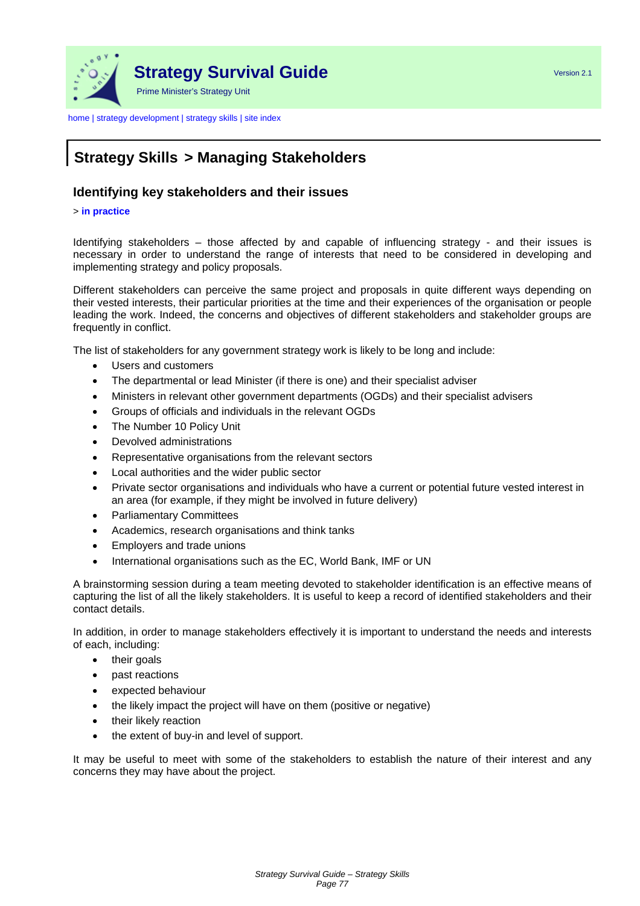## Strategy Skills > Managing Stakeholders

### Identifying key stakeholders and their issues

> **in practice**

Identifying stakeholders – those affected by and capable of influencing strategy - and their issues is necessary in order to understand the range of interests that need to be considered in developing and implementing strategy and policy proposals.

Different stakeholders can perceive the same project and proposals in quite different ways depending on their vested interests, their particular priorities at the time and their experiences of the organisation or people leading the work. Indeed, the concerns and objectives of different stakeholders and stakeholder groups are frequently in conflict.

The list of stakeholders for any government strategy work is likely to be long and include:

- Users and customers
- The departmental or lead Minister (if there is one) and their specialist adviser
- Ministers in relevant other government departments (OGDs) and their specialist advisers
- Groups of officials and individuals in the relevant OGDs
- The Number 10 Policy Unit
- Devolved administrations
- Representative organisations from the relevant sectors
- Local authorities and the wider public sector
- Private sector organisations and individuals who have a current or potential future vested interest in an area (for example, if they might be involved in future delivery)
- Parliamentary Committees
- Academics, research organisations and think tanks
- Employers and trade unions
- International organisations such as the EC, World Bank, IMF or UN

A brainstorming session during a team meeting devoted to stakeholder identification is an effective means of capturing the list of all the likely stakeholders. It is useful to keep a record of identified stakeholders and their contact details.

In addition, in order to manage stakeholders effectively it is important to understand the needs and interests of each, including:

- their goals
- past reactions
- expected behaviour
- the likely impact the project will have on them (positive or negative)
- their likely reaction
- the extent of buy-in and level of support.

It may be useful to meet with some of the stakeholders to establish the nature of their interest and any concerns they may have about the project.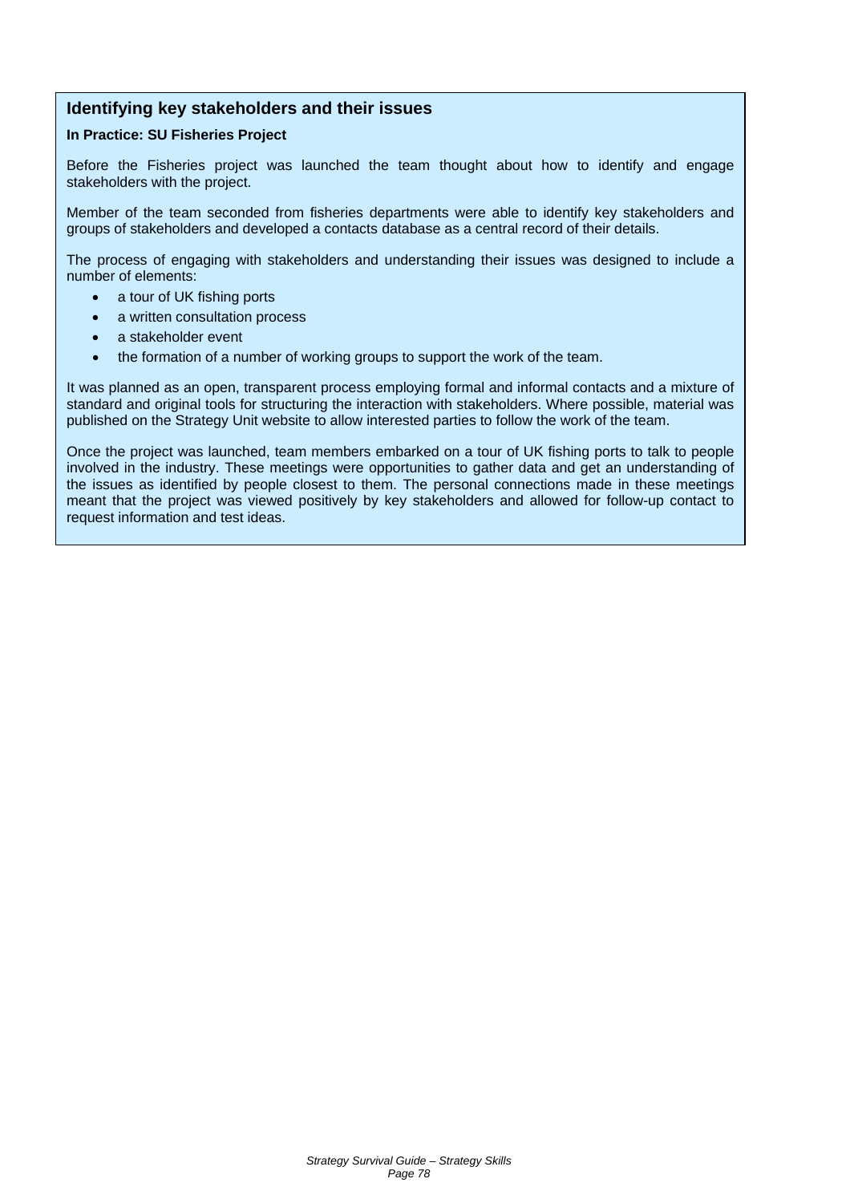## Identifying key stakeholders and their issues

**In Practice: SU Fisheries Project**

Before the Fisheries project was launched the team thought about how to identify and engage stakeholders with the project.

Member of the team seconded from fisheries departments were able to identify key stakeholders and groups of stakeholders and developed a contacts database as a central record of their details.

The process of engaging with stakeholders and understanding their issues was designed to include a number of elements:

- a tour of UK fishing ports
- a written consultation process
- a stakeholder event
- the formation of a number of working groups to support the work of the team.

It was planned as an open, transparent process employing formal and informal contacts and a mixture of standard and original tools for structuring the interaction with stakeholders. Where possible, material was published on the Strategy Unit website to allow interested parties to follow the work of the team.

Once the project was launched, team members embarked on a tour of UK fishing ports to talk to people involved in the industry. These meetings were opportunities to gather data and get an understanding of the issues as identified by people closest to them. The personal connections made in these meetings meant that the project was viewed positively by key stakeholders and allowed for follow-up contact to request information and test ideas.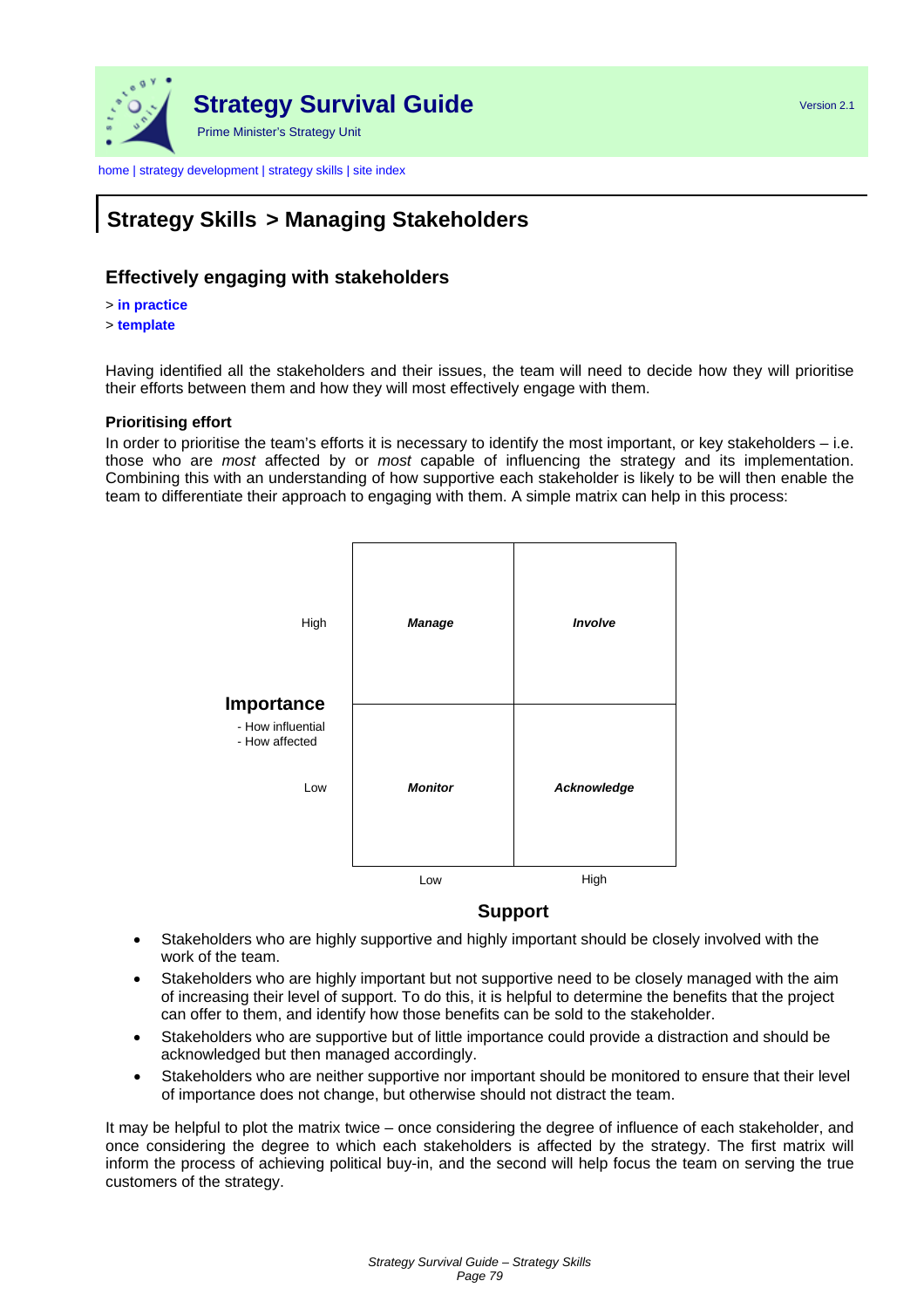home | strategy development | strategy skills | site index

# Strategy Skills > Managing Stakeholders

## Effectively engaging with stakeholders

> **in practice**
> **template**

Having identified all the stakeholders and their issues, the team will need to decide how they will prioritise their efforts between them and how they will most effectively engage with them.

### Prioritising effort

In order to prioritise the team's efforts it is necessary to identify the most important, or key stakeholders – i.e. those who are *most* affected by or *most* capable of influencing the strategy and its implementation. Combining this with an understanding of how supportive each stakeholder is likely to be will then enable the team to differentiate their approach to engaging with them. A simple matrix can help in this process:

| **Importance** (- How influential, - How affected) / **Support** | Low | High |
|---|---|---|
| **High** | ***Manage*** | ***Involve*** |
| **Low** | ***Monitor*** | ***Acknowledge*** |

- Stakeholders who are highly supportive and highly important should be closely involved with the work of the team.
- Stakeholders who are highly important but not supportive need to be closely managed with the aim of increasing their level of support. To do this, it is helpful to determine the benefits that the project can offer to them, and identify how those benefits can be sold to the stakeholder.
- Stakeholders who are supportive but of little importance could provide a distraction and should be acknowledged but then managed accordingly.
- Stakeholders who are neither supportive nor important should be monitored to ensure that their level of importance does not change, but otherwise should not distract the team.

It may be helpful to plot the matrix twice – once considering the degree of influence of each stakeholder, and once considering the degree to which each stakeholders is affected by the strategy. The first matrix will inform the process of achieving political buy-in, and the second will help focus the team on serving the true customers of the strategy.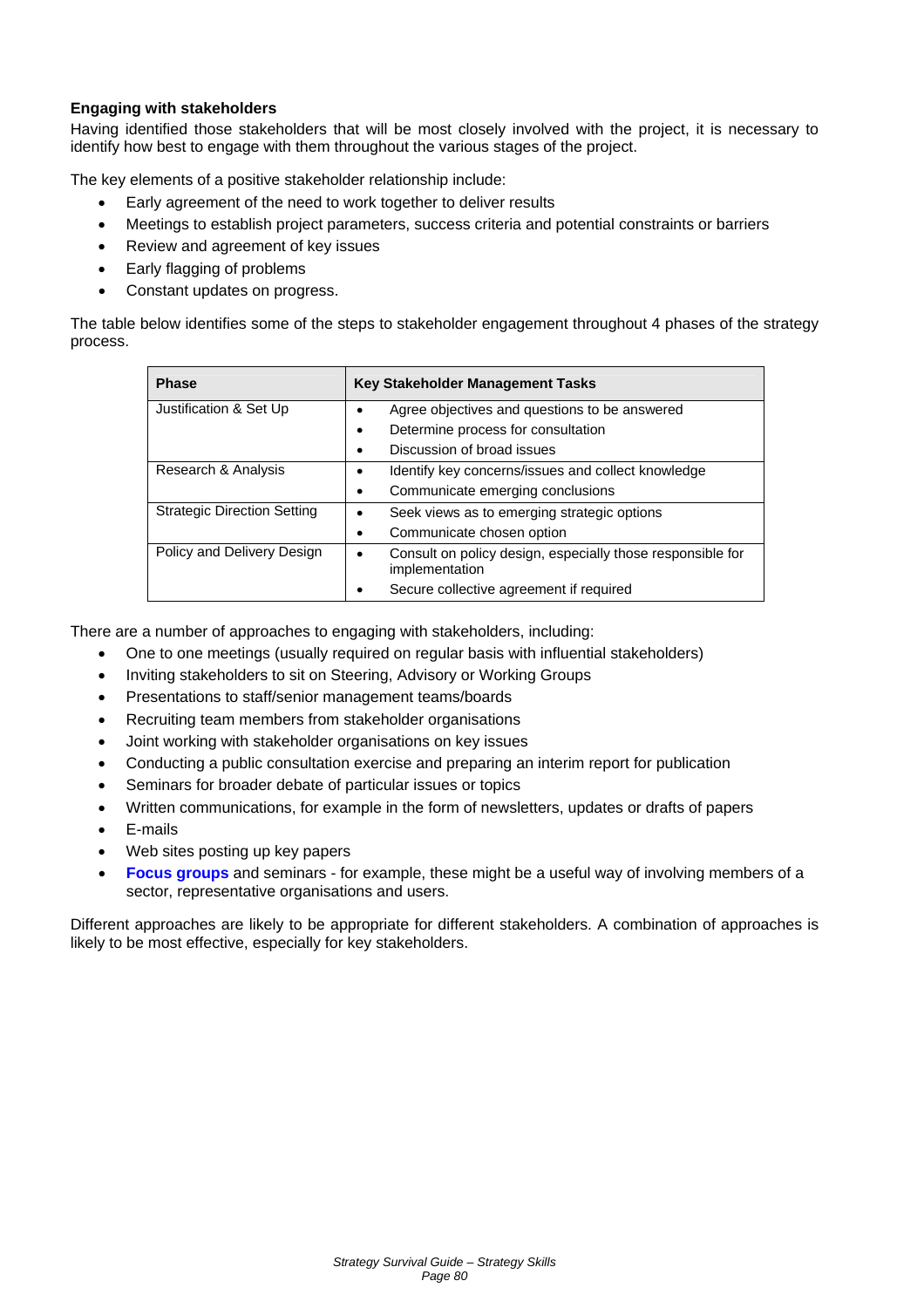**Engaging with stakeholders**

Having identified those stakeholders that will be most closely involved with the project, it is necessary to identify how best to engage with them throughout the various stages of the project.

The key elements of a positive stakeholder relationship include:

- Early agreement of the need to work together to deliver results
- Meetings to establish project parameters, success criteria and potential constraints or barriers
- Review and agreement of key issues
- Early flagging of problems
- Constant updates on progress.

The table below identifies some of the steps to stakeholder engagement throughout 4 phases of the strategy process.

| Phase | Key Stakeholder Management Tasks |
|---|---|
| Justification & Set Up | • Agree objectives and questions to be answered<br>• Determine process for consultation<br>• Discussion of broad issues |
| Research & Analysis | • Identify key concerns/issues and collect knowledge<br>• Communicate emerging conclusions |
| Strategic Direction Setting | • Seek views as to emerging strategic options<br>• Communicate chosen option |
| Policy and Delivery Design | • Consult on policy design, especially those responsible for implementation<br>• Secure collective agreement if required |

There are a number of approaches to engaging with stakeholders, including:

- One to one meetings (usually required on regular basis with influential stakeholders)
- Inviting stakeholders to sit on Steering, Advisory or Working Groups
- Presentations to staff/senior management teams/boards
- Recruiting team members from stakeholder organisations
- Joint working with stakeholder organisations on key issues
- Conducting a public consultation exercise and preparing an interim report for publication
- Seminars for broader debate of particular issues or topics
- Written communications, for example in the form of newsletters, updates or drafts of papers
- E-mails
- Web sites posting up key papers
- **Focus groups** and seminars - for example, these might be a useful way of involving members of a sector, representative organisations and users.

Different approaches are likely to be appropriate for different stakeholders. A combination of approaches is likely to be most effective, especially for key stakeholders.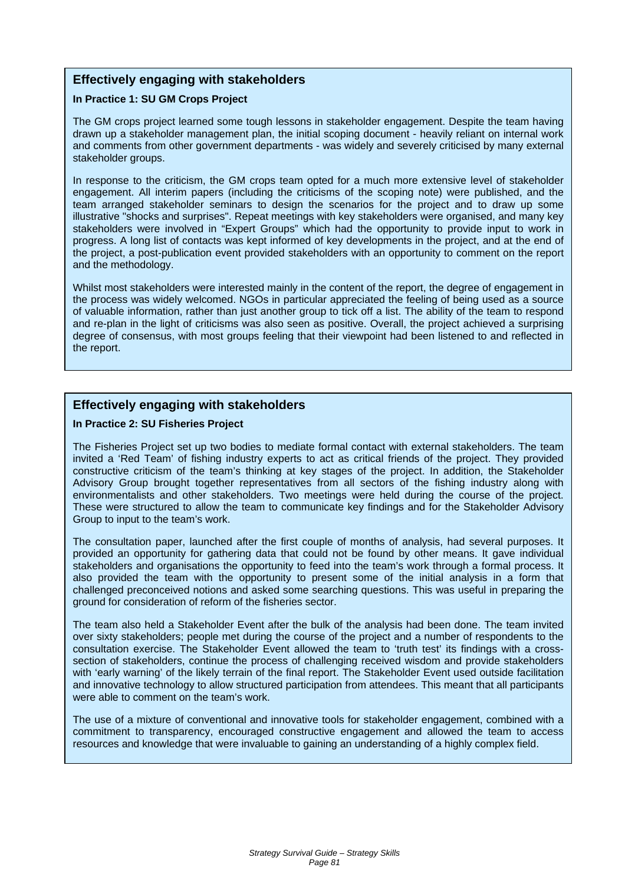## Effectively engaging with stakeholders

**In Practice 1: SU GM Crops Project**

The GM crops project learned some tough lessons in stakeholder engagement. Despite the team having drawn up a stakeholder management plan, the initial scoping document - heavily reliant on internal work and comments from other government departments - was widely and severely criticised by many external stakeholder groups.

In response to the criticism, the GM crops team opted for a much more extensive level of stakeholder engagement. All interim papers (including the criticisms of the scoping note) were published, and the team arranged stakeholder seminars to design the scenarios for the project and to draw up some illustrative "shocks and surprises". Repeat meetings with key stakeholders were organised, and many key stakeholders were involved in "Expert Groups" which had the opportunity to provide input to work in progress. A long list of contacts was kept informed of key developments in the project, and at the end of the project, a post-publication event provided stakeholders with an opportunity to comment on the report and the methodology.

Whilst most stakeholders were interested mainly in the content of the report, the degree of engagement in the process was widely welcomed. NGOs in particular appreciated the feeling of being used as a source of valuable information, rather than just another group to tick off a list. The ability of the team to respond and re-plan in the light of criticisms was also seen as positive. Overall, the project achieved a surprising degree of consensus, with most groups feeling that their viewpoint had been listened to and reflected in the report.

## Effectively engaging with stakeholders

**In Practice 2: SU Fisheries Project**

The Fisheries Project set up two bodies to mediate formal contact with external stakeholders. The team invited a 'Red Team' of fishing industry experts to act as critical friends of the project. They provided constructive criticism of the team's thinking at key stages of the project. In addition, the Stakeholder Advisory Group brought together representatives from all sectors of the fishing industry along with environmentalists and other stakeholders. Two meetings were held during the course of the project. These were structured to allow the team to communicate key findings and for the Stakeholder Advisory Group to input to the team's work.

The consultation paper, launched after the first couple of months of analysis, had several purposes. It provided an opportunity for gathering data that could not be found by other means. It gave individual stakeholders and organisations the opportunity to feed into the team's work through a formal process. It also provided the team with the opportunity to present some of the initial analysis in a form that challenged preconceived notions and asked some searching questions. This was useful in preparing the ground for consideration of reform of the fisheries sector.

The team also held a Stakeholder Event after the bulk of the analysis had been done. The team invited over sixty stakeholders; people met during the course of the project and a number of respondents to the consultation exercise. The Stakeholder Event allowed the team to 'truth test' its findings with a cross-section of stakeholders, continue the process of challenging received wisdom and provide stakeholders with 'early warning' of the likely terrain of the final report. The Stakeholder Event used outside facilitation and innovative technology to allow structured participation from attendees. This meant that all participants were able to comment on the team's work.

The use of a mixture of conventional and innovative tools for stakeholder engagement, combined with a commitment to transparency, encouraged constructive engagement and allowed the team to access resources and knowledge that were invaluable to gaining an understanding of a highly complex field.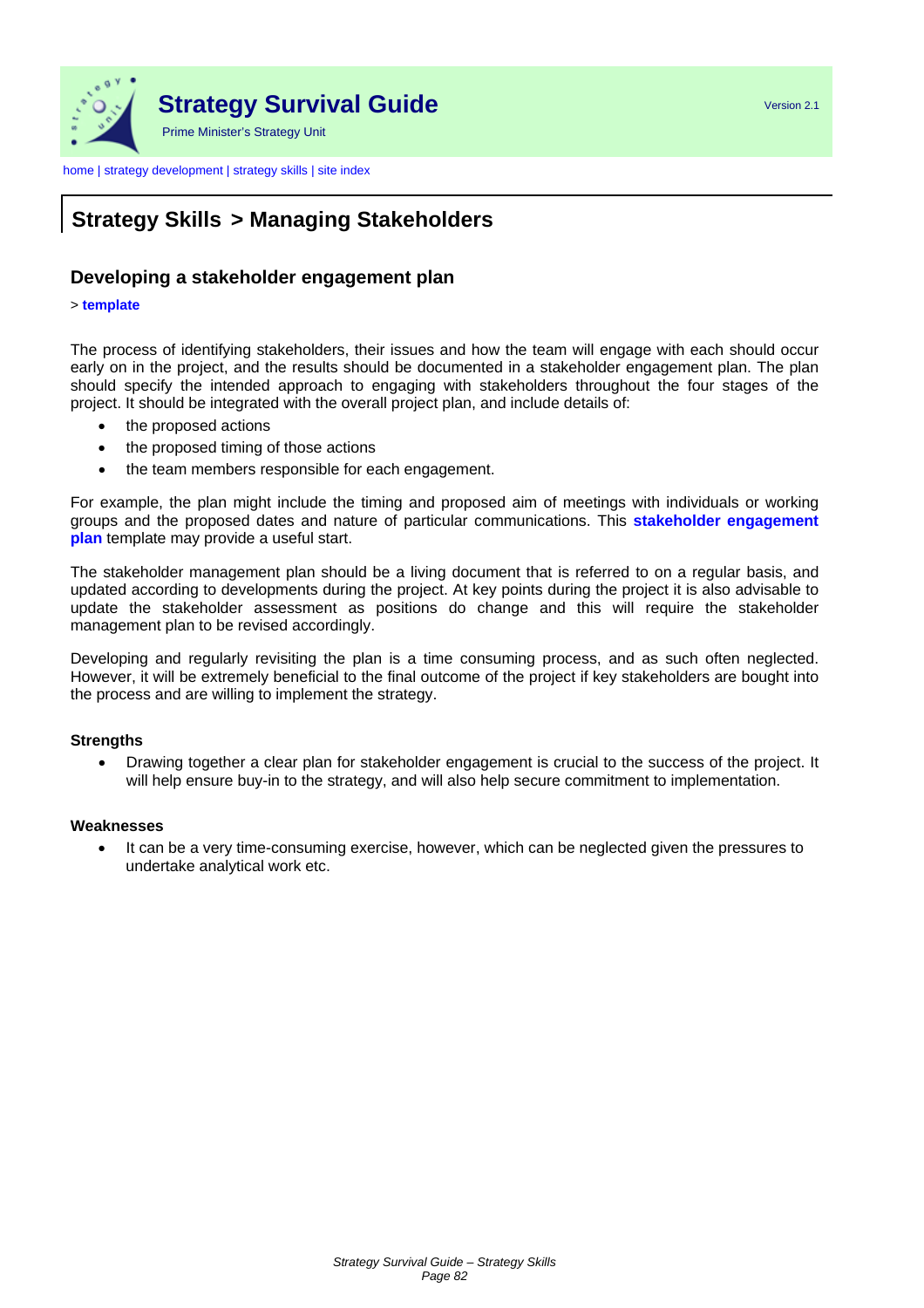# Strategy Skills > Managing Stakeholders

## Developing a stakeholder engagement plan

> **template**

The process of identifying stakeholders, their issues and how the team will engage with each should occur early on in the project, and the results should be documented in a stakeholder engagement plan. The plan should specify the intended approach to engaging with stakeholders throughout the four stages of the project. It should be integrated with the overall project plan, and include details of:

- the proposed actions
- the proposed timing of those actions
- the team members responsible for each engagement.

For example, the plan might include the timing and proposed aim of meetings with individuals or working groups and the proposed dates and nature of particular communications. This **stakeholder engagement plan** template may provide a useful start.

The stakeholder management plan should be a living document that is referred to on a regular basis, and updated according to developments during the project. At key points during the project it is also advisable to update the stakeholder assessment as positions do change and this will require the stakeholder management plan to be revised accordingly.

Developing and regularly revisiting the plan is a time consuming process, and as such often neglected. However, it will be extremely beneficial to the final outcome of the project if key stakeholders are bought into the process and are willing to implement the strategy.

### Strengths

- Drawing together a clear plan for stakeholder engagement is crucial to the success of the project. It will help ensure buy-in to the strategy, and will also help secure commitment to implementation.

### Weaknesses

- It can be a very time-consuming exercise, however, which can be neglected given the pressures to undertake analytical work etc.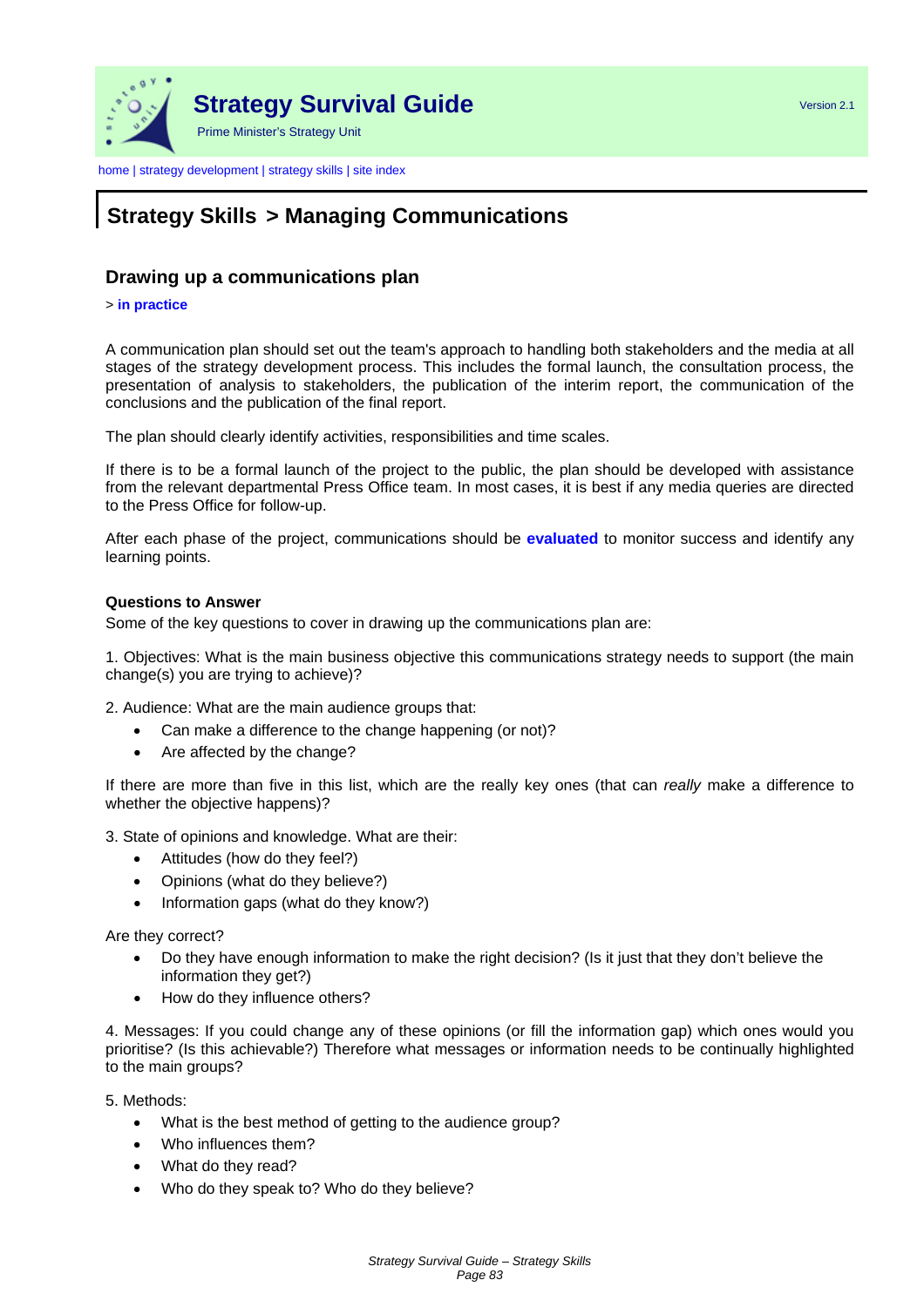## Strategy Skills > Managing Communications

### Drawing up a communications plan

> **in practice**

A communication plan should set out the team's approach to handling both stakeholders and the media at all stages of the strategy development process. This includes the formal launch, the consultation process, the presentation of analysis to stakeholders, the publication of the interim report, the communication of the conclusions and the publication of the final report.

The plan should clearly identify activities, responsibilities and time scales.

If there is to be a formal launch of the project to the public, the plan should be developed with assistance from the relevant departmental Press Office team. In most cases, it is best if any media queries are directed to the Press Office for follow-up.

After each phase of the project, communications should be **evaluated** to monitor success and identify any learning points.

**Questions to Answer**

Some of the key questions to cover in drawing up the communications plan are:

1. Objectives: What is the main business objective this communications strategy needs to support (the main change(s) you are trying to achieve)?

2. Audience: What are the main audience groups that:

- Can make a difference to the change happening (or not)?
- Are affected by the change?

If there are more than five in this list, which are the really key ones (that can *really* make a difference to whether the objective happens)?

3. State of opinions and knowledge. What are their:

- Attitudes (how do they feel?)
- Opinions (what do they believe?)
- Information gaps (what do they know?)

Are they correct?

- Do they have enough information to make the right decision? (Is it just that they don't believe the information they get?)
- How do they influence others?

4. Messages: If you could change any of these opinions (or fill the information gap) which ones would you prioritise? (Is this achievable?) Therefore what messages or information needs to be continually highlighted to the main groups?

5. Methods:

- What is the best method of getting to the audience group?
- Who influences them?
- What do they read?
- Who do they speak to? Who do they believe?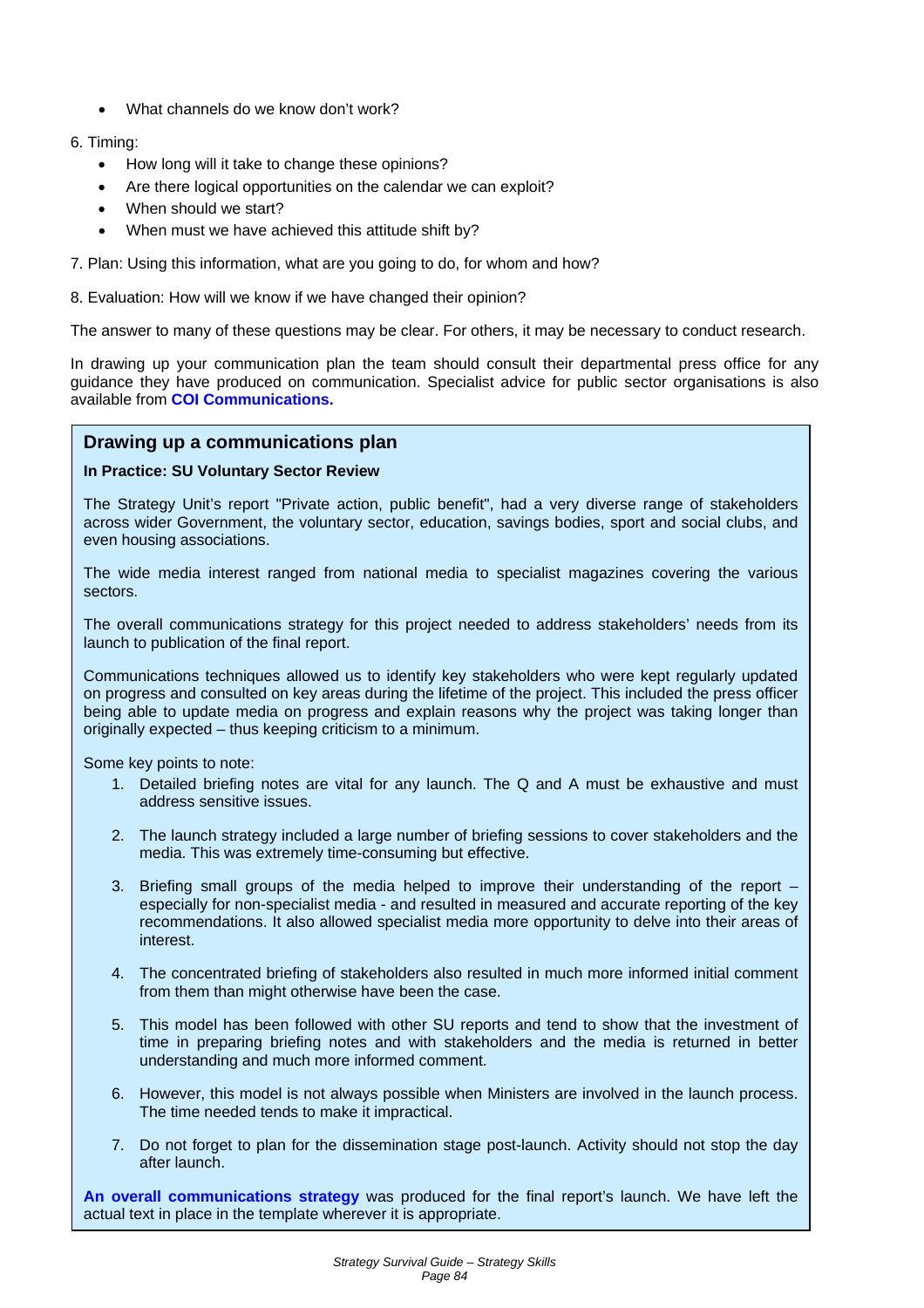- What channels do we know don't work?

6. Timing:
   - How long will it take to change these opinions?
   - Are there logical opportunities on the calendar we can exploit?
   - When should we start?
   - When must we have achieved this attitude shift by?

7. Plan: Using this information, what are you going to do, for whom and how?

8. Evaluation: How will we know if we have changed their opinion?

The answer to many of these questions may be clear. For others, it may be necessary to conduct research.

In drawing up your communication plan the team should consult their departmental press office for any guidance they have produced on communication. Specialist advice for public sector organisations is also available from **COI Communications.**

## Drawing up a communications plan

**In Practice: SU Voluntary Sector Review**

The Strategy Unit's report "Private action, public benefit", had a very diverse range of stakeholders across wider Government, the voluntary sector, education, savings bodies, sport and social clubs, and even housing associations.

The wide media interest ranged from national media to specialist magazines covering the various sectors.

The overall communications strategy for this project needed to address stakeholders' needs from its launch to publication of the final report.

Communications techniques allowed us to identify key stakeholders who were kept regularly updated on progress and consulted on key areas during the lifetime of the project. This included the press officer being able to update media on progress and explain reasons why the project was taking longer than originally expected – thus keeping criticism to a minimum.

Some key points to note:

1. Detailed briefing notes are vital for any launch. The Q and A must be exhaustive and must address sensitive issues.
2. The launch strategy included a large number of briefing sessions to cover stakeholders and the media. This was extremely time-consuming but effective.
3. Briefing small groups of the media helped to improve their understanding of the report – especially for non-specialist media - and resulted in measured and accurate reporting of the key recommendations. It also allowed specialist media more opportunity to delve into their areas of interest.
4. The concentrated briefing of stakeholders also resulted in much more informed initial comment from them than might otherwise have been the case.
5. This model has been followed with other SU reports and tend to show that the investment of time in preparing briefing notes and with stakeholders and the media is returned in better understanding and much more informed comment.
6. However, this model is not always possible when Ministers are involved in the launch process. The time needed tends to make it impractical.
7. Do not forget to plan for the dissemination stage post-launch. Activity should not stop the day after launch.

**An overall communications strategy** was produced for the final report's launch. We have left the actual text in place in the template wherever it is appropriate.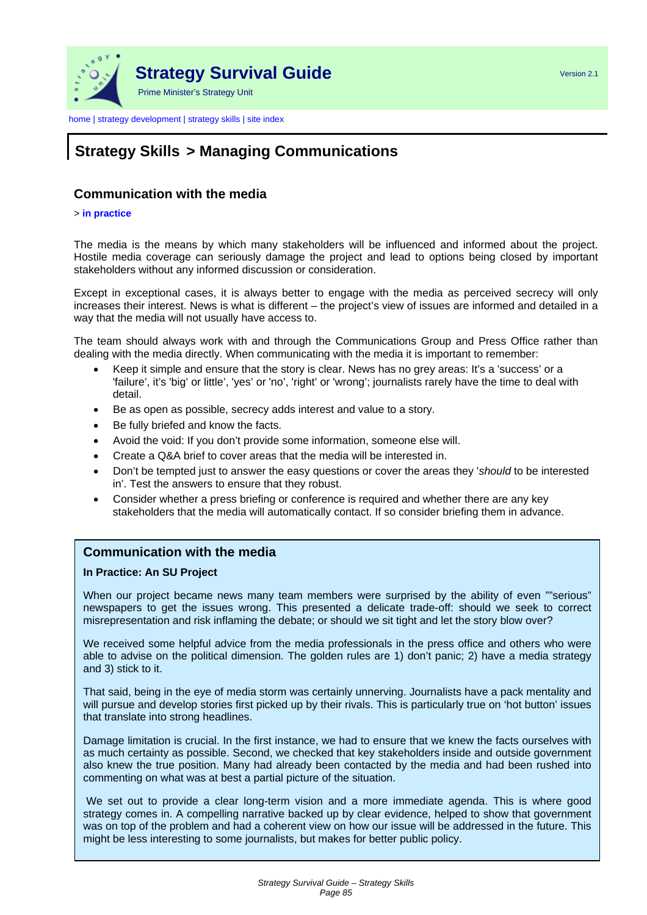## Strategy Skills > Managing Communications

### Communication with the media

> **in practice**

The media is the means by which many stakeholders will be influenced and informed about the project. Hostile media coverage can seriously damage the project and lead to options being closed by important stakeholders without any informed discussion or consideration.

Except in exceptional cases, it is always better to engage with the media as perceived secrecy will only increases their interest. News is what is different – the project's view of issues are informed and detailed in a way that the media will not usually have access to.

The team should always work with and through the Communications Group and Press Office rather than dealing with the media directly. When communicating with the media it is important to remember:

- Keep it simple and ensure that the story is clear. News has no grey areas: It's a 'success' or a 'failure', it's 'big' or little', 'yes' or 'no', 'right' or 'wrong'; journalists rarely have the time to deal with detail.
- Be as open as possible, secrecy adds interest and value to a story.
- Be fully briefed and know the facts.
- Avoid the void: If you don't provide some information, someone else will.
- Create a Q&A brief to cover areas that the media will be interested in.
- Don't be tempted just to answer the easy questions or cover the areas they '*should* to be interested in'. Test the answers to ensure that they robust.
- Consider whether a press briefing or conference is required and whether there are any key stakeholders that the media will automatically contact. If so consider briefing them in advance.

### Communication with the media

**In Practice: An SU Project**

When our project became news many team members were surprised by the ability of even ""serious" newspapers to get the issues wrong. This presented a delicate trade-off: should we seek to correct misrepresentation and risk inflaming the debate; or should we sit tight and let the story blow over?

We received some helpful advice from the media professionals in the press office and others who were able to advise on the political dimension. The golden rules are 1) don't panic; 2) have a media strategy and 3) stick to it.

That said, being in the eye of media storm was certainly unnerving. Journalists have a pack mentality and will pursue and develop stories first picked up by their rivals. This is particularly true on 'hot button' issues that translate into strong headlines.

Damage limitation is crucial. In the first instance, we had to ensure that we knew the facts ourselves with as much certainty as possible. Second, we checked that key stakeholders inside and outside government also knew the true position. Many had already been contacted by the media and had been rushed into commenting on what was at best a partial picture of the situation.

We set out to provide a clear long-term vision and a more immediate agenda. This is where good strategy comes in. A compelling narrative backed up by clear evidence, helped to show that government was on top of the problem and had a coherent view on how our issue will be addressed in the future. This might be less interesting to some journalists, but makes for better public policy.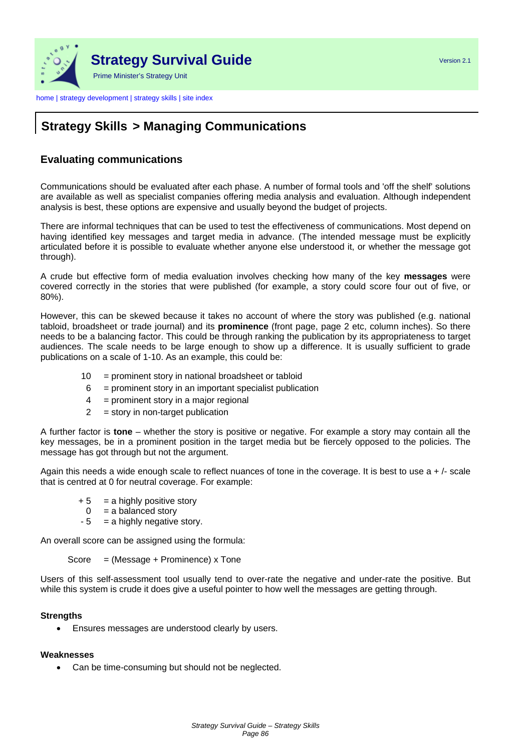## Strategy Skills > Managing Communications

### Evaluating communications

Communications should be evaluated after each phase. A number of formal tools and 'off the shelf' solutions are available as well as specialist companies offering media analysis and evaluation. Although independent analysis is best, these options are expensive and usually beyond the budget of projects.

There are informal techniques that can be used to test the effectiveness of communications. Most depend on having identified key messages and target media in advance. (The intended message must be explicitly articulated before it is possible to evaluate whether anyone else understood it, or whether the message got through).

A crude but effective form of media evaluation involves checking how many of the key **messages** were covered correctly in the stories that were published (for example, a story could score four out of five, or 80%).

However, this can be skewed because it takes no account of where the story was published (e.g. national tabloid, broadsheet or trade journal) and its **prominence** (front page, page 2 etc, column inches). So there needs to be a balancing factor. This could be through ranking the publication by its appropriateness to target audiences. The scale needs to be large enough to show up a difference. It is usually sufficient to grade publications on a scale of 1-10. As an example, this could be:

- 10 = prominent story in national broadsheet or tabloid
- 6 = prominent story in an important specialist publication
- 4 = prominent story in a major regional
- 2 = story in non-target publication

A further factor is **tone** – whether the story is positive or negative. For example a story may contain all the key messages, be in a prominent position in the target media but be fiercely opposed to the policies. The message has got through but not the argument.

Again this needs a wide enough scale to reflect nuances of tone in the coverage. It is best to use a + /- scale that is centred at 0 for neutral coverage. For example:

- + 5 = a highly positive story
- 0 = a balanced story
- - 5 = a highly negative story.

An overall score can be assigned using the formula:

Score = (Message + Prominence) x Tone

Users of this self-assessment tool usually tend to over-rate the negative and under-rate the positive. But while this system is crude it does give a useful pointer to how well the messages are getting through.

#### Strengths

- Ensures messages are understood clearly by users.

#### Weaknesses

- Can be time-consuming but should not be neglected.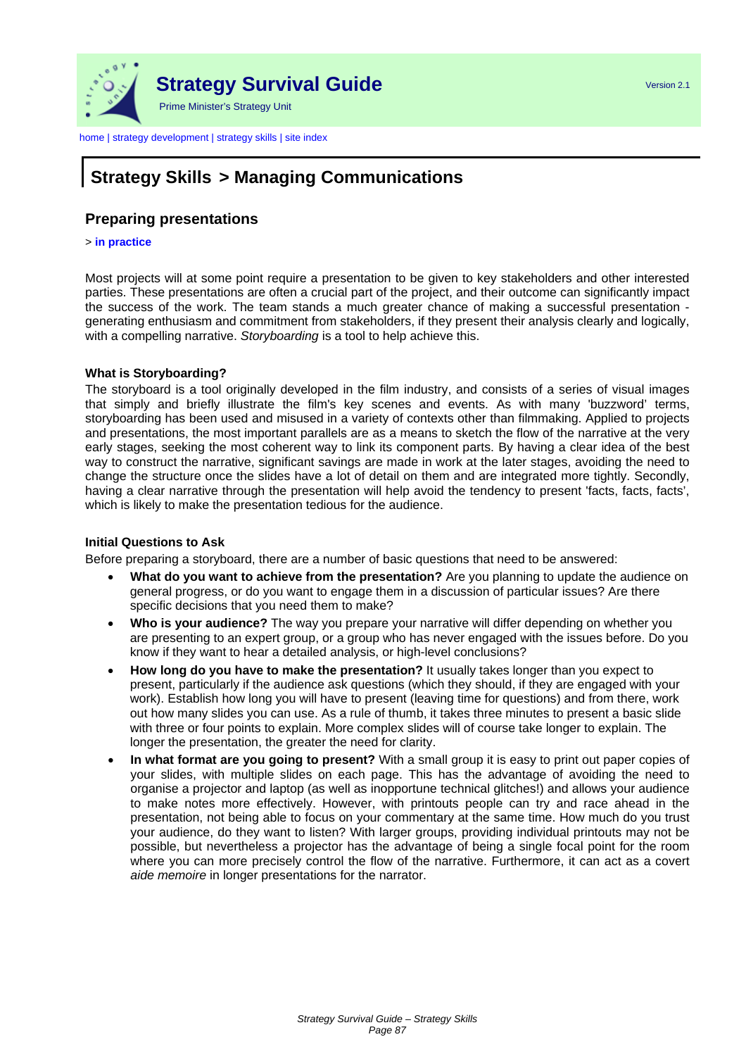home | strategy development | strategy skills | site index

# Strategy Skills > Managing Communications

## Preparing presentations

> **in practice**

Most projects will at some point require a presentation to be given to key stakeholders and other interested parties. These presentations are often a crucial part of the project, and their outcome can significantly impact the success of the work. The team stands a much greater chance of making a successful presentation - generating enthusiasm and commitment from stakeholders, if they present their analysis clearly and logically, with a compelling narrative. *Storyboarding* is a tool to help achieve this.

### What is Storyboarding?

The storyboard is a tool originally developed in the film industry, and consists of a series of visual images that simply and briefly illustrate the film's key scenes and events. As with many 'buzzword' terms, storyboarding has been used and misused in a variety of contexts other than filmmaking. Applied to projects and presentations, the most important parallels are as a means to sketch the flow of the narrative at the very early stages, seeking the most coherent way to link its component parts. By having a clear idea of the best way to construct the narrative, significant savings are made in work at the later stages, avoiding the need to change the structure once the slides have a lot of detail on them and are integrated more tightly. Secondly, having a clear narrative through the presentation will help avoid the tendency to present 'facts, facts, facts', which is likely to make the presentation tedious for the audience.

### Initial Questions to Ask

Before preparing a storyboard, there are a number of basic questions that need to be answered:

- **What do you want to achieve from the presentation?** Are you planning to update the audience on general progress, or do you want to engage them in a discussion of particular issues? Are there specific decisions that you need them to make?
- **Who is your audience?** The way you prepare your narrative will differ depending on whether you are presenting to an expert group, or a group who has never engaged with the issues before. Do you know if they want to hear a detailed analysis, or high-level conclusions?
- **How long do you have to make the presentation?** It usually takes longer than you expect to present, particularly if the audience ask questions (which they should, if they are engaged with your work). Establish how long you will have to present (leaving time for questions) and from there, work out how many slides you can use. As a rule of thumb, it takes three minutes to present a basic slide with three or four points to explain. More complex slides will of course take longer to explain. The longer the presentation, the greater the need for clarity.
- **In what format are you going to present?** With a small group it is easy to print out paper copies of your slides, with multiple slides on each page. This has the advantage of avoiding the need to organise a projector and laptop (as well as inopportune technical glitches!) and allows your audience to make notes more effectively. However, with printouts people can try and race ahead in the presentation, not being able to focus on your commentary at the same time. How much do you trust your audience, do they want to listen? With larger groups, providing individual printouts may not be possible, but nevertheless a projector has the advantage of being a single focal point for the room where you can more precisely control the flow of the narrative. Furthermore, it can act as a covert *aide memoire* in longer presentations for the narrator.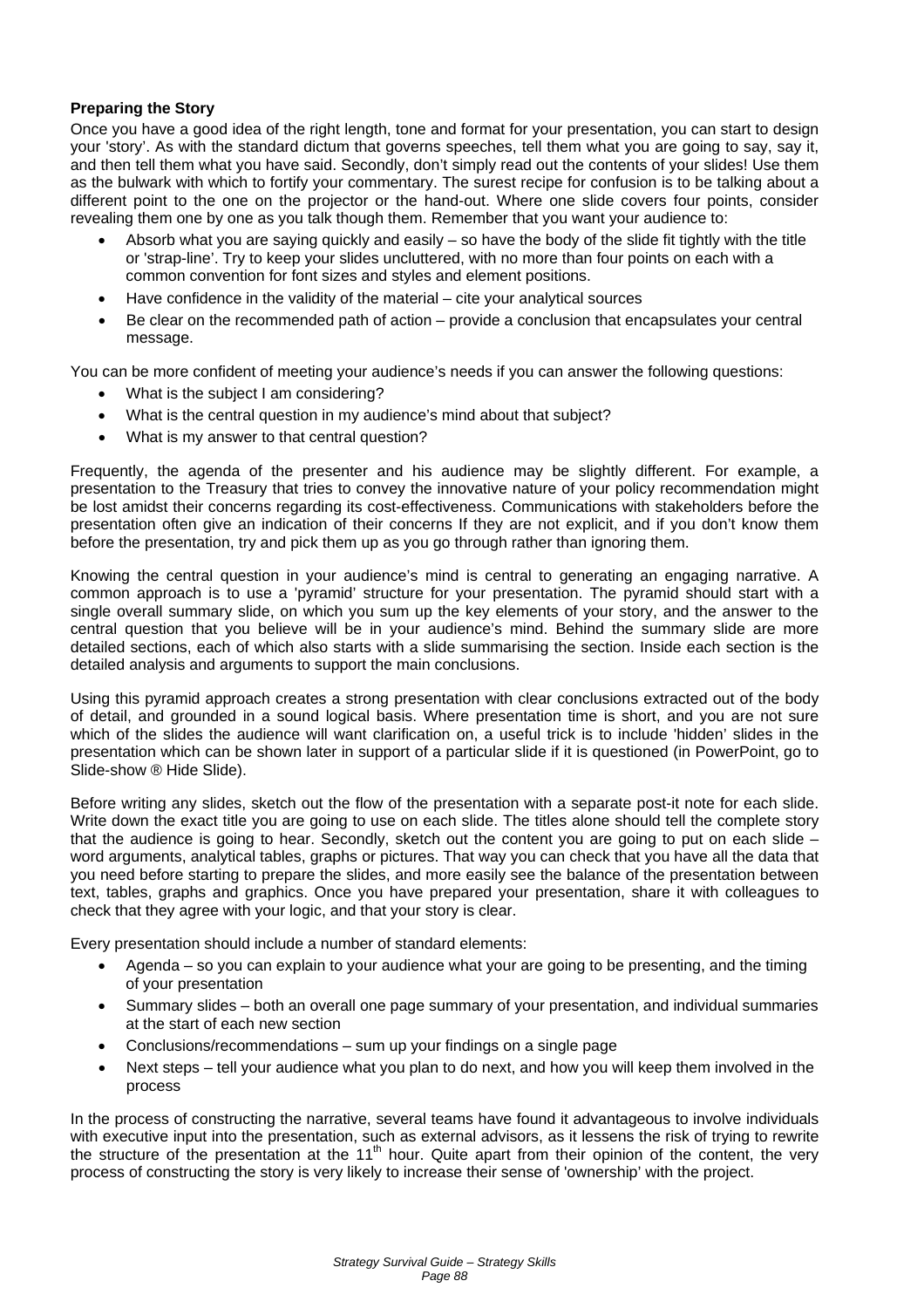**Preparing the Story**

Once you have a good idea of the right length, tone and format for your presentation, you can start to design your 'story'. As with the standard dictum that governs speeches, tell them what you are going to say, say it, and then tell them what you have said. Secondly, don't simply read out the contents of your slides! Use them as the bulwark with which to fortify your commentary. The surest recipe for confusion is to be talking about a different point to the one on the projector or the hand-out. Where one slide covers four points, consider revealing them one by one as you talk though them. Remember that you want your audience to:

- Absorb what you are saying quickly and easily – so have the body of the slide fit tightly with the title or 'strap-line'. Try to keep your slides uncluttered, with no more than four points on each with a common convention for font sizes and styles and element positions.
- Have confidence in the validity of the material – cite your analytical sources
- Be clear on the recommended path of action – provide a conclusion that encapsulates your central message.

You can be more confident of meeting your audience's needs if you can answer the following questions:

- What is the subject I am considering?
- What is the central question in my audience's mind about that subject?
- What is my answer to that central question?

Frequently, the agenda of the presenter and his audience may be slightly different. For example, a presentation to the Treasury that tries to convey the innovative nature of your policy recommendation might be lost amidst their concerns regarding its cost-effectiveness. Communications with stakeholders before the presentation often give an indication of their concerns If they are not explicit, and if you don't know them before the presentation, try and pick them up as you go through rather than ignoring them.

Knowing the central question in your audience's mind is central to generating an engaging narrative. A common approach is to use a 'pyramid' structure for your presentation. The pyramid should start with a single overall summary slide, on which you sum up the key elements of your story, and the answer to the central question that you believe will be in your audience's mind. Behind the summary slide are more detailed sections, each of which also starts with a slide summarising the section. Inside each section is the detailed analysis and arguments to support the main conclusions.

Using this pyramid approach creates a strong presentation with clear conclusions extracted out of the body of detail, and grounded in a sound logical basis. Where presentation time is short, and you are not sure which of the slides the audience will want clarification on, a useful trick is to include 'hidden' slides in the presentation which can be shown later in support of a particular slide if it is questioned (in PowerPoint, go to Slide-show ® Hide Slide).

Before writing any slides, sketch out the flow of the presentation with a separate post-it note for each slide. Write down the exact title you are going to use on each slide. The titles alone should tell the complete story that the audience is going to hear. Secondly, sketch out the content you are going to put on each slide – word arguments, analytical tables, graphs or pictures. That way you can check that you have all the data that you need before starting to prepare the slides, and more easily see the balance of the presentation between text, tables, graphs and graphics. Once you have prepared your presentation, share it with colleagues to check that they agree with your logic, and that your story is clear.

Every presentation should include a number of standard elements:

- Agenda – so you can explain to your audience what your are going to be presenting, and the timing of your presentation
- Summary slides – both an overall one page summary of your presentation, and individual summaries at the start of each new section
- Conclusions/recommendations – sum up your findings on a single page
- Next steps – tell your audience what you plan to do next, and how you will keep them involved in the process

In the process of constructing the narrative, several teams have found it advantageous to involve individuals with executive input into the presentation, such as external advisors, as it lessens the risk of trying to rewrite the structure of the presentation at the 11th hour. Quite apart from their opinion of the content, the very process of constructing the story is very likely to increase their sense of 'ownership' with the project.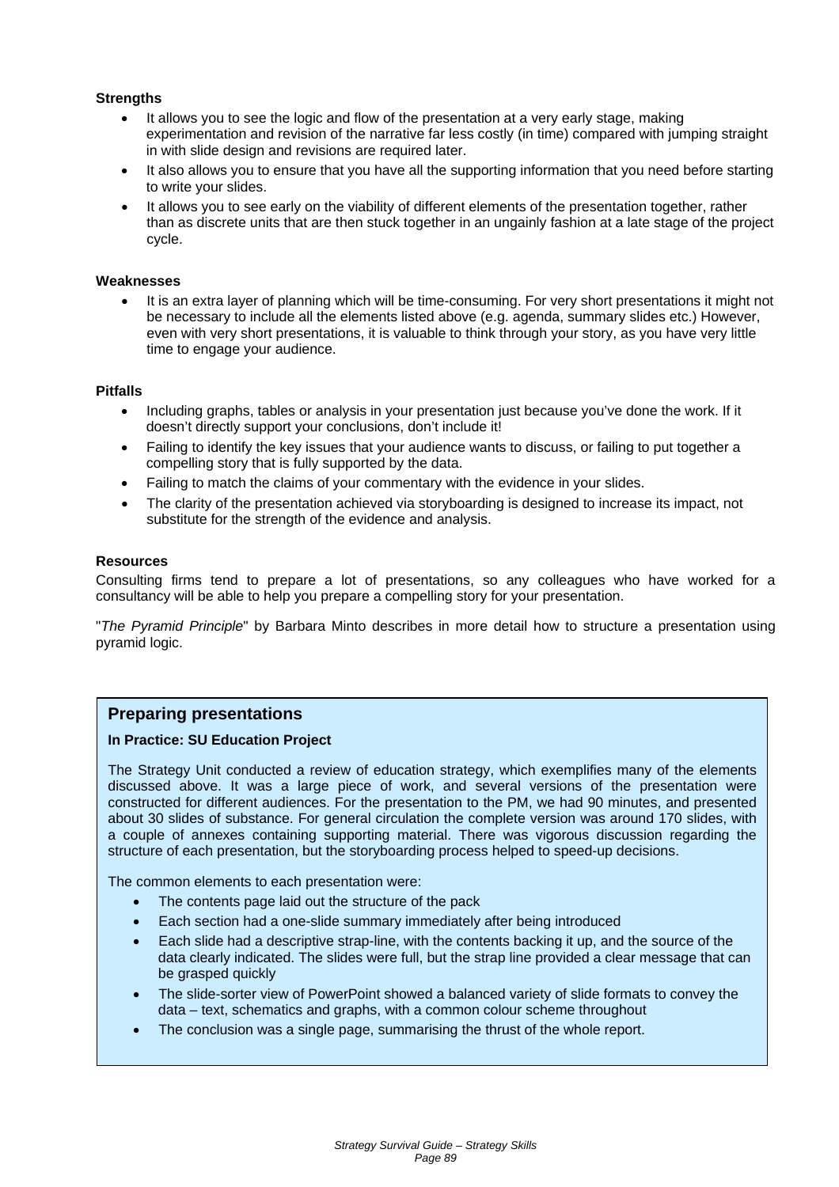**Strengths**

- It allows you to see the logic and flow of the presentation at a very early stage, making experimentation and revision of the narrative far less costly (in time) compared with jumping straight in with slide design and revisions are required later.
- It also allows you to ensure that you have all the supporting information that you need before starting to write your slides.
- It allows you to see early on the viability of different elements of the presentation together, rather than as discrete units that are then stuck together in an ungainly fashion at a late stage of the project cycle.

**Weaknesses**

- It is an extra layer of planning which will be time-consuming. For very short presentations it might not be necessary to include all the elements listed above (e.g. agenda, summary slides etc.) However, even with very short presentations, it is valuable to think through your story, as you have very little time to engage your audience.

**Pitfalls**

- Including graphs, tables or analysis in your presentation just because you've done the work. If it doesn't directly support your conclusions, don't include it!
- Failing to identify the key issues that your audience wants to discuss, or failing to put together a compelling story that is fully supported by the data.
- Failing to match the claims of your commentary with the evidence in your slides.
- The clarity of the presentation achieved via storyboarding is designed to increase its impact, not substitute for the strength of the evidence and analysis.

**Resources**

Consulting firms tend to prepare a lot of presentations, so any colleagues who have worked for a consultancy will be able to help you prepare a compelling story for your presentation.

"*The Pyramid Principle*" by Barbara Minto describes in more detail how to structure a presentation using pyramid logic.

## Preparing presentations

**In Practice: SU Education Project**

The Strategy Unit conducted a review of education strategy, which exemplifies many of the elements discussed above. It was a large piece of work, and several versions of the presentation were constructed for different audiences. For the presentation to the PM, we had 90 minutes, and presented about 30 slides of substance. For general circulation the complete version was around 170 slides, with a couple of annexes containing supporting material. There was vigorous discussion regarding the structure of each presentation, but the storyboarding process helped to speed-up decisions.

The common elements to each presentation were:

- The contents page laid out the structure of the pack
- Each section had a one-slide summary immediately after being introduced
- Each slide had a descriptive strap-line, with the contents backing it up, and the source of the data clearly indicated. The slides were full, but the strap line provided a clear message that can be grasped quickly
- The slide-sorter view of PowerPoint showed a balanced variety of slide formats to convey the data – text, schematics and graphs, with a common colour scheme throughout
- The conclusion was a single page, summarising the thrust of the whole report.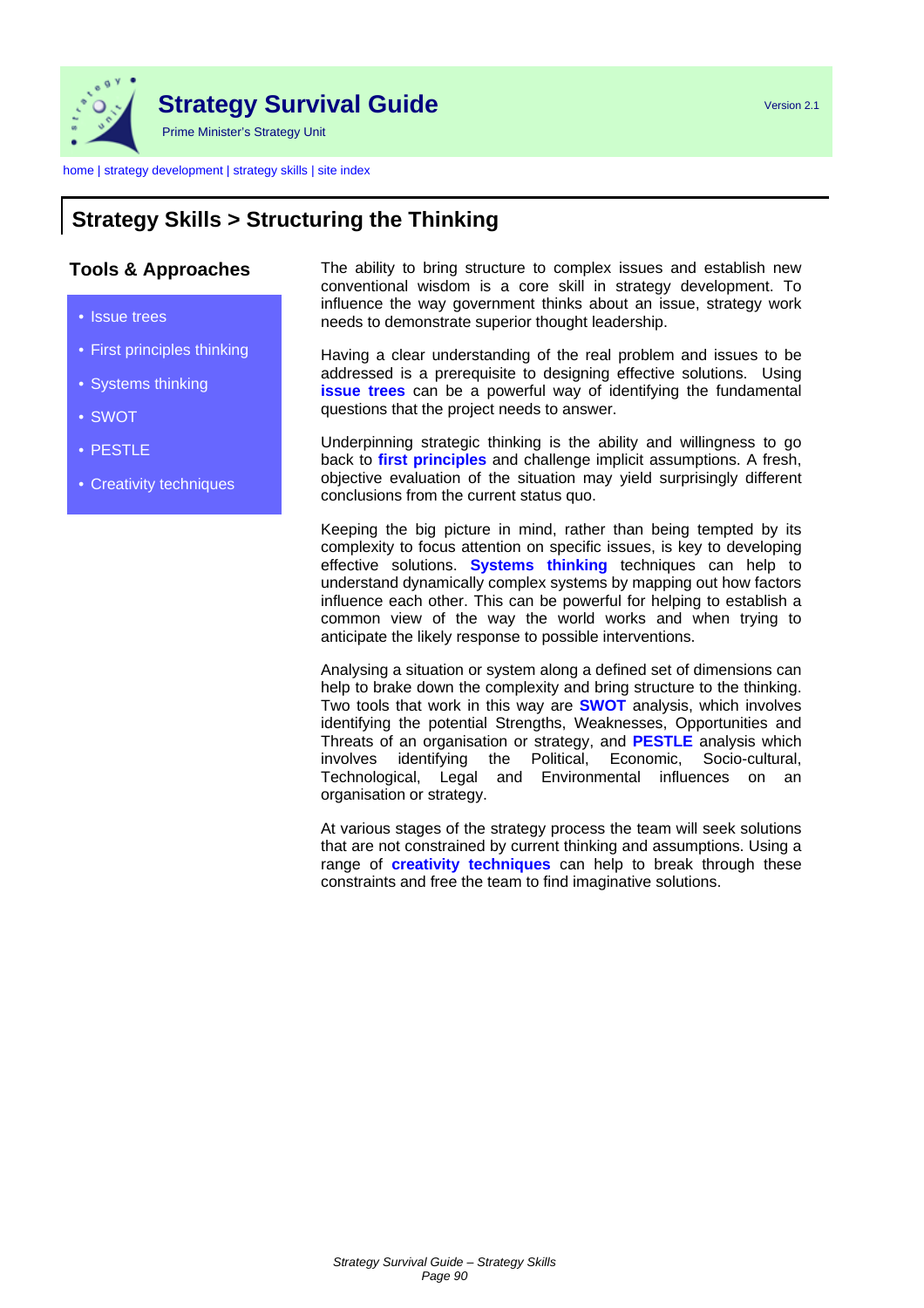# Strategy Survival Guide

Prime Minister's Strategy Unit

Version 2.1

home | strategy development | strategy skills | site index

## Strategy Skills > Structuring the Thinking

### Tools & Approaches

- Issue trees
- First principles thinking
- Systems thinking
- SWOT
- PESTLE
- Creativity techniques

The ability to bring structure to complex issues and establish new conventional wisdom is a core skill in strategy development. To influence the way government thinks about an issue, strategy work needs to demonstrate superior thought leadership.

Having a clear understanding of the real problem and issues to be addressed is a prerequisite to designing effective solutions. Using **issue trees** can be a powerful way of identifying the fundamental questions that the project needs to answer.

Underpinning strategic thinking is the ability and willingness to go back to **first principles** and challenge implicit assumptions. A fresh, objective evaluation of the situation may yield surprisingly different conclusions from the current status quo.

Keeping the big picture in mind, rather than being tempted by its complexity to focus attention on specific issues, is key to developing effective solutions. **Systems thinking** techniques can help to understand dynamically complex systems by mapping out how factors influence each other. This can be powerful for helping to establish a common view of the way the world works and when trying to anticipate the likely response to possible interventions.

Analysing a situation or system along a defined set of dimensions can help to brake down the complexity and bring structure to the thinking. Two tools that work in this way are **SWOT** analysis, which involves identifying the potential Strengths, Weaknesses, Opportunities and Threats of an organisation or strategy, and **PESTLE** analysis which involves identifying the Political, Economic, Socio-cultural, Technological, Legal and Environmental influences on an organisation or strategy.

At various stages of the strategy process the team will seek solutions that are not constrained by current thinking and assumptions. Using a range of **creativity techniques** can help to break through these constraints and free the team to find imaginative solutions.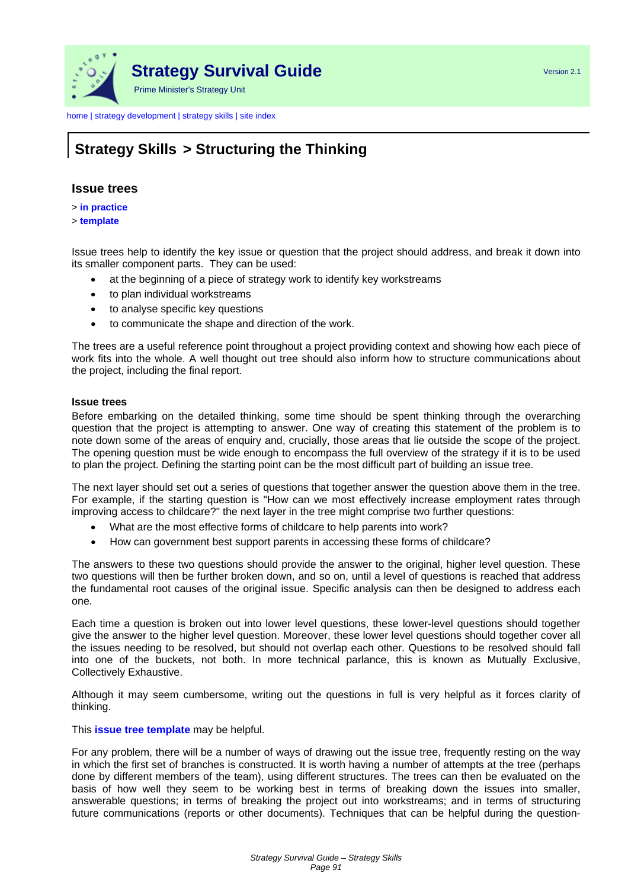## Strategy Skills > Structuring the Thinking

### Issue trees

> **in practice**
> **template**

Issue trees help to identify the key issue or question that the project should address, and break it down into its smaller component parts. They can be used:

- at the beginning of a piece of strategy work to identify key workstreams
- to plan individual workstreams
- to analyse specific key questions
- to communicate the shape and direction of the work.

The trees are a useful reference point throughout a project providing context and showing how each piece of work fits into the whole. A well thought out tree should also inform how to structure communications about the project, including the final report.

**Issue trees**

Before embarking on the detailed thinking, some time should be spent thinking through the overarching question that the project is attempting to answer. One way of creating this statement of the problem is to note down some of the areas of enquiry and, crucially, those areas that lie outside the scope of the project. The opening question must be wide enough to encompass the full overview of the strategy if it is to be used to plan the project. Defining the starting point can be the most difficult part of building an issue tree.

The next layer should set out a series of questions that together answer the question above them in the tree. For example, if the starting question is "How can we most effectively increase employment rates through improving access to childcare?" the next layer in the tree might comprise two further questions:

- What are the most effective forms of childcare to help parents into work?
- How can government best support parents in accessing these forms of childcare?

The answers to these two questions should provide the answer to the original, higher level question. These two questions will then be further broken down, and so on, until a level of questions is reached that address the fundamental root causes of the original issue. Specific analysis can then be designed to address each one.

Each time a question is broken out into lower level questions, these lower-level questions should together give the answer to the higher level question. Moreover, these lower level questions should together cover all the issues needing to be resolved, but should not overlap each other. Questions to be resolved should fall into one of the buckets, not both. In more technical parlance, this is known as Mutually Exclusive, Collectively Exhaustive.

Although it may seem cumbersome, writing out the questions in full is very helpful as it forces clarity of thinking.

This **issue tree template** may be helpful.

For any problem, there will be a number of ways of drawing out the issue tree, frequently resting on the way in which the first set of branches is constructed. It is worth having a number of attempts at the tree (perhaps done by different members of the team), using different structures. The trees can then be evaluated on the basis of how well they seem to be working best in terms of breaking down the issues into smaller, answerable questions; in terms of breaking the project out into workstreams; and in terms of structuring future communications (reports or other documents). Techniques that can be helpful during the question-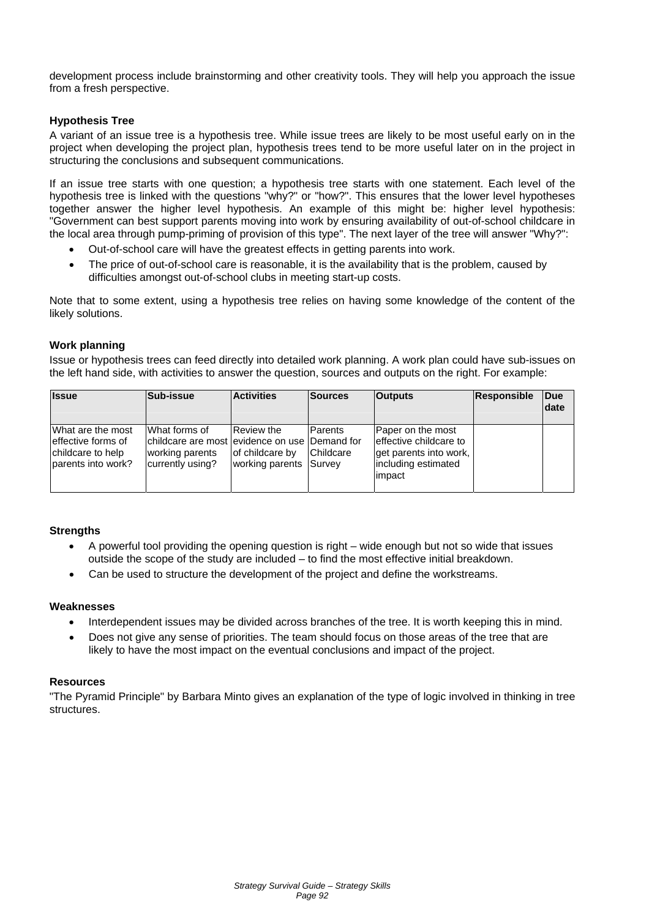development process include brainstorming and other creativity tools. They will help you approach the issue from a fresh perspective.

### Hypothesis Tree

A variant of an issue tree is a hypothesis tree. While issue trees are likely to be most useful early on in the project when developing the project plan, hypothesis trees tend to be more useful later on in the project in structuring the conclusions and subsequent communications.

If an issue tree starts with one question; a hypothesis tree starts with one statement. Each level of the hypothesis tree is linked with the questions "why?" or "how?". This ensures that the lower level hypotheses together answer the higher level hypothesis. An example of this might be: higher level hypothesis: "Government can best support parents moving into work by ensuring availability of out-of-school childcare in the local area through pump-priming of provision of this type". The next layer of the tree will answer "Why?":

- Out-of-school care will have the greatest effects in getting parents into work.
- The price of out-of-school care is reasonable, it is the availability that is the problem, caused by difficulties amongst out-of-school clubs in meeting start-up costs.

Note that to some extent, using a hypothesis tree relies on having some knowledge of the content of the likely solutions.

### Work planning

Issue or hypothesis trees can feed directly into detailed work planning. A work plan could have sub-issues on the left hand side, with activities to answer the question, sources and outputs on the right. For example:

| Issue | Sub-issue | Activities | Sources | Outputs | Responsible | Due date |
|---|---|---|---|---|---|---|
| What are the most effective forms of childcare to help parents into work? | What forms of childcare are most working parents currently using? | Review the evidence on use of childcare by working parents | Parents Demand for Childcare Survey | Paper on the most effective childcare to get parents into work, including estimated impact | | |

### Strengths

- A powerful tool providing the opening question is right – wide enough but not so wide that issues outside the scope of the study are included – to find the most effective initial breakdown.
- Can be used to structure the development of the project and define the workstreams.

### Weaknesses

- Interdependent issues may be divided across branches of the tree. It is worth keeping this in mind.
- Does not give any sense of priorities. The team should focus on those areas of the tree that are likely to have the most impact on the eventual conclusions and impact of the project.

### Resources

"The Pyramid Principle" by Barbara Minto gives an explanation of the type of logic involved in thinking in tree structures.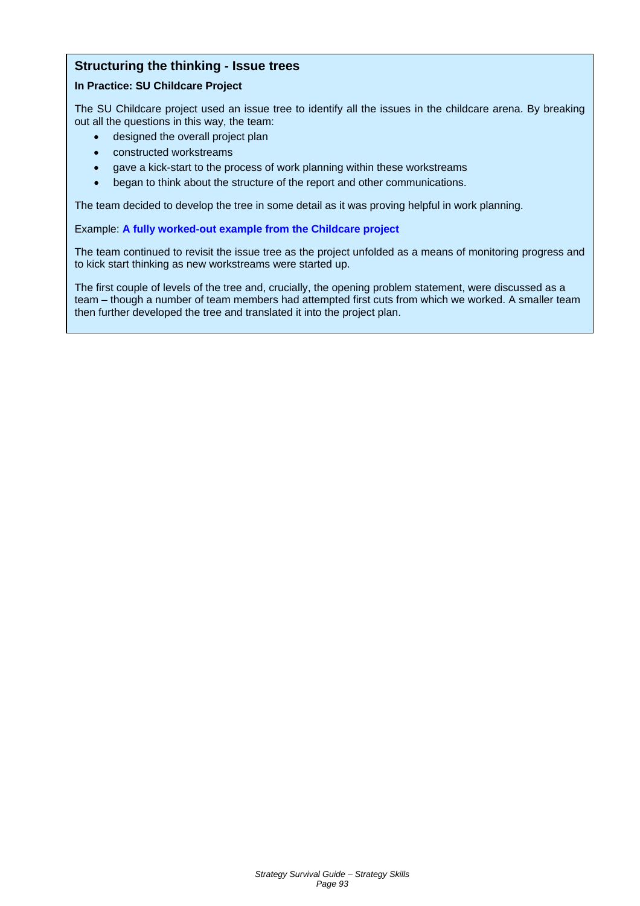## Structuring the thinking - Issue trees

**In Practice: SU Childcare Project**

The SU Childcare project used an issue tree to identify all the issues in the childcare arena. By breaking out all the questions in this way, the team:

- designed the overall project plan
- constructed workstreams
- gave a kick-start to the process of work planning within these workstreams
- began to think about the structure of the report and other communications.

The team decided to develop the tree in some detail as it was proving helpful in work planning.

Example: **A fully worked-out example from the Childcare project**

The team continued to revisit the issue tree as the project unfolded as a means of monitoring progress and to kick start thinking as new workstreams were started up.

The first couple of levels of the tree and, crucially, the opening problem statement, were discussed as a team – though a number of team members had attempted first cuts from which we worked. A smaller team then further developed the tree and translated it into the project plan.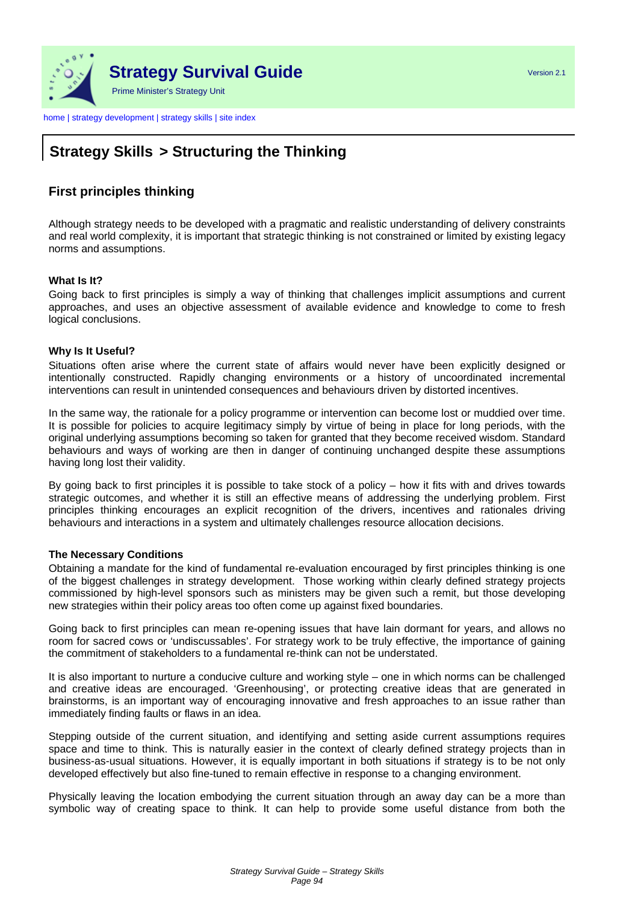## Strategy Skills > Structuring the Thinking

### First principles thinking

Although strategy needs to be developed with a pragmatic and realistic understanding of delivery constraints and real world complexity, it is important that strategic thinking is not constrained or limited by existing legacy norms and assumptions.

**What Is It?**

Going back to first principles is simply a way of thinking that challenges implicit assumptions and current approaches, and uses an objective assessment of available evidence and knowledge to come to fresh logical conclusions.

**Why Is It Useful?**

Situations often arise where the current state of affairs would never have been explicitly designed or intentionally constructed. Rapidly changing environments or a history of uncoordinated incremental interventions can result in unintended consequences and behaviours driven by distorted incentives.

In the same way, the rationale for a policy programme or intervention can become lost or muddied over time. It is possible for policies to acquire legitimacy simply by virtue of being in place for long periods, with the original underlying assumptions becoming so taken for granted that they become received wisdom. Standard behaviours and ways of working are then in danger of continuing unchanged despite these assumptions having long lost their validity.

By going back to first principles it is possible to take stock of a policy – how it fits with and drives towards strategic outcomes, and whether it is still an effective means of addressing the underlying problem. First principles thinking encourages an explicit recognition of the drivers, incentives and rationales driving behaviours and interactions in a system and ultimately challenges resource allocation decisions.

**The Necessary Conditions**

Obtaining a mandate for the kind of fundamental re-evaluation encouraged by first principles thinking is one of the biggest challenges in strategy development. Those working within clearly defined strategy projects commissioned by high-level sponsors such as ministers may be given such a remit, but those developing new strategies within their policy areas too often come up against fixed boundaries.

Going back to first principles can mean re-opening issues that have lain dormant for years, and allows no room for sacred cows or 'undiscussables'. For strategy work to be truly effective, the importance of gaining the commitment of stakeholders to a fundamental re-think can not be understated.

It is also important to nurture a conducive culture and working style – one in which norms can be challenged and creative ideas are encouraged. 'Greenhousing', or protecting creative ideas that are generated in brainstorms, is an important way of encouraging innovative and fresh approaches to an issue rather than immediately finding faults or flaws in an idea.

Stepping outside of the current situation, and identifying and setting aside current assumptions requires space and time to think. This is naturally easier in the context of clearly defined strategy projects than in business-as-usual situations. However, it is equally important in both situations if strategy is to be not only developed effectively but also fine-tuned to remain effective in response to a changing environment.

Physically leaving the location embodying the current situation through an away day can be a more than symbolic way of creating space to think. It can help to provide some useful distance from both the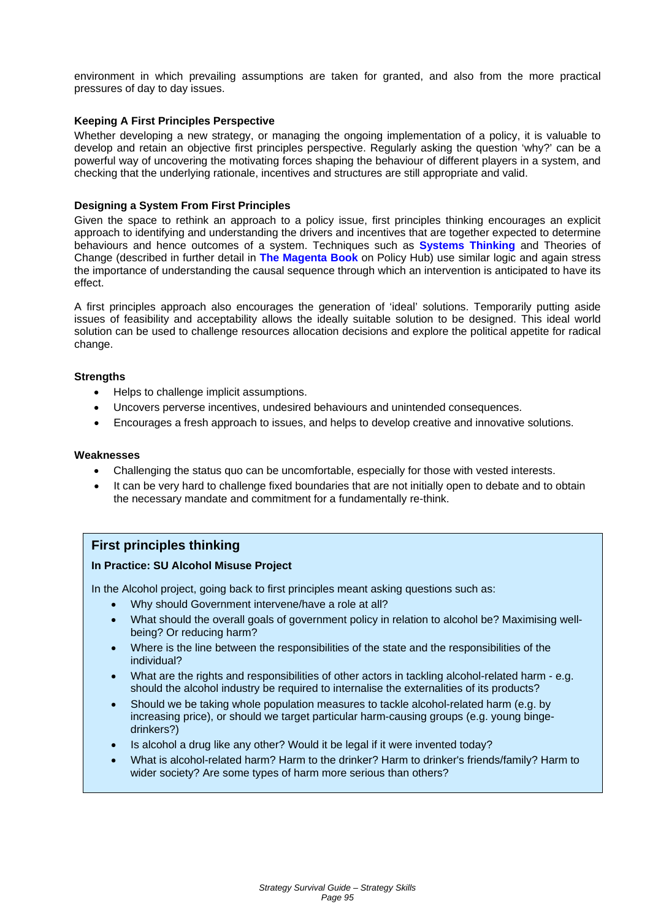environment in which prevailing assumptions are taken for granted, and also from the more practical pressures of day to day issues.

**Keeping A First Principles Perspective**

Whether developing a new strategy, or managing the ongoing implementation of a policy, it is valuable to develop and retain an objective first principles perspective. Regularly asking the question 'why?' can be a powerful way of uncovering the motivating forces shaping the behaviour of different players in a system, and checking that the underlying rationale, incentives and structures are still appropriate and valid.

**Designing a System From First Principles**

Given the space to rethink an approach to a policy issue, first principles thinking encourages an explicit approach to identifying and understanding the drivers and incentives that are together expected to determine behaviours and hence outcomes of a system. Techniques such as **Systems Thinking** and Theories of Change (described in further detail in **The Magenta Book** on Policy Hub) use similar logic and again stress the importance of understanding the causal sequence through which an intervention is anticipated to have its effect.

A first principles approach also encourages the generation of 'ideal' solutions. Temporarily putting aside issues of feasibility and acceptability allows the ideally suitable solution to be designed. This ideal world solution can be used to challenge resources allocation decisions and explore the political appetite for radical change.

**Strengths**

- Helps to challenge implicit assumptions.
- Uncovers perverse incentives, undesired behaviours and unintended consequences.
- Encourages a fresh approach to issues, and helps to develop creative and innovative solutions.

**Weaknesses**

- Challenging the status quo can be uncomfortable, especially for those with vested interests.
- It can be very hard to challenge fixed boundaries that are not initially open to debate and to obtain the necessary mandate and commitment for a fundamentally re-think.

## First principles thinking

**In Practice: SU Alcohol Misuse Project**

In the Alcohol project, going back to first principles meant asking questions such as:

- Why should Government intervene/have a role at all?
- What should the overall goals of government policy in relation to alcohol be? Maximising well-being? Or reducing harm?
- Where is the line between the responsibilities of the state and the responsibilities of the individual?
- What are the rights and responsibilities of other actors in tackling alcohol-related harm - e.g. should the alcohol industry be required to internalise the externalities of its products?
- Should we be taking whole population measures to tackle alcohol-related harm (e.g. by increasing price), or should we target particular harm-causing groups (e.g. young binge-drinkers?)
- Is alcohol a drug like any other? Would it be legal if it were invented today?
- What is alcohol-related harm? Harm to the drinker? Harm to drinker's friends/family? Harm to wider society? Are some types of harm more serious than others?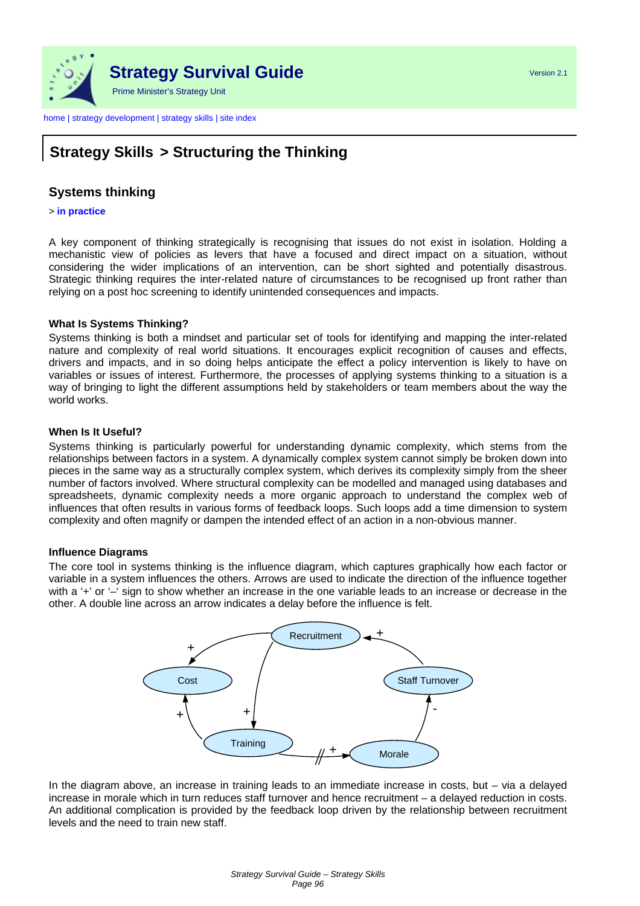**Strategy Survival Guide**

Prime Minister's Strategy Unit

Version 2.1

home | strategy development | strategy skills | site index

# Strategy Skills > Structuring the Thinking

## Systems thinking

> **in practice**

A key component of thinking strategically is recognising that issues do not exist in isolation. Holding a mechanistic view of policies as levers that have a focused and direct impact on a situation, without considering the wider implications of an intervention, can be short sighted and potentially disastrous. Strategic thinking requires the inter-related nature of circumstances to be recognised up front rather than relying on a post hoc screening to identify unintended consequences and impacts.

### What Is Systems Thinking?

Systems thinking is both a mindset and particular set of tools for identifying and mapping the inter-related nature and complexity of real world situations. It encourages explicit recognition of causes and effects, drivers and impacts, and in so doing helps anticipate the effect a policy intervention is likely to have on variables or issues of interest. Furthermore, the processes of applying systems thinking to a situation is a way of bringing to light the different assumptions held by stakeholders or team members about the way the world works.

### When Is It Useful?

Systems thinking is particularly powerful for understanding dynamic complexity, which stems from the relationships between factors in a system. A dynamically complex system cannot simply be broken down into pieces in the same way as a structurally complex system, which derives its complexity simply from the sheer number of factors involved. Where structural complexity can be modelled and managed using databases and spreadsheets, dynamic complexity needs a more organic approach to understand the complex web of influences that often results in various forms of feedback loops. Such loops add a time dimension to system complexity and often magnify or dampen the intended effect of an action in a non-obvious manner.

### Influence Diagrams

The core tool in systems thinking is the influence diagram, which captures graphically how each factor or variable in a system influences the others. Arrows are used to indicate the direction of the influence together with a '+' or '–' sign to show whether an increase in the one variable leads to an increase or decrease in the other. A double line across an arrow indicates a delay before the influence is felt.

Recruitment
Cost
Staff Turnover
Training
Morale
+
+
+
+
-
+

In the diagram above, an increase in training leads to an immediate increase in costs, but – via a delayed increase in morale which in turn reduces staff turnover and hence recruitment – a delayed reduction in costs. An additional complication is provided by the feedback loop driven by the relationship between recruitment levels and the need to train new staff.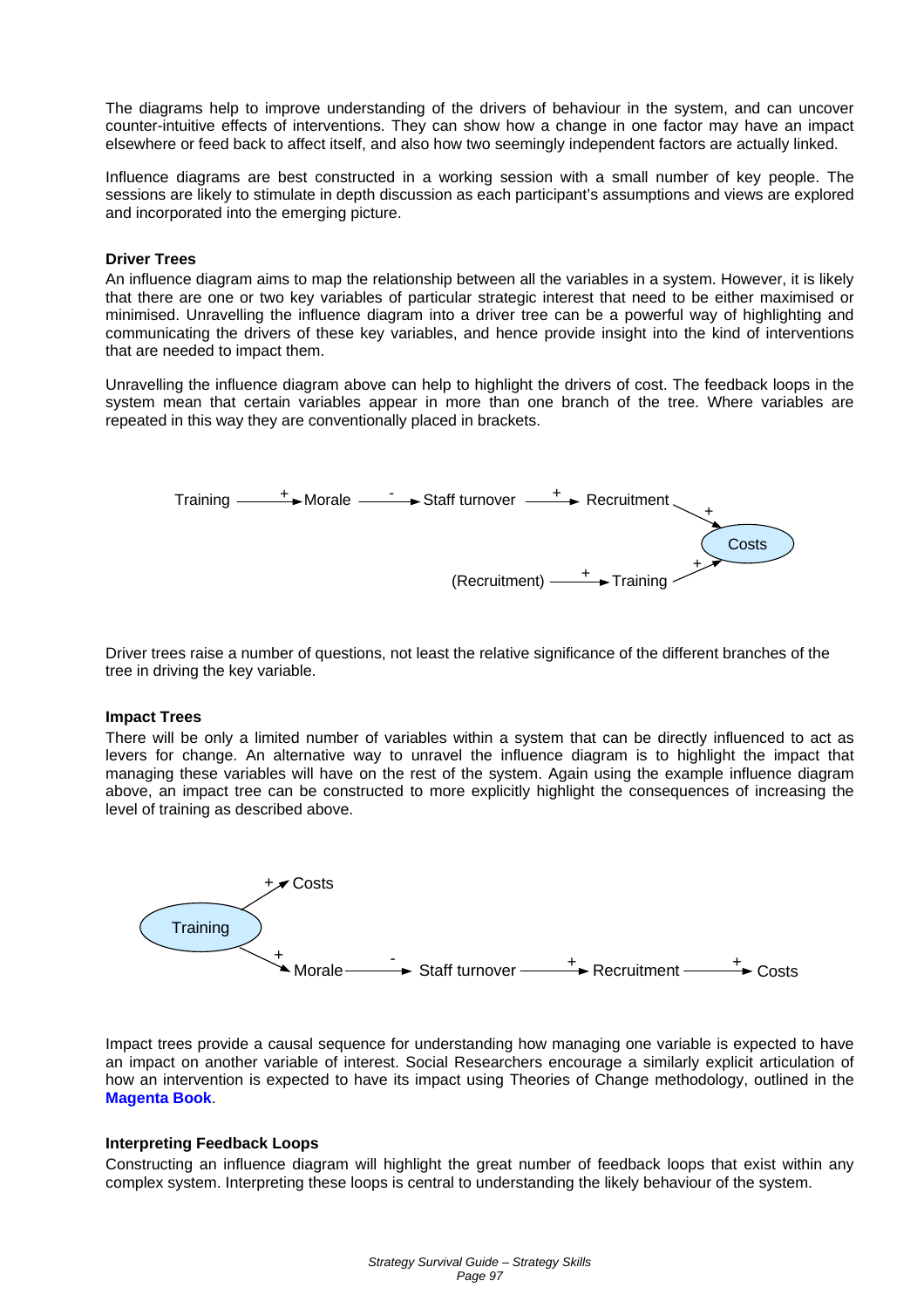The diagrams help to improve understanding of the drivers of behaviour in the system, and can uncover counter-intuitive effects of interventions. They can show how a change in one factor may have an impact elsewhere or feed back to affect itself, and also how two seemingly independent factors are actually linked.

Influence diagrams are best constructed in a working session with a small number of key people. The sessions are likely to stimulate in depth discussion as each participant's assumptions and views are explored and incorporated into the emerging picture.

**Driver Trees**

An influence diagram aims to map the relationship between all the variables in a system. However, it is likely that there are one or two key variables of particular strategic interest that need to be either maximised or minimised. Unravelling the influence diagram into a driver tree can be a powerful way of highlighting and communicating the drivers of these key variables, and hence provide insight into the kind of interventions that are needed to impact them.

Unravelling the influence diagram above can help to highlight the drivers of cost. The feedback loops in the system mean that certain variables appear in more than one branch of the tree. Where variables are repeated in this way they are conventionally placed in brackets.

Training —+→ Morale —-→ Staff turnover —+→ Recruitment —+→ Costs

(Recruitment) —+→ Training —+→ Costs

Driver trees raise a number of questions, not least the relative significance of the different branches of the tree in driving the key variable.

**Impact Trees**

There will be only a limited number of variables within a system that can be directly influenced to act as levers for change. An alternative way to unravel the influence diagram is to highlight the impact that managing these variables will have on the rest of the system. Again using the example influence diagram above, an impact tree can be constructed to more explicitly highlight the consequences of increasing the level of training as described above.

Training —+→ Costs

Training —+→ Morale —-→ Staff turnover —+→ Recruitment —+→ Costs

Impact trees provide a causal sequence for understanding how managing one variable is expected to have an impact on another variable of interest. Social Researchers encourage a similarly explicit articulation of how an intervention is expected to have its impact using Theories of Change methodology, outlined in the **Magenta Book**.

**Interpreting Feedback Loops**

Constructing an influence diagram will highlight the great number of feedback loops that exist within any complex system. Interpreting these loops is central to understanding the likely behaviour of the system.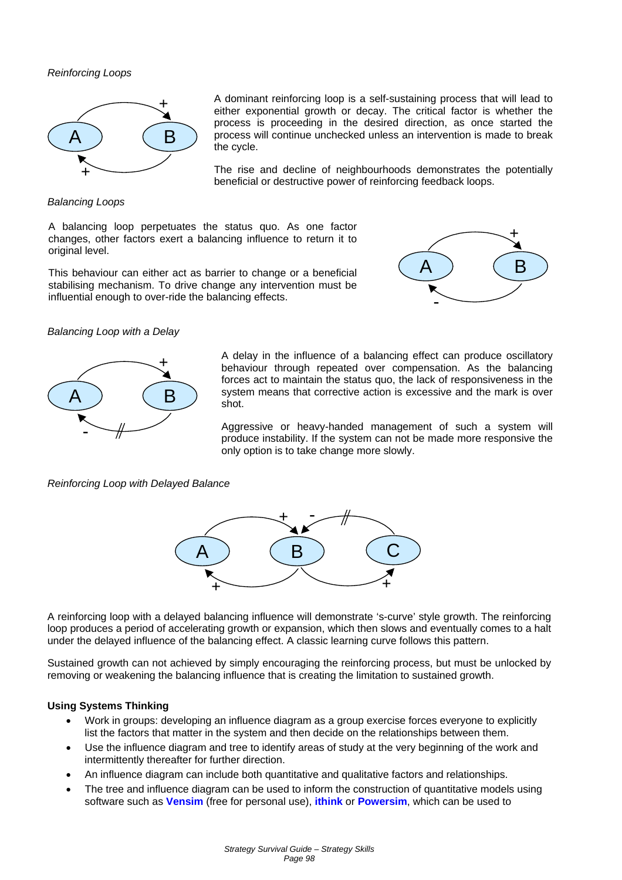*Reinforcing Loops*

A dominant reinforcing loop is a self-sustaining process that will lead to either exponential growth or decay. The critical factor is whether the process is proceeding in the desired direction, as once started the process will continue unchecked unless an intervention is made to break the cycle.

The rise and decline of neighbourhoods demonstrates the potentially beneficial or destructive power of reinforcing feedback loops.

*Balancing Loops*

A balancing loop perpetuates the status quo. As one factor changes, other factors exert a balancing influence to return it to original level.

This behaviour can either act as barrier to change or a beneficial stabilising mechanism. To drive change any intervention must be influential enough to over-ride the balancing effects.

*Balancing Loop with a Delay*

A delay in the influence of a balancing effect can produce oscillatory behaviour through repeated over compensation. As the balancing forces act to maintain the status quo, the lack of responsiveness in the system means that corrective action is excessive and the mark is over shot.

Aggressive or heavy-handed management of such a system will produce instability. If the system can not be made more responsive the only option is to take change more slowly.

*Reinforcing Loop with Delayed Balance*

A reinforcing loop with a delayed balancing influence will demonstrate 's-curve' style growth. The reinforcing loop produces a period of accelerating growth or expansion, which then slows and eventually comes to a halt under the delayed influence of the balancing effect. A classic learning curve follows this pattern.

Sustained growth can not achieved by simply encouraging the reinforcing process, but must be unlocked by removing or weakening the balancing influence that is creating the limitation to sustained growth.

**Using Systems Thinking**

- Work in groups: developing an influence diagram as a group exercise forces everyone to explicitly list the factors that matter in the system and then decide on the relationships between them.
- Use the influence diagram and tree to identify areas of study at the very beginning of the work and intermittently thereafter for further direction.
- An influence diagram can include both quantitative and qualitative factors and relationships.
- The tree and influence diagram can be used to inform the construction of quantitative models using software such as **Vensim** (free for personal use), **ithink** or **Powersim**, which can be used to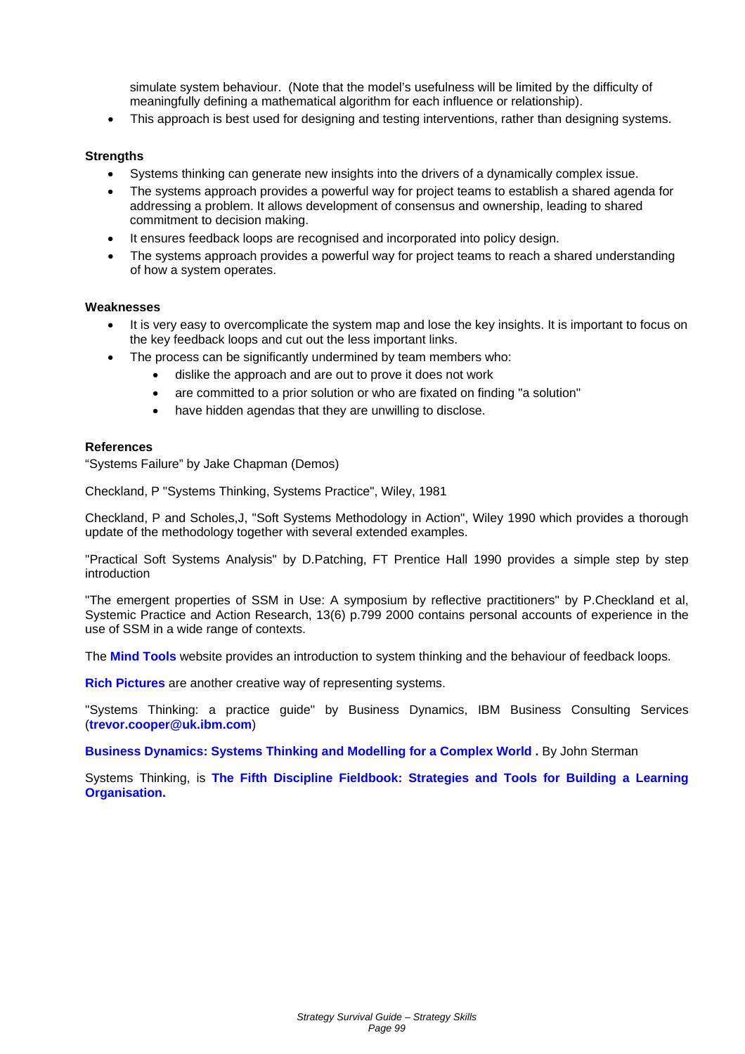simulate system behaviour. (Note that the model's usefulness will be limited by the difficulty of meaningfully defining a mathematical algorithm for each influence or relationship).

- This approach is best used for designing and testing interventions, rather than designing systems.

**Strengths**

- Systems thinking can generate new insights into the drivers of a dynamically complex issue.
- The systems approach provides a powerful way for project teams to establish a shared agenda for addressing a problem. It allows development of consensus and ownership, leading to shared commitment to decision making.
- It ensures feedback loops are recognised and incorporated into policy design.
- The systems approach provides a powerful way for project teams to reach a shared understanding of how a system operates.

**Weaknesses**

- It is very easy to overcomplicate the system map and lose the key insights. It is important to focus on the key feedback loops and cut out the less important links.
- The process can be significantly undermined by team members who:
  - dislike the approach and are out to prove it does not work
  - are committed to a prior solution or who are fixated on finding "a solution"
  - have hidden agendas that they are unwilling to disclose.

**References**

"Systems Failure" by Jake Chapman (Demos)

Checkland, P "Systems Thinking, Systems Practice", Wiley, 1981

Checkland, P and Scholes,J, "Soft Systems Methodology in Action", Wiley 1990 which provides a thorough update of the methodology together with several extended examples.

"Practical Soft Systems Analysis" by D.Patching, FT Prentice Hall 1990 provides a simple step by step introduction

"The emergent properties of SSM in Use: A symposium by reflective practitioners" by P.Checkland et al, Systemic Practice and Action Research, 13(6) p.799 2000 contains personal accounts of experience in the use of SSM in a wide range of contexts.

The **Mind Tools** website provides an introduction to system thinking and the behaviour of feedback loops.

**Rich Pictures** are another creative way of representing systems.

"Systems Thinking: a practice guide" by Business Dynamics, IBM Business Consulting Services (**trevor.cooper@uk.ibm.com**)

**Business Dynamics: Systems Thinking and Modelling for a Complex World .** By John Sterman

Systems Thinking, is **The Fifth Discipline Fieldbook: Strategies and Tools for Building a Learning Organisation.**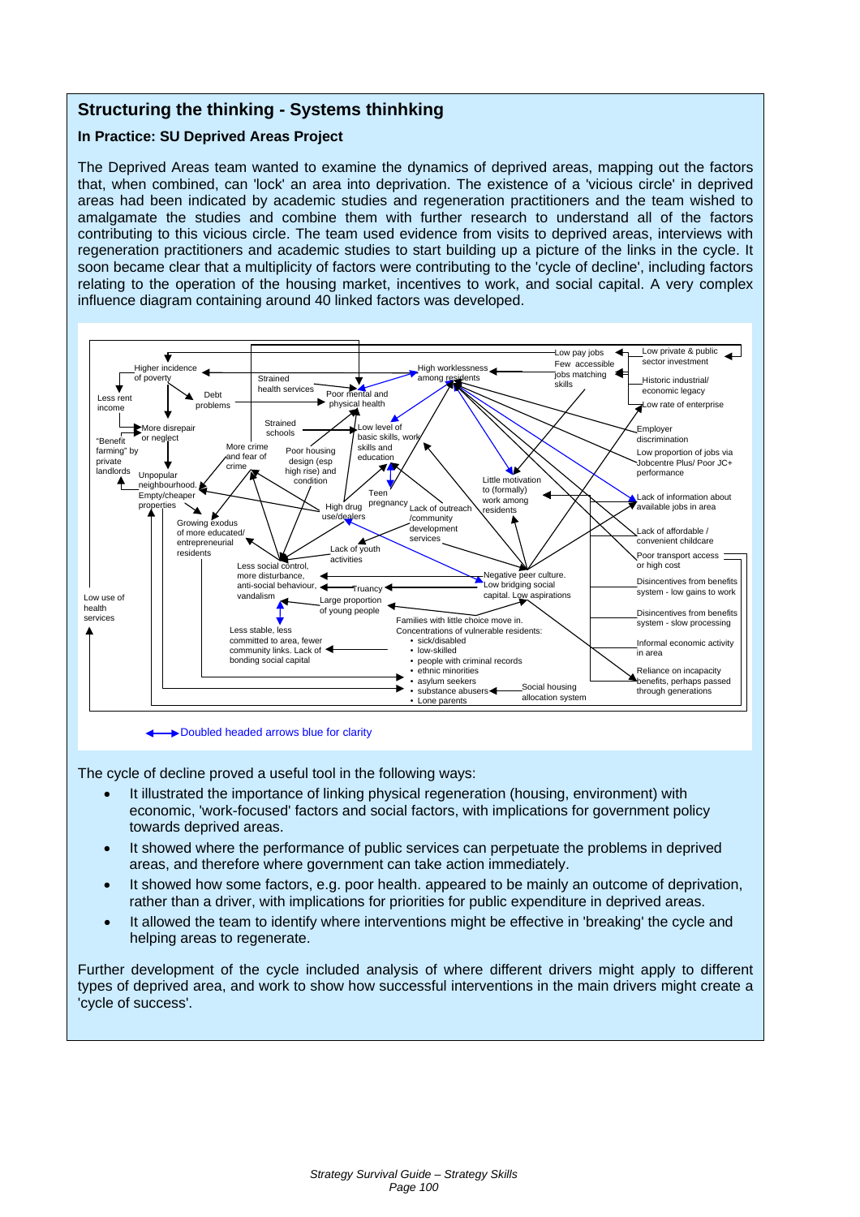## Structuring the thinking - Systems thinhking

### In Practice: SU Deprived Areas Project

The Deprived Areas team wanted to examine the dynamics of deprived areas, mapping out the factors that, when combined, can 'lock' an area into deprivation. The existence of a 'vicious circle' in deprived areas had been indicated by academic studies and regeneration practitioners and the team wished to amalgamate the studies and combine them with further research to understand all of the factors contributing to this vicious circle. The team used evidence from visits to deprived areas, interviews with regeneration practitioners and academic studies to start building up a picture of the links in the cycle. It soon became clear that a multiplicity of factors were contributing to the 'cycle of decline', including factors relating to the operation of the housing market, incentives to work, and social capital. A very complex influence diagram containing around 40 linked factors was developed.

Higher incidence of poverty
Less rent income
Debt problems
Strained health services
Poor mental and physical health
High worklessness among residents
Low pay jobs
Few accessible jobs matching skills
Low private & public sector investment
Historic industrial/ economic legacy
Low rate of enterprise
"Benefit farming" by private landlords
More disrepair or neglect
Unpopular neighbourhood. Empty/cheaper properties
More crime and fear of crime
Strained schools
Poor housing design (esp high rise) and condition
Low level of basic skills, work skills and education
Employer discrimination
Low proportion of jobs via Jobcentre Plus/ Poor JC+ performance
Little motivation to (formally) work among residents
Lack of information about available jobs in area
Teen pregnancy
High drug use/dealers
Lack of outreach /community development services
Growing exodus of more educated/ entrepreneurial residents
Lack of affordable / convenient childcare
Lack of youth activities
Poor transport access or high cost
Less social control, more disturbance, anti-social behaviour, vandalism
Truancy
Negative peer culture. Low bridging social capital. Low aspirations
Disincentives from benefits system - low gains to work
Low use of health services
Large proportion of young people
Disincentives from benefits system - slow processing
Less stable, less committed to area, fewer community links. Lack of bonding social capital
Families with little choice move in. Concentrations of vulnerable residents:
- sick/disabled
- low-skilled
- people with criminal records
- ethnic minorities
- asylum seekers
- substance abusers
- Lone parents
Informal economic activity in area
Social housing allocation system
Reliance on incapacity benefits, perhaps passed through generations

Doubled headed arrows blue for clarity

The cycle of decline proved a useful tool in the following ways:

- It illustrated the importance of linking physical regeneration (housing, environment) with economic, 'work-focused' factors and social factors, with implications for government policy towards deprived areas.
- It showed where the performance of public services can perpetuate the problems in deprived areas, and therefore where government can take action immediately.
- It showed how some factors, e.g. poor health. appeared to be mainly an outcome of deprivation, rather than a driver, with implications for priorities for public expenditure in deprived areas.
- It allowed the team to identify where interventions might be effective in 'breaking' the cycle and helping areas to regenerate.

Further development of the cycle included analysis of where different drivers might apply to different types of deprived area, and work to show how successful interventions in the main drivers might create a 'cycle of success'.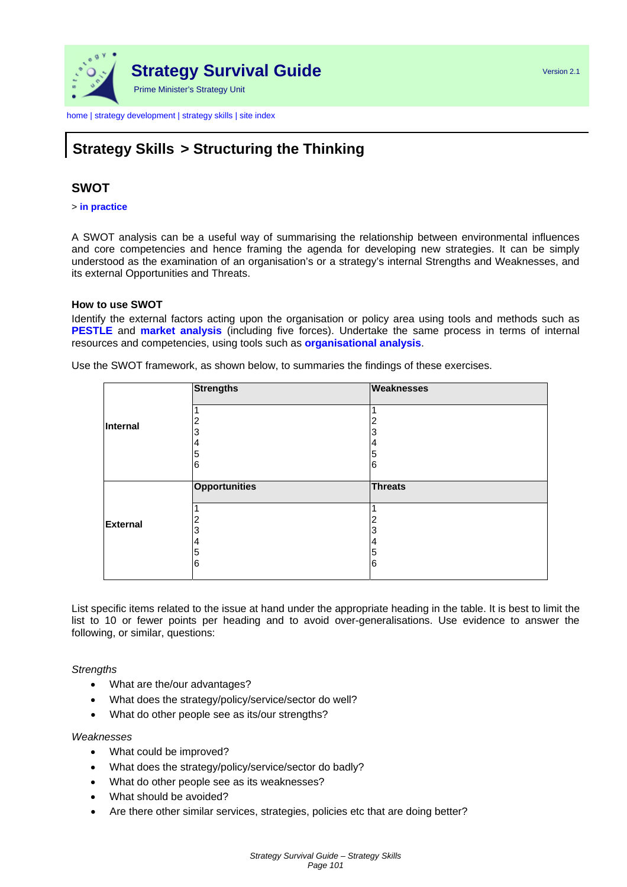# Strategy Survival Guide

Prime Minister's Strategy Unit

Version 2.1

home | strategy development | strategy skills | site index

## Strategy Skills > Structuring the Thinking

### SWOT

> **in practice**

A SWOT analysis can be a useful way of summarising the relationship between environmental influences and core competencies and hence framing the agenda for developing new strategies. It can be simply understood as the examination of an organisation's or a strategy's internal Strengths and Weaknesses, and its external Opportunities and Threats.

**How to use SWOT**

Identify the external factors acting upon the organisation or policy area using tools and methods such as **PESTLE** and **market analysis** (including five forces). Undertake the same process in terms of internal resources and competencies, using tools such as **organisational analysis**.

Use the SWOT framework, as shown below, to summaries the findings of these exercises.

| | **Strengths** | **Weaknesses** |
|---|---|---|
| **Internal** | 1<br>2<br>3<br>4<br>5<br>6 | 1<br>2<br>3<br>4<br>5<br>6 |
| | **Opportunities** | **Threats** |
| **External** | 1<br>2<br>3<br>4<br>5<br>6 | 1<br>2<br>3<br>4<br>5<br>6 |

List specific items related to the issue at hand under the appropriate heading in the table. It is best to limit the list to 10 or fewer points per heading and to avoid over-generalisations. Use evidence to answer the following, or similar, questions:

*Strengths*

- What are the/our advantages?
- What does the strategy/policy/service/sector do well?
- What do other people see as its/our strengths?

*Weaknesses*

- What could be improved?
- What does the strategy/policy/service/sector do badly?
- What do other people see as its weaknesses?
- What should be avoided?
- Are there other similar services, strategies, policies etc that are doing better?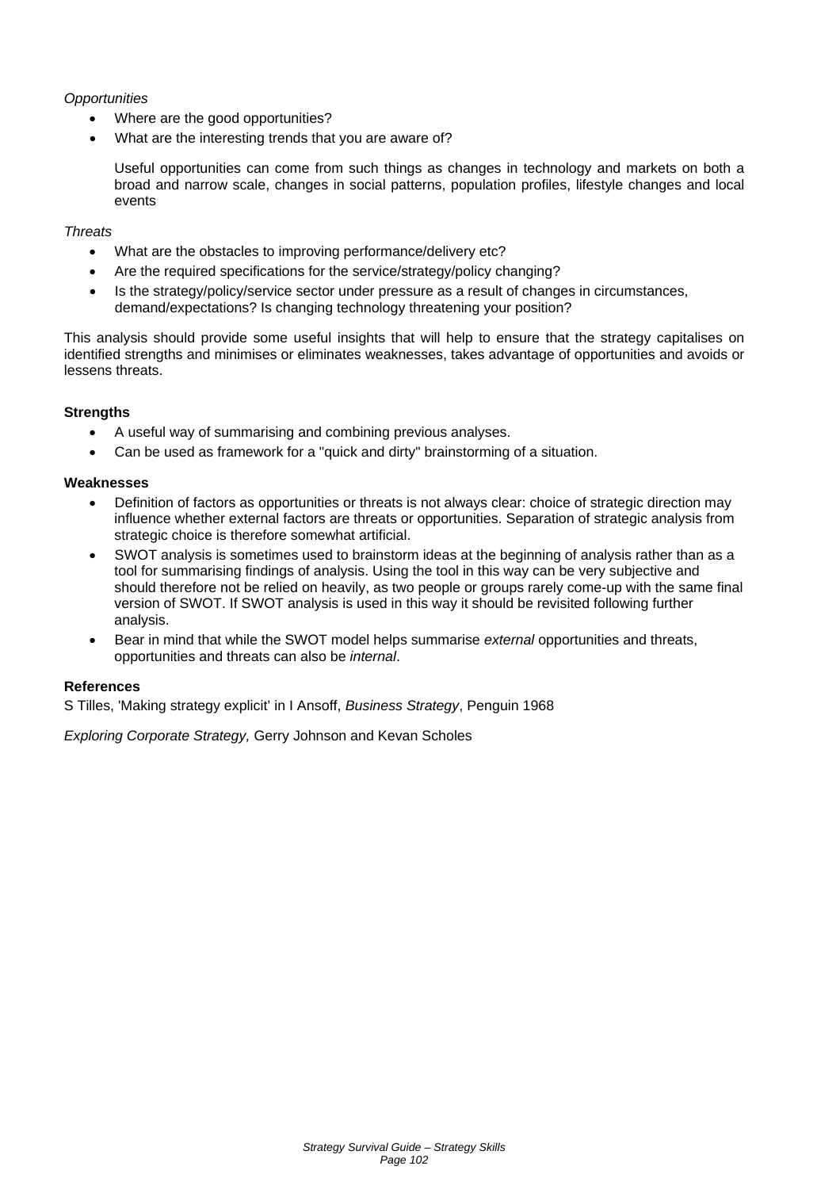*Opportunities*

- Where are the good opportunities?
- What are the interesting trends that you are aware of?

  Useful opportunities can come from such things as changes in technology and markets on both a broad and narrow scale, changes in social patterns, population profiles, lifestyle changes and local events

*Threats*

- What are the obstacles to improving performance/delivery etc?
- Are the required specifications for the service/strategy/policy changing?
- Is the strategy/policy/service sector under pressure as a result of changes in circumstances, demand/expectations? Is changing technology threatening your position?

This analysis should provide some useful insights that will help to ensure that the strategy capitalises on identified strengths and minimises or eliminates weaknesses, takes advantage of opportunities and avoids or lessens threats.

**Strengths**

- A useful way of summarising and combining previous analyses.
- Can be used as framework for a "quick and dirty" brainstorming of a situation.

**Weaknesses**

- Definition of factors as opportunities or threats is not always clear: choice of strategic direction may influence whether external factors are threats or opportunities. Separation of strategic analysis from strategic choice is therefore somewhat artificial.
- SWOT analysis is sometimes used to brainstorm ideas at the beginning of analysis rather than as a tool for summarising findings of analysis. Using the tool in this way can be very subjective and should therefore not be relied on heavily, as two people or groups rarely come-up with the same final version of SWOT. If SWOT analysis is used in this way it should be revisited following further analysis.
- Bear in mind that while the SWOT model helps summarise *external* opportunities and threats, opportunities and threats can also be *internal*.

**References**

S Tilles, 'Making strategy explicit' in I Ansoff, *Business Strategy*, Penguin 1968

*Exploring Corporate Strategy,* Gerry Johnson and Kevan Scholes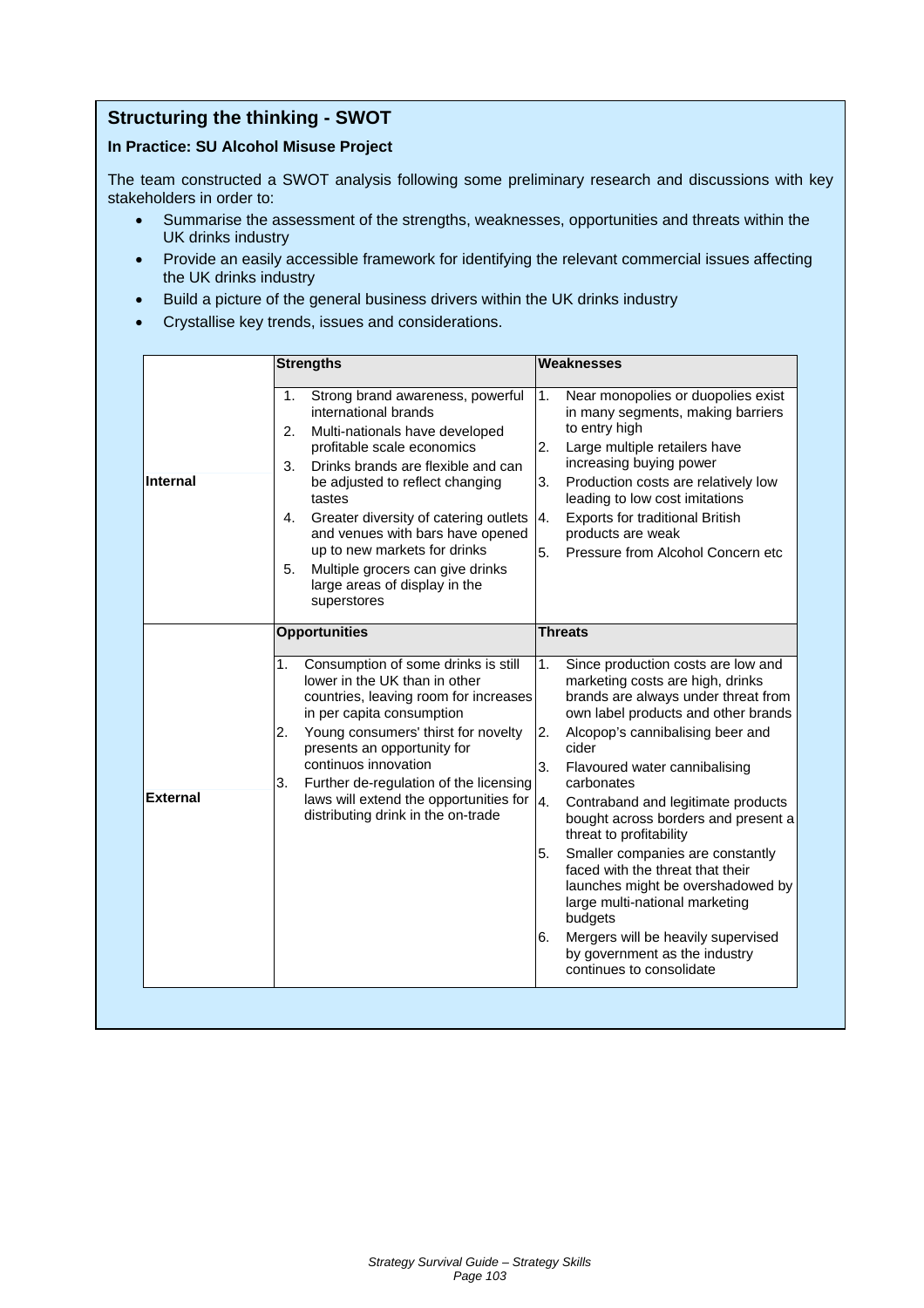## Structuring the thinking - SWOT

**In Practice: SU Alcohol Misuse Project**

The team constructed a SWOT analysis following some preliminary research and discussions with key stakeholders in order to:

- Summarise the assessment of the strengths, weaknesses, opportunities and threats within the UK drinks industry
- Provide an easily accessible framework for identifying the relevant commercial issues affecting the UK drinks industry
- Build a picture of the general business drivers within the UK drinks industry
- Crystallise key trends, issues and considerations.

| | **Strengths** | **Weaknesses** |
|---|---|---|
| **Internal** | 1. Strong brand awareness, powerful international brands<br>2. Multi-nationals have developed profitable scale economics<br>3. Drinks brands are flexible and can be adjusted to reflect changing tastes<br>4. Greater diversity of catering outlets and venues with bars have opened up to new markets for drinks<br>5. Multiple grocers can give drinks large areas of display in the superstores | 1. Near monopolies or duopolies exist in many segments, making barriers to entry high<br>2. Large multiple retailers have increasing buying power<br>3. Production costs are relatively low leading to low cost imitations<br>4. Exports for traditional British products are weak<br>5. Pressure from Alcohol Concern etc |
| | **Opportunities** | **Threats** |
| **External** | 1. Consumption of some drinks is still lower in the UK than in other countries, leaving room for increases in per capita consumption<br>2. Young consumers' thirst for novelty presents an opportunity for continuos innovation<br>3. Further de-regulation of the licensing laws will extend the opportunities for distributing drink in the on-trade | 1. Since production costs are low and marketing costs are high, drinks brands are always under threat from own label products and other brands<br>2. Alcopop's cannibalising beer and cider<br>3. Flavoured water cannibalising carbonates<br>4. Contraband and legitimate products bought across borders and present a threat to profitability<br>5. Smaller companies are constantly faced with the threat that their launches might be overshadowed by large multi-national marketing budgets<br>6. Mergers will be heavily supervised by government as the industry continues to consolidate |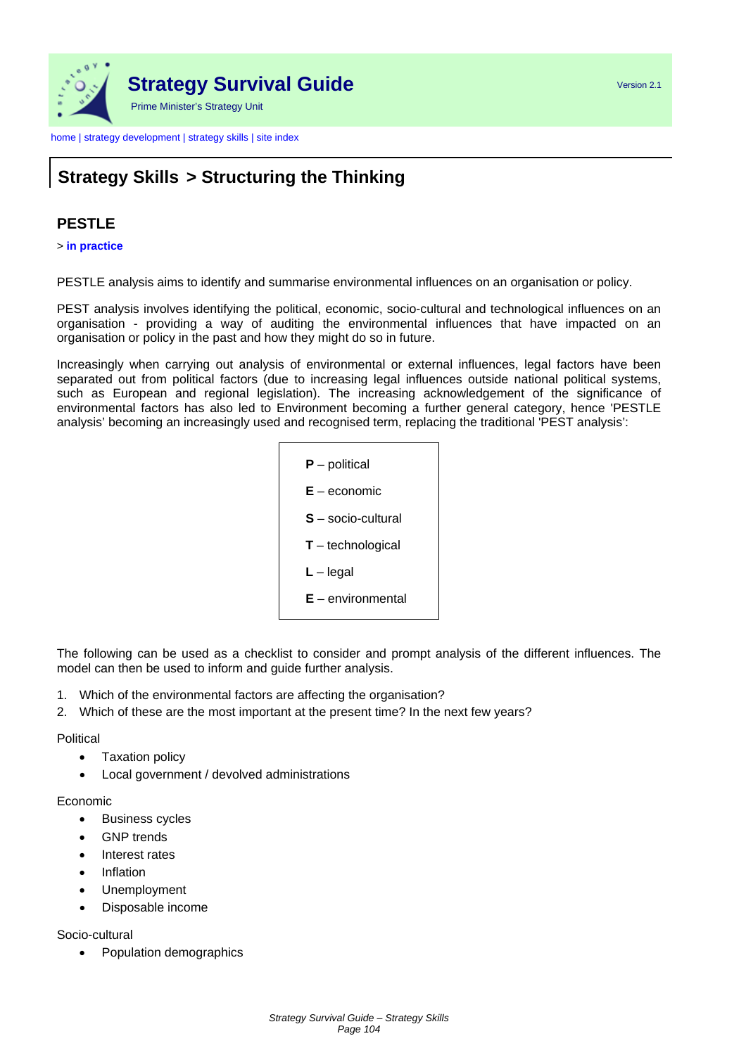## Strategy Skills > Structuring the Thinking

### PESTLE

> **in practice**

PESTLE analysis aims to identify and summarise environmental influences on an organisation or policy.

PEST analysis involves identifying the political, economic, socio-cultural and technological influences on an organisation - providing a way of auditing the environmental influences that have impacted on an organisation or policy in the past and how they might do so in future.

Increasingly when carrying out analysis of environmental or external influences, legal factors have been separated out from political factors (due to increasing legal influences outside national political systems, such as European and regional legislation). The increasing acknowledgement of the significance of environmental factors has also led to Environment becoming a further general category, hence 'PESTLE analysis' becoming an increasingly used and recognised term, replacing the traditional 'PEST analysis':

**P** – political

**E** – economic

**S** – socio-cultural

**T** – technological

**L** – legal

**E** – environmental

The following can be used as a checklist to consider and prompt analysis of the different influences. The model can then be used to inform and guide further analysis.

1. Which of the environmental factors are affecting the organisation?
2. Which of these are the most important at the present time? In the next few years?

Political

- Taxation policy
- Local government / devolved administrations

Economic

- Business cycles
- GNP trends
- Interest rates
- Inflation
- Unemployment
- Disposable income

Socio-cultural

- Population demographics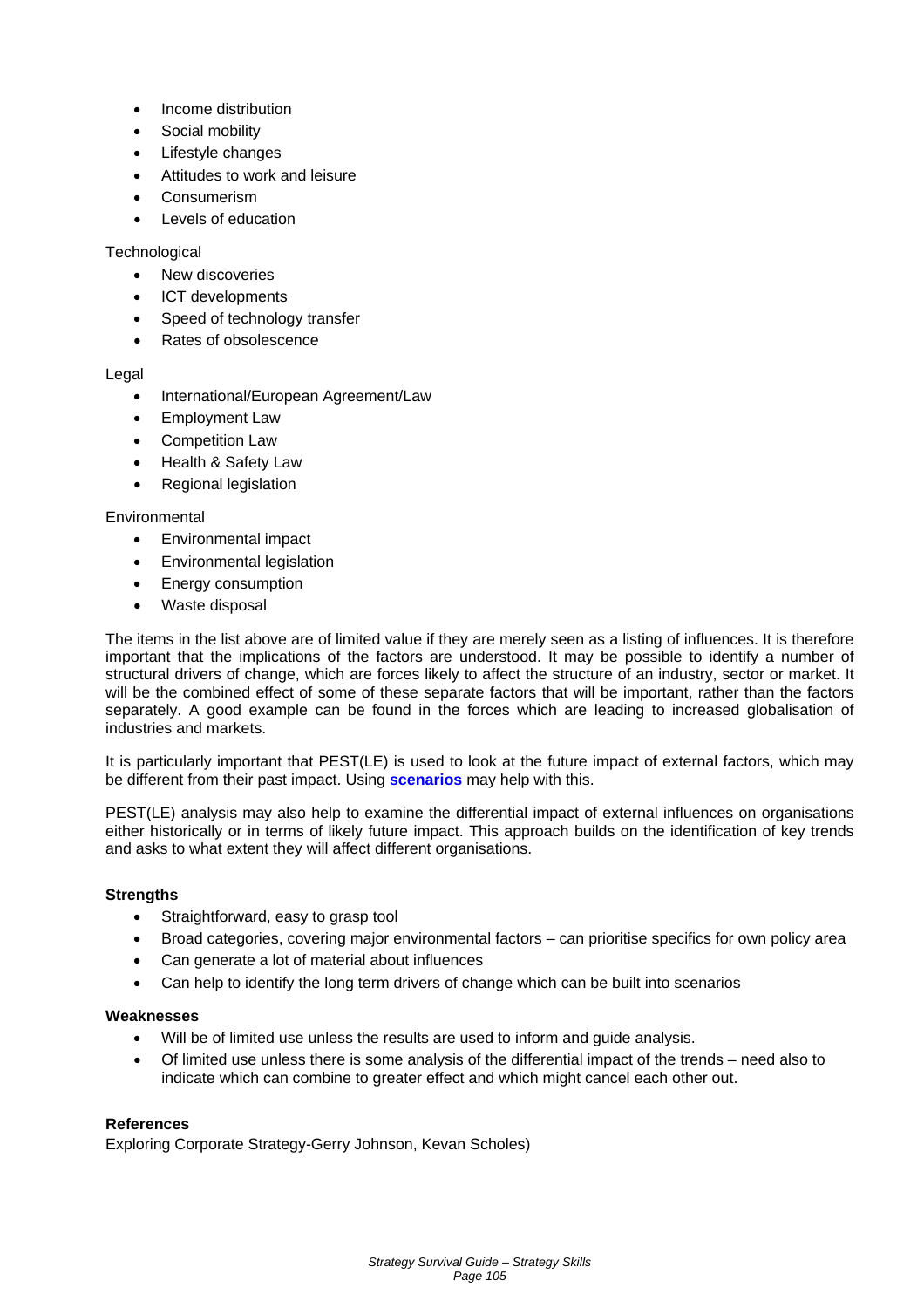- Income distribution
- Social mobility
- Lifestyle changes
- Attitudes to work and leisure
- Consumerism
- Levels of education

Technological

- New discoveries
- ICT developments
- Speed of technology transfer
- Rates of obsolescence

Legal

- International/European Agreement/Law
- Employment Law
- Competition Law
- Health & Safety Law
- Regional legislation

Environmental

- Environmental impact
- Environmental legislation
- Energy consumption
- Waste disposal

The items in the list above are of limited value if they are merely seen as a listing of influences. It is therefore important that the implications of the factors are understood. It may be possible to identify a number of structural drivers of change, which are forces likely to affect the structure of an industry, sector or market. It will be the combined effect of some of these separate factors that will be important, rather than the factors separately. A good example can be found in the forces which are leading to increased globalisation of industries and markets.

It is particularly important that PEST(LE) is used to look at the future impact of external factors, which may be different from their past impact. Using **scenarios** may help with this.

PEST(LE) analysis may also help to examine the differential impact of external influences on organisations either historically or in terms of likely future impact. This approach builds on the identification of key trends and asks to what extent they will affect different organisations.

**Strengths**

- Straightforward, easy to grasp tool
- Broad categories, covering major environmental factors – can prioritise specifics for own policy area
- Can generate a lot of material about influences
- Can help to identify the long term drivers of change which can be built into scenarios

**Weaknesses**

- Will be of limited use unless the results are used to inform and guide analysis.
- Of limited use unless there is some analysis of the differential impact of the trends – need also to indicate which can combine to greater effect and which might cancel each other out.

**References**

Exploring Corporate Strategy-Gerry Johnson, Kevan Scholes)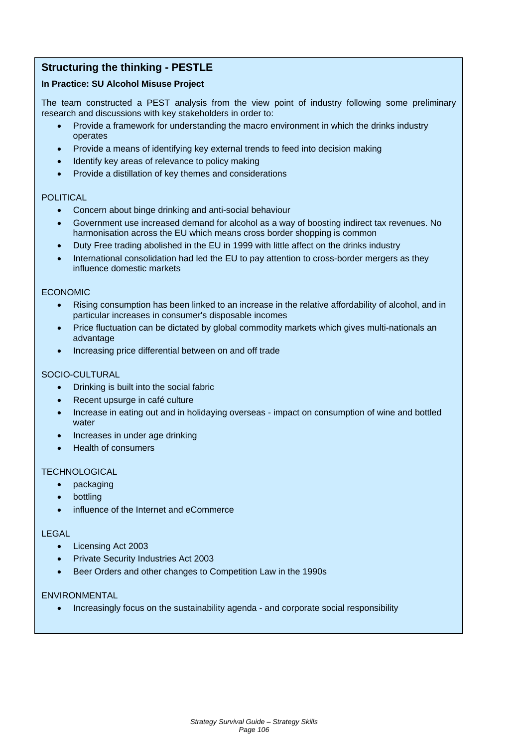## Structuring the thinking - PESTLE

**In Practice: SU Alcohol Misuse Project**

The team constructed a PEST analysis from the view point of industry following some preliminary research and discussions with key stakeholders in order to:

- Provide a framework for understanding the macro environment in which the drinks industry operates
- Provide a means of identifying key external trends to feed into decision making
- Identify key areas of relevance to policy making
- Provide a distillation of key themes and considerations

POLITICAL

- Concern about binge drinking and anti-social behaviour
- Government use increased demand for alcohol as a way of boosting indirect tax revenues. No harmonisation across the EU which means cross border shopping is common
- Duty Free trading abolished in the EU in 1999 with little affect on the drinks industry
- International consolidation had led the EU to pay attention to cross-border mergers as they influence domestic markets

ECONOMIC

- Rising consumption has been linked to an increase in the relative affordability of alcohol, and in particular increases in consumer's disposable incomes
- Price fluctuation can be dictated by global commodity markets which gives multi-nationals an advantage
- Increasing price differential between on and off trade

SOCIO-CULTURAL

- Drinking is built into the social fabric
- Recent upsurge in café culture
- Increase in eating out and in holidaying overseas - impact on consumption of wine and bottled water
- Increases in under age drinking
- Health of consumers

TECHNOLOGICAL

- packaging
- bottling
- influence of the Internet and eCommerce

LEGAL

- Licensing Act 2003
- Private Security Industries Act 2003
- Beer Orders and other changes to Competition Law in the 1990s

ENVIRONMENTAL

- Increasingly focus on the sustainability agenda - and corporate social responsibility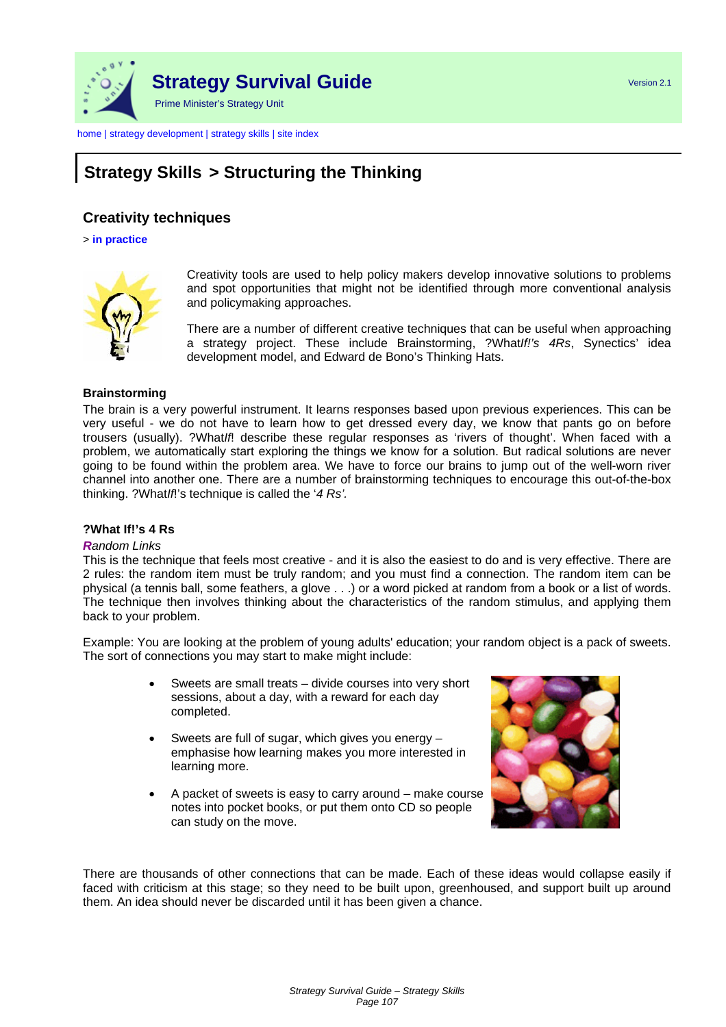# Strategy Survival Guide

Prime Minister's Strategy Unit

Version 2.1

home | strategy development | strategy skills | site index

## Strategy Skills > Structuring the Thinking

### Creativity techniques

> **in practice**

Creativity tools are used to help policy makers develop innovative solutions to problems and spot opportunities that might not be identified through more conventional analysis and policymaking approaches.

There are a number of different creative techniques that can be useful when approaching a strategy project. These include Brainstorming, ?What*If!'s 4Rs*, Synectics' idea development model, and Edward de Bono's Thinking Hats.

**Brainstorming**

The brain is a very powerful instrument. It learns responses based upon previous experiences. This can be very useful - we do not have to learn how to get dressed every day, we know that pants go on before trousers (usually). ?What*If*! describe these regular responses as 'rivers of thought'. When faced with a problem, we automatically start exploring the things we know for a solution. But radical solutions are never going to be found within the problem area. We have to force our brains to jump out of the well-worn river channel into another one. There are a number of brainstorming techniques to encourage this out-of-the-box thinking. ?What*If*!'s technique is called the '*4 Rs'*.

**?What If!'s 4 Rs**

***R****andom Links*

This is the technique that feels most creative - and it is also the easiest to do and is very effective. There are 2 rules: the random item must be truly random; and you must find a connection. The random item can be physical (a tennis ball, some feathers, a glove . . .) or a word picked at random from a book or a list of words. The technique then involves thinking about the characteristics of the random stimulus, and applying them back to your problem.

Example: You are looking at the problem of young adults' education; your random object is a pack of sweets. The sort of connections you may start to make might include:

- Sweets are small treats – divide courses into very short sessions, about a day, with a reward for each day completed.
- Sweets are full of sugar, which gives you energy – emphasise how learning makes you more interested in learning more.
- A packet of sweets is easy to carry around – make course notes into pocket books, or put them onto CD so people can study on the move.

There are thousands of other connections that can be made. Each of these ideas would collapse easily if faced with criticism at this stage; so they need to be built upon, greenhoused, and support built up around them. An idea should never be discarded until it has been given a chance.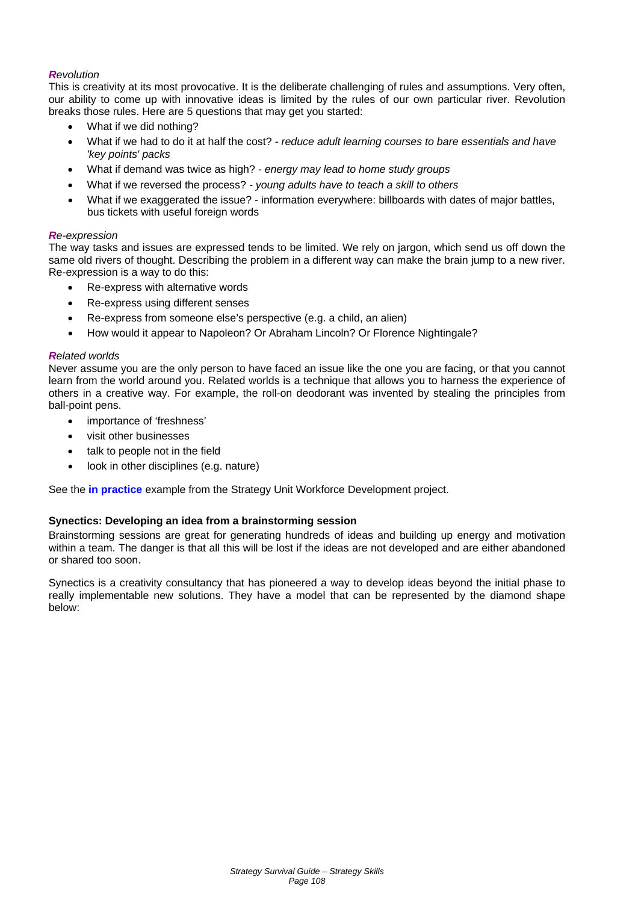***R**evolution*

This is creativity at its most provocative. It is the deliberate challenging of rules and assumptions. Very often, our ability to come up with innovative ideas is limited by the rules of our own particular river. Revolution breaks those rules. Here are 5 questions that may get you started:

- What if we did nothing?
- What if we had to do it at half the cost? - *reduce adult learning courses to bare essentials and have 'key points' packs*
- What if demand was twice as high? - *energy may lead to home study groups*
- What if we reversed the process? - *young adults have to teach a skill to others*
- What if we exaggerated the issue? - information everywhere: billboards with dates of major battles, bus tickets with useful foreign words

***R**e-expression*

The way tasks and issues are expressed tends to be limited. We rely on jargon, which send us off down the same old rivers of thought. Describing the problem in a different way can make the brain jump to a new river. Re-expression is a way to do this:

- Re-express with alternative words
- Re-express using different senses
- Re-express from someone else's perspective (e.g. a child, an alien)
- How would it appear to Napoleon? Or Abraham Lincoln? Or Florence Nightingale?

***R**elated worlds*

Never assume you are the only person to have faced an issue like the one you are facing, or that you cannot learn from the world around you. Related worlds is a technique that allows you to harness the experience of others in a creative way. For example, the roll-on deodorant was invented by stealing the principles from ball-point pens.

- importance of 'freshness'
- visit other businesses
- talk to people not in the field
- look in other disciplines (e.g. nature)

See the **in practice** example from the Strategy Unit Workforce Development project.

**Synectics: Developing an idea from a brainstorming session**

Brainstorming sessions are great for generating hundreds of ideas and building up energy and motivation within a team. The danger is that all this will be lost if the ideas are not developed and are either abandoned or shared too soon.

Synectics is a creativity consultancy that has pioneered a way to develop ideas beyond the initial phase to really implementable new solutions. They have a model that can be represented by the diamond shape below: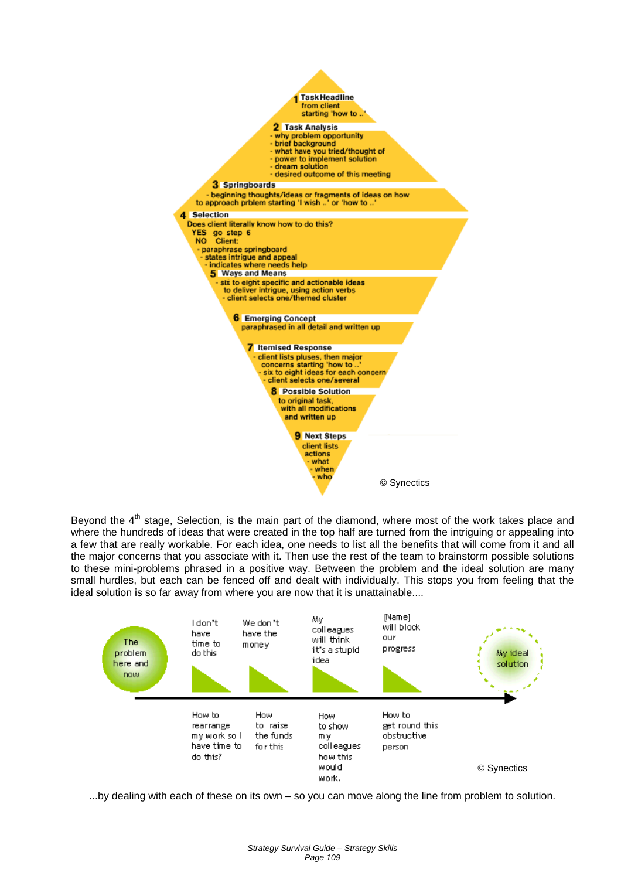**1 Task Headline**
from client
starting 'how to ..'

**2 Task Analysis**
- why problem opportunity
- brief background
- what have you tried/thought of
- power to implement solution
- dream solution
- desired outcome of this meeting

**3 Springboards**
- beginning thoughts/ideas or fragments of ideas on how to approach prblem starting 'I wish ..' or 'how to ..'

**4 Selection**
Does client literally know how to do this?
YES go step 6
NO Client:
- paraphrase springboard
- states intrigue and appeal
- indicates where needs help

**5 Ways and Means**
- six to eight specific and actionable ideas to deliver intrigue, using action verbs
- client selects one/themed cluster

**6 Emerging Concept**
paraphrased in all detail and written up

**7 Itemised Response**
- client lists pluses, then major concerns starting 'how to ..'
- six to eight ideas for each concern
- client selects one/several

**8 Possible Solution**
to original task, with all modifications and written up

**9 Next Steps**
client lists actions
- what
- when
- who

© Synectics

Beyond the 4th stage, Selection, is the main part of the diamond, where most of the work takes place and where the hundreds of ideas that were created in the top half are turned from the intriguing or appealing into a few that are really workable. For each idea, one needs to list all the benefits that will come from it and all the major concerns that you associate with it. Then use the rest of the team to brainstorm possible solutions to these mini-problems phrased in a positive way. Between the problem and the ideal solution are many small hurdles, but each can be fenced off and dealt with individually. This stops you from feeling that the ideal solution is so far away from where you are now that it is unattainable....

| The problem here and now | I don't have time to do this | We don't have the money | My colleagues will think it's a stupid idea | [Name] will block our progress | My ideal solution |
|---|---|---|---|---|---|
| | How to rearrange my work so I have time to do this? | How to raise the funds for this | How to show my colleagues how this would work. | How to get round this obstructive person | |

© Synectics

...by dealing with each of these on its own – so you can move along the line from problem to solution.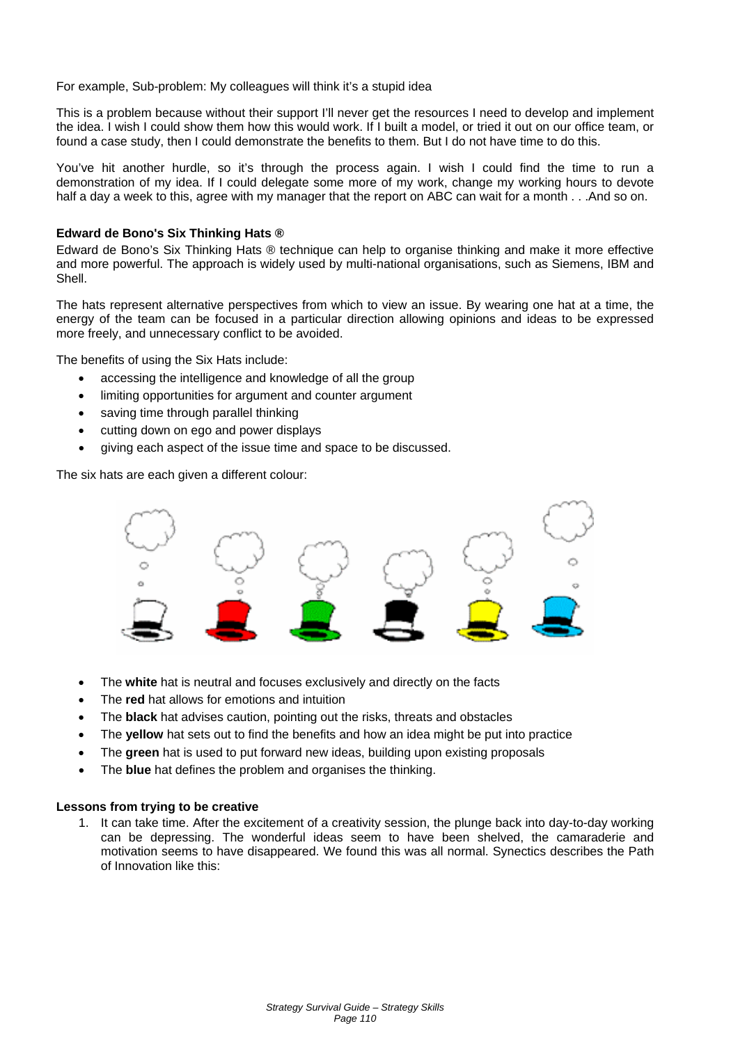For example, Sub-problem: My colleagues will think it's a stupid idea

This is a problem because without their support I'll never get the resources I need to develop and implement the idea. I wish I could show them how this would work. If I built a model, or tried it out on our office team, or found a case study, then I could demonstrate the benefits to them. But I do not have time to do this.

You've hit another hurdle, so it's through the process again. I wish I could find the time to run a demonstration of my idea. If I could delegate some more of my work, change my working hours to devote half a day a week to this, agree with my manager that the report on ABC can wait for a month . . .And so on.

**Edward de Bono's Six Thinking Hats ®**

Edward de Bono's Six Thinking Hats ® technique can help to organise thinking and make it more effective and more powerful. The approach is widely used by multi-national organisations, such as Siemens, IBM and Shell.

The hats represent alternative perspectives from which to view an issue. By wearing one hat at a time, the energy of the team can be focused in a particular direction allowing opinions and ideas to be expressed more freely, and unnecessary conflict to be avoided.

The benefits of using the Six Hats include:

- accessing the intelligence and knowledge of all the group
- limiting opportunities for argument and counter argument
- saving time through parallel thinking
- cutting down on ego and power displays
- giving each aspect of the issue time and space to be discussed.

The six hats are each given a different colour:

- The **white** hat is neutral and focuses exclusively and directly on the facts
- The **red** hat allows for emotions and intuition
- The **black** hat advises caution, pointing out the risks, threats and obstacles
- The **yellow** hat sets out to find the benefits and how an idea might be put into practice
- The **green** hat is used to put forward new ideas, building upon existing proposals
- The **blue** hat defines the problem and organises the thinking.

**Lessons from trying to be creative**

1. It can take time. After the excitement of a creativity session, the plunge back into day-to-day working can be depressing. The wonderful ideas seem to have been shelved, the camaraderie and motivation seems to have disappeared. We found this was all normal. Synectics describes the Path of Innovation like this: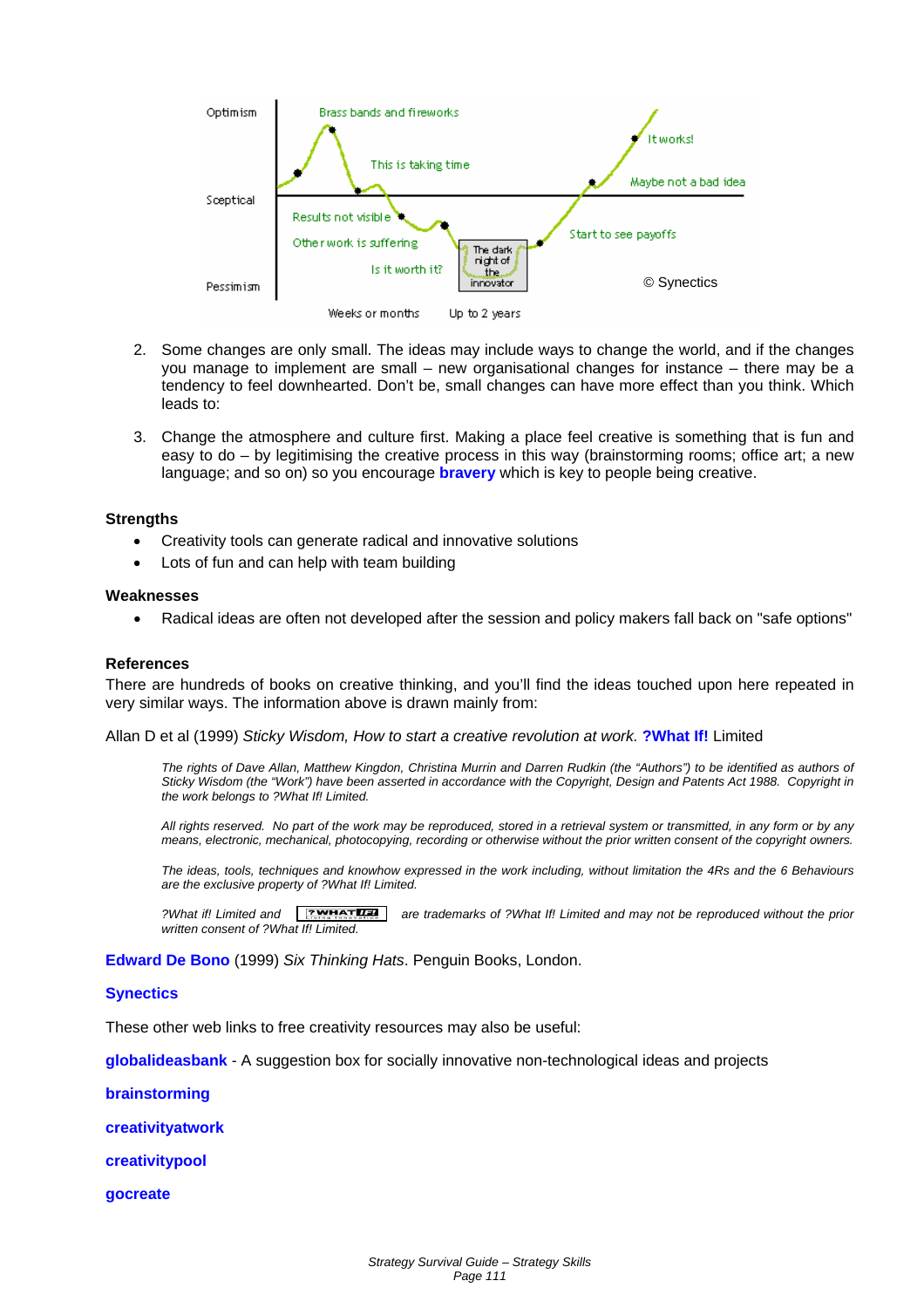2. Some changes are only small. The ideas may include ways to change the world, and if the changes you manage to implement are small – new organisational changes for instance – there may be a tendency to feel downhearted. Don't be, small changes can have more effect than you think. Which leads to:

3. Change the atmosphere and culture first. Making a place feel creative is something that is fun and easy to do – by legitimising the creative process in this way (brainstorming rooms; office art; a new language; and so on) so you encourage **bravery** which is key to people being creative.

### Strengths

- Creativity tools can generate radical and innovative solutions
- Lots of fun and can help with team building

### Weaknesses

- Radical ideas are often not developed after the session and policy makers fall back on "safe options"

### References

There are hundreds of books on creative thinking, and you'll find the ideas touched upon here repeated in very similar ways. The information above is drawn mainly from:

Allan D et al (1999) *Sticky Wisdom, How to start a creative revolution at work.* **?What If!** Limited

> *The rights of Dave Allan, Matthew Kingdon, Christina Murrin and Darren Rudkin (the "Authors") to be identified as authors of Sticky Wisdom (the "Work") have been asserted in accordance with the Copyright, Design and Patents Act 1988. Copyright in the work belongs to ?What If! Limited.*
>
> *All rights reserved. No part of the work may be reproduced, stored in a retrieval system or transmitted, in any form or by any means, electronic, mechanical, photocopying, recording or otherwise without the prior written consent of the copyright owners.*
>
> *The ideas, tools, techniques and knowhow expressed in the work including, without limitation the 4Rs and the 6 Behaviours are the exclusive property of ?What If! Limited.*
>
> *?What if! Limited and ?WHAT IF! are trademarks of ?What If! Limited and may not be reproduced without the prior written consent of ?What If! Limited.*

**Edward De Bono** (1999) *Six Thinking Hats*. Penguin Books, London.

**Synectics**

These other web links to free creativity resources may also be useful:

**globalideasbank** - A suggestion box for socially innovative non-technological ideas and projects

**brainstorming**

**creativityatwork**

**creativitypool**

**gocreate**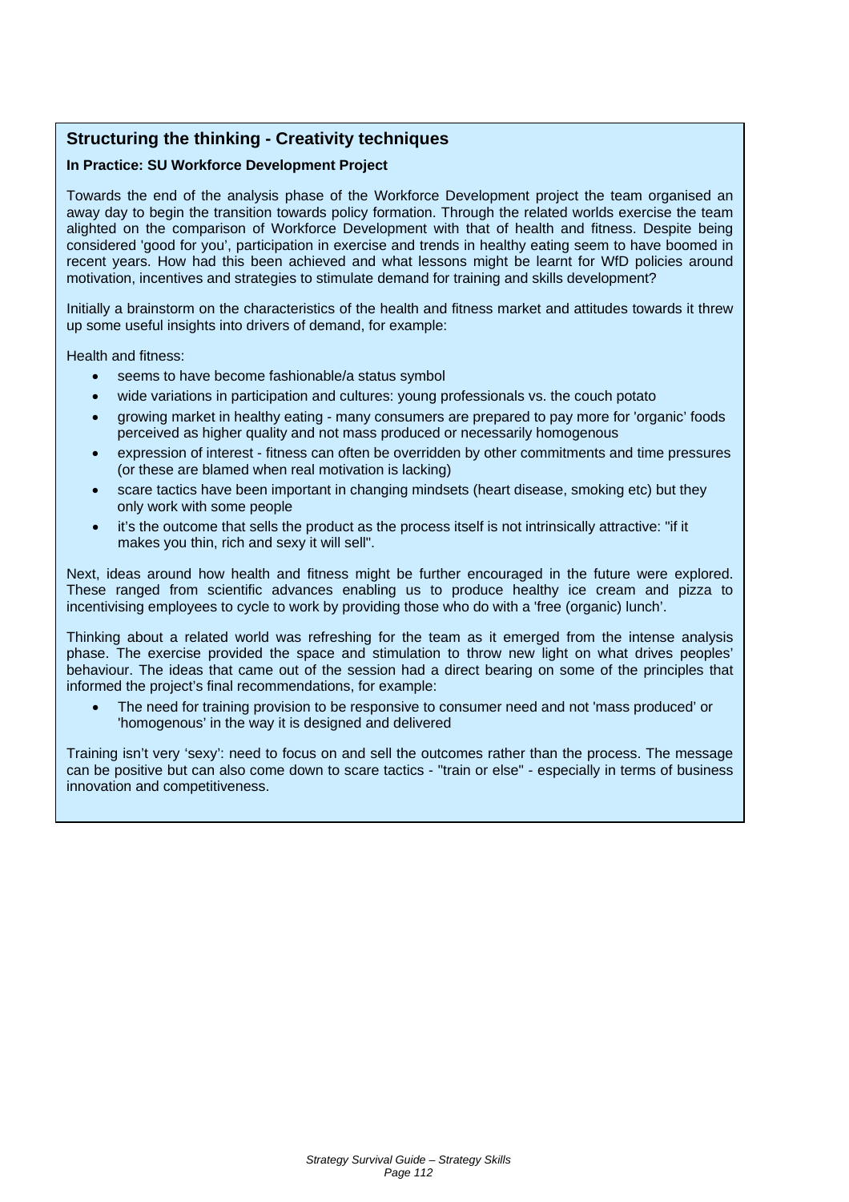## Structuring the thinking - Creativity techniques

**In Practice: SU Workforce Development Project**

Towards the end of the analysis phase of the Workforce Development project the team organised an away day to begin the transition towards policy formation. Through the related worlds exercise the team alighted on the comparison of Workforce Development with that of health and fitness. Despite being considered 'good for you', participation in exercise and trends in healthy eating seem to have boomed in recent years. How had this been achieved and what lessons might be learnt for WfD policies around motivation, incentives and strategies to stimulate demand for training and skills development?

Initially a brainstorm on the characteristics of the health and fitness market and attitudes towards it threw up some useful insights into drivers of demand, for example:

Health and fitness:

- seems to have become fashionable/a status symbol
- wide variations in participation and cultures: young professionals vs. the couch potato
- growing market in healthy eating - many consumers are prepared to pay more for 'organic' foods perceived as higher quality and not mass produced or necessarily homogenous
- expression of interest - fitness can often be overridden by other commitments and time pressures (or these are blamed when real motivation is lacking)
- scare tactics have been important in changing mindsets (heart disease, smoking etc) but they only work with some people
- it's the outcome that sells the product as the process itself is not intrinsically attractive: "if it makes you thin, rich and sexy it will sell".

Next, ideas around how health and fitness might be further encouraged in the future were explored. These ranged from scientific advances enabling us to produce healthy ice cream and pizza to incentivising employees to cycle to work by providing those who do with a 'free (organic) lunch'.

Thinking about a related world was refreshing for the team as it emerged from the intense analysis phase. The exercise provided the space and stimulation to throw new light on what drives peoples' behaviour. The ideas that came out of the session had a direct bearing on some of the principles that informed the project's final recommendations, for example:

- The need for training provision to be responsive to consumer need and not 'mass produced' or 'homogenous' in the way it is designed and delivered

Training isn't very 'sexy': need to focus on and sell the outcomes rather than the process. The message can be positive but can also come down to scare tactics - "train or else" - especially in terms of business innovation and competitiveness.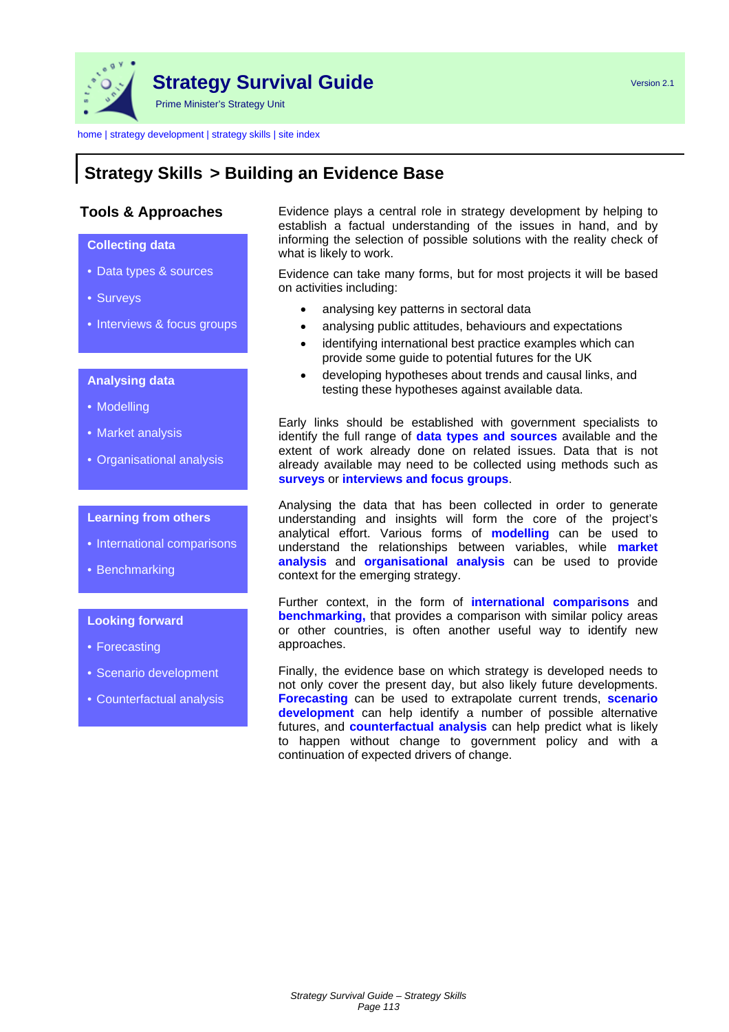# Strategy Skills > Building an Evidence Base

## Tools & Approaches

**Collecting data**

- Data types & sources
- Surveys
- Interviews & focus groups

**Analysing data**

- Modelling
- Market analysis
- Organisational analysis

**Learning from others**

- International comparisons
- Benchmarking

**Looking forward**

- Forecasting
- Scenario development
- Counterfactual analysis

Evidence plays a central role in strategy development by helping to establish a factual understanding of the issues in hand, and by informing the selection of possible solutions with the reality check of what is likely to work.

Evidence can take many forms, but for most projects it will be based on activities including:

- analysing key patterns in sectoral data
- analysing public attitudes, behaviours and expectations
- identifying international best practice examples which can provide some guide to potential futures for the UK
- developing hypotheses about trends and causal links, and testing these hypotheses against available data.

Early links should be established with government specialists to identify the full range of **data types and sources** available and the extent of work already done on related issues. Data that is not already available may need to be collected using methods such as **surveys** or **interviews and focus groups**.

Analysing the data that has been collected in order to generate understanding and insights will form the core of the project's analytical effort. Various forms of **modelling** can be used to understand the relationships between variables, while **market analysis** and **organisational analysis** can be used to provide context for the emerging strategy.

Further context, in the form of **international comparisons** and **benchmarking,** that provides a comparison with similar policy areas or other countries, is often another useful way to identify new approaches.

Finally, the evidence base on which strategy is developed needs to not only cover the present day, but also likely future developments. **Forecasting** can be used to extrapolate current trends, **scenario development** can help identify a number of possible alternative futures, and **counterfactual analysis** can help predict what is likely to happen without change to government policy and with a continuation of expected drivers of change.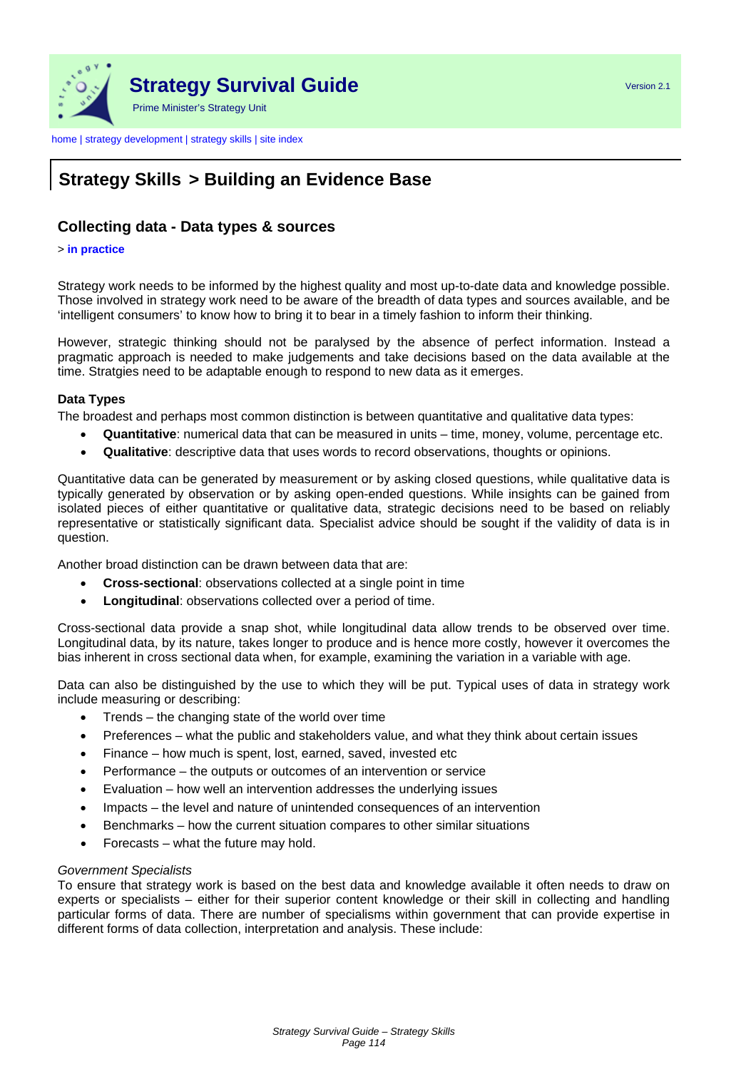## Strategy Skills > Building an Evidence Base

### Collecting data - Data types & sources

> **in practice**

Strategy work needs to be informed by the highest quality and most up-to-date data and knowledge possible. Those involved in strategy work need to be aware of the breadth of data types and sources available, and be 'intelligent consumers' to know how to bring it to bear in a timely fashion to inform their thinking.

However, strategic thinking should not be paralysed by the absence of perfect information. Instead a pragmatic approach is needed to make judgements and take decisions based on the data available at the time. Stratgies need to be adaptable enough to respond to new data as it emerges.

**Data Types**

The broadest and perhaps most common distinction is between quantitative and qualitative data types:

- **Quantitative**: numerical data that can be measured in units – time, money, volume, percentage etc.
- **Qualitative**: descriptive data that uses words to record observations, thoughts or opinions.

Quantitative data can be generated by measurement or by asking closed questions, while qualitative data is typically generated by observation or by asking open-ended questions. While insights can be gained from isolated pieces of either quantitative or qualitative data, strategic decisions need to be based on reliably representative or statistically significant data. Specialist advice should be sought if the validity of data is in question.

Another broad distinction can be drawn between data that are:

- **Cross-sectional**: observations collected at a single point in time
- **Longitudinal**: observations collected over a period of time.

Cross-sectional data provide a snap shot, while longitudinal data allow trends to be observed over time. Longitudinal data, by its nature, takes longer to produce and is hence more costly, however it overcomes the bias inherent in cross sectional data when, for example, examining the variation in a variable with age.

Data can also be distinguished by the use to which they will be put. Typical uses of data in strategy work include measuring or describing:

- Trends – the changing state of the world over time
- Preferences – what the public and stakeholders value, and what they think about certain issues
- Finance – how much is spent, lost, earned, saved, invested etc
- Performance – the outputs or outcomes of an intervention or service
- Evaluation – how well an intervention addresses the underlying issues
- Impacts – the level and nature of unintended consequences of an intervention
- Benchmarks – how the current situation compares to other similar situations
- Forecasts – what the future may hold.

*Government Specialists*

To ensure that strategy work is based on the best data and knowledge available it often needs to draw on experts or specialists – either for their superior content knowledge or their skill in collecting and handling particular forms of data. There are number of specialisms within government that can provide expertise in different forms of data collection, interpretation and analysis. These include: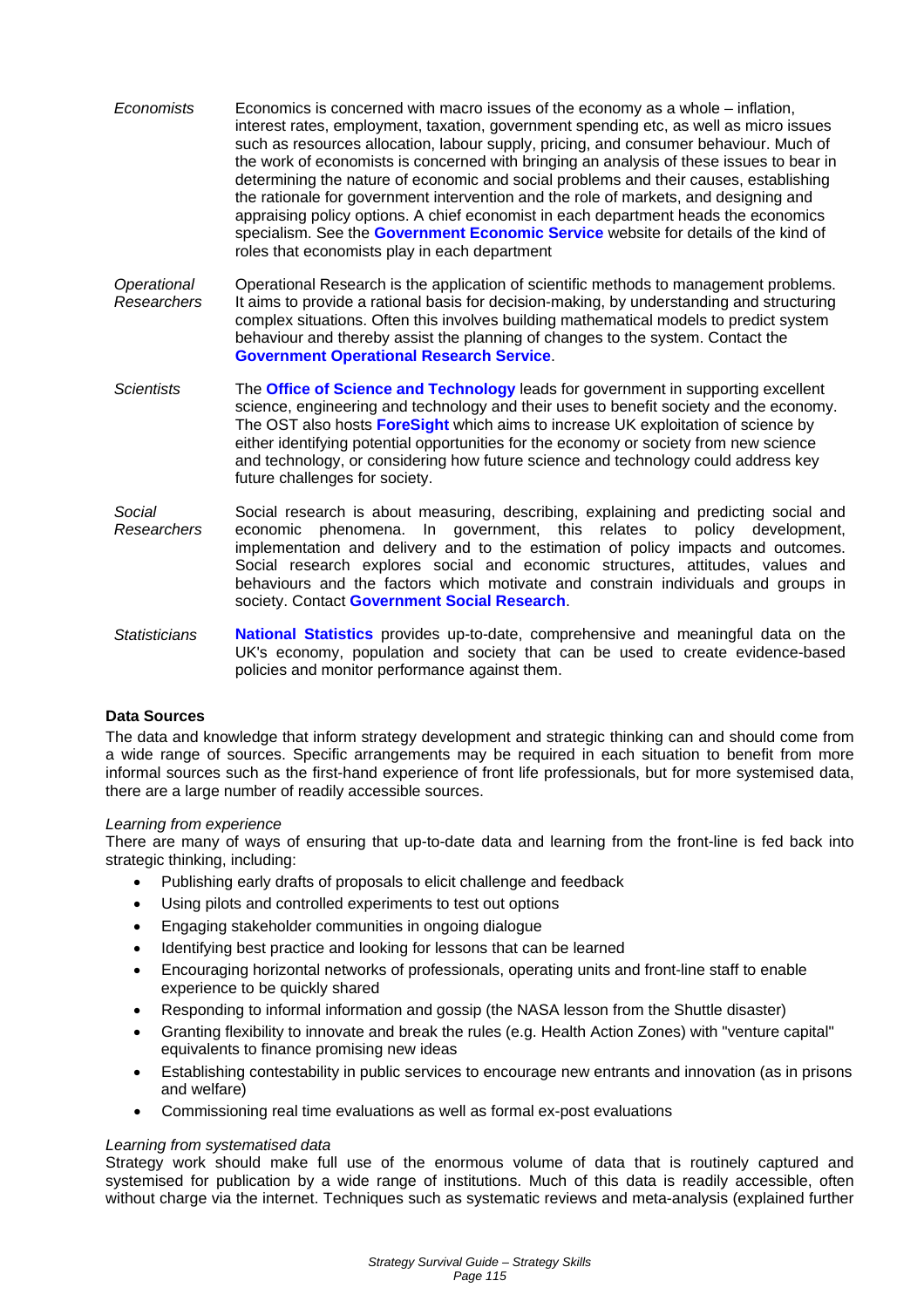*Economists* — Economics is concerned with macro issues of the economy as a whole – inflation, interest rates, employment, taxation, government spending etc, as well as micro issues such as resources allocation, labour supply, pricing, and consumer behaviour. Much of the work of economists is concerned with bringing an analysis of these issues to bear in determining the nature of economic and social problems and their causes, establishing the rationale for government intervention and the role of markets, and designing and appraising policy options. A chief economist in each department heads the economics specialism. See the **Government Economic Service** website for details of the kind of roles that economists play in each department

*Operational Researchers* — Operational Research is the application of scientific methods to management problems. It aims to provide a rational basis for decision-making, by understanding and structuring complex situations. Often this involves building mathematical models to predict system behaviour and thereby assist the planning of changes to the system. Contact the **Government Operational Research Service**.

*Scientists* — The **Office of Science and Technology** leads for government in supporting excellent science, engineering and technology and their uses to benefit society and the economy. The OST also hosts **ForeSight** which aims to increase UK exploitation of science by either identifying potential opportunities for the economy or society from new science and technology, or considering how future science and technology could address key future challenges for society.

*Social Researchers* — Social research is about measuring, describing, explaining and predicting social and economic phenomena. In government, this relates to policy development, implementation and delivery and to the estimation of policy impacts and outcomes. Social research explores social and economic structures, attitudes, values and behaviours and the factors which motivate and constrain individuals and groups in society. Contact **Government Social Research**.

*Statisticians* — **National Statistics** provides up-to-date, comprehensive and meaningful data on the UK's economy, population and society that can be used to create evidence-based policies and monitor performance against them.

**Data Sources**

The data and knowledge that inform strategy development and strategic thinking can and should come from a wide range of sources. Specific arrangements may be required in each situation to benefit from more informal sources such as the first-hand experience of front life professionals, but for more systemised data, there are a large number of readily accessible sources.

*Learning from experience*

There are many of ways of ensuring that up-to-date data and learning from the front-line is fed back into strategic thinking, including:

- Publishing early drafts of proposals to elicit challenge and feedback
- Using pilots and controlled experiments to test out options
- Engaging stakeholder communities in ongoing dialogue
- Identifying best practice and looking for lessons that can be learned
- Encouraging horizontal networks of professionals, operating units and front-line staff to enable experience to be quickly shared
- Responding to informal information and gossip (the NASA lesson from the Shuttle disaster)
- Granting flexibility to innovate and break the rules (e.g. Health Action Zones) with "venture capital" equivalents to finance promising new ideas
- Establishing contestability in public services to encourage new entrants and innovation (as in prisons and welfare)
- Commissioning real time evaluations as well as formal ex-post evaluations

*Learning from systematised data*

Strategy work should make full use of the enormous volume of data that is routinely captured and systemised for publication by a wide range of institutions. Much of this data is readily accessible, often without charge via the internet. Techniques such as systematic reviews and meta-analysis (explained further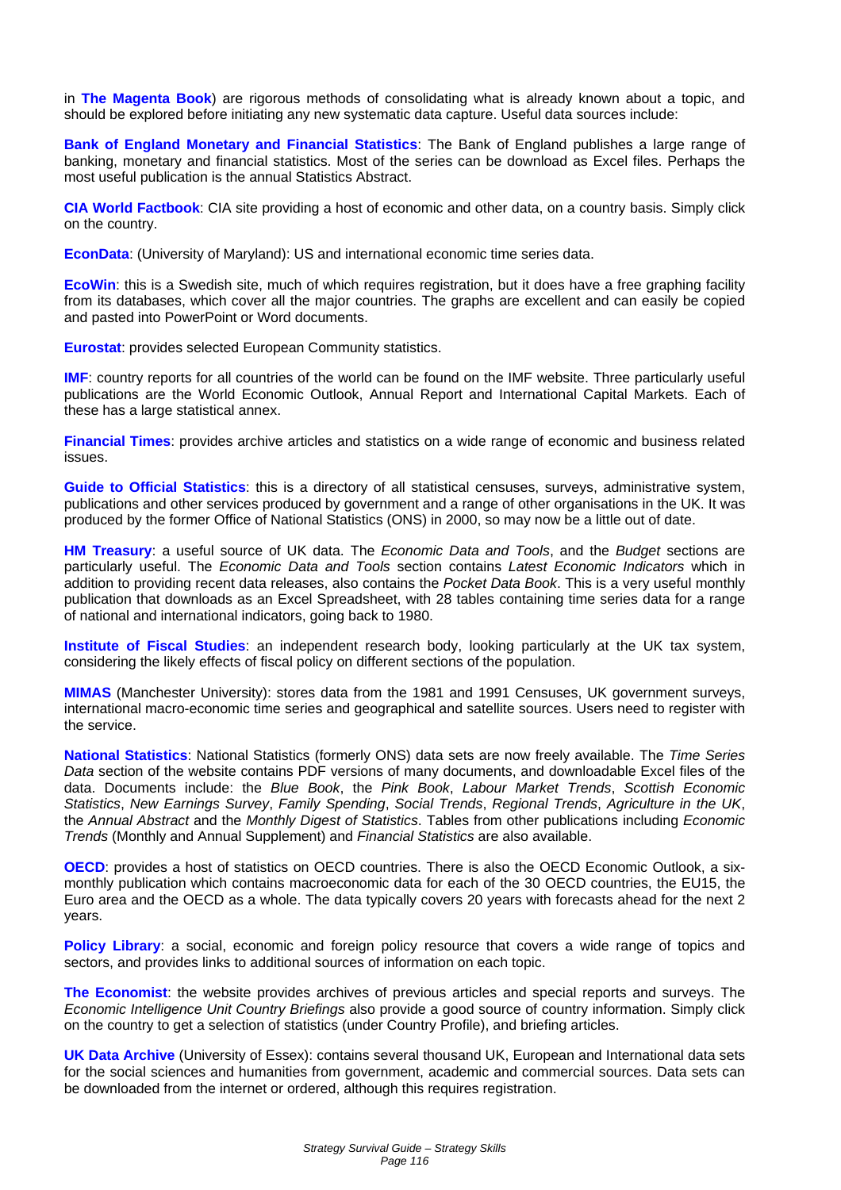in **The Magenta Book**) are rigorous methods of consolidating what is already known about a topic, and should be explored before initiating any new systematic data capture. Useful data sources include:

**Bank of England Monetary and Financial Statistics**: The Bank of England publishes a large range of banking, monetary and financial statistics. Most of the series can be download as Excel files. Perhaps the most useful publication is the annual Statistics Abstract.

**CIA World Factbook**: CIA site providing a host of economic and other data, on a country basis. Simply click on the country.

**EconData**: (University of Maryland): US and international economic time series data.

**EcoWin**: this is a Swedish site, much of which requires registration, but it does have a free graphing facility from its databases, which cover all the major countries. The graphs are excellent and can easily be copied and pasted into PowerPoint or Word documents.

**Eurostat**: provides selected European Community statistics.

**IMF**: country reports for all countries of the world can be found on the IMF website. Three particularly useful publications are the World Economic Outlook, Annual Report and International Capital Markets. Each of these has a large statistical annex.

**Financial Times**: provides archive articles and statistics on a wide range of economic and business related issues.

**Guide to Official Statistics**: this is a directory of all statistical censuses, surveys, administrative system, publications and other services produced by government and a range of other organisations in the UK. It was produced by the former Office of National Statistics (ONS) in 2000, so may now be a little out of date.

**HM Treasury**: a useful source of UK data. The *Economic Data and Tools*, and the *Budget* sections are particularly useful. The *Economic Data and Tools* section contains *Latest Economic Indicators* which in addition to providing recent data releases, also contains the *Pocket Data Book*. This is a very useful monthly publication that downloads as an Excel Spreadsheet, with 28 tables containing time series data for a range of national and international indicators, going back to 1980.

**Institute of Fiscal Studies**: an independent research body, looking particularly at the UK tax system, considering the likely effects of fiscal policy on different sections of the population.

**MIMAS** (Manchester University): stores data from the 1981 and 1991 Censuses, UK government surveys, international macro-economic time series and geographical and satellite sources. Users need to register with the service.

**National Statistics**: National Statistics (formerly ONS) data sets are now freely available. The *Time Series Data* section of the website contains PDF versions of many documents, and downloadable Excel files of the data. Documents include: the *Blue Book*, the *Pink Book*, *Labour Market Trends*, *Scottish Economic Statistics*, *New Earnings Survey*, *Family Spending*, *Social Trends*, *Regional Trends*, *Agriculture in the UK*, the *Annual Abstract* and the *Monthly Digest of Statistics*. Tables from other publications including *Economic Trends* (Monthly and Annual Supplement) and *Financial Statistics* are also available.

**OECD**: provides a host of statistics on OECD countries. There is also the OECD Economic Outlook, a six-monthly publication which contains macroeconomic data for each of the 30 OECD countries, the EU15, the Euro area and the OECD as a whole. The data typically covers 20 years with forecasts ahead for the next 2 years.

**Policy Library**: a social, economic and foreign policy resource that covers a wide range of topics and sectors, and provides links to additional sources of information on each topic.

**The Economist**: the website provides archives of previous articles and special reports and surveys. The *Economic Intelligence Unit Country Briefings* also provide a good source of country information. Simply click on the country to get a selection of statistics (under Country Profile), and briefing articles.

**UK Data Archive** (University of Essex): contains several thousand UK, European and International data sets for the social sciences and humanities from government, academic and commercial sources. Data sets can be downloaded from the internet or ordered, although this requires registration.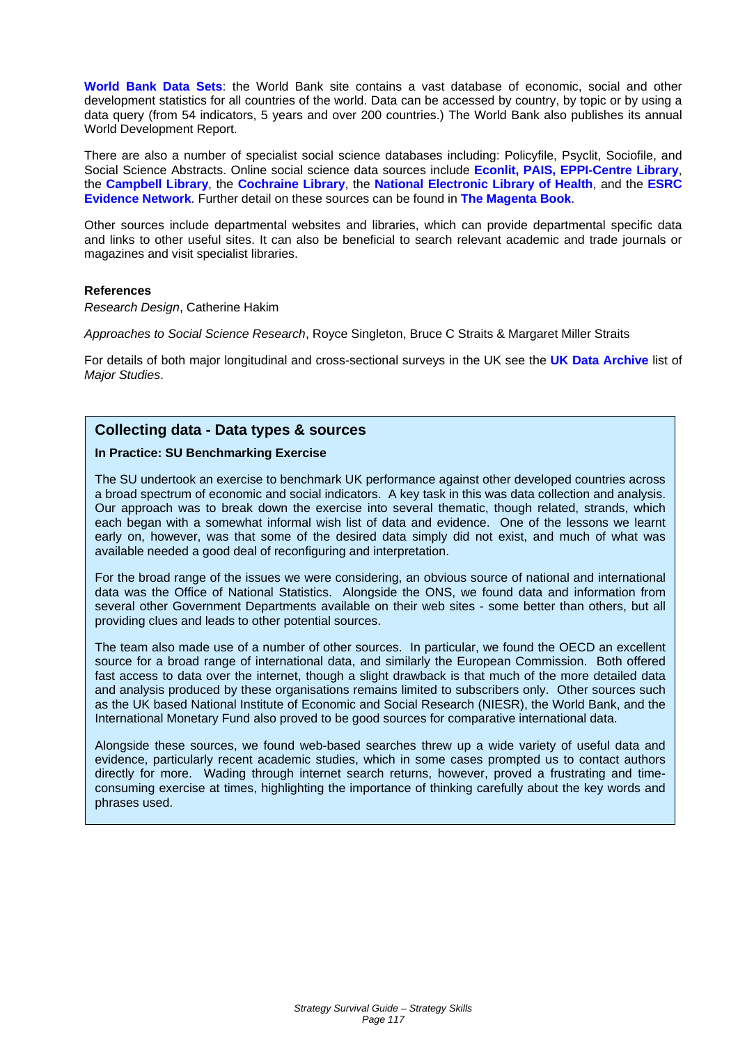**World Bank Data Sets**: the World Bank site contains a vast database of economic, social and other development statistics for all countries of the world. Data can be accessed by country, by topic or by using a data query (from 54 indicators, 5 years and over 200 countries.) The World Bank also publishes its annual World Development Report.

There are also a number of specialist social science databases including: Policyfile, Psyclit, Sociofile, and Social Science Abstracts. Online social science data sources include **Econlit, PAIS, EPPI-Centre Library**, the **Campbell Library**, the **Cochraine Library**, the **National Electronic Library of Health**, and the **ESRC Evidence Network**. Further detail on these sources can be found in **The Magenta Book**.

Other sources include departmental websites and libraries, which can provide departmental specific data and links to other useful sites. It can also be beneficial to search relevant academic and trade journals or magazines and visit specialist libraries.

**References**

*Research Design*, Catherine Hakim

*Approaches to Social Science Research*, Royce Singleton, Bruce C Straits & Margaret Miller Straits

For details of both major longitudinal and cross-sectional surveys in the UK see the **UK Data Archive** list of *Major Studies*.

## Collecting data - Data types & sources

**In Practice: SU Benchmarking Exercise**

The SU undertook an exercise to benchmark UK performance against other developed countries across a broad spectrum of economic and social indicators. A key task in this was data collection and analysis. Our approach was to break down the exercise into several thematic, though related, strands, which each began with a somewhat informal wish list of data and evidence. One of the lessons we learnt early on, however, was that some of the desired data simply did not exist, and much of what was available needed a good deal of reconfiguring and interpretation.

For the broad range of the issues we were considering, an obvious source of national and international data was the Office of National Statistics. Alongside the ONS, we found data and information from several other Government Departments available on their web sites - some better than others, but all providing clues and leads to other potential sources.

The team also made use of a number of other sources. In particular, we found the OECD an excellent source for a broad range of international data, and similarly the European Commission. Both offered fast access to data over the internet, though a slight drawback is that much of the more detailed data and analysis produced by these organisations remains limited to subscribers only. Other sources such as the UK based National Institute of Economic and Social Research (NIESR), the World Bank, and the International Monetary Fund also proved to be good sources for comparative international data.

Alongside these sources, we found web-based searches threw up a wide variety of useful data and evidence, particularly recent academic studies, which in some cases prompted us to contact authors directly for more. Wading through internet search returns, however, proved a frustrating and time-consuming exercise at times, highlighting the importance of thinking carefully about the key words and phrases used.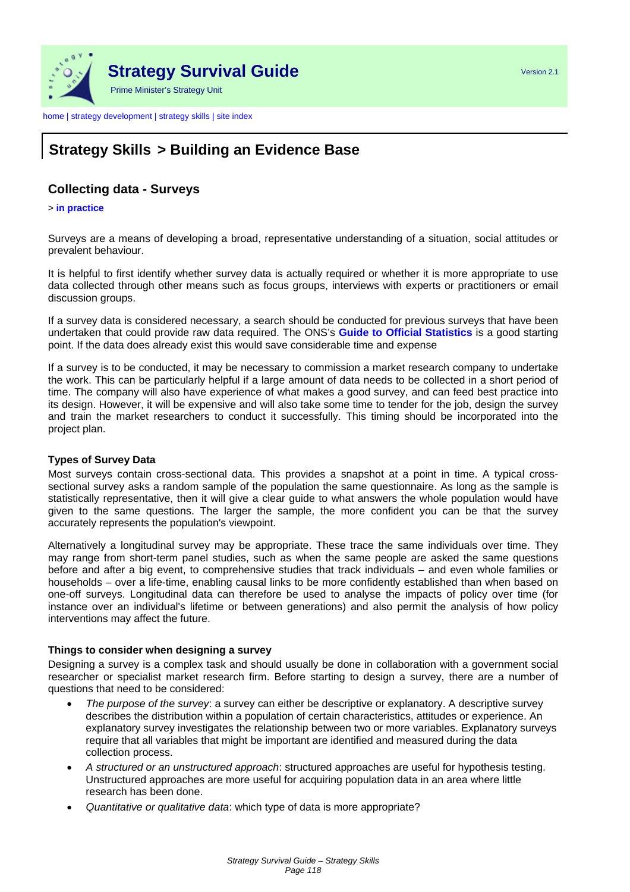Strategy Survival Guide

Prime Minister's Strategy Unit

Version 2.1

home | strategy development | strategy skills | site index

# Strategy Skills > Building an Evidence Base

## Collecting data - Surveys

> **in practice**

Surveys are a means of developing a broad, representative understanding of a situation, social attitudes or prevalent behaviour.

It is helpful to first identify whether survey data is actually required or whether it is more appropriate to use data collected through other means such as focus groups, interviews with experts or practitioners or email discussion groups.

If a survey data is considered necessary, a search should be conducted for previous surveys that have been undertaken that could provide raw data required. The ONS's **Guide to Official Statistics** is a good starting point. If the data does already exist this would save considerable time and expense

If a survey is to be conducted, it may be necessary to commission a market research company to undertake the work. This can be particularly helpful if a large amount of data needs to be collected in a short period of time. The company will also have experience of what makes a good survey, and can feed best practice into its design. However, it will be expensive and will also take some time to tender for the job, design the survey and train the market researchers to conduct it successfully. This timing should be incorporated into the project plan.

### Types of Survey Data

Most surveys contain cross-sectional data. This provides a snapshot at a point in time. A typical cross-sectional survey asks a random sample of the population the same questionnaire. As long as the sample is statistically representative, then it will give a clear guide to what answers the whole population would have given to the same questions. The larger the sample, the more confident you can be that the survey accurately represents the population's viewpoint.

Alternatively a longitudinal survey may be appropriate. These trace the same individuals over time. They may range from short-term panel studies, such as when the same people are asked the same questions before and after a big event, to comprehensive studies that track individuals – and even whole families or households – over a life-time, enabling causal links to be more confidently established than when based on one-off surveys. Longitudinal data can therefore be used to analyse the impacts of policy over time (for instance over an individual's lifetime or between generations) and also permit the analysis of how policy interventions may affect the future.

### Things to consider when designing a survey

Designing a survey is a complex task and should usually be done in collaboration with a government social researcher or specialist market research firm. Before starting to design a survey, there are a number of questions that need to be considered:

- *The purpose of the survey*: a survey can either be descriptive or explanatory. A descriptive survey describes the distribution within a population of certain characteristics, attitudes or experience. An explanatory survey investigates the relationship between two or more variables. Explanatory surveys require that all variables that might be important are identified and measured during the data collection process.
- *A structured or an unstructured approach*: structured approaches are useful for hypothesis testing. Unstructured approaches are more useful for acquiring population data in an area where little research has been done.
- *Quantitative or qualitative data*: which type of data is more appropriate?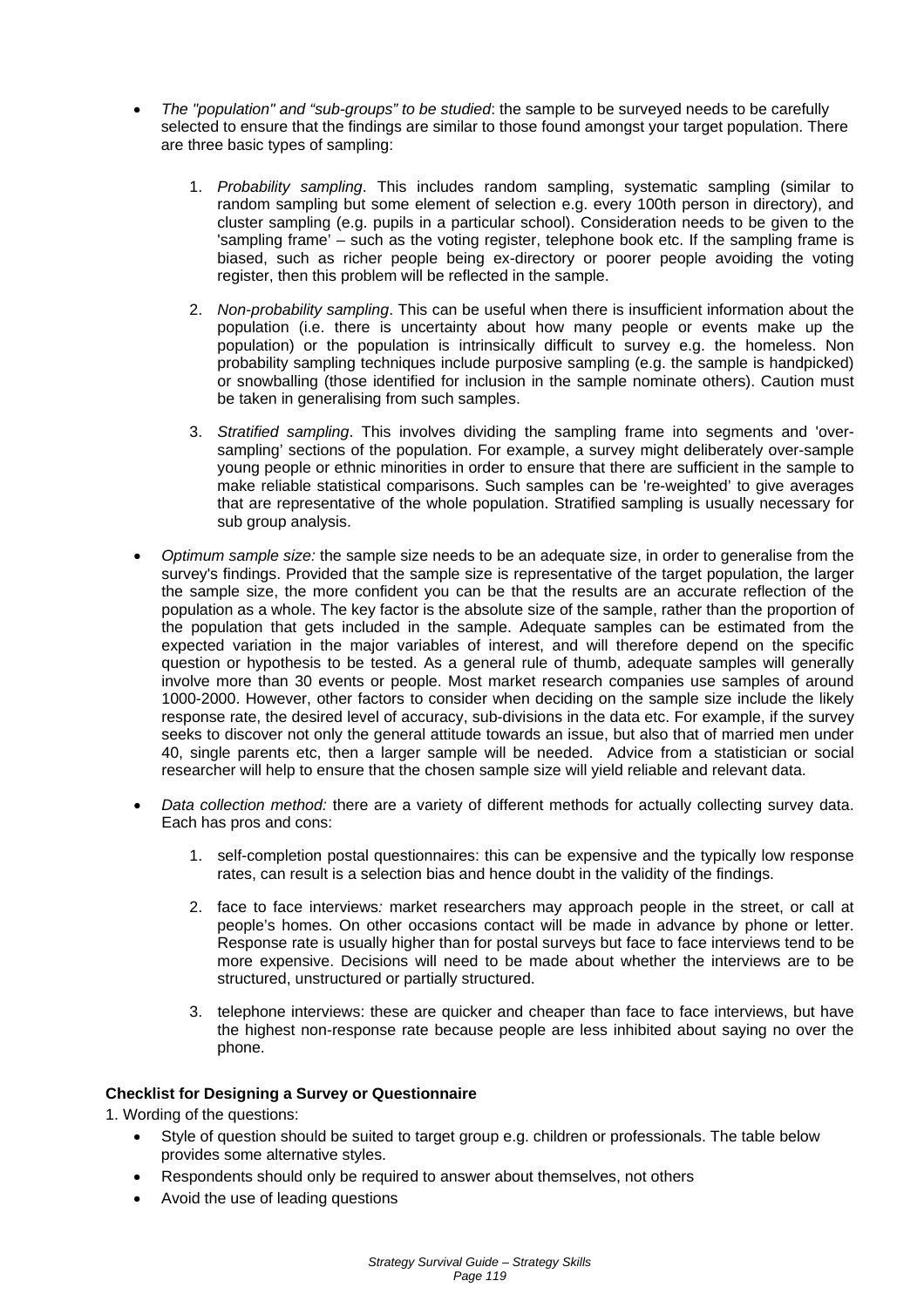- *The "population" and "sub-groups" to be studied*: the sample to be surveyed needs to be carefully selected to ensure that the findings are similar to those found amongst your target population. There are three basic types of sampling:

    1. *Probability sampling*. This includes random sampling, systematic sampling (similar to random sampling but some element of selection e.g. every 100th person in directory), and cluster sampling (e.g. pupils in a particular school). Consideration needs to be given to the 'sampling frame' – such as the voting register, telephone book etc. If the sampling frame is biased, such as richer people being ex-directory or poorer people avoiding the voting register, then this problem will be reflected in the sample.

    2. *Non-probability sampling*. This can be useful when there is insufficient information about the population (i.e. there is uncertainty about how many people or events make up the population) or the population is intrinsically difficult to survey e.g. the homeless. Non probability sampling techniques include purposive sampling (e.g. the sample is handpicked) or snowballing (those identified for inclusion in the sample nominate others). Caution must be taken in generalising from such samples.

    3. *Stratified sampling*. This involves dividing the sampling frame into segments and 'over-sampling' sections of the population. For example, a survey might deliberately over-sample young people or ethnic minorities in order to ensure that there are sufficient in the sample to make reliable statistical comparisons. Such samples can be 're-weighted' to give averages that are representative of the whole population. Stratified sampling is usually necessary for sub group analysis.

- *Optimum sample size:* the sample size needs to be an adequate size, in order to generalise from the survey's findings. Provided that the sample size is representative of the target population, the larger the sample size, the more confident you can be that the results are an accurate reflection of the population as a whole. The key factor is the absolute size of the sample, rather than the proportion of the population that gets included in the sample. Adequate samples can be estimated from the expected variation in the major variables of interest, and will therefore depend on the specific question or hypothesis to be tested. As a general rule of thumb, adequate samples will generally involve more than 30 events or people. Most market research companies use samples of around 1000-2000. However, other factors to consider when deciding on the sample size include the likely response rate, the desired level of accuracy, sub-divisions in the data etc. For example, if the survey seeks to discover not only the general attitude towards an issue, but also that of married men under 40, single parents etc, then a larger sample will be needed. Advice from a statistician or social researcher will help to ensure that the chosen sample size will yield reliable and relevant data.

- *Data collection method:* there are a variety of different methods for actually collecting survey data. Each has pros and cons:

    1. self-completion postal questionnaires: this can be expensive and the typically low response rates, can result is a selection bias and hence doubt in the validity of the findings.

    2. face to face interviews*:* market researchers may approach people in the street, or call at people's homes. On other occasions contact will be made in advance by phone or letter. Response rate is usually higher than for postal surveys but face to face interviews tend to be more expensive. Decisions will need to be made about whether the interviews are to be structured, unstructured or partially structured.

    3. telephone interviews: these are quicker and cheaper than face to face interviews, but have the highest non-response rate because people are less inhibited about saying no over the phone.

**Checklist for Designing a Survey or Questionnaire**

1. Wording of the questions:

- Style of question should be suited to target group e.g. children or professionals. The table below provides some alternative styles.
- Respondents should only be required to answer about themselves, not others
- Avoid the use of leading questions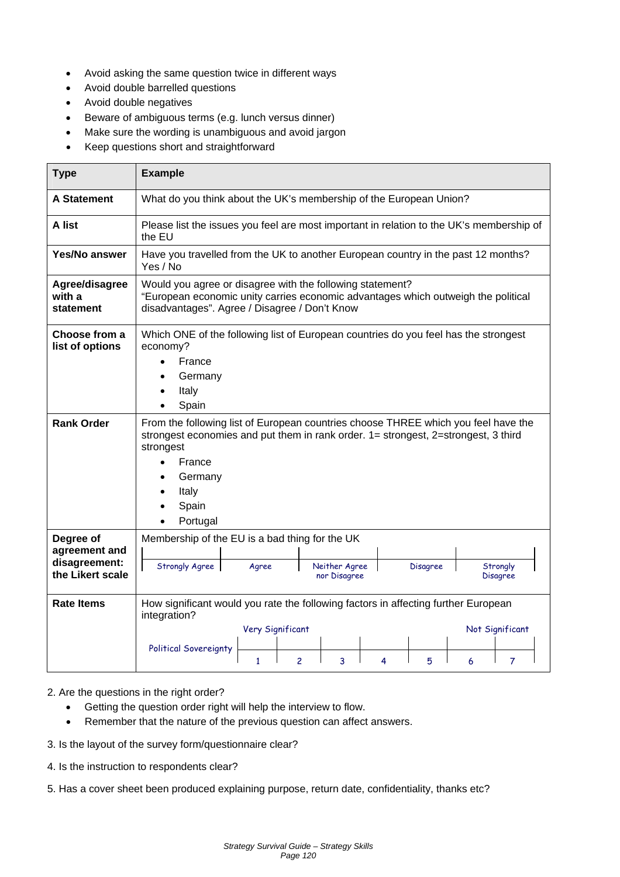- Avoid asking the same question twice in different ways
- Avoid double barrelled questions
- Avoid double negatives
- Beware of ambiguous terms (e.g. lunch versus dinner)
- Make sure the wording is unambiguous and avoid jargon
- Keep questions short and straightforward

| Type | Example |
|---|---|
| **A Statement** | What do you think about the UK's membership of the European Union? |
| **A list** | Please list the issues you feel are most important in relation to the UK's membership of the EU |
| **Yes/No answer** | Have you travelled from the UK to another European country in the past 12 months? Yes / No |
| **Agree/disagree with a statement** | Would you agree or disagree with the following statement? "European economic unity carries economic advantages which outweigh the political disadvantages". Agree / Disagree / Don't Know |
| **Choose from a list of options** | Which ONE of the following list of European countries do you feel has the strongest economy?<br>• France<br>• Germany<br>• Italy<br>• Spain |
| **Rank Order** | From the following list of European countries choose THREE which you feel have the strongest economies and put them in rank order. 1= strongest, 2=strongest, 3 third strongest<br>• France<br>• Germany<br>• Italy<br>• Spain<br>• Portugal |
| **Degree of agreement and disagreement: the Likert scale** | Membership of the EU is a bad thing for the UK<br>Strongly Agree / Agree / Neither Agree nor Disagree / Disagree / Strongly Disagree |
| **Rate Items** | How significant would you rate the following factors in affecting further European integration?<br>Political Sovereignty: Very Significant 1 – 2 – 3 – 4 – 5 – 6 – 7 Not Significant |

2. Are the questions in the right order?
   - Getting the question order right will help the interview to flow.
   - Remember that the nature of the previous question can affect answers.

3. Is the layout of the survey form/questionnaire clear?

4. Is the instruction to respondents clear?

5. Has a cover sheet been produced explaining purpose, return date, confidentiality, thanks etc?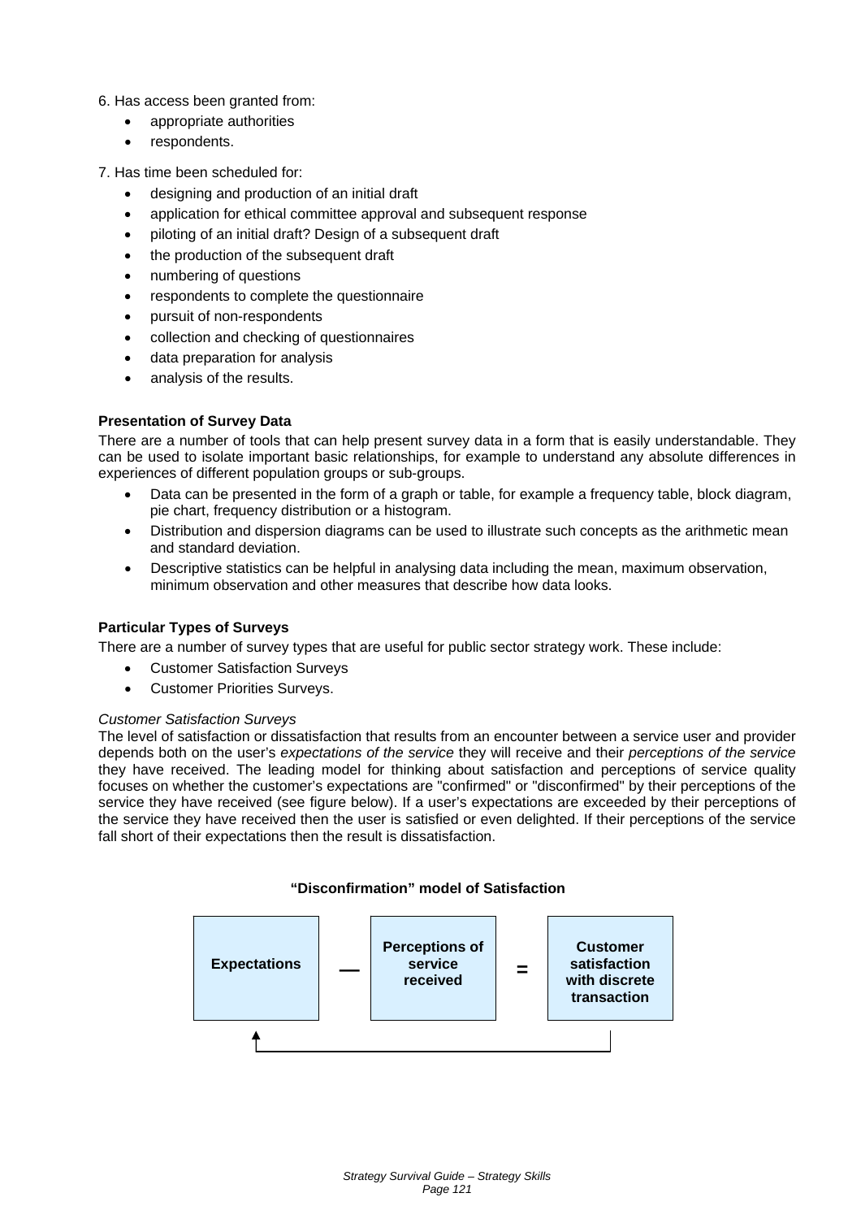6. Has access been granted from:

- appropriate authorities
- respondents.

7. Has time been scheduled for:

- designing and production of an initial draft
- application for ethical committee approval and subsequent response
- piloting of an initial draft? Design of a subsequent draft
- the production of the subsequent draft
- numbering of questions
- respondents to complete the questionnaire
- pursuit of non-respondents
- collection and checking of questionnaires
- data preparation for analysis
- analysis of the results.

**Presentation of Survey Data**

There are a number of tools that can help present survey data in a form that is easily understandable. They can be used to isolate important basic relationships, for example to understand any absolute differences in experiences of different population groups or sub-groups.

- Data can be presented in the form of a graph or table, for example a frequency table, block diagram, pie chart, frequency distribution or a histogram.
- Distribution and dispersion diagrams can be used to illustrate such concepts as the arithmetic mean and standard deviation.
- Descriptive statistics can be helpful in analysing data including the mean, maximum observation, minimum observation and other measures that describe how data looks.

**Particular Types of Surveys**

There are a number of survey types that are useful for public sector strategy work. These include:

- Customer Satisfaction Surveys
- Customer Priorities Surveys.

*Customer Satisfaction Surveys*

The level of satisfaction or dissatisfaction that results from an encounter between a service user and provider depends both on the user's *expectations of the service* they will receive and their *perceptions of the service* they have received. The leading model for thinking about satisfaction and perceptions of service quality focuses on whether the customer's expectations are "confirmed" or "disconfirmed" by their perceptions of the service they have received (see figure below). If a user's expectations are exceeded by their perceptions of the service they have received then the user is satisfied or even delighted. If their perceptions of the service fall short of their expectations then the result is dissatisfaction.

**"Disconfirmation" model of Satisfaction**

**Expectations** — **Perceptions of service received** = **Customer satisfaction with discrete transaction**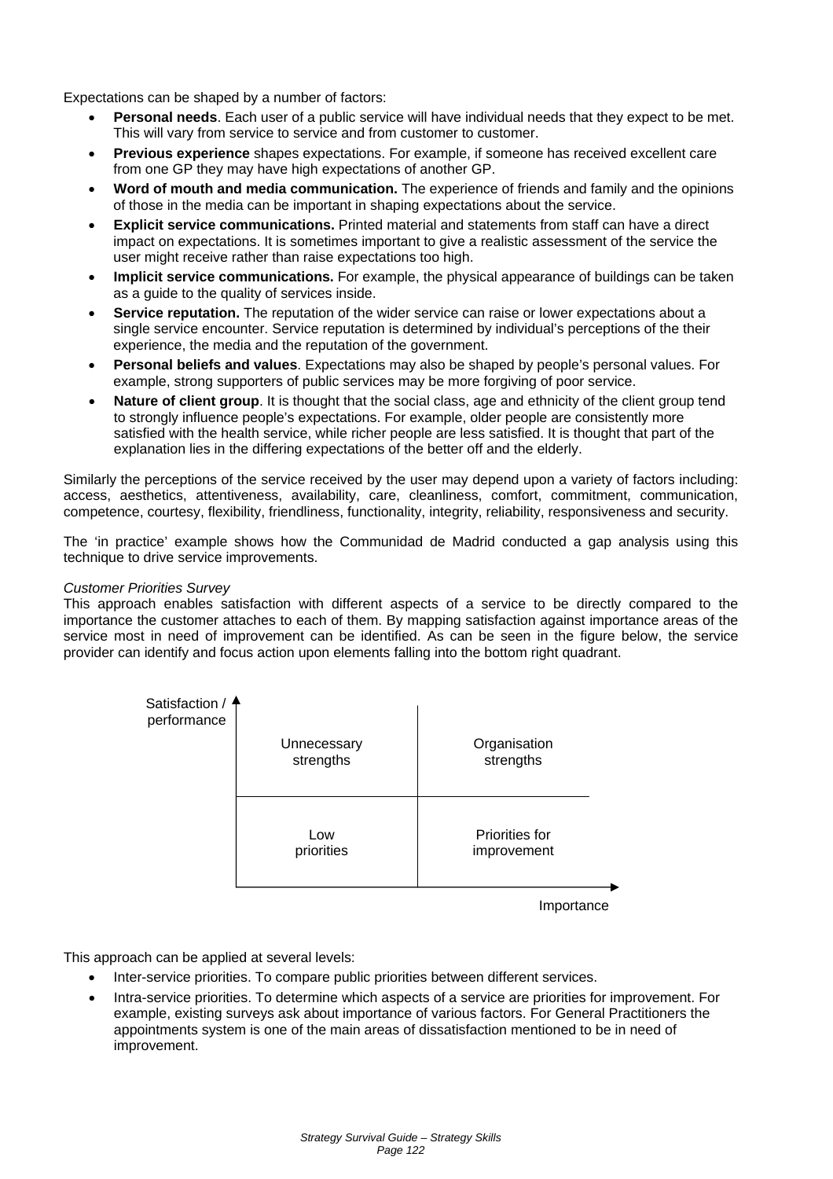Expectations can be shaped by a number of factors:

- **Personal needs**. Each user of a public service will have individual needs that they expect to be met. This will vary from service to service and from customer to customer.
- **Previous experience** shapes expectations. For example, if someone has received excellent care from one GP they may have high expectations of another GP.
- **Word of mouth and media communication.** The experience of friends and family and the opinions of those in the media can be important in shaping expectations about the service.
- **Explicit service communications.** Printed material and statements from staff can have a direct impact on expectations. It is sometimes important to give a realistic assessment of the service the user might receive rather than raise expectations too high.
- **Implicit service communications.** For example, the physical appearance of buildings can be taken as a guide to the quality of services inside.
- **Service reputation.** The reputation of the wider service can raise or lower expectations about a single service encounter. Service reputation is determined by individual's perceptions of the their experience, the media and the reputation of the government.
- **Personal beliefs and values**. Expectations may also be shaped by people's personal values. For example, strong supporters of public services may be more forgiving of poor service.
- **Nature of client group**. It is thought that the social class, age and ethnicity of the client group tend to strongly influence people's expectations. For example, older people are consistently more satisfied with the health service, while richer people are less satisfied. It is thought that part of the explanation lies in the differing expectations of the better off and the elderly.

Similarly the perceptions of the service received by the user may depend upon a variety of factors including: access, aesthetics, attentiveness, availability, care, cleanliness, comfort, commitment, communication, competence, courtesy, flexibility, friendliness, functionality, integrity, reliability, responsiveness and security.

The 'in practice' example shows how the Communidad de Madrid conducted a gap analysis using this technique to drive service improvements.

*Customer Priorities Survey*

This approach enables satisfaction with different aspects of a service to be directly compared to the importance the customer attaches to each of them. By mapping satisfaction against importance areas of the service most in need of improvement can be identified. As can be seen in the figure below, the service provider can identify and focus action upon elements falling into the bottom right quadrant.

| Satisfaction / performance ↑ | Low importance | High importance |
|---|---|---|
| High | Unnecessary strengths | Organisation strengths |
| Low | Low priorities | Priorities for improvement |

Importance →

This approach can be applied at several levels:

- Inter-service priorities. To compare public priorities between different services.
- Intra-service priorities. To determine which aspects of a service are priorities for improvement. For example, existing surveys ask about importance of various factors. For General Practitioners the appointments system is one of the main areas of dissatisfaction mentioned to be in need of improvement.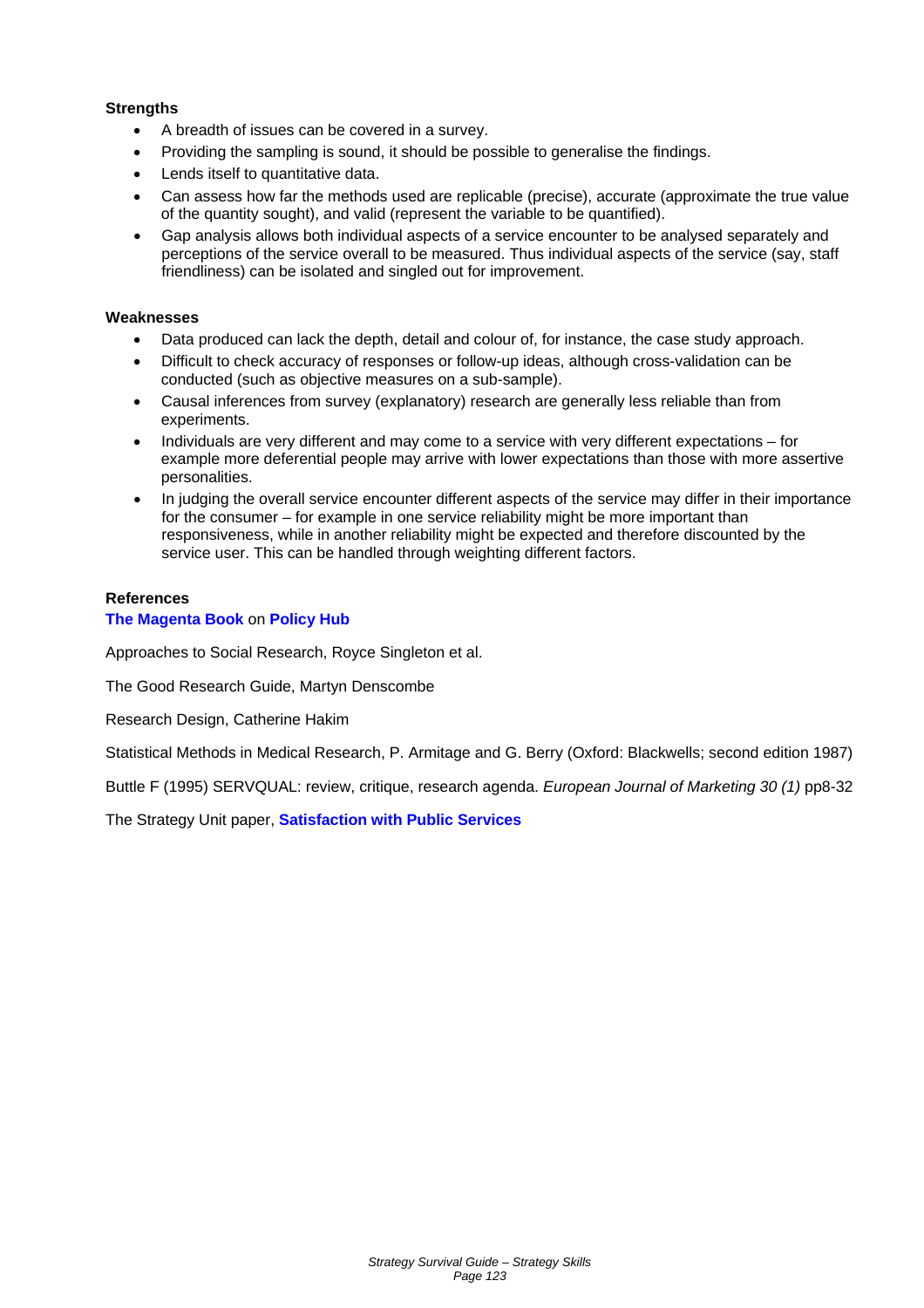**Strengths**

- A breadth of issues can be covered in a survey.
- Providing the sampling is sound, it should be possible to generalise the findings.
- Lends itself to quantitative data.
- Can assess how far the methods used are replicable (precise), accurate (approximate the true value of the quantity sought), and valid (represent the variable to be quantified).
- Gap analysis allows both individual aspects of a service encounter to be analysed separately and perceptions of the service overall to be measured. Thus individual aspects of the service (say, staff friendliness) can be isolated and singled out for improvement.

**Weaknesses**

- Data produced can lack the depth, detail and colour of, for instance, the case study approach.
- Difficult to check accuracy of responses or follow-up ideas, although cross-validation can be conducted (such as objective measures on a sub-sample).
- Causal inferences from survey (explanatory) research are generally less reliable than from experiments.
- Individuals are very different and may come to a service with very different expectations – for example more deferential people may arrive with lower expectations than those with more assertive personalities.
- In judging the overall service encounter different aspects of the service may differ in their importance for the consumer – for example in one service reliability might be more important than responsiveness, while in another reliability might be expected and therefore discounted by the service user. This can be handled through weighting different factors.

**References**

**The Magenta Book** on **Policy Hub**

Approaches to Social Research, Royce Singleton et al.

The Good Research Guide, Martyn Denscombe

Research Design, Catherine Hakim

Statistical Methods in Medical Research, P. Armitage and G. Berry (Oxford: Blackwells; second edition 1987)

Buttle F (1995) SERVQUAL: review, critique, research agenda. *European Journal of Marketing 30 (1)* pp8-32

The Strategy Unit paper, **Satisfaction with Public Services**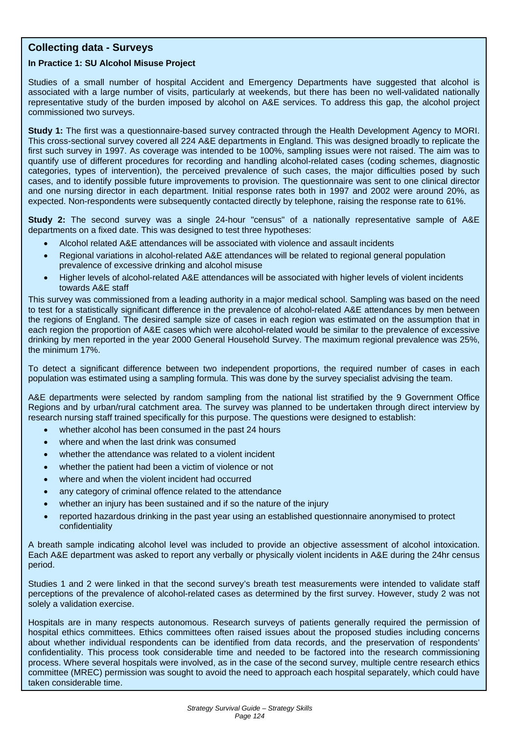## Collecting data - Surveys

**In Practice 1: SU Alcohol Misuse Project**

Studies of a small number of hospital Accident and Emergency Departments have suggested that alcohol is associated with a large number of visits, particularly at weekends, but there has been no well-validated nationally representative study of the burden imposed by alcohol on A&E services. To address this gap, the alcohol project commissioned two surveys.

**Study 1:** The first was a questionnaire-based survey contracted through the Health Development Agency to MORI. This cross-sectional survey covered all 224 A&E departments in England. This was designed broadly to replicate the first such survey in 1997. As coverage was intended to be 100%, sampling issues were not raised. The aim was to quantify use of different procedures for recording and handling alcohol-related cases (coding schemes, diagnostic categories, types of intervention), the perceived prevalence of such cases, the major difficulties posed by such cases, and to identify possible future improvements to provision. The questionnaire was sent to one clinical director and one nursing director in each department. Initial response rates both in 1997 and 2002 were around 20%, as expected. Non-respondents were subsequently contacted directly by telephone, raising the response rate to 61%.

**Study 2:** The second survey was a single 24-hour "census" of a nationally representative sample of A&E departments on a fixed date. This was designed to test three hypotheses:

- Alcohol related A&E attendances will be associated with violence and assault incidents
- Regional variations in alcohol-related A&E attendances will be related to regional general population prevalence of excessive drinking and alcohol misuse
- Higher levels of alcohol-related A&E attendances will be associated with higher levels of violent incidents towards A&E staff

This survey was commissioned from a leading authority in a major medical school. Sampling was based on the need to test for a statistically significant difference in the prevalence of alcohol-related A&E attendances by men between the regions of England. The desired sample size of cases in each region was estimated on the assumption that in each region the proportion of A&E cases which were alcohol-related would be similar to the prevalence of excessive drinking by men reported in the year 2000 General Household Survey. The maximum regional prevalence was 25%, the minimum 17%.

To detect a significant difference between two independent proportions, the required number of cases in each population was estimated using a sampling formula. This was done by the survey specialist advising the team.

A&E departments were selected by random sampling from the national list stratified by the 9 Government Office Regions and by urban/rural catchment area. The survey was planned to be undertaken through direct interview by research nursing staff trained specifically for this purpose. The questions were designed to establish:

- whether alcohol has been consumed in the past 24 hours
- where and when the last drink was consumed
- whether the attendance was related to a violent incident
- whether the patient had been a victim of violence or not
- where and when the violent incident had occurred
- any category of criminal offence related to the attendance
- whether an injury has been sustained and if so the nature of the injury
- reported hazardous drinking in the past year using an established questionnaire anonymised to protect confidentiality

A breath sample indicating alcohol level was included to provide an objective assessment of alcohol intoxication. Each A&E department was asked to report any verbally or physically violent incidents in A&E during the 24hr census period.

Studies 1 and 2 were linked in that the second survey's breath test measurements were intended to validate staff perceptions of the prevalence of alcohol-related cases as determined by the first survey. However, study 2 was not solely a validation exercise.

Hospitals are in many respects autonomous. Research surveys of patients generally required the permission of hospital ethics committees. Ethics committees often raised issues about the proposed studies including concerns about whether individual respondents can be identified from data records, and the preservation of respondents' confidentiality. This process took considerable time and needed to be factored into the research commissioning process. Where several hospitals were involved, as in the case of the second survey, multiple centre research ethics committee (MREC) permission was sought to avoid the need to approach each hospital separately, which could have taken considerable time.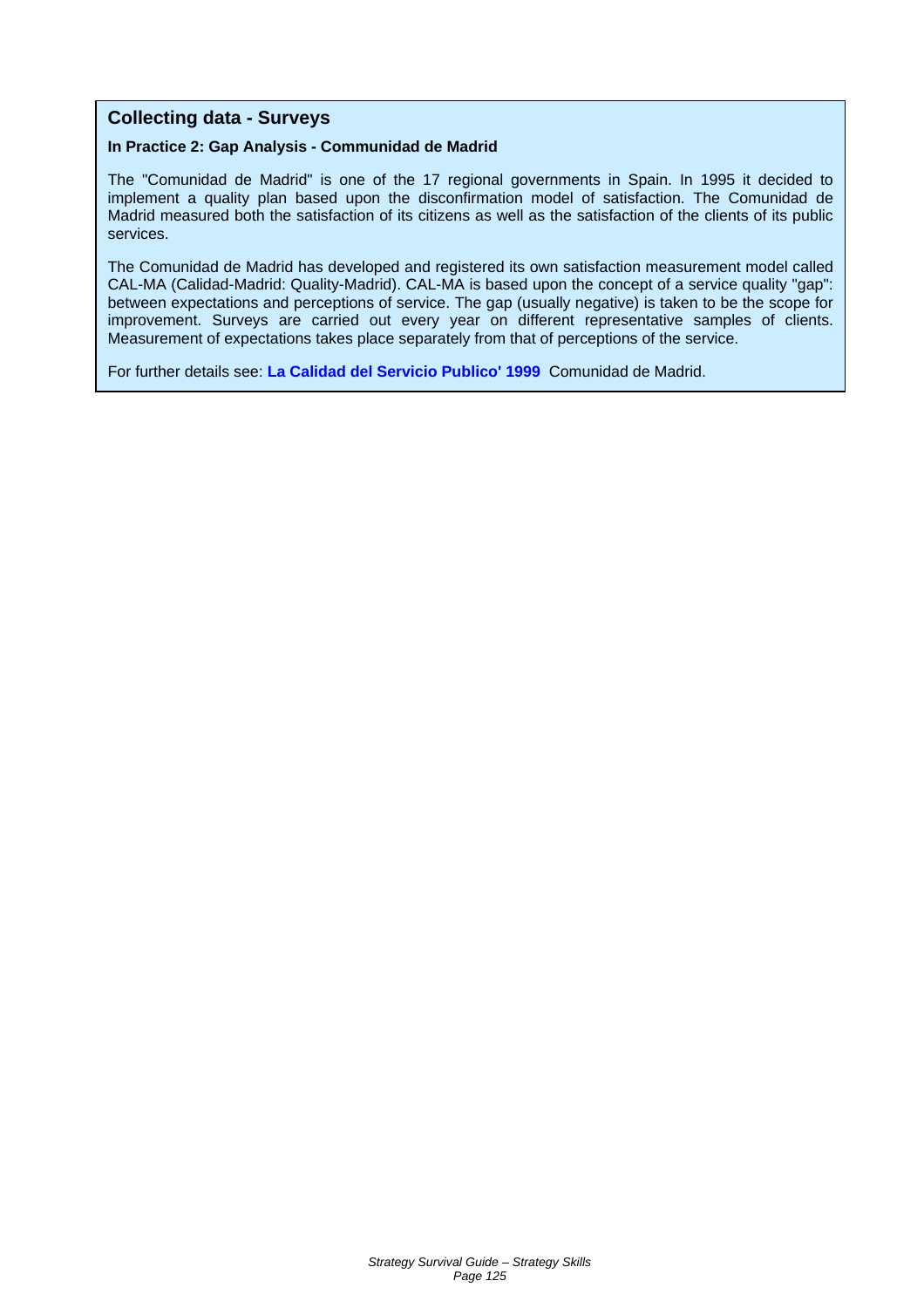## Collecting data - Surveys

**In Practice 2: Gap Analysis - Communidad de Madrid**

The "Comunidad de Madrid" is one of the 17 regional governments in Spain. In 1995 it decided to implement a quality plan based upon the disconfirmation model of satisfaction. The Comunidad de Madrid measured both the satisfaction of its citizens as well as the satisfaction of the clients of its public services.

The Comunidad de Madrid has developed and registered its own satisfaction measurement model called CAL-MA (Calidad-Madrid: Quality-Madrid). CAL-MA is based upon the concept of a service quality "gap": between expectations and perceptions of service. The gap (usually negative) is taken to be the scope for improvement. Surveys are carried out every year on different representative samples of clients. Measurement of expectations takes place separately from that of perceptions of the service.

For further details see: **La Calidad del Servicio Publico' 1999** Comunidad de Madrid.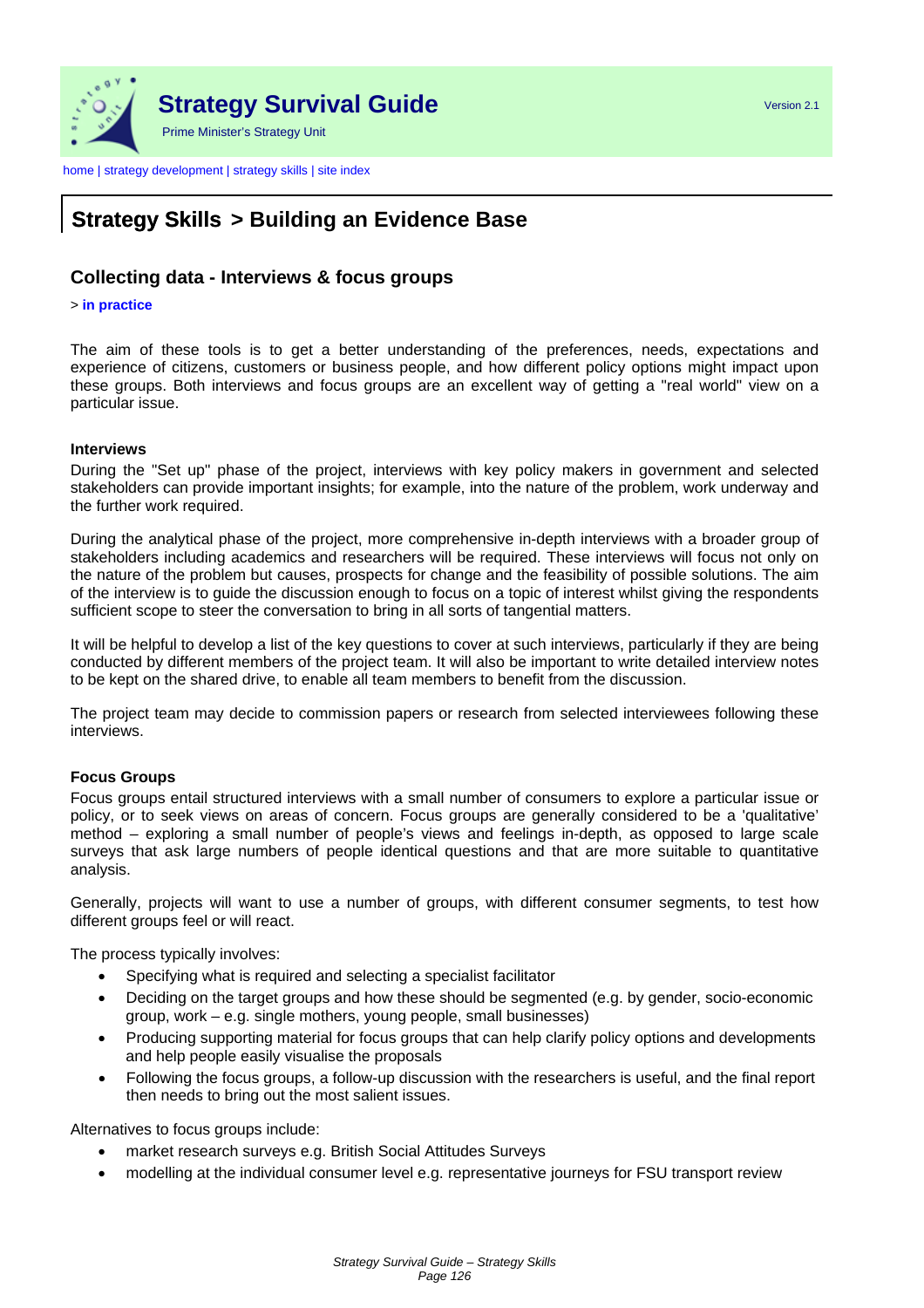# Strategy Skills > Building an Evidence Base

## Collecting data - Interviews & focus groups

> **in practice**

The aim of these tools is to get a better understanding of the preferences, needs, expectations and experience of citizens, customers or business people, and how different policy options might impact upon these groups. Both interviews and focus groups are an excellent way of getting a "real world" view on a particular issue.

**Interviews**

During the "Set up" phase of the project, interviews with key policy makers in government and selected stakeholders can provide important insights; for example, into the nature of the problem, work underway and the further work required.

During the analytical phase of the project, more comprehensive in-depth interviews with a broader group of stakeholders including academics and researchers will be required. These interviews will focus not only on the nature of the problem but causes, prospects for change and the feasibility of possible solutions. The aim of the interview is to guide the discussion enough to focus on a topic of interest whilst giving the respondents sufficient scope to steer the conversation to bring in all sorts of tangential matters.

It will be helpful to develop a list of the key questions to cover at such interviews, particularly if they are being conducted by different members of the project team. It will also be important to write detailed interview notes to be kept on the shared drive, to enable all team members to benefit from the discussion.

The project team may decide to commission papers or research from selected interviewees following these interviews.

**Focus Groups**

Focus groups entail structured interviews with a small number of consumers to explore a particular issue or policy, or to seek views on areas of concern. Focus groups are generally considered to be a 'qualitative' method – exploring a small number of people's views and feelings in-depth, as opposed to large scale surveys that ask large numbers of people identical questions and that are more suitable to quantitative analysis.

Generally, projects will want to use a number of groups, with different consumer segments, to test how different groups feel or will react.

The process typically involves:

- Specifying what is required and selecting a specialist facilitator
- Deciding on the target groups and how these should be segmented (e.g. by gender, socio-economic group, work – e.g. single mothers, young people, small businesses)
- Producing supporting material for focus groups that can help clarify policy options and developments and help people easily visualise the proposals
- Following the focus groups, a follow-up discussion with the researchers is useful, and the final report then needs to bring out the most salient issues.

Alternatives to focus groups include:

- market research surveys e.g. British Social Attitudes Surveys
- modelling at the individual consumer level e.g. representative journeys for FSU transport review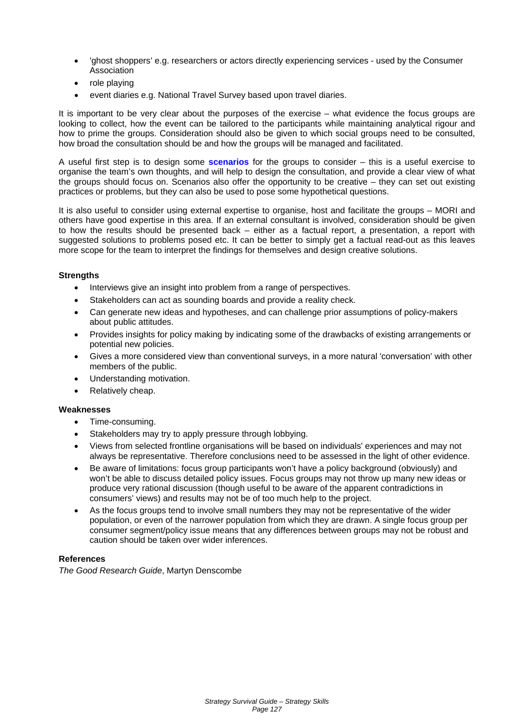- 'ghost shoppers' e.g. researchers or actors directly experiencing services - used by the Consumer Association
- role playing
- event diaries e.g. National Travel Survey based upon travel diaries.

It is important to be very clear about the purposes of the exercise – what evidence the focus groups are looking to collect, how the event can be tailored to the participants while maintaining analytical rigour and how to prime the groups. Consideration should also be given to which social groups need to be consulted, how broad the consultation should be and how the groups will be managed and facilitated.

A useful first step is to design some **scenarios** for the groups to consider – this is a useful exercise to organise the team's own thoughts, and will help to design the consultation, and provide a clear view of what the groups should focus on. Scenarios also offer the opportunity to be creative – they can set out existing practices or problems, but they can also be used to pose some hypothetical questions.

It is also useful to consider using external expertise to organise, host and facilitate the groups – MORI and others have good expertise in this area. If an external consultant is involved, consideration should be given to how the results should be presented back – either as a factual report, a presentation, a report with suggested solutions to problems posed etc. It can be better to simply get a factual read-out as this leaves more scope for the team to interpret the findings for themselves and design creative solutions.

**Strengths**

- Interviews give an insight into problem from a range of perspectives.
- Stakeholders can act as sounding boards and provide a reality check.
- Can generate new ideas and hypotheses, and can challenge prior assumptions of policy-makers about public attitudes.
- Provides insights for policy making by indicating some of the drawbacks of existing arrangements or potential new policies.
- Gives a more considered view than conventional surveys, in a more natural 'conversation' with other members of the public.
- Understanding motivation.
- Relatively cheap.

**Weaknesses**

- Time-consuming.
- Stakeholders may try to apply pressure through lobbying.
- Views from selected frontline organisations will be based on individuals' experiences and may not always be representative. Therefore conclusions need to be assessed in the light of other evidence.
- Be aware of limitations: focus group participants won't have a policy background (obviously) and won't be able to discuss detailed policy issues. Focus groups may not throw up many new ideas or produce very rational discussion (though useful to be aware of the apparent contradictions in consumers' views) and results may not be of too much help to the project.
- As the focus groups tend to involve small numbers they may not be representative of the wider population, or even of the narrower population from which they are drawn. A single focus group per consumer segment/policy issue means that any differences between groups may not be robust and caution should be taken over wider inferences.

**References**

*The Good Research Guide*, Martyn Denscombe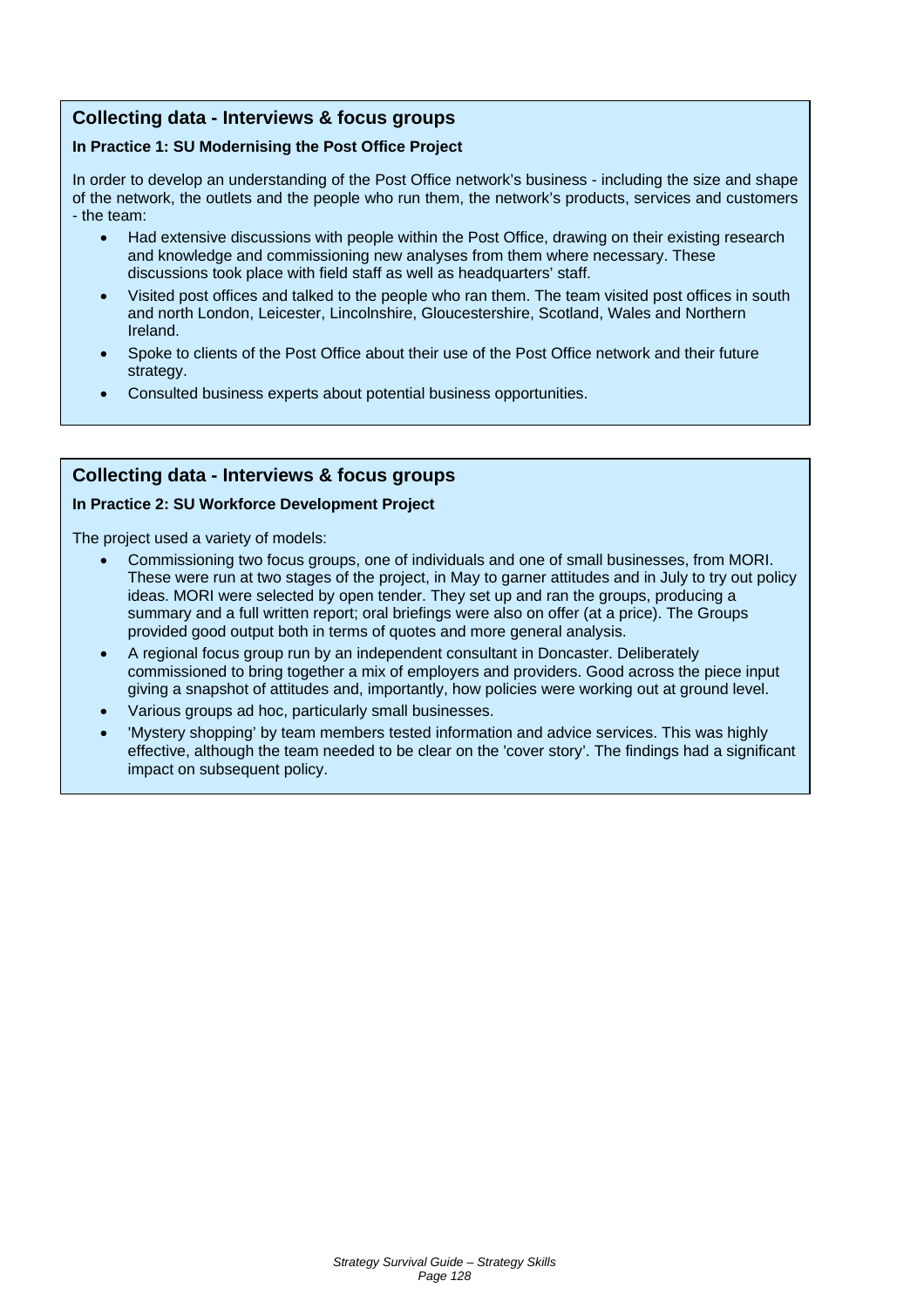## Collecting data - Interviews & focus groups

**In Practice 1: SU Modernising the Post Office Project**

In order to develop an understanding of the Post Office network's business - including the size and shape of the network, the outlets and the people who run them, the network's products, services and customers - the team:

- Had extensive discussions with people within the Post Office, drawing on their existing research and knowledge and commissioning new analyses from them where necessary. These discussions took place with field staff as well as headquarters' staff.
- Visited post offices and talked to the people who ran them. The team visited post offices in south and north London, Leicester, Lincolnshire, Gloucestershire, Scotland, Wales and Northern Ireland.
- Spoke to clients of the Post Office about their use of the Post Office network and their future strategy.
- Consulted business experts about potential business opportunities.

## Collecting data - Interviews & focus groups

**In Practice 2: SU Workforce Development Project**

The project used a variety of models:

- Commissioning two focus groups, one of individuals and one of small businesses, from MORI. These were run at two stages of the project, in May to garner attitudes and in July to try out policy ideas. MORI were selected by open tender. They set up and ran the groups, producing a summary and a full written report; oral briefings were also on offer (at a price). The Groups provided good output both in terms of quotes and more general analysis.
- A regional focus group run by an independent consultant in Doncaster. Deliberately commissioned to bring together a mix of employers and providers. Good across the piece input giving a snapshot of attitudes and, importantly, how policies were working out at ground level.
- Various groups ad hoc, particularly small businesses.
- 'Mystery shopping' by team members tested information and advice services. This was highly effective, although the team needed to be clear on the 'cover story'. The findings had a significant impact on subsequent policy.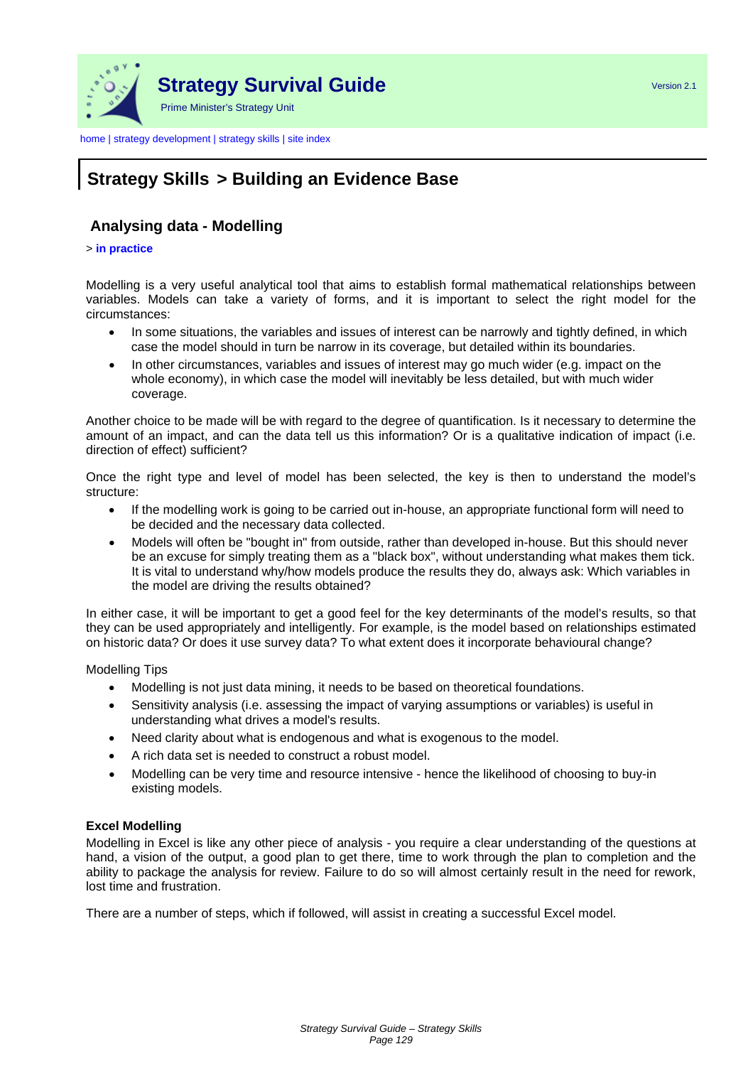## Strategy Skills > Building an Evidence Base

### Analysing data - Modelling

> **in practice**

Modelling is a very useful analytical tool that aims to establish formal mathematical relationships between variables. Models can take a variety of forms, and it is important to select the right model for the circumstances:

- In some situations, the variables and issues of interest can be narrowly and tightly defined, in which case the model should in turn be narrow in its coverage, but detailed within its boundaries.
- In other circumstances, variables and issues of interest may go much wider (e.g. impact on the whole economy), in which case the model will inevitably be less detailed, but with much wider coverage.

Another choice to be made will be with regard to the degree of quantification. Is it necessary to determine the amount of an impact, and can the data tell us this information? Or is a qualitative indication of impact (i.e. direction of effect) sufficient?

Once the right type and level of model has been selected, the key is then to understand the model's structure:

- If the modelling work is going to be carried out in-house, an appropriate functional form will need to be decided and the necessary data collected.
- Models will often be "bought in" from outside, rather than developed in-house. But this should never be an excuse for simply treating them as a "black box", without understanding what makes them tick. It is vital to understand why/how models produce the results they do, always ask: Which variables in the model are driving the results obtained?

In either case, it will be important to get a good feel for the key determinants of the model's results, so that they can be used appropriately and intelligently. For example, is the model based on relationships estimated on historic data? Or does it use survey data? To what extent does it incorporate behavioural change?

Modelling Tips

- Modelling is not just data mining, it needs to be based on theoretical foundations.
- Sensitivity analysis (i.e. assessing the impact of varying assumptions or variables) is useful in understanding what drives a model's results.
- Need clarity about what is endogenous and what is exogenous to the model.
- A rich data set is needed to construct a robust model.
- Modelling can be very time and resource intensive - hence the likelihood of choosing to buy-in existing models.

**Excel Modelling**

Modelling in Excel is like any other piece of analysis - you require a clear understanding of the questions at hand, a vision of the output, a good plan to get there, time to work through the plan to completion and the ability to package the analysis for review. Failure to do so will almost certainly result in the need for rework, lost time and frustration.

There are a number of steps, which if followed, will assist in creating a successful Excel model.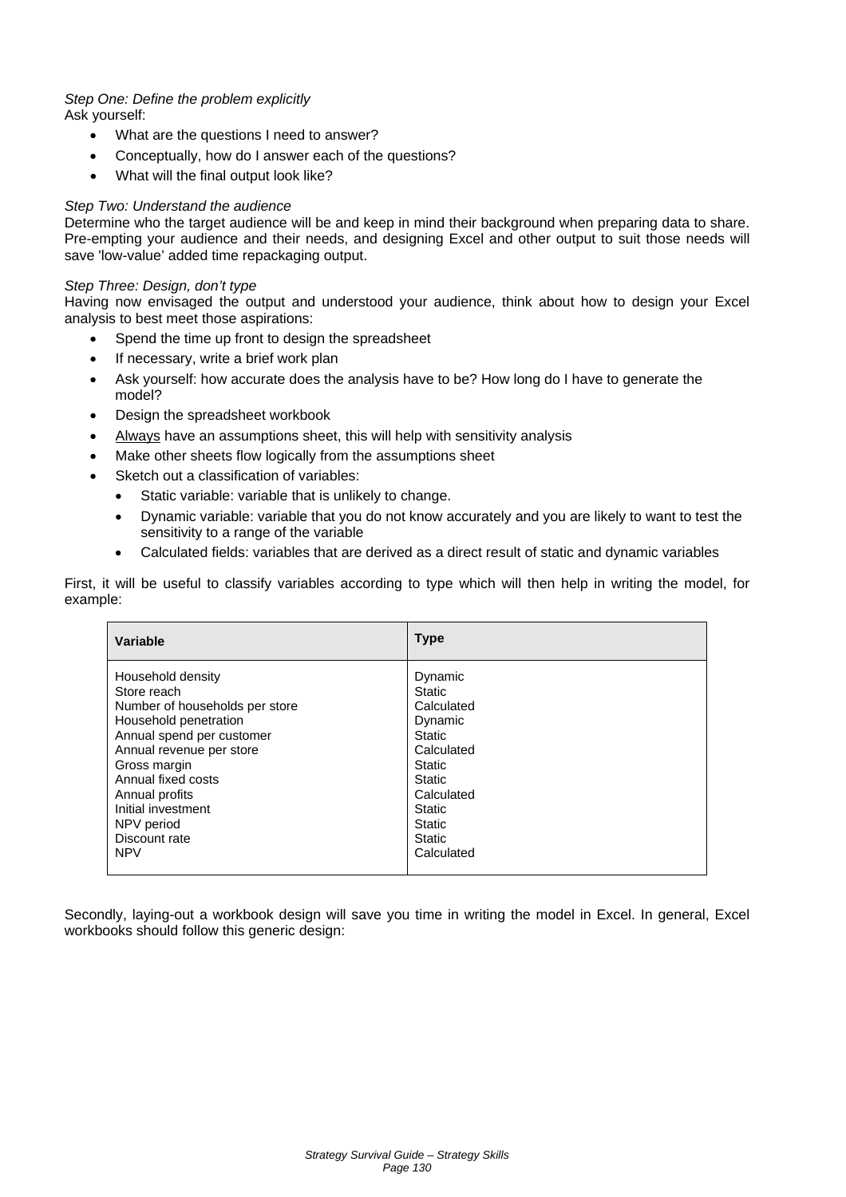*Step One: Define the problem explicitly*
Ask yourself:

- What are the questions I need to answer?
- Conceptually, how do I answer each of the questions?
- What will the final output look like?

*Step Two: Understand the audience*
Determine who the target audience will be and keep in mind their background when preparing data to share. Pre-empting your audience and their needs, and designing Excel and other output to suit those needs will save 'low-value' added time repackaging output.

*Step Three: Design, don't type*
Having now envisaged the output and understood your audience, think about how to design your Excel analysis to best meet those aspirations:

- Spend the time up front to design the spreadsheet
- If necessary, write a brief work plan
- Ask yourself: how accurate does the analysis have to be? How long do I have to generate the model?
- Design the spreadsheet workbook
- <u>Always</u> have an assumptions sheet, this will help with sensitivity analysis
- Make other sheets flow logically from the assumptions sheet
- Sketch out a classification of variables:
    - Static variable: variable that is unlikely to change.
    - Dynamic variable: variable that you do not know accurately and you are likely to want to test the sensitivity to a range of the variable
    - Calculated fields: variables that are derived as a direct result of static and dynamic variables

First, it will be useful to classify variables according to type which will then help in writing the model, for example:

| Variable | Type |
|---|---|
| Household density | Dynamic |
| Store reach | Static |
| Number of households per store | Calculated |
| Household penetration | Dynamic |
| Annual spend per customer | Static |
| Annual revenue per store | Calculated |
| Gross margin | Static |
| Annual fixed costs | Static |
| Annual profits | Calculated |
| Initial investment | Static |
| NPV period | Static |
| Discount rate | Static |
| NPV | Calculated |

Secondly, laying-out a workbook design will save you time in writing the model in Excel. In general, Excel workbooks should follow this generic design: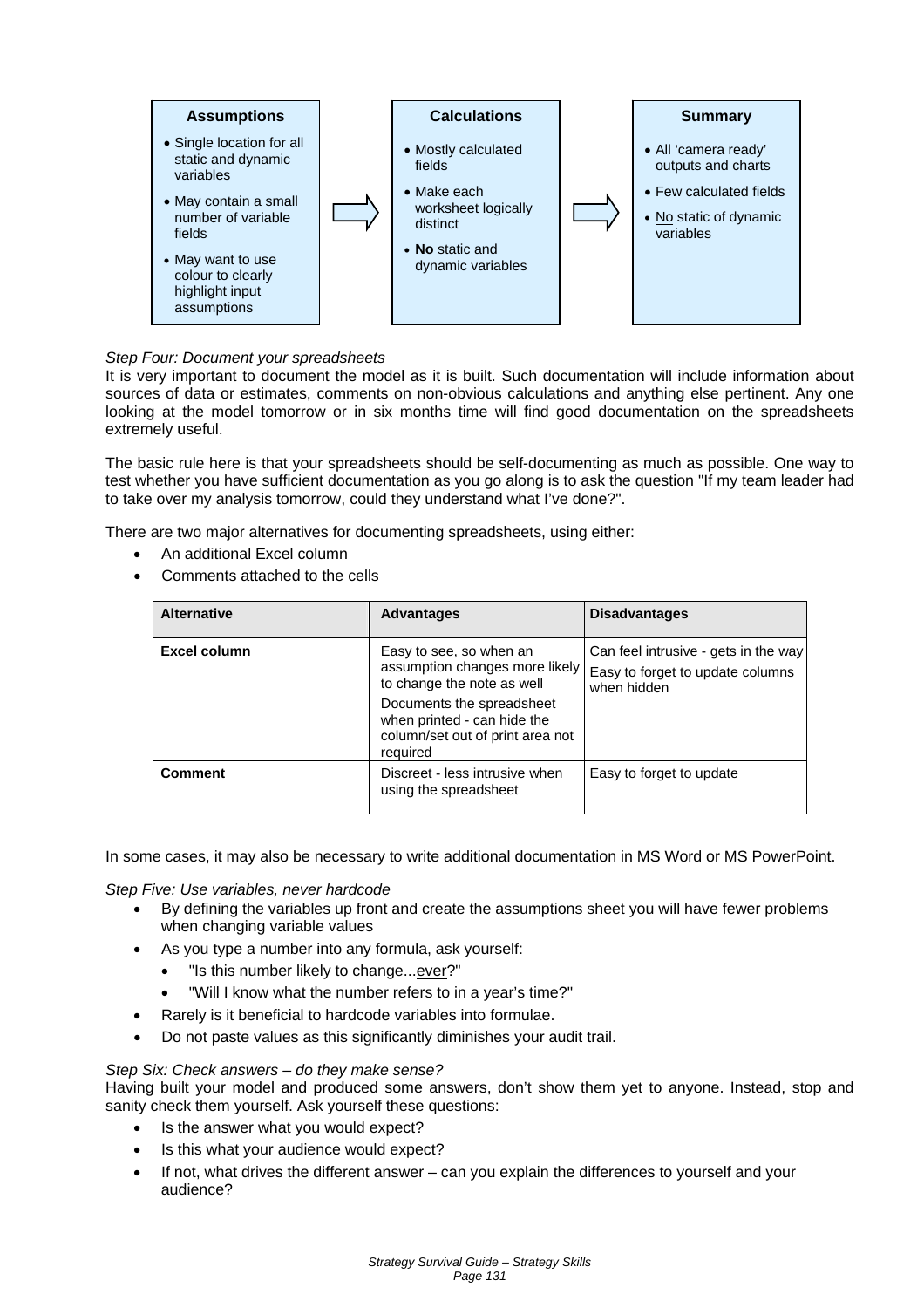**Assumptions**

- Single location for all static and dynamic variables
- May contain a small number of variable fields
- May want to use colour to clearly highlight input assumptions

⇨

**Calculations**

- Mostly calculated fields
- Make each worksheet logically distinct
- **No** static and dynamic variables

⇨

**Summary**

- All 'camera ready' outputs and charts
- Few calculated fields
- <u>No</u> static of dynamic variables

*Step Four: Document your spreadsheets*

It is very important to document the model as it is built. Such documentation will include information about sources of data or estimates, comments on non-obvious calculations and anything else pertinent. Any one looking at the model tomorrow or in six months time will find good documentation on the spreadsheets extremely useful.

The basic rule here is that your spreadsheets should be self-documenting as much as possible. One way to test whether you have sufficient documentation as you go along is to ask the question "If my team leader had to take over my analysis tomorrow, could they understand what I've done?".

There are two major alternatives for documenting spreadsheets, using either:

- An additional Excel column
- Comments attached to the cells

| Alternative | Advantages | Disadvantages |
|---|---|---|
| **Excel column** | Easy to see, so when an assumption changes more likely to change the note as well<br>Documents the spreadsheet when printed - can hide the column/set out of print area not required | Can feel intrusive - gets in the way<br>Easy to forget to update columns when hidden |
| **Comment** | Discreet - less intrusive when using the spreadsheet | Easy to forget to update |

In some cases, it may also be necessary to write additional documentation in MS Word or MS PowerPoint.

*Step Five: Use variables, never hardcode*

- By defining the variables up front and create the assumptions sheet you will have fewer problems when changing variable values
- As you type a number into any formula, ask yourself:
  - "Is this number likely to change...<u>ever</u>?"
  - "Will I know what the number refers to in a year's time?"
- Rarely is it beneficial to hardcode variables into formulae.
- Do not paste values as this significantly diminishes your audit trail.

*Step Six: Check answers – do they make sense?*

Having built your model and produced some answers, don't show them yet to anyone. Instead, stop and sanity check them yourself. Ask yourself these questions:

- Is the answer what you would expect?
- Is this what your audience would expect?
- If not, what drives the different answer – can you explain the differences to yourself and your audience?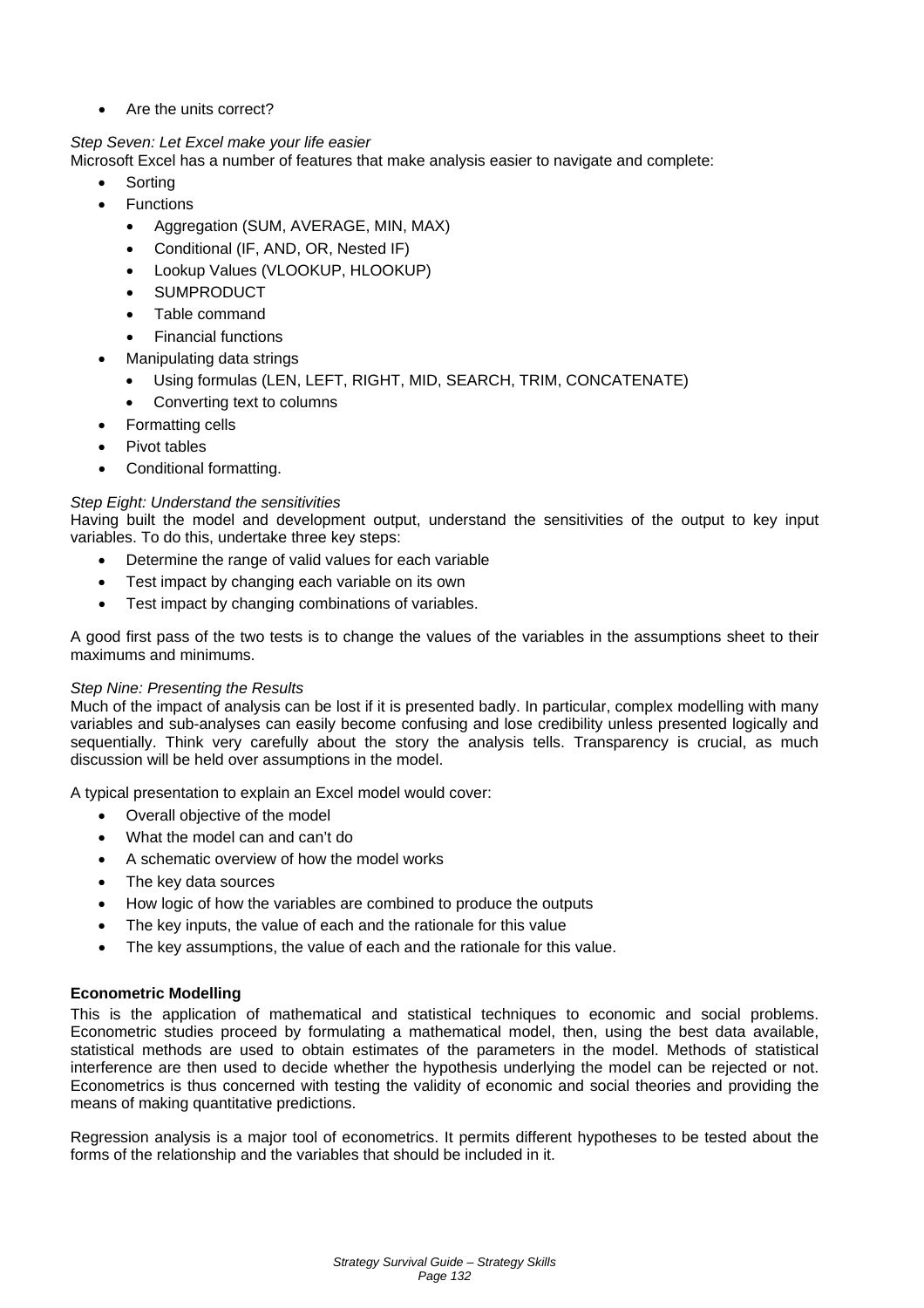- Are the units correct?

*Step Seven: Let Excel make your life easier*
Microsoft Excel has a number of features that make analysis easier to navigate and complete:

- Sorting
- Functions
  - Aggregation (SUM, AVERAGE, MIN, MAX)
  - Conditional (IF, AND, OR, Nested IF)
  - Lookup Values (VLOOKUP, HLOOKUP)
  - SUMPRODUCT
  - Table command
  - Financial functions
- Manipulating data strings
  - Using formulas (LEN, LEFT, RIGHT, MID, SEARCH, TRIM, CONCATENATE)
  - Converting text to columns
- Formatting cells
- Pivot tables
- Conditional formatting.

*Step Eight: Understand the sensitivities*
Having built the model and development output, understand the sensitivities of the output to key input variables. To do this, undertake three key steps:

- Determine the range of valid values for each variable
- Test impact by changing each variable on its own
- Test impact by changing combinations of variables.

A good first pass of the two tests is to change the values of the variables in the assumptions sheet to their maximums and minimums.

*Step Nine: Presenting the Results*
Much of the impact of analysis can be lost if it is presented badly. In particular, complex modelling with many variables and sub-analyses can easily become confusing and lose credibility unless presented logically and sequentially. Think very carefully about the story the analysis tells. Transparency is crucial, as much discussion will be held over assumptions in the model.

A typical presentation to explain an Excel model would cover:

- Overall objective of the model
- What the model can and can't do
- A schematic overview of how the model works
- The key data sources
- How logic of how the variables are combined to produce the outputs
- The key inputs, the value of each and the rationale for this value
- The key assumptions, the value of each and the rationale for this value.

**Econometric Modelling**

This is the application of mathematical and statistical techniques to economic and social problems. Econometric studies proceed by formulating a mathematical model, then, using the best data available, statistical methods are used to obtain estimates of the parameters in the model. Methods of statistical interference are then used to decide whether the hypothesis underlying the model can be rejected or not. Econometrics is thus concerned with testing the validity of economic and social theories and providing the means of making quantitative predictions.

Regression analysis is a major tool of econometrics. It permits different hypotheses to be tested about the forms of the relationship and the variables that should be included in it.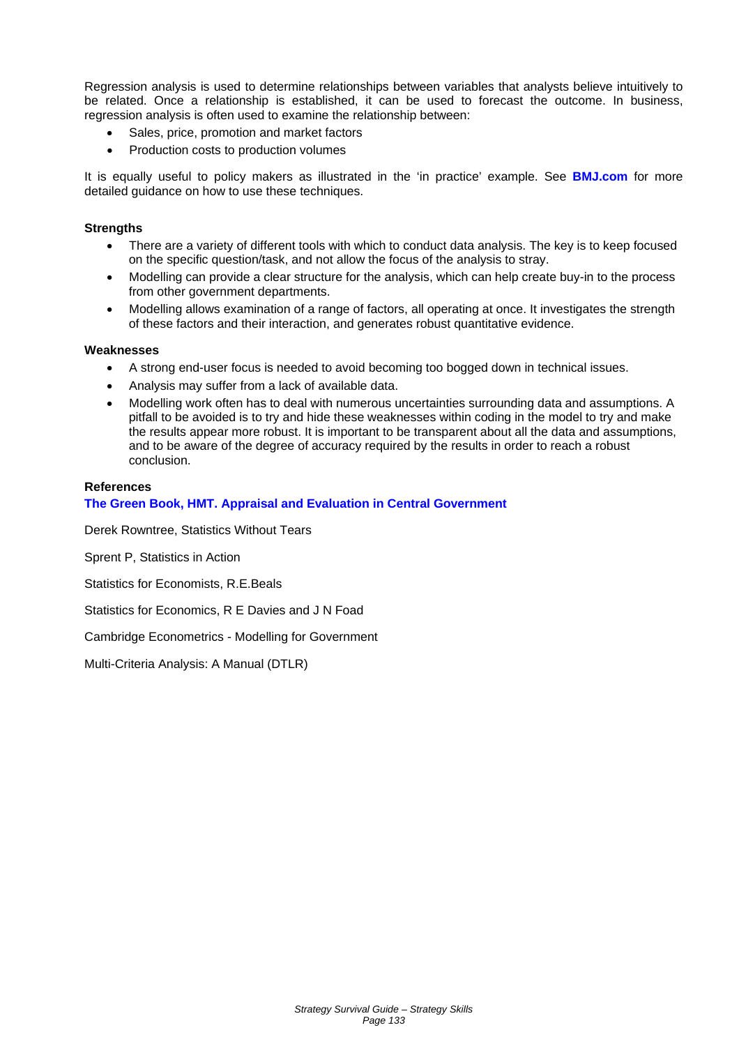Regression analysis is used to determine relationships between variables that analysts believe intuitively to be related. Once a relationship is established, it can be used to forecast the outcome. In business, regression analysis is often used to examine the relationship between:

- Sales, price, promotion and market factors
- Production costs to production volumes

It is equally useful to policy makers as illustrated in the 'in practice' example. See **BMJ.com** for more detailed guidance on how to use these techniques.

**Strengths**

- There are a variety of different tools with which to conduct data analysis. The key is to keep focused on the specific question/task, and not allow the focus of the analysis to stray.
- Modelling can provide a clear structure for the analysis, which can help create buy-in to the process from other government departments.
- Modelling allows examination of a range of factors, all operating at once. It investigates the strength of these factors and their interaction, and generates robust quantitative evidence.

**Weaknesses**

- A strong end-user focus is needed to avoid becoming too bogged down in technical issues.
- Analysis may suffer from a lack of available data.
- Modelling work often has to deal with numerous uncertainties surrounding data and assumptions. A pitfall to be avoided is to try and hide these weaknesses within coding in the model to try and make the results appear more robust. It is important to be transparent about all the data and assumptions, and to be aware of the degree of accuracy required by the results in order to reach a robust conclusion.

**References**

**The Green Book, HMT. Appraisal and Evaluation in Central Government**

Derek Rowntree, Statistics Without Tears

Sprent P, Statistics in Action

Statistics for Economists, R.E.Beals

Statistics for Economics, R E Davies and J N Foad

Cambridge Econometrics - Modelling for Government

Multi-Criteria Analysis: A Manual (DTLR)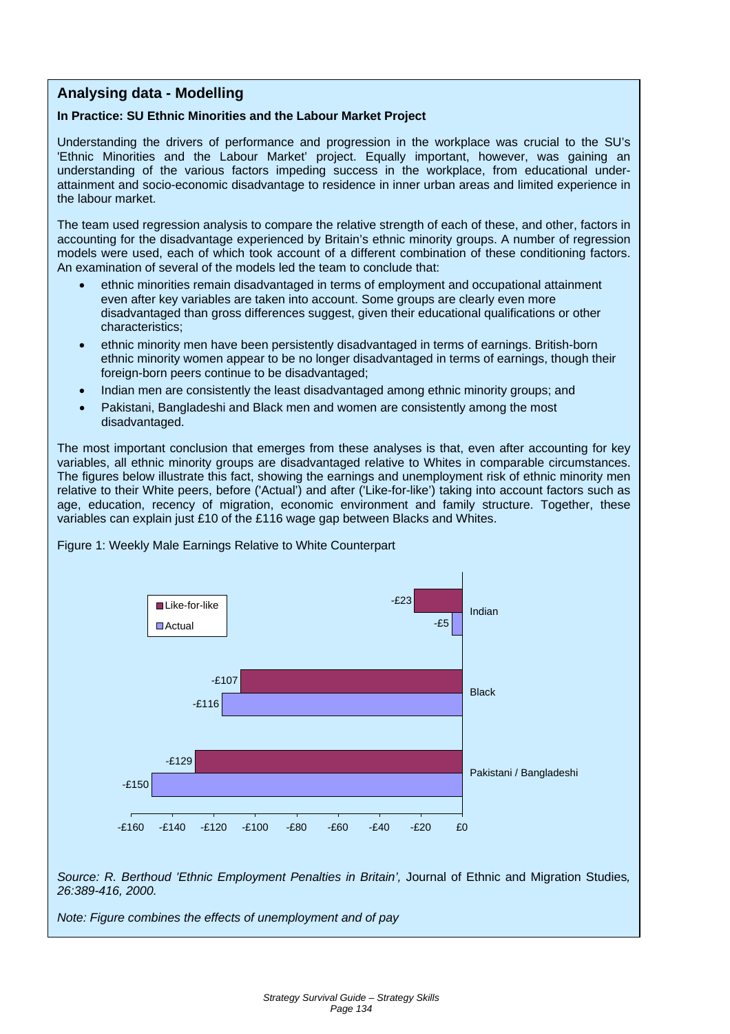## Analysing data - Modelling

**In Practice: SU Ethnic Minorities and the Labour Market Project**

Understanding the drivers of performance and progression in the workplace was crucial to the SU's 'Ethnic Minorities and the Labour Market' project. Equally important, however, was gaining an understanding of the various factors impeding success in the workplace, from educational under-attainment and socio-economic disadvantage to residence in inner urban areas and limited experience in the labour market.

The team used regression analysis to compare the relative strength of each of these, and other, factors in accounting for the disadvantage experienced by Britain's ethnic minority groups. A number of regression models were used, each of which took account of a different combination of these conditioning factors. An examination of several of the models led the team to conclude that:

- ethnic minorities remain disadvantaged in terms of employment and occupational attainment even after key variables are taken into account. Some groups are clearly even more disadvantaged than gross differences suggest, given their educational qualifications or other characteristics;
- ethnic minority men have been persistently disadvantaged in terms of earnings. British-born ethnic minority women appear to be no longer disadvantaged in terms of earnings, though their foreign-born peers continue to be disadvantaged;
- Indian men are consistently the least disadvantaged among ethnic minority groups; and
- Pakistani, Bangladeshi and Black men and women are consistently among the most disadvantaged.

The most important conclusion that emerges from these analyses is that, even after accounting for key variables, all ethnic minority groups are disadvantaged relative to Whites in comparable circumstances. The figures below illustrate this fact, showing the earnings and unemployment risk of ethnic minority men relative to their White peers, before ('Actual') and after ('Like-for-like') taking into account factors such as age, education, recency of migration, economic environment and family structure. Together, these variables can explain just £10 of the £116 wage gap between Blacks and Whites.

Figure 1: Weekly Male Earnings Relative to White Counterpart

Like-for-like
Actual

Indian
-£23
-£5

Black
-£107
-£116

Pakistani / Bangladeshi
-£129
-£150

-£160 -£140 -£120 -£100 -£80 -£60 -£40 -£20 £0

*Source: R. Berthoud 'Ethnic Employment Penalties in Britain',* Journal of Ethnic and Migration Studies*, 26:389-416, 2000.*

*Note: Figure combines the effects of unemployment and of pay*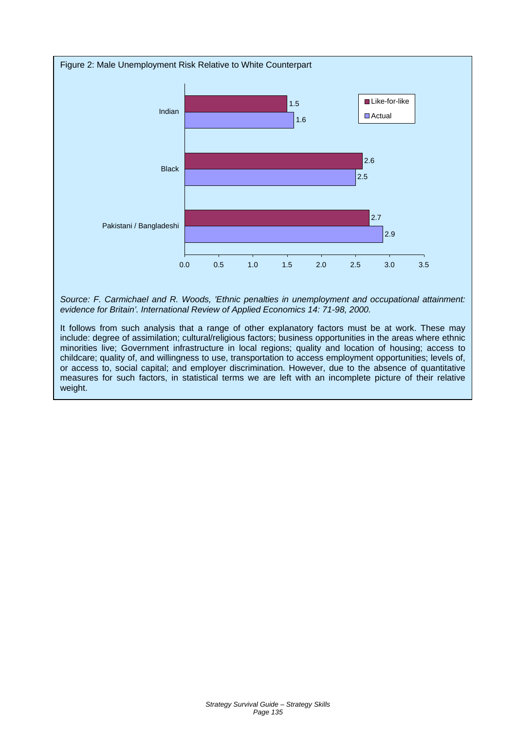Figure 2: Male Unemployment Risk Relative to White Counterpart

| | Like-for-like | Actual |
|---|---|---|
| Indian | 1.5 | 1.6 |
| Black | 2.6 | 2.5 |
| Pakistani / Bangladeshi | 2.7 | 2.9 |

*Source: F. Carmichael and R. Woods, 'Ethnic penalties in unemployment and occupational attainment: evidence for Britain'. International Review of Applied Economics 14: 71-98, 2000.*

It follows from such analysis that a range of other explanatory factors must be at work. These may include: degree of assimilation; cultural/religious factors; business opportunities in the areas where ethnic minorities live; Government infrastructure in local regions; quality and location of housing; access to childcare; quality of, and willingness to use, transportation to access employment opportunities; levels of, or access to, social capital; and employer discrimination. However, due to the absence of quantitative measures for such factors, in statistical terms we are left with an incomplete picture of their relative weight.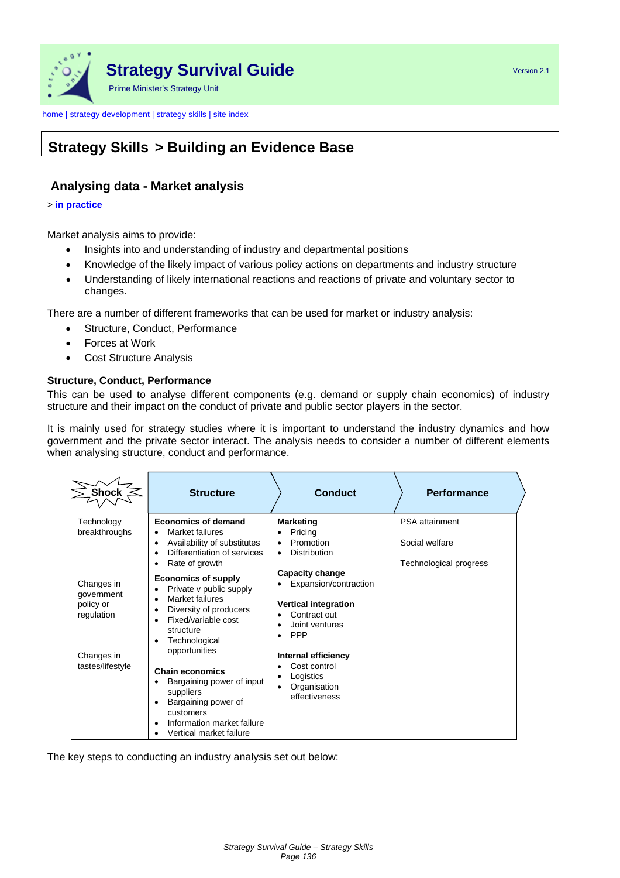# Strategy Survival Guide

Prime Minister's Strategy Unit

Version 2.1

home | strategy development | strategy skills | site index

## Strategy Skills > Building an Evidence Base

### Analysing data - Market analysis

> **in practice**

Market analysis aims to provide:

- Insights into and understanding of industry and departmental positions
- Knowledge of the likely impact of various policy actions on departments and industry structure
- Understanding of likely international reactions and reactions of private and voluntary sector to changes.

There are a number of different frameworks that can be used for market or industry analysis:

- Structure, Conduct, Performance
- Forces at Work
- Cost Structure Analysis

**Structure, Conduct, Performance**

This can be used to analyse different components (e.g. demand or supply chain economics) of industry structure and their impact on the conduct of private and public sector players in the sector.

It is mainly used for strategy studies where it is important to understand the industry dynamics and how government and the private sector interact. The analysis needs to consider a number of different elements when analysing structure, conduct and performance.

| Shock | Structure | Conduct | Performance |
|---|---|---|---|
| Technology breakthroughs<br><br>Changes in government policy or regulation<br><br>Changes in tastes/lifestyle | **Economics of demand**<br>• Market failures<br>• Availability of substitutes<br>• Differentiation of services<br>• Rate of growth<br><br>**Economics of supply**<br>• Private v public supply<br>• Market failures<br>• Diversity of producers<br>• Fixed/variable cost structure<br>• Technological opportunities<br><br>**Chain economics**<br>• Bargaining power of input suppliers<br>• Bargaining power of customers<br>• Information market failure<br>• Vertical market failure | **Marketing**<br>• Pricing<br>• Promotion<br>• Distribution<br><br>**Capacity change**<br>• Expansion/contraction<br><br>**Vertical integration**<br>• Contract out<br>• Joint ventures<br>• PPP<br><br>**Internal efficiency**<br>• Cost control<br>• Logistics<br>• Organisation effectiveness | PSA attainment<br><br>Social welfare<br><br>Technological progress |

The key steps to conducting an industry analysis set out below: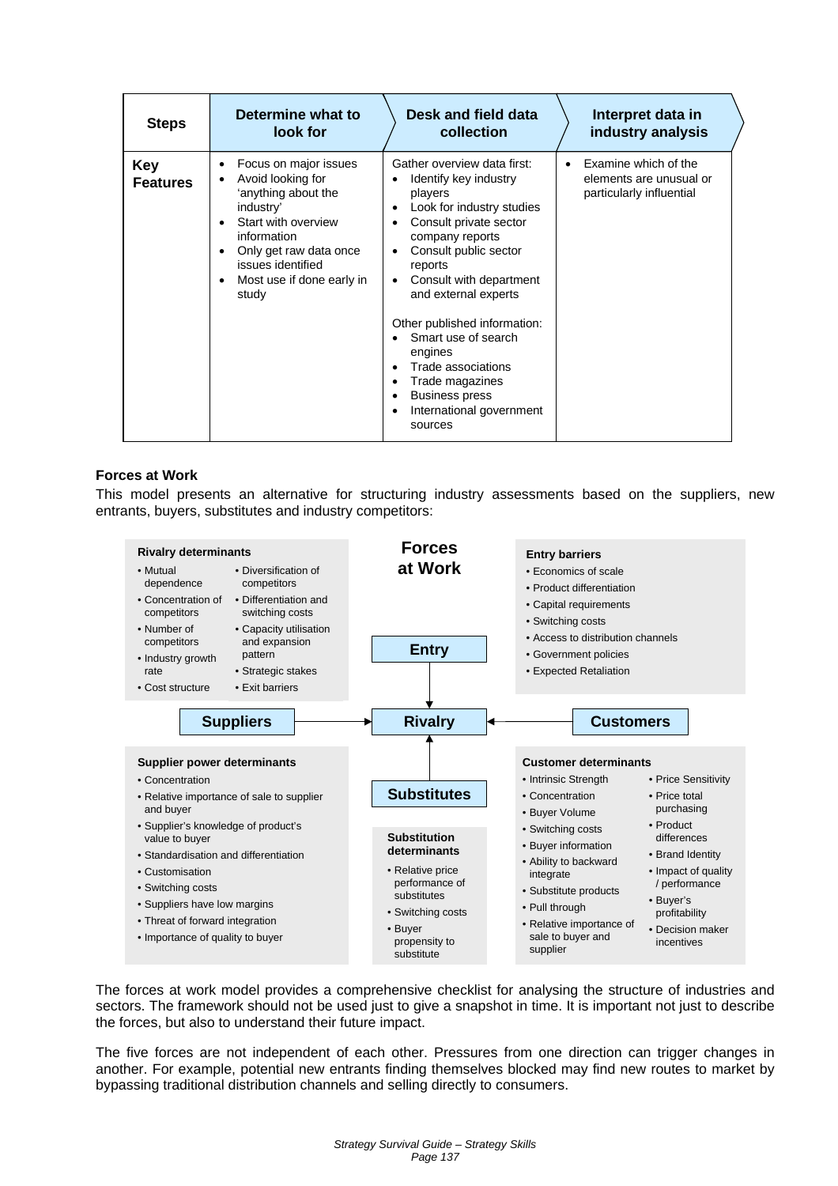| Steps | Determine what to look for | Desk and field data collection | Interpret data in industry analysis |
|---|---|---|---|
| **Key Features** | • Focus on major issues<br>• Avoid looking for 'anything about the industry'<br>• Start with overview information<br>• Only get raw data once issues identified<br>• Most use if done early in study | Gather overview data first:<br>• Identify key industry players<br>• Look for industry studies<br>• Consult private sector company reports<br>• Consult public sector reports<br>• Consult with department and external experts<br><br>Other published information:<br>• Smart use of search engines<br>• Trade associations<br>• Trade magazines<br>• Business press<br>• International government sources | • Examine which of the elements are unusual or particularly influential |

**Forces at Work**

This model presents an alternative for structuring industry assessments based on the suppliers, new entrants, buyers, substitutes and industry competitors:

**Forces at Work**

**Rivalry determinants**
- Mutual dependence
- Concentration of competitors
- Number of competitors
- Industry growth rate
- Cost structure
- Diversification of competitors
- Differentiation and switching costs
- Capacity utilisation and expansion pattern
- Strategic stakes
- Exit barriers

**Entry barriers**
- Economics of scale
- Product differentiation
- Capital requirements
- Switching costs
- Access to distribution channels
- Government policies
- Expected Retaliation

**Entry** → **Rivalry**
**Suppliers** → **Rivalry** ← **Customers**
**Substitutes** → **Rivalry**

**Supplier power determinants**
- Concentration
- Relative importance of sale to supplier and buyer
- Supplier's knowledge of product's value to buyer
- Standardisation and differentiation
- Customisation
- Switching costs
- Suppliers have low margins
- Threat of forward integration
- Importance of quality to buyer

**Substitution determinants**
- Relative price performance of substitutes
- Switching costs
- Buyer propensity to substitute

**Customer determinants**
- Intrinsic Strength
- Concentration
- Buyer Volume
- Switching costs
- Buyer information
- Ability to backward integrate
- Substitute products
- Pull through
- Relative importance of sale to buyer and supplier
- Price Sensitivity
- Price total purchasing
- Product differences
- Brand Identity
- Impact of quality / performance
- Buyer's profitability
- Decision maker incentives

The forces at work model provides a comprehensive checklist for analysing the structure of industries and sectors. The framework should not be used just to give a snapshot in time. It is important not just to describe the forces, but also to understand their future impact.

The five forces are not independent of each other. Pressures from one direction can trigger changes in another. For example, potential new entrants finding themselves blocked may find new routes to market by bypassing traditional distribution channels and selling directly to consumers.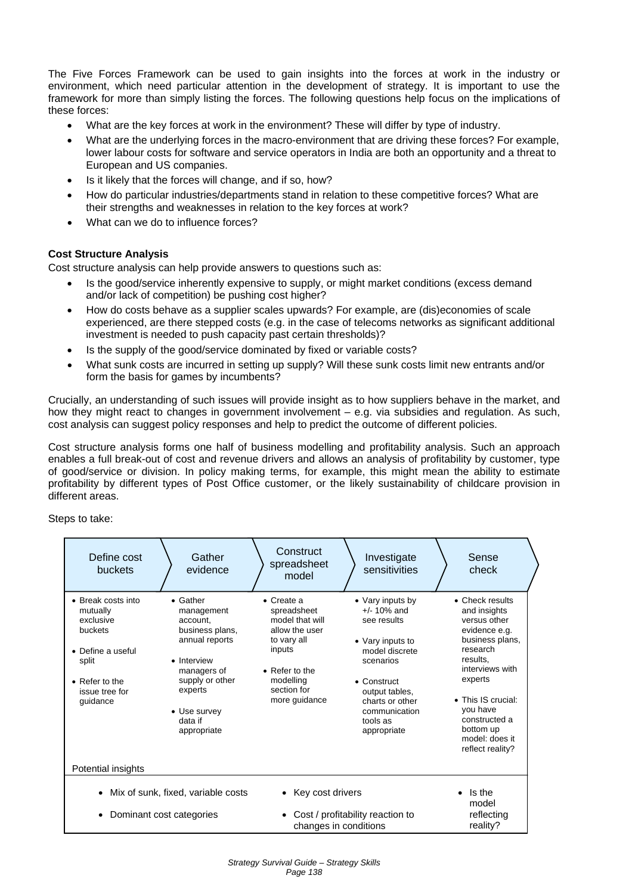The Five Forces Framework can be used to gain insights into the forces at work in the industry or environment, which need particular attention in the development of strategy. It is important to use the framework for more than simply listing the forces. The following questions help focus on the implications of these forces:

- What are the key forces at work in the environment? These will differ by type of industry.
- What are the underlying forces in the macro-environment that are driving these forces? For example, lower labour costs for software and service operators in India are both an opportunity and a threat to European and US companies.
- Is it likely that the forces will change, and if so, how?
- How do particular industries/departments stand in relation to these competitive forces? What are their strengths and weaknesses in relation to the key forces at work?
- What can we do to influence forces?

**Cost Structure Analysis**

Cost structure analysis can help provide answers to questions such as:

- Is the good/service inherently expensive to supply, or might market conditions (excess demand and/or lack of competition) be pushing cost higher?
- How do costs behave as a supplier scales upwards? For example, are (dis)economies of scale experienced, are there stepped costs (e.g. in the case of telecoms networks as significant additional investment is needed to push capacity past certain thresholds)?
- Is the supply of the good/service dominated by fixed or variable costs?
- What sunk costs are incurred in setting up supply? Will these sunk costs limit new entrants and/or form the basis for games by incumbents?

Crucially, an understanding of such issues will provide insight as to how suppliers behave in the market, and how they might react to changes in government involvement – e.g. via subsidies and regulation. As such, cost analysis can suggest policy responses and help to predict the outcome of different policies.

Cost structure analysis forms one half of business modelling and profitability analysis. Such an approach enables a full break-out of cost and revenue drivers and allows an analysis of profitability by customer, type of good/service or division. In policy making terms, for example, this might mean the ability to estimate profitability by different types of Post Office customer, or the likely sustainability of childcare provision in different areas.

Steps to take:

| Define cost buckets | Gather evidence | Construct spreadsheet model | Investigate sensitivities | Sense check |
|---|---|---|---|---|
| • Break costs into mutually exclusive buckets<br>• Define a useful split<br>• Refer to the issue tree for guidance | • Gather management account, business plans, annual reports<br>• Interview managers of supply or other experts<br>• Use survey data if appropriate | • Create a spreadsheet model that will allow the user to vary all inputs<br>• Refer to the modelling section for more guidance | • Vary inputs by +/- 10% and see results<br>• Vary inputs to model discrete scenarios<br>• Construct output tables, charts or other communication tools as appropriate | • Check results and insights versus other evidence e.g. business plans, research results, interviews with experts<br>• This IS crucial: you have constructed a bottom up model: does it reflect reality? |

Potential insights

| | | |
|---|---|---|
| • Mix of sunk, fixed, variable costs<br>• Dominant cost categories | • Key cost drivers<br>• Cost / profitability reaction to changes in conditions | • Is the model reflecting reality? |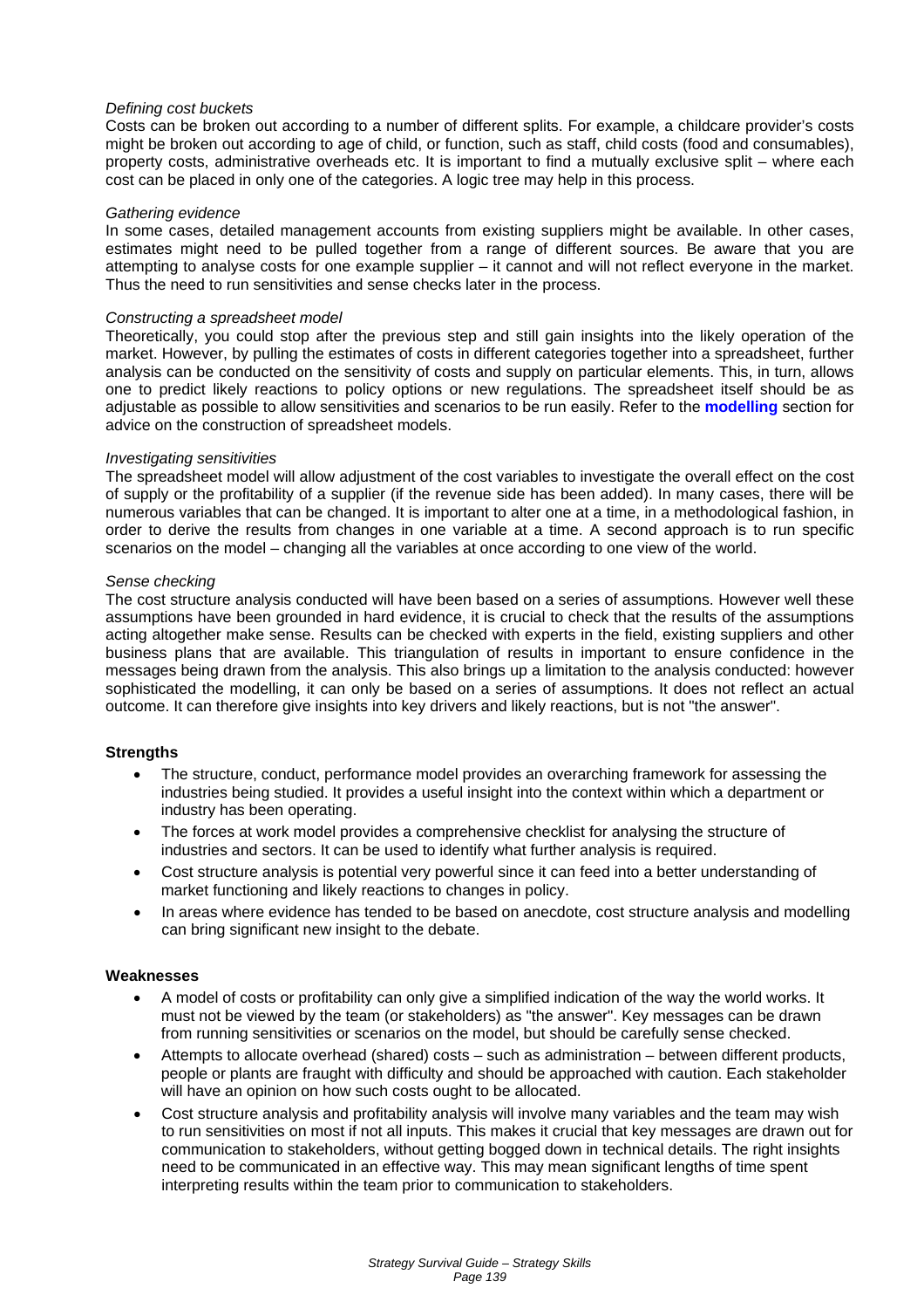*Defining cost buckets*

Costs can be broken out according to a number of different splits. For example, a childcare provider's costs might be broken out according to age of child, or function, such as staff, child costs (food and consumables), property costs, administrative overheads etc. It is important to find a mutually exclusive split – where each cost can be placed in only one of the categories. A logic tree may help in this process.

*Gathering evidence*

In some cases, detailed management accounts from existing suppliers might be available. In other cases, estimates might need to be pulled together from a range of different sources. Be aware that you are attempting to analyse costs for one example supplier – it cannot and will not reflect everyone in the market. Thus the need to run sensitivities and sense checks later in the process.

*Constructing a spreadsheet model*

Theoretically, you could stop after the previous step and still gain insights into the likely operation of the market. However, by pulling the estimates of costs in different categories together into a spreadsheet, further analysis can be conducted on the sensitivity of costs and supply on particular elements. This, in turn, allows one to predict likely reactions to policy options or new regulations. The spreadsheet itself should be as adjustable as possible to allow sensitivities and scenarios to be run easily. Refer to the **modelling** section for advice on the construction of spreadsheet models.

*Investigating sensitivities*

The spreadsheet model will allow adjustment of the cost variables to investigate the overall effect on the cost of supply or the profitability of a supplier (if the revenue side has been added). In many cases, there will be numerous variables that can be changed. It is important to alter one at a time, in a methodological fashion, in order to derive the results from changes in one variable at a time. A second approach is to run specific scenarios on the model – changing all the variables at once according to one view of the world.

*Sense checking*

The cost structure analysis conducted will have been based on a series of assumptions. However well these assumptions have been grounded in hard evidence, it is crucial to check that the results of the assumptions acting altogether make sense. Results can be checked with experts in the field, existing suppliers and other business plans that are available. This triangulation of results in important to ensure confidence in the messages being drawn from the analysis. This also brings up a limitation to the analysis conducted: however sophisticated the modelling, it can only be based on a series of assumptions. It does not reflect an actual outcome. It can therefore give insights into key drivers and likely reactions, but is not "the answer".

**Strengths**

- The structure, conduct, performance model provides an overarching framework for assessing the industries being studied. It provides a useful insight into the context within which a department or industry has been operating.
- The forces at work model provides a comprehensive checklist for analysing the structure of industries and sectors. It can be used to identify what further analysis is required.
- Cost structure analysis is potential very powerful since it can feed into a better understanding of market functioning and likely reactions to changes in policy.
- In areas where evidence has tended to be based on anecdote, cost structure analysis and modelling can bring significant new insight to the debate.

**Weaknesses**

- A model of costs or profitability can only give a simplified indication of the way the world works. It must not be viewed by the team (or stakeholders) as "the answer". Key messages can be drawn from running sensitivities or scenarios on the model, but should be carefully sense checked.
- Attempts to allocate overhead (shared) costs – such as administration – between different products, people or plants are fraught with difficulty and should be approached with caution. Each stakeholder will have an opinion on how such costs ought to be allocated.
- Cost structure analysis and profitability analysis will involve many variables and the team may wish to run sensitivities on most if not all inputs. This makes it crucial that key messages are drawn out for communication to stakeholders, without getting bogged down in technical details. The right insights need to be communicated in an effective way. This may mean significant lengths of time spent interpreting results within the team prior to communication to stakeholders.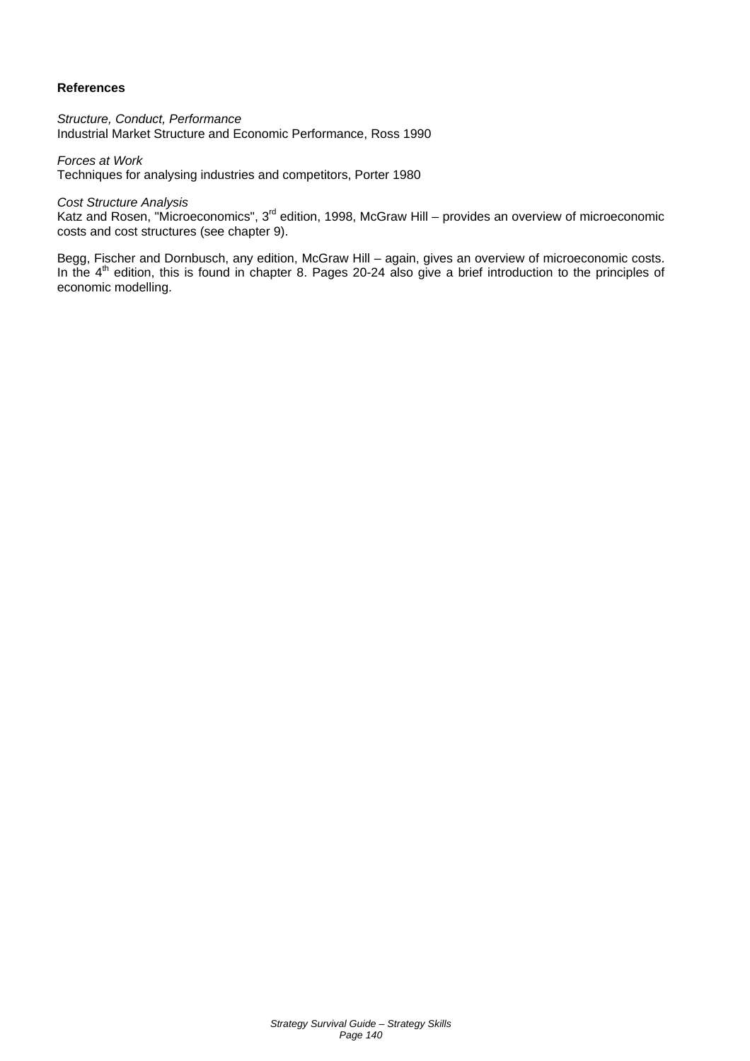**References**

*Structure, Conduct, Performance*
Industrial Market Structure and Economic Performance, Ross 1990

*Forces at Work*
Techniques for analysing industries and competitors, Porter 1980

*Cost Structure Analysis*
Katz and Rosen, "Microeconomics", 3rd edition, 1998, McGraw Hill – provides an overview of microeconomic costs and cost structures (see chapter 9).

Begg, Fischer and Dornbusch, any edition, McGraw Hill – again, gives an overview of microeconomic costs. In the 4th edition, this is found in chapter 8. Pages 20-24 also give a brief introduction to the principles of economic modelling.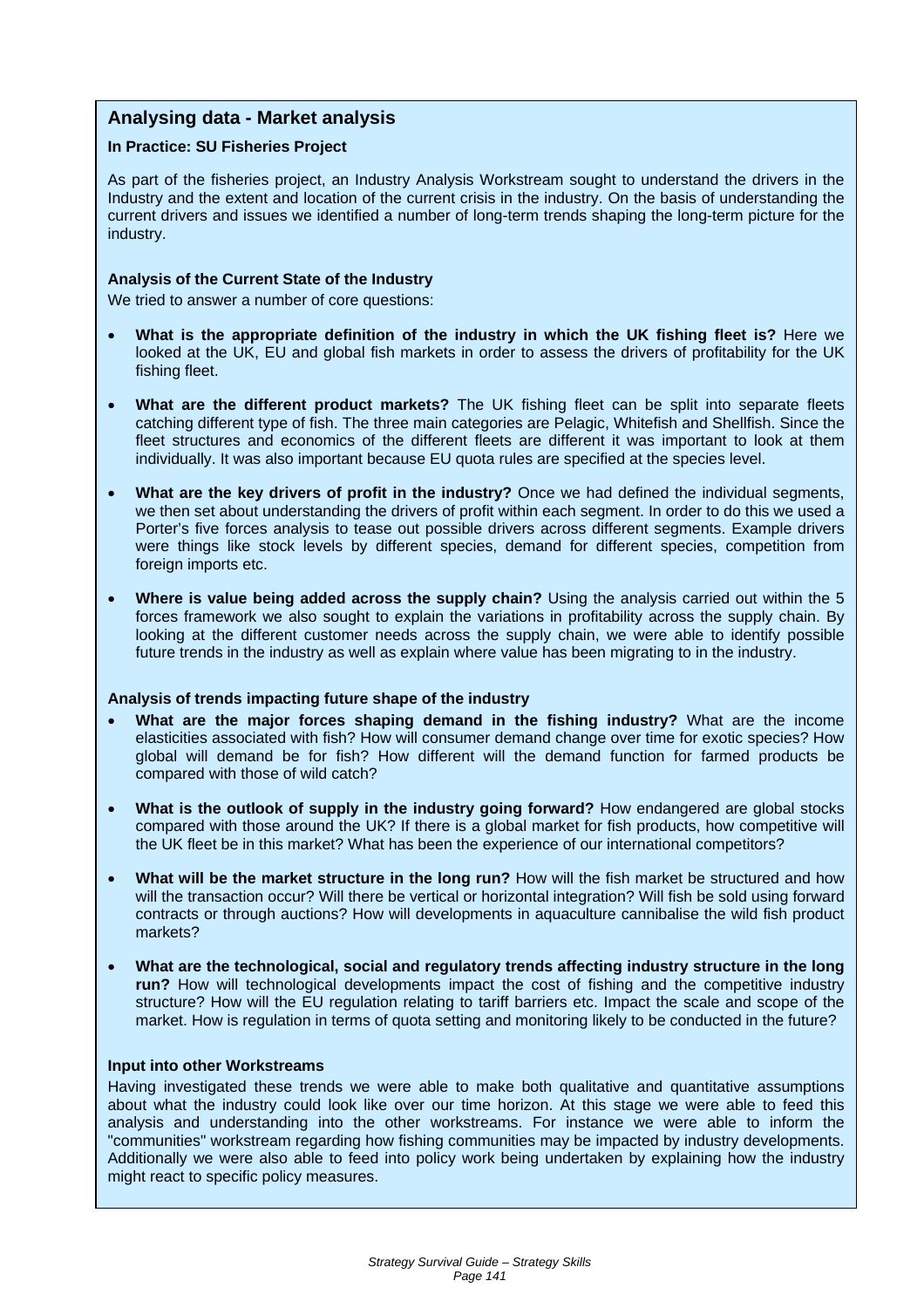## Analysing data - Market analysis

**In Practice: SU Fisheries Project**

As part of the fisheries project, an Industry Analysis Workstream sought to understand the drivers in the Industry and the extent and location of the current crisis in the industry. On the basis of understanding the current drivers and issues we identified a number of long-term trends shaping the long-term picture for the industry.

**Analysis of the Current State of the Industry**

We tried to answer a number of core questions:

- **What is the appropriate definition of the industry in which the UK fishing fleet is?** Here we looked at the UK, EU and global fish markets in order to assess the drivers of profitability for the UK fishing fleet.
- **What are the different product markets?** The UK fishing fleet can be split into separate fleets catching different type of fish. The three main categories are Pelagic, Whitefish and Shellfish. Since the fleet structures and economics of the different fleets are different it was important to look at them individually. It was also important because EU quota rules are specified at the species level.
- **What are the key drivers of profit in the industry?** Once we had defined the individual segments, we then set about understanding the drivers of profit within each segment. In order to do this we used a Porter's five forces analysis to tease out possible drivers across different segments. Example drivers were things like stock levels by different species, demand for different species, competition from foreign imports etc.
- **Where is value being added across the supply chain?** Using the analysis carried out within the 5 forces framework we also sought to explain the variations in profitability across the supply chain. By looking at the different customer needs across the supply chain, we were able to identify possible future trends in the industry as well as explain where value has been migrating to in the industry.

**Analysis of trends impacting future shape of the industry**

- **What are the major forces shaping demand in the fishing industry?** What are the income elasticities associated with fish? How will consumer demand change over time for exotic species? How global will demand be for fish? How different will the demand function for farmed products be compared with those of wild catch?
- **What is the outlook of supply in the industry going forward?** How endangered are global stocks compared with those around the UK? If there is a global market for fish products, how competitive will the UK fleet be in this market? What has been the experience of our international competitors?
- **What will be the market structure in the long run?** How will the fish market be structured and how will the transaction occur? Will there be vertical or horizontal integration? Will fish be sold using forward contracts or through auctions? How will developments in aquaculture cannibalise the wild fish product markets?
- **What are the technological, social and regulatory trends affecting industry structure in the long run?** How will technological developments impact the cost of fishing and the competitive industry structure? How will the EU regulation relating to tariff barriers etc. Impact the scale and scope of the market. How is regulation in terms of quota setting and monitoring likely to be conducted in the future?

**Input into other Workstreams**

Having investigated these trends we were able to make both qualitative and quantitative assumptions about what the industry could look like over our time horizon. At this stage we were able to feed this analysis and understanding into the other workstreams. For instance we were able to inform the "communities" workstream regarding how fishing communities may be impacted by industry developments. Additionally we were also able to feed into policy work being undertaken by explaining how the industry might react to specific policy measures.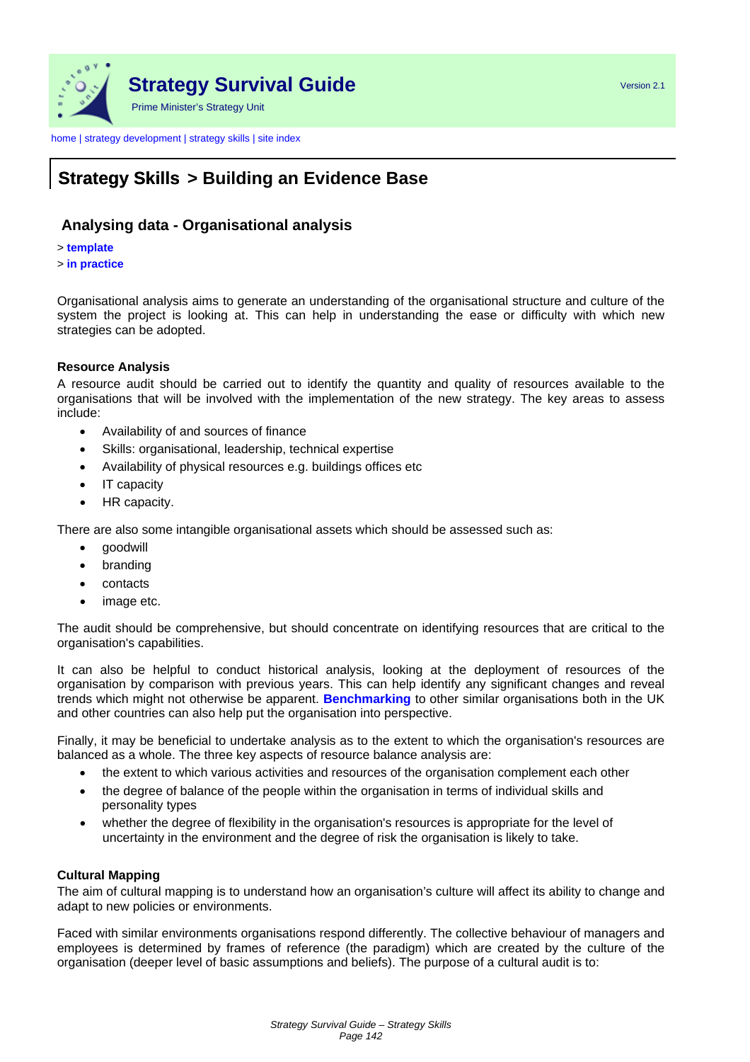Strategy Survival Guide

Prime Minister's Strategy Unit

Version 2.1

home | strategy development | strategy skills | site index

# Strategy Skills > Building an Evidence Base

## Analysing data - Organisational analysis

> **template**
> **in practice**

Organisational analysis aims to generate an understanding of the organisational structure and culture of the system the project is looking at. This can help in understanding the ease or difficulty with which new strategies can be adopted.

**Resource Analysis**

A resource audit should be carried out to identify the quantity and quality of resources available to the organisations that will be involved with the implementation of the new strategy. The key areas to assess include:

- Availability of and sources of finance
- Skills: organisational, leadership, technical expertise
- Availability of physical resources e.g. buildings offices etc
- IT capacity
- HR capacity.

There are also some intangible organisational assets which should be assessed such as:

- goodwill
- branding
- contacts
- image etc.

The audit should be comprehensive, but should concentrate on identifying resources that are critical to the organisation's capabilities.

It can also be helpful to conduct historical analysis, looking at the deployment of resources of the organisation by comparison with previous years. This can help identify any significant changes and reveal trends which might not otherwise be apparent. **Benchmarking** to other similar organisations both in the UK and other countries can also help put the organisation into perspective.

Finally, it may be beneficial to undertake analysis as to the extent to which the organisation's resources are balanced as a whole. The three key aspects of resource balance analysis are:

- the extent to which various activities and resources of the organisation complement each other
- the degree of balance of the people within the organisation in terms of individual skills and personality types
- whether the degree of flexibility in the organisation's resources is appropriate for the level of uncertainty in the environment and the degree of risk the organisation is likely to take.

**Cultural Mapping**

The aim of cultural mapping is to understand how an organisation's culture will affect its ability to change and adapt to new policies or environments.

Faced with similar environments organisations respond differently. The collective behaviour of managers and employees is determined by frames of reference (the paradigm) which are created by the culture of the organisation (deeper level of basic assumptions and beliefs). The purpose of a cultural audit is to: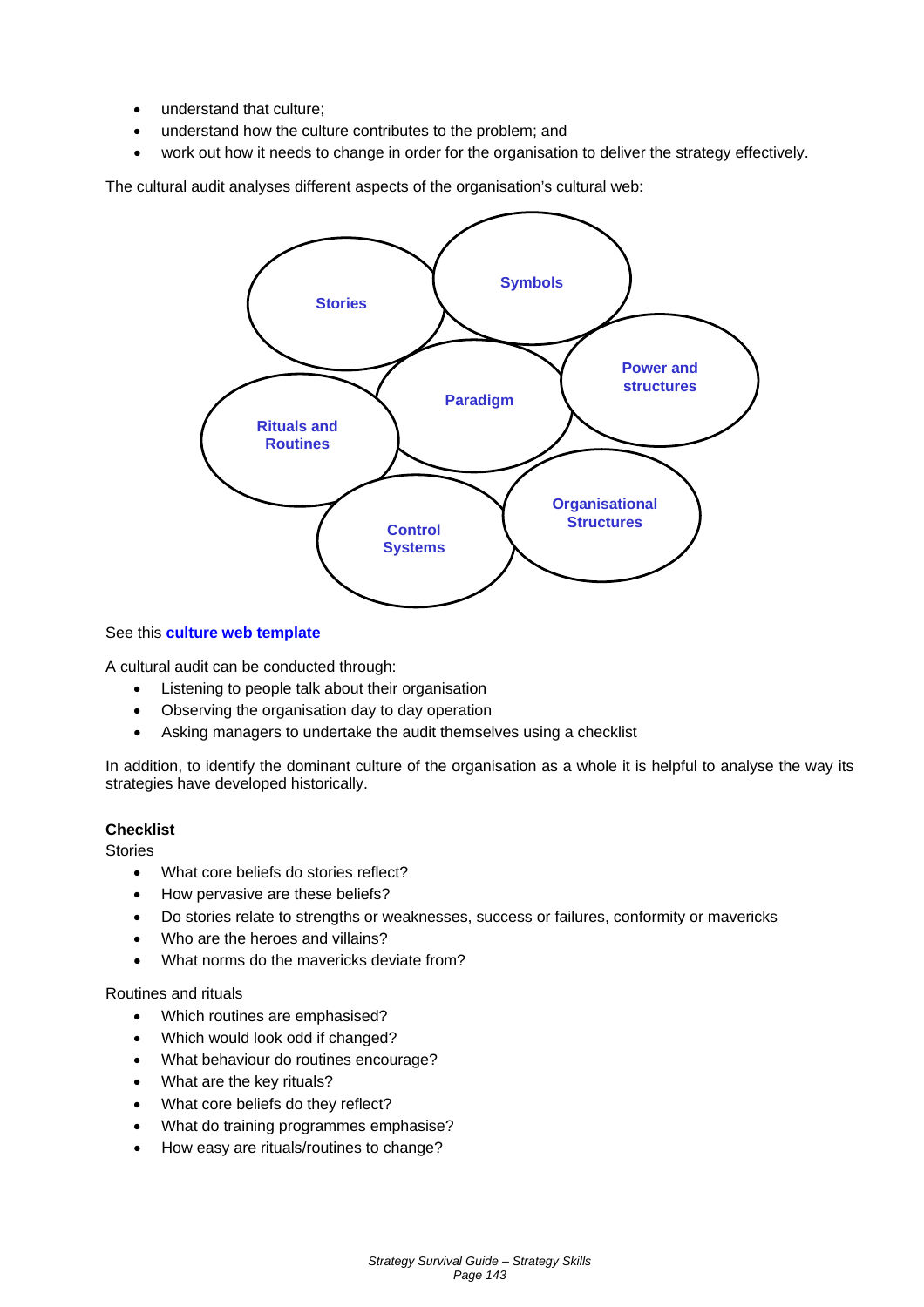- understand that culture;
- understand how the culture contributes to the problem; and
- work out how it needs to change in order for the organisation to deliver the strategy effectively.

The cultural audit analyses different aspects of the organisation's cultural web:

Stories

Symbols

Paradigm

Power and structures

Rituals and Routines

Control Systems

Organisational Structures

See this **culture web template**

A cultural audit can be conducted through:

- Listening to people talk about their organisation
- Observing the organisation day to day operation
- Asking managers to undertake the audit themselves using a checklist

In addition, to identify the dominant culture of the organisation as a whole it is helpful to analyse the way its strategies have developed historically.

**Checklist**

Stories

- What core beliefs do stories reflect?
- How pervasive are these beliefs?
- Do stories relate to strengths or weaknesses, success or failures, conformity or mavericks
- Who are the heroes and villains?
- What norms do the mavericks deviate from?

Routines and rituals

- Which routines are emphasised?
- Which would look odd if changed?
- What behaviour do routines encourage?
- What are the key rituals?
- What core beliefs do they reflect?
- What do training programmes emphasise?
- How easy are rituals/routines to change?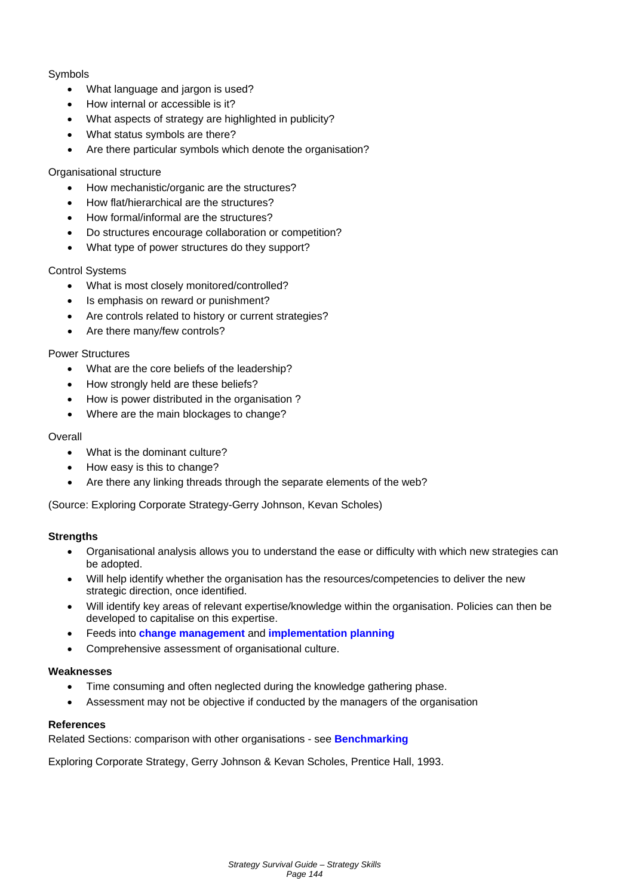Symbols

- What language and jargon is used?
- How internal or accessible is it?
- What aspects of strategy are highlighted in publicity?
- What status symbols are there?
- Are there particular symbols which denote the organisation?

Organisational structure

- How mechanistic/organic are the structures?
- How flat/hierarchical are the structures?
- How formal/informal are the structures?
- Do structures encourage collaboration or competition?
- What type of power structures do they support?

Control Systems

- What is most closely monitored/controlled?
- Is emphasis on reward or punishment?
- Are controls related to history or current strategies?
- Are there many/few controls?

Power Structures

- What are the core beliefs of the leadership?
- How strongly held are these beliefs?
- How is power distributed in the organisation ?
- Where are the main blockages to change?

Overall

- What is the dominant culture?
- How easy is this to change?
- Are there any linking threads through the separate elements of the web?

(Source: Exploring Corporate Strategy-Gerry Johnson, Kevan Scholes)

**Strengths**

- Organisational analysis allows you to understand the ease or difficulty with which new strategies can be adopted.
- Will help identify whether the organisation has the resources/competencies to deliver the new strategic direction, once identified.
- Will identify key areas of relevant expertise/knowledge within the organisation. Policies can then be developed to capitalise on this expertise.
- Feeds into **change management** and **implementation planning**
- Comprehensive assessment of organisational culture.

**Weaknesses**

- Time consuming and often neglected during the knowledge gathering phase.
- Assessment may not be objective if conducted by the managers of the organisation

**References**

Related Sections: comparison with other organisations - see **Benchmarking**

Exploring Corporate Strategy, Gerry Johnson & Kevan Scholes, Prentice Hall, 1993.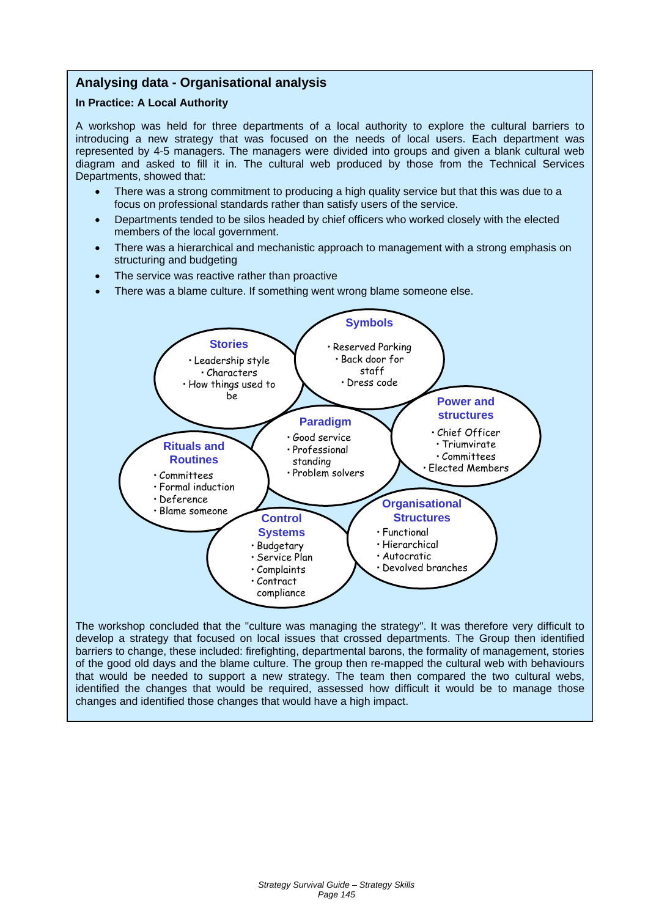## Analysing data - Organisational analysis

**In Practice: A Local Authority**

A workshop was held for three departments of a local authority to explore the cultural barriers to introducing a new strategy that was focused on the needs of local users. Each department was represented by 4-5 managers. The managers were divided into groups and given a blank cultural web diagram and asked to fill it in. The cultural web produced by those from the Technical Services Departments, showed that:

- There was a strong commitment to producing a high quality service but that this was due to a focus on professional standards rather than satisfy users of the service.
- Departments tended to be silos headed by chief officers who worked closely with the elected members of the local government.
- There was a hierarchical and mechanistic approach to management with a strong emphasis on structuring and budgeting
- The service was reactive rather than proactive
- There was a blame culture. If something went wrong blame someone else.

**Stories**
- Leadership style
- Characters
- How things used to be

**Symbols**
- Reserved Parking
- Back door for staff
- Dress code

**Power and structures**
- Chief Officer
- Triumvirate
- Committees
- Elected Members

**Paradigm**
- Good service
- Professional standing
- Problem solvers

**Rituals and Routines**
- Committees
- Formal induction
- Deference
- Blame someone

**Control Systems**
- Budgetary
- Service Plan
- Complaints
- Contract compliance

**Organisational Structures**
- Functional
- Hierarchical
- Autocratic
- Devolved branches

The workshop concluded that the "culture was managing the strategy". It was therefore very difficult to develop a strategy that focused on local issues that crossed departments. The Group then identified barriers to change, these included: firefighting, departmental barons, the formality of management, stories of the good old days and the blame culture. The group then re-mapped the cultural web with behaviours that would be needed to support a new strategy. The team then compared the two cultural webs, identified the changes that would be required, assessed how difficult it would be to manage those changes and identified those changes that would have a high impact.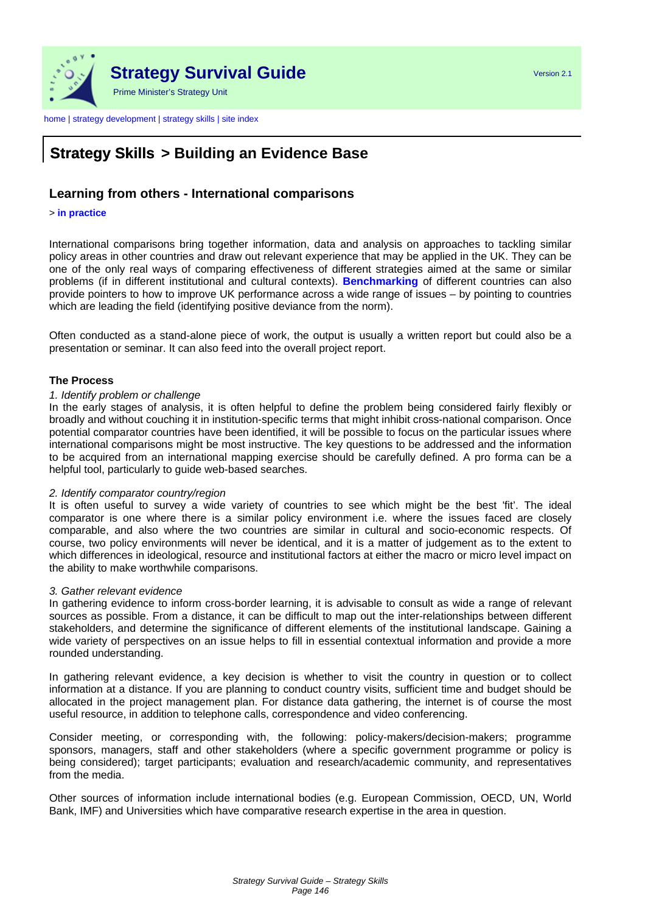# Strategy Skills > Building an Evidence Base

## Learning from others - International comparisons

> **in practice**

International comparisons bring together information, data and analysis on approaches to tackling similar policy areas in other countries and draw out relevant experience that may be applied in the UK. They can be one of the only real ways of comparing effectiveness of different strategies aimed at the same or similar problems (if in different institutional and cultural contexts). **Benchmarking** of different countries can also provide pointers to how to improve UK performance across a wide range of issues – by pointing to countries which are leading the field (identifying positive deviance from the norm).

Often conducted as a stand-alone piece of work, the output is usually a written report but could also be a presentation or seminar. It can also feed into the overall project report.

### The Process

*1. Identify problem or challenge*

In the early stages of analysis, it is often helpful to define the problem being considered fairly flexibly or broadly and without couching it in institution-specific terms that might inhibit cross-national comparison. Once potential comparator countries have been identified, it will be possible to focus on the particular issues where international comparisons might be most instructive. The key questions to be addressed and the information to be acquired from an international mapping exercise should be carefully defined. A pro forma can be a helpful tool, particularly to guide web-based searches.

*2. Identify comparator country/region*

It is often useful to survey a wide variety of countries to see which might be the best 'fit'. The ideal comparator is one where there is a similar policy environment i.e. where the issues faced are closely comparable, and also where the two countries are similar in cultural and socio-economic respects. Of course, two policy environments will never be identical, and it is a matter of judgement as to the extent to which differences in ideological, resource and institutional factors at either the macro or micro level impact on the ability to make worthwhile comparisons.

*3. Gather relevant evidence*

In gathering evidence to inform cross-border learning, it is advisable to consult as wide a range of relevant sources as possible. From a distance, it can be difficult to map out the inter-relationships between different stakeholders, and determine the significance of different elements of the institutional landscape. Gaining a wide variety of perspectives on an issue helps to fill in essential contextual information and provide a more rounded understanding.

In gathering relevant evidence, a key decision is whether to visit the country in question or to collect information at a distance. If you are planning to conduct country visits, sufficient time and budget should be allocated in the project management plan. For distance data gathering, the internet is of course the most useful resource, in addition to telephone calls, correspondence and video conferencing.

Consider meeting, or corresponding with, the following: policy-makers/decision-makers; programme sponsors, managers, staff and other stakeholders (where a specific government programme or policy is being considered); target participants; evaluation and research/academic community, and representatives from the media.

Other sources of information include international bodies (e.g. European Commission, OECD, UN, World Bank, IMF) and Universities which have comparative research expertise in the area in question.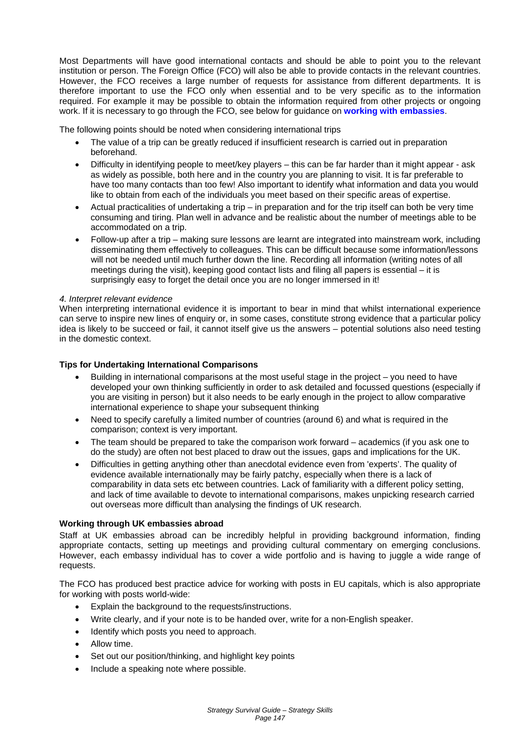Most Departments will have good international contacts and should be able to point you to the relevant institution or person. The Foreign Office (FCO) will also be able to provide contacts in the relevant countries. However, the FCO receives a large number of requests for assistance from different departments. It is therefore important to use the FCO only when essential and to be very specific as to the information required. For example it may be possible to obtain the information required from other projects or ongoing work. If it is necessary to go through the FCO, see below for guidance on **working with embassies**.

The following points should be noted when considering international trips

- The value of a trip can be greatly reduced if insufficient research is carried out in preparation beforehand.
- Difficulty in identifying people to meet/key players – this can be far harder than it might appear - ask as widely as possible, both here and in the country you are planning to visit. It is far preferable to have too many contacts than too few! Also important to identify what information and data you would like to obtain from each of the individuals you meet based on their specific areas of expertise.
- Actual practicalities of undertaking a trip – in preparation and for the trip itself can both be very time consuming and tiring. Plan well in advance and be realistic about the number of meetings able to be accommodated on a trip.
- Follow-up after a trip – making sure lessons are learnt are integrated into mainstream work, including disseminating them effectively to colleagues. This can be difficult because some information/lessons will not be needed until much further down the line. Recording all information (writing notes of all meetings during the visit), keeping good contact lists and filing all papers is essential – it is surprisingly easy to forget the detail once you are no longer immersed in it!

*4. Interpret relevant evidence*

When interpreting international evidence it is important to bear in mind that whilst international experience can serve to inspire new lines of enquiry or, in some cases, constitute strong evidence that a particular policy idea is likely to be succeed or fail, it cannot itself give us the answers – potential solutions also need testing in the domestic context.

**Tips for Undertaking International Comparisons**

- Building in international comparisons at the most useful stage in the project – you need to have developed your own thinking sufficiently in order to ask detailed and focussed questions (especially if you are visiting in person) but it also needs to be early enough in the project to allow comparative international experience to shape your subsequent thinking
- Need to specify carefully a limited number of countries (around 6) and what is required in the comparison; context is very important.
- The team should be prepared to take the comparison work forward – academics (if you ask one to do the study) are often not best placed to draw out the issues, gaps and implications for the UK.
- Difficulties in getting anything other than anecdotal evidence even from 'experts'. The quality of evidence available internationally may be fairly patchy, especially when there is a lack of comparability in data sets etc between countries. Lack of familiarity with a different policy setting, and lack of time available to devote to international comparisons, makes unpicking research carried out overseas more difficult than analysing the findings of UK research.

**Working through UK embassies abroad**

Staff at UK embassies abroad can be incredibly helpful in providing background information, finding appropriate contacts, setting up meetings and providing cultural commentary on emerging conclusions. However, each embassy individual has to cover a wide portfolio and is having to juggle a wide range of requests.

The FCO has produced best practice advice for working with posts in EU capitals, which is also appropriate for working with posts world-wide:

- Explain the background to the requests/instructions.
- Write clearly, and if your note is to be handed over, write for a non-English speaker.
- Identify which posts you need to approach.
- Allow time.
- Set out our position/thinking, and highlight key points
- Include a speaking note where possible.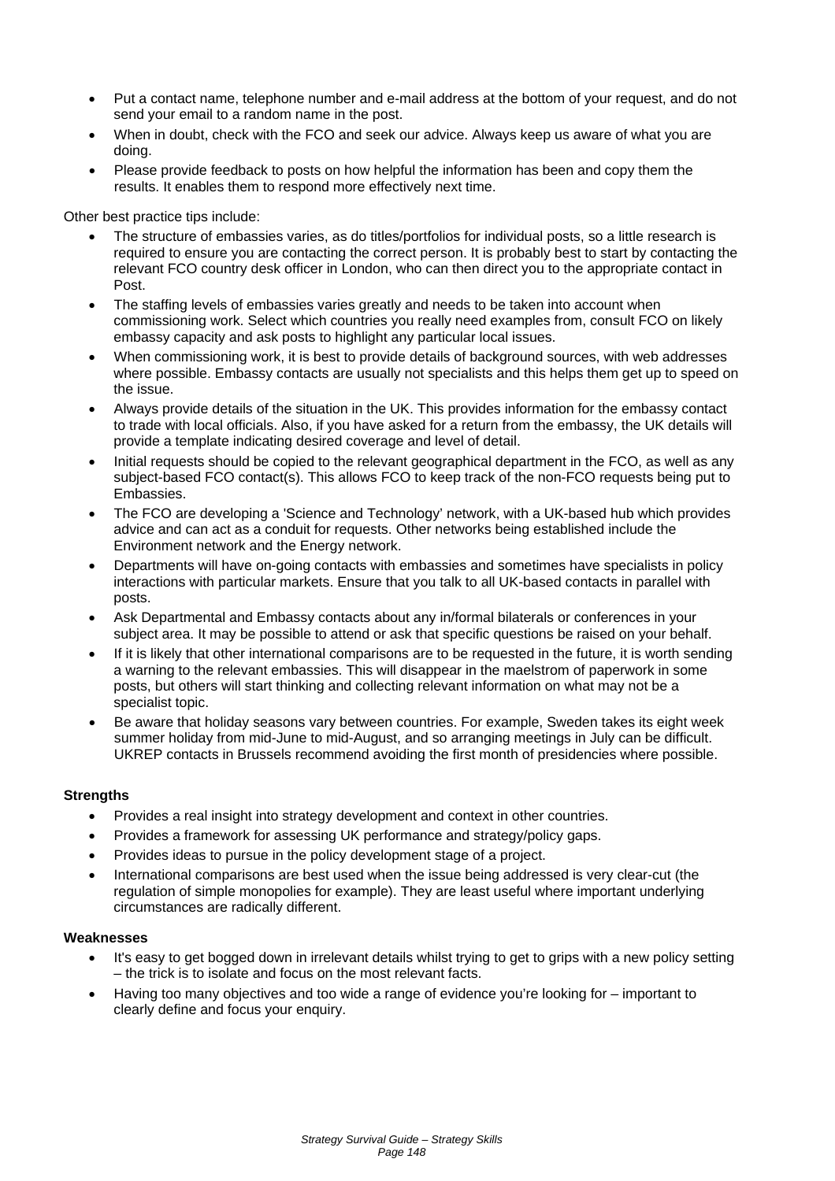- Put a contact name, telephone number and e-mail address at the bottom of your request, and do not send your email to a random name in the post.
- When in doubt, check with the FCO and seek our advice. Always keep us aware of what you are doing.
- Please provide feedback to posts on how helpful the information has been and copy them the results. It enables them to respond more effectively next time.

Other best practice tips include:

- The structure of embassies varies, as do titles/portfolios for individual posts, so a little research is required to ensure you are contacting the correct person. It is probably best to start by contacting the relevant FCO country desk officer in London, who can then direct you to the appropriate contact in Post.
- The staffing levels of embassies varies greatly and needs to be taken into account when commissioning work. Select which countries you really need examples from, consult FCO on likely embassy capacity and ask posts to highlight any particular local issues.
- When commissioning work, it is best to provide details of background sources, with web addresses where possible. Embassy contacts are usually not specialists and this helps them get up to speed on the issue.
- Always provide details of the situation in the UK. This provides information for the embassy contact to trade with local officials. Also, if you have asked for a return from the embassy, the UK details will provide a template indicating desired coverage and level of detail.
- Initial requests should be copied to the relevant geographical department in the FCO, as well as any subject-based FCO contact(s). This allows FCO to keep track of the non-FCO requests being put to Embassies.
- The FCO are developing a 'Science and Technology' network, with a UK-based hub which provides advice and can act as a conduit for requests. Other networks being established include the Environment network and the Energy network.
- Departments will have on-going contacts with embassies and sometimes have specialists in policy interactions with particular markets. Ensure that you talk to all UK-based contacts in parallel with posts.
- Ask Departmental and Embassy contacts about any in/formal bilaterals or conferences in your subject area. It may be possible to attend or ask that specific questions be raised on your behalf.
- If it is likely that other international comparisons are to be requested in the future, it is worth sending a warning to the relevant embassies. This will disappear in the maelstrom of paperwork in some posts, but others will start thinking and collecting relevant information on what may not be a specialist topic.
- Be aware that holiday seasons vary between countries. For example, Sweden takes its eight week summer holiday from mid-June to mid-August, and so arranging meetings in July can be difficult. UKREP contacts in Brussels recommend avoiding the first month of presidencies where possible.

**Strengths**

- Provides a real insight into strategy development and context in other countries.
- Provides a framework for assessing UK performance and strategy/policy gaps.
- Provides ideas to pursue in the policy development stage of a project.
- International comparisons are best used when the issue being addressed is very clear-cut (the regulation of simple monopolies for example). They are least useful where important underlying circumstances are radically different.

**Weaknesses**

- It's easy to get bogged down in irrelevant details whilst trying to get to grips with a new policy setting – the trick is to isolate and focus on the most relevant facts.
- Having too many objectives and too wide a range of evidence you're looking for – important to clearly define and focus your enquiry.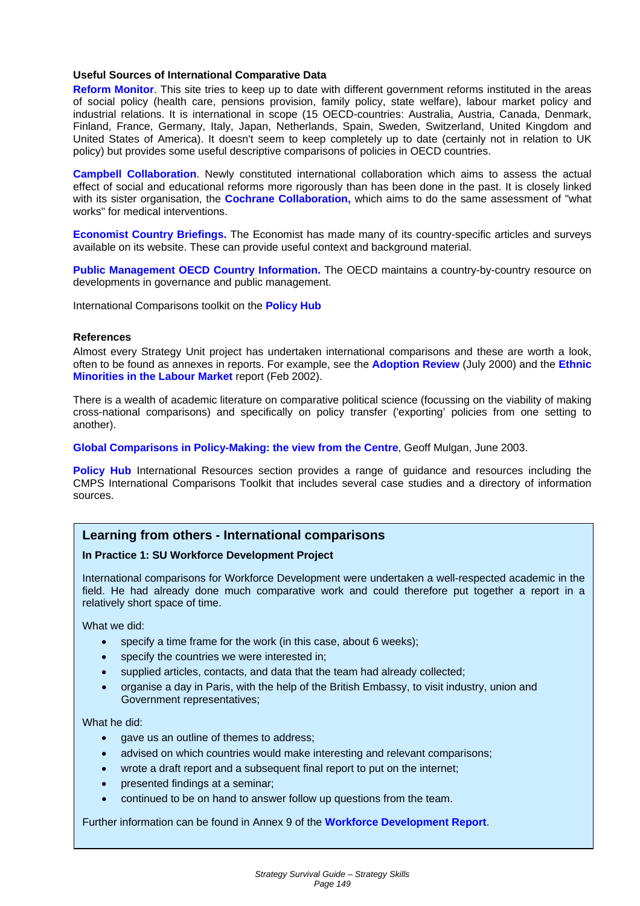**Useful Sources of International Comparative Data**

**Reform Monitor**. This site tries to keep up to date with different government reforms instituted in the areas of social policy (health care, pensions provision, family policy, state welfare), labour market policy and industrial relations. It is international in scope (15 OECD-countries: Australia, Austria, Canada, Denmark, Finland, France, Germany, Italy, Japan, Netherlands, Spain, Sweden, Switzerland, United Kingdom and United States of America). It doesn't seem to keep completely up to date (certainly not in relation to UK policy) but provides some useful descriptive comparisons of policies in OECD countries.

**Campbell Collaboration**. Newly constituted international collaboration which aims to assess the actual effect of social and educational reforms more rigorously than has been done in the past. It is closely linked with its sister organisation, the **Cochrane Collaboration,** which aims to do the same assessment of "what works" for medical interventions.

**Economist Country Briefings.** The Economist has made many of its country-specific articles and surveys available on its website. These can provide useful context and background material.

**Public Management OECD Country Information.** The OECD maintains a country-by-country resource on developments in governance and public management.

International Comparisons toolkit on the **Policy Hub**

**References**

Almost every Strategy Unit project has undertaken international comparisons and these are worth a look, often to be found as annexes in reports. For example, see the **Adoption Review** (July 2000) and the **Ethnic Minorities in the Labour Market** report (Feb 2002).

There is a wealth of academic literature on comparative political science (focussing on the viability of making cross-national comparisons) and specifically on policy transfer ('exporting' policies from one setting to another).

**Global Comparisons in Policy-Making: the view from the Centre**, Geoff Mulgan, June 2003.

**Policy Hub** International Resources section provides a range of guidance and resources including the CMPS International Comparisons Toolkit that includes several case studies and a directory of information sources.

## Learning from others - International comparisons

**In Practice 1: SU Workforce Development Project**

International comparisons for Workforce Development were undertaken a well-respected academic in the field. He had already done much comparative work and could therefore put together a report in a relatively short space of time.

What we did:

- specify a time frame for the work (in this case, about 6 weeks);
- specify the countries we were interested in;
- supplied articles, contacts, and data that the team had already collected;
- organise a day in Paris, with the help of the British Embassy, to visit industry, union and Government representatives;

What he did:

- gave us an outline of themes to address;
- advised on which countries would make interesting and relevant comparisons;
- wrote a draft report and a subsequent final report to put on the internet;
- presented findings at a seminar;
- continued to be on hand to answer follow up questions from the team.

Further information can be found in Annex 9 of the **Workforce Development Report**.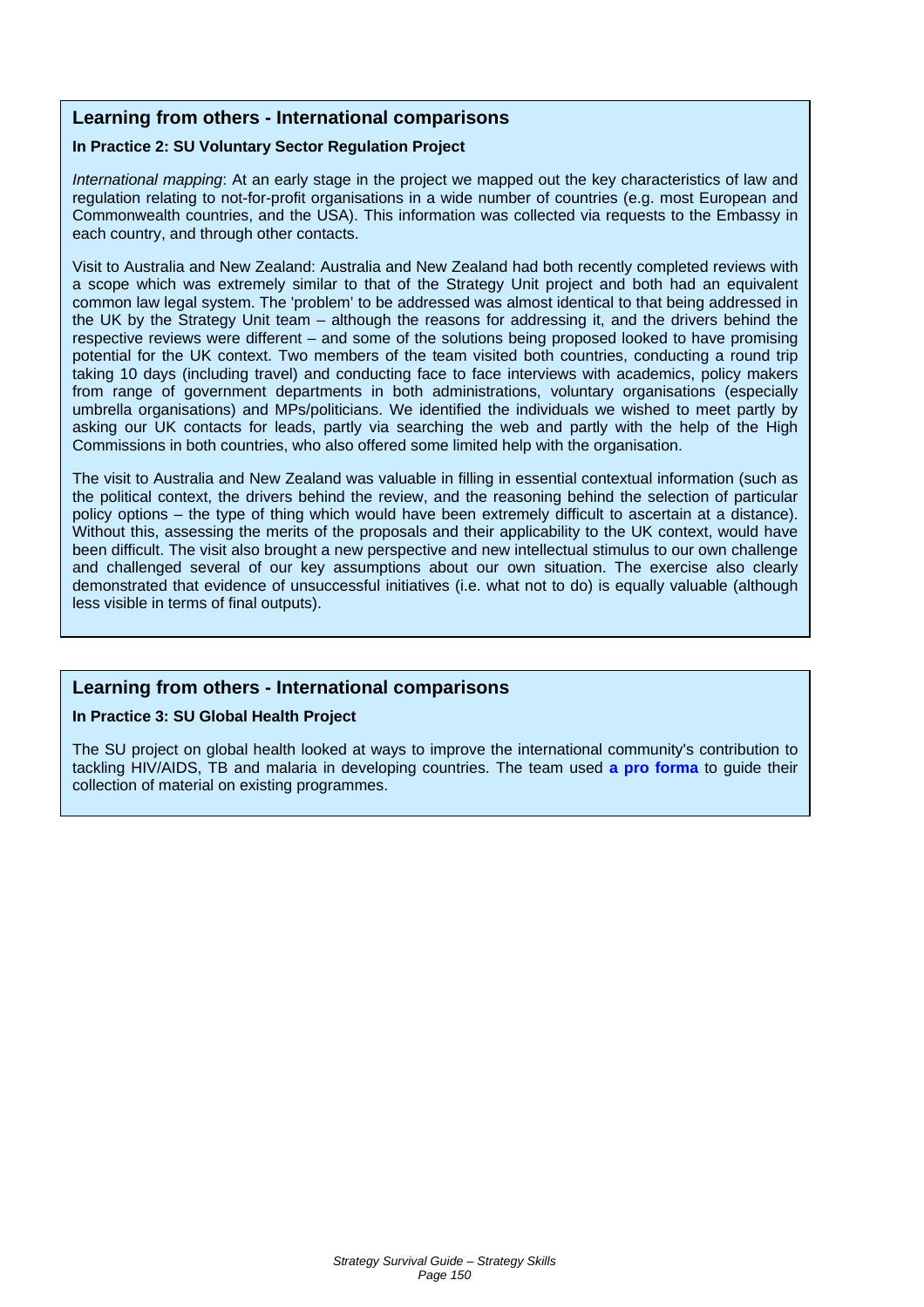## Learning from others - International comparisons

**In Practice 2: SU Voluntary Sector Regulation Project**

*International mapping*: At an early stage in the project we mapped out the key characteristics of law and regulation relating to not-for-profit organisations in a wide number of countries (e.g. most European and Commonwealth countries, and the USA). This information was collected via requests to the Embassy in each country, and through other contacts.

Visit to Australia and New Zealand: Australia and New Zealand had both recently completed reviews with a scope which was extremely similar to that of the Strategy Unit project and both had an equivalent common law legal system. The 'problem' to be addressed was almost identical to that being addressed in the UK by the Strategy Unit team – although the reasons for addressing it, and the drivers behind the respective reviews were different – and some of the solutions being proposed looked to have promising potential for the UK context. Two members of the team visited both countries, conducting a round trip taking 10 days (including travel) and conducting face to face interviews with academics, policy makers from range of government departments in both administrations, voluntary organisations (especially umbrella organisations) and MPs/politicians. We identified the individuals we wished to meet partly by asking our UK contacts for leads, partly via searching the web and partly with the help of the High Commissions in both countries, who also offered some limited help with the organisation.

The visit to Australia and New Zealand was valuable in filling in essential contextual information (such as the political context, the drivers behind the review, and the reasoning behind the selection of particular policy options – the type of thing which would have been extremely difficult to ascertain at a distance). Without this, assessing the merits of the proposals and their applicability to the UK context, would have been difficult. The visit also brought a new perspective and new intellectual stimulus to our own challenge and challenged several of our key assumptions about our own situation. The exercise also clearly demonstrated that evidence of unsuccessful initiatives (i.e. what not to do) is equally valuable (although less visible in terms of final outputs).

## Learning from others - International comparisons

**In Practice 3: SU Global Health Project**

The SU project on global health looked at ways to improve the international community's contribution to tackling HIV/AIDS, TB and malaria in developing countries. The team used **a pro forma** to guide their collection of material on existing programmes.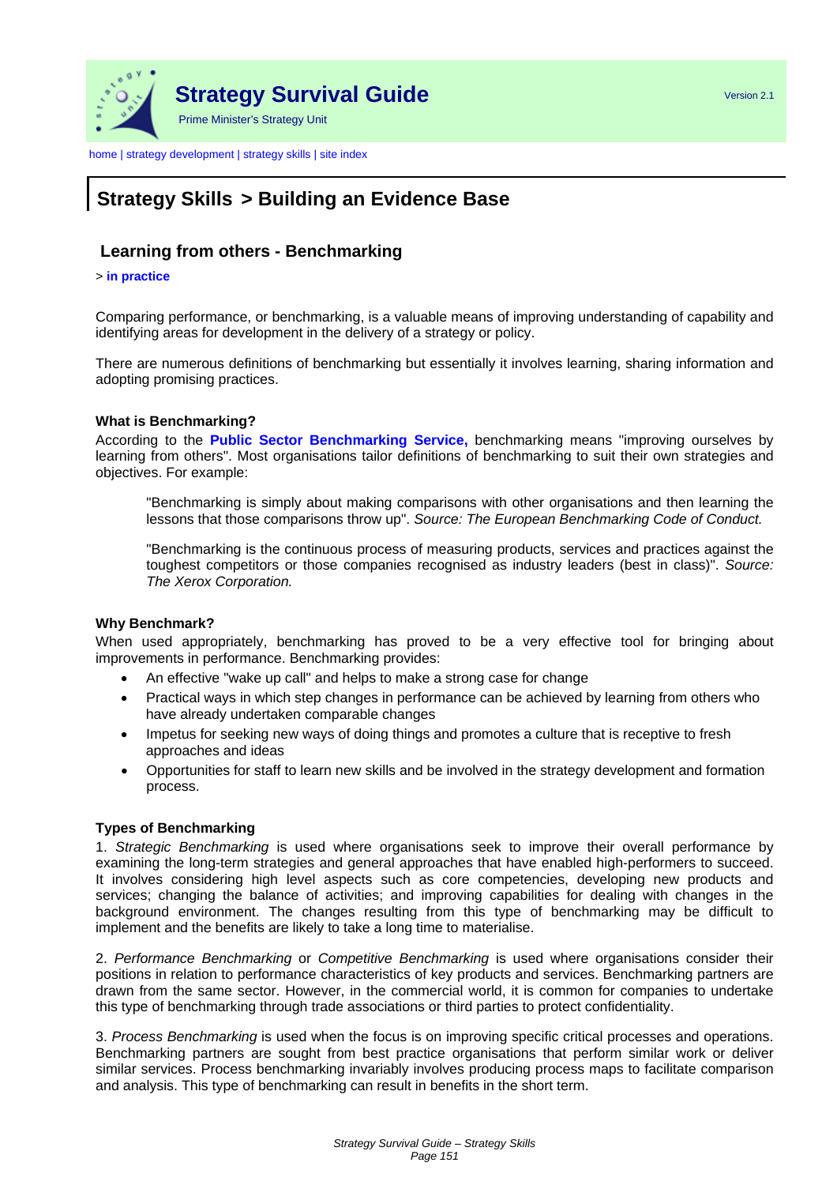# Strategy Skills > Building an Evidence Base

## Learning from others - Benchmarking

> **in practice**

Comparing performance, or benchmarking, is a valuable means of improving understanding of capability and identifying areas for development in the delivery of a strategy or policy.

There are numerous definitions of benchmarking but essentially it involves learning, sharing information and adopting promising practices.

**What is Benchmarking?**

According to the **Public Sector Benchmarking Service,** benchmarking means "improving ourselves by learning from others". Most organisations tailor definitions of benchmarking to suit their own strategies and objectives. For example:

> "Benchmarking is simply about making comparisons with other organisations and then learning the lessons that those comparisons throw up". *Source: The European Benchmarking Code of Conduct.*
>
> "Benchmarking is the continuous process of measuring products, services and practices against the toughest competitors or those companies recognised as industry leaders (best in class)". *Source: The Xerox Corporation.*

**Why Benchmark?**

When used appropriately, benchmarking has proved to be a very effective tool for bringing about improvements in performance. Benchmarking provides:

- An effective "wake up call" and helps to make a strong case for change
- Practical ways in which step changes in performance can be achieved by learning from others who have already undertaken comparable changes
- Impetus for seeking new ways of doing things and promotes a culture that is receptive to fresh approaches and ideas
- Opportunities for staff to learn new skills and be involved in the strategy development and formation process.

**Types of Benchmarking**

1. *Strategic Benchmarking* is used where organisations seek to improve their overall performance by examining the long-term strategies and general approaches that have enabled high-performers to succeed. It involves considering high level aspects such as core competencies, developing new products and services; changing the balance of activities; and improving capabilities for dealing with changes in the background environment. The changes resulting from this type of benchmarking may be difficult to implement and the benefits are likely to take a long time to materialise.

2. *Performance Benchmarking* or *Competitive Benchmarking* is used where organisations consider their positions in relation to performance characteristics of key products and services. Benchmarking partners are drawn from the same sector. However, in the commercial world, it is common for companies to undertake this type of benchmarking through trade associations or third parties to protect confidentiality.

3. *Process Benchmarking* is used when the focus is on improving specific critical processes and operations. Benchmarking partners are sought from best practice organisations that perform similar work or deliver similar services. Process benchmarking invariably involves producing process maps to facilitate comparison and analysis. This type of benchmarking can result in benefits in the short term.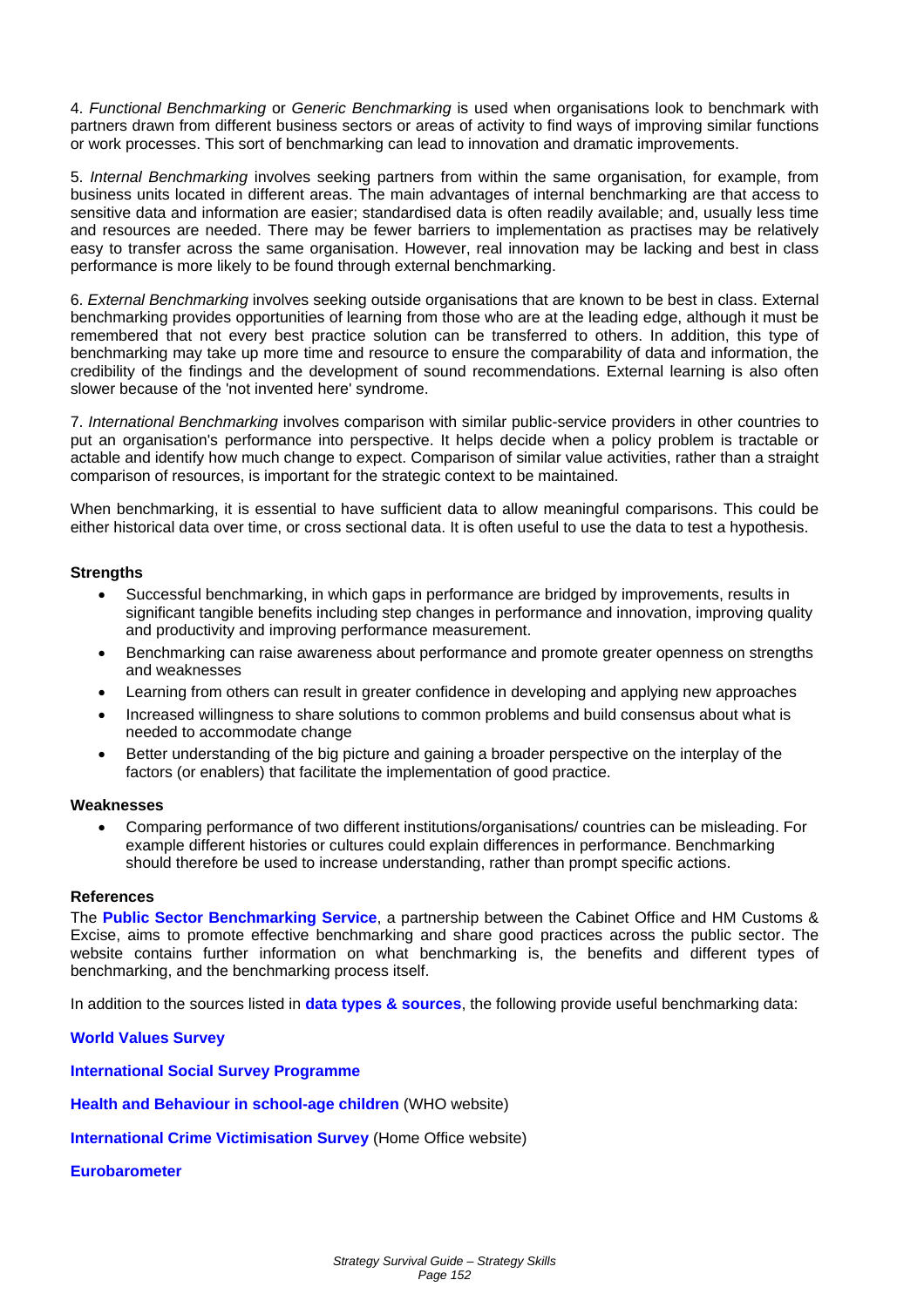4. *Functional Benchmarking* or *Generic Benchmarking* is used when organisations look to benchmark with partners drawn from different business sectors or areas of activity to find ways of improving similar functions or work processes. This sort of benchmarking can lead to innovation and dramatic improvements.

5. *Internal Benchmarking* involves seeking partners from within the same organisation, for example, from business units located in different areas. The main advantages of internal benchmarking are that access to sensitive data and information are easier; standardised data is often readily available; and, usually less time and resources are needed. There may be fewer barriers to implementation as practises may be relatively easy to transfer across the same organisation. However, real innovation may be lacking and best in class performance is more likely to be found through external benchmarking.

6. *External Benchmarking* involves seeking outside organisations that are known to be best in class. External benchmarking provides opportunities of learning from those who are at the leading edge, although it must be remembered that not every best practice solution can be transferred to others. In addition, this type of benchmarking may take up more time and resource to ensure the comparability of data and information, the credibility of the findings and the development of sound recommendations. External learning is also often slower because of the 'not invented here' syndrome.

7. *International Benchmarking* involves comparison with similar public-service providers in other countries to put an organisation's performance into perspective. It helps decide when a policy problem is tractable or actable and identify how much change to expect. Comparison of similar value activities, rather than a straight comparison of resources, is important for the strategic context to be maintained.

When benchmarking, it is essential to have sufficient data to allow meaningful comparisons. This could be either historical data over time, or cross sectional data. It is often useful to use the data to test a hypothesis.

**Strengths**

- Successful benchmarking, in which gaps in performance are bridged by improvements, results in significant tangible benefits including step changes in performance and innovation, improving quality and productivity and improving performance measurement.
- Benchmarking can raise awareness about performance and promote greater openness on strengths and weaknesses
- Learning from others can result in greater confidence in developing and applying new approaches
- Increased willingness to share solutions to common problems and build consensus about what is needed to accommodate change
- Better understanding of the big picture and gaining a broader perspective on the interplay of the factors (or enablers) that facilitate the implementation of good practice.

**Weaknesses**

- Comparing performance of two different institutions/organisations/ countries can be misleading. For example different histories or cultures could explain differences in performance. Benchmarking should therefore be used to increase understanding, rather than prompt specific actions.

**References**

The **Public Sector Benchmarking Service**, a partnership between the Cabinet Office and HM Customs & Excise, aims to promote effective benchmarking and share good practices across the public sector. The website contains further information on what benchmarking is, the benefits and different types of benchmarking, and the benchmarking process itself.

In addition to the sources listed in **data types & sources**, the following provide useful benchmarking data:

**World Values Survey**

**International Social Survey Programme**

**Health and Behaviour in school-age children** (WHO website)

**International Crime Victimisation Survey** (Home Office website)

**Eurobarometer**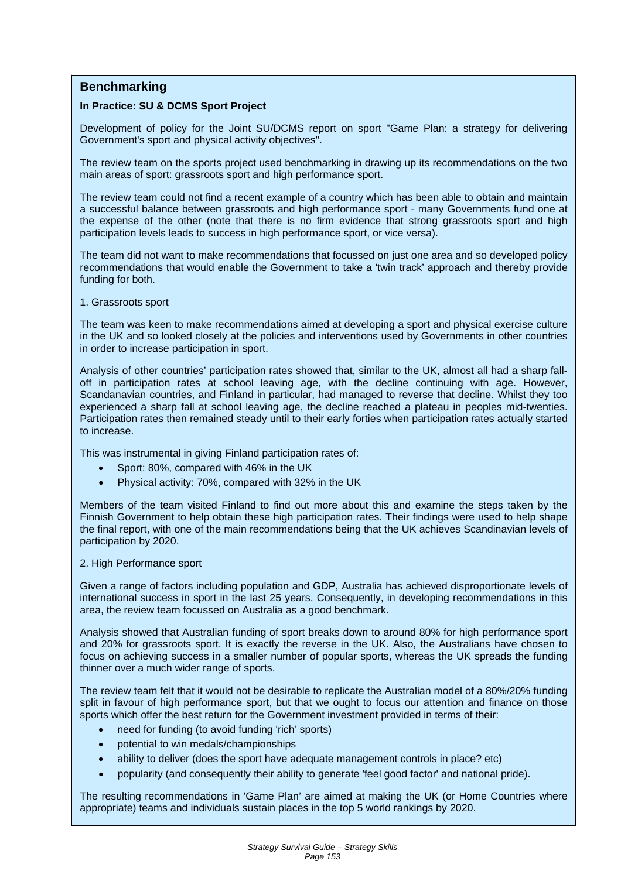## Benchmarking

**In Practice: SU & DCMS Sport Project**

Development of policy for the Joint SU/DCMS report on sport "Game Plan: a strategy for delivering Government's sport and physical activity objectives".

The review team on the sports project used benchmarking in drawing up its recommendations on the two main areas of sport: grassroots sport and high performance sport.

The review team could not find a recent example of a country which has been able to obtain and maintain a successful balance between grassroots and high performance sport - many Governments fund one at the expense of the other (note that there is no firm evidence that strong grassroots sport and high participation levels leads to success in high performance sport, or vice versa).

The team did not want to make recommendations that focussed on just one area and so developed policy recommendations that would enable the Government to take a 'twin track' approach and thereby provide funding for both.

1. Grassroots sport

The team was keen to make recommendations aimed at developing a sport and physical exercise culture in the UK and so looked closely at the policies and interventions used by Governments in other countries in order to increase participation in sport.

Analysis of other countries' participation rates showed that, similar to the UK, almost all had a sharp fall-off in participation rates at school leaving age, with the decline continuing with age. However, Scandanavian countries, and Finland in particular, had managed to reverse that decline. Whilst they too experienced a sharp fall at school leaving age, the decline reached a plateau in peoples mid-twenties. Participation rates then remained steady until to their early forties when participation rates actually started to increase.

This was instrumental in giving Finland participation rates of:

- Sport: 80%, compared with 46% in the UK
- Physical activity: 70%, compared with 32% in the UK

Members of the team visited Finland to find out more about this and examine the steps taken by the Finnish Government to help obtain these high participation rates. Their findings were used to help shape the final report, with one of the main recommendations being that the UK achieves Scandinavian levels of participation by 2020.

2. High Performance sport

Given a range of factors including population and GDP, Australia has achieved disproportionate levels of international success in sport in the last 25 years. Consequently, in developing recommendations in this area, the review team focussed on Australia as a good benchmark.

Analysis showed that Australian funding of sport breaks down to around 80% for high performance sport and 20% for grassroots sport. It is exactly the reverse in the UK. Also, the Australians have chosen to focus on achieving success in a smaller number of popular sports, whereas the UK spreads the funding thinner over a much wider range of sports.

The review team felt that it would not be desirable to replicate the Australian model of a 80%/20% funding split in favour of high performance sport, but that we ought to focus our attention and finance on those sports which offer the best return for the Government investment provided in terms of their:

- need for funding (to avoid funding 'rich' sports)
- potential to win medals/championships
- ability to deliver (does the sport have adequate management controls in place? etc)
- popularity (and consequently their ability to generate 'feel good factor' and national pride).

The resulting recommendations in 'Game Plan' are aimed at making the UK (or Home Countries where appropriate) teams and individuals sustain places in the top 5 world rankings by 2020.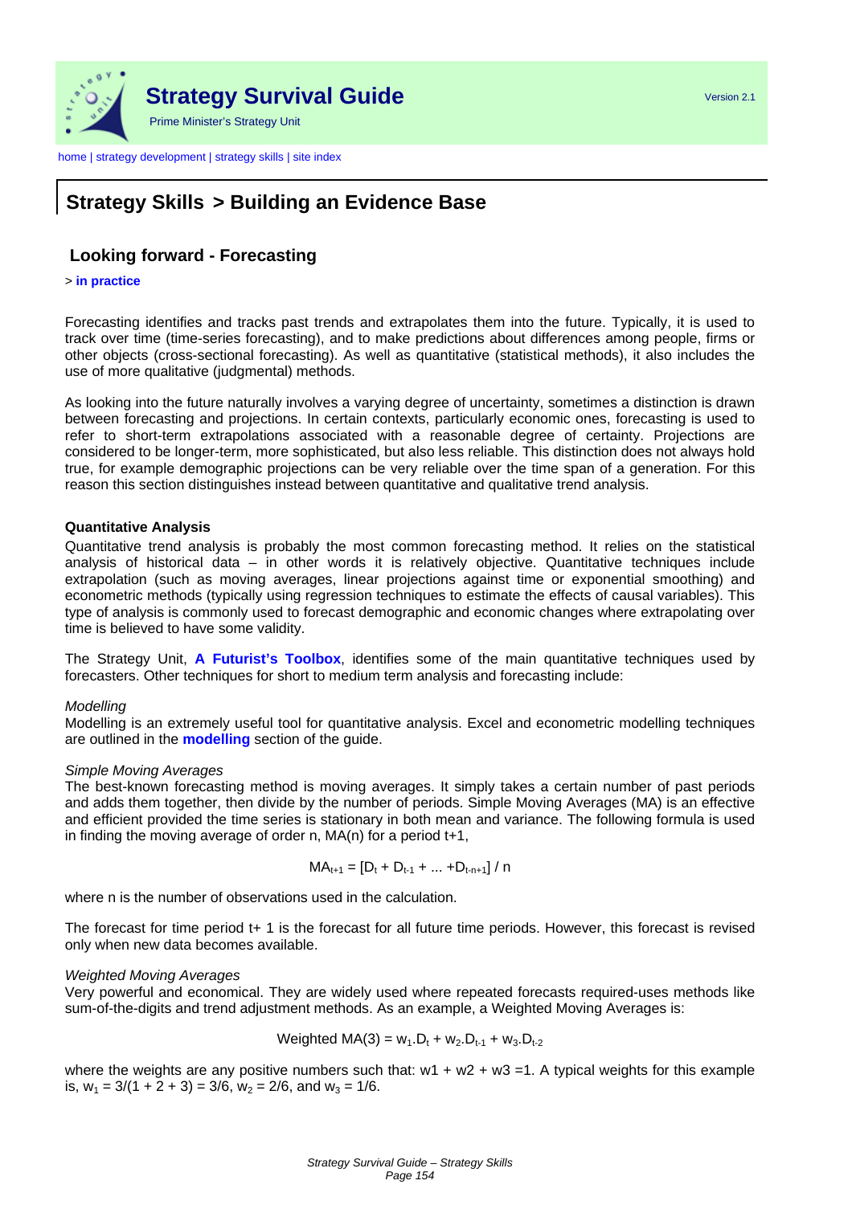# Strategy Skills > Building an Evidence Base

## Looking forward - Forecasting

> **in practice**

Forecasting identifies and tracks past trends and extrapolates them into the future. Typically, it is used to track over time (time-series forecasting), and to make predictions about differences among people, firms or other objects (cross-sectional forecasting). As well as quantitative (statistical methods), it also includes the use of more qualitative (judgmental) methods.

As looking into the future naturally involves a varying degree of uncertainty, sometimes a distinction is drawn between forecasting and projections. In certain contexts, particularly economic ones, forecasting is used to refer to short-term extrapolations associated with a reasonable degree of certainty. Projections are considered to be longer-term, more sophisticated, but also less reliable. This distinction does not always hold true, for example demographic projections can be very reliable over the time span of a generation. For this reason this section distinguishes instead between quantitative and qualitative trend analysis.

**Quantitative Analysis**

Quantitative trend analysis is probably the most common forecasting method. It relies on the statistical analysis of historical data – in other words it is relatively objective. Quantitative techniques include extrapolation (such as moving averages, linear projections against time or exponential smoothing) and econometric methods (typically using regression techniques to estimate the effects of causal variables). This type of analysis is commonly used to forecast demographic and economic changes where extrapolating over time is believed to have some validity.

The Strategy Unit, **A Futurist's Toolbox**, identifies some of the main quantitative techniques used by forecasters. Other techniques for short to medium term analysis and forecasting include:

*Modelling*

Modelling is an extremely useful tool for quantitative analysis. Excel and econometric modelling techniques are outlined in the **modelling** section of the guide.

*Simple Moving Averages*

The best-known forecasting method is moving averages. It simply takes a certain number of past periods and adds them together, then divide by the number of periods. Simple Moving Averages (MA) is an effective and efficient provided the time series is stationary in both mean and variance. The following formula is used in finding the moving average of order n, MA(n) for a period t+1,

$$MA_{t+1} = [D_t + D_{t-1} + ... + D_{t-n+1}] / n$$

where n is the number of observations used in the calculation.

The forecast for time period t+ 1 is the forecast for all future time periods. However, this forecast is revised only when new data becomes available.

*Weighted Moving Averages*

Very powerful and economical. They are widely used where repeated forecasts required-uses methods like sum-of-the-digits and trend adjustment methods. As an example, a Weighted Moving Averages is:

$$\text{Weighted MA}(3) = w_1.D_t + w_2.D_{t-1} + w_3.D_{t-2}$$

where the weights are any positive numbers such that: w1 + w2 + w3 =1. A typical weights for this example is, $w_1 = 3/(1 + 2 + 3) = 3/6$, $w_2 = 2/6$, and $w_3 = 1/6$.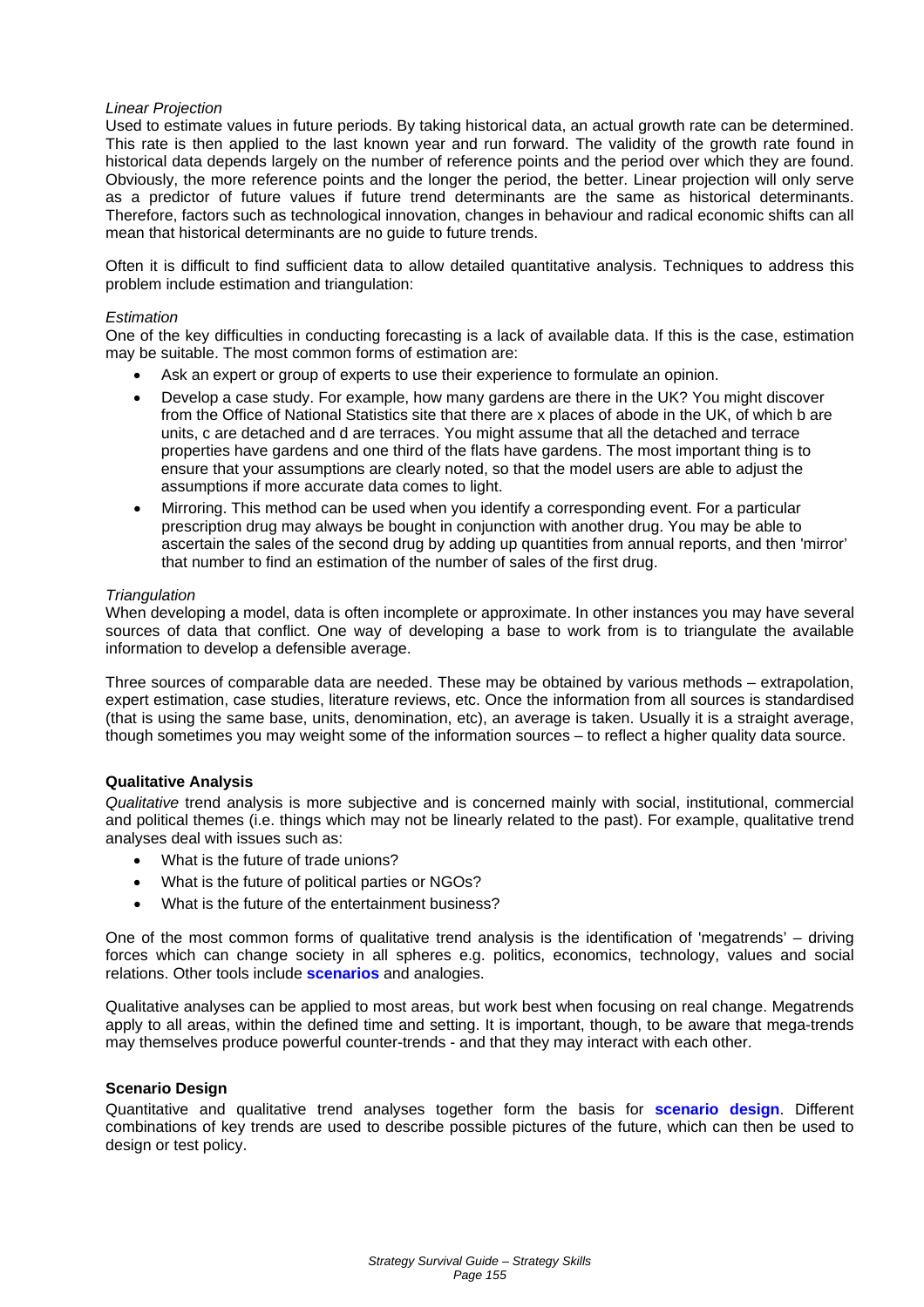*Linear Projection*

Used to estimate values in future periods. By taking historical data, an actual growth rate can be determined. This rate is then applied to the last known year and run forward. The validity of the growth rate found in historical data depends largely on the number of reference points and the period over which they are found. Obviously, the more reference points and the longer the period, the better. Linear projection will only serve as a predictor of future values if future trend determinants are the same as historical determinants. Therefore, factors such as technological innovation, changes in behaviour and radical economic shifts can all mean that historical determinants are no guide to future trends.

Often it is difficult to find sufficient data to allow detailed quantitative analysis. Techniques to address this problem include estimation and triangulation:

*Estimation*

One of the key difficulties in conducting forecasting is a lack of available data. If this is the case, estimation may be suitable. The most common forms of estimation are:

- Ask an expert or group of experts to use their experience to formulate an opinion.
- Develop a case study. For example, how many gardens are there in the UK? You might discover from the Office of National Statistics site that there are x places of abode in the UK, of which b are units, c are detached and d are terraces. You might assume that all the detached and terrace properties have gardens and one third of the flats have gardens. The most important thing is to ensure that your assumptions are clearly noted, so that the model users are able to adjust the assumptions if more accurate data comes to light.
- Mirroring. This method can be used when you identify a corresponding event. For a particular prescription drug may always be bought in conjunction with another drug. You may be able to ascertain the sales of the second drug by adding up quantities from annual reports, and then 'mirror' that number to find an estimation of the number of sales of the first drug.

*Triangulation*

When developing a model, data is often incomplete or approximate. In other instances you may have several sources of data that conflict. One way of developing a base to work from is to triangulate the available information to develop a defensible average.

Three sources of comparable data are needed. These may be obtained by various methods – extrapolation, expert estimation, case studies, literature reviews, etc. Once the information from all sources is standardised (that is using the same base, units, denomination, etc), an average is taken. Usually it is a straight average, though sometimes you may weight some of the information sources – to reflect a higher quality data source.

**Qualitative Analysis**

*Qualitative* trend analysis is more subjective and is concerned mainly with social, institutional, commercial and political themes (i.e. things which may not be linearly related to the past). For example, qualitative trend analyses deal with issues such as:

- What is the future of trade unions?
- What is the future of political parties or NGOs?
- What is the future of the entertainment business?

One of the most common forms of qualitative trend analysis is the identification of 'megatrends' – driving forces which can change society in all spheres e.g. politics, economics, technology, values and social relations. Other tools include **scenarios** and analogies.

Qualitative analyses can be applied to most areas, but work best when focusing on real change. Megatrends apply to all areas, within the defined time and setting. It is important, though, to be aware that mega-trends may themselves produce powerful counter-trends - and that they may interact with each other.

**Scenario Design**

Quantitative and qualitative trend analyses together form the basis for **scenario design**. Different combinations of key trends are used to describe possible pictures of the future, which can then be used to design or test policy.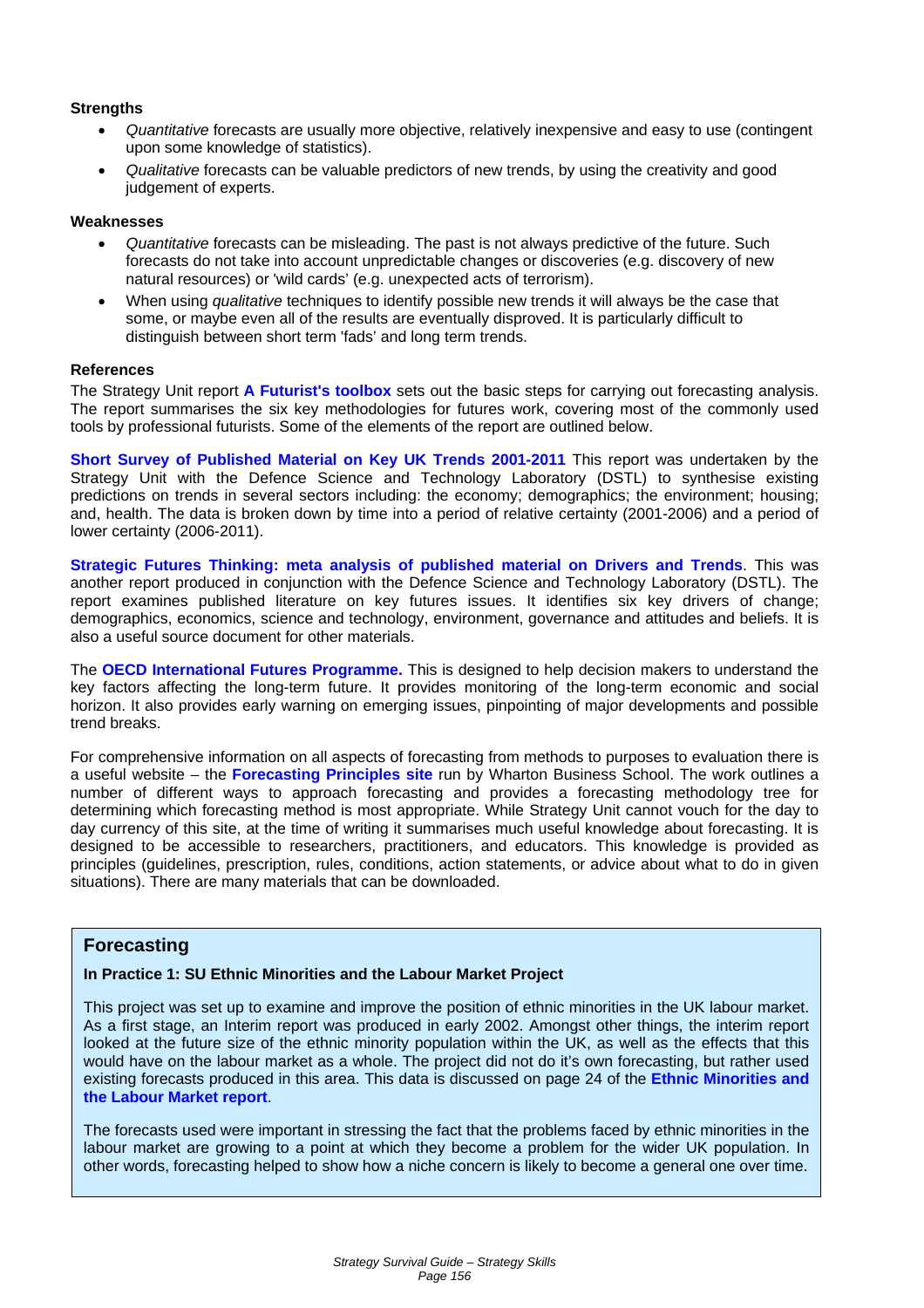**Strengths**

- *Quantitative* forecasts are usually more objective, relatively inexpensive and easy to use (contingent upon some knowledge of statistics).
- *Qualitative* forecasts can be valuable predictors of new trends, by using the creativity and good judgement of experts.

**Weaknesses**

- *Quantitative* forecasts can be misleading. The past is not always predictive of the future. Such forecasts do not take into account unpredictable changes or discoveries (e.g. discovery of new natural resources) or 'wild cards' (e.g. unexpected acts of terrorism).
- When using *qualitative* techniques to identify possible new trends it will always be the case that some, or maybe even all of the results are eventually disproved. It is particularly difficult to distinguish between short term 'fads' and long term trends.

**References**

The Strategy Unit report **A Futurist's toolbox** sets out the basic steps for carrying out forecasting analysis. The report summarises the six key methodologies for futures work, covering most of the commonly used tools by professional futurists. Some of the elements of the report are outlined below.

**Short Survey of Published Material on Key UK Trends 2001-2011** This report was undertaken by the Strategy Unit with the Defence Science and Technology Laboratory (DSTL) to synthesise existing predictions on trends in several sectors including: the economy; demographics; the environment; housing; and, health. The data is broken down by time into a period of relative certainty (2001-2006) and a period of lower certainty (2006-2011).

**Strategic Futures Thinking: meta analysis of published material on Drivers and Trends**. This was another report produced in conjunction with the Defence Science and Technology Laboratory (DSTL). The report examines published literature on key futures issues. It identifies six key drivers of change; demographics, economics, science and technology, environment, governance and attitudes and beliefs. It is also a useful source document for other materials.

The **OECD International Futures Programme.** This is designed to help decision makers to understand the key factors affecting the long-term future. It provides monitoring of the long-term economic and social horizon. It also provides early warning on emerging issues, pinpointing of major developments and possible trend breaks.

For comprehensive information on all aspects of forecasting from methods to purposes to evaluation there is a useful website – the **Forecasting Principles site** run by Wharton Business School. The work outlines a number of different ways to approach forecasting and provides a forecasting methodology tree for determining which forecasting method is most appropriate. While Strategy Unit cannot vouch for the day to day currency of this site, at the time of writing it summarises much useful knowledge about forecasting. It is designed to be accessible to researchers, practitioners, and educators. This knowledge is provided as principles (guidelines, prescription, rules, conditions, action statements, or advice about what to do in given situations). There are many materials that can be downloaded.

## Forecasting

**In Practice 1: SU Ethnic Minorities and the Labour Market Project**

This project was set up to examine and improve the position of ethnic minorities in the UK labour market. As a first stage, an Interim report was produced in early 2002. Amongst other things, the interim report looked at the future size of the ethnic minority population within the UK, as well as the effects that this would have on the labour market as a whole. The project did not do it's own forecasting, but rather used existing forecasts produced in this area. This data is discussed on page 24 of the **Ethnic Minorities and the Labour Market report**.

The forecasts used were important in stressing the fact that the problems faced by ethnic minorities in the labour market are growing to a point at which they become a problem for the wider UK population. In other words, forecasting helped to show how a niche concern is likely to become a general one over time.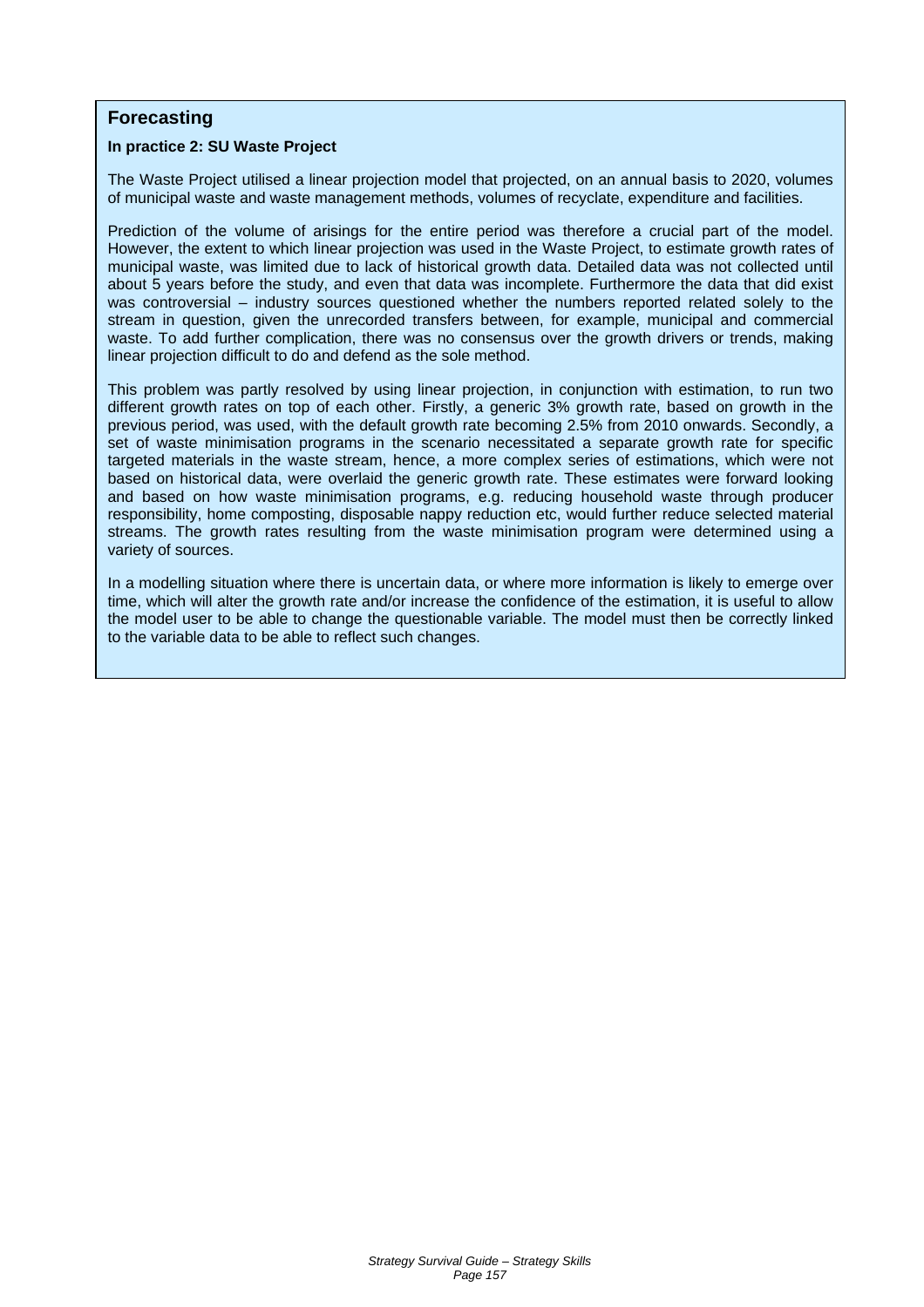## Forecasting

**In practice 2: SU Waste Project**

The Waste Project utilised a linear projection model that projected, on an annual basis to 2020, volumes of municipal waste and waste management methods, volumes of recyclate, expenditure and facilities.

Prediction of the volume of arisings for the entire period was therefore a crucial part of the model. However, the extent to which linear projection was used in the Waste Project, to estimate growth rates of municipal waste, was limited due to lack of historical growth data. Detailed data was not collected until about 5 years before the study, and even that data was incomplete. Furthermore the data that did exist was controversial – industry sources questioned whether the numbers reported related solely to the stream in question, given the unrecorded transfers between, for example, municipal and commercial waste. To add further complication, there was no consensus over the growth drivers or trends, making linear projection difficult to do and defend as the sole method.

This problem was partly resolved by using linear projection, in conjunction with estimation, to run two different growth rates on top of each other. Firstly, a generic 3% growth rate, based on growth in the previous period, was used, with the default growth rate becoming 2.5% from 2010 onwards. Secondly, a set of waste minimisation programs in the scenario necessitated a separate growth rate for specific targeted materials in the waste stream, hence, a more complex series of estimations, which were not based on historical data, were overlaid the generic growth rate. These estimates were forward looking and based on how waste minimisation programs, e.g. reducing household waste through producer responsibility, home composting, disposable nappy reduction etc, would further reduce selected material streams. The growth rates resulting from the waste minimisation program were determined using a variety of sources.

In a modelling situation where there is uncertain data, or where more information is likely to emerge over time, which will alter the growth rate and/or increase the confidence of the estimation, it is useful to allow the model user to be able to change the questionable variable. The model must then be correctly linked to the variable data to be able to reflect such changes.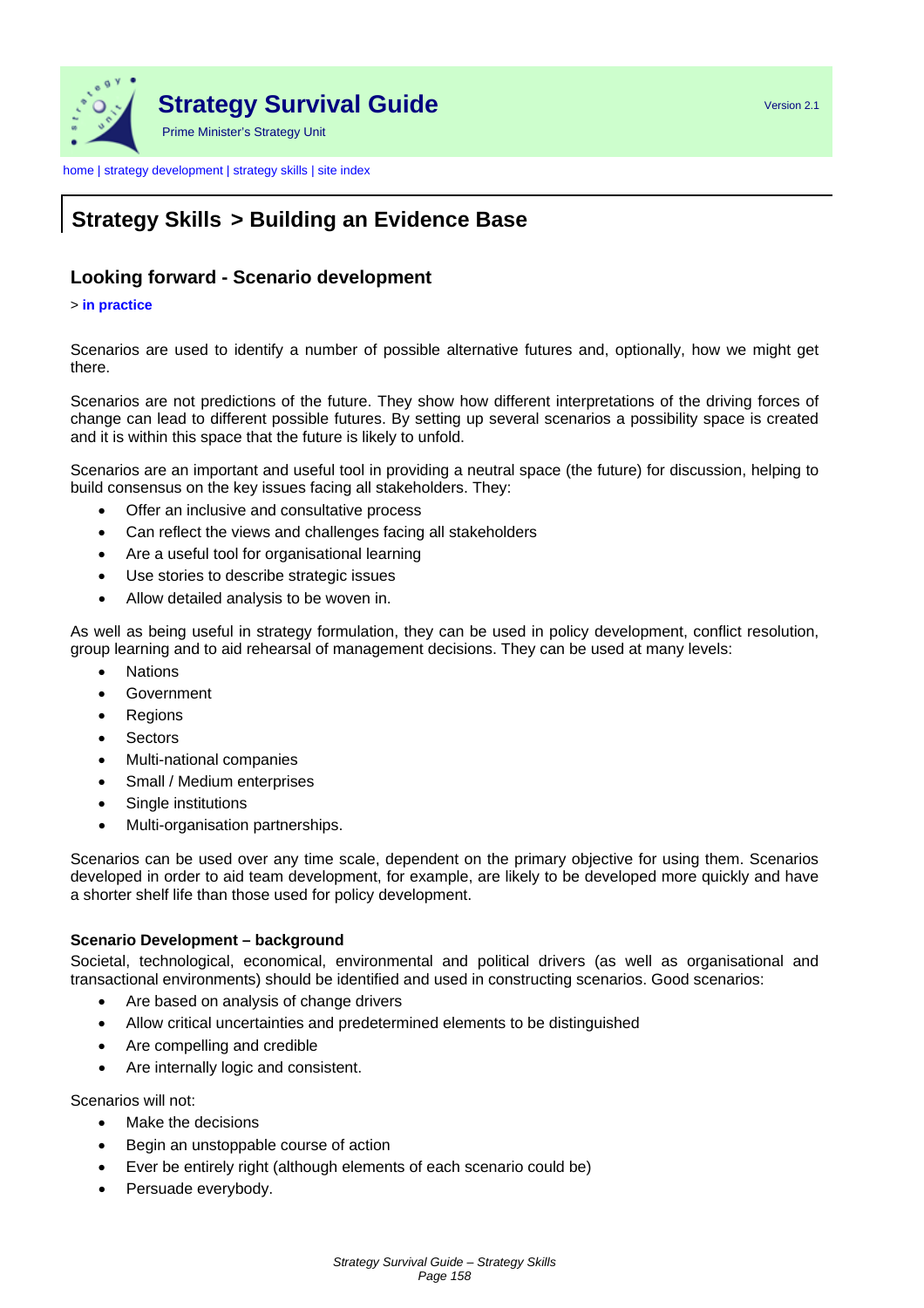# Strategy Skills > Building an Evidence Base

## Looking forward - Scenario development

> **in practice**

Scenarios are used to identify a number of possible alternative futures and, optionally, how we might get there.

Scenarios are not predictions of the future. They show how different interpretations of the driving forces of change can lead to different possible futures. By setting up several scenarios a possibility space is created and it is within this space that the future is likely to unfold.

Scenarios are an important and useful tool in providing a neutral space (the future) for discussion, helping to build consensus on the key issues facing all stakeholders. They:

- Offer an inclusive and consultative process
- Can reflect the views and challenges facing all stakeholders
- Are a useful tool for organisational learning
- Use stories to describe strategic issues
- Allow detailed analysis to be woven in.

As well as being useful in strategy formulation, they can be used in policy development, conflict resolution, group learning and to aid rehearsal of management decisions. They can be used at many levels:

- Nations
- Government
- Regions
- Sectors
- Multi-national companies
- Small / Medium enterprises
- Single institutions
- Multi-organisation partnerships.

Scenarios can be used over any time scale, dependent on the primary objective for using them. Scenarios developed in order to aid team development, for example, are likely to be developed more quickly and have a shorter shelf life than those used for policy development.

**Scenario Development – background**

Societal, technological, economical, environmental and political drivers (as well as organisational and transactional environments) should be identified and used in constructing scenarios. Good scenarios:

- Are based on analysis of change drivers
- Allow critical uncertainties and predetermined elements to be distinguished
- Are compelling and credible
- Are internally logic and consistent.

Scenarios will not:

- Make the decisions
- Begin an unstoppable course of action
- Ever be entirely right (although elements of each scenario could be)
- Persuade everybody.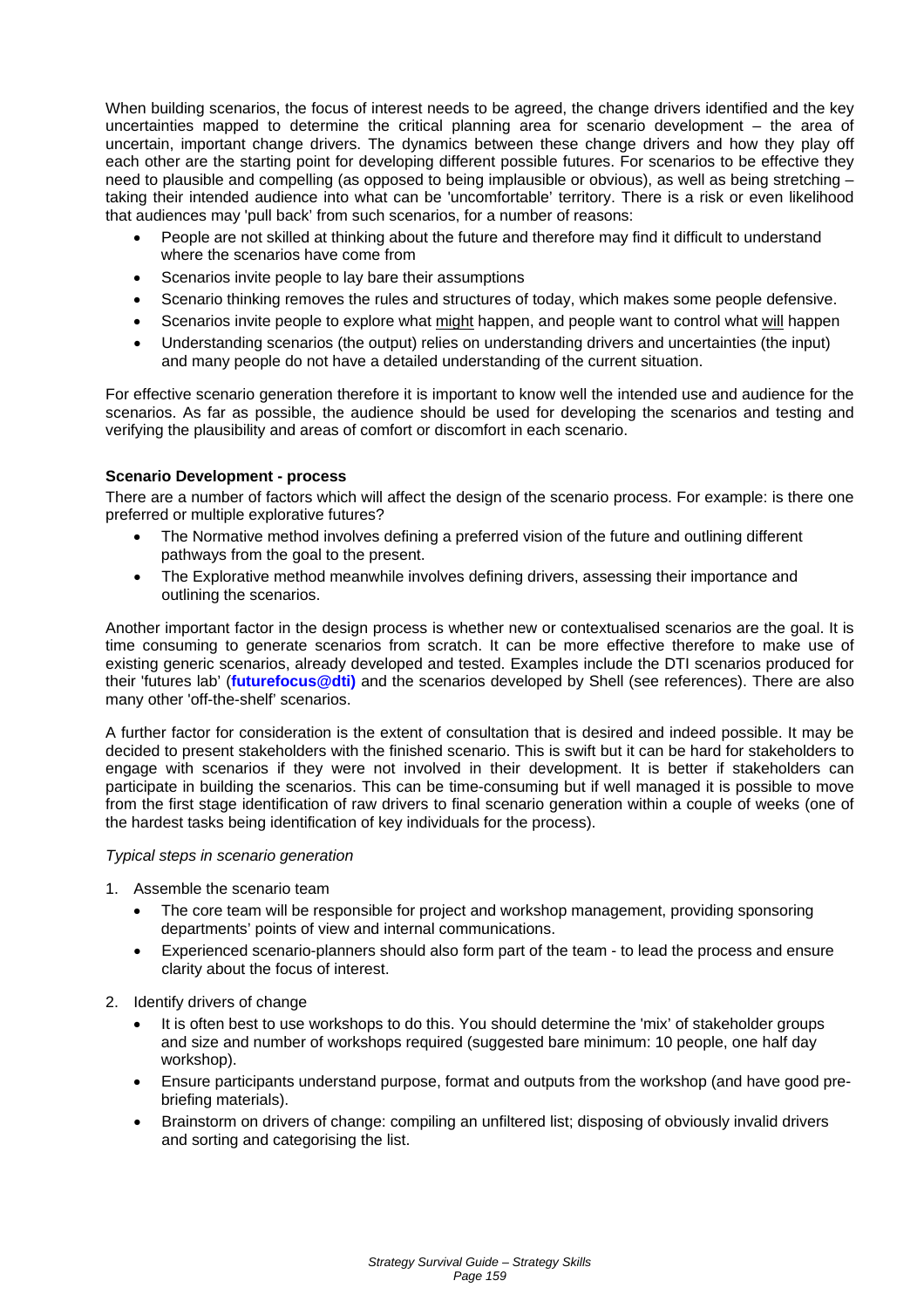When building scenarios, the focus of interest needs to be agreed, the change drivers identified and the key uncertainties mapped to determine the critical planning area for scenario development – the area of uncertain, important change drivers. The dynamics between these change drivers and how they play off each other are the starting point for developing different possible futures. For scenarios to be effective they need to plausible and compelling (as opposed to being implausible or obvious), as well as being stretching – taking their intended audience into what can be 'uncomfortable' territory. There is a risk or even likelihood that audiences may 'pull back' from such scenarios, for a number of reasons:

- People are not skilled at thinking about the future and therefore may find it difficult to understand where the scenarios have come from
- Scenarios invite people to lay bare their assumptions
- Scenario thinking removes the rules and structures of today, which makes some people defensive.
- Scenarios invite people to explore what <u>might</u> happen, and people want to control what <u>will</u> happen
- Understanding scenarios (the output) relies on understanding drivers and uncertainties (the input) and many people do not have a detailed understanding of the current situation.

For effective scenario generation therefore it is important to know well the intended use and audience for the scenarios. As far as possible, the audience should be used for developing the scenarios and testing and verifying the plausibility and areas of comfort or discomfort in each scenario.

**Scenario Development - process**

There are a number of factors which will affect the design of the scenario process. For example: is there one preferred or multiple explorative futures?

- The Normative method involves defining a preferred vision of the future and outlining different pathways from the goal to the present.
- The Explorative method meanwhile involves defining drivers, assessing their importance and outlining the scenarios.

Another important factor in the design process is whether new or contextualised scenarios are the goal. It is time consuming to generate scenarios from scratch. It can be more effective therefore to make use of existing generic scenarios, already developed and tested. Examples include the DTI scenarios produced for their 'futures lab' (**futurefocus@dti)** and the scenarios developed by Shell (see references). There are also many other 'off-the-shelf' scenarios.

A further factor for consideration is the extent of consultation that is desired and indeed possible. It may be decided to present stakeholders with the finished scenario. This is swift but it can be hard for stakeholders to engage with scenarios if they were not involved in their development. It is better if stakeholders can participate in building the scenarios. This can be time-consuming but if well managed it is possible to move from the first stage identification of raw drivers to final scenario generation within a couple of weeks (one of the hardest tasks being identification of key individuals for the process).

*Typical steps in scenario generation*

1. Assemble the scenario team
   - The core team will be responsible for project and workshop management, providing sponsoring departments' points of view and internal communications.
   - Experienced scenario-planners should also form part of the team - to lead the process and ensure clarity about the focus of interest.
2. Identify drivers of change
   - It is often best to use workshops to do this. You should determine the 'mix' of stakeholder groups and size and number of workshops required (suggested bare minimum: 10 people, one half day workshop).
   - Ensure participants understand purpose, format and outputs from the workshop (and have good pre-briefing materials).
   - Brainstorm on drivers of change: compiling an unfiltered list; disposing of obviously invalid drivers and sorting and categorising the list.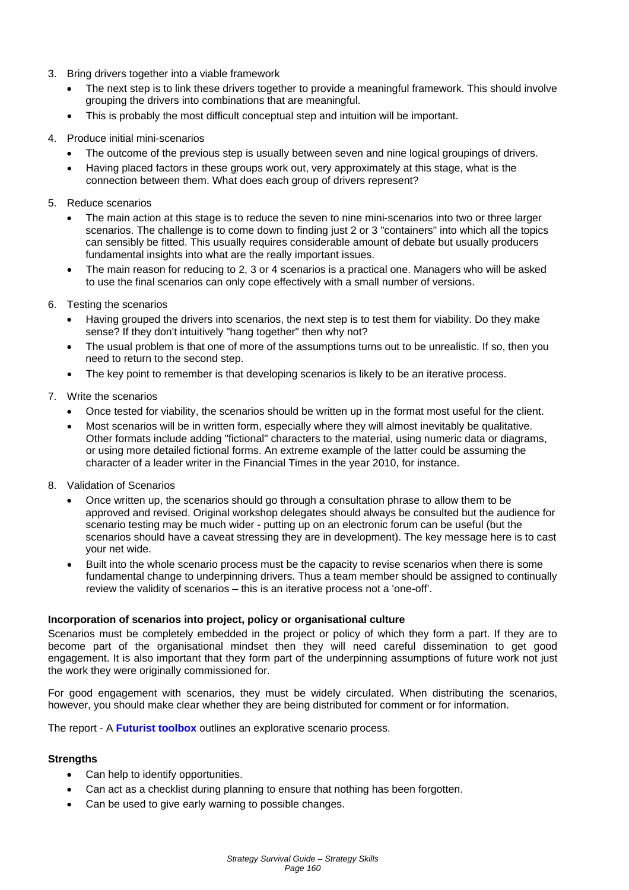3. Bring drivers together into a viable framework
    - The next step is to link these drivers together to provide a meaningful framework. This should involve grouping the drivers into combinations that are meaningful.
    - This is probably the most difficult conceptual step and intuition will be important.

4. Produce initial mini-scenarios
    - The outcome of the previous step is usually between seven and nine logical groupings of drivers.
    - Having placed factors in these groups work out, very approximately at this stage, what is the connection between them. What does each group of drivers represent?

5. Reduce scenarios
    - The main action at this stage is to reduce the seven to nine mini-scenarios into two or three larger scenarios. The challenge is to come down to finding just 2 or 3 "containers" into which all the topics can sensibly be fitted. This usually requires considerable amount of debate but usually producers fundamental insights into what are the really important issues.
    - The main reason for reducing to 2, 3 or 4 scenarios is a practical one. Managers who will be asked to use the final scenarios can only cope effectively with a small number of versions.

6. Testing the scenarios
    - Having grouped the drivers into scenarios, the next step is to test them for viability. Do they make sense? If they don't intuitively "hang together" then why not?
    - The usual problem is that one of more of the assumptions turns out to be unrealistic. If so, then you need to return to the second step.
    - The key point to remember is that developing scenarios is likely to be an iterative process.

7. Write the scenarios
    - Once tested for viability, the scenarios should be written up in the format most useful for the client.
    - Most scenarios will be in written form, especially where they will almost inevitably be qualitative. Other formats include adding "fictional" characters to the material, using numeric data or diagrams, or using more detailed fictional forms. An extreme example of the latter could be assuming the character of a leader writer in the Financial Times in the year 2010, for instance.

8. Validation of Scenarios
    - Once written up, the scenarios should go through a consultation phrase to allow them to be approved and revised. Original workshop delegates should always be consulted but the audience for scenario testing may be much wider - putting up on an electronic forum can be useful (but the scenarios should have a caveat stressing they are in development). The key message here is to cast your net wide.
    - Built into the whole scenario process must be the capacity to revise scenarios when there is some fundamental change to underpinning drivers. Thus a team member should be assigned to continually review the validity of scenarios – this is an iterative process not a 'one-off'.

**Incorporation of scenarios into project, policy or organisational culture**

Scenarios must be completely embedded in the project or policy of which they form a part. If they are to become part of the organisational mindset then they will need careful dissemination to get good engagement. It is also important that they form part of the underpinning assumptions of future work not just the work they were originally commissioned for.

For good engagement with scenarios, they must be widely circulated. When distributing the scenarios, however, you should make clear whether they are being distributed for comment or for information.

The report - A **Futurist toolbox** outlines an explorative scenario process.

**Strengths**

- Can help to identify opportunities.
- Can act as a checklist during planning to ensure that nothing has been forgotten.
- Can be used to give early warning to possible changes.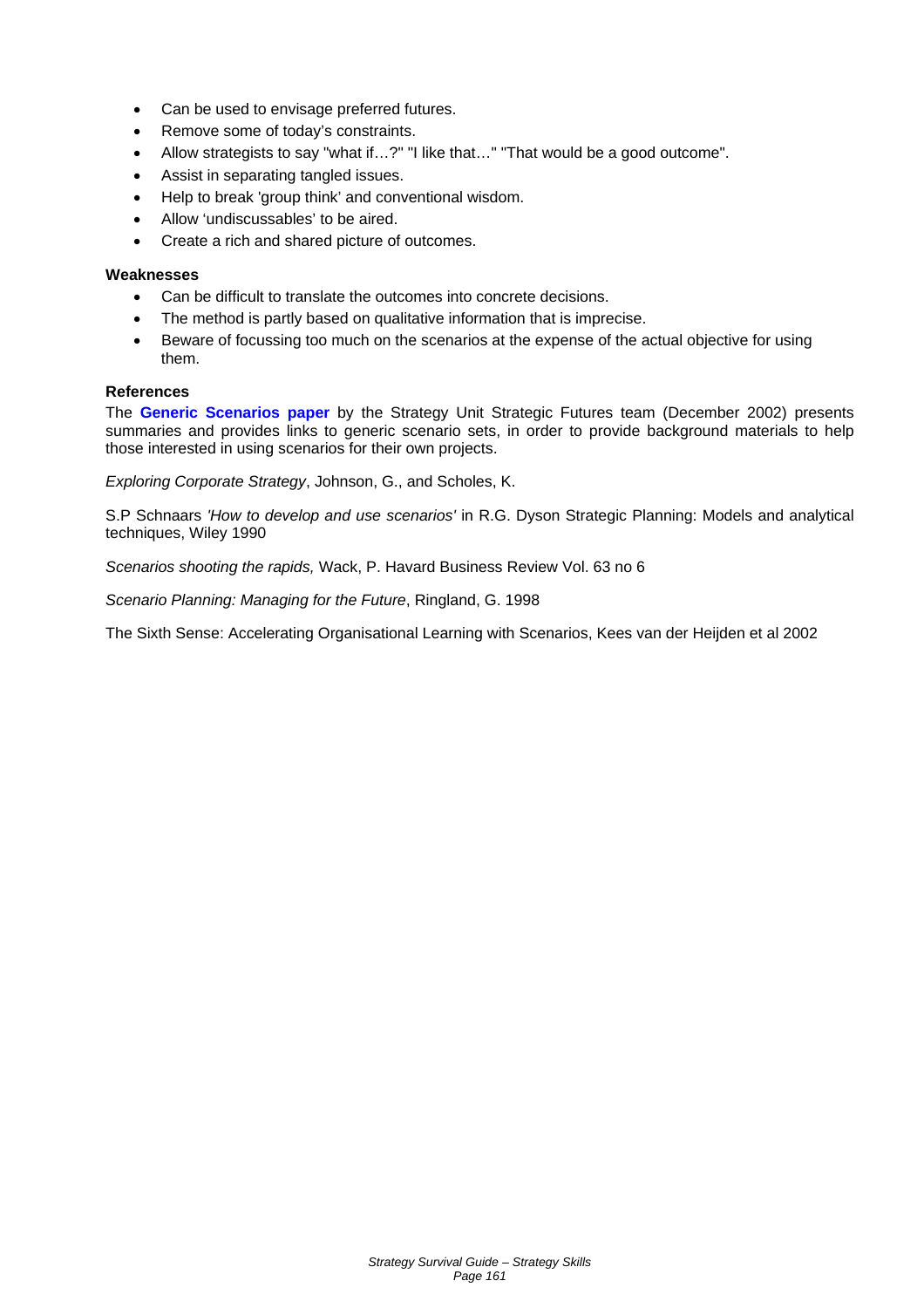- Can be used to envisage preferred futures.
- Remove some of today's constraints.
- Allow strategists to say "what if…?" "I like that…" "That would be a good outcome".
- Assist in separating tangled issues.
- Help to break 'group think' and conventional wisdom.
- Allow 'undiscussables' to be aired.
- Create a rich and shared picture of outcomes.

**Weaknesses**

- Can be difficult to translate the outcomes into concrete decisions.
- The method is partly based on qualitative information that is imprecise.
- Beware of focussing too much on the scenarios at the expense of the actual objective for using them.

**References**

The **Generic Scenarios paper** by the Strategy Unit Strategic Futures team (December 2002) presents summaries and provides links to generic scenario sets, in order to provide background materials to help those interested in using scenarios for their own projects.

*Exploring Corporate Strategy*, Johnson, G., and Scholes, K.

S.P Schnaars *'How to develop and use scenarios'* in R.G. Dyson Strategic Planning: Models and analytical techniques, Wiley 1990

*Scenarios shooting the rapids,* Wack, P. Havard Business Review Vol. 63 no 6

*Scenario Planning: Managing for the Future*, Ringland, G. 1998

The Sixth Sense: Accelerating Organisational Learning with Scenarios, Kees van der Heijden et al 2002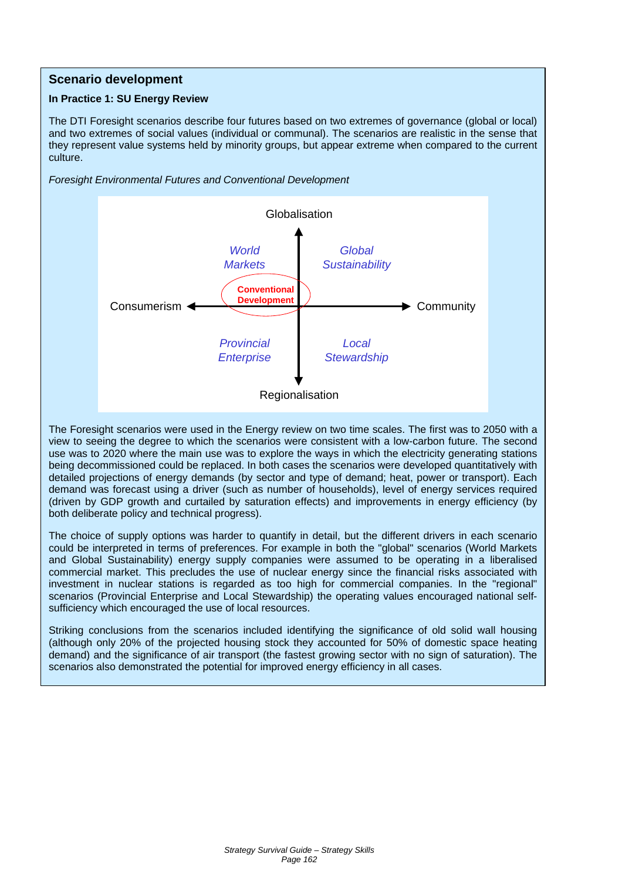## Scenario development

**In Practice 1: SU Energy Review**

The DTI Foresight scenarios describe four futures based on two extremes of governance (global or local) and two extremes of social values (individual or communal). The scenarios are realistic in the sense that they represent value systems held by minority groups, but appear extreme when compared to the current culture.

*Foresight Environmental Futures and Conventional Development*

Globalisation

*World Markets* | *Global Sustainability*

**Conventional Development**

Consumerism ← → Community

*Provincial Enterprise* | *Local Stewardship*

Regionalisation

The Foresight scenarios were used in the Energy review on two time scales. The first was to 2050 with a view to seeing the degree to which the scenarios were consistent with a low-carbon future. The second use was to 2020 where the main use was to explore the ways in which the electricity generating stations being decommissioned could be replaced. In both cases the scenarios were developed quantitatively with detailed projections of energy demands (by sector and type of demand; heat, power or transport). Each demand was forecast using a driver (such as number of households), level of energy services required (driven by GDP growth and curtailed by saturation effects) and improvements in energy efficiency (by both deliberate policy and technical progress).

The choice of supply options was harder to quantify in detail, but the different drivers in each scenario could be interpreted in terms of preferences. For example in both the "global" scenarios (World Markets and Global Sustainability) energy supply companies were assumed to be operating in a liberalised commercial market. This precludes the use of nuclear energy since the financial risks associated with investment in nuclear stations is regarded as too high for commercial companies. In the "regional" scenarios (Provincial Enterprise and Local Stewardship) the operating values encouraged national self-sufficiency which encouraged the use of local resources.

Striking conclusions from the scenarios included identifying the significance of old solid wall housing (although only 20% of the projected housing stock they accounted for 50% of domestic space heating demand) and the significance of air transport (the fastest growing sector with no sign of saturation). The scenarios also demonstrated the potential for improved energy efficiency in all cases.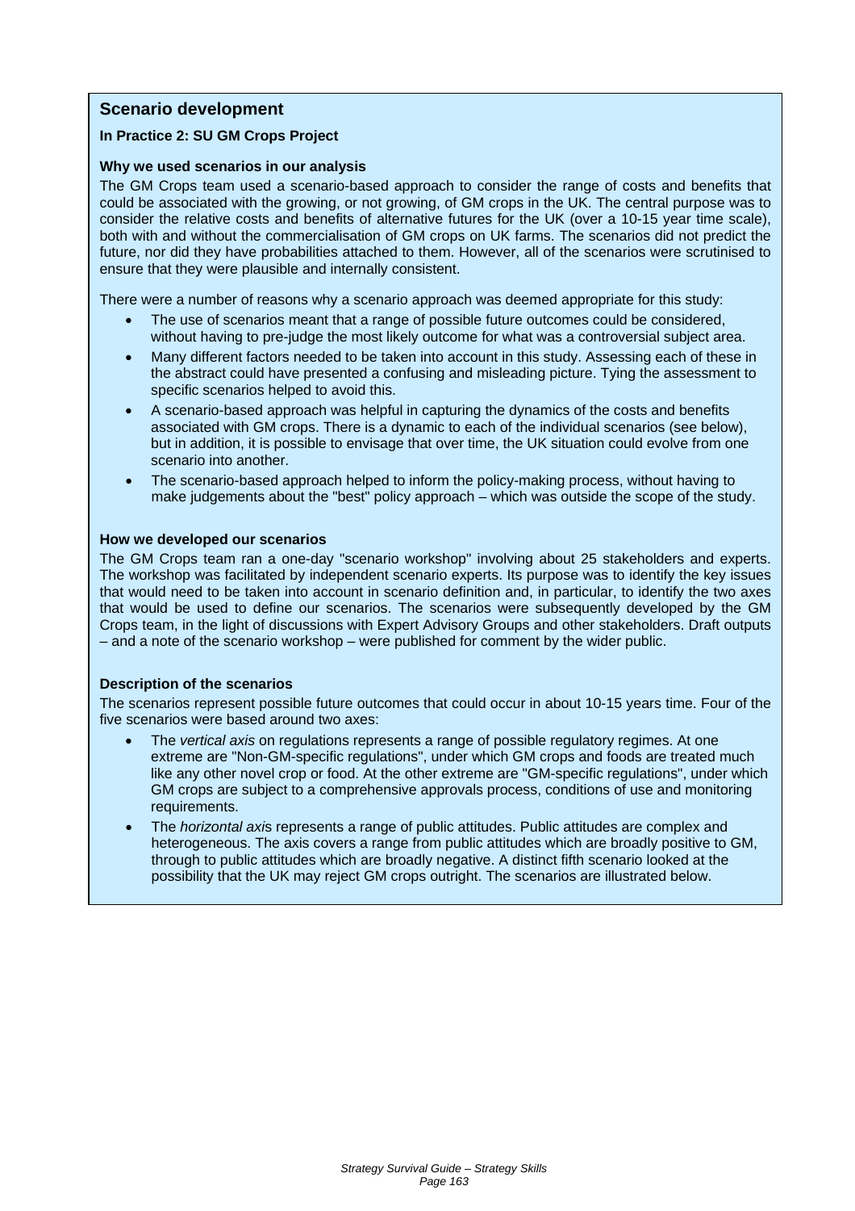## Scenario development

**In Practice 2: SU GM Crops Project**

**Why we used scenarios in our analysis**

The GM Crops team used a scenario-based approach to consider the range of costs and benefits that could be associated with the growing, or not growing, of GM crops in the UK. The central purpose was to consider the relative costs and benefits of alternative futures for the UK (over a 10-15 year time scale), both with and without the commercialisation of GM crops on UK farms. The scenarios did not predict the future, nor did they have probabilities attached to them. However, all of the scenarios were scrutinised to ensure that they were plausible and internally consistent.

There were a number of reasons why a scenario approach was deemed appropriate for this study:

- The use of scenarios meant that a range of possible future outcomes could be considered, without having to pre-judge the most likely outcome for what was a controversial subject area.
- Many different factors needed to be taken into account in this study. Assessing each of these in the abstract could have presented a confusing and misleading picture. Tying the assessment to specific scenarios helped to avoid this.
- A scenario-based approach was helpful in capturing the dynamics of the costs and benefits associated with GM crops. There is a dynamic to each of the individual scenarios (see below), but in addition, it is possible to envisage that over time, the UK situation could evolve from one scenario into another.
- The scenario-based approach helped to inform the policy-making process, without having to make judgements about the "best" policy approach – which was outside the scope of the study.

**How we developed our scenarios**

The GM Crops team ran a one-day "scenario workshop" involving about 25 stakeholders and experts. The workshop was facilitated by independent scenario experts. Its purpose was to identify the key issues that would need to be taken into account in scenario definition and, in particular, to identify the two axes that would be used to define our scenarios. The scenarios were subsequently developed by the GM Crops team, in the light of discussions with Expert Advisory Groups and other stakeholders. Draft outputs – and a note of the scenario workshop – were published for comment by the wider public.

**Description of the scenarios**

The scenarios represent possible future outcomes that could occur in about 10-15 years time. Four of the five scenarios were based around two axes:

- The *vertical axis* on regulations represents a range of possible regulatory regimes. At one extreme are "Non-GM-specific regulations", under which GM crops and foods are treated much like any other novel crop or food. At the other extreme are "GM-specific regulations", under which GM crops are subject to a comprehensive approvals process, conditions of use and monitoring requirements.
- The *horizontal axis* represents a range of public attitudes. Public attitudes are complex and heterogeneous. The axis covers a range from public attitudes which are broadly positive to GM, through to public attitudes which are broadly negative. A distinct fifth scenario looked at the possibility that the UK may reject GM crops outright. The scenarios are illustrated below.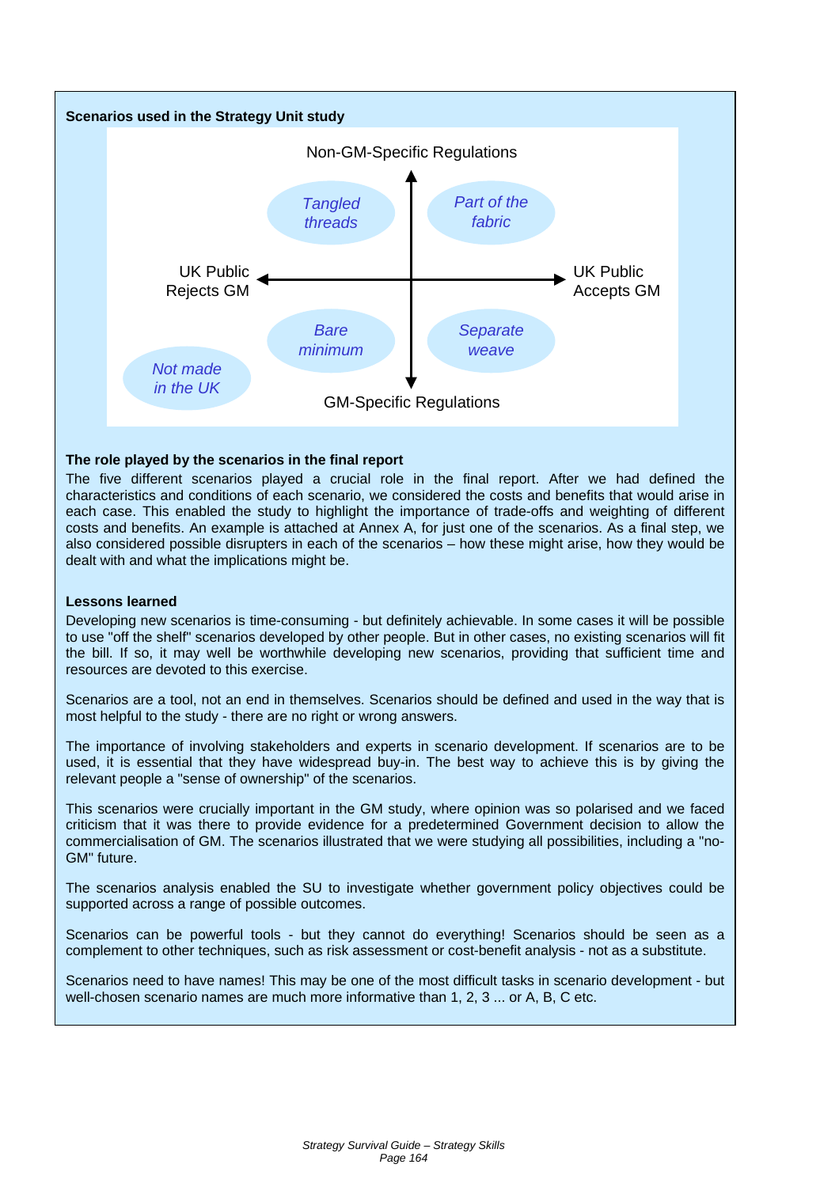**Scenarios used in the Strategy Unit study**

Non-GM-Specific Regulations

*Tangled threads* | *Part of the fabric*

UK Public Rejects GM ← → UK Public Accepts GM

*Bare minimum* | *Separate weave*

*Not made in the UK*

GM-Specific Regulations

**The role played by the scenarios in the final report**

The five different scenarios played a crucial role in the final report. After we had defined the characteristics and conditions of each scenario, we considered the costs and benefits that would arise in each case. This enabled the study to highlight the importance of trade-offs and weighting of different costs and benefits. An example is attached at Annex A, for just one of the scenarios. As a final step, we also considered possible disrupters in each of the scenarios – how these might arise, how they would be dealt with and what the implications might be.

**Lessons learned**

Developing new scenarios is time-consuming - but definitely achievable. In some cases it will be possible to use "off the shelf" scenarios developed by other people. But in other cases, no existing scenarios will fit the bill. If so, it may well be worthwhile developing new scenarios, providing that sufficient time and resources are devoted to this exercise.

Scenarios are a tool, not an end in themselves. Scenarios should be defined and used in the way that is most helpful to the study - there are no right or wrong answers.

The importance of involving stakeholders and experts in scenario development. If scenarios are to be used, it is essential that they have widespread buy-in. The best way to achieve this is by giving the relevant people a "sense of ownership" of the scenarios.

This scenarios were crucially important in the GM study, where opinion was so polarised and we faced criticism that it was there to provide evidence for a predetermined Government decision to allow the commercialisation of GM. The scenarios illustrated that we were studying all possibilities, including a "no-GM" future.

The scenarios analysis enabled the SU to investigate whether government policy objectives could be supported across a range of possible outcomes.

Scenarios can be powerful tools - but they cannot do everything! Scenarios should be seen as a complement to other techniques, such as risk assessment or cost-benefit analysis - not as a substitute.

Scenarios need to have names! This may be one of the most difficult tasks in scenario development - but well-chosen scenario names are much more informative than 1, 2, 3 ... or A, B, C etc.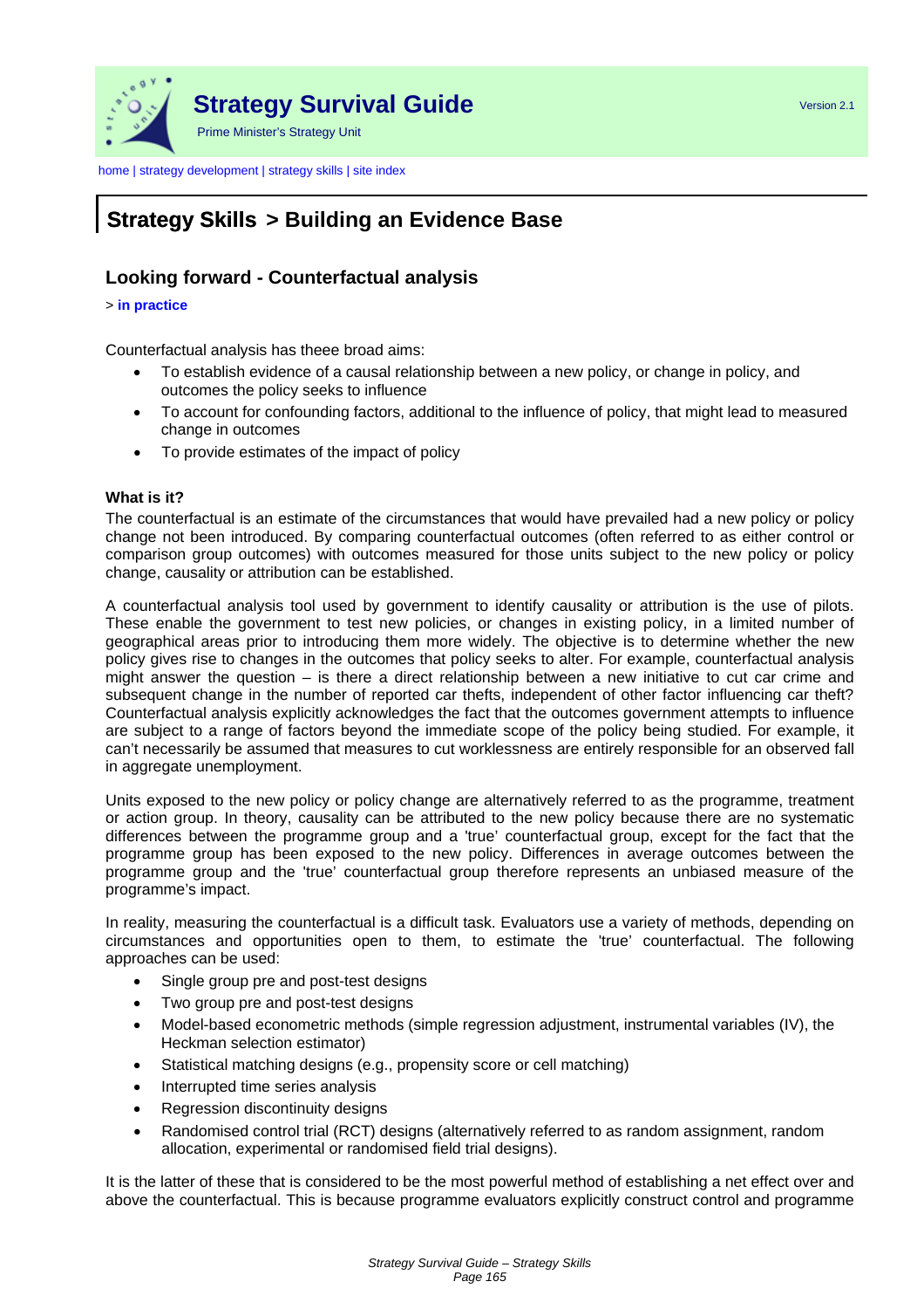home | strategy development | strategy skills | site index

# Strategy Skills > Building an Evidence Base

## Looking forward - Counterfactual analysis

> **in practice**

Counterfactual analysis has theee broad aims:

- To establish evidence of a causal relationship between a new policy, or change in policy, and outcomes the policy seeks to influence
- To account for confounding factors, additional to the influence of policy, that might lead to measured change in outcomes
- To provide estimates of the impact of policy

**What is it?**

The counterfactual is an estimate of the circumstances that would have prevailed had a new policy or policy change not been introduced. By comparing counterfactual outcomes (often referred to as either control or comparison group outcomes) with outcomes measured for those units subject to the new policy or policy change, causality or attribution can be established.

A counterfactual analysis tool used by government to identify causality or attribution is the use of pilots. These enable the government to test new policies, or changes in existing policy, in a limited number of geographical areas prior to introducing them more widely. The objective is to determine whether the new policy gives rise to changes in the outcomes that policy seeks to alter. For example, counterfactual analysis might answer the question – is there a direct relationship between a new initiative to cut car crime and subsequent change in the number of reported car thefts, independent of other factor influencing car theft? Counterfactual analysis explicitly acknowledges the fact that the outcomes government attempts to influence are subject to a range of factors beyond the immediate scope of the policy being studied. For example, it can't necessarily be assumed that measures to cut worklessness are entirely responsible for an observed fall in aggregate unemployment.

Units exposed to the new policy or policy change are alternatively referred to as the programme, treatment or action group. In theory, causality can be attributed to the new policy because there are no systematic differences between the programme group and a 'true' counterfactual group, except for the fact that the programme group has been exposed to the new policy. Differences in average outcomes between the programme group and the 'true' counterfactual group therefore represents an unbiased measure of the programme's impact.

In reality, measuring the counterfactual is a difficult task. Evaluators use a variety of methods, depending on circumstances and opportunities open to them, to estimate the 'true' counterfactual. The following approaches can be used:

- Single group pre and post-test designs
- Two group pre and post-test designs
- Model-based econometric methods (simple regression adjustment, instrumental variables (IV), the Heckman selection estimator)
- Statistical matching designs (e.g., propensity score or cell matching)
- Interrupted time series analysis
- Regression discontinuity designs
- Randomised control trial (RCT) designs (alternatively referred to as random assignment, random allocation, experimental or randomised field trial designs).

It is the latter of these that is considered to be the most powerful method of establishing a net effect over and above the counterfactual. This is because programme evaluators explicitly construct control and programme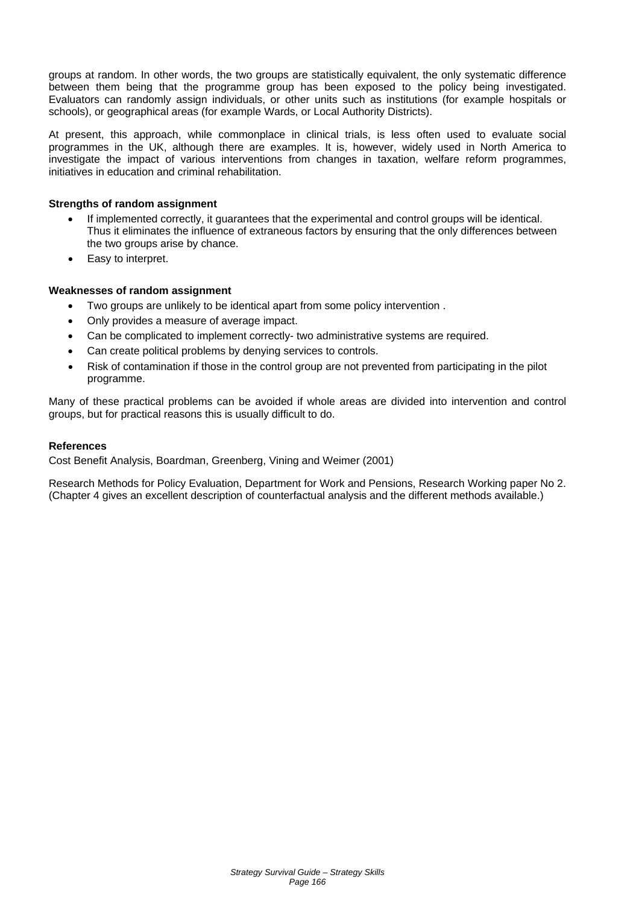groups at random. In other words, the two groups are statistically equivalent, the only systematic difference between them being that the programme group has been exposed to the policy being investigated. Evaluators can randomly assign individuals, or other units such as institutions (for example hospitals or schools), or geographical areas (for example Wards, or Local Authority Districts).

At present, this approach, while commonplace in clinical trials, is less often used to evaluate social programmes in the UK, although there are examples. It is, however, widely used in North America to investigate the impact of various interventions from changes in taxation, welfare reform programmes, initiatives in education and criminal rehabilitation.

**Strengths of random assignment**

- If implemented correctly, it guarantees that the experimental and control groups will be identical. Thus it eliminates the influence of extraneous factors by ensuring that the only differences between the two groups arise by chance.
- Easy to interpret.

**Weaknesses of random assignment**

- Two groups are unlikely to be identical apart from some policy intervention .
- Only provides a measure of average impact.
- Can be complicated to implement correctly- two administrative systems are required.
- Can create political problems by denying services to controls.
- Risk of contamination if those in the control group are not prevented from participating in the pilot programme.

Many of these practical problems can be avoided if whole areas are divided into intervention and control groups, but for practical reasons this is usually difficult to do.

**References**

Cost Benefit Analysis, Boardman, Greenberg, Vining and Weimer (2001)

Research Methods for Policy Evaluation, Department for Work and Pensions, Research Working paper No 2. (Chapter 4 gives an excellent description of counterfactual analysis and the different methods available.)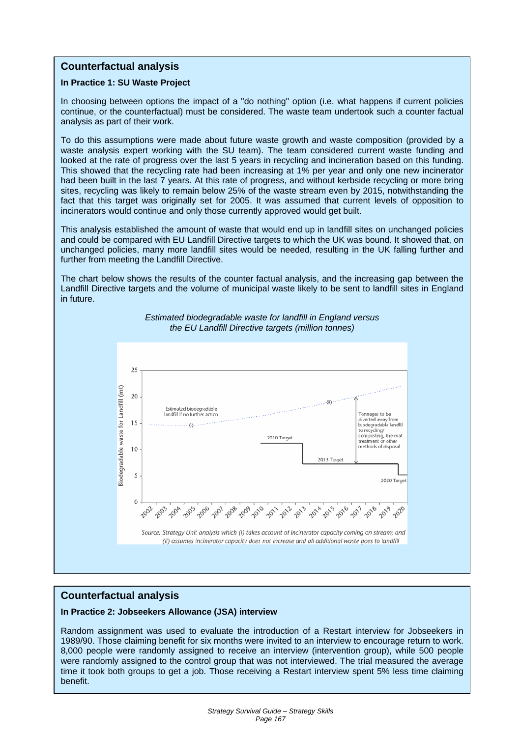## Counterfactual analysis

**In Practice 1: SU Waste Project**

In choosing between options the impact of a "do nothing" option (i.e. what happens if current policies continue, or the counterfactual) must be considered. The waste team undertook such a counter factual analysis as part of their work.

To do this assumptions were made about future waste growth and waste composition (provided by a waste analysis expert working with the SU team). The team considered current waste funding and looked at the rate of progress over the last 5 years in recycling and incineration based on this funding. This showed that the recycling rate had been increasing at 1% per year and only one new incinerator had been built in the last 7 years. At this rate of progress, and without kerbside recycling or more bring sites, recycling was likely to remain below 25% of the waste stream even by 2015, notwithstanding the fact that this target was originally set for 2005. It was assumed that current levels of opposition to incinerators would continue and only those currently approved would get built.

This analysis established the amount of waste that would end up in landfill sites on unchanged policies and could be compared with EU Landfill Directive targets to which the UK was bound. It showed that, on unchanged policies, many more landfill sites would be needed, resulting in the UK falling further and further from meeting the Landfill Directive.

The chart below shows the results of the counter factual analysis, and the increasing gap between the Landfill Directive targets and the volume of municipal waste likely to be sent to landfill sites in England in future.

*Estimated biodegradable waste for landfill in England versus the EU Landfill Directive targets (million tonnes)*

*Source: Strategy Unit analysis which (i) takes account of incinerator capacity coming on stream; and (ii) assumes incinerator capacity does not increase and all additional waste goes to landfill*

## Counterfactual analysis

**In Practice 2: Jobseekers Allowance (JSA) interview**

Random assignment was used to evaluate the introduction of a Restart interview for Jobseekers in 1989/90. Those claiming benefit for six months were invited to an interview to encourage return to work. 8,000 people were randomly assigned to receive an interview (intervention group), while 500 people were randomly assigned to the control group that was not interviewed. The trial measured the average time it took both groups to get a job. Those receiving a Restart interview spent 5% less time claiming benefit.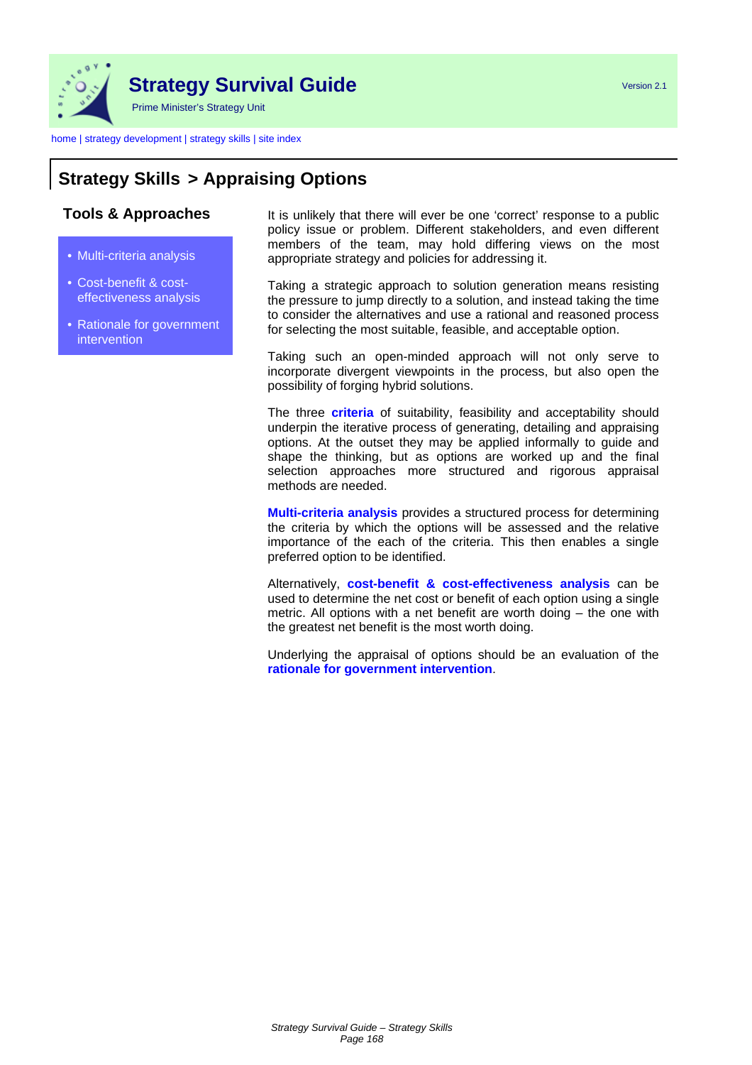# Strategy Skills > Appraising Options

## Tools & Approaches

- Multi-criteria analysis
- Cost-benefit & cost-effectiveness analysis
- Rationale for government intervention

It is unlikely that there will ever be one 'correct' response to a public policy issue or problem. Different stakeholders, and even different members of the team, may hold differing views on the most appropriate strategy and policies for addressing it.

Taking a strategic approach to solution generation means resisting the pressure to jump directly to a solution, and instead taking the time to consider the alternatives and use a rational and reasoned process for selecting the most suitable, feasible, and acceptable option.

Taking such an open-minded approach will not only serve to incorporate divergent viewpoints in the process, but also open the possibility of forging hybrid solutions.

The three **criteria** of suitability, feasibility and acceptability should underpin the iterative process of generating, detailing and appraising options. At the outset they may be applied informally to guide and shape the thinking, but as options are worked up and the final selection approaches more structured and rigorous appraisal methods are needed.

**Multi-criteria analysis** provides a structured process for determining the criteria by which the options will be assessed and the relative importance of the each of the criteria. This then enables a single preferred option to be identified.

Alternatively, **cost-benefit & cost-effectiveness analysis** can be used to determine the net cost or benefit of each option using a single metric. All options with a net benefit are worth doing – the one with the greatest net benefit is the most worth doing.

Underlying the appraisal of options should be an evaluation of the **rationale for government intervention**.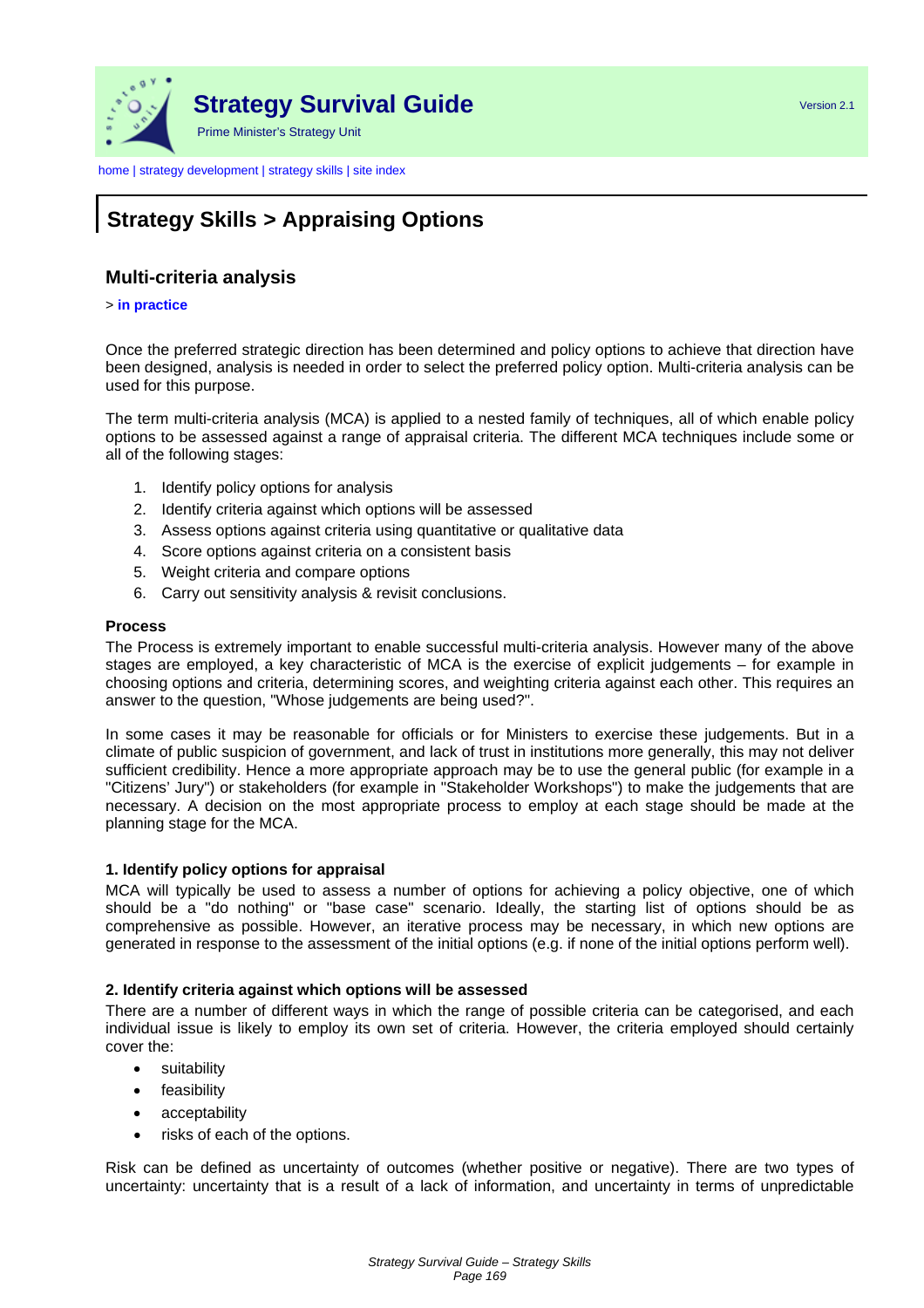Strategy Survival Guide

Prime Minister's Strategy Unit

Version 2.1

home | strategy development | strategy skills | site index

# Strategy Skills > Appraising Options

## Multi-criteria analysis

> **in practice**

Once the preferred strategic direction has been determined and policy options to achieve that direction have been designed, analysis is needed in order to select the preferred policy option. Multi-criteria analysis can be used for this purpose.

The term multi-criteria analysis (MCA) is applied to a nested family of techniques, all of which enable policy options to be assessed against a range of appraisal criteria. The different MCA techniques include some or all of the following stages:

1. Identify policy options for analysis
2. Identify criteria against which options will be assessed
3. Assess options against criteria using quantitative or qualitative data
4. Score options against criteria on a consistent basis
5. Weight criteria and compare options
6. Carry out sensitivity analysis & revisit conclusions.

**Process**

The Process is extremely important to enable successful multi-criteria analysis. However many of the above stages are employed, a key characteristic of MCA is the exercise of explicit judgements – for example in choosing options and criteria, determining scores, and weighting criteria against each other. This requires an answer to the question, "Whose judgements are being used?".

In some cases it may be reasonable for officials or for Ministers to exercise these judgements. But in a climate of public suspicion of government, and lack of trust in institutions more generally, this may not deliver sufficient credibility. Hence a more appropriate approach may be to use the general public (for example in a "Citizens' Jury") or stakeholders (for example in "Stakeholder Workshops") to make the judgements that are necessary. A decision on the most appropriate process to employ at each stage should be made at the planning stage for the MCA.

**1. Identify policy options for appraisal**

MCA will typically be used to assess a number of options for achieving a policy objective, one of which should be a "do nothing" or "base case" scenario. Ideally, the starting list of options should be as comprehensive as possible. However, an iterative process may be necessary, in which new options are generated in response to the assessment of the initial options (e.g. if none of the initial options perform well).

**2. Identify criteria against which options will be assessed**

There are a number of different ways in which the range of possible criteria can be categorised, and each individual issue is likely to employ its own set of criteria. However, the criteria employed should certainly cover the:

- suitability
- feasibility
- acceptability
- risks of each of the options.

Risk can be defined as uncertainty of outcomes (whether positive or negative). There are two types of uncertainty: uncertainty that is a result of a lack of information, and uncertainty in terms of unpredictable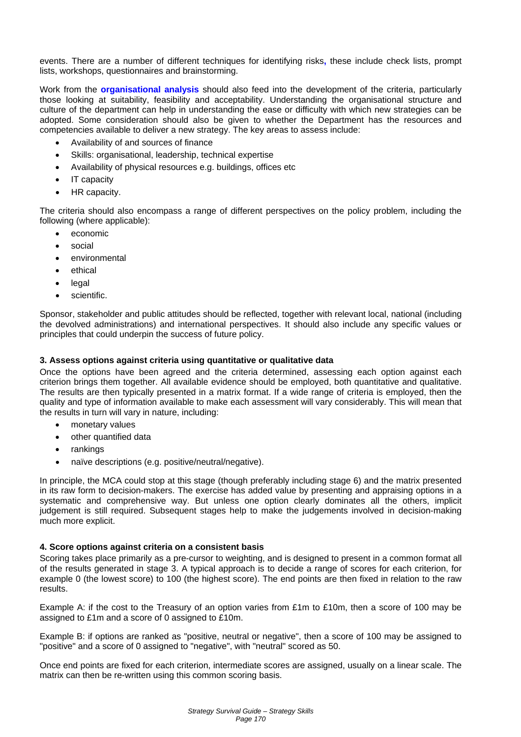events. There are a number of different techniques for identifying risks, these include check lists, prompt lists, workshops, questionnaires and brainstorming.

Work from the **organisational analysis** should also feed into the development of the criteria, particularly those looking at suitability, feasibility and acceptability. Understanding the organisational structure and culture of the department can help in understanding the ease or difficulty with which new strategies can be adopted. Some consideration should also be given to whether the Department has the resources and competencies available to deliver a new strategy. The key areas to assess include:

- Availability of and sources of finance
- Skills: organisational, leadership, technical expertise
- Availability of physical resources e.g. buildings, offices etc
- IT capacity
- HR capacity.

The criteria should also encompass a range of different perspectives on the policy problem, including the following (where applicable):

- economic
- social
- environmental
- ethical
- legal
- scientific.

Sponsor, stakeholder and public attitudes should be reflected, together with relevant local, national (including the devolved administrations) and international perspectives. It should also include any specific values or principles that could underpin the success of future policy.

**3. Assess options against criteria using quantitative or qualitative data**

Once the options have been agreed and the criteria determined, assessing each option against each criterion brings them together. All available evidence should be employed, both quantitative and qualitative. The results are then typically presented in a matrix format. If a wide range of criteria is employed, then the quality and type of information available to make each assessment will vary considerably. This will mean that the results in turn will vary in nature, including:

- monetary values
- other quantified data
- rankings
- naïve descriptions (e.g. positive/neutral/negative).

In principle, the MCA could stop at this stage (though preferably including stage 6) and the matrix presented in its raw form to decision-makers. The exercise has added value by presenting and appraising options in a systematic and comprehensive way. But unless one option clearly dominates all the others, implicit judgement is still required. Subsequent stages help to make the judgements involved in decision-making much more explicit.

**4. Score options against criteria on a consistent basis**

Scoring takes place primarily as a pre-cursor to weighting, and is designed to present in a common format all of the results generated in stage 3. A typical approach is to decide a range of scores for each criterion, for example 0 (the lowest score) to 100 (the highest score). The end points are then fixed in relation to the raw results.

Example A: if the cost to the Treasury of an option varies from £1m to £10m, then a score of 100 may be assigned to £1m and a score of 0 assigned to £10m.

Example B: if options are ranked as "positive, neutral or negative", then a score of 100 may be assigned to "positive" and a score of 0 assigned to "negative", with "neutral" scored as 50.

Once end points are fixed for each criterion, intermediate scores are assigned, usually on a linear scale. The matrix can then be re-written using this common scoring basis.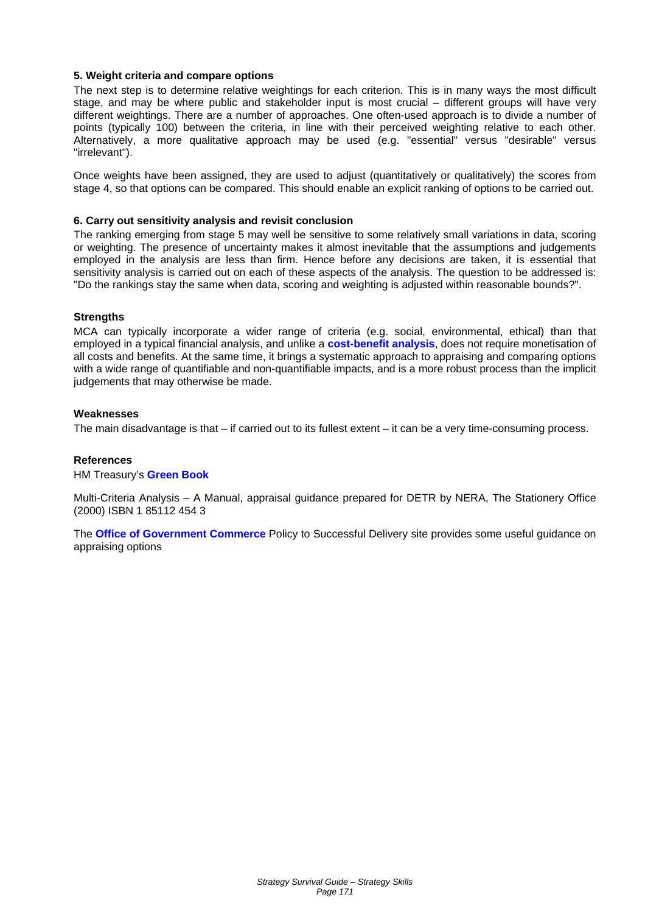**5. Weight criteria and compare options**

The next step is to determine relative weightings for each criterion. This is in many ways the most difficult stage, and may be where public and stakeholder input is most crucial – different groups will have very different weightings. There are a number of approaches. One often-used approach is to divide a number of points (typically 100) between the criteria, in line with their perceived weighting relative to each other. Alternatively, a more qualitative approach may be used (e.g. "essential" versus "desirable" versus "irrelevant").

Once weights have been assigned, they are used to adjust (quantitatively or qualitatively) the scores from stage 4, so that options can be compared. This should enable an explicit ranking of options to be carried out.

**6. Carry out sensitivity analysis and revisit conclusion**

The ranking emerging from stage 5 may well be sensitive to some relatively small variations in data, scoring or weighting. The presence of uncertainty makes it almost inevitable that the assumptions and judgements employed in the analysis are less than firm. Hence before any decisions are taken, it is essential that sensitivity analysis is carried out on each of these aspects of the analysis. The question to be addressed is: "Do the rankings stay the same when data, scoring and weighting is adjusted within reasonable bounds?".

**Strengths**

MCA can typically incorporate a wider range of criteria (e.g. social, environmental, ethical) than that employed in a typical financial analysis, and unlike a **cost-benefit analysis**, does not require monetisation of all costs and benefits. At the same time, it brings a systematic approach to appraising and comparing options with a wide range of quantifiable and non-quantifiable impacts, and is a more robust process than the implicit judgements that may otherwise be made.

**Weaknesses**

The main disadvantage is that – if carried out to its fullest extent – it can be a very time-consuming process.

**References**

HM Treasury's **Green Book**

Multi-Criteria Analysis – A Manual, appraisal guidance prepared for DETR by NERA, The Stationery Office (2000) ISBN 1 85112 454 3

The **Office of Government Commerce** Policy to Successful Delivery site provides some useful guidance on appraising options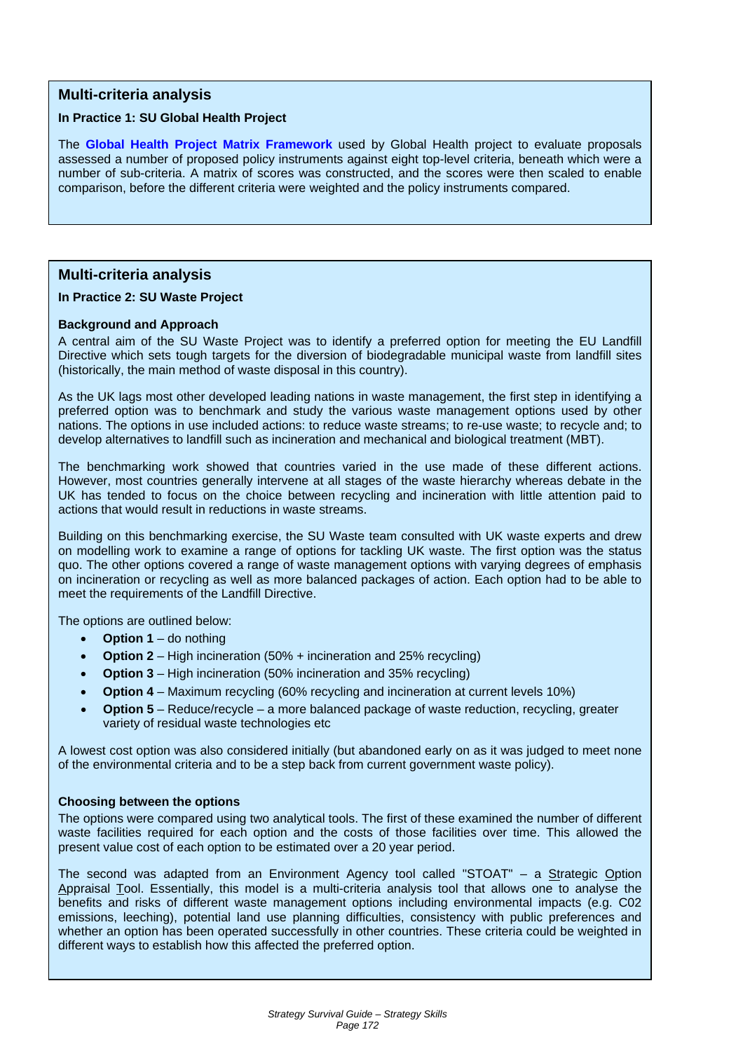## Multi-criteria analysis

**In Practice 1: SU Global Health Project**

The **Global Health Project Matrix Framework** used by Global Health project to evaluate proposals assessed a number of proposed policy instruments against eight top-level criteria, beneath which were a number of sub-criteria. A matrix of scores was constructed, and the scores were then scaled to enable comparison, before the different criteria were weighted and the policy instruments compared.

## Multi-criteria analysis

**In Practice 2: SU Waste Project**

**Background and Approach**

A central aim of the SU Waste Project was to identify a preferred option for meeting the EU Landfill Directive which sets tough targets for the diversion of biodegradable municipal waste from landfill sites (historically, the main method of waste disposal in this country).

As the UK lags most other developed leading nations in waste management, the first step in identifying a preferred option was to benchmark and study the various waste management options used by other nations. The options in use included actions: to reduce waste streams; to re-use waste; to recycle and; to develop alternatives to landfill such as incineration and mechanical and biological treatment (MBT).

The benchmarking work showed that countries varied in the use made of these different actions. However, most countries generally intervene at all stages of the waste hierarchy whereas debate in the UK has tended to focus on the choice between recycling and incineration with little attention paid to actions that would result in reductions in waste streams.

Building on this benchmarking exercise, the SU Waste team consulted with UK waste experts and drew on modelling work to examine a range of options for tackling UK waste. The first option was the status quo. The other options covered a range of waste management options with varying degrees of emphasis on incineration or recycling as well as more balanced packages of action. Each option had to be able to meet the requirements of the Landfill Directive.

The options are outlined below:

- **Option 1** – do nothing
- **Option 2** – High incineration (50% + incineration and 25% recycling)
- **Option 3** – High incineration (50% incineration and 35% recycling)
- **Option 4** – Maximum recycling (60% recycling and incineration at current levels 10%)
- **Option 5** – Reduce/recycle – a more balanced package of waste reduction, recycling, greater variety of residual waste technologies etc

A lowest cost option was also considered initially (but abandoned early on as it was judged to meet none of the environmental criteria and to be a step back from current government waste policy).

**Choosing between the options**

The options were compared using two analytical tools. The first of these examined the number of different waste facilities required for each option and the costs of those facilities over time. This allowed the present value cost of each option to be estimated over a 20 year period.

The second was adapted from an Environment Agency tool called "STOAT" – a Strategic Option Appraisal Tool. Essentially, this model is a multi-criteria analysis tool that allows one to analyse the benefits and risks of different waste management options including environmental impacts (e.g. C02 emissions, leeching), potential land use planning difficulties, consistency with public preferences and whether an option has been operated successfully in other countries. These criteria could be weighted in different ways to establish how this affected the preferred option.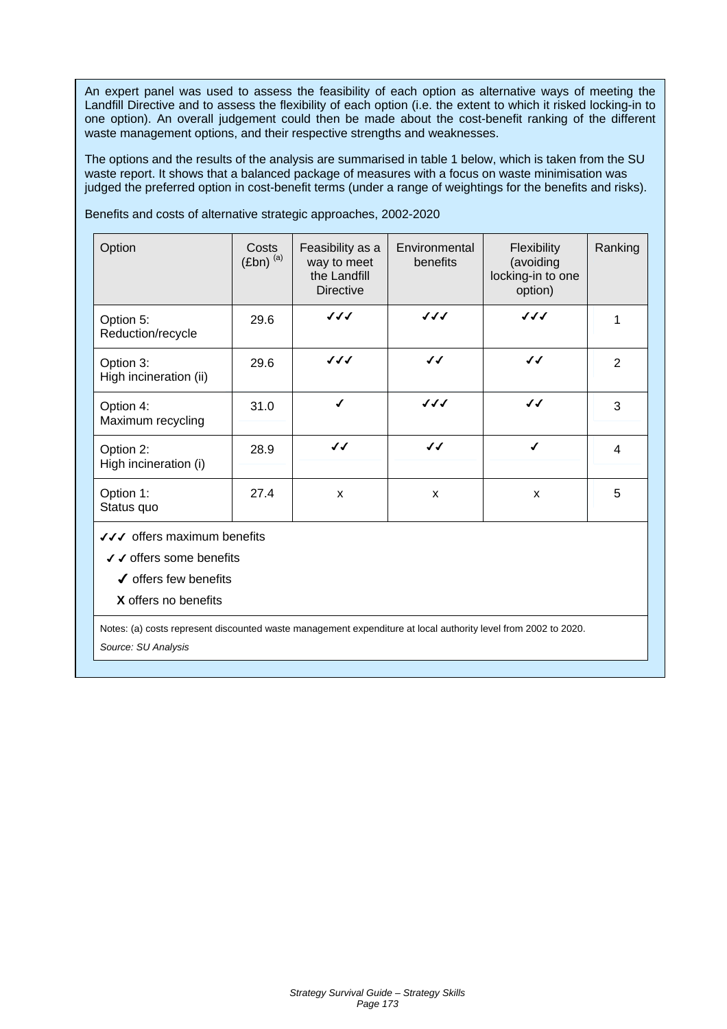An expert panel was used to assess the feasibility of each option as alternative ways of meeting the Landfill Directive and to assess the flexibility of each option (i.e. the extent to which it risked locking-in to one option). An overall judgement could then be made about the cost-benefit ranking of the different waste management options, and their respective strengths and weaknesses.

The options and the results of the analysis are summarised in table 1 below, which is taken from the SU waste report. It shows that a balanced package of measures with a focus on waste minimisation was judged the preferred option in cost-benefit terms (under a range of weightings for the benefits and risks).

Benefits and costs of alternative strategic approaches, 2002-2020

| Option | Costs (£bn) [(a)] | Feasibility as a way to meet the Landfill Directive | Environmental benefits | Flexibility (avoiding locking-in to one option) | Ranking |
|---|---|---|---|---|---|
| Option 5: Reduction/recycle | 29.6 | ✓✓✓ | ✓✓✓ | ✓✓✓ | 1 |
| Option 3: High incineration (ii) | 29.6 | ✓✓✓ | ✓✓ | ✓✓ | 2 |
| Option 4: Maximum recycling | 31.0 | ✓ | ✓✓✓ | ✓✓ | 3 |
| Option 2: High incineration (i) | 28.9 | ✓✓ | ✓✓ | ✓ | 4 |
| Option 1: Status quo | 27.4 | x | x | x | 5 |

✓✓✓ offers maximum benefits

✓✓ offers some benefits

✓ offers few benefits

**X** offers no benefits

Notes: (a) costs represent discounted waste management expenditure at local authority level from 2002 to 2020.

*Source: SU Analysis*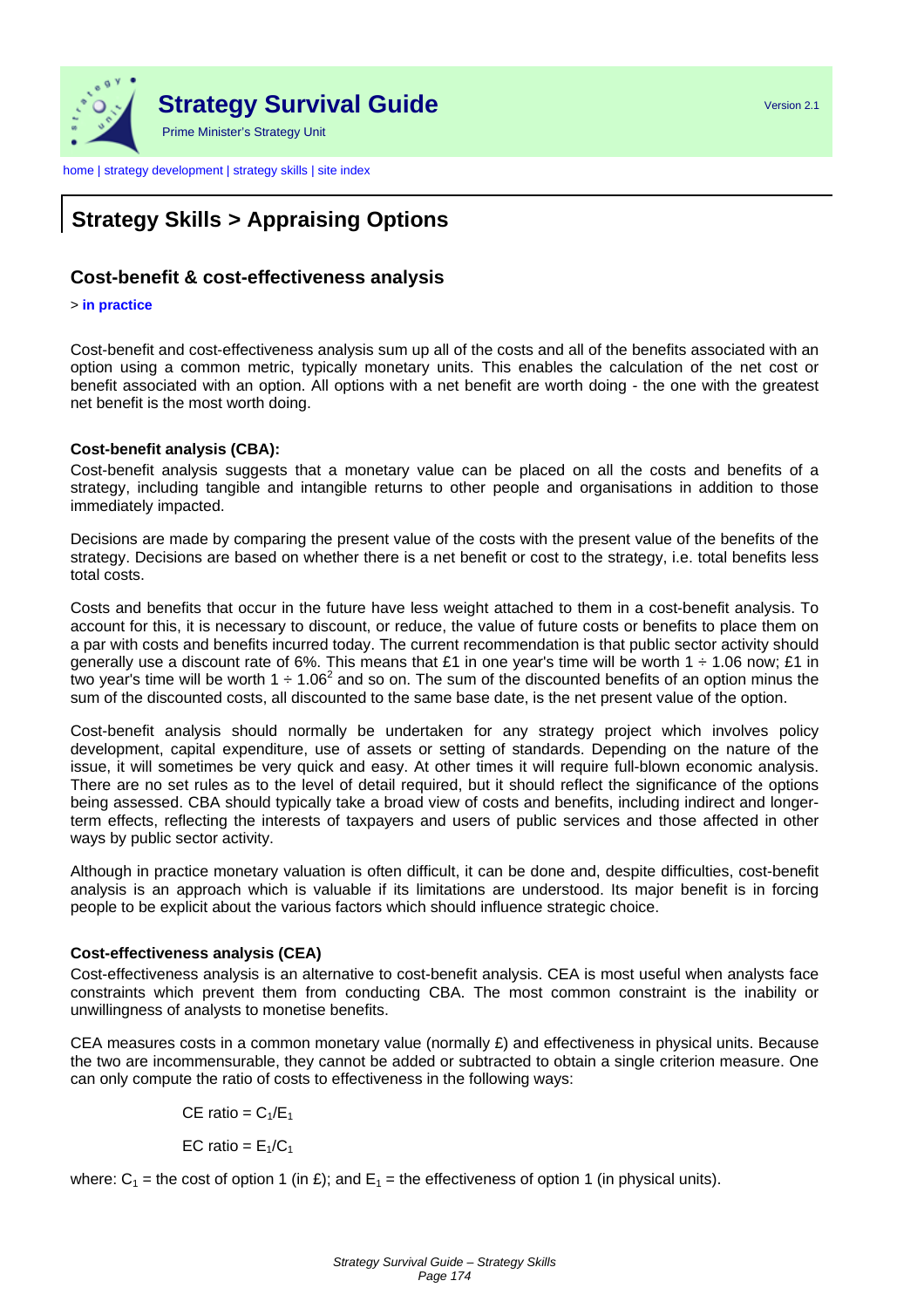# Strategy Skills > Appraising Options

## Cost-benefit & cost-effectiveness analysis

> **in practice**

Cost-benefit and cost-effectiveness analysis sum up all of the costs and all of the benefits associated with an option using a common metric, typically monetary units. This enables the calculation of the net cost or benefit associated with an option. All options with a net benefit are worth doing - the one with the greatest net benefit is the most worth doing.

**Cost-benefit analysis (CBA):**

Cost-benefit analysis suggests that a monetary value can be placed on all the costs and benefits of a strategy, including tangible and intangible returns to other people and organisations in addition to those immediately impacted.

Decisions are made by comparing the present value of the costs with the present value of the benefits of the strategy. Decisions are based on whether there is a net benefit or cost to the strategy, i.e. total benefits less total costs.

Costs and benefits that occur in the future have less weight attached to them in a cost-benefit analysis. To account for this, it is necessary to discount, or reduce, the value of future costs or benefits to place them on a par with costs and benefits incurred today. The current recommendation is that public sector activity should generally use a discount rate of 6%. This means that £1 in one year's time will be worth $1 \div 1.06$ now; £1 in two year's time will be worth $1 \div 1.06^2$ and so on. The sum of the discounted benefits of an option minus the sum of the discounted costs, all discounted to the same base date, is the net present value of the option.

Cost-benefit analysis should normally be undertaken for any strategy project which involves policy development, capital expenditure, use of assets or setting of standards. Depending on the nature of the issue, it will sometimes be very quick and easy. At other times it will require full-blown economic analysis. There are no set rules as to the level of detail required, but it should reflect the significance of the options being assessed. CBA should typically take a broad view of costs and benefits, including indirect and longer-term effects, reflecting the interests of taxpayers and users of public services and those affected in other ways by public sector activity.

Although in practice monetary valuation is often difficult, it can be done and, despite difficulties, cost-benefit analysis is an approach which is valuable if its limitations are understood. Its major benefit is in forcing people to be explicit about the various factors which should influence strategic choice.

**Cost-effectiveness analysis (CEA)**

Cost-effectiveness analysis is an alternative to cost-benefit analysis. CEA is most useful when analysts face constraints which prevent them from conducting CBA. The most common constraint is the inability or unwillingness of analysts to monetise benefits.

CEA measures costs in a common monetary value (normally £) and effectiveness in physical units. Because the two are incommensurable, they cannot be added or subtracted to obtain a single criterion measure. One can only compute the ratio of costs to effectiveness in the following ways:

$$\text{CE ratio} = C_1/E_1$$

$$\text{EC ratio} = E_1/C_1$$

where: $C_1$ = the cost of option 1 (in £); and $E_1$ = the effectiveness of option 1 (in physical units).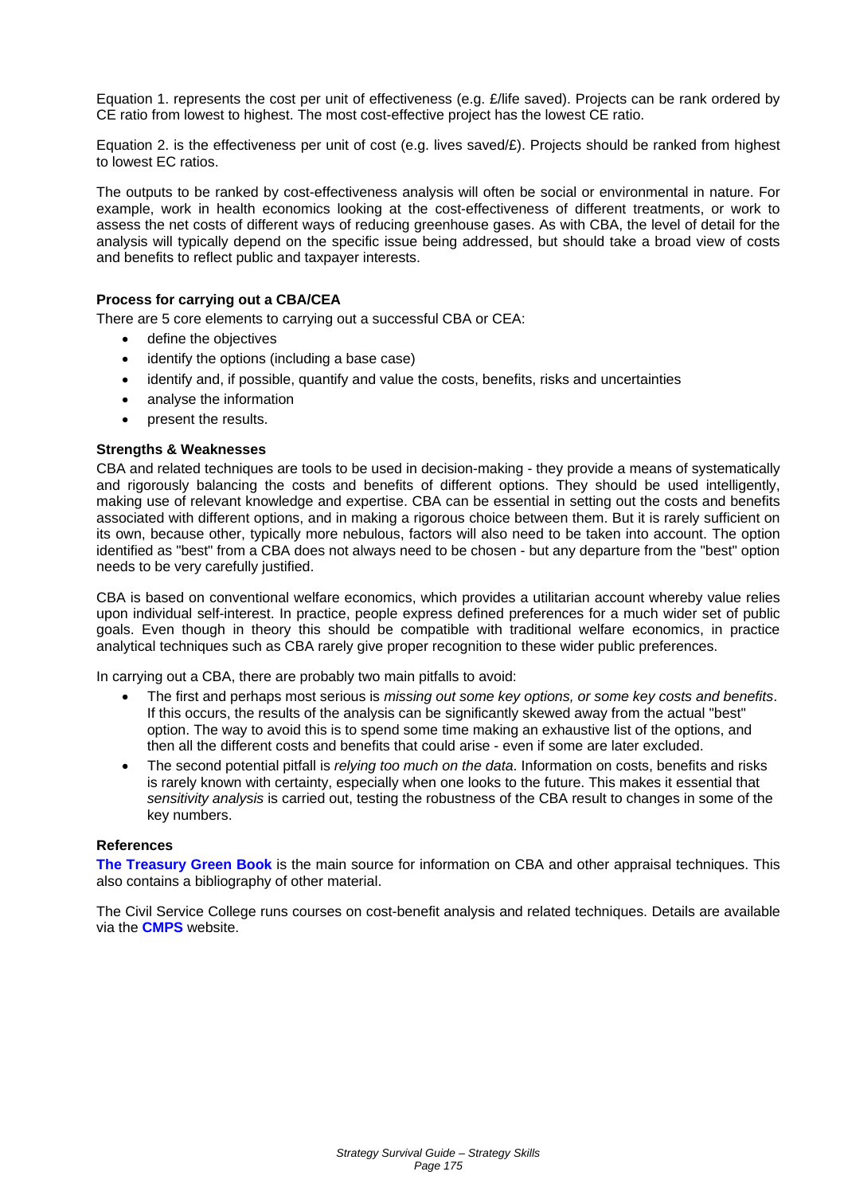Equation 1. represents the cost per unit of effectiveness (e.g. £/life saved). Projects can be rank ordered by CE ratio from lowest to highest. The most cost-effective project has the lowest CE ratio.

Equation 2. is the effectiveness per unit of cost (e.g. lives saved/£). Projects should be ranked from highest to lowest EC ratios.

The outputs to be ranked by cost-effectiveness analysis will often be social or environmental in nature. For example, work in health economics looking at the cost-effectiveness of different treatments, or work to assess the net costs of different ways of reducing greenhouse gases. As with CBA, the level of detail for the analysis will typically depend on the specific issue being addressed, but should take a broad view of costs and benefits to reflect public and taxpayer interests.

**Process for carrying out a CBA/CEA**

There are 5 core elements to carrying out a successful CBA or CEA:

- define the objectives
- identify the options (including a base case)
- identify and, if possible, quantify and value the costs, benefits, risks and uncertainties
- analyse the information
- present the results.

**Strengths & Weaknesses**

CBA and related techniques are tools to be used in decision-making - they provide a means of systematically and rigorously balancing the costs and benefits of different options. They should be used intelligently, making use of relevant knowledge and expertise. CBA can be essential in setting out the costs and benefits associated with different options, and in making a rigorous choice between them. But it is rarely sufficient on its own, because other, typically more nebulous, factors will also need to be taken into account. The option identified as "best" from a CBA does not always need to be chosen - but any departure from the "best" option needs to be very carefully justified.

CBA is based on conventional welfare economics, which provides a utilitarian account whereby value relies upon individual self-interest. In practice, people express defined preferences for a much wider set of public goals. Even though in theory this should be compatible with traditional welfare economics, in practice analytical techniques such as CBA rarely give proper recognition to these wider public preferences.

In carrying out a CBA, there are probably two main pitfalls to avoid:

- The first and perhaps most serious is *missing out some key options, or some key costs and benefits*. If this occurs, the results of the analysis can be significantly skewed away from the actual "best" option. The way to avoid this is to spend some time making an exhaustive list of the options, and then all the different costs and benefits that could arise - even if some are later excluded.
- The second potential pitfall is *relying too much on the data*. Information on costs, benefits and risks is rarely known with certainty, especially when one looks to the future. This makes it essential that *sensitivity analysis* is carried out, testing the robustness of the CBA result to changes in some of the key numbers.

**References**

**The Treasury Green Book** is the main source for information on CBA and other appraisal techniques. This also contains a bibliography of other material.

The Civil Service College runs courses on cost-benefit analysis and related techniques. Details are available via the **CMPS** website.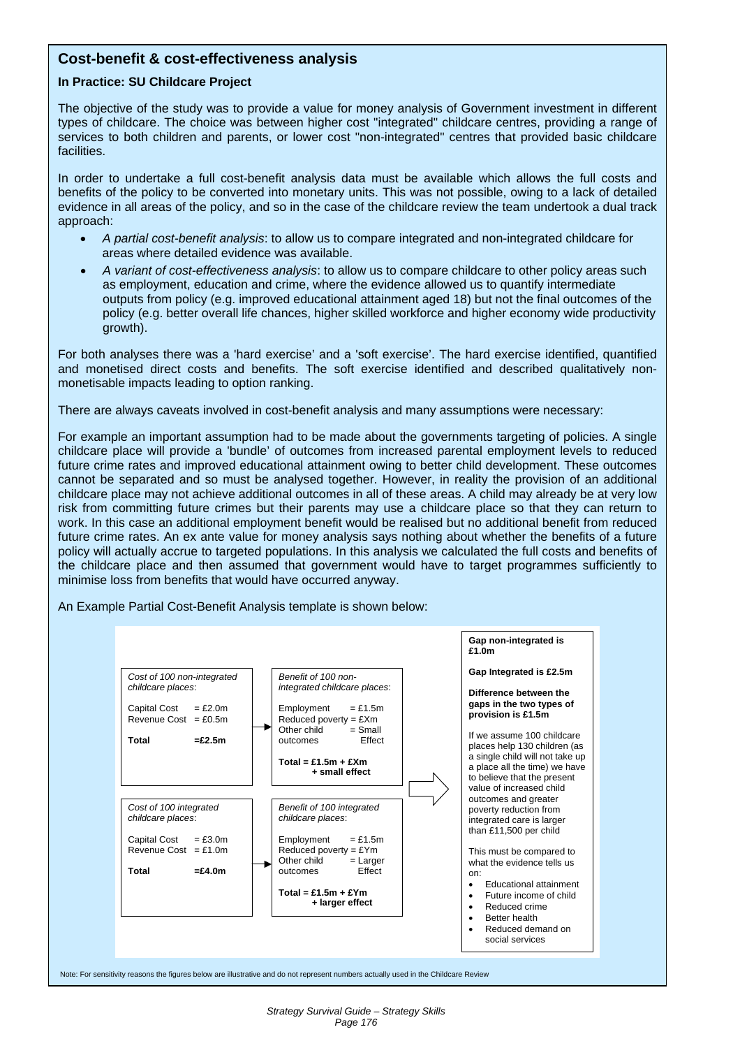## Cost-benefit & cost-effectiveness analysis

### In Practice: SU Childcare Project

The objective of the study was to provide a value for money analysis of Government investment in different types of childcare. The choice was between higher cost "integrated" childcare centres, providing a range of services to both children and parents, or lower cost "non-integrated" centres that provided basic childcare facilities.

In order to undertake a full cost-benefit analysis data must be available which allows the full costs and benefits of the policy to be converted into monetary units. This was not possible, owing to a lack of detailed evidence in all areas of the policy, and so in the case of the childcare review the team undertook a dual track approach:

- *A partial cost-benefit analysis*: to allow us to compare integrated and non-integrated childcare for areas where detailed evidence was available.
- *A variant of cost-effectiveness analysis*: to allow us to compare childcare to other policy areas such as employment, education and crime, where the evidence allowed us to quantify intermediate outputs from policy (e.g. improved educational attainment aged 18) but not the final outcomes of the policy (e.g. better overall life chances, higher skilled workforce and higher economy wide productivity growth).

For both analyses there was a 'hard exercise' and a 'soft exercise'. The hard exercise identified, quantified and monetised direct costs and benefits. The soft exercise identified and described qualitatively non-monetisable impacts leading to option ranking.

There are always caveats involved in cost-benefit analysis and many assumptions were necessary:

For example an important assumption had to be made about the governments targeting of policies. A single childcare place will provide a 'bundle' of outcomes from increased parental employment levels to reduced future crime rates and improved educational attainment owing to better child development. These outcomes cannot be separated and so must be analysed together. However, in reality the provision of an additional childcare place may not achieve additional outcomes in all of these areas. A child may already be at very low risk from committing future crimes but their parents may use a childcare place so that they can return to work. In this case an additional employment benefit would be realised but no additional benefit from reduced future crime rates. An ex ante value for money analysis says nothing about whether the benefits of a future policy will actually accrue to targeted populations. In this analysis we calculated the full costs and benefits of the childcare place and then assumed that government would have to target programmes sufficiently to minimise loss from benefits that would have occurred anyway.

An Example Partial Cost-Benefit Analysis template is shown below:

*Cost of 100 non-integrated childcare places*:

Capital Cost = £2.0m
Revenue Cost = £0.5m
**Total =£2.5m**

*Benefit of 100 non-integrated childcare places*:

Employment = £1.5m
Reduced poverty = £Xm
Other child outcomes = Small Effect

**Total = £1.5m + £Xm + small effect**

*Cost of 100 integrated childcare places*:

Capital Cost = £3.0m
Revenue Cost = £1.0m
**Total =£4.0m**

*Benefit of 100 integrated childcare places*:

Employment = £1.5m
Reduced poverty = £Ym
Other child outcomes = Larger Effect

**Total = £1.5m + £Ym + larger effect**

**Gap non-integrated is £1.0m**

**Gap Integrated is £2.5m**

**Difference between the gaps in the two types of provision is £1.5m**

If we assume 100 childcare places help 130 children (as a single child will not take up a place all the time) we have to believe that the present value of increased child outcomes and greater poverty reduction from integrated care is larger than £11,500 per child

This must be compared to what the evidence tells us on:

- Educational attainment
- Future income of child
- Reduced crime
- Better health
- Reduced demand on social services

Note: For sensitivity reasons the figures below are illustrative and do not represent numbers actually used in the Childcare Review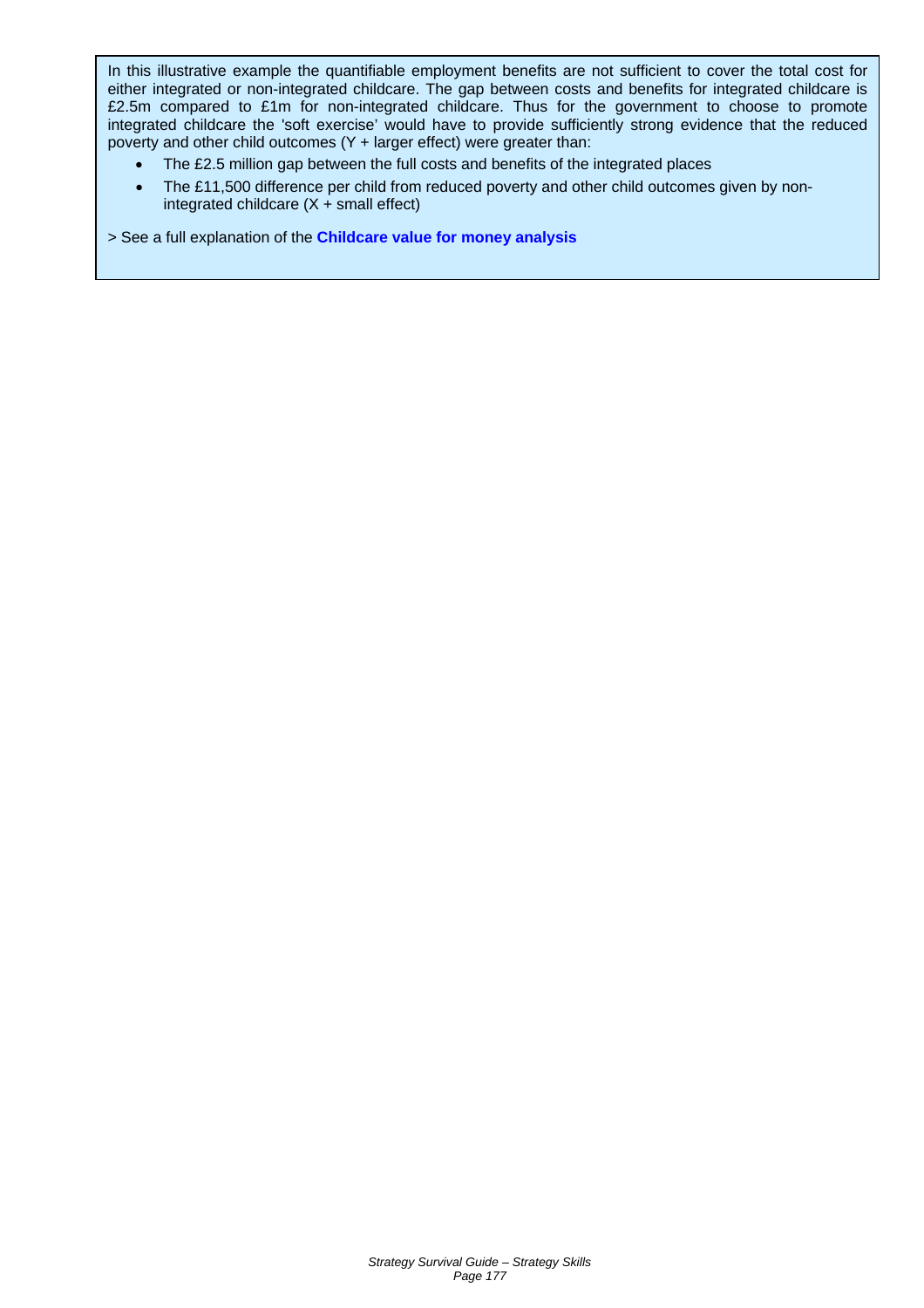In this illustrative example the quantifiable employment benefits are not sufficient to cover the total cost for either integrated or non-integrated childcare. The gap between costs and benefits for integrated childcare is £2.5m compared to £1m for non-integrated childcare. Thus for the government to choose to promote integrated childcare the 'soft exercise' would have to provide sufficiently strong evidence that the reduced poverty and other child outcomes (Y + larger effect) were greater than:

- The £2.5 million gap between the full costs and benefits of the integrated places
- The £11,500 difference per child from reduced poverty and other child outcomes given by non-integrated childcare (X + small effect)

> See a full explanation of the **Childcare value for money analysis**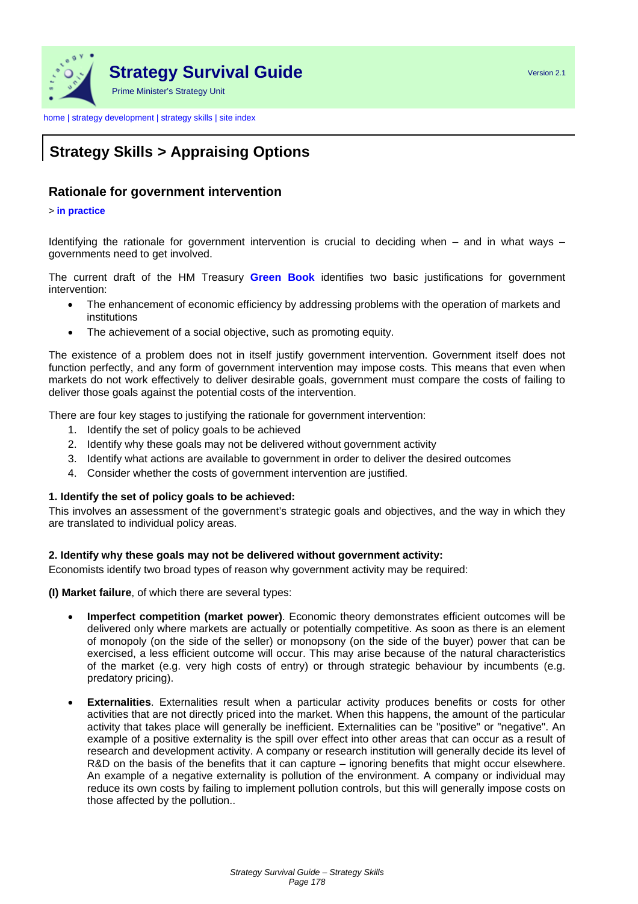# Strategy Survival Guide

Prime Minister's Strategy Unit

Version 2.1

home | strategy development | strategy skills | site index

## Strategy Skills > Appraising Options

### Rationale for government intervention

> **in practice**

Identifying the rationale for government intervention is crucial to deciding when – and in what ways – governments need to get involved.

The current draft of the HM Treasury **Green Book** identifies two basic justifications for government intervention:

- The enhancement of economic efficiency by addressing problems with the operation of markets and institutions
- The achievement of a social objective, such as promoting equity.

The existence of a problem does not in itself justify government intervention. Government itself does not function perfectly, and any form of government intervention may impose costs. This means that even when markets do not work effectively to deliver desirable goals, government must compare the costs of failing to deliver those goals against the potential costs of the intervention.

There are four key stages to justifying the rationale for government intervention:

1. Identify the set of policy goals to be achieved
2. Identify why these goals may not be delivered without government activity
3. Identify what actions are available to government in order to deliver the desired outcomes
4. Consider whether the costs of government intervention are justified.

**1. Identify the set of policy goals to be achieved:**

This involves an assessment of the government's strategic goals and objectives, and the way in which they are translated to individual policy areas.

**2. Identify why these goals may not be delivered without government activity:**

Economists identify two broad types of reason why government activity may be required:

**(I) Market failure**, of which there are several types:

- **Imperfect competition (market power)**. Economic theory demonstrates efficient outcomes will be delivered only where markets are actually or potentially competitive. As soon as there is an element of monopoly (on the side of the seller) or monopsony (on the side of the buyer) power that can be exercised, a less efficient outcome will occur. This may arise because of the natural characteristics of the market (e.g. very high costs of entry) or through strategic behaviour by incumbents (e.g. predatory pricing).

- **Externalities**. Externalities result when a particular activity produces benefits or costs for other activities that are not directly priced into the market. When this happens, the amount of the particular activity that takes place will generally be inefficient. Externalities can be "positive" or "negative". An example of a positive externality is the spill over effect into other areas that can occur as a result of research and development activity. A company or research institution will generally decide its level of R&D on the basis of the benefits that it can capture – ignoring benefits that might occur elsewhere. An example of a negative externality is pollution of the environment. A company or individual may reduce its own costs by failing to implement pollution controls, but this will generally impose costs on those affected by the pollution..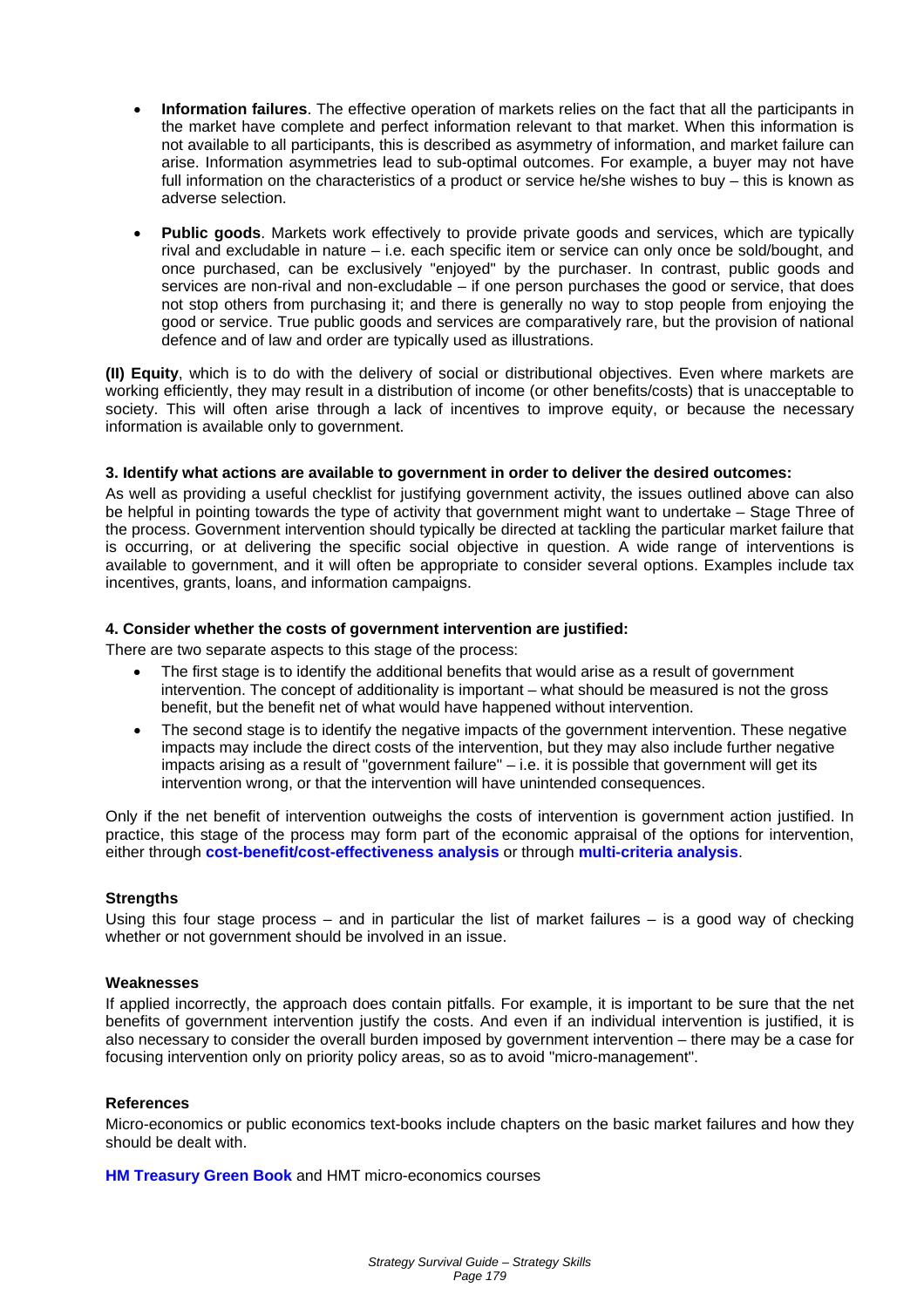- **Information failures**. The effective operation of markets relies on the fact that all the participants in the market have complete and perfect information relevant to that market. When this information is not available to all participants, this is described as asymmetry of information, and market failure can arise. Information asymmetries lead to sub-optimal outcomes. For example, a buyer may not have full information on the characteristics of a product or service he/she wishes to buy – this is known as adverse selection.

- **Public goods**. Markets work effectively to provide private goods and services, which are typically rival and excludable in nature – i.e. each specific item or service can only once be sold/bought, and once purchased, can be exclusively "enjoyed" by the purchaser. In contrast, public goods and services are non-rival and non-excludable – if one person purchases the good or service, that does not stop others from purchasing it; and there is generally no way to stop people from enjoying the good or service. True public goods and services are comparatively rare, but the provision of national defence and of law and order are typically used as illustrations.

**(II) Equity**, which is to do with the delivery of social or distributional objectives. Even where markets are working efficiently, they may result in a distribution of income (or other benefits/costs) that is unacceptable to society. This will often arise through a lack of incentives to improve equity, or because the necessary information is available only to government.

**3. Identify what actions are available to government in order to deliver the desired outcomes:**

As well as providing a useful checklist for justifying government activity, the issues outlined above can also be helpful in pointing towards the type of activity that government might want to undertake – Stage Three of the process. Government intervention should typically be directed at tackling the particular market failure that is occurring, or at delivering the specific social objective in question. A wide range of interventions is available to government, and it will often be appropriate to consider several options. Examples include tax incentives, grants, loans, and information campaigns.

**4. Consider whether the costs of government intervention are justified:**

There are two separate aspects to this stage of the process:

- The first stage is to identify the additional benefits that would arise as a result of government intervention. The concept of additionality is important – what should be measured is not the gross benefit, but the benefit net of what would have happened without intervention.
- The second stage is to identify the negative impacts of the government intervention. These negative impacts may include the direct costs of the intervention, but they may also include further negative impacts arising as a result of "government failure" – i.e. it is possible that government will get its intervention wrong, or that the intervention will have unintended consequences.

Only if the net benefit of intervention outweighs the costs of intervention is government action justified. In practice, this stage of the process may form part of the economic appraisal of the options for intervention, either through **cost-benefit/cost-effectiveness analysis** or through **multi-criteria analysis**.

**Strengths**

Using this four stage process – and in particular the list of market failures – is a good way of checking whether or not government should be involved in an issue.

**Weaknesses**

If applied incorrectly, the approach does contain pitfalls. For example, it is important to be sure that the net benefits of government intervention justify the costs. And even if an individual intervention is justified, it is also necessary to consider the overall burden imposed by government intervention – there may be a case for focusing intervention only on priority policy areas, so as to avoid "micro-management".

**References**

Micro-economics or public economics text-books include chapters on the basic market failures and how they should be dealt with.

**HM Treasury Green Book** and HMT micro-economics courses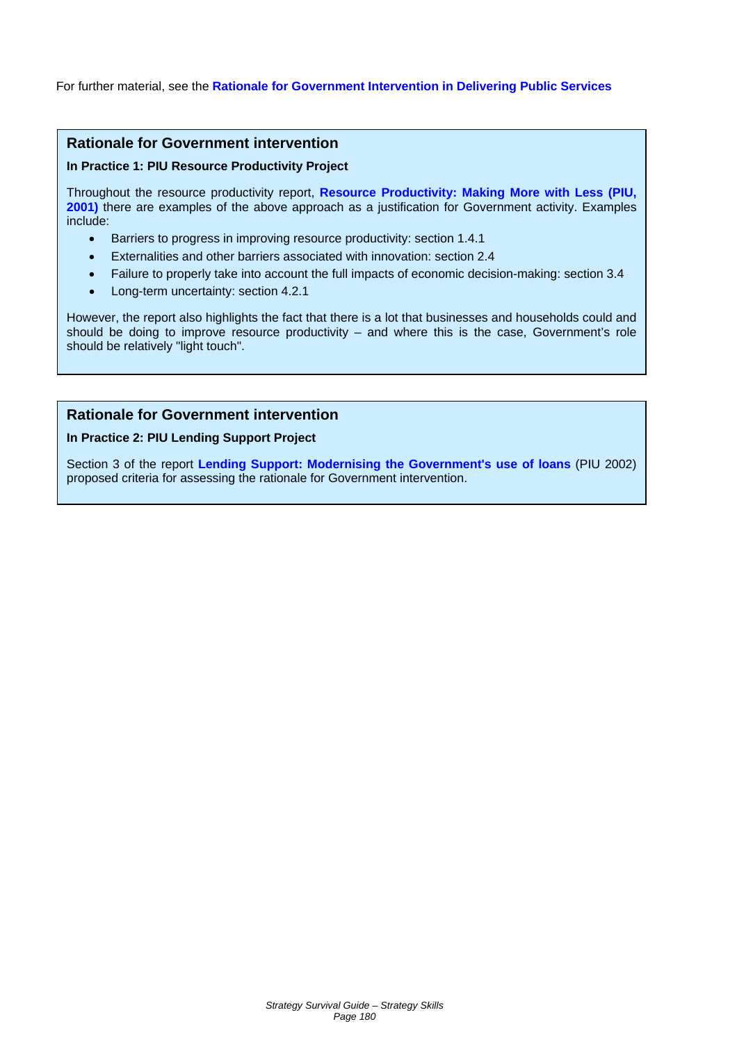For further material, see the **Rationale for Government Intervention in Delivering Public Services**

### Rationale for Government intervention

**In Practice 1: PIU Resource Productivity Project**

Throughout the resource productivity report, **Resource Productivity: Making More with Less (PIU, 2001)** there are examples of the above approach as a justification for Government activity. Examples include:

- Barriers to progress in improving resource productivity: section 1.4.1
- Externalities and other barriers associated with innovation: section 2.4
- Failure to properly take into account the full impacts of economic decision-making: section 3.4
- Long-term uncertainty: section 4.2.1

However, the report also highlights the fact that there is a lot that businesses and households could and should be doing to improve resource productivity – and where this is the case, Government's role should be relatively "light touch".

### Rationale for Government intervention

**In Practice 2: PIU Lending Support Project**

Section 3 of the report **Lending Support: Modernising the Government's use of loans** (PIU 2002) proposed criteria for assessing the rationale for Government intervention.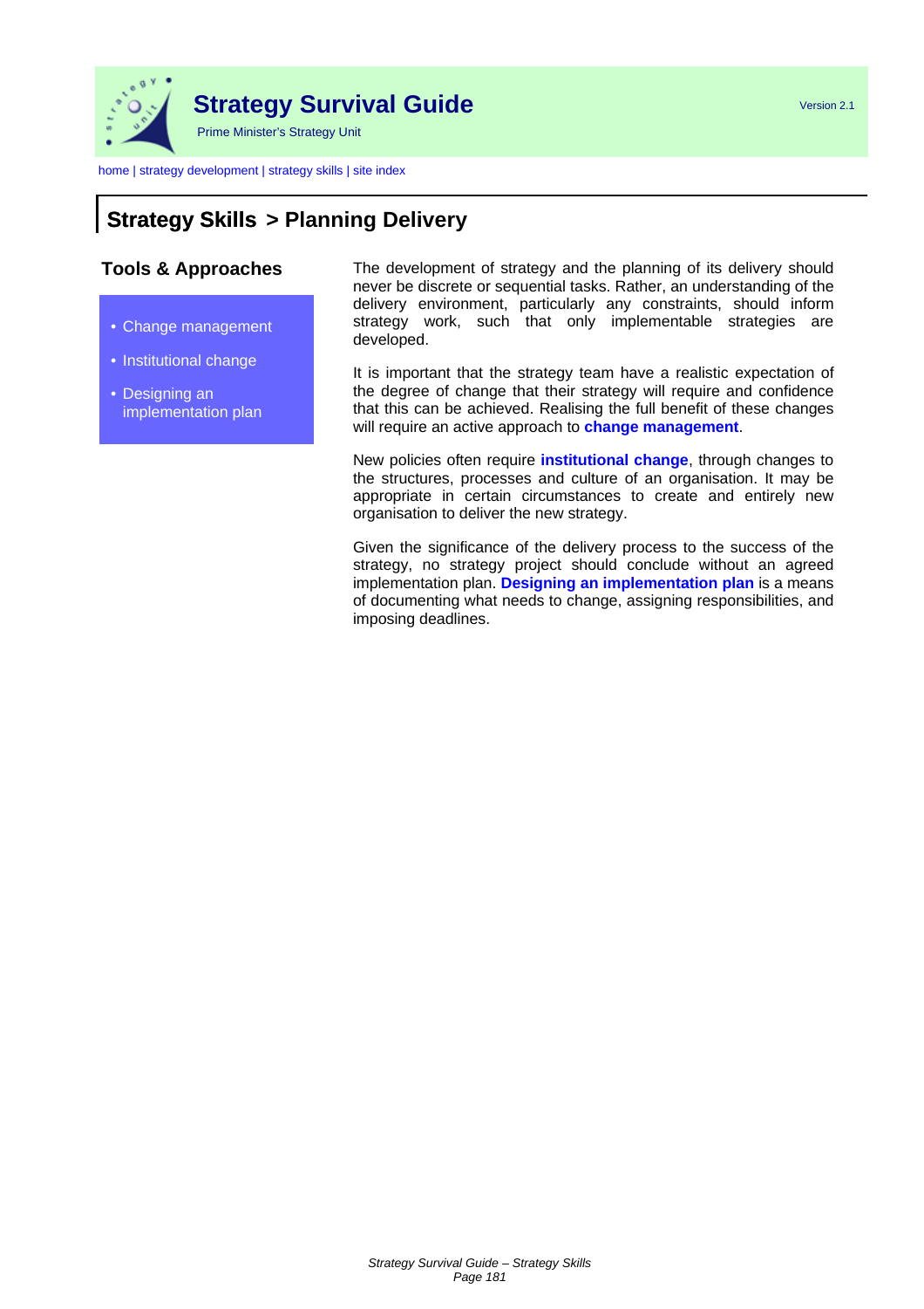# Strategy Survival Guide

Prime Minister's Strategy Unit

Version 2.1

home | strategy development | strategy skills | site index

## Strategy Skills > Planning Delivery

### Tools & Approaches

- Change management
- Institutional change
- Designing an implementation plan

The development of strategy and the planning of its delivery should never be discrete or sequential tasks. Rather, an understanding of the delivery environment, particularly any constraints, should inform strategy work, such that only implementable strategies are developed.

It is important that the strategy team have a realistic expectation of the degree of change that their strategy will require and confidence that this can be achieved. Realising the full benefit of these changes will require an active approach to **change management**.

New policies often require **institutional change**, through changes to the structures, processes and culture of an organisation. It may be appropriate in certain circumstances to create and entirely new organisation to deliver the new strategy.

Given the significance of the delivery process to the success of the strategy, no strategy project should conclude without an agreed implementation plan. **Designing an implementation plan** is a means of documenting what needs to change, assigning responsibilities, and imposing deadlines.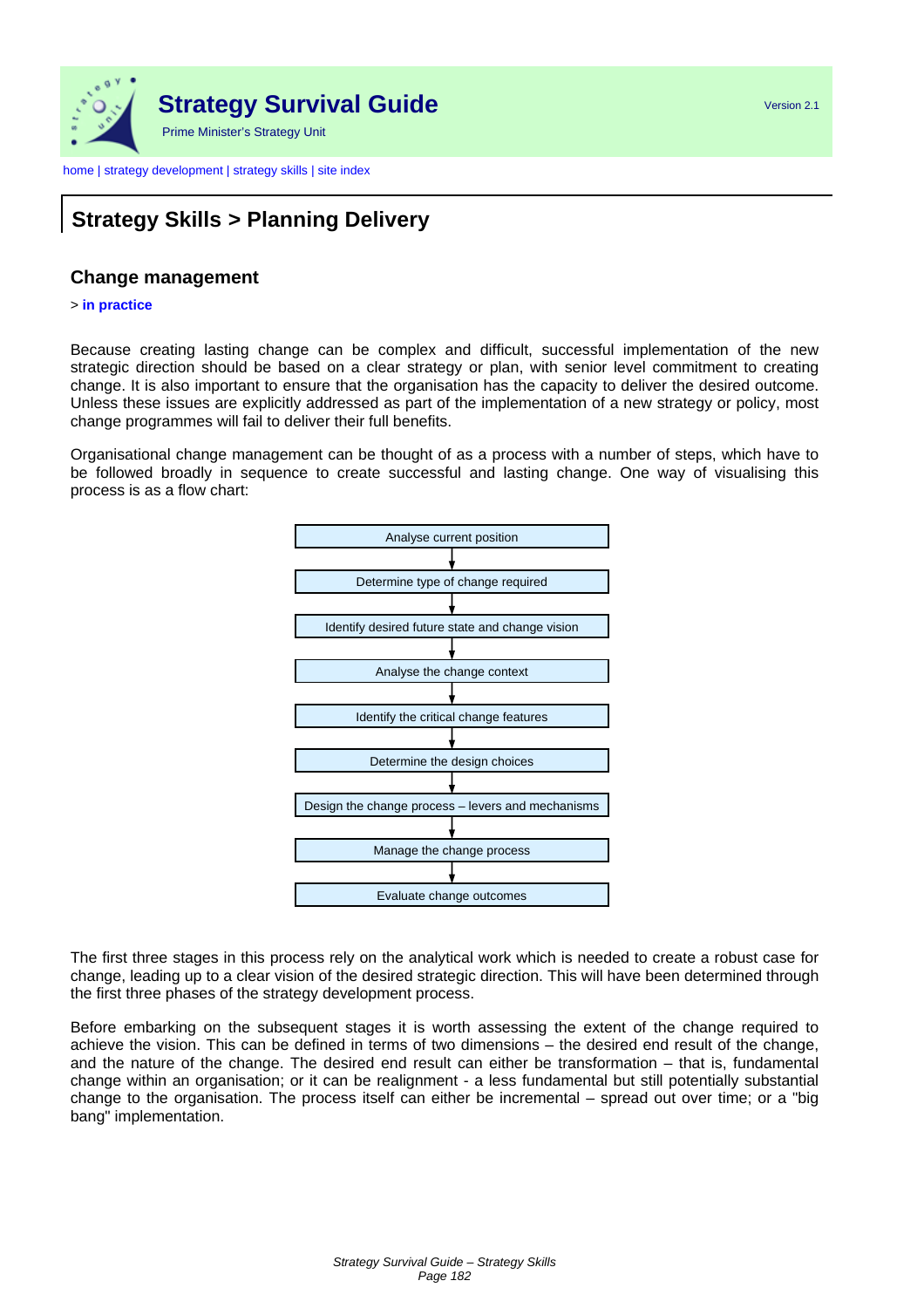# Strategy Skills > Planning Delivery

## Change management

> **in practice**

Because creating lasting change can be complex and difficult, successful implementation of the new strategic direction should be based on a clear strategy or plan, with senior level commitment to creating change. It is also important to ensure that the organisation has the capacity to deliver the desired outcome. Unless these issues are explicitly addressed as part of the implementation of a new strategy or policy, most change programmes will fail to deliver their full benefits.

Organisational change management can be thought of as a process with a number of steps, which have to be followed broadly in sequence to create successful and lasting change. One way of visualising this process is as a flow chart:

Analyse current position
↓
Determine type of change required
↓
Identify desired future state and change vision
↓
Analyse the change context
↓
Identify the critical change features
↓
Determine the design choices
↓
Design the change process – levers and mechanisms
↓
Manage the change process
↓
Evaluate change outcomes

The first three stages in this process rely on the analytical work which is needed to create a robust case for change, leading up to a clear vision of the desired strategic direction. This will have been determined through the first three phases of the strategy development process.

Before embarking on the subsequent stages it is worth assessing the extent of the change required to achieve the vision. This can be defined in terms of two dimensions – the desired end result of the change, and the nature of the change. The desired end result can either be transformation – that is, fundamental change within an organisation; or it can be realignment - a less fundamental but still potentially substantial change to the organisation. The process itself can either be incremental – spread out over time; or a "big bang" implementation.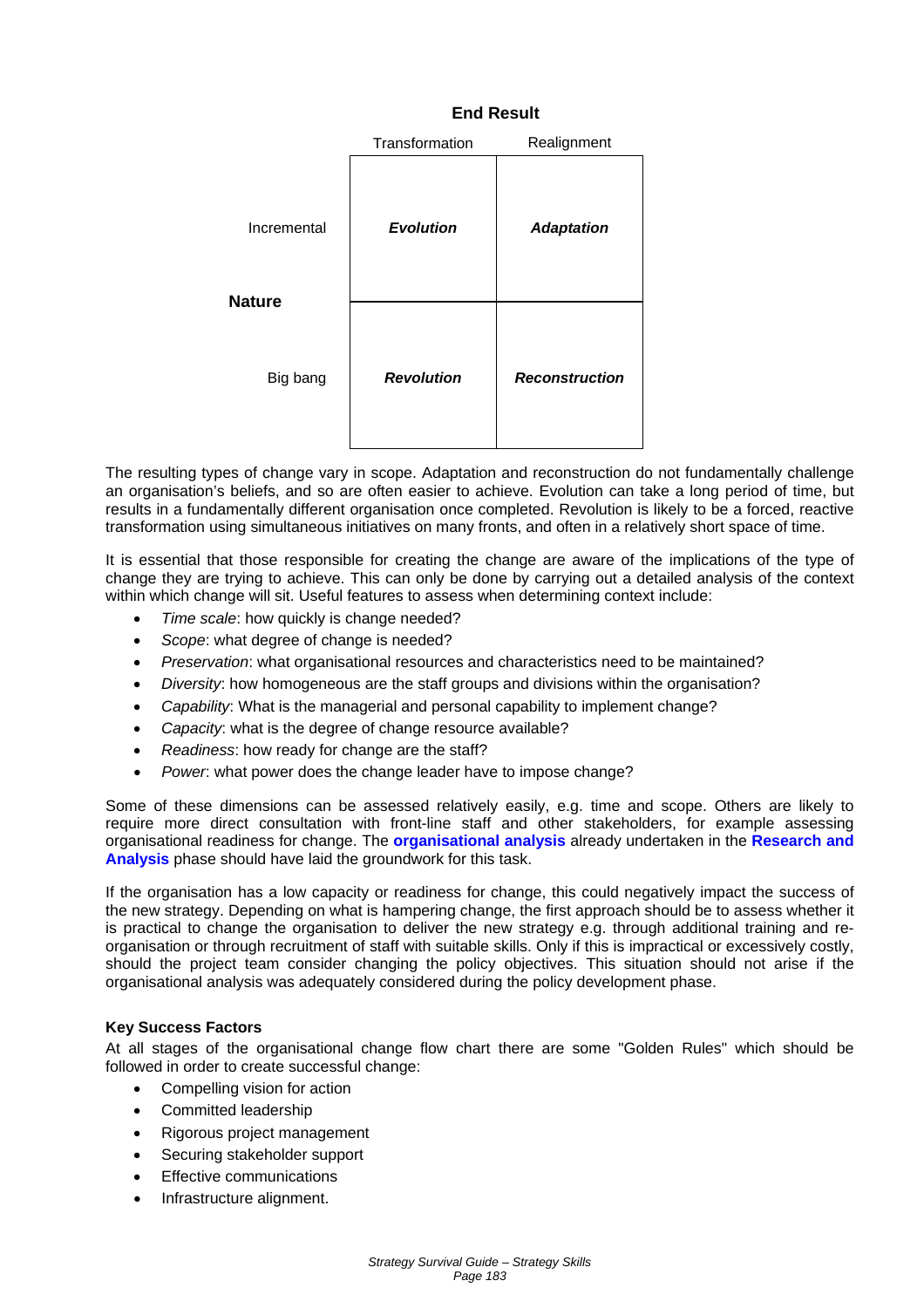| | | End Result | |
|---|---|---|---|
| | | Transformation | Realignment |
| Nature | Incremental | ***Evolution*** | ***Adaptation*** |
| | Big bang | ***Revolution*** | ***Reconstruction*** |

The resulting types of change vary in scope. Adaptation and reconstruction do not fundamentally challenge an organisation's beliefs, and so are often easier to achieve. Evolution can take a long period of time, but results in a fundamentally different organisation once completed. Revolution is likely to be a forced, reactive transformation using simultaneous initiatives on many fronts, and often in a relatively short space of time.

It is essential that those responsible for creating the change are aware of the implications of the type of change they are trying to achieve. This can only be done by carrying out a detailed analysis of the context within which change will sit. Useful features to assess when determining context include:

- *Time scale*: how quickly is change needed?
- *Scope*: what degree of change is needed?
- *Preservation*: what organisational resources and characteristics need to be maintained?
- *Diversity*: how homogeneous are the staff groups and divisions within the organisation?
- *Capability*: What is the managerial and personal capability to implement change?
- *Capacity*: what is the degree of change resource available?
- *Readiness*: how ready for change are the staff?
- *Power*: what power does the change leader have to impose change?

Some of these dimensions can be assessed relatively easily, e.g. time and scope. Others are likely to require more direct consultation with front-line staff and other stakeholders, for example assessing organisational readiness for change. The **organisational analysis** already undertaken in the **Research and Analysis** phase should have laid the groundwork for this task.

If the organisation has a low capacity or readiness for change, this could negatively impact the success of the new strategy. Depending on what is hampering change, the first approach should be to assess whether it is practical to change the organisation to deliver the new strategy e.g. through additional training and re-organisation or through recruitment of staff with suitable skills. Only if this is impractical or excessively costly, should the project team consider changing the policy objectives. This situation should not arise if the organisational analysis was adequately considered during the policy development phase.

**Key Success Factors**

At all stages of the organisational change flow chart there are some "Golden Rules" which should be followed in order to create successful change:

- Compelling vision for action
- Committed leadership
- Rigorous project management
- Securing stakeholder support
- Effective communications
- Infrastructure alignment.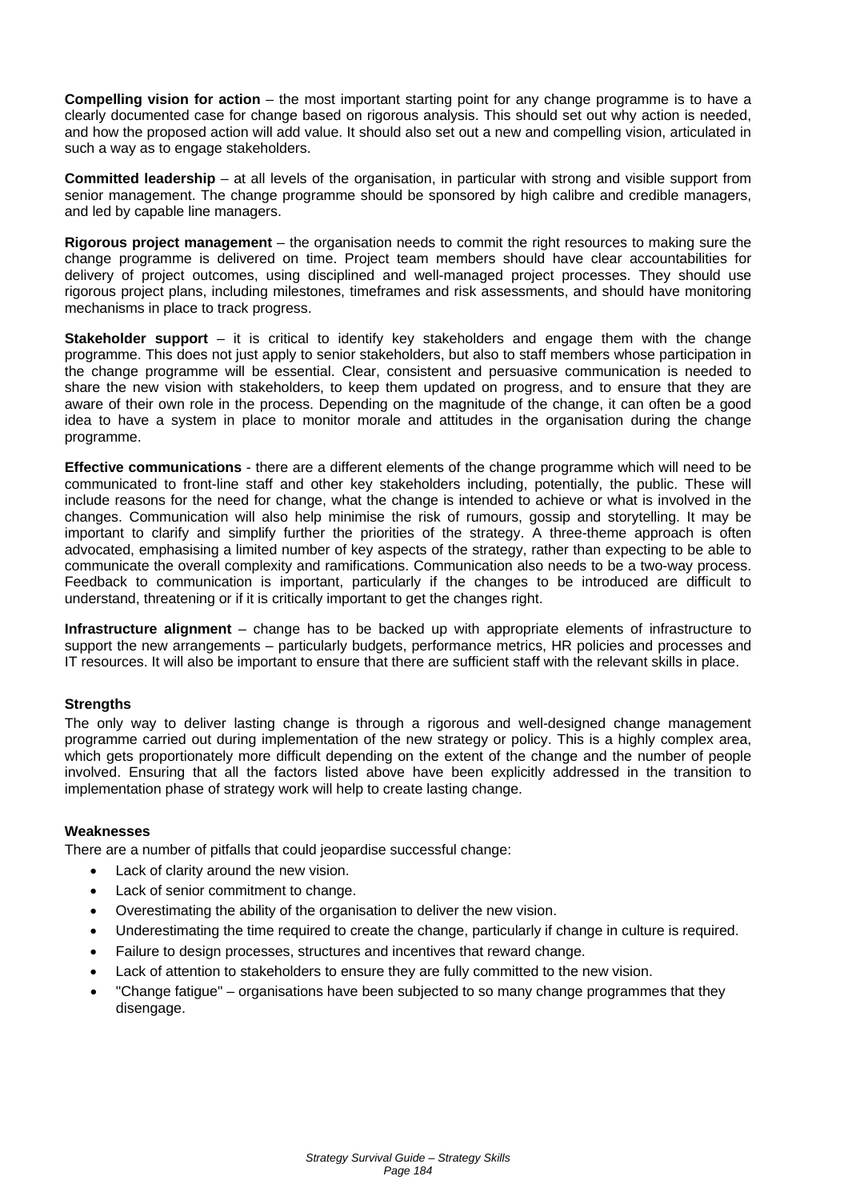**Compelling vision for action** – the most important starting point for any change programme is to have a clearly documented case for change based on rigorous analysis. This should set out why action is needed, and how the proposed action will add value. It should also set out a new and compelling vision, articulated in such a way as to engage stakeholders.

**Committed leadership** – at all levels of the organisation, in particular with strong and visible support from senior management. The change programme should be sponsored by high calibre and credible managers, and led by capable line managers.

**Rigorous project management** – the organisation needs to commit the right resources to making sure the change programme is delivered on time. Project team members should have clear accountabilities for delivery of project outcomes, using disciplined and well-managed project processes. They should use rigorous project plans, including milestones, timeframes and risk assessments, and should have monitoring mechanisms in place to track progress.

**Stakeholder support** – it is critical to identify key stakeholders and engage them with the change programme. This does not just apply to senior stakeholders, but also to staff members whose participation in the change programme will be essential. Clear, consistent and persuasive communication is needed to share the new vision with stakeholders, to keep them updated on progress, and to ensure that they are aware of their own role in the process. Depending on the magnitude of the change, it can often be a good idea to have a system in place to monitor morale and attitudes in the organisation during the change programme.

**Effective communications** - there are a different elements of the change programme which will need to be communicated to front-line staff and other key stakeholders including, potentially, the public. These will include reasons for the need for change, what the change is intended to achieve or what is involved in the changes. Communication will also help minimise the risk of rumours, gossip and storytelling. It may be important to clarify and simplify further the priorities of the strategy. A three-theme approach is often advocated, emphasising a limited number of key aspects of the strategy, rather than expecting to be able to communicate the overall complexity and ramifications. Communication also needs to be a two-way process. Feedback to communication is important, particularly if the changes to be introduced are difficult to understand, threatening or if it is critically important to get the changes right.

**Infrastructure alignment** – change has to be backed up with appropriate elements of infrastructure to support the new arrangements – particularly budgets, performance metrics, HR policies and processes and IT resources. It will also be important to ensure that there are sufficient staff with the relevant skills in place.

#### Strengths

The only way to deliver lasting change is through a rigorous and well-designed change management programme carried out during implementation of the new strategy or policy. This is a highly complex area, which gets proportionately more difficult depending on the extent of the change and the number of people involved. Ensuring that all the factors listed above have been explicitly addressed in the transition to implementation phase of strategy work will help to create lasting change.

#### Weaknesses

There are a number of pitfalls that could jeopardise successful change:

- Lack of clarity around the new vision.
- Lack of senior commitment to change.
- Overestimating the ability of the organisation to deliver the new vision.
- Underestimating the time required to create the change, particularly if change in culture is required.
- Failure to design processes, structures and incentives that reward change.
- Lack of attention to stakeholders to ensure they are fully committed to the new vision.
- "Change fatigue" – organisations have been subjected to so many change programmes that they disengage.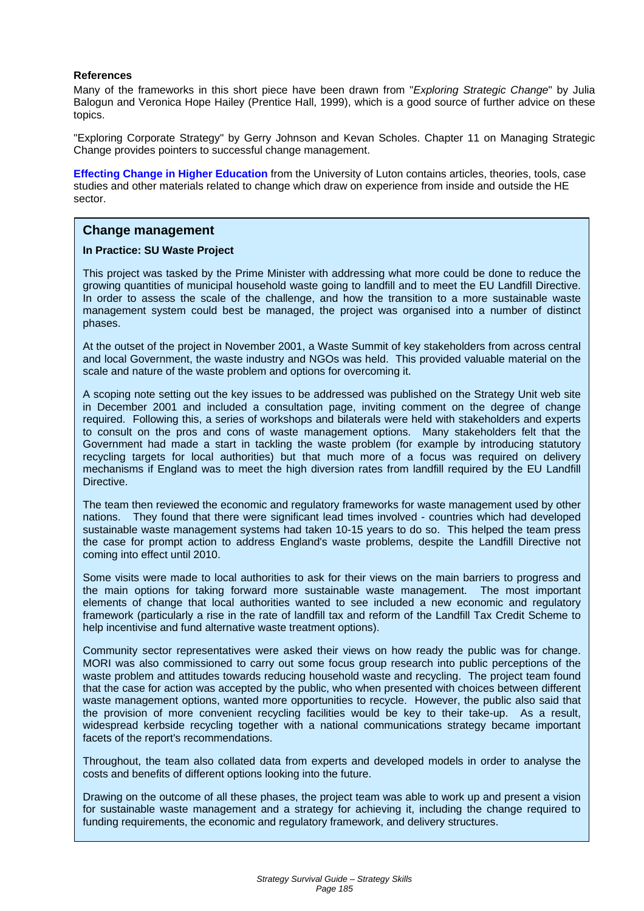**References**

Many of the frameworks in this short piece have been drawn from "*Exploring Strategic Change*" by Julia Balogun and Veronica Hope Hailey (Prentice Hall, 1999), which is a good source of further advice on these topics.

"Exploring Corporate Strategy" by Gerry Johnson and Kevan Scholes. Chapter 11 on Managing Strategic Change provides pointers to successful change management.

**Effecting Change in Higher Education** from the University of Luton contains articles, theories, tools, case studies and other materials related to change which draw on experience from inside and outside the HE sector.

## Change management

**In Practice: SU Waste Project**

This project was tasked by the Prime Minister with addressing what more could be done to reduce the growing quantities of municipal household waste going to landfill and to meet the EU Landfill Directive. In order to assess the scale of the challenge, and how the transition to a more sustainable waste management system could best be managed, the project was organised into a number of distinct phases.

At the outset of the project in November 2001, a Waste Summit of key stakeholders from across central and local Government, the waste industry and NGOs was held. This provided valuable material on the scale and nature of the waste problem and options for overcoming it.

A scoping note setting out the key issues to be addressed was published on the Strategy Unit web site in December 2001 and included a consultation page, inviting comment on the degree of change required. Following this, a series of workshops and bilaterals were held with stakeholders and experts to consult on the pros and cons of waste management options. Many stakeholders felt that the Government had made a start in tackling the waste problem (for example by introducing statutory recycling targets for local authorities) but that much more of a focus was required on delivery mechanisms if England was to meet the high diversion rates from landfill required by the EU Landfill Directive.

The team then reviewed the economic and regulatory frameworks for waste management used by other nations. They found that there were significant lead times involved - countries which had developed sustainable waste management systems had taken 10-15 years to do so. This helped the team press the case for prompt action to address England's waste problems, despite the Landfill Directive not coming into effect until 2010.

Some visits were made to local authorities to ask for their views on the main barriers to progress and the main options for taking forward more sustainable waste management. The most important elements of change that local authorities wanted to see included a new economic and regulatory framework (particularly a rise in the rate of landfill tax and reform of the Landfill Tax Credit Scheme to help incentivise and fund alternative waste treatment options).

Community sector representatives were asked their views on how ready the public was for change. MORI was also commissioned to carry out some focus group research into public perceptions of the waste problem and attitudes towards reducing household waste and recycling. The project team found that the case for action was accepted by the public, who when presented with choices between different waste management options, wanted more opportunities to recycle. However, the public also said that the provision of more convenient recycling facilities would be key to their take-up. As a result, widespread kerbside recycling together with a national communications strategy became important facets of the report's recommendations.

Throughout, the team also collated data from experts and developed models in order to analyse the costs and benefits of different options looking into the future.

Drawing on the outcome of all these phases, the project team was able to work up and present a vision for sustainable waste management and a strategy for achieving it, including the change required to funding requirements, the economic and regulatory framework, and delivery structures.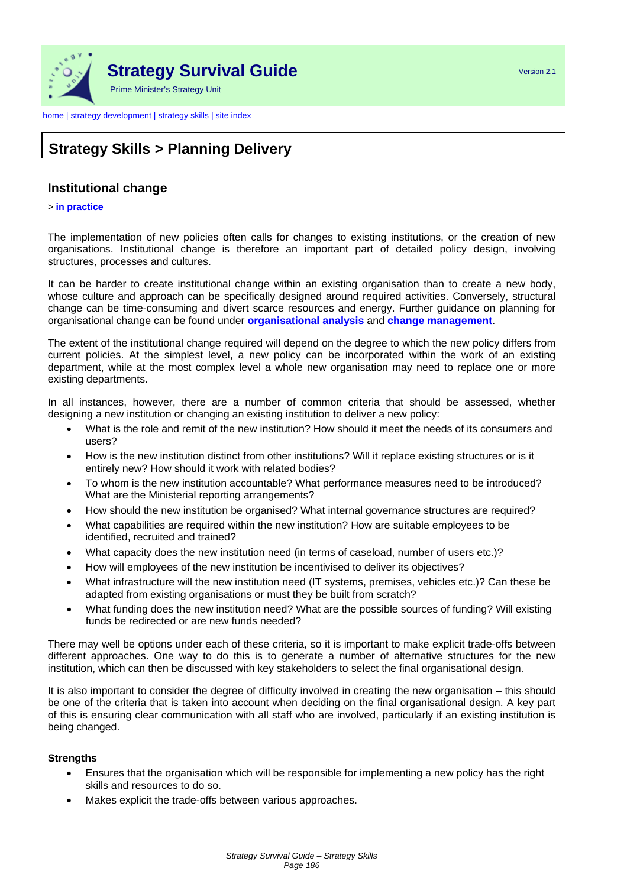# Strategy Survival Guide

Prime Minister's Strategy Unit

Version 2.1

home | strategy development | strategy skills | site index

## Strategy Skills > Planning Delivery

### Institutional change

> **in practice**

The implementation of new policies often calls for changes to existing institutions, or the creation of new organisations. Institutional change is therefore an important part of detailed policy design, involving structures, processes and cultures.

It can be harder to create institutional change within an existing organisation than to create a new body, whose culture and approach can be specifically designed around required activities. Conversely, structural change can be time-consuming and divert scarce resources and energy. Further guidance on planning for organisational change can be found under **organisational analysis** and **change management**.

The extent of the institutional change required will depend on the degree to which the new policy differs from current policies. At the simplest level, a new policy can be incorporated within the work of an existing department, while at the most complex level a whole new organisation may need to replace one or more existing departments.

In all instances, however, there are a number of common criteria that should be assessed, whether designing a new institution or changing an existing institution to deliver a new policy:

- What is the role and remit of the new institution? How should it meet the needs of its consumers and users?
- How is the new institution distinct from other institutions? Will it replace existing structures or is it entirely new? How should it work with related bodies?
- To whom is the new institution accountable? What performance measures need to be introduced? What are the Ministerial reporting arrangements?
- How should the new institution be organised? What internal governance structures are required?
- What capabilities are required within the new institution? How are suitable employees to be identified, recruited and trained?
- What capacity does the new institution need (in terms of caseload, number of users etc.)?
- How will employees of the new institution be incentivised to deliver its objectives?
- What infrastructure will the new institution need (IT systems, premises, vehicles etc.)? Can these be adapted from existing organisations or must they be built from scratch?
- What funding does the new institution need? What are the possible sources of funding? Will existing funds be redirected or are new funds needed?

There may well be options under each of these criteria, so it is important to make explicit trade-offs between different approaches. One way to do this is to generate a number of alternative structures for the new institution, which can then be discussed with key stakeholders to select the final organisational design.

It is also important to consider the degree of difficulty involved in creating the new organisation – this should be one of the criteria that is taken into account when deciding on the final organisational design. A key part of this is ensuring clear communication with all staff who are involved, particularly if an existing institution is being changed.

#### Strengths

- Ensures that the organisation which will be responsible for implementing a new policy has the right skills and resources to do so.
- Makes explicit the trade-offs between various approaches.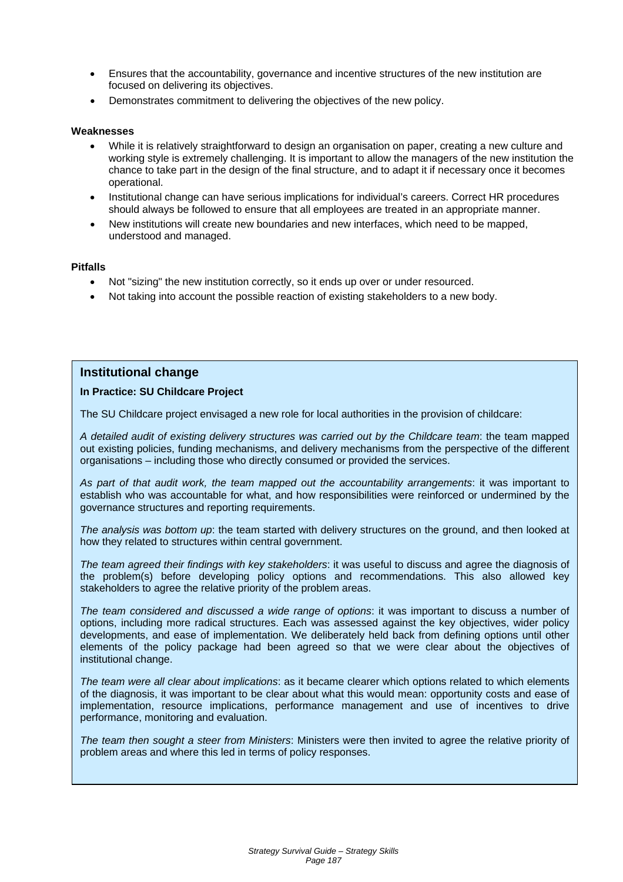- Ensures that the accountability, governance and incentive structures of the new institution are focused on delivering its objectives.
- Demonstrates commitment to delivering the objectives of the new policy.

**Weaknesses**

- While it is relatively straightforward to design an organisation on paper, creating a new culture and working style is extremely challenging. It is important to allow the managers of the new institution the chance to take part in the design of the final structure, and to adapt it if necessary once it becomes operational.
- Institutional change can have serious implications for individual's careers. Correct HR procedures should always be followed to ensure that all employees are treated in an appropriate manner.
- New institutions will create new boundaries and new interfaces, which need to be mapped, understood and managed.

**Pitfalls**

- Not "sizing" the new institution correctly, so it ends up over or under resourced.
- Not taking into account the possible reaction of existing stakeholders to a new body.

### Institutional change

**In Practice: SU Childcare Project**

The SU Childcare project envisaged a new role for local authorities in the provision of childcare:

*A detailed audit of existing delivery structures was carried out by the Childcare team*: the team mapped out existing policies, funding mechanisms, and delivery mechanisms from the perspective of the different organisations – including those who directly consumed or provided the services.

*As part of that audit work, the team mapped out the accountability arrangements*: it was important to establish who was accountable for what, and how responsibilities were reinforced or undermined by the governance structures and reporting requirements.

*The analysis was bottom up*: the team started with delivery structures on the ground, and then looked at how they related to structures within central government.

*The team agreed their findings with key stakeholders*: it was useful to discuss and agree the diagnosis of the problem(s) before developing policy options and recommendations. This also allowed key stakeholders to agree the relative priority of the problem areas.

*The team considered and discussed a wide range of options*: it was important to discuss a number of options, including more radical structures. Each was assessed against the key objectives, wider policy developments, and ease of implementation. We deliberately held back from defining options until other elements of the policy package had been agreed so that we were clear about the objectives of institutional change.

*The team were all clear about implications*: as it became clearer which options related to which elements of the diagnosis, it was important to be clear about what this would mean: opportunity costs and ease of implementation, resource implications, performance management and use of incentives to drive performance, monitoring and evaluation.

*The team then sought a steer from Ministers*: Ministers were then invited to agree the relative priority of problem areas and where this led in terms of policy responses.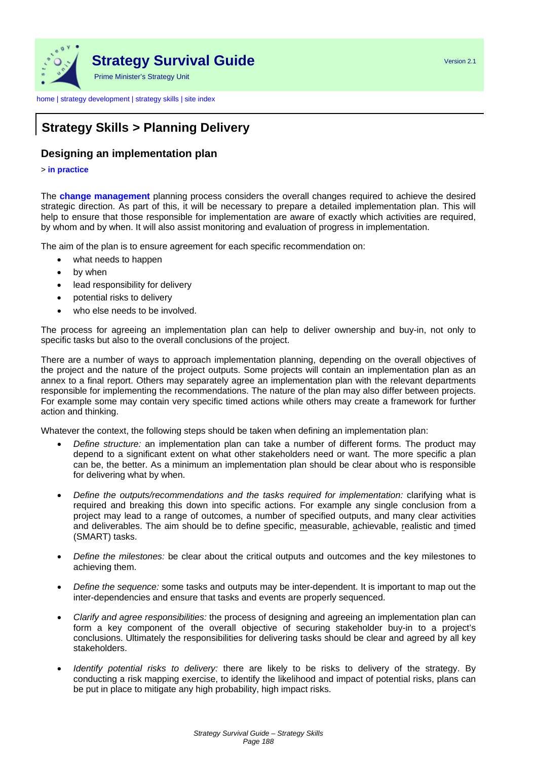# Strategy Skills > Planning Delivery

## Designing an implementation plan

> **in practice**

The **change management** planning process considers the overall changes required to achieve the desired strategic direction. As part of this, it will be necessary to prepare a detailed implementation plan. This will help to ensure that those responsible for implementation are aware of exactly which activities are required, by whom and by when. It will also assist monitoring and evaluation of progress in implementation.

The aim of the plan is to ensure agreement for each specific recommendation on:

- what needs to happen
- by when
- lead responsibility for delivery
- potential risks to delivery
- who else needs to be involved.

The process for agreeing an implementation plan can help to deliver ownership and buy-in, not only to specific tasks but also to the overall conclusions of the project.

There are a number of ways to approach implementation planning, depending on the overall objectives of the project and the nature of the project outputs. Some projects will contain an implementation plan as an annex to a final report. Others may separately agree an implementation plan with the relevant departments responsible for implementing the recommendations. The nature of the plan may also differ between projects. For example some may contain very specific timed actions while others may create a framework for further action and thinking.

Whatever the context, the following steps should be taken when defining an implementation plan:

- *Define structure:* an implementation plan can take a number of different forms. The product may depend to a significant extent on what other stakeholders need or want. The more specific a plan can be, the better. As a minimum an implementation plan should be clear about who is responsible for delivering what by when.

- *Define the outputs/recommendations and the tasks required for implementation:* clarifying what is required and breaking this down into specific actions. For example any single conclusion from a project may lead to a range of outcomes, a number of specified outputs, and many clear activities and deliverables. The aim should be to define specific, measurable, achievable, realistic and timed (SMART) tasks.

- *Define the milestones:* be clear about the critical outputs and outcomes and the key milestones to achieving them.

- *Define the sequence:* some tasks and outputs may be inter-dependent. It is important to map out the inter-dependencies and ensure that tasks and events are properly sequenced.

- *Clarify and agree responsibilities:* the process of designing and agreeing an implementation plan can form a key component of the overall objective of securing stakeholder buy-in to a project's conclusions. Ultimately the responsibilities for delivering tasks should be clear and agreed by all key stakeholders.

- *Identify potential risks to delivery:* there are likely to be risks to delivery of the strategy. By conducting a risk mapping exercise, to identify the likelihood and impact of potential risks, plans can be put in place to mitigate any high probability, high impact risks.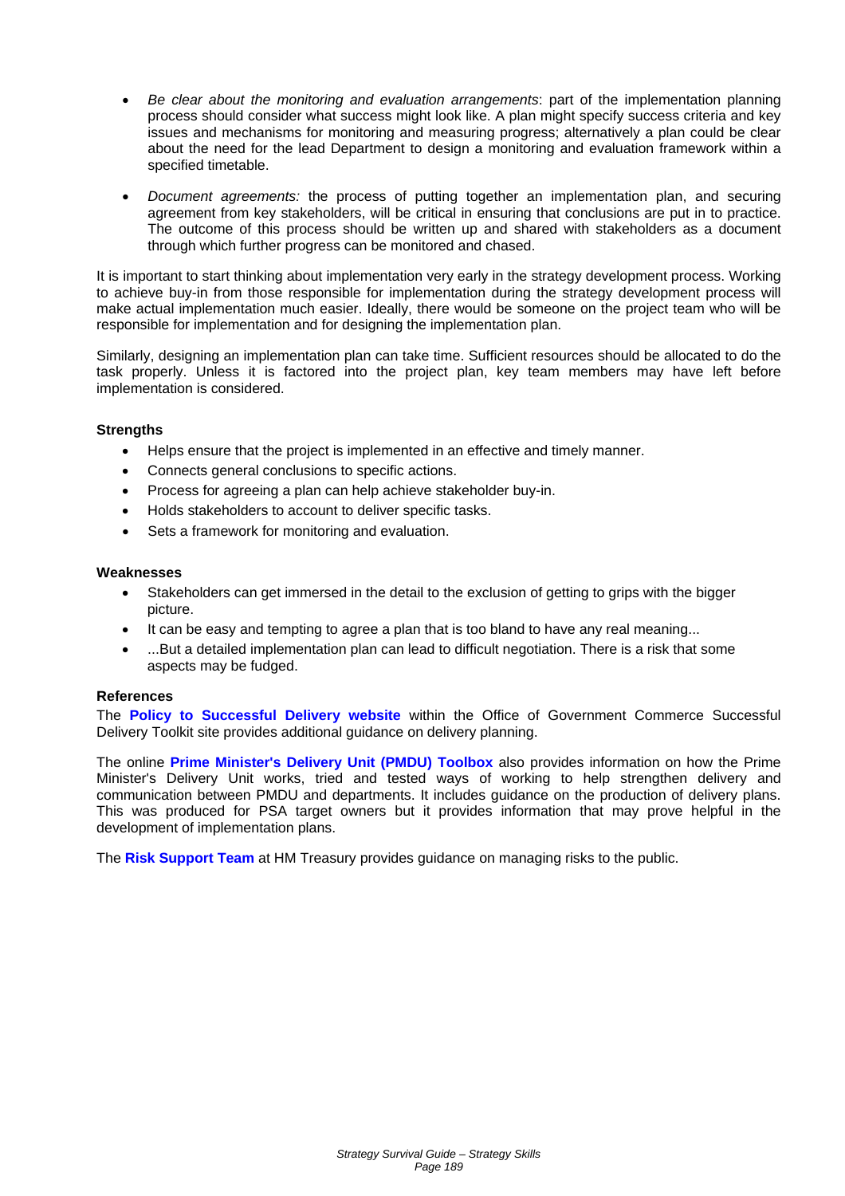- *Be clear about the monitoring and evaluation arrangements*: part of the implementation planning process should consider what success might look like. A plan might specify success criteria and key issues and mechanisms for monitoring and measuring progress; alternatively a plan could be clear about the need for the lead Department to design a monitoring and evaluation framework within a specified timetable.

- *Document agreements:* the process of putting together an implementation plan, and securing agreement from key stakeholders, will be critical in ensuring that conclusions are put in to practice. The outcome of this process should be written up and shared with stakeholders as a document through which further progress can be monitored and chased.

It is important to start thinking about implementation very early in the strategy development process. Working to achieve buy-in from those responsible for implementation during the strategy development process will make actual implementation much easier. Ideally, there would be someone on the project team who will be responsible for implementation and for designing the implementation plan.

Similarly, designing an implementation plan can take time. Sufficient resources should be allocated to do the task properly. Unless it is factored into the project plan, key team members may have left before implementation is considered.

**Strengths**

- Helps ensure that the project is implemented in an effective and timely manner.
- Connects general conclusions to specific actions.
- Process for agreeing a plan can help achieve stakeholder buy-in.
- Holds stakeholders to account to deliver specific tasks.
- Sets a framework for monitoring and evaluation.

**Weaknesses**

- Stakeholders can get immersed in the detail to the exclusion of getting to grips with the bigger picture.
- It can be easy and tempting to agree a plan that is too bland to have any real meaning...
- ...But a detailed implementation plan can lead to difficult negotiation. There is a risk that some aspects may be fudged.

**References**

The **Policy to Successful Delivery website** within the Office of Government Commerce Successful Delivery Toolkit site provides additional guidance on delivery planning.

The online **Prime Minister's Delivery Unit (PMDU) Toolbox** also provides information on how the Prime Minister's Delivery Unit works, tried and tested ways of working to help strengthen delivery and communication between PMDU and departments. It includes guidance on the production of delivery plans. This was produced for PSA target owners but it provides information that may prove helpful in the development of implementation plans.

The **Risk Support Team** at HM Treasury provides guidance on managing risks to the public.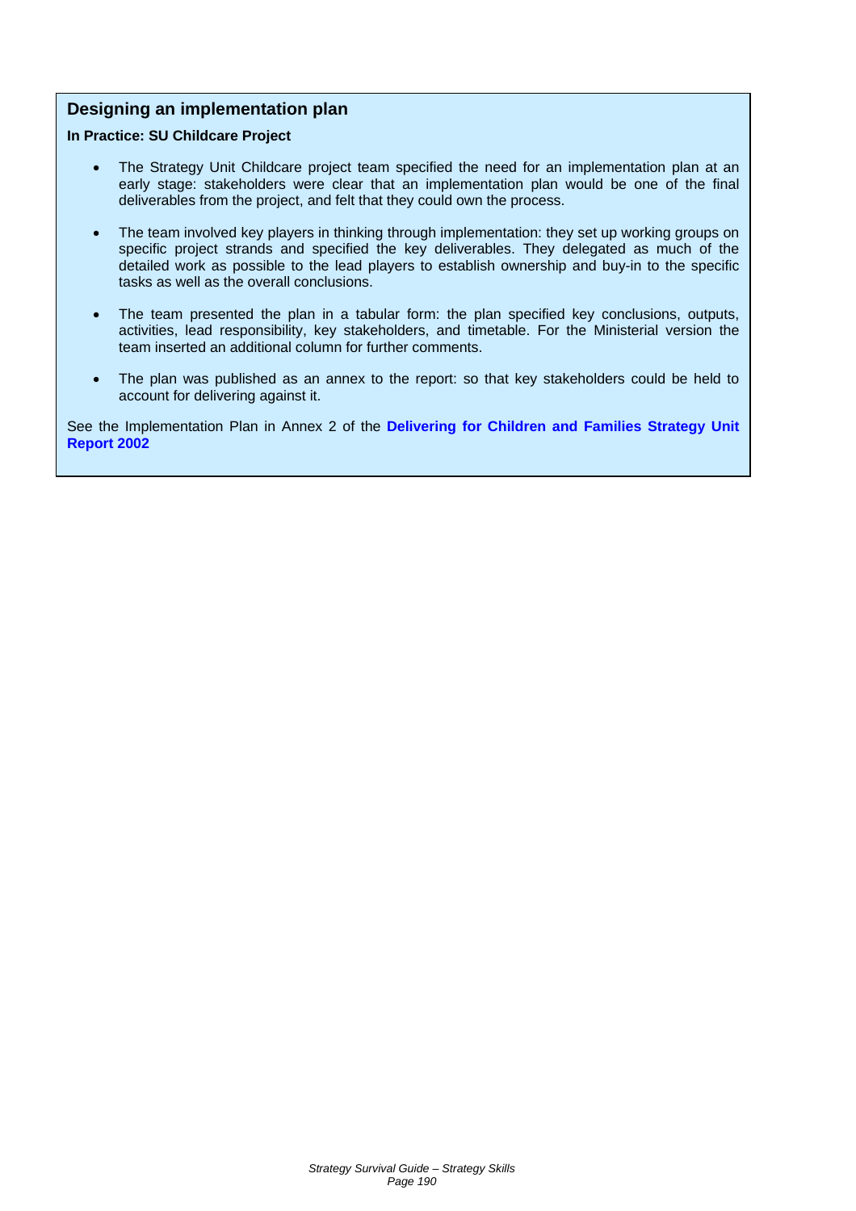## Designing an implementation plan

**In Practice: SU Childcare Project**

- The Strategy Unit Childcare project team specified the need for an implementation plan at an early stage: stakeholders were clear that an implementation plan would be one of the final deliverables from the project, and felt that they could own the process.

- The team involved key players in thinking through implementation: they set up working groups on specific project strands and specified the key deliverables. They delegated as much of the detailed work as possible to the lead players to establish ownership and buy-in to the specific tasks as well as the overall conclusions.

- The team presented the plan in a tabular form: the plan specified key conclusions, outputs, activities, lead responsibility, key stakeholders, and timetable. For the Ministerial version the team inserted an additional column for further comments.

- The plan was published as an annex to the report: so that key stakeholders could be held to account for delivering against it.

See the Implementation Plan in Annex 2 of the **Delivering for Children and Families Strategy Unit Report 2002**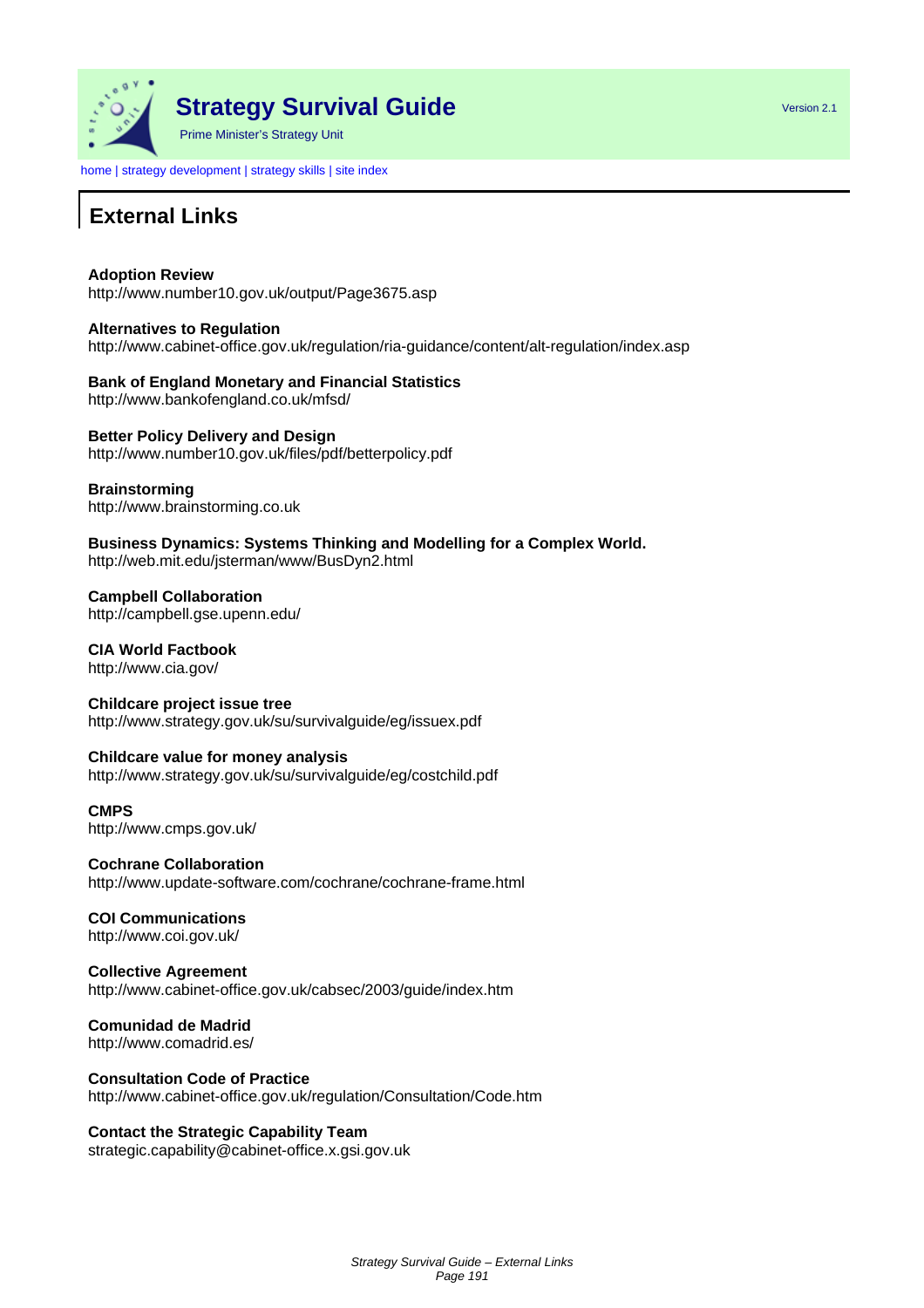# Strategy Survival Guide

Prime Minister's Strategy Unit

Version 2.1

home | strategy development | strategy skills | site index

## External Links

**Adoption Review**
http://www.number10.gov.uk/output/Page3675.asp

**Alternatives to Regulation**
http://www.cabinet-office.gov.uk/regulation/ria-guidance/content/alt-regulation/index.asp

**Bank of England Monetary and Financial Statistics**
http://www.bankofengland.co.uk/mfsd/

**Better Policy Delivery and Design**
http://www.number10.gov.uk/files/pdf/betterpolicy.pdf

**Brainstorming**
http://www.brainstorming.co.uk

**Business Dynamics: Systems Thinking and Modelling for a Complex World.**
http://web.mit.edu/jsterman/www/BusDyn2.html

**Campbell Collaboration**
http://campbell.gse.upenn.edu/

**CIA World Factbook**
http://www.cia.gov/

**Childcare project issue tree**
http://www.strategy.gov.uk/su/survivalguide/eg/issuex.pdf

**Childcare value for money analysis**
http://www.strategy.gov.uk/su/survivalguide/eg/costchild.pdf

**CMPS**
http://www.cmps.gov.uk/

**Cochrane Collaboration**
http://www.update-software.com/cochrane/cochrane-frame.html

**COI Communications**
http://www.coi.gov.uk/

**Collective Agreement**
http://www.cabinet-office.gov.uk/cabsec/2003/guide/index.htm

**Comunidad de Madrid**
http://www.comadrid.es/

**Consultation Code of Practice**
http://www.cabinet-office.gov.uk/regulation/Consultation/Code.htm

**Contact the Strategic Capability Team**
strategic.capability@cabinet-office.x.gsi.gov.uk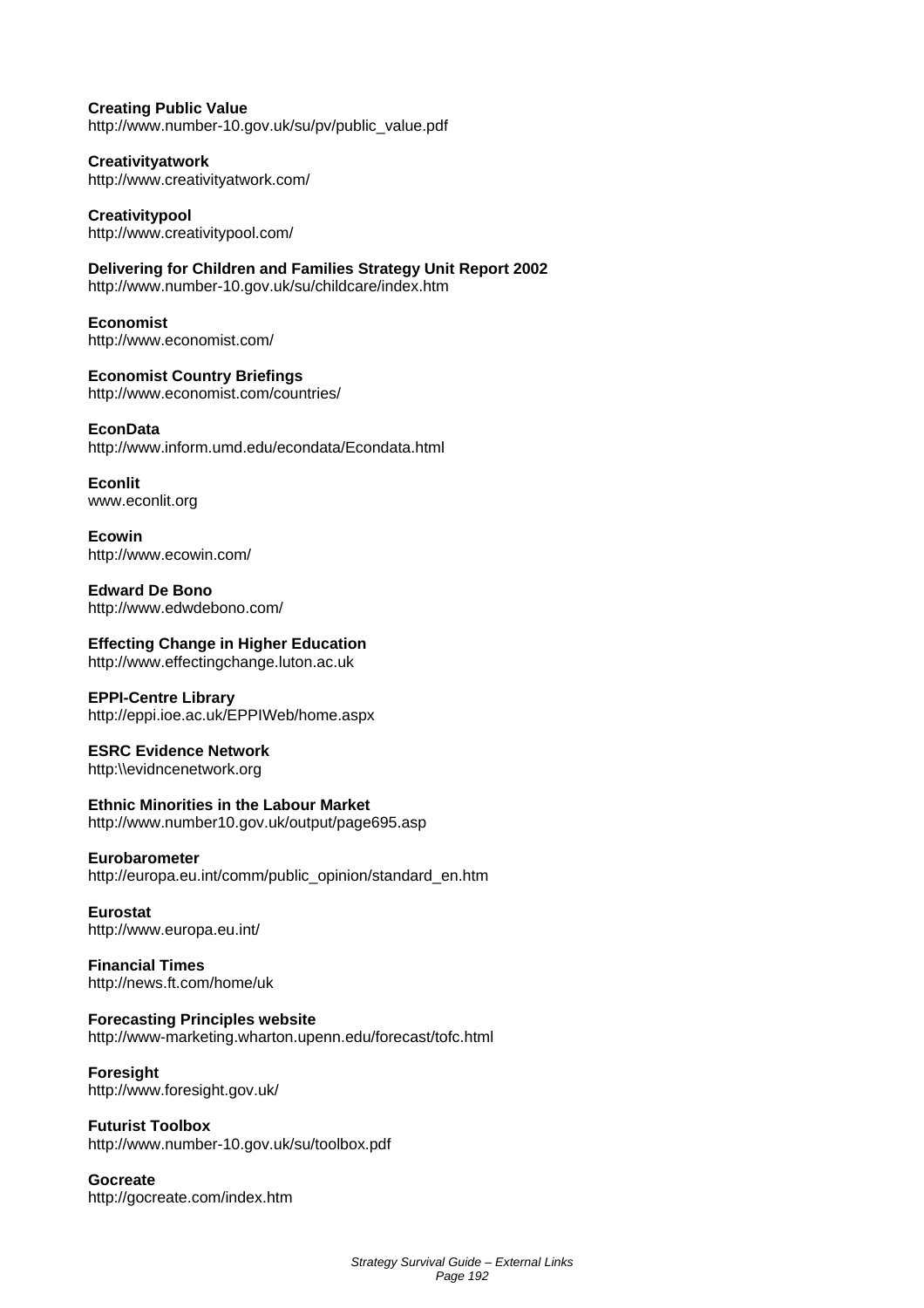**Creating Public Value**
http://www.number-10.gov.uk/su/pv/public_value.pdf

**Creativityatwork**
http://www.creativityatwork.com/

**Creativitypool**
http://www.creativitypool.com/

**Delivering for Children and Families Strategy Unit Report 2002**
http://www.number-10.gov.uk/su/childcare/index.htm

**Economist**
http://www.economist.com/

**Economist Country Briefings**
http://www.economist.com/countries/

**EconData**
http://www.inform.umd.edu/econdata/Econdata.html

**Econlit**
www.econlit.org

**Ecowin**
http://www.ecowin.com/

**Edward De Bono**
http://www.edwdebono.com/

**Effecting Change in Higher Education**
http://www.effectingchange.luton.ac.uk

**EPPI-Centre Library**
http://eppi.ioe.ac.uk/EPPIWeb/home.aspx

**ESRC Evidence Network**
http:\\evidncenetwork.org

**Ethnic Minorities in the Labour Market**
http://www.number10.gov.uk/output/page695.asp

**Eurobarometer**
http://europa.eu.int/comm/public_opinion/standard_en.htm

**Eurostat**
http://www.europa.eu.int/

**Financial Times**
http://news.ft.com/home/uk

**Forecasting Principles website**
http://www-marketing.wharton.upenn.edu/forecast/tofc.html

**Foresight**
http://www.foresight.gov.uk/

**Futurist Toolbox**
http://www.number-10.gov.uk/su/toolbox.pdf

**Gocreate**
http://gocreate.com/index.htm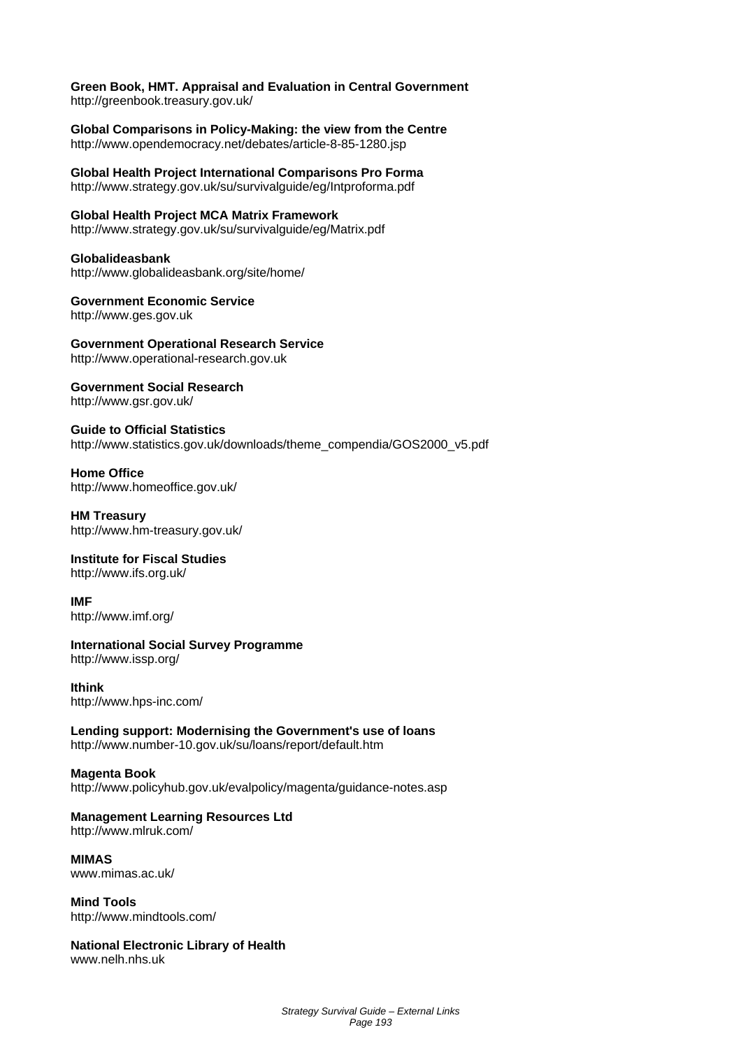**Green Book, HMT. Appraisal and Evaluation in Central Government**
http://greenbook.treasury.gov.uk/

**Global Comparisons in Policy-Making: the view from the Centre**
http://www.opendemocracy.net/debates/article-8-85-1280.jsp

**Global Health Project International Comparisons Pro Forma**
http://www.strategy.gov.uk/su/survivalguide/eg/Intproforma.pdf

**Global Health Project MCA Matrix Framework**
http://www.strategy.gov.uk/su/survivalguide/eg/Matrix.pdf

**Globalideasbank**
http://www.globalideasbank.org/site/home/

**Government Economic Service**
http://www.ges.gov.uk

**Government Operational Research Service**
http://www.operational-research.gov.uk

**Government Social Research**
http://www.gsr.gov.uk/

**Guide to Official Statistics**
http://www.statistics.gov.uk/downloads/theme_compendia/GOS2000_v5.pdf

**Home Office**
http://www.homeoffice.gov.uk/

**HM Treasury**
http://www.hm-treasury.gov.uk/

**Institute for Fiscal Studies**
http://www.ifs.org.uk/

**IMF**
http://www.imf.org/

**International Social Survey Programme**
http://www.issp.org/

**Ithink**
http://www.hps-inc.com/

**Lending support: Modernising the Government's use of loans**
http://www.number-10.gov.uk/su/loans/report/default.htm

**Magenta Book**
http://www.policyhub.gov.uk/evalpolicy/magenta/guidance-notes.asp

**Management Learning Resources Ltd**
http://www.mlruk.com/

**MIMAS**
www.mimas.ac.uk/

**Mind Tools**
http://www.mindtools.com/

**National Electronic Library of Health**
www.nelh.nhs.uk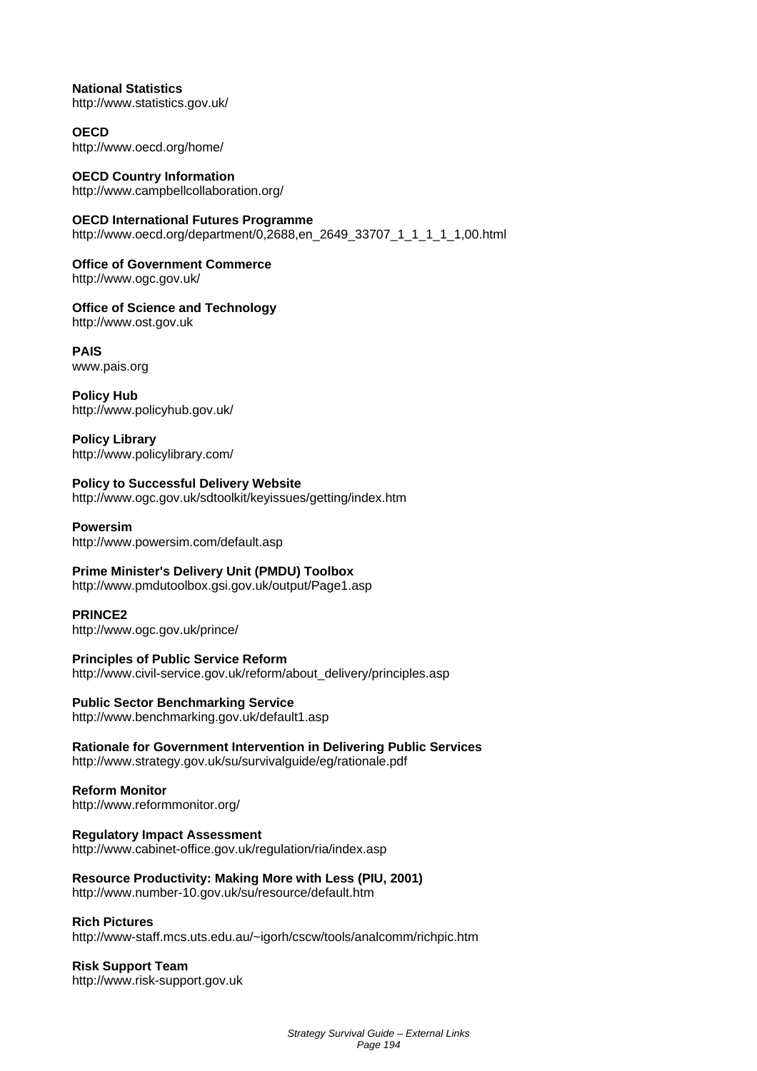**National Statistics**
http://www.statistics.gov.uk/

**OECD**
http://www.oecd.org/home/

**OECD Country Information**
http://www.campbellcollaboration.org/

**OECD International Futures Programme**
http://www.oecd.org/department/0,2688,en_2649_33707_1_1_1_1_1,00.html

**Office of Government Commerce**
http://www.ogc.gov.uk/

**Office of Science and Technology**
http://www.ost.gov.uk

**PAIS**
www.pais.org

**Policy Hub**
http://www.policyhub.gov.uk/

**Policy Library**
http://www.policylibrary.com/

**Policy to Successful Delivery Website**
http://www.ogc.gov.uk/sdtoolkit/keyissues/getting/index.htm

**Powersim**
http://www.powersim.com/default.asp

**Prime Minister's Delivery Unit (PMDU) Toolbox**
http://www.pmdutoolbox.gsi.gov.uk/output/Page1.asp

**PRINCE2**
http://www.ogc.gov.uk/prince/

**Principles of Public Service Reform**
http://www.civil-service.gov.uk/reform/about_delivery/principles.asp

**Public Sector Benchmarking Service**
http://www.benchmarking.gov.uk/default1.asp

**Rationale for Government Intervention in Delivering Public Services**
http://www.strategy.gov.uk/su/survivalguide/eg/rationale.pdf

**Reform Monitor**
http://www.reformmonitor.org/

**Regulatory Impact Assessment**
http://www.cabinet-office.gov.uk/regulation/ria/index.asp

**Resource Productivity: Making More with Less (PIU, 2001)**
http://www.number-10.gov.uk/su/resource/default.htm

**Rich Pictures**
http://www-staff.mcs.uts.edu.au/~igorh/cscw/tools/analcomm/richpic.htm

**Risk Support Team**
http://www.risk-support.gov.uk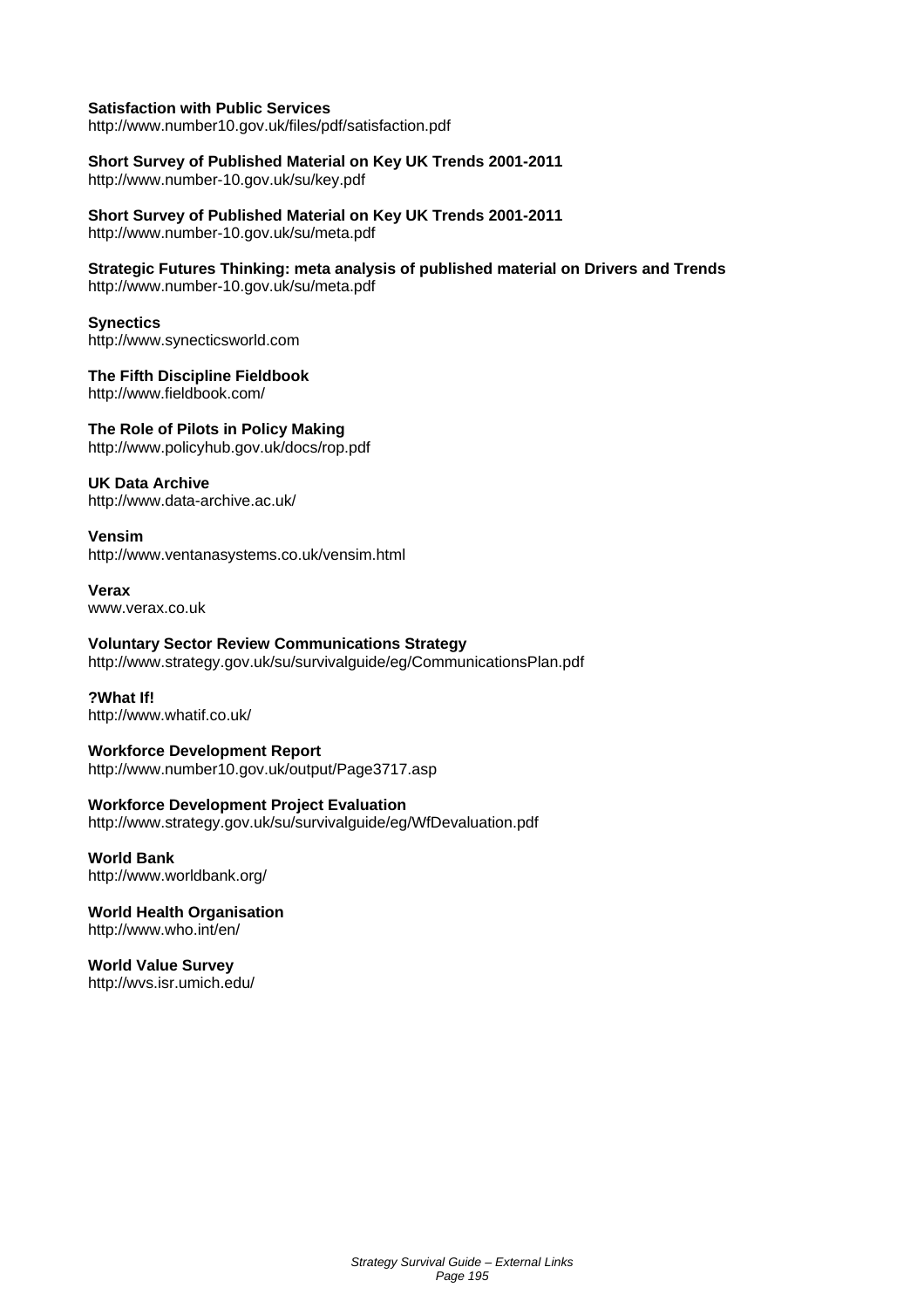**Satisfaction with Public Services**
http://www.number10.gov.uk/files/pdf/satisfaction.pdf

**Short Survey of Published Material on Key UK Trends 2001-2011**
http://www.number-10.gov.uk/su/key.pdf

**Short Survey of Published Material on Key UK Trends 2001-2011**
http://www.number-10.gov.uk/su/meta.pdf

**Strategic Futures Thinking: meta analysis of published material on Drivers and Trends**
http://www.number-10.gov.uk/su/meta.pdf

**Synectics**
http://www.synecticsworld.com

**The Fifth Discipline Fieldbook**
http://www.fieldbook.com/

**The Role of Pilots in Policy Making**
http://www.policyhub.gov.uk/docs/rop.pdf

**UK Data Archive**
http://www.data-archive.ac.uk/

**Vensim**
http://www.ventanasystems.co.uk/vensim.html

**Verax**
www.verax.co.uk

**Voluntary Sector Review Communications Strategy**
http://www.strategy.gov.uk/su/survivalguide/eg/CommunicationsPlan.pdf

**?What If!**
http://www.whatif.co.uk/

**Workforce Development Report**
http://www.number10.gov.uk/output/Page3717.asp

**Workforce Development Project Evaluation**
http://www.strategy.gov.uk/su/survivalguide/eg/WfDevaluation.pdf

**World Bank**
http://www.worldbank.org/

**World Health Organisation**
http://www.who.int/en/

**World Value Survey**
http://wvs.isr.umich.edu/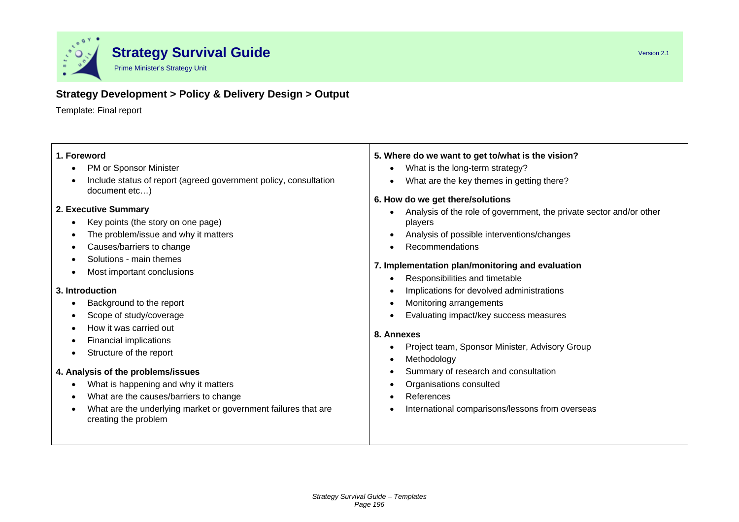## Strategy Development > Policy & Delivery Design > Output

Template: Final report

**1. Foreword**

- PM or Sponsor Minister
- Include status of report (agreed government policy, consultation document etc…)

**2. Executive Summary**

- Key points (the story on one page)
- The problem/issue and why it matters
- Causes/barriers to change
- Solutions - main themes
- Most important conclusions

**3. Introduction**

- Background to the report
- Scope of study/coverage
- How it was carried out
- Financial implications
- Structure of the report

**4. Analysis of the problems/issues**

- What is happening and why it matters
- What are the causes/barriers to change
- What are the underlying market or government failures that are creating the problem

**5. Where do we want to get to/what is the vision?**

- What is the long-term strategy?
- What are the key themes in getting there?

**6. How do we get there/solutions**

- Analysis of the role of government, the private sector and/or other players
- Analysis of possible interventions/changes
- Recommendations

**7. Implementation plan/monitoring and evaluation**

- Responsibilities and timetable
- Implications for devolved administrations
- Monitoring arrangements
- Evaluating impact/key success measures

**8. Annexes**

- Project team, Sponsor Minister, Advisory Group
- Methodology
- Summary of research and consultation
- Organisations consulted
- References
- International comparisons/lessons from overseas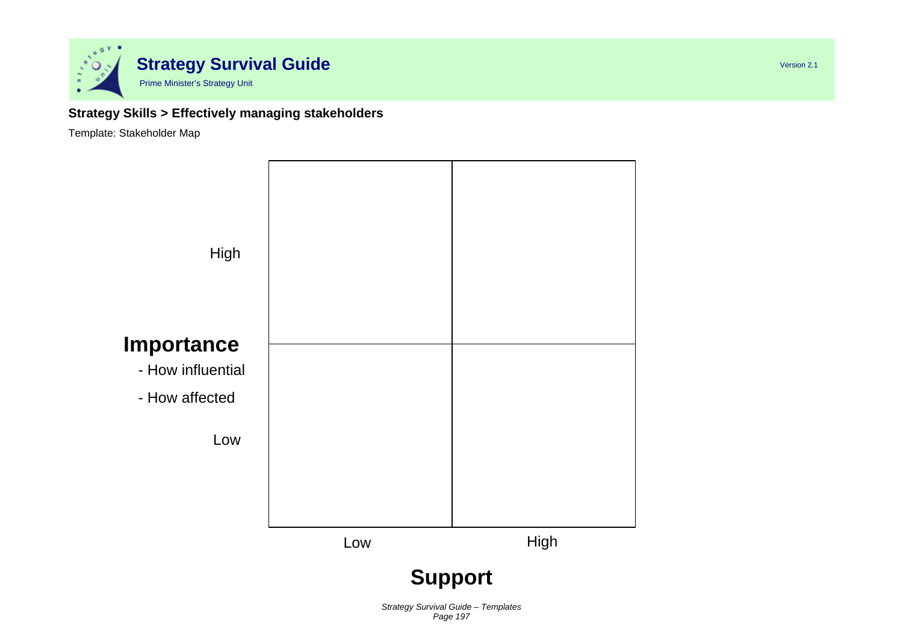**Strategy Skills > Effectively managing stakeholders**

Template: Stakeholder Map

| **Importance** - How influential - How affected | Low Support | High Support |
| --- | --- | --- |
| High | | |
| Low | | |

**Support**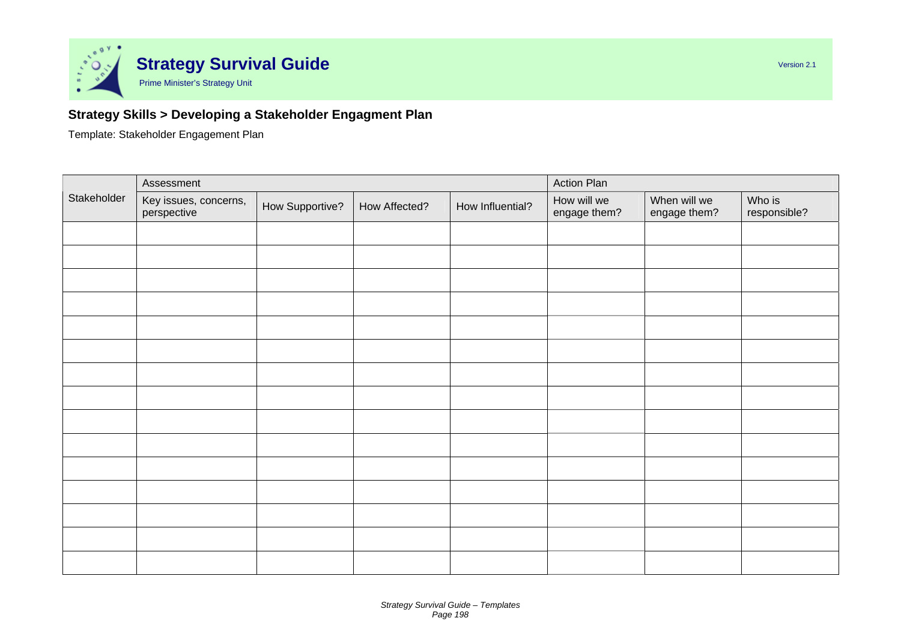**Strategy Skills > Developing a Stakeholder Engagment Plan**

Template: Stakeholder Engagement Plan

| | Assessment | | | | Action Plan | | |
|---|---|---|---|---|---|---|---|
| Stakeholder | Key issues, concerns, perspective | How Supportive? | How Affected? | How Influential? | How will we engage them? | When will we engage them? | Who is responsible? |
| | | | | | | | |
| | | | | | | | |
| | | | | | | | |
| | | | | | | | |
| | | | | | | | |
| | | | | | | | |
| | | | | | | | |
| | | | | | | | |
| | | | | | | | |
| | | | | | | | |
| | | | | | | | |
| | | | | | | | |
| | | | | | | | |
| | | | | | | | |
| | | | | | | | |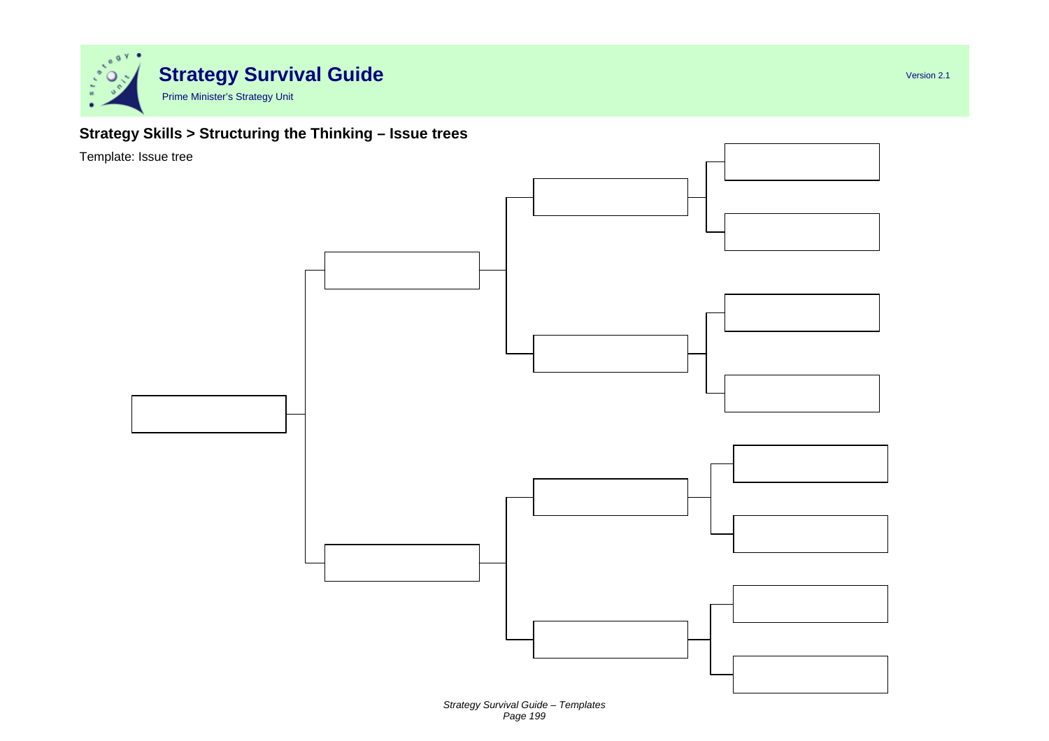## Strategy Skills > Structuring the Thinking – Issue trees

Template: Issue tree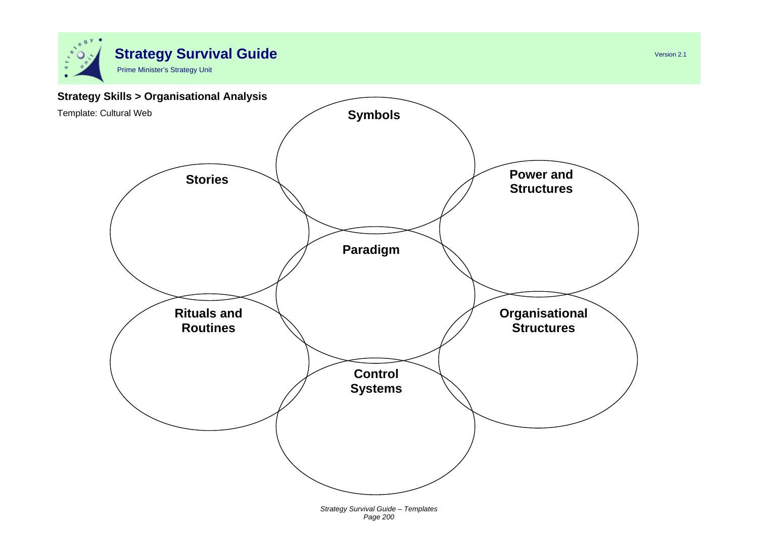**Strategy Skills > Organisational Analysis**

Template: Cultural Web

**Symbols**

**Stories**

**Power and Structures**

**Paradigm**

**Rituals and Routines**

**Organisational Structures**

**Control Systems**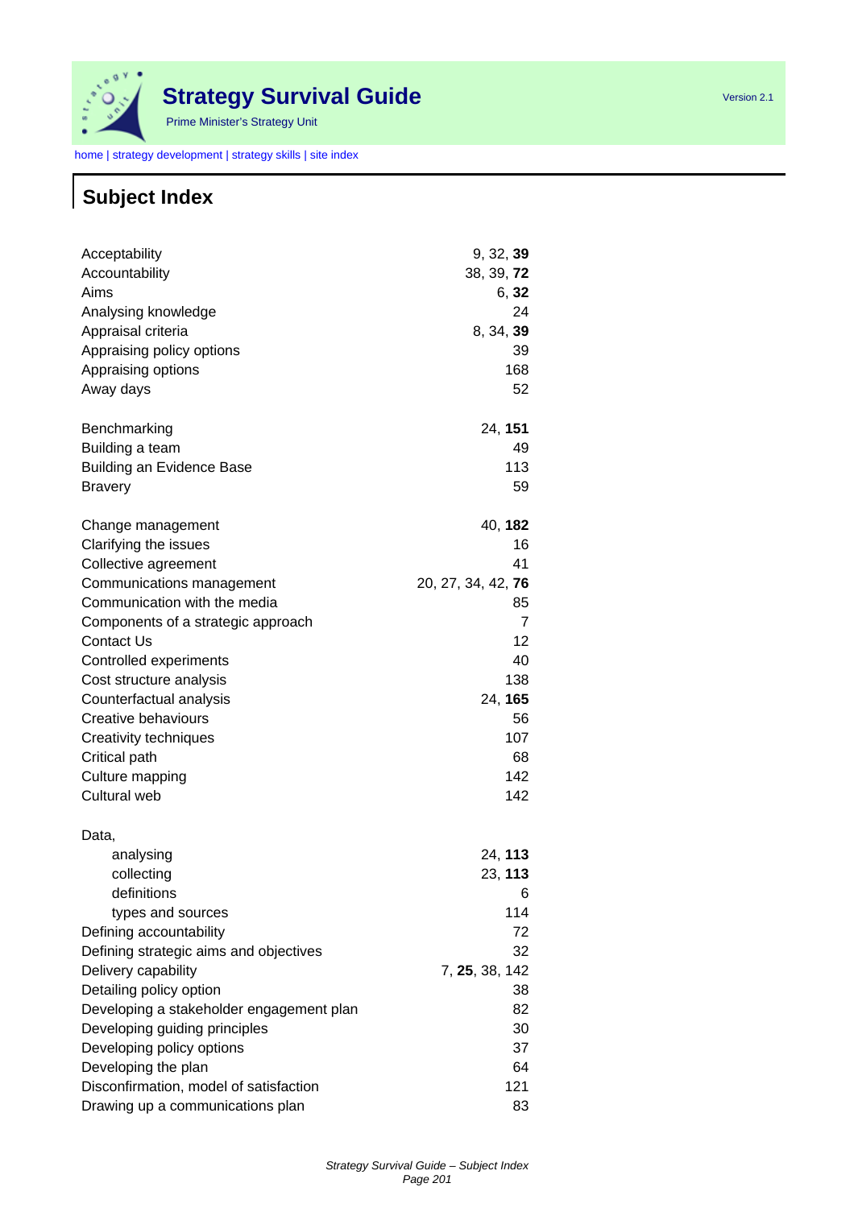# Strategy Survival Guide

Prime Minister's Strategy Unit

Version 2.1

home | strategy development | strategy skills | site index

## Subject Index

| | |
|---|---|
| Acceptability | 9, 32, **39** |
| Accountability | 38, 39, **72** |
| Aims | 6, **32** |
| Analysing knowledge | 24 |
| Appraisal criteria | 8, 34, **39** |
| Appraising policy options | 39 |
| Appraising options | 168 |
| Away days | 52 |
| | |
| Benchmarking | 24, **151** |
| Building a team | 49 |
| Building an Evidence Base | 113 |
| Bravery | 59 |
| | |
| Change management | 40, **182** |
| Clarifying the issues | 16 |
| Collective agreement | 41 |
| Communications management | 20, 27, 34, 42, **76** |
| Communication with the media | 85 |
| Components of a strategic approach | 7 |
| Contact Us | 12 |
| Controlled experiments | 40 |
| Cost structure analysis | 138 |
| Counterfactual analysis | 24, **165** |
| Creative behaviours | 56 |
| Creativity techniques | 107 |
| Critical path | 68 |
| Culture mapping | 142 |
| Cultural web | 142 |
| | |
| Data, | |
| &nbsp;&nbsp;&nbsp;&nbsp;analysing | 24, **113** |
| &nbsp;&nbsp;&nbsp;&nbsp;collecting | 23, **113** |
| &nbsp;&nbsp;&nbsp;&nbsp;definitions | 6 |
| &nbsp;&nbsp;&nbsp;&nbsp;types and sources | 114 |
| Defining accountability | 72 |
| Defining strategic aims and objectives | 32 |
| Delivery capability | 7, **25**, 38, 142 |
| Detailing policy option | 38 |
| Developing a stakeholder engagement plan | 82 |
| Developing guiding principles | 30 |
| Developing policy options | 37 |
| Developing the plan | 64 |
| Disconfirmation, model of satisfaction | 121 |
| Drawing up a communications plan | 83 |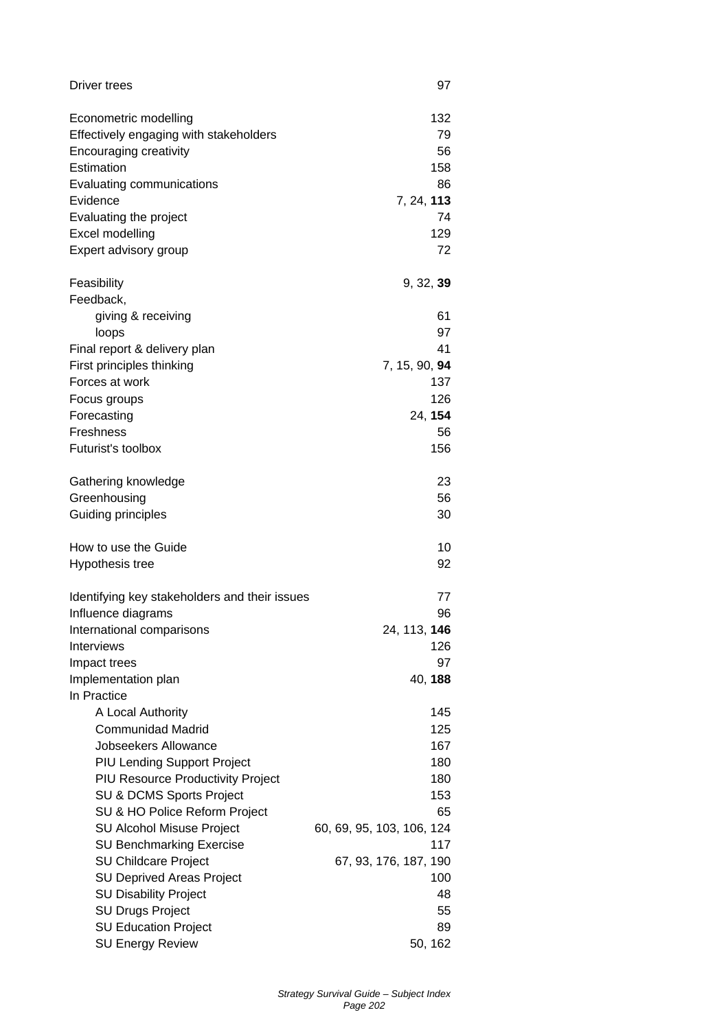| | |
|---|---|
| Driver trees | 97 |
| | |
| Econometric modelling | 132 |
| Effectively engaging with stakeholders | 79 |
| Encouraging creativity | 56 |
| Estimation | 158 |
| Evaluating communications | 86 |
| Evidence | 7, 24, **113** |
| Evaluating the project | 74 |
| Excel modelling | 129 |
| Expert advisory group | 72 |
| | |
| Feasibility | 9, 32, **39** |
| Feedback, | |
| &nbsp;&nbsp;&nbsp;&nbsp;giving & receiving | 61 |
| &nbsp;&nbsp;&nbsp;&nbsp;loops | 97 |
| Final report & delivery plan | 41 |
| First principles thinking | 7, 15, 90, **94** |
| Forces at work | 137 |
| Focus groups | 126 |
| Forecasting | 24, **154** |
| Freshness | 56 |
| Futurist's toolbox | 156 |
| | |
| Gathering knowledge | 23 |
| Greenhousing | 56 |
| Guiding principles | 30 |
| | |
| How to use the Guide | 10 |
| Hypothesis tree | 92 |
| | |
| Identifying key stakeholders and their issues | 77 |
| Influence diagrams | 96 |
| International comparisons | 24, 113, **146** |
| Interviews | 126 |
| Impact trees | 97 |
| Implementation plan | 40, **188** |
| In Practice | |
| &nbsp;&nbsp;&nbsp;&nbsp;A Local Authority | 145 |
| &nbsp;&nbsp;&nbsp;&nbsp;Communidad Madrid | 125 |
| &nbsp;&nbsp;&nbsp;&nbsp;Jobseekers Allowance | 167 |
| &nbsp;&nbsp;&nbsp;&nbsp;PIU Lending Support Project | 180 |
| &nbsp;&nbsp;&nbsp;&nbsp;PIU Resource Productivity Project | 180 |
| &nbsp;&nbsp;&nbsp;&nbsp;SU & DCMS Sports Project | 153 |
| &nbsp;&nbsp;&nbsp;&nbsp;SU & HO Police Reform Project | 65 |
| &nbsp;&nbsp;&nbsp;&nbsp;SU Alcohol Misuse Project | 60, 69, 95, 103, 106, 124 |
| &nbsp;&nbsp;&nbsp;&nbsp;SU Benchmarking Exercise | 117 |
| &nbsp;&nbsp;&nbsp;&nbsp;SU Childcare Project | 67, 93, 176, 187, 190 |
| &nbsp;&nbsp;&nbsp;&nbsp;SU Deprived Areas Project | 100 |
| &nbsp;&nbsp;&nbsp;&nbsp;SU Disability Project | 48 |
| &nbsp;&nbsp;&nbsp;&nbsp;SU Drugs Project | 55 |
| &nbsp;&nbsp;&nbsp;&nbsp;SU Education Project | 89 |
| &nbsp;&nbsp;&nbsp;&nbsp;SU Energy Review | 50, 162 |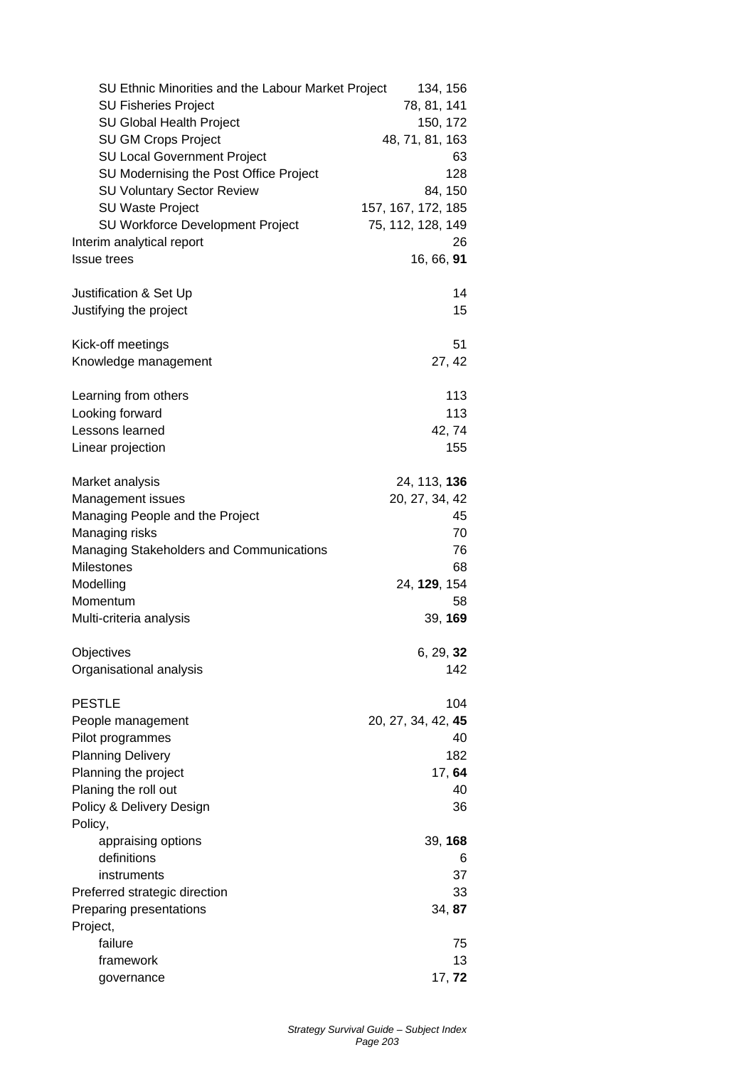SU Ethnic Minorities and the Labour Market Project 134, 156
SU Fisheries Project 78, 81, 141
SU Global Health Project 150, 172
SU GM Crops Project 48, 71, 81, 163
SU Local Government Project 63
SU Modernising the Post Office Project 128
SU Voluntary Sector Review 84, 150
SU Waste Project 157, 167, 172, 185
SU Workforce Development Project 75, 112, 128, 149

Interim analytical report 26
Issue trees 16, 66, **91**

Justification & Set Up 14
Justifying the project 15

Kick-off meetings 51
Knowledge management 27, 42

Learning from others 113
Looking forward 113
Lessons learned 42, 74
Linear projection 155

Market analysis 24, 113, **136**
Management issues 20, 27, 34, 42
Managing People and the Project 45
Managing risks 70
Managing Stakeholders and Communications 76
Milestones 68
Modelling 24, **129**, 154
Momentum 58
Multi-criteria analysis 39, **169**

Objectives 6, 29, **32**
Organisational analysis 142

PESTLE 104
People management 20, 27, 34, 42, **45**
Pilot programmes 40
Planning Delivery 182
Planning the project 17, **64**
Planing the roll out 40
Policy & Delivery Design 36
Policy,
- appraising options 39, **168**
- definitions 6
- instruments 37

Preferred strategic direction 33
Preparing presentations 34, **87**
Project,
- failure 75
- framework 13
- governance 17, **72**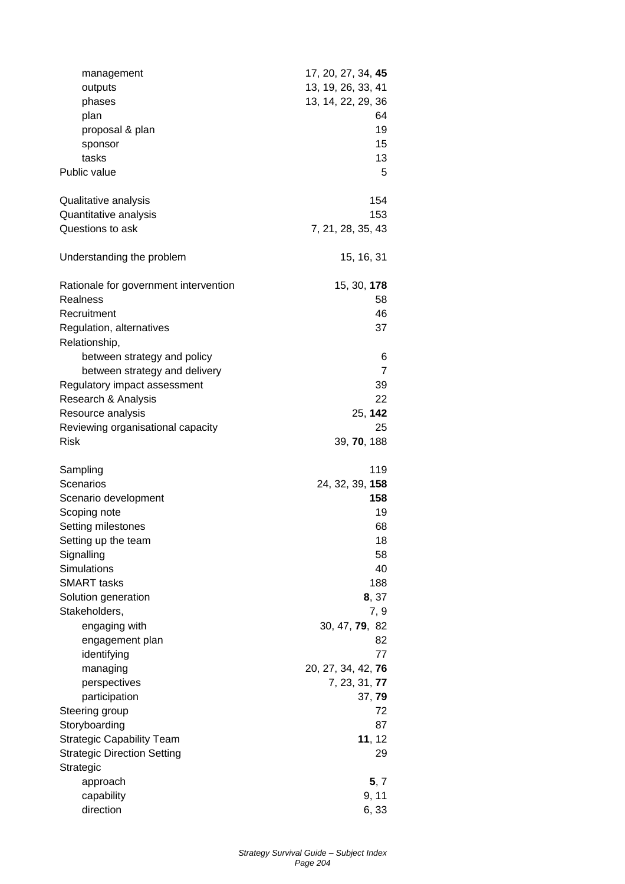| | |
|---|---|
| management | 17, 20, 27, 34, **45** |
| outputs | 13, 19, 26, 33, 41 |
| phases | 13, 14, 22, 29, 36 |
| plan | 64 |
| proposal & plan | 19 |
| sponsor | 15 |
| tasks | 13 |
| Public value | 5 |
| | |
| Qualitative analysis | 154 |
| Quantitative analysis | 153 |
| Questions to ask | 7, 21, 28, 35, 43 |
| | |
| Understanding the problem | 15, 16, 31 |
| | |
| Rationale for government intervention | 15, 30, **178** |
| Realness | 58 |
| Recruitment | 46 |
| Regulation, alternatives | 37 |
| Relationship, | |
| between strategy and policy | 6 |
| between strategy and delivery | 7 |
| Regulatory impact assessment | 39 |
| Research & Analysis | 22 |
| Resource analysis | 25, **142** |
| Reviewing organisational capacity | 25 |
| Risk | 39, **70**, 188 |
| | |
| Sampling | 119 |
| Scenarios | 24, 32, 39, **158** |
| Scenario development | **158** |
| Scoping note | 19 |
| Setting milestones | 68 |
| Setting up the team | 18 |
| Signalling | 58 |
| Simulations | 40 |
| SMART tasks | 188 |
| Solution generation | **8**, 37 |
| Stakeholders, | 7, 9 |
| engaging with | 30, 47, **79**, 82 |
| engagement plan | 82 |
| identifying | 77 |
| managing | 20, 27, 34, 42, **76** |
| perspectives | 7, 23, 31, **77** |
| participation | 37, **79** |
| Steering group | 72 |
| Storyboarding | 87 |
| Strategic Capability Team | **11**, 12 |
| Strategic Direction Setting | 29 |
| Strategic | |
| approach | **5**, 7 |
| capability | 9, 11 |
| direction | 6, 33 |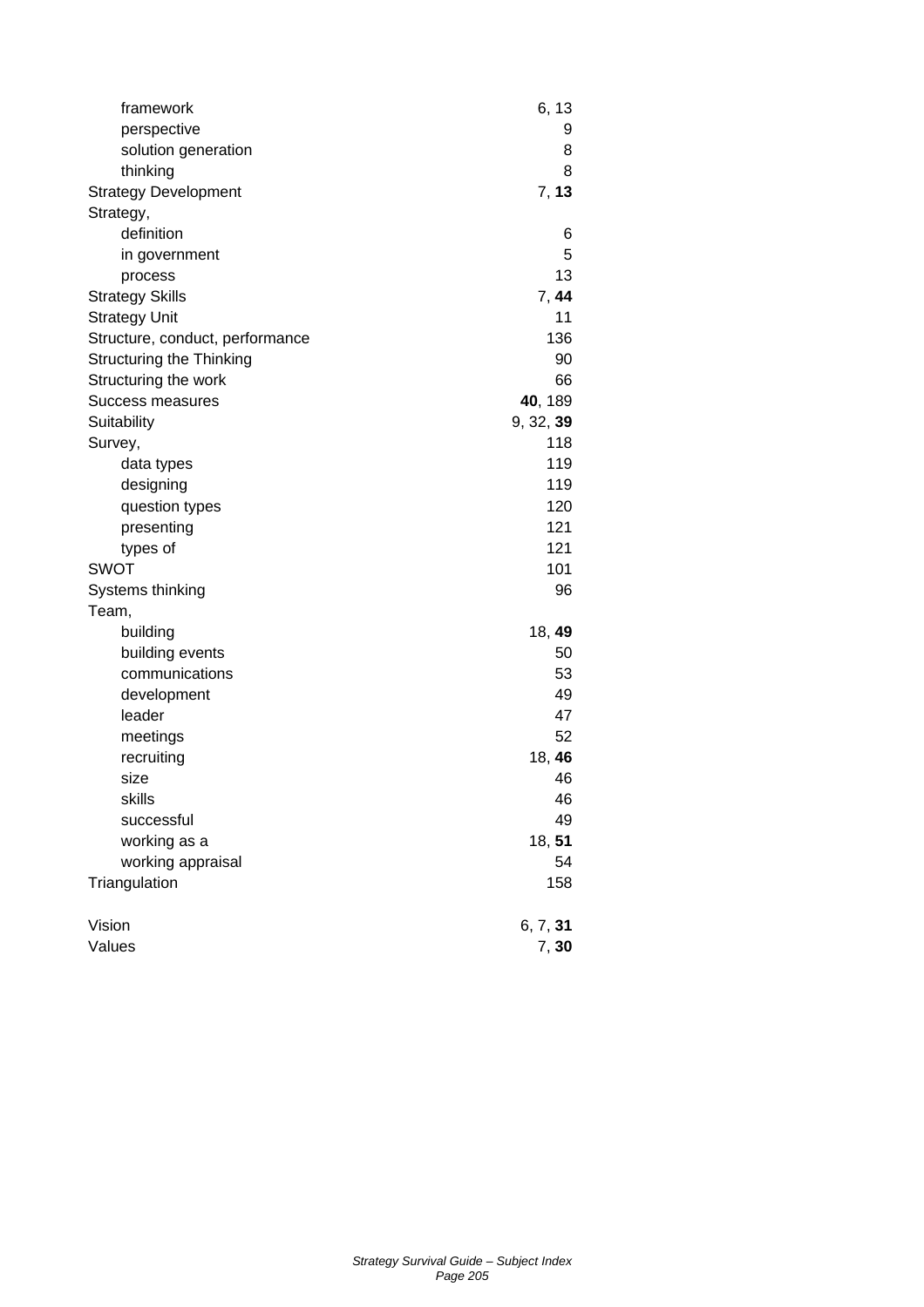- framework 6, 13
- perspective 9
- solution generation 8
- thinking 8

Strategy Development 7, **13**

Strategy,
- definition 6
- in government 5
- process 13

Strategy Skills 7, **44**

Strategy Unit 11

Structure, conduct, performance 136

Structuring the Thinking 90

Structuring the work 66

Success measures **40**, 189

Suitability 9, 32, **39**

Survey, 118
- data types 119
- designing 119
- question types 120
- presenting 121
- types of 121

SWOT 101

Systems thinking 96

Team,
- building 18, **49**
- building events 50
- communications 53
- development 49
- leader 47
- meetings 52
- recruiting 18, **46**
- size 46
- skills 46
- successful 49
- working as a 18, **51**
- working appraisal 54

Triangulation 158

Vision 6, 7, **31**

Values 7, **30**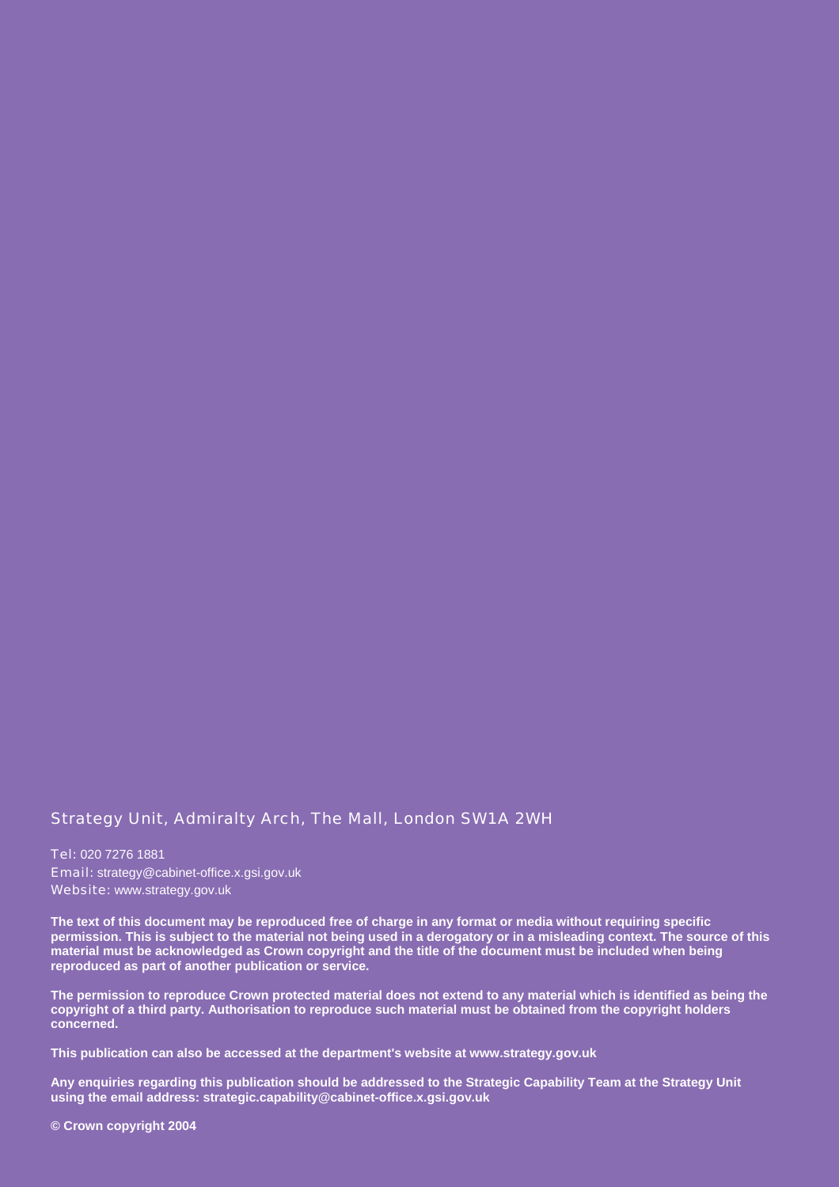Strategy Unit, Admiralty Arch, The Mall, London SW1A 2WH

Tel: 020 7276 1881
Email: strategy@cabinet-office.x.gsi.gov.uk
Website: www.strategy.gov.uk

**The text of this document may be reproduced free of charge in any format or media without requiring specific permission. This is subject to the material not being used in a derogatory or in a misleading context. The source of this material must be acknowledged as Crown copyright and the title of the document must be included when being reproduced as part of another publication or service.**

**The permission to reproduce Crown protected material does not extend to any material which is identified as being the copyright of a third party. Authorisation to reproduce such material must be obtained from the copyright holders concerned.**

**This publication can also be accessed at the department's website at www.strategy.gov.uk**

**Any enquiries regarding this publication should be addressed to the Strategic Capability Team at the Strategy Unit using the email address: strategic.capability@cabinet-office.x.gsi.gov.uk**

**© Crown copyright 2004**